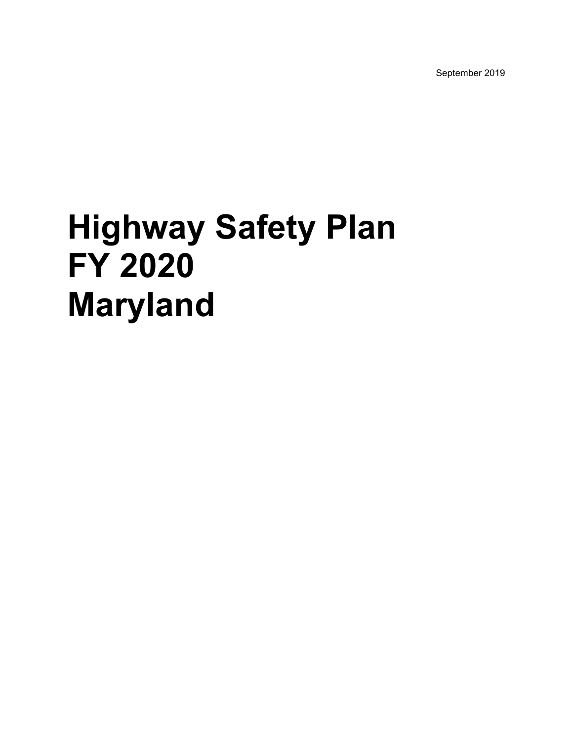September 2019

# Highway Safety Plan FY 2020 Maryland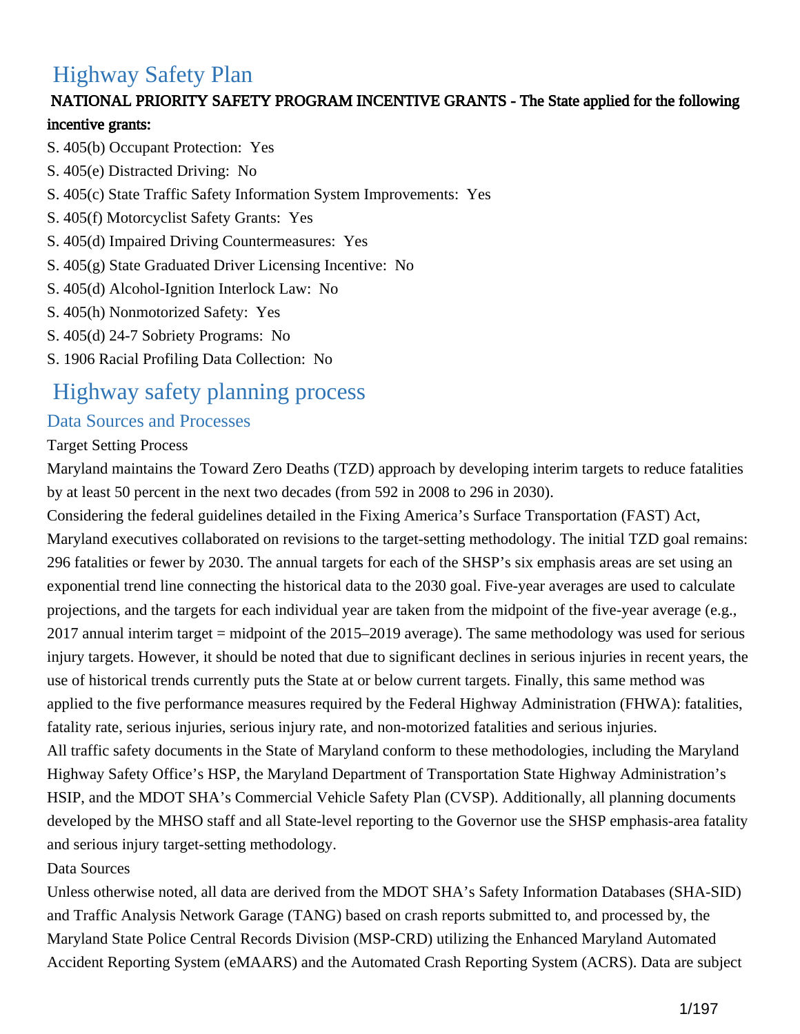# Highway Safety Plan

**NATIONAL PRIORITY SAFETY PROGRAM INCENTIVE GRANTS - The State applied for the following incentive grants:**

S. 405(b) Occupant Protection: Yes

S. 405(e) Distracted Driving: No

S. 405(c) State Traffic Safety Information System Improvements: Yes

S. 405(f) Motorcyclist Safety Grants: Yes

S. 405(d) Impaired Driving Countermeasures: Yes

S. 405(g) State Graduated Driver Licensing Incentive: No

S. 405(d) Alcohol-Ignition Interlock Law: No

S. 405(h) Nonmotorized Safety: Yes

S. 405(d) 24-7 Sobriety Programs: No

S. 1906 Racial Profiling Data Collection: No

# Highway safety planning process

## Data Sources and Processes

Target Setting Process

Maryland maintains the Toward Zero Deaths (TZD) approach by developing interim targets to reduce fatalities by at least 50 percent in the next two decades (from 592 in 2008 to 296 in 2030).

Considering the federal guidelines detailed in the Fixing America's Surface Transportation (FAST) Act, Maryland executives collaborated on revisions to the target-setting methodology. The initial TZD goal remains: 296 fatalities or fewer by 2030. The annual targets for each of the SHSP's six emphasis areas are set using an exponential trend line connecting the historical data to the 2030 goal. Five-year averages are used to calculate projections, and the targets for each individual year are taken from the midpoint of the five-year average (e.g., 2017 annual interim target = midpoint of the 2015–2019 average). The same methodology was used for serious injury targets. However, it should be noted that due to significant declines in serious injuries in recent years, the use of historical trends currently puts the State at or below current targets. Finally, this same method was applied to the five performance measures required by the Federal Highway Administration (FHWA): fatalities, fatality rate, serious injuries, serious injury rate, and non-motorized fatalities and serious injuries.

All traffic safety documents in the State of Maryland conform to these methodologies, including the Maryland Highway Safety Office's HSP, the Maryland Department of Transportation State Highway Administration's HSIP, and the MDOT SHA's Commercial Vehicle Safety Plan (CVSP). Additionally, all planning documents developed by the MHSO staff and all State-level reporting to the Governor use the SHSP emphasis-area fatality and serious injury target-setting methodology.

Data Sources

Unless otherwise noted, all data are derived from the MDOT SHA's Safety Information Databases (SHA-SID) and Traffic Analysis Network Garage (TANG) based on crash reports submitted to, and processed by, the Maryland State Police Central Records Division (MSP-CRD) utilizing the Enhanced Maryland Automated Accident Reporting System (eMAARS) and the Automated Crash Reporting System (ACRS). Data are subject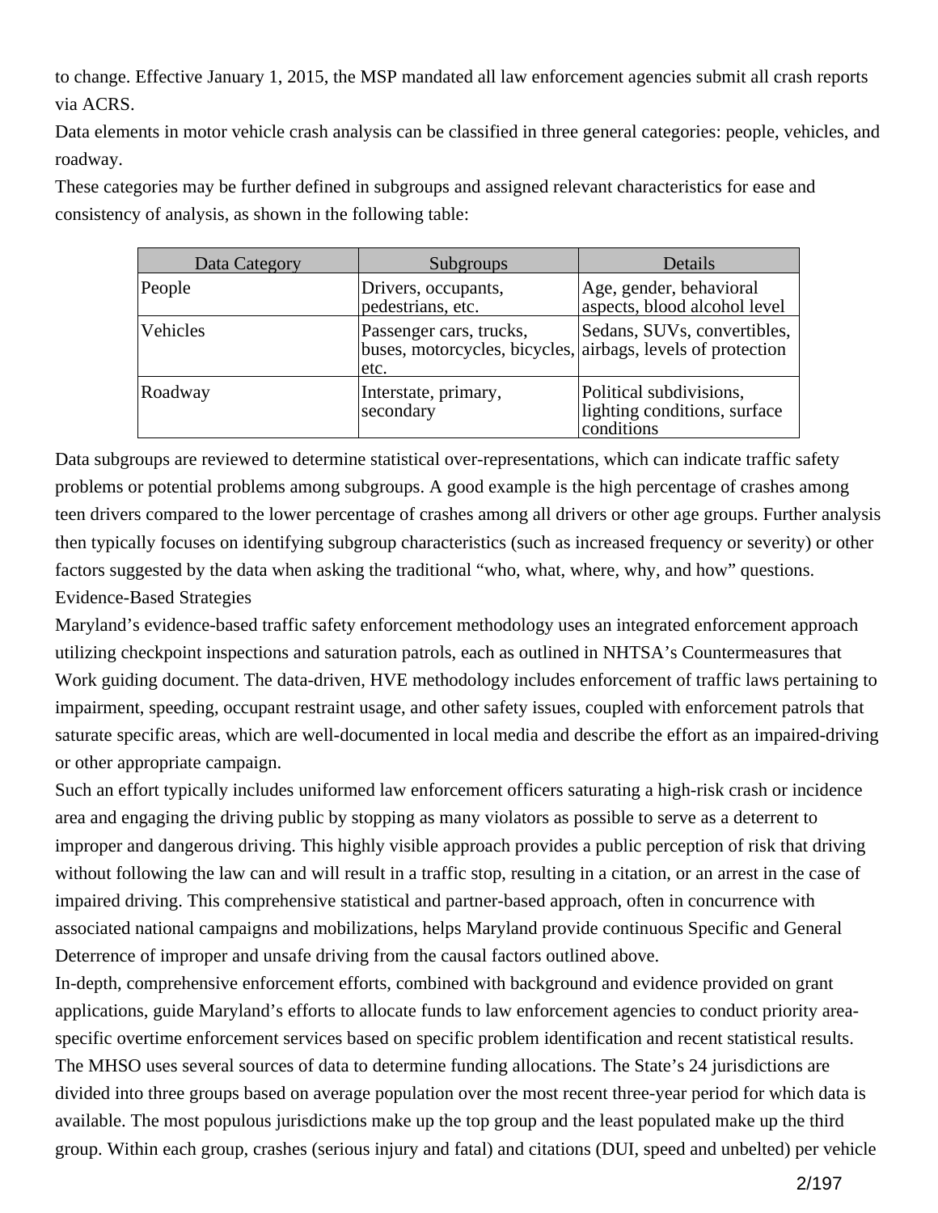to change. Effective January 1, 2015, the MSP mandated all law enforcement agencies submit all crash reports via ACRS.

Data elements in motor vehicle crash analysis can be classified in three general categories: people, vehicles, and roadway.

These categories may be further defined in subgroups and assigned relevant characteristics for ease and consistency of analysis, as shown in the following table:

| Data Category | Subgroups | Details |
|---|---|---|
| People | Drivers, occupants, pedestrians, etc. | Age, gender, behavioral aspects, blood alcohol level |
| Vehicles | Passenger cars, trucks, buses, motorcycles, bicycles, etc. | Sedans, SUVs, convertibles, airbags, levels of protection |
| Roadway | Interstate, primary, secondary | Political subdivisions, lighting conditions, surface conditions |

Data subgroups are reviewed to determine statistical over-representations, which can indicate traffic safety problems or potential problems among subgroups. A good example is the high percentage of crashes among teen drivers compared to the lower percentage of crashes among all drivers or other age groups. Further analysis then typically focuses on identifying subgroup characteristics (such as increased frequency or severity) or other factors suggested by the data when asking the traditional "who, what, where, why, and how" questions.

Evidence-Based Strategies

Maryland's evidence-based traffic safety enforcement methodology uses an integrated enforcement approach utilizing checkpoint inspections and saturation patrols, each as outlined in NHTSA's Countermeasures that Work guiding document. The data-driven, HVE methodology includes enforcement of traffic laws pertaining to impairment, speeding, occupant restraint usage, and other safety issues, coupled with enforcement patrols that saturate specific areas, which are well-documented in local media and describe the effort as an impaired-driving or other appropriate campaign.

Such an effort typically includes uniformed law enforcement officers saturating a high-risk crash or incidence area and engaging the driving public by stopping as many violators as possible to serve as a deterrent to improper and dangerous driving. This highly visible approach provides a public perception of risk that driving without following the law can and will result in a traffic stop, resulting in a citation, or an arrest in the case of impaired driving. This comprehensive statistical and partner-based approach, often in concurrence with associated national campaigns and mobilizations, helps Maryland provide continuous Specific and General Deterrence of improper and unsafe driving from the causal factors outlined above.

In-depth, comprehensive enforcement efforts, combined with background and evidence provided on grant applications, guide Maryland's efforts to allocate funds to law enforcement agencies to conduct priority area-specific overtime enforcement services based on specific problem identification and recent statistical results.

The MHSO uses several sources of data to determine funding allocations. The State's 24 jurisdictions are divided into three groups based on average population over the most recent three-year period for which data is available. The most populous jurisdictions make up the top group and the least populated make up the third group. Within each group, crashes (serious injury and fatal) and citations (DUI, speed and unbelted) per vehicle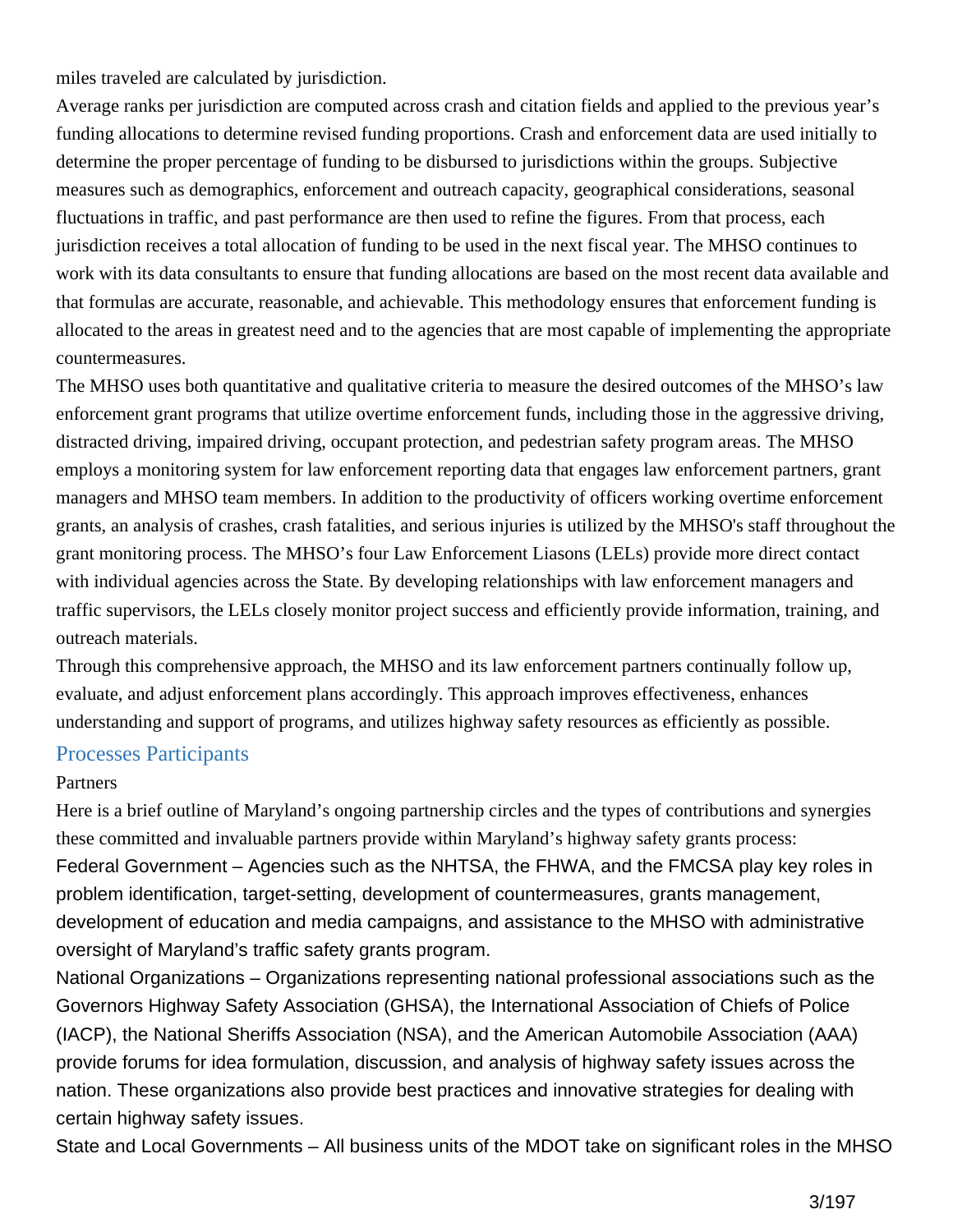miles traveled are calculated by jurisdiction.

Average ranks per jurisdiction are computed across crash and citation fields and applied to the previous year's funding allocations to determine revised funding proportions. Crash and enforcement data are used initially to determine the proper percentage of funding to be disbursed to jurisdictions within the groups. Subjective measures such as demographics, enforcement and outreach capacity, geographical considerations, seasonal fluctuations in traffic, and past performance are then used to refine the figures. From that process, each jurisdiction receives a total allocation of funding to be used in the next fiscal year. The MHSO continues to work with its data consultants to ensure that funding allocations are based on the most recent data available and that formulas are accurate, reasonable, and achievable. This methodology ensures that enforcement funding is allocated to the areas in greatest need and to the agencies that are most capable of implementing the appropriate countermeasures.

The MHSO uses both quantitative and qualitative criteria to measure the desired outcomes of the MHSO's law enforcement grant programs that utilize overtime enforcement funds, including those in the aggressive driving, distracted driving, impaired driving, occupant protection, and pedestrian safety program areas. The MHSO employs a monitoring system for law enforcement reporting data that engages law enforcement partners, grant managers and MHSO team members. In addition to the productivity of officers working overtime enforcement grants, an analysis of crashes, crash fatalities, and serious injuries is utilized by the MHSO's staff throughout the grant monitoring process. The MHSO's four Law Enforcement Liasons (LELs) provide more direct contact with individual agencies across the State. By developing relationships with law enforcement managers and traffic supervisors, the LELs closely monitor project success and efficiently provide information, training, and outreach materials.

Through this comprehensive approach, the MHSO and its law enforcement partners continually follow up, evaluate, and adjust enforcement plans accordingly. This approach improves effectiveness, enhances understanding and support of programs, and utilizes highway safety resources as efficiently as possible.

## Processes Participants

Partners

Here is a brief outline of Maryland's ongoing partnership circles and the types of contributions and synergies these committed and invaluable partners provide within Maryland's highway safety grants process:

Federal Government – Agencies such as the NHTSA, the FHWA, and the FMCSA play key roles in problem identification, target-setting, development of countermeasures, grants management, development of education and media campaigns, and assistance to the MHSO with administrative oversight of Maryland's traffic safety grants program.

National Organizations – Organizations representing national professional associations such as the Governors Highway Safety Association (GHSA), the International Association of Chiefs of Police (IACP), the National Sheriffs Association (NSA), and the American Automobile Association (AAA) provide forums for idea formulation, discussion, and analysis of highway safety issues across the nation. These organizations also provide best practices and innovative strategies for dealing with certain highway safety issues.

State and Local Governments – All business units of the MDOT take on significant roles in the MHSO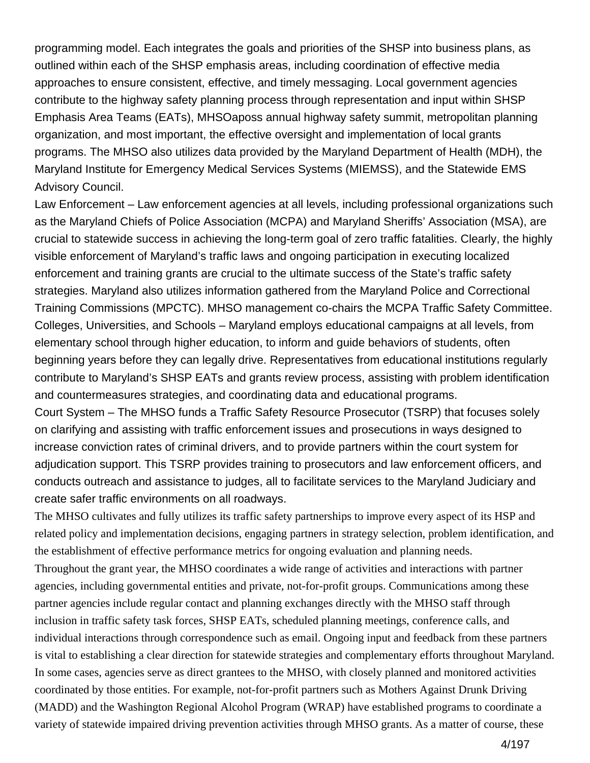programming model. Each integrates the goals and priorities of the SHSP into business plans, as outlined within each of the SHSP emphasis areas, including coordination of effective media approaches to ensure consistent, effective, and timely messaging. Local government agencies contribute to the highway safety planning process through representation and input within SHSP Emphasis Area Teams (EATs), MHSOaposs annual highway safety summit, metropolitan planning organization, and most important, the effective oversight and implementation of local grants programs. The MHSO also utilizes data provided by the Maryland Department of Health (MDH), the Maryland Institute for Emergency Medical Services Systems (MIEMSS), and the Statewide EMS Advisory Council.

Law Enforcement – Law enforcement agencies at all levels, including professional organizations such as the Maryland Chiefs of Police Association (MCPA) and Maryland Sheriffs' Association (MSA), are crucial to statewide success in achieving the long-term goal of zero traffic fatalities. Clearly, the highly visible enforcement of Maryland's traffic laws and ongoing participation in executing localized enforcement and training grants are crucial to the ultimate success of the State's traffic safety strategies. Maryland also utilizes information gathered from the Maryland Police and Correctional Training Commissions (MPCTC). MHSO management co-chairs the MCPA Traffic Safety Committee.

Colleges, Universities, and Schools – Maryland employs educational campaigns at all levels, from elementary school through higher education, to inform and guide behaviors of students, often beginning years before they can legally drive. Representatives from educational institutions regularly contribute to Maryland's SHSP EATs and grants review process, assisting with problem identification and countermeasures strategies, and coordinating data and educational programs.

Court System – The MHSO funds a Traffic Safety Resource Prosecutor (TSRP) that focuses solely on clarifying and assisting with traffic enforcement issues and prosecutions in ways designed to increase conviction rates of criminal drivers, and to provide partners within the court system for adjudication support. This TSRP provides training to prosecutors and law enforcement officers, and conducts outreach and assistance to judges, all to facilitate services to the Maryland Judiciary and create safer traffic environments on all roadways.

The MHSO cultivates and fully utilizes its traffic safety partnerships to improve every aspect of its HSP and related policy and implementation decisions, engaging partners in strategy selection, problem identification, and the establishment of effective performance metrics for ongoing evaluation and planning needs.

Throughout the grant year, the MHSO coordinates a wide range of activities and interactions with partner agencies, including governmental entities and private, not-for-profit groups. Communications among these partner agencies include regular contact and planning exchanges directly with the MHSO staff through inclusion in traffic safety task forces, SHSP EATs, scheduled planning meetings, conference calls, and individual interactions through correspondence such as email. Ongoing input and feedback from these partners is vital to establishing a clear direction for statewide strategies and complementary efforts throughout Maryland. In some cases, agencies serve as direct grantees to the MHSO, with closely planned and monitored activities coordinated by those entities. For example, not-for-profit partners such as Mothers Against Drunk Driving (MADD) and the Washington Regional Alcohol Program (WRAP) have established programs to coordinate a variety of statewide impaired driving prevention activities through MHSO grants. As a matter of course, these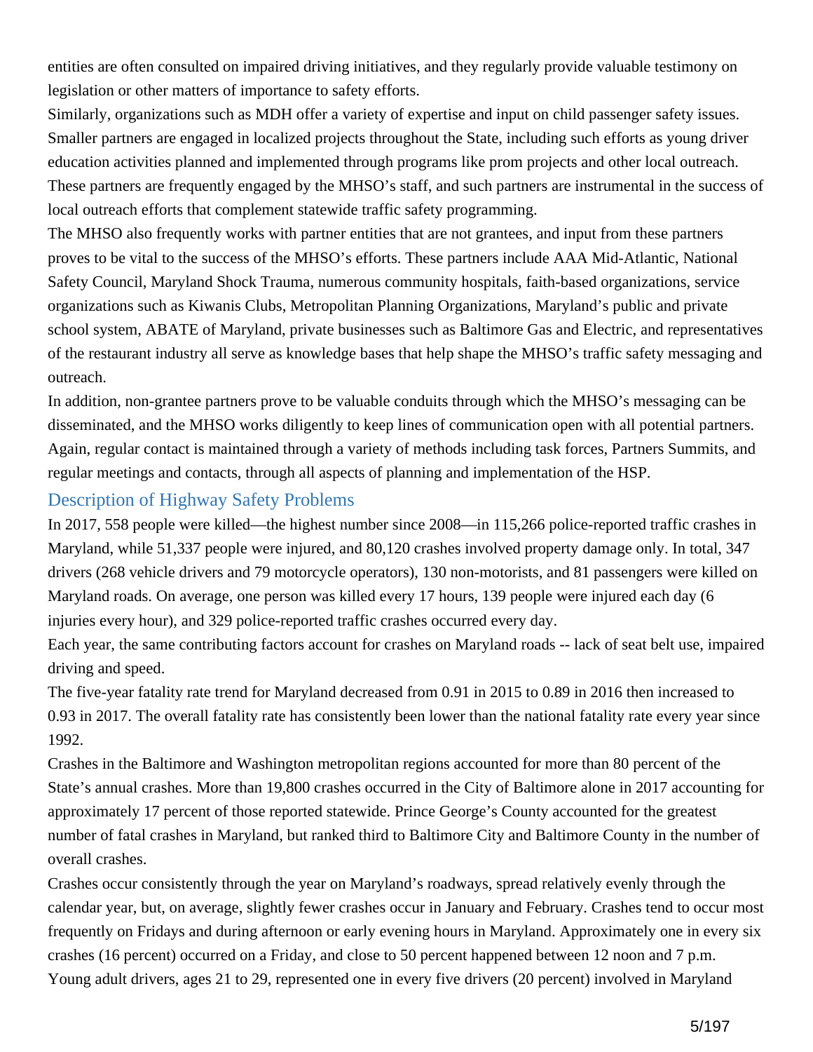entities are often consulted on impaired driving initiatives, and they regularly provide valuable testimony on legislation or other matters of importance to safety efforts.

Similarly, organizations such as MDH offer a variety of expertise and input on child passenger safety issues. Smaller partners are engaged in localized projects throughout the State, including such efforts as young driver education activities planned and implemented through programs like prom projects and other local outreach. These partners are frequently engaged by the MHSO's staff, and such partners are instrumental in the success of local outreach efforts that complement statewide traffic safety programming.

The MHSO also frequently works with partner entities that are not grantees, and input from these partners proves to be vital to the success of the MHSO's efforts. These partners include AAA Mid-Atlantic, National Safety Council, Maryland Shock Trauma, numerous community hospitals, faith-based organizations, service organizations such as Kiwanis Clubs, Metropolitan Planning Organizations, Maryland's public and private school system, ABATE of Maryland, private businesses such as Baltimore Gas and Electric, and representatives of the restaurant industry all serve as knowledge bases that help shape the MHSO's traffic safety messaging and outreach.

In addition, non-grantee partners prove to be valuable conduits through which the MHSO's messaging can be disseminated, and the MHSO works diligently to keep lines of communication open with all potential partners. Again, regular contact is maintained through a variety of methods including task forces, Partners Summits, and regular meetings and contacts, through all aspects of planning and implementation of the HSP.

## Description of Highway Safety Problems

In 2017, 558 people were killed—the highest number since 2008—in 115,266 police-reported traffic crashes in Maryland, while 51,337 people were injured, and 80,120 crashes involved property damage only. In total, 347 drivers (268 vehicle drivers and 79 motorcycle operators), 130 non-motorists, and 81 passengers were killed on Maryland roads. On average, one person was killed every 17 hours, 139 people were injured each day (6 injuries every hour), and 329 police-reported traffic crashes occurred every day.

Each year, the same contributing factors account for crashes on Maryland roads -- lack of seat belt use, impaired driving and speed.

The five-year fatality rate trend for Maryland decreased from 0.91 in 2015 to 0.89 in 2016 then increased to 0.93 in 2017. The overall fatality rate has consistently been lower than the national fatality rate every year since 1992.

Crashes in the Baltimore and Washington metropolitan regions accounted for more than 80 percent of the State's annual crashes. More than 19,800 crashes occurred in the City of Baltimore alone in 2017 accounting for approximately 17 percent of those reported statewide. Prince George's County accounted for the greatest number of fatal crashes in Maryland, but ranked third to Baltimore City and Baltimore County in the number of overall crashes.

Crashes occur consistently through the year on Maryland's roadways, spread relatively evenly through the calendar year, but, on average, slightly fewer crashes occur in January and February. Crashes tend to occur most frequently on Fridays and during afternoon or early evening hours in Maryland. Approximately one in every six crashes (16 percent) occurred on a Friday, and close to 50 percent happened between 12 noon and 7 p.m. Young adult drivers, ages 21 to 29, represented one in every five drivers (20 percent) involved in Maryland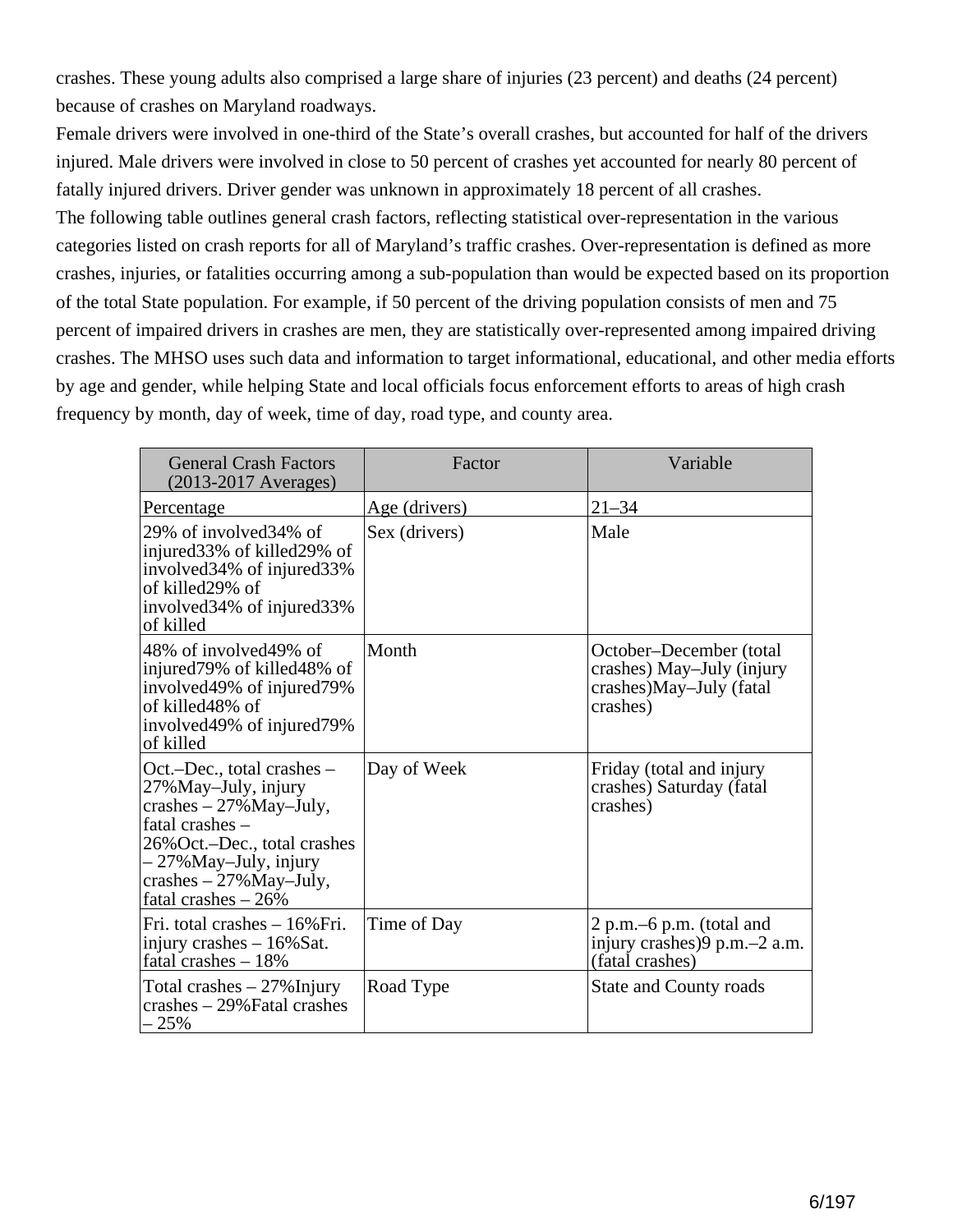crashes. These young adults also comprised a large share of injuries (23 percent) and deaths (24 percent) because of crashes on Maryland roadways.

Female drivers were involved in one-third of the State's overall crashes, but accounted for half of the drivers injured. Male drivers were involved in close to 50 percent of crashes yet accounted for nearly 80 percent of fatally injured drivers. Driver gender was unknown in approximately 18 percent of all crashes.

The following table outlines general crash factors, reflecting statistical over-representation in the various categories listed on crash reports for all of Maryland's traffic crashes. Over-representation is defined as more crashes, injuries, or fatalities occurring among a sub-population than would be expected based on its proportion of the total State population. For example, if 50 percent of the driving population consists of men and 75 percent of impaired drivers in crashes are men, they are statistically over-represented among impaired driving crashes. The MHSO uses such data and information to target informational, educational, and other media efforts by age and gender, while helping State and local officials focus enforcement efforts to areas of high crash frequency by month, day of week, time of day, road type, and county area.

| General Crash Factors (2013-2017 Averages) | Factor | Variable |
|---|---|---|
| Percentage | Age (drivers) | 21–34 |
| 29% of involved34% of injured33% of killed29% of involved34% of injured33% of killed29% of involved34% of injured33% of killed | Sex (drivers) | Male |
| 48% of involved49% of injured79% of killed48% of involved49% of injured79% of killed48% of involved49% of injured79% of killed | Month | October–December (total crashes) May–July (injury crashes)May–July (fatal crashes) |
| Oct.–Dec., total crashes – 27%May–July, injury crashes – 27%May–July, fatal crashes – 26%Oct.–Dec., total crashes – 27%May–July, injury crashes – 27%May–July, fatal crashes – 26% | Day of Week | Friday (total and injury crashes) Saturday (fatal crashes) |
| Fri. total crashes – 16%Fri. injury crashes – 16%Sat. fatal crashes – 18% | Time of Day | 2 p.m.–6 p.m. (total and injury crashes)9 p.m.–2 a.m. (fatal crashes) |
| Total crashes – 27%Injury crashes – 29%Fatal crashes – 25% | Road Type | State and County roads |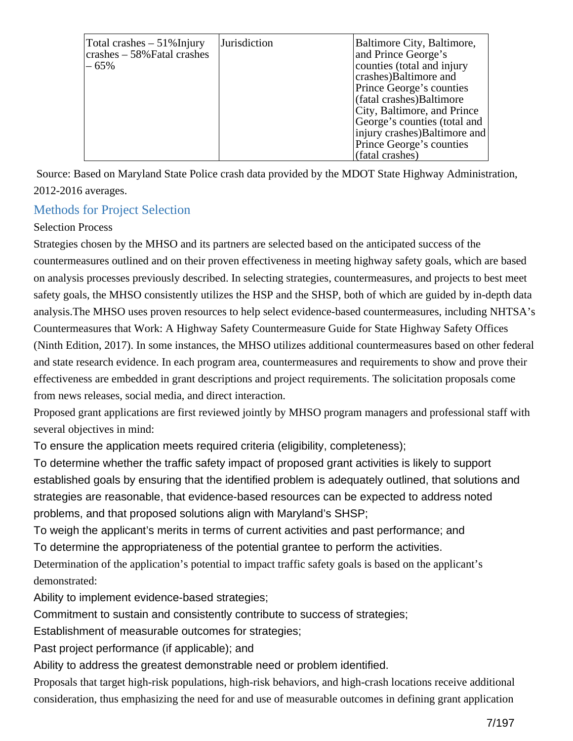| Total crashes – 51%Injury crashes – 58%Fatal crashes – 65% | Jurisdiction | Baltimore City, Baltimore, and Prince George's counties (total and injury crashes)Baltimore and Prince George's counties (fatal crashes)Baltimore City, Baltimore, and Prince George's counties (total and injury crashes)Baltimore and Prince George's counties (fatal crashes) |
|---|---|---|

Source: Based on Maryland State Police crash data provided by the MDOT State Highway Administration, 2012-2016 averages.

## Methods for Project Selection

Selection Process

Strategies chosen by the MHSO and its partners are selected based on the anticipated success of the countermeasures outlined and on their proven effectiveness in meeting highway safety goals, which are based on analysis processes previously described. In selecting strategies, countermeasures, and projects to best meet safety goals, the MHSO consistently utilizes the HSP and the SHSP, both of which are guided by in-depth data analysis.The MHSO uses proven resources to help select evidence-based countermeasures, including NHTSA's Countermeasures that Work: A Highway Safety Countermeasure Guide for State Highway Safety Offices (Ninth Edition, 2017). In some instances, the MHSO utilizes additional countermeasures based on other federal and state research evidence. In each program area, countermeasures and requirements to show and prove their effectiveness are embedded in grant descriptions and project requirements. The solicitation proposals come from news releases, social media, and direct interaction.

Proposed grant applications are first reviewed jointly by MHSO program managers and professional staff with several objectives in mind:

To ensure the application meets required criteria (eligibility, completeness);

To determine whether the traffic safety impact of proposed grant activities is likely to support established goals by ensuring that the identified problem is adequately outlined, that solutions and strategies are reasonable, that evidence-based resources can be expected to address noted problems, and that proposed solutions align with Maryland's SHSP;

To weigh the applicant's merits in terms of current activities and past performance; and

To determine the appropriateness of the potential grantee to perform the activities.

Determination of the application's potential to impact traffic safety goals is based on the applicant's demonstrated:

Ability to implement evidence-based strategies;

Commitment to sustain and consistently contribute to success of strategies;

Establishment of measurable outcomes for strategies;

Past project performance (if applicable); and

Ability to address the greatest demonstrable need or problem identified.

Proposals that target high-risk populations, high-risk behaviors, and high-crash locations receive additional consideration, thus emphasizing the need for and use of measurable outcomes in defining grant application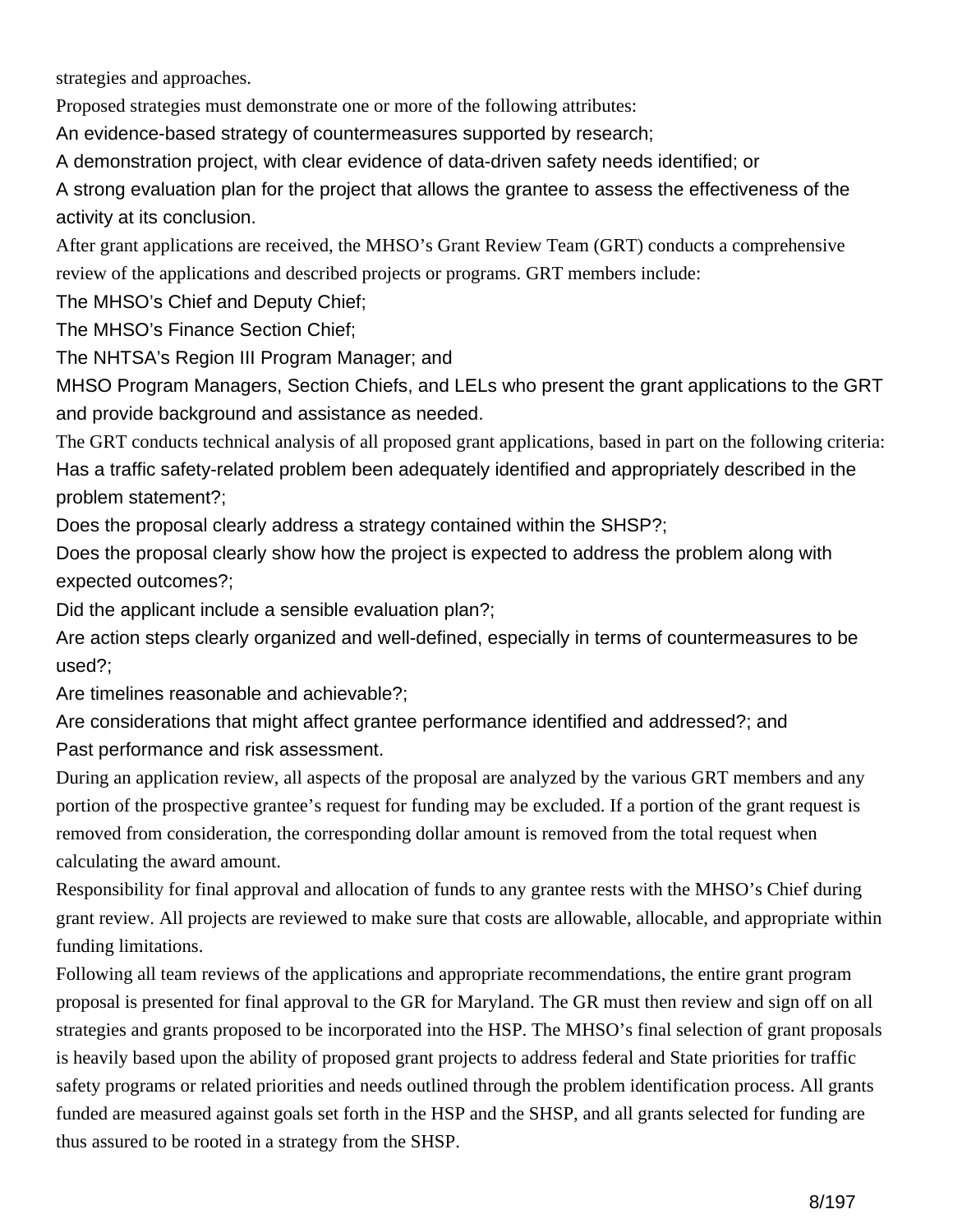strategies and approaches.

Proposed strategies must demonstrate one or more of the following attributes:

- An evidence-based strategy of countermeasures supported by research;
- A demonstration project, with clear evidence of data-driven safety needs identified; or
- A strong evaluation plan for the project that allows the grantee to assess the effectiveness of the activity at its conclusion.

After grant applications are received, the MHSO's Grant Review Team (GRT) conducts a comprehensive review of the applications and described projects or programs. GRT members include:

- The MHSO's Chief and Deputy Chief;
- The MHSO's Finance Section Chief;
- The NHTSA's Region III Program Manager; and
- MHSO Program Managers, Section Chiefs, and LELs who present the grant applications to the GRT and provide background and assistance as needed.

The GRT conducts technical analysis of all proposed grant applications, based in part on the following criteria:

- Has a traffic safety-related problem been adequately identified and appropriately described in the problem statement?;
- Does the proposal clearly address a strategy contained within the SHSP?;
- Does the proposal clearly show how the project is expected to address the problem along with expected outcomes?;
- Did the applicant include a sensible evaluation plan?;
- Are action steps clearly organized and well-defined, especially in terms of countermeasures to be used?;
- Are timelines reasonable and achievable?;
- Are considerations that might affect grantee performance identified and addressed?; and
- Past performance and risk assessment.

During an application review, all aspects of the proposal are analyzed by the various GRT members and any portion of the prospective grantee's request for funding may be excluded. If a portion of the grant request is removed from consideration, the corresponding dollar amount is removed from the total request when calculating the award amount.

Responsibility for final approval and allocation of funds to any grantee rests with the MHSO's Chief during grant review. All projects are reviewed to make sure that costs are allowable, allocable, and appropriate within funding limitations.

Following all team reviews of the applications and appropriate recommendations, the entire grant program proposal is presented for final approval to the GR for Maryland. The GR must then review and sign off on all strategies and grants proposed to be incorporated into the HSP. The MHSO's final selection of grant proposals is heavily based upon the ability of proposed grant projects to address federal and State priorities for traffic safety programs or related priorities and needs outlined through the problem identification process. All grants funded are measured against goals set forth in the HSP and the SHSP, and all grants selected for funding are thus assured to be rooted in a strategy from the SHSP.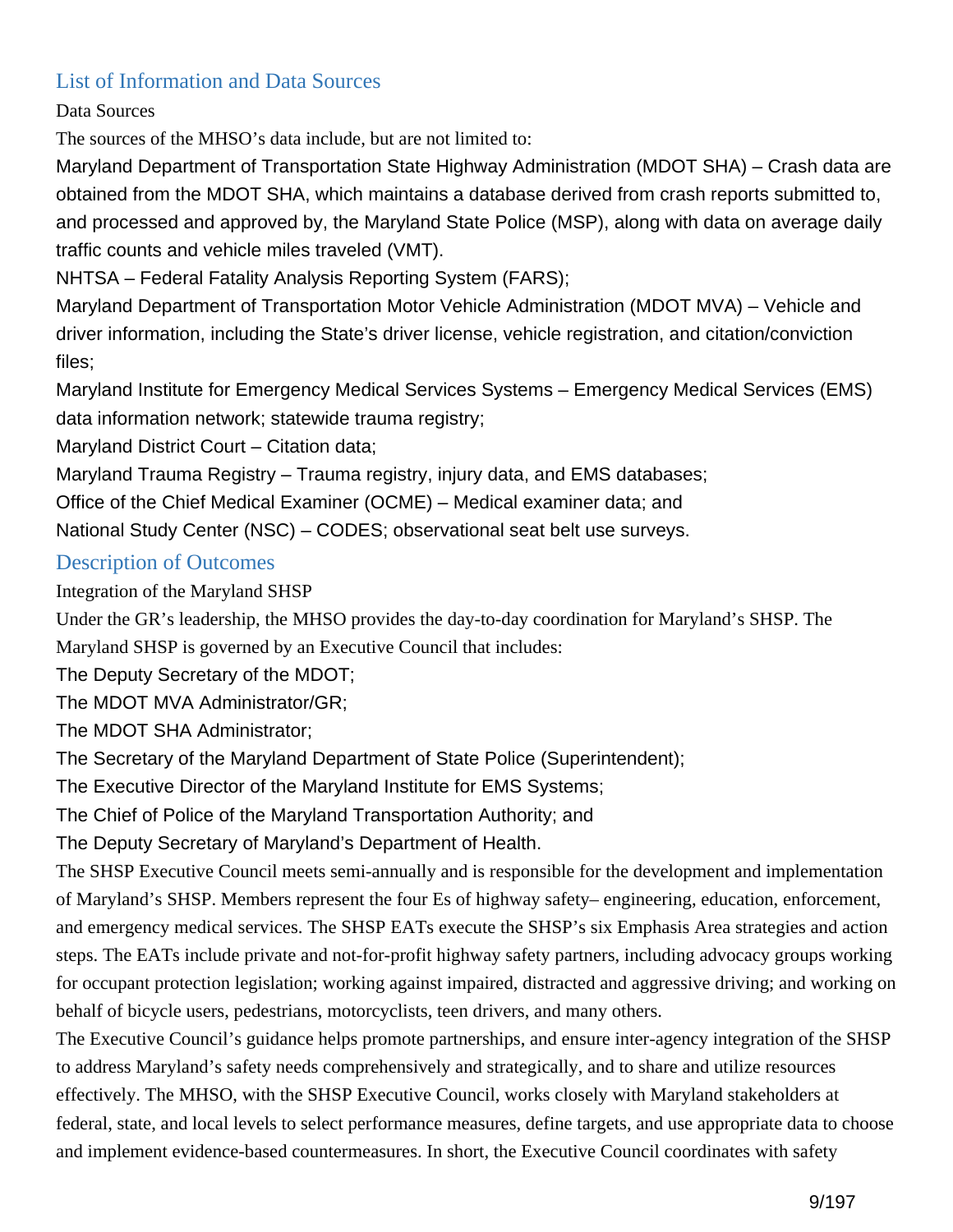## List of Information and Data Sources

Data Sources

The sources of the MHSO's data include, but are not limited to:

Maryland Department of Transportation State Highway Administration (MDOT SHA) – Crash data are obtained from the MDOT SHA, which maintains a database derived from crash reports submitted to, and processed and approved by, the Maryland State Police (MSP), along with data on average daily traffic counts and vehicle miles traveled (VMT).

NHTSA – Federal Fatality Analysis Reporting System (FARS);

Maryland Department of Transportation Motor Vehicle Administration (MDOT MVA) – Vehicle and driver information, including the State's driver license, vehicle registration, and citation/conviction files;

Maryland Institute for Emergency Medical Services Systems – Emergency Medical Services (EMS) data information network; statewide trauma registry;

Maryland District Court – Citation data;

Maryland Trauma Registry – Trauma registry, injury data, and EMS databases;

Office of the Chief Medical Examiner (OCME) – Medical examiner data; and

National Study Center (NSC) – CODES; observational seat belt use surveys.

## Description of Outcomes

Integration of the Maryland SHSP

Under the GR's leadership, the MHSO provides the day-to-day coordination for Maryland's SHSP. The Maryland SHSP is governed by an Executive Council that includes:

The Deputy Secretary of the MDOT;

The MDOT MVA Administrator/GR;

The MDOT SHA Administrator;

The Secretary of the Maryland Department of State Police (Superintendent);

The Executive Director of the Maryland Institute for EMS Systems;

The Chief of Police of the Maryland Transportation Authority; and

The Deputy Secretary of Maryland's Department of Health.

The SHSP Executive Council meets semi-annually and is responsible for the development and implementation of Maryland's SHSP. Members represent the four Es of highway safety– engineering, education, enforcement, and emergency medical services. The SHSP EATs execute the SHSP's six Emphasis Area strategies and action steps. The EATs include private and not-for-profit highway safety partners, including advocacy groups working for occupant protection legislation; working against impaired, distracted and aggressive driving; and working on behalf of bicycle users, pedestrians, motorcyclists, teen drivers, and many others.

The Executive Council's guidance helps promote partnerships, and ensure inter-agency integration of the SHSP to address Maryland's safety needs comprehensively and strategically, and to share and utilize resources effectively. The MHSO, with the SHSP Executive Council, works closely with Maryland stakeholders at federal, state, and local levels to select performance measures, define targets, and use appropriate data to choose and implement evidence-based countermeasures. In short, the Executive Council coordinates with safety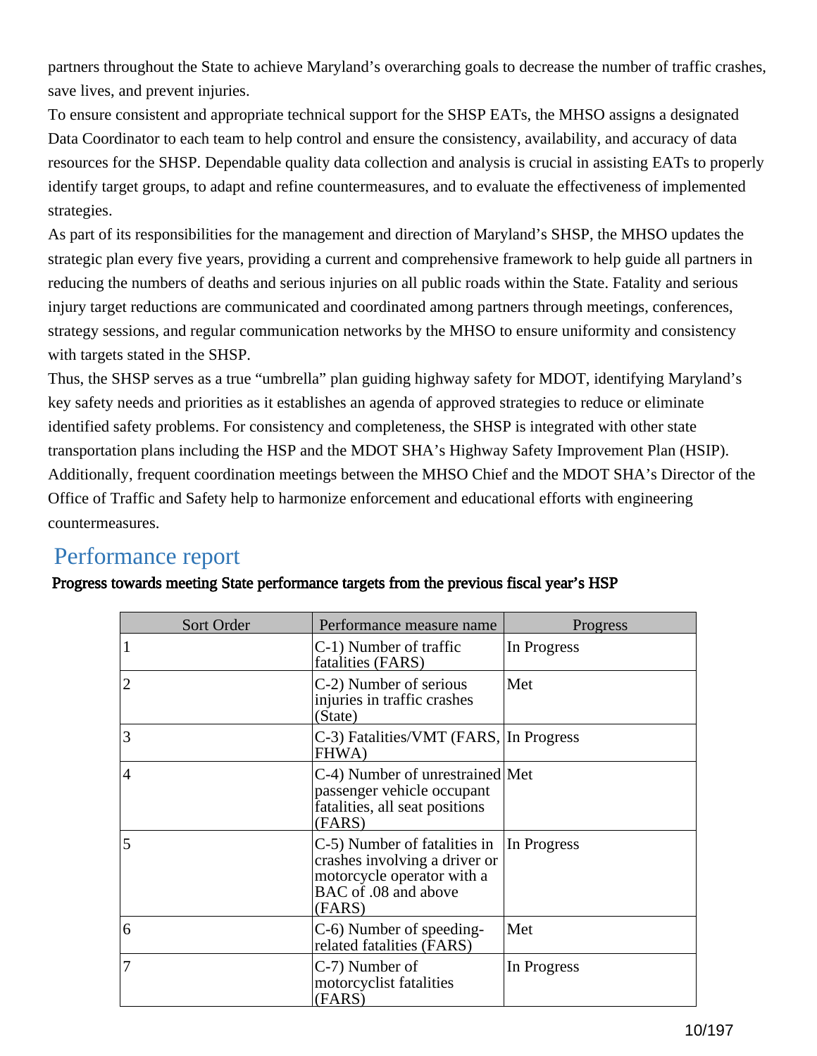partners throughout the State to achieve Maryland's overarching goals to decrease the number of traffic crashes, save lives, and prevent injuries.

To ensure consistent and appropriate technical support for the SHSP EATs, the MHSO assigns a designated Data Coordinator to each team to help control and ensure the consistency, availability, and accuracy of data resources for the SHSP. Dependable quality data collection and analysis is crucial in assisting EATs to properly identify target groups, to adapt and refine countermeasures, and to evaluate the effectiveness of implemented strategies.

As part of its responsibilities for the management and direction of Maryland's SHSP, the MHSO updates the strategic plan every five years, providing a current and comprehensive framework to help guide all partners in reducing the numbers of deaths and serious injuries on all public roads within the State. Fatality and serious injury target reductions are communicated and coordinated among partners through meetings, conferences, strategy sessions, and regular communication networks by the MHSO to ensure uniformity and consistency with targets stated in the SHSP.

Thus, the SHSP serves as a true "umbrella" plan guiding highway safety for MDOT, identifying Maryland's key safety needs and priorities as it establishes an agenda of approved strategies to reduce or eliminate identified safety problems. For consistency and completeness, the SHSP is integrated with other state transportation plans including the HSP and the MDOT SHA's Highway Safety Improvement Plan (HSIP). Additionally, frequent coordination meetings between the MHSO Chief and the MDOT SHA's Director of the Office of Traffic and Safety help to harmonize enforcement and educational efforts with engineering countermeasures.

## Performance report

**Progress towards meeting State performance targets from the previous fiscal year's HSP**

| Sort Order | Performance measure name | Progress |
|---|---|---|
| 1 | C-1) Number of traffic fatalities (FARS) | In Progress |
| 2 | C-2) Number of serious injuries in traffic crashes (State) | Met |
| 3 | C-3) Fatalities/VMT (FARS, FHWA) | In Progress |
| 4 | C-4) Number of unrestrained passenger vehicle occupant fatalities, all seat positions (FARS) | Met |
| 5 | C-5) Number of fatalities in crashes involving a driver or motorcycle operator with a BAC of .08 and above (FARS) | In Progress |
| 6 | C-6) Number of speeding-related fatalities (FARS) | Met |
| 7 | C-7) Number of motorcyclist fatalities (FARS) | In Progress |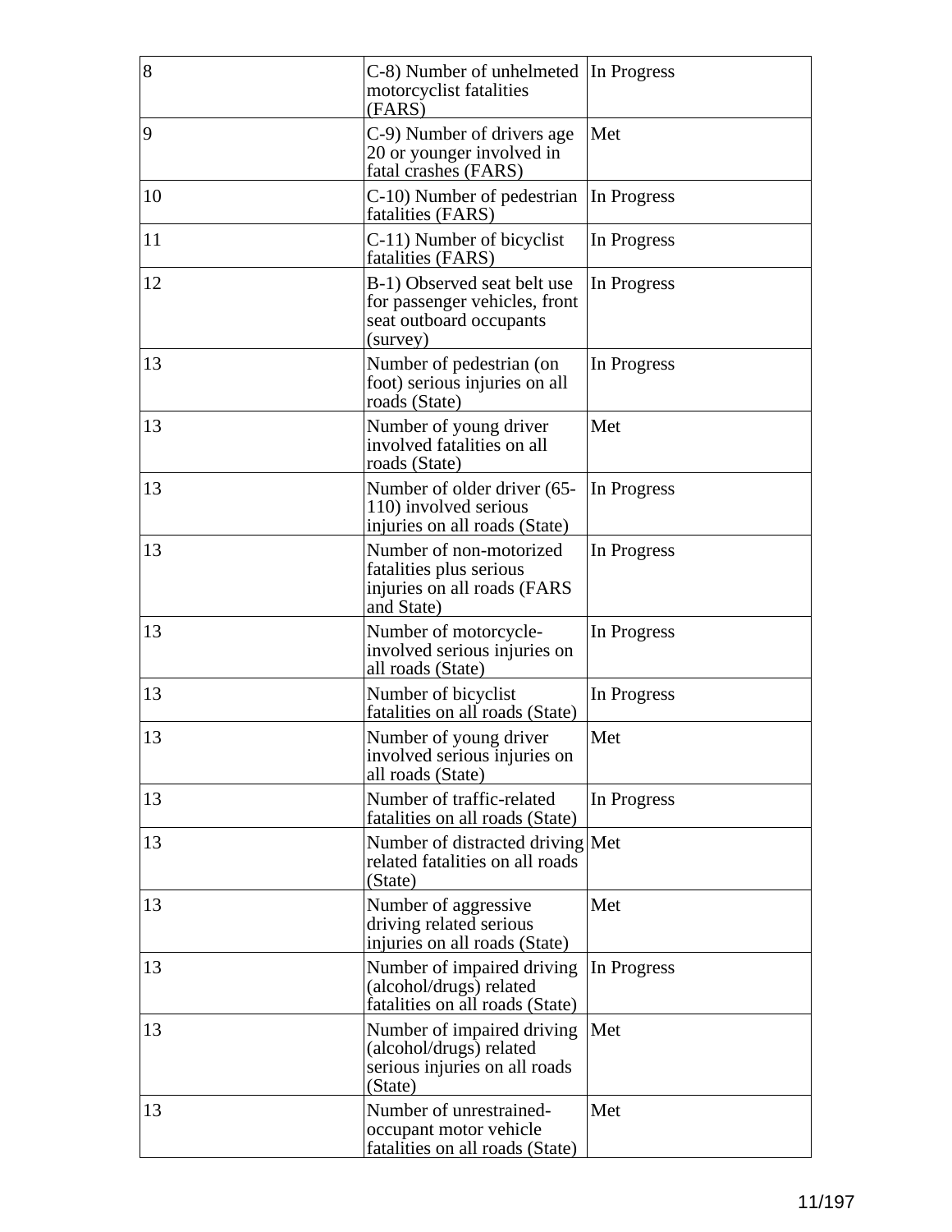| | | |
|---|---|---|
| 8 | C-8) Number of unhelmeted motorcyclist fatalities (FARS) | In Progress |
| 9 | C-9) Number of drivers age 20 or younger involved in fatal crashes (FARS) | Met |
| 10 | C-10) Number of pedestrian fatalities (FARS) | In Progress |
| 11 | C-11) Number of bicyclist fatalities (FARS) | In Progress |
| 12 | B-1) Observed seat belt use for passenger vehicles, front seat outboard occupants (survey) | In Progress |
| 13 | Number of pedestrian (on foot) serious injuries on all roads (State) | In Progress |
| 13 | Number of young driver involved fatalities on all roads (State) | Met |
| 13 | Number of older driver (65-110) involved serious injuries on all roads (State) | In Progress |
| 13 | Number of non-motorized fatalities plus serious injuries on all roads (FARS and State) | In Progress |
| 13 | Number of motorcycle-involved serious injuries on all roads (State) | In Progress |
| 13 | Number of bicyclist fatalities on all roads (State) | In Progress |
| 13 | Number of young driver involved serious injuries on all roads (State) | Met |
| 13 | Number of traffic-related fatalities on all roads (State) | In Progress |
| 13 | Number of distracted driving related fatalities on all roads (State) | Met |
| 13 | Number of aggressive driving related serious injuries on all roads (State) | Met |
| 13 | Number of impaired driving (alcohol/drugs) related fatalities on all roads (State) | In Progress |
| 13 | Number of impaired driving (alcohol/drugs) related serious injuries on all roads (State) | Met |
| 13 | Number of unrestrained-occupant motor vehicle fatalities on all roads (State) | Met |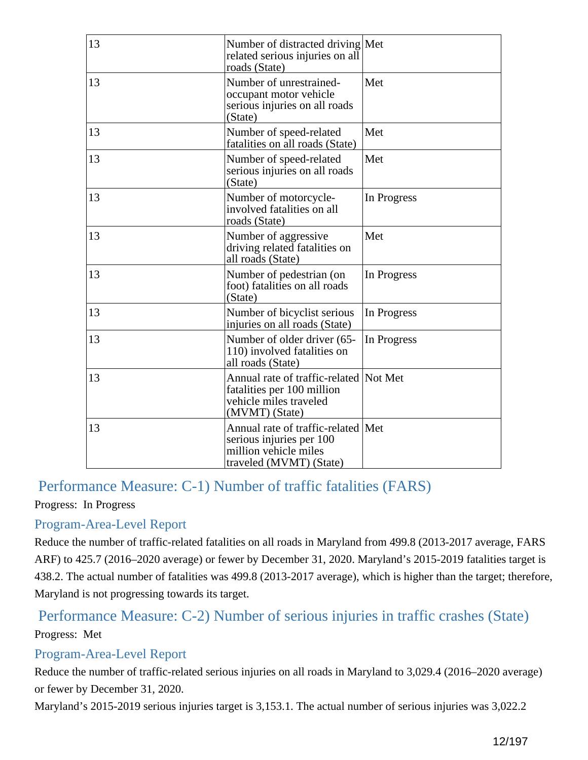| 13 | Number of distracted driving related serious injuries on all roads (State) | Met |
|---|---|---|
| 13 | Number of unrestrained-occupant motor vehicle serious injuries on all roads (State) | Met |
| 13 | Number of speed-related fatalities on all roads (State) | Met |
| 13 | Number of speed-related serious injuries on all roads (State) | Met |
| 13 | Number of motorcycle-involved fatalities on all roads (State) | In Progress |
| 13 | Number of aggressive driving related fatalities on all roads (State) | Met |
| 13 | Number of pedestrian (on foot) fatalities on all roads (State) | In Progress |
| 13 | Number of bicyclist serious injuries on all roads (State) | In Progress |
| 13 | Number of older driver (65-110) involved fatalities on all roads (State) | In Progress |
| 13 | Annual rate of traffic-related fatalities per 100 million vehicle miles traveled (MVMT) (State) | Not Met |
| 13 | Annual rate of traffic-related serious injuries per 100 million vehicle miles traveled (MVMT) (State) | Met |

## Performance Measure: C-1) Number of traffic fatalities (FARS)

Progress: In Progress

### Program-Area-Level Report

Reduce the number of traffic-related fatalities on all roads in Maryland from 499.8 (2013-2017 average, FARS ARF) to 425.7 (2016–2020 average) or fewer by December 31, 2020. Maryland's 2015-2019 fatalities target is 438.2. The actual number of fatalities was 499.8 (2013-2017 average), which is higher than the target; therefore, Maryland is not progressing towards its target.

## Performance Measure: C-2) Number of serious injuries in traffic crashes (State)

Progress: Met

### Program-Area-Level Report

Reduce the number of traffic-related serious injuries on all roads in Maryland to 3,029.4 (2016–2020 average) or fewer by December 31, 2020.

Maryland's 2015-2019 serious injuries target is 3,153.1. The actual number of serious injuries was 3,022.2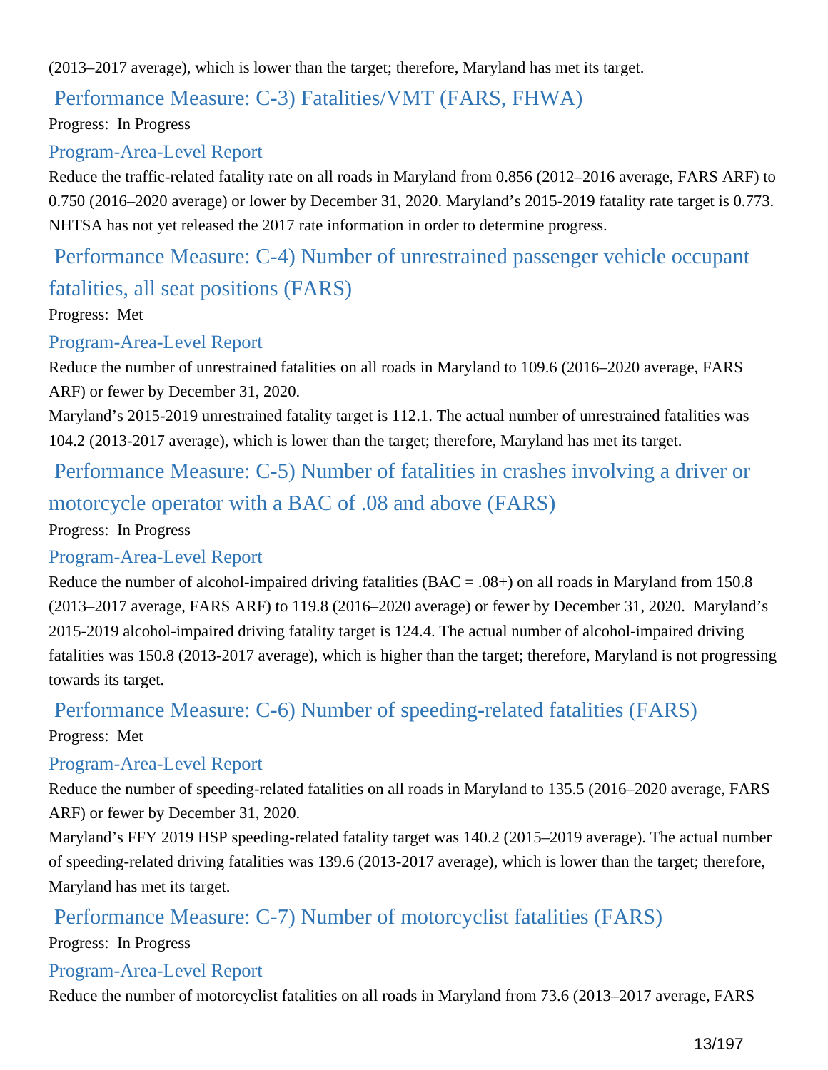(2013–2017 average), which is lower than the target; therefore, Maryland has met its target.

## Performance Measure: C-3) Fatalities/VMT (FARS, FHWA)

Progress: In Progress

### Program-Area-Level Report

Reduce the traffic-related fatality rate on all roads in Maryland from 0.856 (2012–2016 average, FARS ARF) to 0.750 (2016–2020 average) or lower by December 31, 2020. Maryland's 2015-2019 fatality rate target is 0.773. NHTSA has not yet released the 2017 rate information in order to determine progress.

## Performance Measure: C-4) Number of unrestrained passenger vehicle occupant fatalities, all seat positions (FARS)

Progress: Met

### Program-Area-Level Report

Reduce the number of unrestrained fatalities on all roads in Maryland to 109.6 (2016–2020 average, FARS ARF) or fewer by December 31, 2020.

Maryland's 2015-2019 unrestrained fatality target is 112.1. The actual number of unrestrained fatalities was 104.2 (2013-2017 average), which is lower than the target; therefore, Maryland has met its target.

## Performance Measure: C-5) Number of fatalities in crashes involving a driver or motorcycle operator with a BAC of .08 and above (FARS)

Progress: In Progress

### Program-Area-Level Report

Reduce the number of alcohol-impaired driving fatalities (BAC = .08+) on all roads in Maryland from 150.8 (2013–2017 average, FARS ARF) to 119.8 (2016–2020 average) or fewer by December 31, 2020. Maryland's 2015-2019 alcohol-impaired driving fatality target is 124.4. The actual number of alcohol-impaired driving fatalities was 150.8 (2013-2017 average), which is higher than the target; therefore, Maryland is not progressing towards its target.

## Performance Measure: C-6) Number of speeding-related fatalities (FARS)

Progress: Met

### Program-Area-Level Report

Reduce the number of speeding-related fatalities on all roads in Maryland to 135.5 (2016–2020 average, FARS ARF) or fewer by December 31, 2020.

Maryland's FFY 2019 HSP speeding-related fatality target was 140.2 (2015–2019 average). The actual number of speeding-related driving fatalities was 139.6 (2013-2017 average), which is lower than the target; therefore, Maryland has met its target.

## Performance Measure: C-7) Number of motorcyclist fatalities (FARS)

Progress: In Progress

### Program-Area-Level Report

Reduce the number of motorcyclist fatalities on all roads in Maryland from 73.6 (2013–2017 average, FARS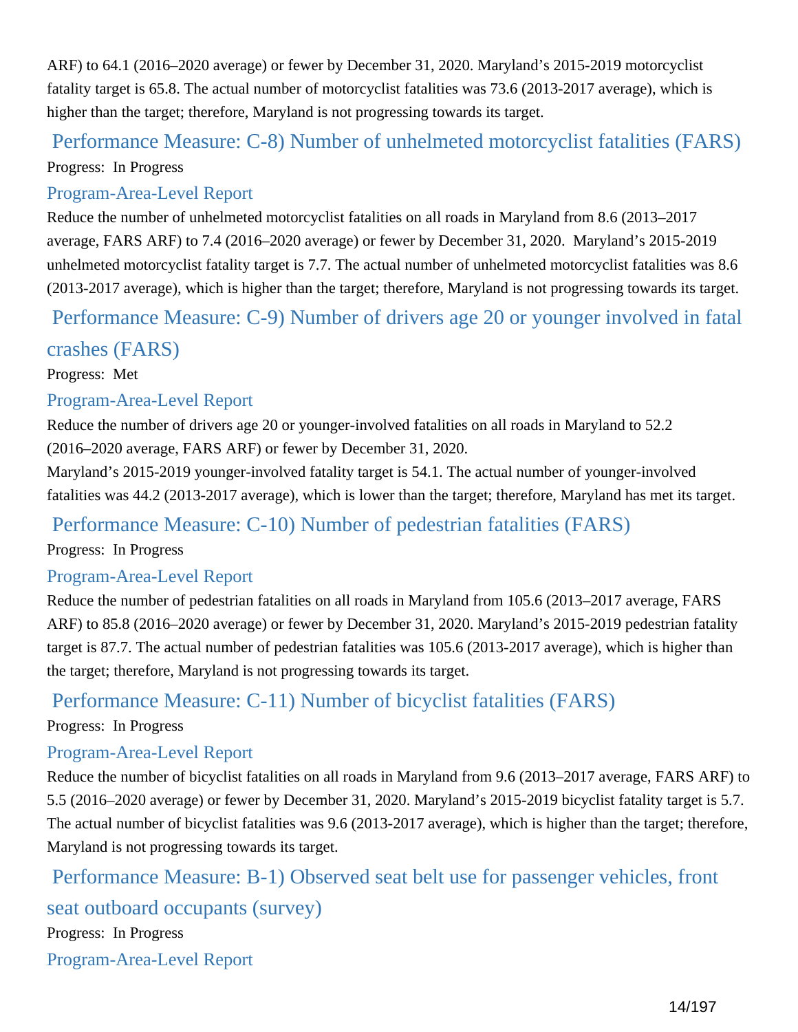ARF) to 64.1 (2016–2020 average) or fewer by December 31, 2020. Maryland's 2015-2019 motorcyclist fatality target is 65.8. The actual number of motorcyclist fatalities was 73.6 (2013-2017 average), which is higher than the target; therefore, Maryland is not progressing towards its target.

## Performance Measure: C-8) Number of unhelmeted motorcyclist fatalities (FARS)

Progress: In Progress

### Program-Area-Level Report

Reduce the number of unhelmeted motorcyclist fatalities on all roads in Maryland from 8.6 (2013–2017 average, FARS ARF) to 7.4 (2016–2020 average) or fewer by December 31, 2020. Maryland's 2015-2019 unhelmeted motorcyclist fatality target is 7.7. The actual number of unhelmeted motorcyclist fatalities was 8.6 (2013-2017 average), which is higher than the target; therefore, Maryland is not progressing towards its target.

## Performance Measure: C-9) Number of drivers age 20 or younger involved in fatal crashes (FARS)

Progress: Met

### Program-Area-Level Report

Reduce the number of drivers age 20 or younger-involved fatalities on all roads in Maryland to 52.2 (2016–2020 average, FARS ARF) or fewer by December 31, 2020.
Maryland's 2015-2019 younger-involved fatality target is 54.1. The actual number of younger-involved fatalities was 44.2 (2013-2017 average), which is lower than the target; therefore, Maryland has met its target.

## Performance Measure: C-10) Number of pedestrian fatalities (FARS)

Progress: In Progress

### Program-Area-Level Report

Reduce the number of pedestrian fatalities on all roads in Maryland from 105.6 (2013–2017 average, FARS ARF) to 85.8 (2016–2020 average) or fewer by December 31, 2020. Maryland's 2015-2019 pedestrian fatality target is 87.7. The actual number of pedestrian fatalities was 105.6 (2013-2017 average), which is higher than the target; therefore, Maryland is not progressing towards its target.

## Performance Measure: C-11) Number of bicyclist fatalities (FARS)

Progress: In Progress

### Program-Area-Level Report

Reduce the number of bicyclist fatalities on all roads in Maryland from 9.6 (2013–2017 average, FARS ARF) to 5.5 (2016–2020 average) or fewer by December 31, 2020. Maryland's 2015-2019 bicyclist fatality target is 5.7. The actual number of bicyclist fatalities was 9.6 (2013-2017 average), which is higher than the target; therefore, Maryland is not progressing towards its target.

## Performance Measure: B-1) Observed seat belt use for passenger vehicles, front seat outboard occupants (survey)

Progress: In Progress

### Program-Area-Level Report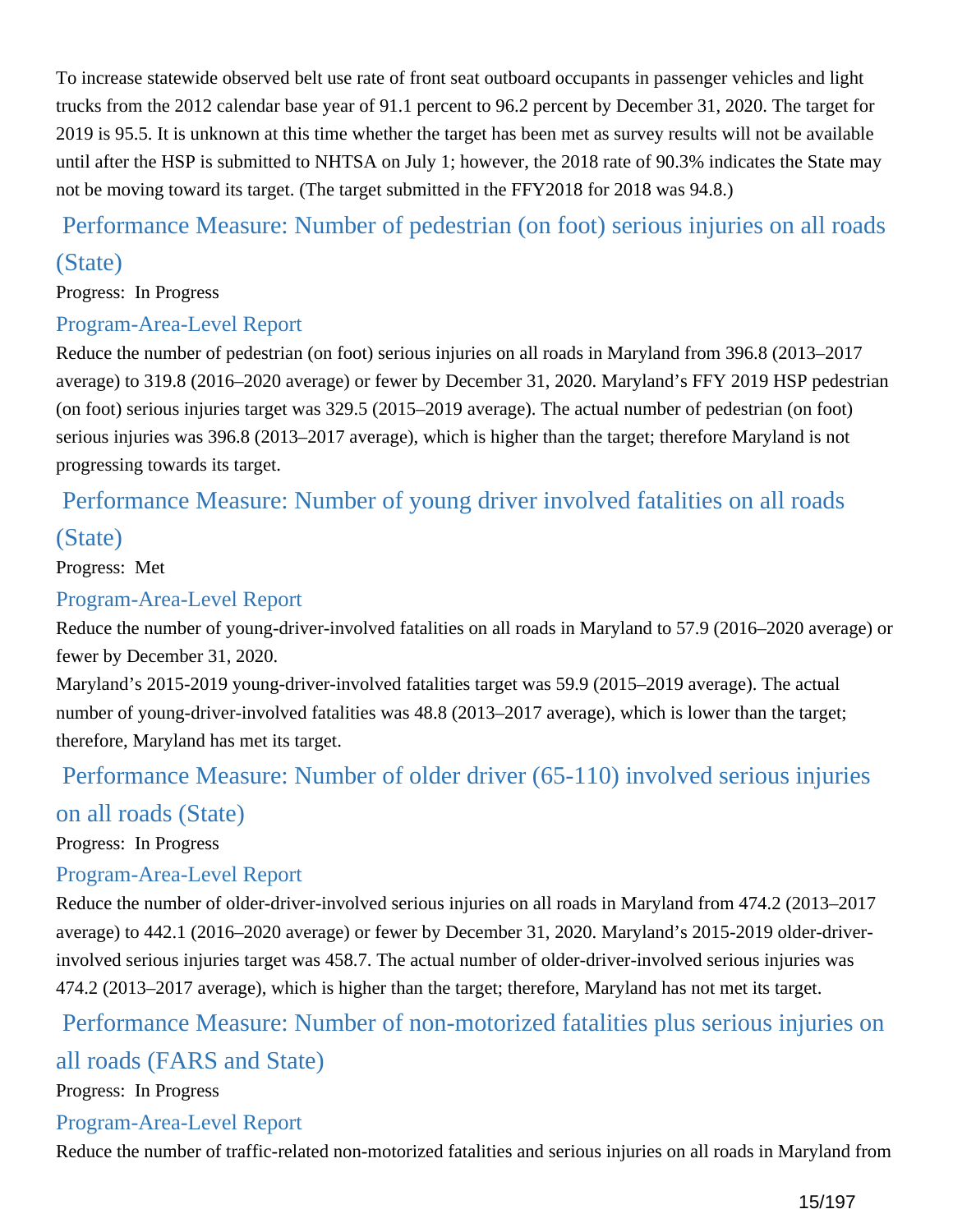To increase statewide observed belt use rate of front seat outboard occupants in passenger vehicles and light trucks from the 2012 calendar base year of 91.1 percent to 96.2 percent by December 31, 2020. The target for 2019 is 95.5. It is unknown at this time whether the target has been met as survey results will not be available until after the HSP is submitted to NHTSA on July 1; however, the 2018 rate of 90.3% indicates the State may not be moving toward its target. (The target submitted in the FFY2018 for 2018 was 94.8.)

## Performance Measure: Number of pedestrian (on foot) serious injuries on all roads (State)

Progress: In Progress

### Program-Area-Level Report

Reduce the number of pedestrian (on foot) serious injuries on all roads in Maryland from 396.8 (2013–2017 average) to 319.8 (2016–2020 average) or fewer by December 31, 2020. Maryland's FFY 2019 HSP pedestrian (on foot) serious injuries target was 329.5 (2015–2019 average). The actual number of pedestrian (on foot) serious injuries was 396.8 (2013–2017 average), which is higher than the target; therefore Maryland is not progressing towards its target.

## Performance Measure: Number of young driver involved fatalities on all roads (State)

Progress: Met

### Program-Area-Level Report

Reduce the number of young-driver-involved fatalities on all roads in Maryland to 57.9 (2016–2020 average) or fewer by December 31, 2020.

Maryland's 2015-2019 young-driver-involved fatalities target was 59.9 (2015–2019 average). The actual number of young-driver-involved fatalities was 48.8 (2013–2017 average), which is lower than the target; therefore, Maryland has met its target.

## Performance Measure: Number of older driver (65-110) involved serious injuries on all roads (State)

Progress: In Progress

### Program-Area-Level Report

Reduce the number of older-driver-involved serious injuries on all roads in Maryland from 474.2 (2013–2017 average) to 442.1 (2016–2020 average) or fewer by December 31, 2020. Maryland's 2015-2019 older-driver-involved serious injuries target was 458.7. The actual number of older-driver-involved serious injuries was 474.2 (2013–2017 average), which is higher than the target; therefore, Maryland has not met its target.

## Performance Measure: Number of non-motorized fatalities plus serious injuries on all roads (FARS and State)

Progress: In Progress

### Program-Area-Level Report

Reduce the number of traffic-related non-motorized fatalities and serious injuries on all roads in Maryland from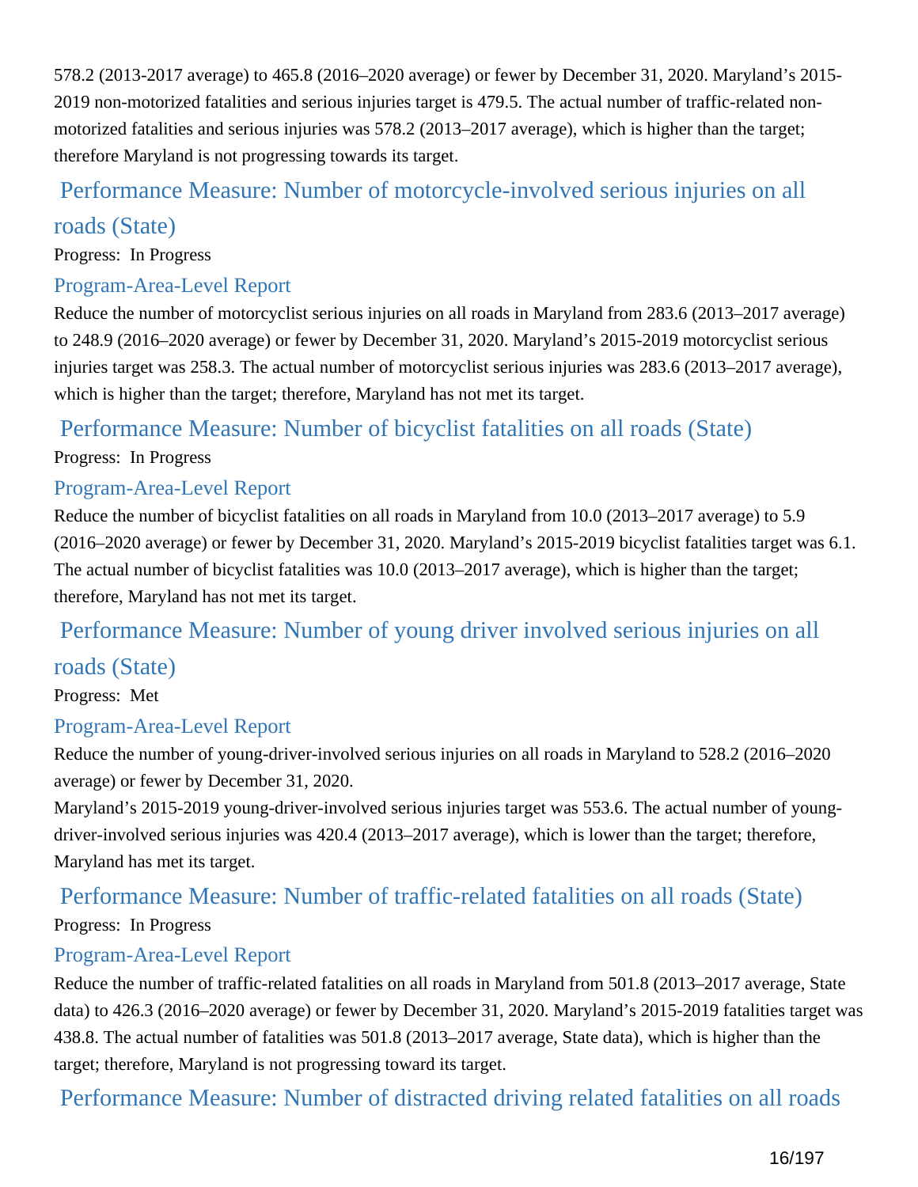578.2 (2013-2017 average) to 465.8 (2016–2020 average) or fewer by December 31, 2020. Maryland's 2015-2019 non-motorized fatalities and serious injuries target is 479.5. The actual number of traffic-related non-motorized fatalities and serious injuries was 578.2 (2013–2017 average), which is higher than the target; therefore Maryland is not progressing towards its target.

## Performance Measure: Number of motorcycle-involved serious injuries on all roads (State)

Progress: In Progress

### Program-Area-Level Report

Reduce the number of motorcyclist serious injuries on all roads in Maryland from 283.6 (2013–2017 average) to 248.9 (2016–2020 average) or fewer by December 31, 2020. Maryland's 2015-2019 motorcyclist serious injuries target was 258.3. The actual number of motorcyclist serious injuries was 283.6 (2013–2017 average), which is higher than the target; therefore, Maryland has not met its target.

## Performance Measure: Number of bicyclist fatalities on all roads (State)

Progress: In Progress

### Program-Area-Level Report

Reduce the number of bicyclist fatalities on all roads in Maryland from 10.0 (2013–2017 average) to 5.9 (2016–2020 average) or fewer by December 31, 2020. Maryland's 2015-2019 bicyclist fatalities target was 6.1. The actual number of bicyclist fatalities was 10.0 (2013–2017 average), which is higher than the target; therefore, Maryland has not met its target.

## Performance Measure: Number of young driver involved serious injuries on all roads (State)

Progress: Met

### Program-Area-Level Report

Reduce the number of young-driver-involved serious injuries on all roads in Maryland to 528.2 (2016–2020 average) or fewer by December 31, 2020.

Maryland's 2015-2019 young-driver-involved serious injuries target was 553.6. The actual number of young-driver-involved serious injuries was 420.4 (2013–2017 average), which is lower than the target; therefore, Maryland has met its target.

## Performance Measure: Number of traffic-related fatalities on all roads (State)

Progress: In Progress

### Program-Area-Level Report

Reduce the number of traffic-related fatalities on all roads in Maryland from 501.8 (2013–2017 average, State data) to 426.3 (2016–2020 average) or fewer by December 31, 2020. Maryland's 2015-2019 fatalities target was 438.8. The actual number of fatalities was 501.8 (2013–2017 average, State data), which is higher than the target; therefore, Maryland is not progressing toward its target.

## Performance Measure: Number of distracted driving related fatalities on all roads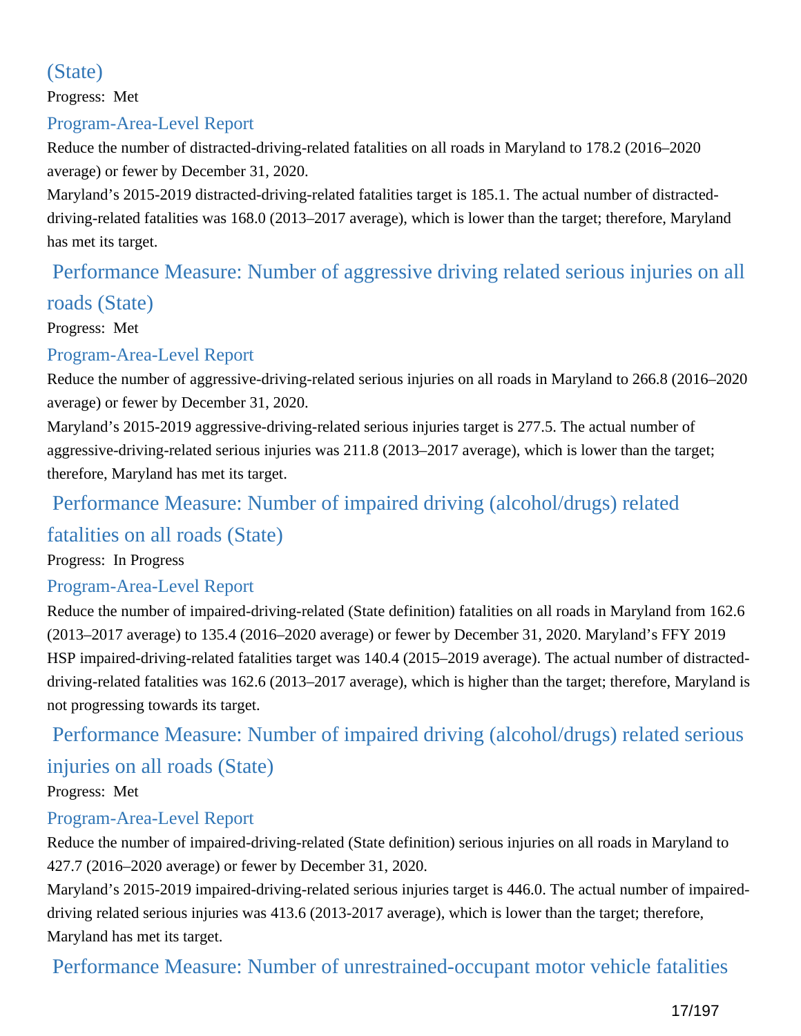## (State)

Progress: Met

### Program-Area-Level Report

Reduce the number of distracted-driving-related fatalities on all roads in Maryland to 178.2 (2016–2020 average) or fewer by December 31, 2020.

Maryland's 2015-2019 distracted-driving-related fatalities target is 185.1. The actual number of distracted-driving-related fatalities was 168.0 (2013–2017 average), which is lower than the target; therefore, Maryland has met its target.

## Performance Measure: Number of aggressive driving related serious injuries on all roads (State)

Progress: Met

### Program-Area-Level Report

Reduce the number of aggressive-driving-related serious injuries on all roads in Maryland to 266.8 (2016–2020 average) or fewer by December 31, 2020.

Maryland's 2015-2019 aggressive-driving-related serious injuries target is 277.5. The actual number of aggressive-driving-related serious injuries was 211.8 (2013–2017 average), which is lower than the target; therefore, Maryland has met its target.

## Performance Measure: Number of impaired driving (alcohol/drugs) related fatalities on all roads (State)

Progress: In Progress

### Program-Area-Level Report

Reduce the number of impaired-driving-related (State definition) fatalities on all roads in Maryland from 162.6 (2013–2017 average) to 135.4 (2016–2020 average) or fewer by December 31, 2020. Maryland's FFY 2019 HSP impaired-driving-related fatalities target was 140.4 (2015–2019 average). The actual number of distracted-driving-related fatalities was 162.6 (2013–2017 average), which is higher than the target; therefore, Maryland is not progressing towards its target.

## Performance Measure: Number of impaired driving (alcohol/drugs) related serious injuries on all roads (State)

Progress: Met

### Program-Area-Level Report

Reduce the number of impaired-driving-related (State definition) serious injuries on all roads in Maryland to 427.7 (2016–2020 average) or fewer by December 31, 2020.

Maryland's 2015-2019 impaired-driving-related serious injuries target is 446.0. The actual number of impaired-driving related serious injuries was 413.6 (2013-2017 average), which is lower than the target; therefore, Maryland has met its target.

## Performance Measure: Number of unrestrained-occupant motor vehicle fatalities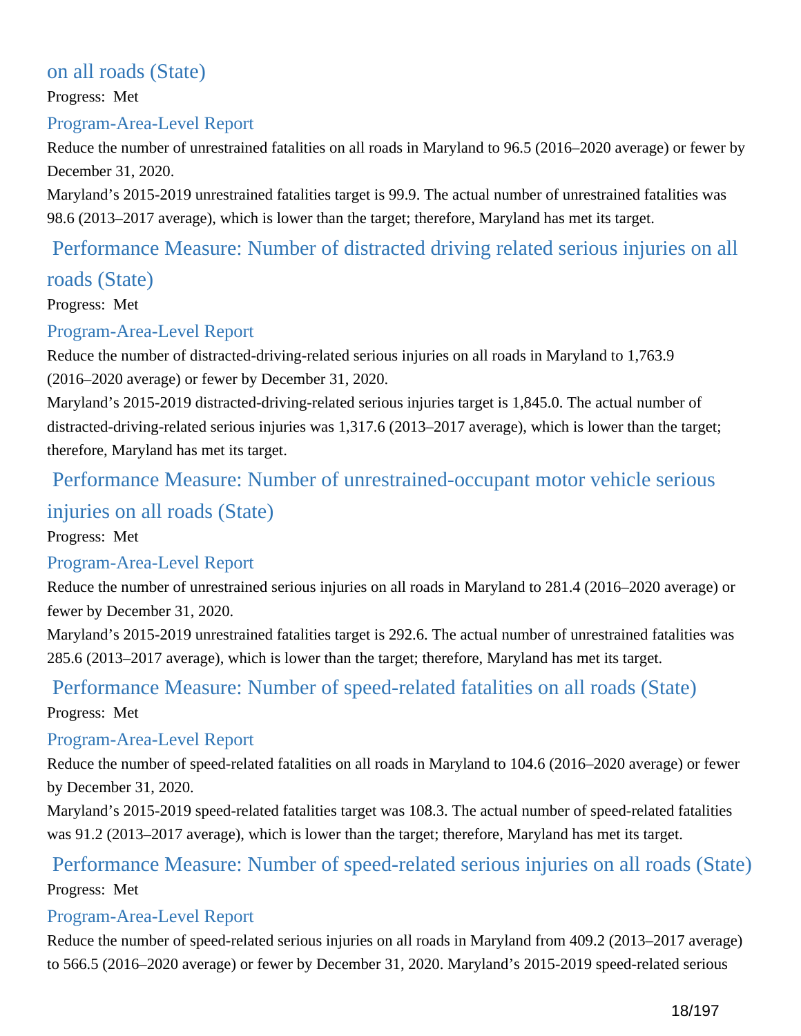### on all roads (State)

Progress: Met

#### Program-Area-Level Report

Reduce the number of unrestrained fatalities on all roads in Maryland to 96.5 (2016–2020 average) or fewer by December 31, 2020.

Maryland’s 2015-2019 unrestrained fatalities target is 99.9. The actual number of unrestrained fatalities was 98.6 (2013–2017 average), which is lower than the target; therefore, Maryland has met its target.

### Performance Measure: Number of distracted driving related serious injuries on all roads (State)

Progress: Met

#### Program-Area-Level Report

Reduce the number of distracted-driving-related serious injuries on all roads in Maryland to 1,763.9 (2016–2020 average) or fewer by December 31, 2020.

Maryland’s 2015-2019 distracted-driving-related serious injuries target is 1,845.0. The actual number of distracted-driving-related serious injuries was 1,317.6 (2013–2017 average), which is lower than the target; therefore, Maryland has met its target.

### Performance Measure: Number of unrestrained-occupant motor vehicle serious injuries on all roads (State)

Progress: Met

#### Program-Area-Level Report

Reduce the number of unrestrained serious injuries on all roads in Maryland to 281.4 (2016–2020 average) or fewer by December 31, 2020.

Maryland’s 2015-2019 unrestrained fatalities target is 292.6. The actual number of unrestrained fatalities was 285.6 (2013–2017 average), which is lower than the target; therefore, Maryland has met its target.

### Performance Measure: Number of speed-related fatalities on all roads (State)

Progress: Met

#### Program-Area-Level Report

Reduce the number of speed-related fatalities on all roads in Maryland to 104.6 (2016–2020 average) or fewer by December 31, 2020.

Maryland’s 2015-2019 speed-related fatalities target was 108.3. The actual number of speed-related fatalities was 91.2 (2013–2017 average), which is lower than the target; therefore, Maryland has met its target.

### Performance Measure: Number of speed-related serious injuries on all roads (State)

Progress: Met

#### Program-Area-Level Report

Reduce the number of speed-related serious injuries on all roads in Maryland from 409.2 (2013–2017 average) to 566.5 (2016–2020 average) or fewer by December 31, 2020. Maryland’s 2015-2019 speed-related serious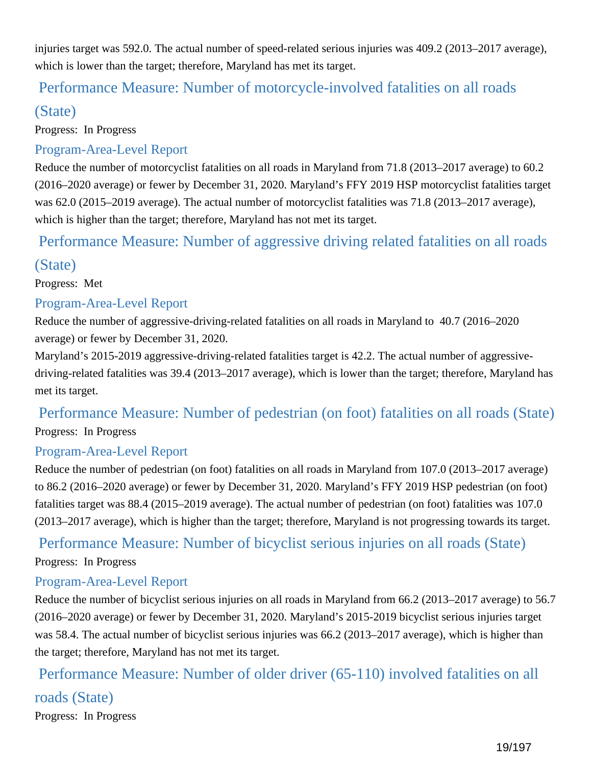injuries target was 592.0. The actual number of speed-related serious injuries was 409.2 (2013–2017 average), which is lower than the target; therefore, Maryland has met its target.

## Performance Measure: Number of motorcycle-involved fatalities on all roads (State)

Progress: In Progress

### Program-Area-Level Report

Reduce the number of motorcyclist fatalities on all roads in Maryland from 71.8 (2013–2017 average) to 60.2 (2016–2020 average) or fewer by December 31, 2020. Maryland's FFY 2019 HSP motorcyclist fatalities target was 62.0 (2015–2019 average). The actual number of motorcyclist fatalities was 71.8 (2013–2017 average), which is higher than the target; therefore, Maryland has not met its target.

## Performance Measure: Number of aggressive driving related fatalities on all roads (State)

Progress: Met

### Program-Area-Level Report

Reduce the number of aggressive-driving-related fatalities on all roads in Maryland to 40.7 (2016–2020 average) or fewer by December 31, 2020.

Maryland's 2015-2019 aggressive-driving-related fatalities target is 42.2. The actual number of aggressive-driving-related fatalities was 39.4 (2013–2017 average), which is lower than the target; therefore, Maryland has met its target.

## Performance Measure: Number of pedestrian (on foot) fatalities on all roads (State)

Progress: In Progress

### Program-Area-Level Report

Reduce the number of pedestrian (on foot) fatalities on all roads in Maryland from 107.0 (2013–2017 average) to 86.2 (2016–2020 average) or fewer by December 31, 2020. Maryland's FFY 2019 HSP pedestrian (on foot) fatalities target was 88.4 (2015–2019 average). The actual number of pedestrian (on foot) fatalities was 107.0 (2013–2017 average), which is higher than the target; therefore, Maryland is not progressing towards its target.

## Performance Measure: Number of bicyclist serious injuries on all roads (State)

Progress: In Progress

### Program-Area-Level Report

Reduce the number of bicyclist serious injuries on all roads in Maryland from 66.2 (2013–2017 average) to 56.7 (2016–2020 average) or fewer by December 31, 2020. Maryland's 2015-2019 bicyclist serious injuries target was 58.4. The actual number of bicyclist serious injuries was 66.2 (2013–2017 average), which is higher than the target; therefore, Maryland has not met its target.

## Performance Measure: Number of older driver (65-110) involved fatalities on all roads (State)

Progress: In Progress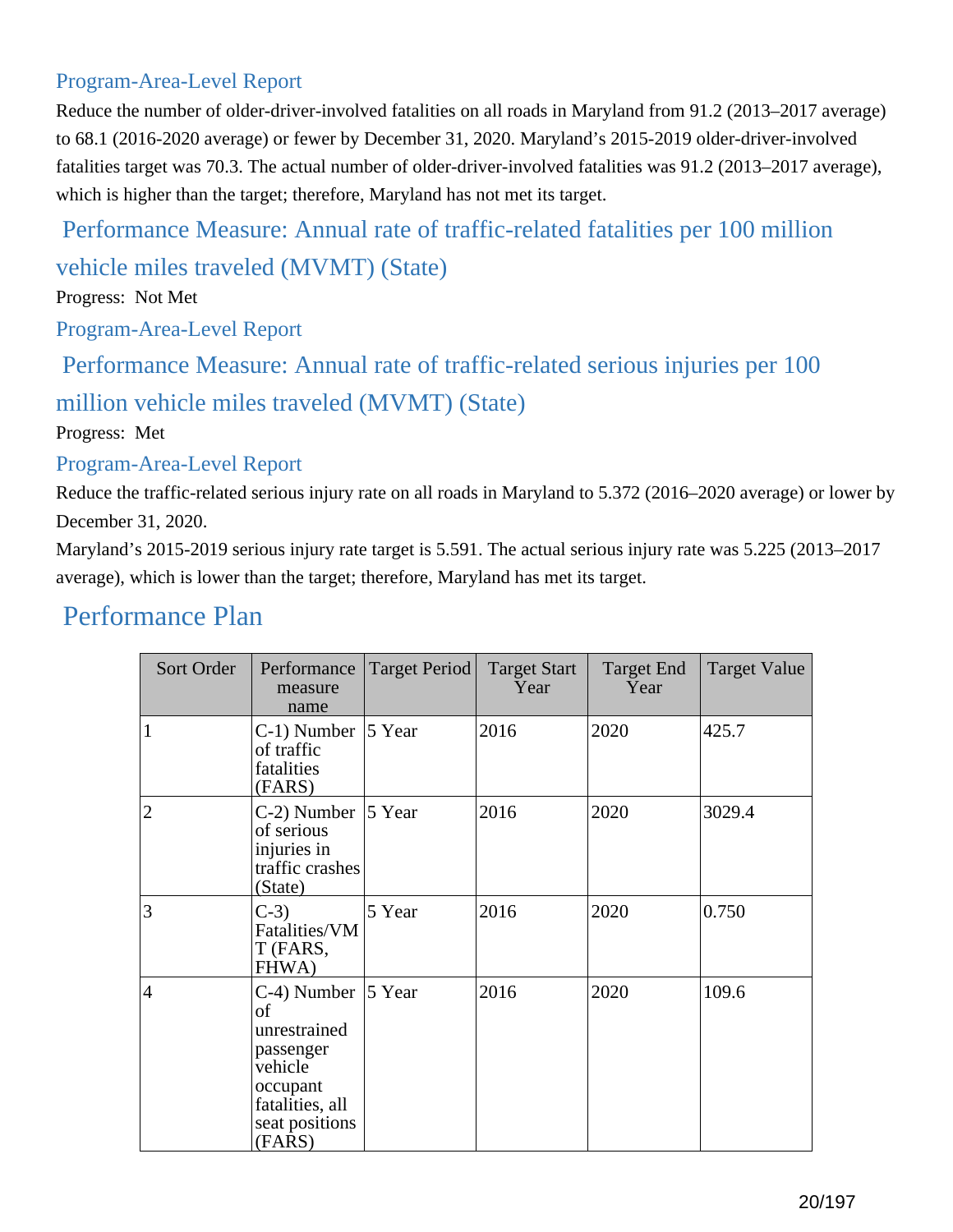### Program-Area-Level Report

Reduce the number of older-driver-involved fatalities on all roads in Maryland from 91.2 (2013–2017 average) to 68.1 (2016-2020 average) or fewer by December 31, 2020. Maryland's 2015-2019 older-driver-involved fatalities target was 70.3. The actual number of older-driver-involved fatalities was 91.2 (2013–2017 average), which is higher than the target; therefore, Maryland has not met its target.

## Performance Measure: Annual rate of traffic-related fatalities per 100 million vehicle miles traveled (MVMT) (State)

Progress: Not Met

### Program-Area-Level Report

## Performance Measure: Annual rate of traffic-related serious injuries per 100 million vehicle miles traveled (MVMT) (State)

Progress: Met

### Program-Area-Level Report

Reduce the traffic-related serious injury rate on all roads in Maryland to 5.372 (2016–2020 average) or lower by December 31, 2020.

Maryland's 2015-2019 serious injury rate target is 5.591. The actual serious injury rate was 5.225 (2013–2017 average), which is lower than the target; therefore, Maryland has met its target.

## Performance Plan

| Sort Order | Performance measure name | Target Period | Target Start Year | Target End Year | Target Value |
|---|---|---|---|---|---|
| 1 | C-1) Number of traffic fatalities (FARS) | 5 Year | 2016 | 2020 | 425.7 |
| 2 | C-2) Number of serious injuries in traffic crashes (State) | 5 Year | 2016 | 2020 | 3029.4 |
| 3 | C-3) Fatalities/VMT (FARS, FHWA) | 5 Year | 2016 | 2020 | 0.750 |
| 4 | C-4) Number of unrestrained passenger vehicle occupant fatalities, all seat positions (FARS) | 5 Year | 2016 | 2020 | 109.6 |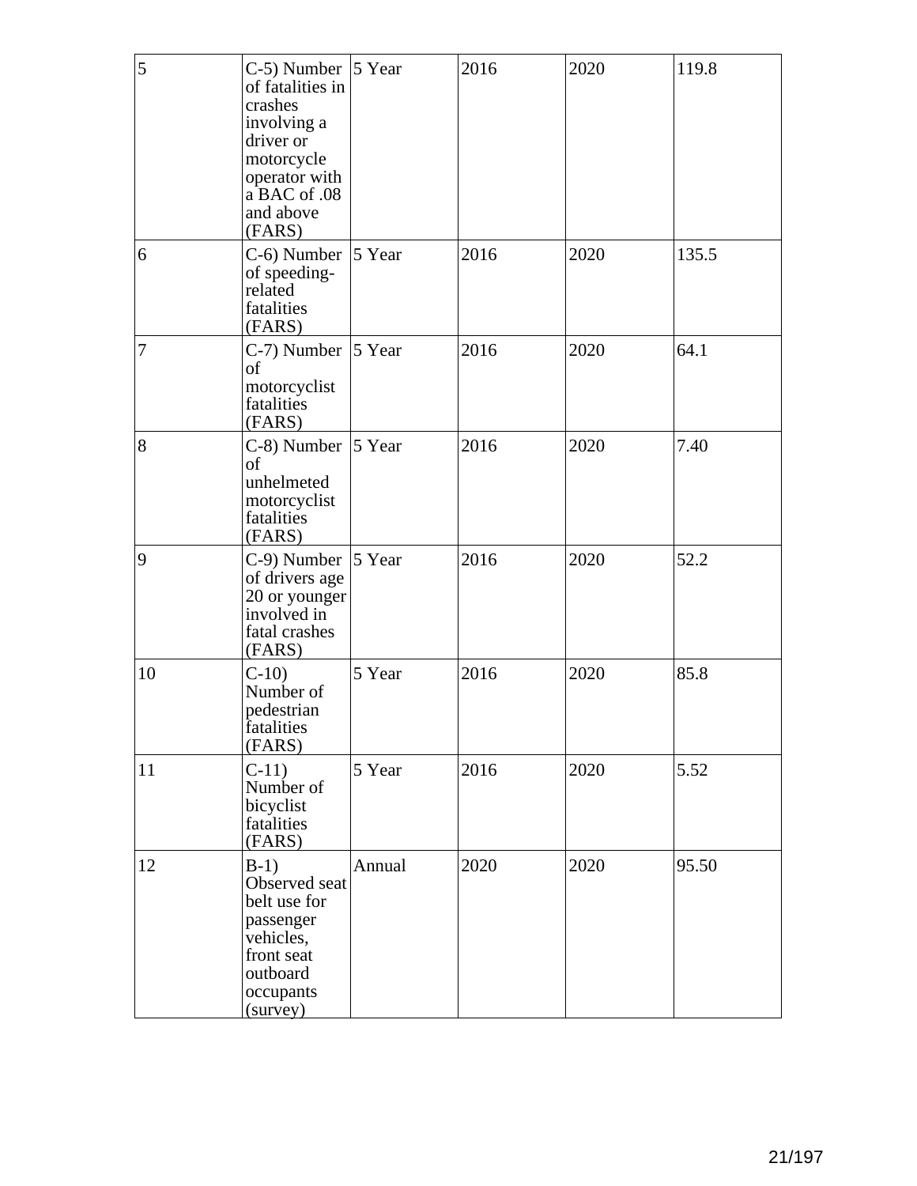| 5 | C-5) Number of fatalities in crashes involving a driver or motorcycle operator with a BAC of .08 and above (FARS) | 5 Year | 2016 | 2020 | 119.8 |
|---|---|---|---|---|---|
| 6 | C-6) Number of speeding-related fatalities (FARS) | 5 Year | 2016 | 2020 | 135.5 |
| 7 | C-7) Number of motorcyclist fatalities (FARS) | 5 Year | 2016 | 2020 | 64.1 |
| 8 | C-8) Number of unhelmeted motorcyclist fatalities (FARS) | 5 Year | 2016 | 2020 | 7.40 |
| 9 | C-9) Number of drivers age 20 or younger involved in fatal crashes (FARS) | 5 Year | 2016 | 2020 | 52.2 |
| 10 | C-10) Number of pedestrian fatalities (FARS) | 5 Year | 2016 | 2020 | 85.8 |
| 11 | C-11) Number of bicyclist fatalities (FARS) | 5 Year | 2016 | 2020 | 5.52 |
| 12 | B-1) Observed seat belt use for passenger vehicles, front seat outboard occupants (survey) | Annual | 2020 | 2020 | 95.50 |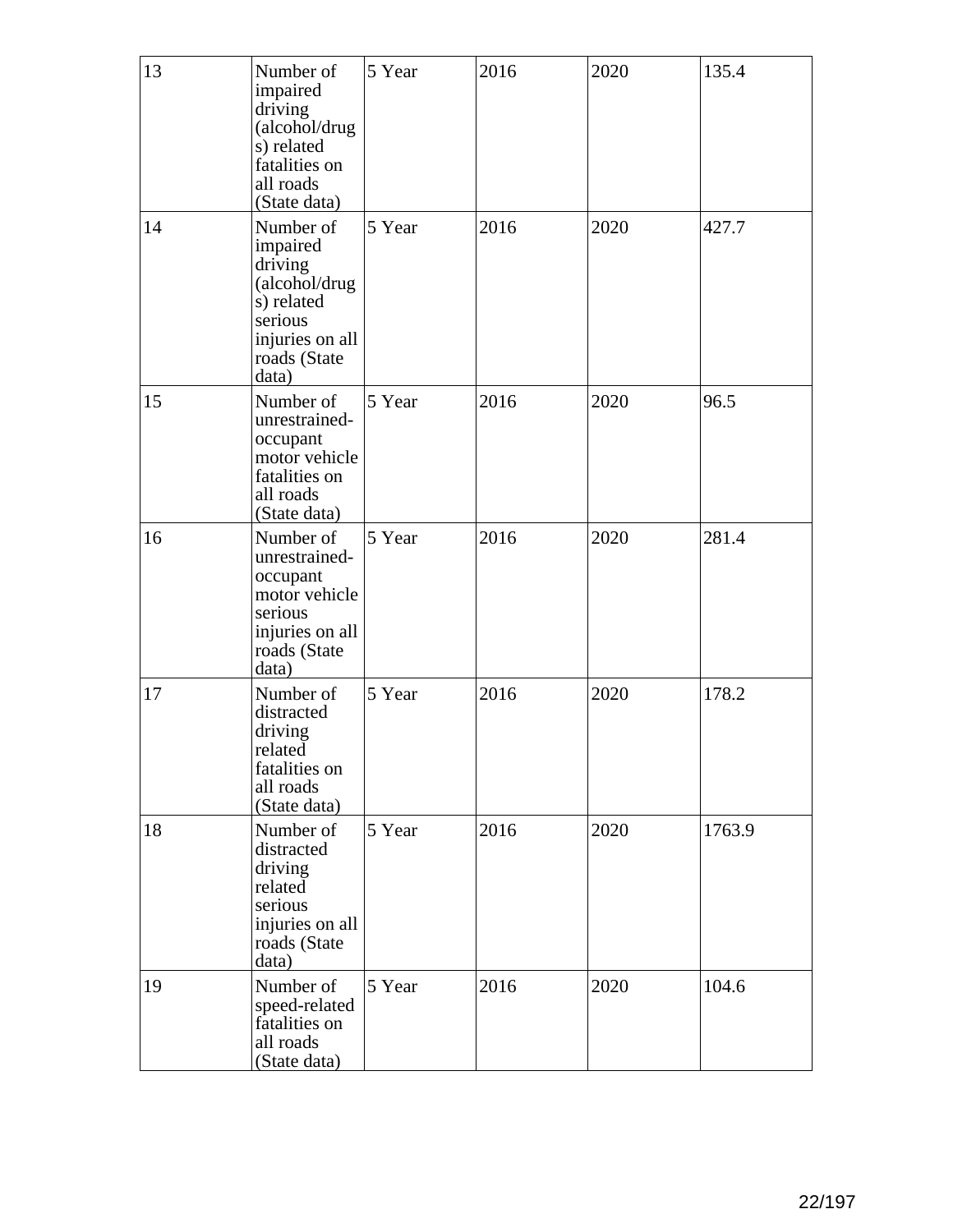| | | | | | |
|---|---|---|---|---|---|
| 13 | Number of impaired driving (alcohol/drugs) related fatalities on all roads (State data) | 5 Year | 2016 | 2020 | 135.4 |
| 14 | Number of impaired driving (alcohol/drugs) related serious injuries on all roads (State data) | 5 Year | 2016 | 2020 | 427.7 |
| 15 | Number of unrestrained-occupant motor vehicle fatalities on all roads (State data) | 5 Year | 2016 | 2020 | 96.5 |
| 16 | Number of unrestrained-occupant motor vehicle serious injuries on all roads (State data) | 5 Year | 2016 | 2020 | 281.4 |
| 17 | Number of distracted driving related fatalities on all roads (State data) | 5 Year | 2016 | 2020 | 178.2 |
| 18 | Number of distracted driving related serious injuries on all roads (State data) | 5 Year | 2016 | 2020 | 1763.9 |
| 19 | Number of speed-related fatalities on all roads (State data) | 5 Year | 2016 | 2020 | 104.6 |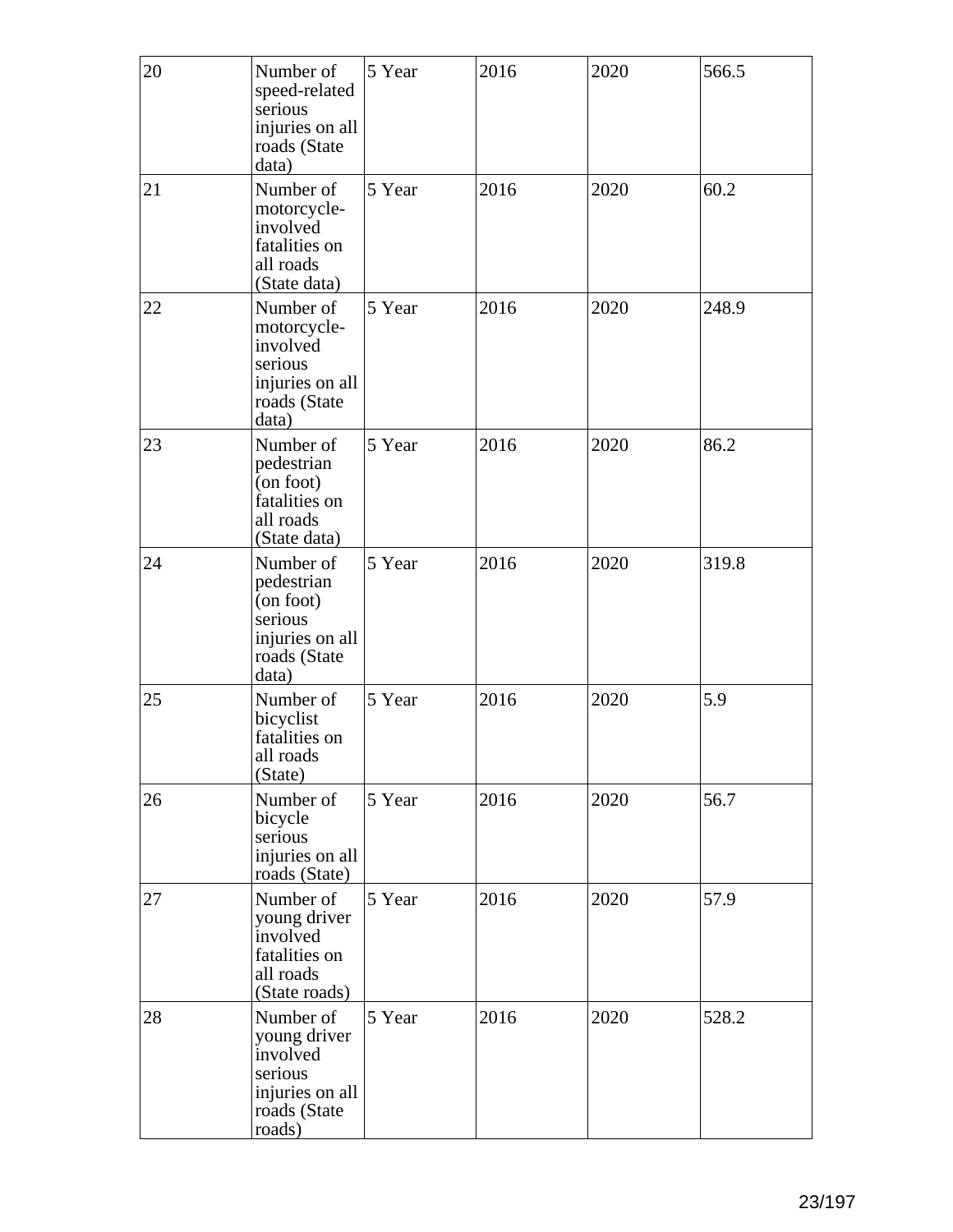| 20 | Number of speed-related serious injuries on all roads (State data) | 5 Year | 2016 | 2020 | 566.5 |
|---|---|---|---|---|---|
| 21 | Number of motorcycle-involved fatalities on all roads (State data) | 5 Year | 2016 | 2020 | 60.2 |
| 22 | Number of motorcycle-involved serious injuries on all roads (State data) | 5 Year | 2016 | 2020 | 248.9 |
| 23 | Number of pedestrian (on foot) fatalities on all roads (State data) | 5 Year | 2016 | 2020 | 86.2 |
| 24 | Number of pedestrian (on foot) serious injuries on all roads (State data) | 5 Year | 2016 | 2020 | 319.8 |
| 25 | Number of bicyclist fatalities on all roads (State) | 5 Year | 2016 | 2020 | 5.9 |
| 26 | Number of bicycle serious injuries on all roads (State) | 5 Year | 2016 | 2020 | 56.7 |
| 27 | Number of young driver involved fatalities on all roads (State roads) | 5 Year | 2016 | 2020 | 57.9 |
| 28 | Number of young driver involved serious injuries on all roads (State roads) | 5 Year | 2016 | 2020 | 528.2 |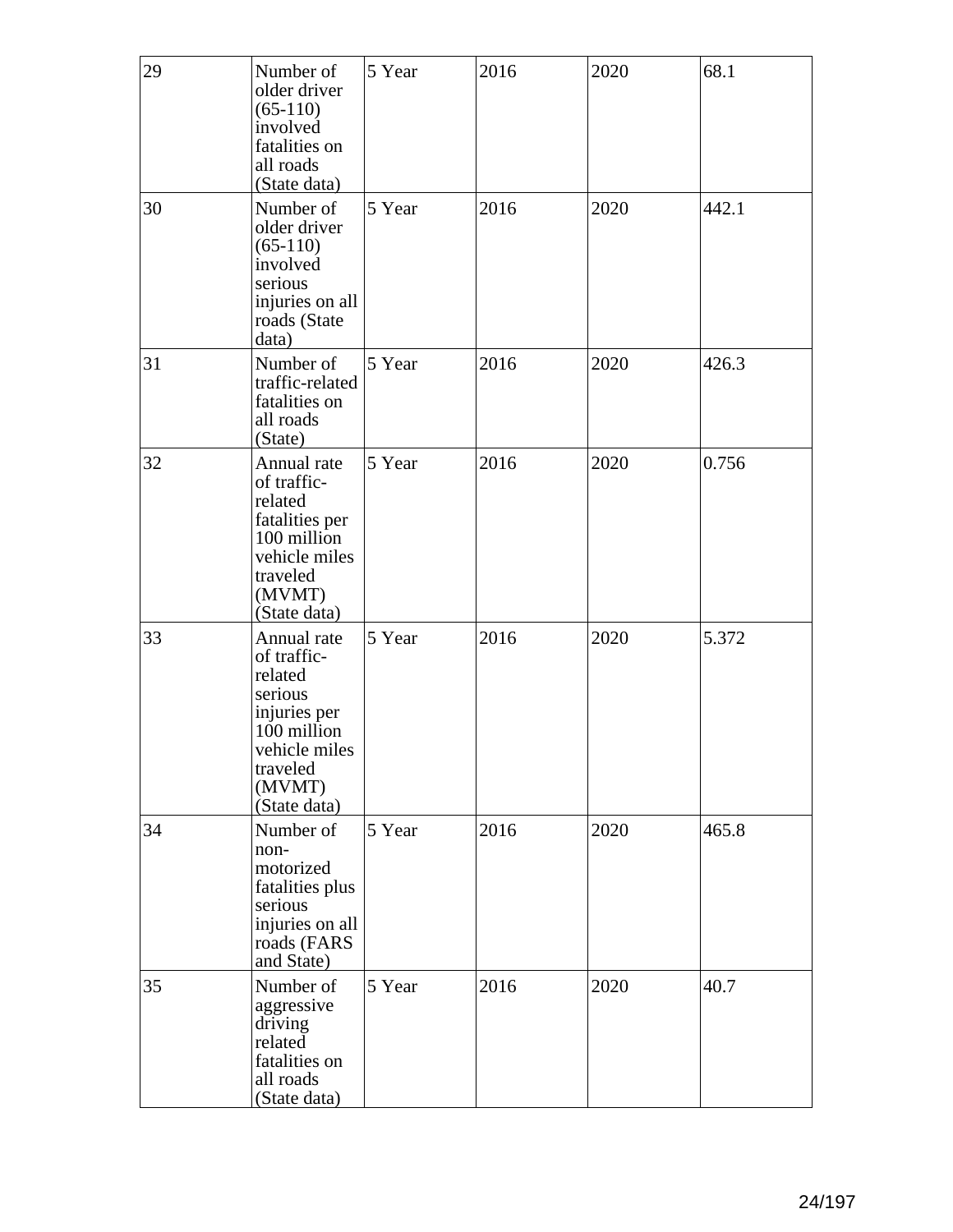| 29 | Number of older driver (65-110) involved fatalities on all roads (State data) | 5 Year | 2016 | 2020 | 68.1 |
|---|---|---|---|---|---|
| 30 | Number of older driver (65-110) involved serious injuries on all roads (State data) | 5 Year | 2016 | 2020 | 442.1 |
| 31 | Number of traffic-related fatalities on all roads (State) | 5 Year | 2016 | 2020 | 426.3 |
| 32 | Annual rate of traffic-related fatalities per 100 million vehicle miles traveled (MVMT) (State data) | 5 Year | 2016 | 2020 | 0.756 |
| 33 | Annual rate of traffic-related serious injuries per 100 million vehicle miles traveled (MVMT) (State data) | 5 Year | 2016 | 2020 | 5.372 |
| 34 | Number of non-motorized fatalities plus serious injuries on all roads (FARS and State) | 5 Year | 2016 | 2020 | 465.8 |
| 35 | Number of aggressive driving related fatalities on all roads (State data) | 5 Year | 2016 | 2020 | 40.7 |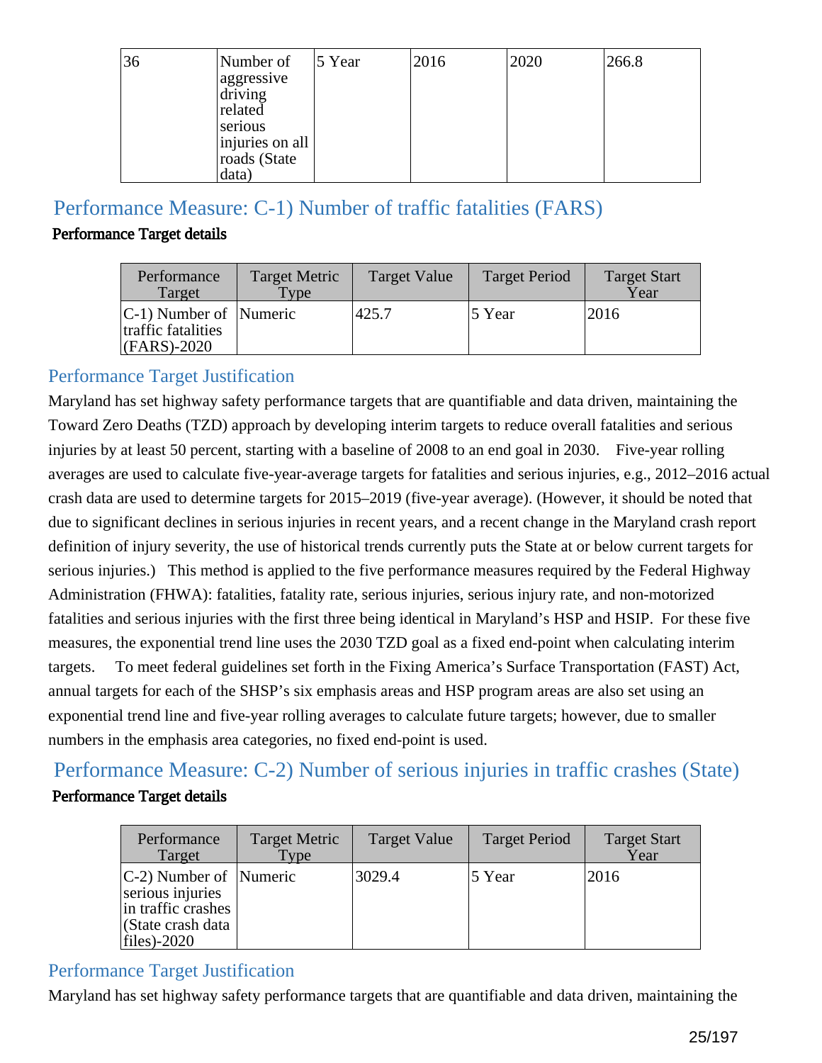| 36 | Number of aggressive driving related serious injuries on all roads (State data) | 5 Year | 2016 | 2020 | 266.8 |
|---|---|---|---|---|---|

## Performance Measure: C-1) Number of traffic fatalities (FARS)

**Performance Target details**

| Performance Target | Target Metric Type | Target Value | Target Period | Target Start Year |
|---|---|---|---|---|
| C-1) Number of traffic fatalities (FARS)-2020 | Numeric | 425.7 | 5 Year | 2016 |

### Performance Target Justification

Maryland has set highway safety performance targets that are quantifiable and data driven, maintaining the Toward Zero Deaths (TZD) approach by developing interim targets to reduce overall fatalities and serious injuries by at least 50 percent, starting with a baseline of 2008 to an end goal in 2030. Five-year rolling averages are used to calculate five-year-average targets for fatalities and serious injuries, e.g., 2012–2016 actual crash data are used to determine targets for 2015–2019 (five-year average). (However, it should be noted that due to significant declines in serious injuries in recent years, and a recent change in the Maryland crash report definition of injury severity, the use of historical trends currently puts the State at or below current targets for serious injuries.) This method is applied to the five performance measures required by the Federal Highway Administration (FHWA): fatalities, fatality rate, serious injuries, serious injury rate, and non-motorized fatalities and serious injuries with the first three being identical in Maryland's HSP and HSIP. For these five measures, the exponential trend line uses the 2030 TZD goal as a fixed end-point when calculating interim targets. To meet federal guidelines set forth in the Fixing America's Surface Transportation (FAST) Act, annual targets for each of the SHSP's six emphasis areas and HSP program areas are also set using an exponential trend line and five-year rolling averages to calculate future targets; however, due to smaller numbers in the emphasis area categories, no fixed end-point is used.

## Performance Measure: C-2) Number of serious injuries in traffic crashes (State)

**Performance Target details**

| Performance Target | Target Metric Type | Target Value | Target Period | Target Start Year |
|---|---|---|---|---|
| C-2) Number of serious injuries in traffic crashes (State crash data files)-2020 | Numeric | 3029.4 | 5 Year | 2016 |

### Performance Target Justification

Maryland has set highway safety performance targets that are quantifiable and data driven, maintaining the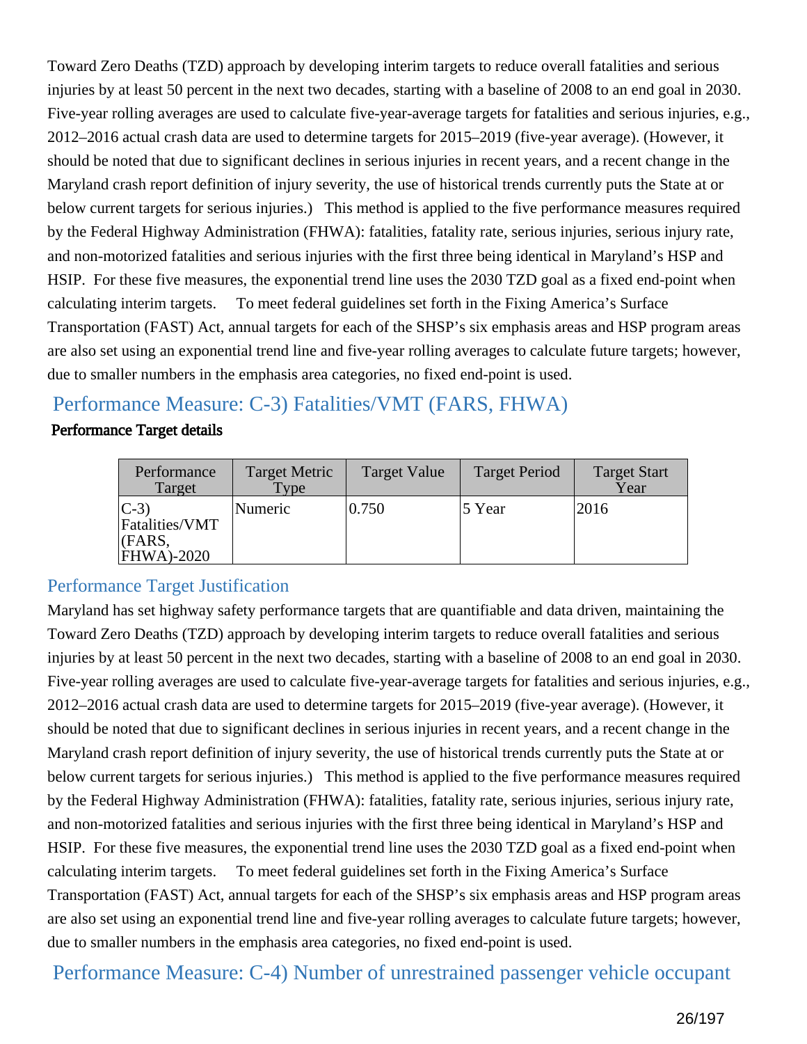Toward Zero Deaths (TZD) approach by developing interim targets to reduce overall fatalities and serious injuries by at least 50 percent in the next two decades, starting with a baseline of 2008 to an end goal in 2030. Five-year rolling averages are used to calculate five-year-average targets for fatalities and serious injuries, e.g., 2012–2016 actual crash data are used to determine targets for 2015–2019 (five-year average). (However, it should be noted that due to significant declines in serious injuries in recent years, and a recent change in the Maryland crash report definition of injury severity, the use of historical trends currently puts the State at or below current targets for serious injuries.) This method is applied to the five performance measures required by the Federal Highway Administration (FHWA): fatalities, fatality rate, serious injuries, serious injury rate, and non-motorized fatalities and serious injuries with the first three being identical in Maryland's HSP and HSIP. For these five measures, the exponential trend line uses the 2030 TZD goal as a fixed end-point when calculating interim targets. To meet federal guidelines set forth in the Fixing America's Surface Transportation (FAST) Act, annual targets for each of the SHSP's six emphasis areas and HSP program areas are also set using an exponential trend line and five-year rolling averages to calculate future targets; however, due to smaller numbers in the emphasis area categories, no fixed end-point is used.

## Performance Measure: C-3) Fatalities/VMT (FARS, FHWA)

**Performance Target details**

| Performance Target | Target Metric Type | Target Value | Target Period | Target Start Year |
|---|---|---|---|---|
| C-3) Fatalities/VMT (FARS, FHWA)-2020 | Numeric | 0.750 | 5 Year | 2016 |

### Performance Target Justification

Maryland has set highway safety performance targets that are quantifiable and data driven, maintaining the Toward Zero Deaths (TZD) approach by developing interim targets to reduce overall fatalities and serious injuries by at least 50 percent in the next two decades, starting with a baseline of 2008 to an end goal in 2030. Five-year rolling averages are used to calculate five-year-average targets for fatalities and serious injuries, e.g., 2012–2016 actual crash data are used to determine targets for 2015–2019 (five-year average). (However, it should be noted that due to significant declines in serious injuries in recent years, and a recent change in the Maryland crash report definition of injury severity, the use of historical trends currently puts the State at or below current targets for serious injuries.) This method is applied to the five performance measures required by the Federal Highway Administration (FHWA): fatalities, fatality rate, serious injuries, serious injury rate, and non-motorized fatalities and serious injuries with the first three being identical in Maryland's HSP and HSIP. For these five measures, the exponential trend line uses the 2030 TZD goal as a fixed end-point when calculating interim targets. To meet federal guidelines set forth in the Fixing America's Surface Transportation (FAST) Act, annual targets for each of the SHSP's six emphasis areas and HSP program areas are also set using an exponential trend line and five-year rolling averages to calculate future targets; however, due to smaller numbers in the emphasis area categories, no fixed end-point is used.

## Performance Measure: C-4) Number of unrestrained passenger vehicle occupant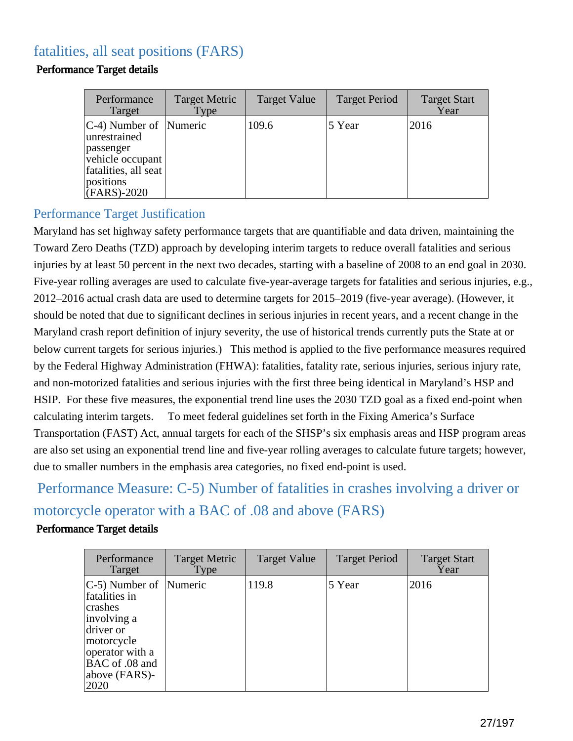## fatalities, all seat positions (FARS)

**Performance Target details**

| Performance Target | Target Metric Type | Target Value | Target Period | Target Start Year |
|---|---|---|---|---|
| C-4) Number of unrestrained passenger vehicle occupant fatalities, all seat positions (FARS)-2020 | Numeric | 109.6 | 5 Year | 2016 |

### Performance Target Justification

Maryland has set highway safety performance targets that are quantifiable and data driven, maintaining the Toward Zero Deaths (TZD) approach by developing interim targets to reduce overall fatalities and serious injuries by at least 50 percent in the next two decades, starting with a baseline of 2008 to an end goal in 2030. Five-year rolling averages are used to calculate five-year-average targets for fatalities and serious injuries, e.g., 2012–2016 actual crash data are used to determine targets for 2015–2019 (five-year average). (However, it should be noted that due to significant declines in serious injuries in recent years, and a recent change in the Maryland crash report definition of injury severity, the use of historical trends currently puts the State at or below current targets for serious injuries.) This method is applied to the five performance measures required by the Federal Highway Administration (FHWA): fatalities, fatality rate, serious injuries, serious injury rate, and non-motorized fatalities and serious injuries with the first three being identical in Maryland's HSP and HSIP. For these five measures, the exponential trend line uses the 2030 TZD goal as a fixed end-point when calculating interim targets. To meet federal guidelines set forth in the Fixing America's Surface Transportation (FAST) Act, annual targets for each of the SHSP's six emphasis areas and HSP program areas are also set using an exponential trend line and five-year rolling averages to calculate future targets; however, due to smaller numbers in the emphasis area categories, no fixed end-point is used.

## Performance Measure: C-5) Number of fatalities in crashes involving a driver or motorcycle operator with a BAC of .08 and above (FARS)

**Performance Target details**

| Performance Target | Target Metric Type | Target Value | Target Period | Target Start Year |
|---|---|---|---|---|
| C-5) Number of fatalities in crashes involving a driver or motorcycle operator with a BAC of .08 and above (FARS)-2020 | Numeric | 119.8 | 5 Year | 2016 |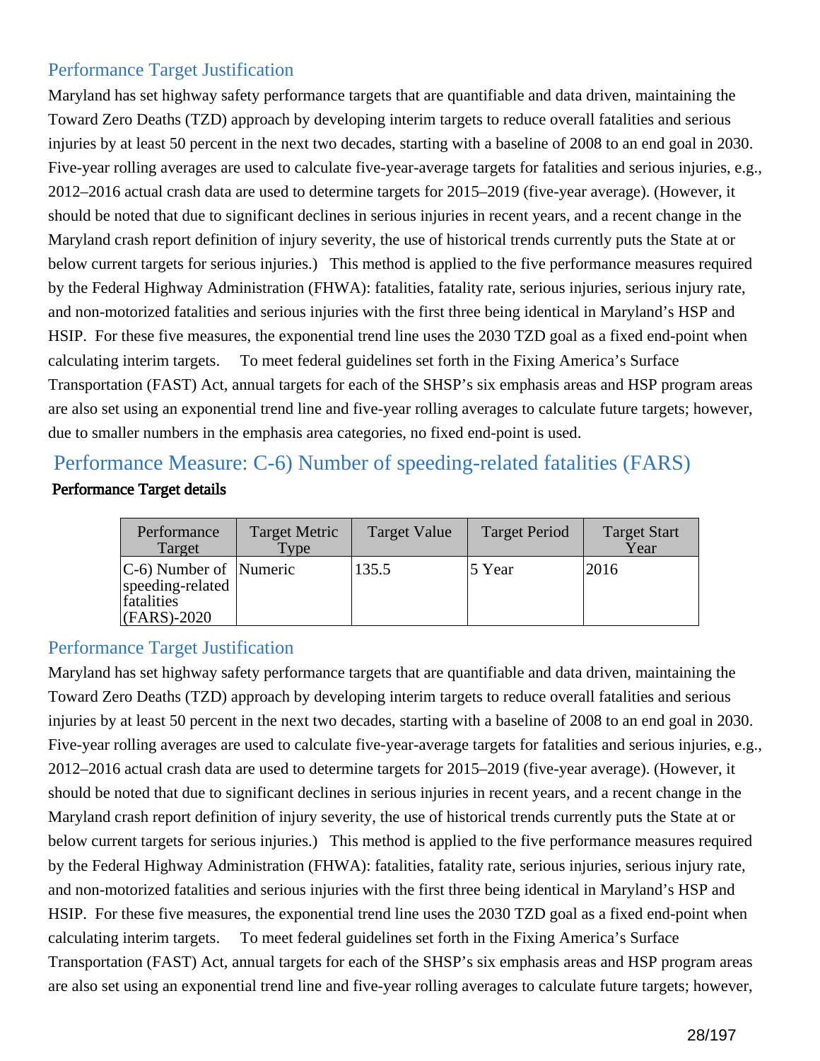## Performance Target Justification

Maryland has set highway safety performance targets that are quantifiable and data driven, maintaining the Toward Zero Deaths (TZD) approach by developing interim targets to reduce overall fatalities and serious injuries by at least 50 percent in the next two decades, starting with a baseline of 2008 to an end goal in 2030. Five-year rolling averages are used to calculate five-year-average targets for fatalities and serious injuries, e.g., 2012–2016 actual crash data are used to determine targets for 2015–2019 (five-year average). (However, it should be noted that due to significant declines in serious injuries in recent years, and a recent change in the Maryland crash report definition of injury severity, the use of historical trends currently puts the State at or below current targets for serious injuries.) This method is applied to the five performance measures required by the Federal Highway Administration (FHWA): fatalities, fatality rate, serious injuries, serious injury rate, and non-motorized fatalities and serious injuries with the first three being identical in Maryland's HSP and HSIP. For these five measures, the exponential trend line uses the 2030 TZD goal as a fixed end-point when calculating interim targets. To meet federal guidelines set forth in the Fixing America's Surface Transportation (FAST) Act, annual targets for each of the SHSP's six emphasis areas and HSP program areas are also set using an exponential trend line and five-year rolling averages to calculate future targets; however, due to smaller numbers in the emphasis area categories, no fixed end-point is used.

# Performance Measure: C-6) Number of speeding-related fatalities (FARS)

**Performance Target details**

| Performance Target | Target Metric Type | Target Value | Target Period | Target Start Year |
|---|---|---|---|---|
| C-6) Number of speeding-related fatalities (FARS)-2020 | Numeric | 135.5 | 5 Year | 2016 |

## Performance Target Justification

Maryland has set highway safety performance targets that are quantifiable and data driven, maintaining the Toward Zero Deaths (TZD) approach by developing interim targets to reduce overall fatalities and serious injuries by at least 50 percent in the next two decades, starting with a baseline of 2008 to an end goal in 2030. Five-year rolling averages are used to calculate five-year-average targets for fatalities and serious injuries, e.g., 2012–2016 actual crash data are used to determine targets for 2015–2019 (five-year average). (However, it should be noted that due to significant declines in serious injuries in recent years, and a recent change in the Maryland crash report definition of injury severity, the use of historical trends currently puts the State at or below current targets for serious injuries.) This method is applied to the five performance measures required by the Federal Highway Administration (FHWA): fatalities, fatality rate, serious injuries, serious injury rate, and non-motorized fatalities and serious injuries with the first three being identical in Maryland's HSP and HSIP. For these five measures, the exponential trend line uses the 2030 TZD goal as a fixed end-point when calculating interim targets. To meet federal guidelines set forth in the Fixing America's Surface Transportation (FAST) Act, annual targets for each of the SHSP's six emphasis areas and HSP program areas are also set using an exponential trend line and five-year rolling averages to calculate future targets; however,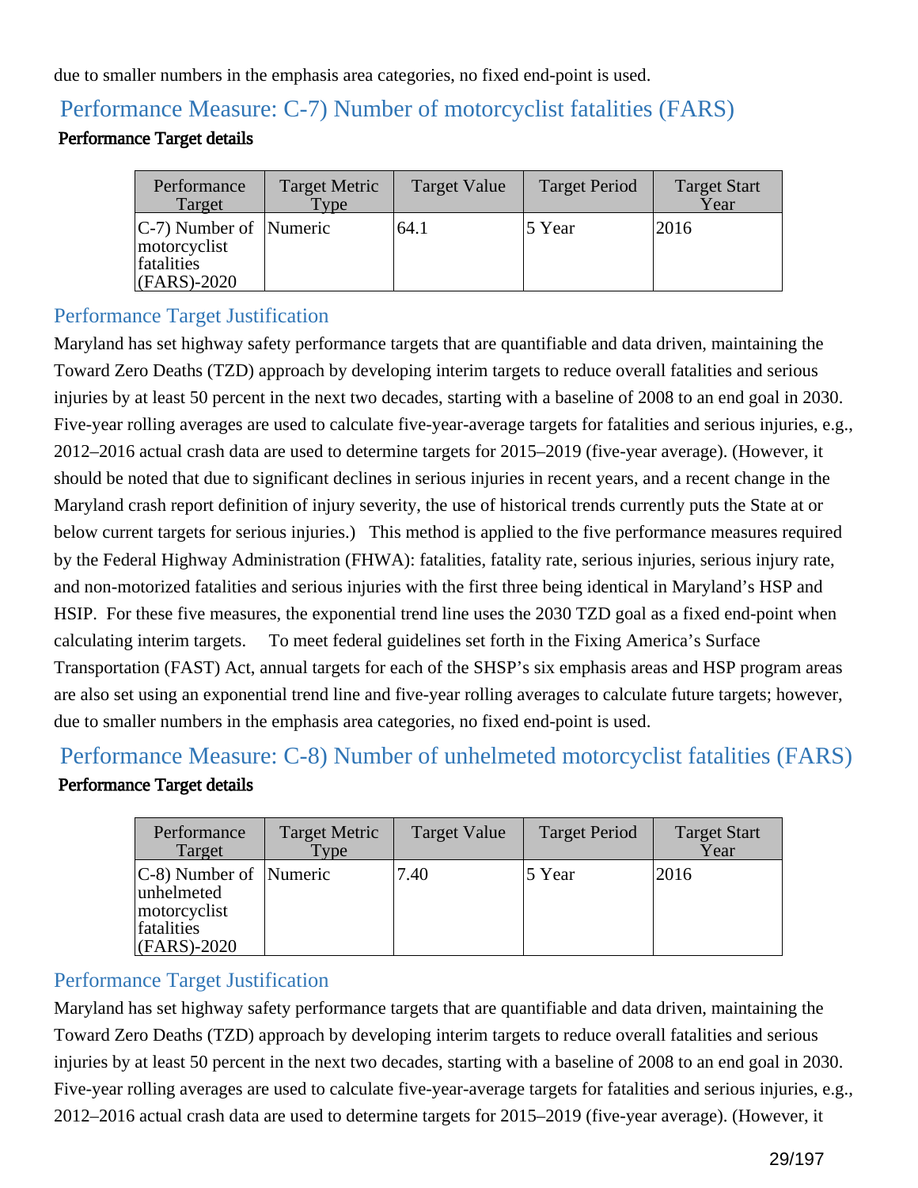due to smaller numbers in the emphasis area categories, no fixed end-point is used.

## Performance Measure: C-7) Number of motorcyclist fatalities (FARS)

**Performance Target details**

| Performance Target | Target Metric Type | Target Value | Target Period | Target Start Year |
|---|---|---|---|---|
| C-7) Number of motorcyclist fatalities (FARS)-2020 | Numeric | 64.1 | 5 Year | 2016 |

### Performance Target Justification

Maryland has set highway safety performance targets that are quantifiable and data driven, maintaining the Toward Zero Deaths (TZD) approach by developing interim targets to reduce overall fatalities and serious injuries by at least 50 percent in the next two decades, starting with a baseline of 2008 to an end goal in 2030. Five-year rolling averages are used to calculate five-year-average targets for fatalities and serious injuries, e.g., 2012–2016 actual crash data are used to determine targets for 2015–2019 (five-year average). (However, it should be noted that due to significant declines in serious injuries in recent years, and a recent change in the Maryland crash report definition of injury severity, the use of historical trends currently puts the State at or below current targets for serious injuries.) This method is applied to the five performance measures required by the Federal Highway Administration (FHWA): fatalities, fatality rate, serious injuries, serious injury rate, and non-motorized fatalities and serious injuries with the first three being identical in Maryland's HSP and HSIP. For these five measures, the exponential trend line uses the 2030 TZD goal as a fixed end-point when calculating interim targets. To meet federal guidelines set forth in the Fixing America's Surface Transportation (FAST) Act, annual targets for each of the SHSP's six emphasis areas and HSP program areas are also set using an exponential trend line and five-year rolling averages to calculate future targets; however, due to smaller numbers in the emphasis area categories, no fixed end-point is used.

## Performance Measure: C-8) Number of unhelmeted motorcyclist fatalities (FARS)

**Performance Target details**

| Performance Target | Target Metric Type | Target Value | Target Period | Target Start Year |
|---|---|---|---|---|
| C-8) Number of unhelmeted motorcyclist fatalities (FARS)-2020 | Numeric | 7.40 | 5 Year | 2016 |

### Performance Target Justification

Maryland has set highway safety performance targets that are quantifiable and data driven, maintaining the Toward Zero Deaths (TZD) approach by developing interim targets to reduce overall fatalities and serious injuries by at least 50 percent in the next two decades, starting with a baseline of 2008 to an end goal in 2030. Five-year rolling averages are used to calculate five-year-average targets for fatalities and serious injuries, e.g., 2012–2016 actual crash data are used to determine targets for 2015–2019 (five-year average). (However, it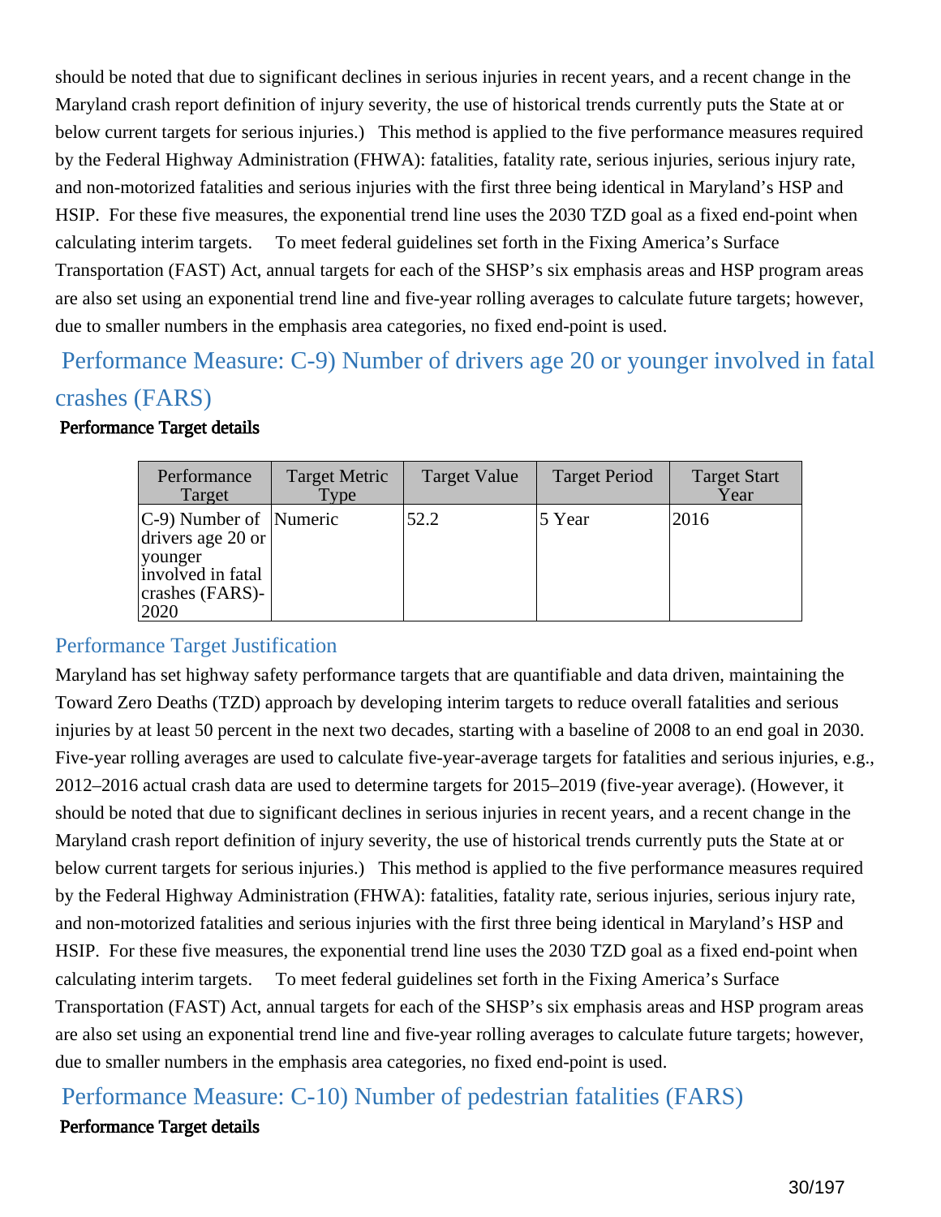should be noted that due to significant declines in serious injuries in recent years, and a recent change in the Maryland crash report definition of injury severity, the use of historical trends currently puts the State at or below current targets for serious injuries.) This method is applied to the five performance measures required by the Federal Highway Administration (FHWA): fatalities, fatality rate, serious injuries, serious injury rate, and non-motorized fatalities and serious injuries with the first three being identical in Maryland's HSP and HSIP. For these five measures, the exponential trend line uses the 2030 TZD goal as a fixed end-point when calculating interim targets. To meet federal guidelines set forth in the Fixing America's Surface Transportation (FAST) Act, annual targets for each of the SHSP's six emphasis areas and HSP program areas are also set using an exponential trend line and five-year rolling averages to calculate future targets; however, due to smaller numbers in the emphasis area categories, no fixed end-point is used.

## Performance Measure: C-9) Number of drivers age 20 or younger involved in fatal crashes (FARS)

**Performance Target details**

| Performance Target | Target Metric Type | Target Value | Target Period | Target Start Year |
|---|---|---|---|---|
| C-9) Number of drivers age 20 or younger involved in fatal crashes (FARS)-2020 | Numeric | 52.2 | 5 Year | 2016 |

### Performance Target Justification

Maryland has set highway safety performance targets that are quantifiable and data driven, maintaining the Toward Zero Deaths (TZD) approach by developing interim targets to reduce overall fatalities and serious injuries by at least 50 percent in the next two decades, starting with a baseline of 2008 to an end goal in 2030. Five-year rolling averages are used to calculate five-year-average targets for fatalities and serious injuries, e.g., 2012–2016 actual crash data are used to determine targets for 2015–2019 (five-year average). (However, it should be noted that due to significant declines in serious injuries in recent years, and a recent change in the Maryland crash report definition of injury severity, the use of historical trends currently puts the State at or below current targets for serious injuries.) This method is applied to the five performance measures required by the Federal Highway Administration (FHWA): fatalities, fatality rate, serious injuries, serious injury rate, and non-motorized fatalities and serious injuries with the first three being identical in Maryland's HSP and HSIP. For these five measures, the exponential trend line uses the 2030 TZD goal as a fixed end-point when calculating interim targets. To meet federal guidelines set forth in the Fixing America's Surface Transportation (FAST) Act, annual targets for each of the SHSP's six emphasis areas and HSP program areas are also set using an exponential trend line and five-year rolling averages to calculate future targets; however, due to smaller numbers in the emphasis area categories, no fixed end-point is used.

## Performance Measure: C-10) Number of pedestrian fatalities (FARS)

**Performance Target details**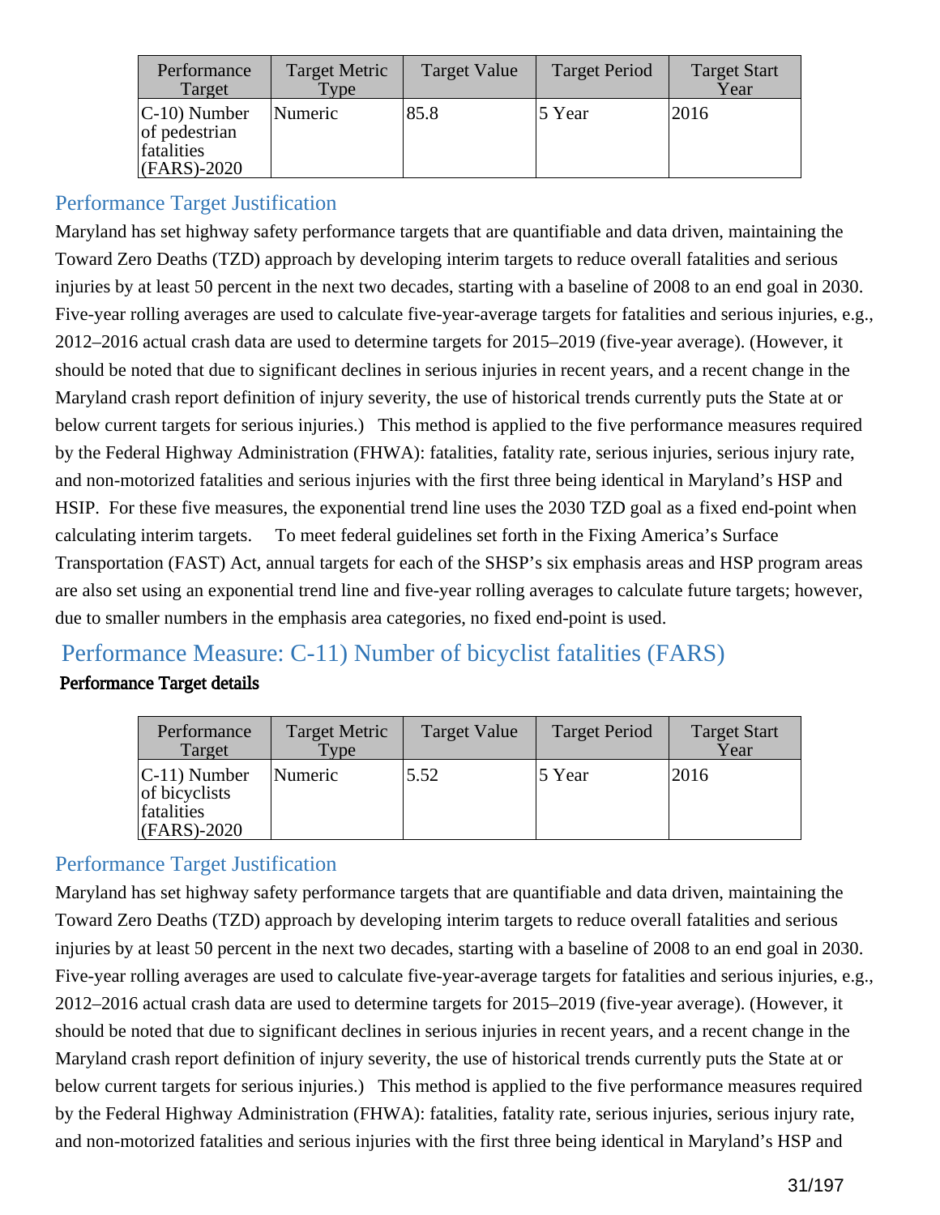| Performance Target | Target Metric Type | Target Value | Target Period | Target Start Year |
|---|---|---|---|---|
| C-10) Number of pedestrian fatalities (FARS)-2020 | Numeric | 85.8 | 5 Year | 2016 |

### Performance Target Justification

Maryland has set highway safety performance targets that are quantifiable and data driven, maintaining the Toward Zero Deaths (TZD) approach by developing interim targets to reduce overall fatalities and serious injuries by at least 50 percent in the next two decades, starting with a baseline of 2008 to an end goal in 2030. Five-year rolling averages are used to calculate five-year-average targets for fatalities and serious injuries, e.g., 2012–2016 actual crash data are used to determine targets for 2015–2019 (five-year average). (However, it should be noted that due to significant declines in serious injuries in recent years, and a recent change in the Maryland crash report definition of injury severity, the use of historical trends currently puts the State at or below current targets for serious injuries.) This method is applied to the five performance measures required by the Federal Highway Administration (FHWA): fatalities, fatality rate, serious injuries, serious injury rate, and non-motorized fatalities and serious injuries with the first three being identical in Maryland's HSP and HSIP. For these five measures, the exponential trend line uses the 2030 TZD goal as a fixed end-point when calculating interim targets. To meet federal guidelines set forth in the Fixing America's Surface Transportation (FAST) Act, annual targets for each of the SHSP's six emphasis areas and HSP program areas are also set using an exponential trend line and five-year rolling averages to calculate future targets; however, due to smaller numbers in the emphasis area categories, no fixed end-point is used.

## Performance Measure: C-11) Number of bicyclist fatalities (FARS)

**Performance Target details**

| Performance Target | Target Metric Type | Target Value | Target Period | Target Start Year |
|---|---|---|---|---|
| C-11) Number of bicyclists fatalities (FARS)-2020 | Numeric | 5.52 | 5 Year | 2016 |

### Performance Target Justification

Maryland has set highway safety performance targets that are quantifiable and data driven, maintaining the Toward Zero Deaths (TZD) approach by developing interim targets to reduce overall fatalities and serious injuries by at least 50 percent in the next two decades, starting with a baseline of 2008 to an end goal in 2030. Five-year rolling averages are used to calculate five-year-average targets for fatalities and serious injuries, e.g., 2012–2016 actual crash data are used to determine targets for 2015–2019 (five-year average). (However, it should be noted that due to significant declines in serious injuries in recent years, and a recent change in the Maryland crash report definition of injury severity, the use of historical trends currently puts the State at or below current targets for serious injuries.) This method is applied to the five performance measures required by the Federal Highway Administration (FHWA): fatalities, fatality rate, serious injuries, serious injury rate, and non-motorized fatalities and serious injuries with the first three being identical in Maryland's HSP and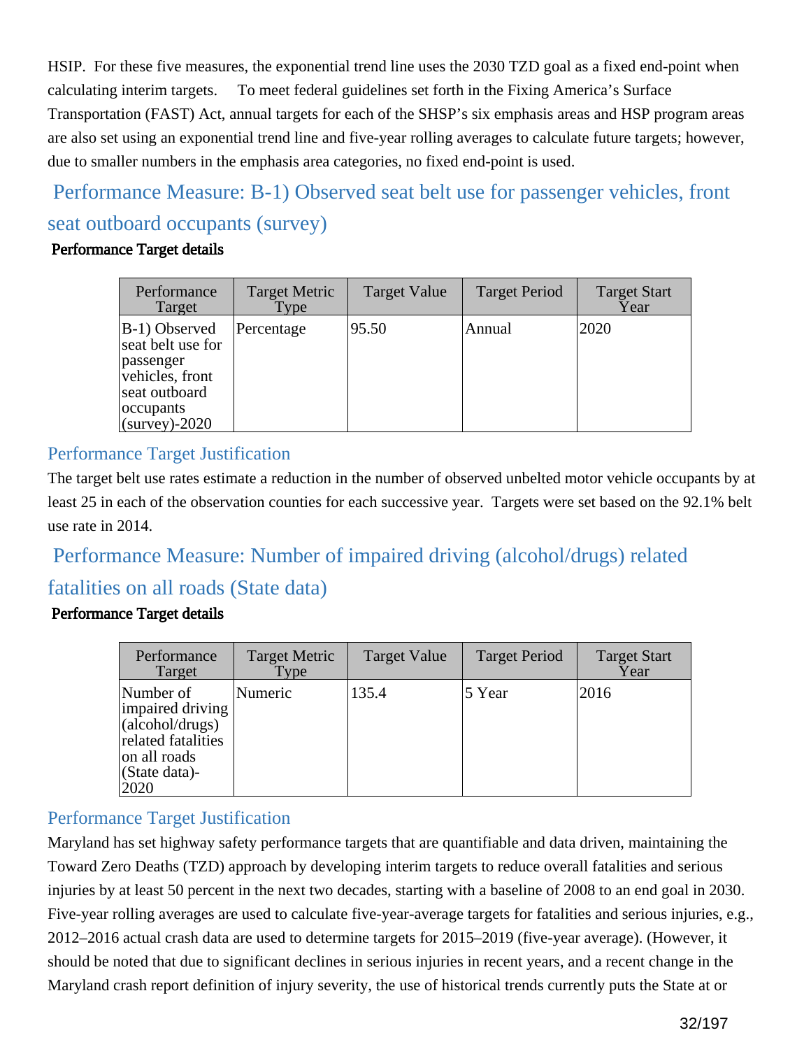HSIP. For these five measures, the exponential trend line uses the 2030 TZD goal as a fixed end-point when calculating interim targets. To meet federal guidelines set forth in the Fixing America's Surface Transportation (FAST) Act, annual targets for each of the SHSP's six emphasis areas and HSP program areas are also set using an exponential trend line and five-year rolling averages to calculate future targets; however, due to smaller numbers in the emphasis area categories, no fixed end-point is used.

## Performance Measure: B-1) Observed seat belt use for passenger vehicles, front seat outboard occupants (survey)

**Performance Target details**

| Performance Target | Target Metric Type | Target Value | Target Period | Target Start Year |
|---|---|---|---|---|
| B-1) Observed seat belt use for passenger vehicles, front seat outboard occupants (survey)-2020 | Percentage | 95.50 | Annual | 2020 |

### Performance Target Justification

The target belt use rates estimate a reduction in the number of observed unbelted motor vehicle occupants by at least 25 in each of the observation counties for each successive year. Targets were set based on the 92.1% belt use rate in 2014.

## Performance Measure: Number of impaired driving (alcohol/drugs) related fatalities on all roads (State data)

**Performance Target details**

| Performance Target | Target Metric Type | Target Value | Target Period | Target Start Year |
|---|---|---|---|---|
| Number of impaired driving (alcohol/drugs) related fatalities on all roads (State data)-2020 | Numeric | 135.4 | 5 Year | 2016 |

### Performance Target Justification

Maryland has set highway safety performance targets that are quantifiable and data driven, maintaining the Toward Zero Deaths (TZD) approach by developing interim targets to reduce overall fatalities and serious injuries by at least 50 percent in the next two decades, starting with a baseline of 2008 to an end goal in 2030. Five-year rolling averages are used to calculate five-year-average targets for fatalities and serious injuries, e.g., 2012–2016 actual crash data are used to determine targets for 2015–2019 (five-year average). (However, it should be noted that due to significant declines in serious injuries in recent years, and a recent change in the Maryland crash report definition of injury severity, the use of historical trends currently puts the State at or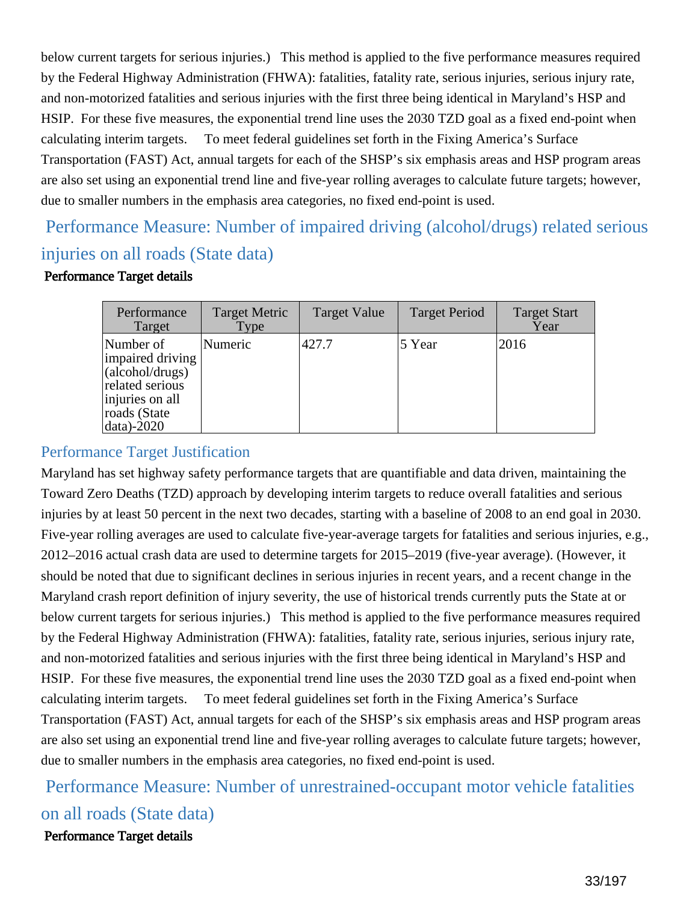below current targets for serious injuries.) This method is applied to the five performance measures required by the Federal Highway Administration (FHWA): fatalities, fatality rate, serious injuries, serious injury rate, and non-motorized fatalities and serious injuries with the first three being identical in Maryland's HSP and HSIP. For these five measures, the exponential trend line uses the 2030 TZD goal as a fixed end-point when calculating interim targets. To meet federal guidelines set forth in the Fixing America's Surface Transportation (FAST) Act, annual targets for each of the SHSP's six emphasis areas and HSP program areas are also set using an exponential trend line and five-year rolling averages to calculate future targets; however, due to smaller numbers in the emphasis area categories, no fixed end-point is used.

## Performance Measure: Number of impaired driving (alcohol/drugs) related serious injuries on all roads (State data)

**Performance Target details**

| Performance Target | Target Metric Type | Target Value | Target Period | Target Start Year |
|---|---|---|---|---|
| Number of impaired driving (alcohol/drugs) related serious injuries on all roads (State data)-2020 | Numeric | 427.7 | 5 Year | 2016 |

### Performance Target Justification

Maryland has set highway safety performance targets that are quantifiable and data driven, maintaining the Toward Zero Deaths (TZD) approach by developing interim targets to reduce overall fatalities and serious injuries by at least 50 percent in the next two decades, starting with a baseline of 2008 to an end goal in 2030. Five-year rolling averages are used to calculate five-year-average targets for fatalities and serious injuries, e.g., 2012–2016 actual crash data are used to determine targets for 2015–2019 (five-year average). (However, it should be noted that due to significant declines in serious injuries in recent years, and a recent change in the Maryland crash report definition of injury severity, the use of historical trends currently puts the State at or below current targets for serious injuries.) This method is applied to the five performance measures required by the Federal Highway Administration (FHWA): fatalities, fatality rate, serious injuries, serious injury rate, and non-motorized fatalities and serious injuries with the first three being identical in Maryland's HSP and HSIP. For these five measures, the exponential trend line uses the 2030 TZD goal as a fixed end-point when calculating interim targets. To meet federal guidelines set forth in the Fixing America's Surface Transportation (FAST) Act, annual targets for each of the SHSP's six emphasis areas and HSP program areas are also set using an exponential trend line and five-year rolling averages to calculate future targets; however, due to smaller numbers in the emphasis area categories, no fixed end-point is used.

## Performance Measure: Number of unrestrained-occupant motor vehicle fatalities on all roads (State data)

**Performance Target details**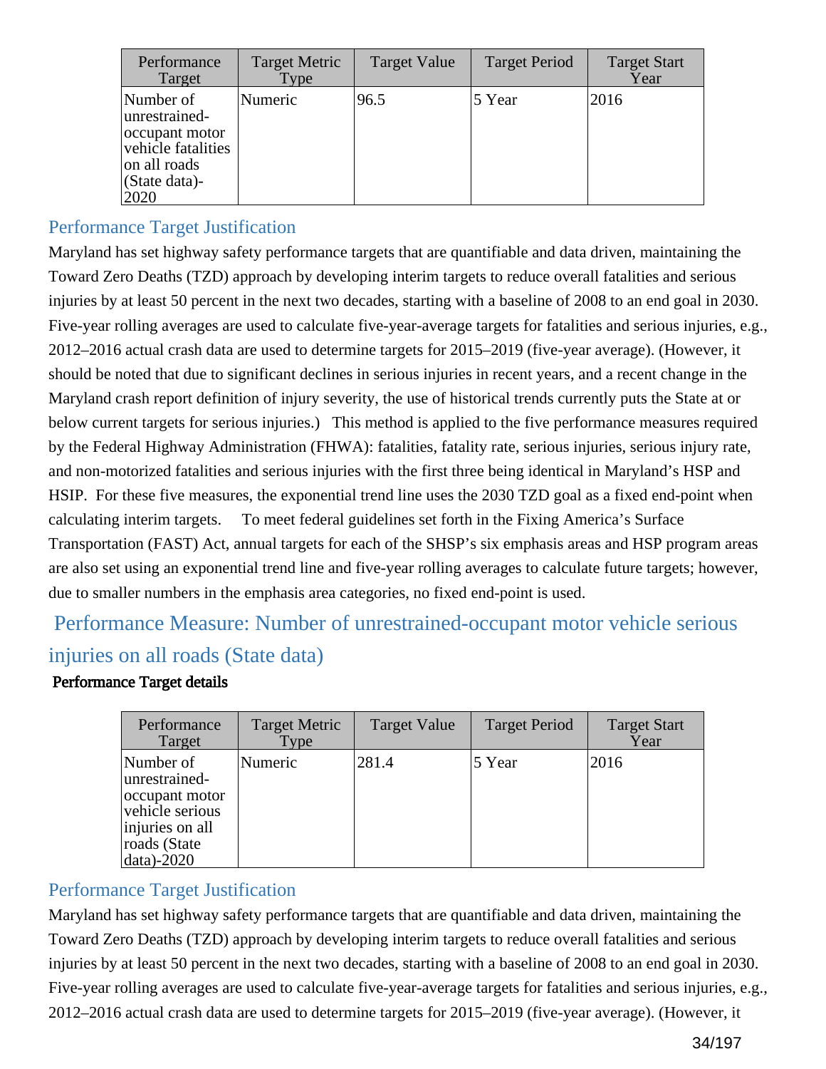| Performance Target | Target Metric Type | Target Value | Target Period | Target Start Year |
|---|---|---|---|---|
| Number of unrestrained-occupant motor vehicle fatalities on all roads (State data)-2020 | Numeric | 96.5 | 5 Year | 2016 |

### Performance Target Justification

Maryland has set highway safety performance targets that are quantifiable and data driven, maintaining the Toward Zero Deaths (TZD) approach by developing interim targets to reduce overall fatalities and serious injuries by at least 50 percent in the next two decades, starting with a baseline of 2008 to an end goal in 2030. Five-year rolling averages are used to calculate five-year-average targets for fatalities and serious injuries, e.g., 2012–2016 actual crash data are used to determine targets for 2015–2019 (five-year average). (However, it should be noted that due to significant declines in serious injuries in recent years, and a recent change in the Maryland crash report definition of injury severity, the use of historical trends currently puts the State at or below current targets for serious injuries.) This method is applied to the five performance measures required by the Federal Highway Administration (FHWA): fatalities, fatality rate, serious injuries, serious injury rate, and non-motorized fatalities and serious injuries with the first three being identical in Maryland's HSP and HSIP. For these five measures, the exponential trend line uses the 2030 TZD goal as a fixed end-point when calculating interim targets. To meet federal guidelines set forth in the Fixing America's Surface Transportation (FAST) Act, annual targets for each of the SHSP's six emphasis areas and HSP program areas are also set using an exponential trend line and five-year rolling averages to calculate future targets; however, due to smaller numbers in the emphasis area categories, no fixed end-point is used.

## Performance Measure: Number of unrestrained-occupant motor vehicle serious injuries on all roads (State data)

**Performance Target details**

| Performance Target | Target Metric Type | Target Value | Target Period | Target Start Year |
|---|---|---|---|---|
| Number of unrestrained-occupant motor vehicle serious injuries on all roads (State data)-2020 | Numeric | 281.4 | 5 Year | 2016 |

### Performance Target Justification

Maryland has set highway safety performance targets that are quantifiable and data driven, maintaining the Toward Zero Deaths (TZD) approach by developing interim targets to reduce overall fatalities and serious injuries by at least 50 percent in the next two decades, starting with a baseline of 2008 to an end goal in 2030. Five-year rolling averages are used to calculate five-year-average targets for fatalities and serious injuries, e.g., 2012–2016 actual crash data are used to determine targets for 2015–2019 (five-year average). (However, it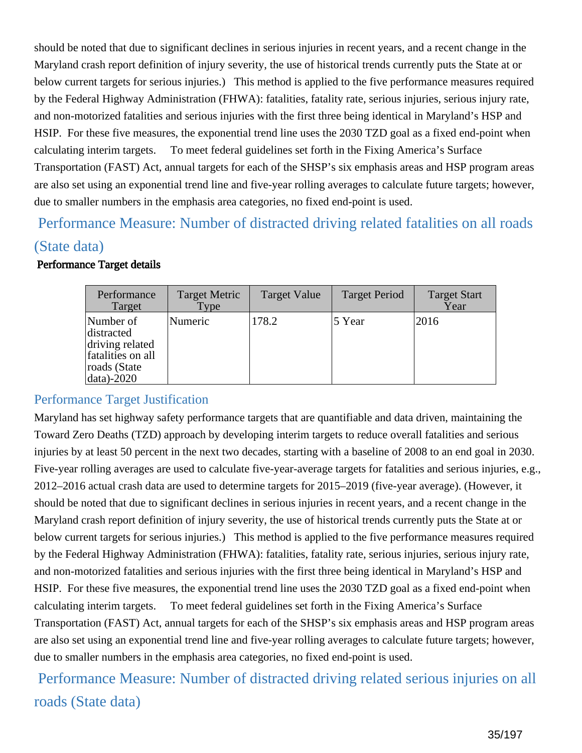should be noted that due to significant declines in serious injuries in recent years, and a recent change in the Maryland crash report definition of injury severity, the use of historical trends currently puts the State at or below current targets for serious injuries.)   This method is applied to the five performance measures required by the Federal Highway Administration (FHWA): fatalities, fatality rate, serious injuries, serious injury rate, and non-motorized fatalities and serious injuries with the first three being identical in Maryland's HSP and HSIP.  For these five measures, the exponential trend line uses the 2030 TZD goal as a fixed end-point when calculating interim targets.     To meet federal guidelines set forth in the Fixing America's Surface Transportation (FAST) Act, annual targets for each of the SHSP's six emphasis areas and HSP program areas are also set using an exponential trend line and five-year rolling averages to calculate future targets; however, due to smaller numbers in the emphasis area categories, no fixed end-point is used.

## Performance Measure: Number of distracted driving related fatalities on all roads (State data)

**Performance Target details**

| Performance Target | Target Metric Type | Target Value | Target Period | Target Start Year |
|---|---|---|---|---|
| Number of distracted driving related fatalities on all roads (State data)-2020 | Numeric | 178.2 | 5 Year | 2016 |

### Performance Target Justification

Maryland has set highway safety performance targets that are quantifiable and data driven, maintaining the Toward Zero Deaths (TZD) approach by developing interim targets to reduce overall fatalities and serious injuries by at least 50 percent in the next two decades, starting with a baseline of 2008 to an end goal in 2030. Five-year rolling averages are used to calculate five-year-average targets for fatalities and serious injuries, e.g., 2012–2016 actual crash data are used to determine targets for 2015–2019 (five-year average). (However, it should be noted that due to significant declines in serious injuries in recent years, and a recent change in the Maryland crash report definition of injury severity, the use of historical trends currently puts the State at or below current targets for serious injuries.)   This method is applied to the five performance measures required by the Federal Highway Administration (FHWA): fatalities, fatality rate, serious injuries, serious injury rate, and non-motorized fatalities and serious injuries with the first three being identical in Maryland's HSP and HSIP.  For these five measures, the exponential trend line uses the 2030 TZD goal as a fixed end-point when calculating interim targets.     To meet federal guidelines set forth in the Fixing America's Surface Transportation (FAST) Act, annual targets for each of the SHSP's six emphasis areas and HSP program areas are also set using an exponential trend line and five-year rolling averages to calculate future targets; however, due to smaller numbers in the emphasis area categories, no fixed end-point is used.

## Performance Measure: Number of distracted driving related serious injuries on all roads (State data)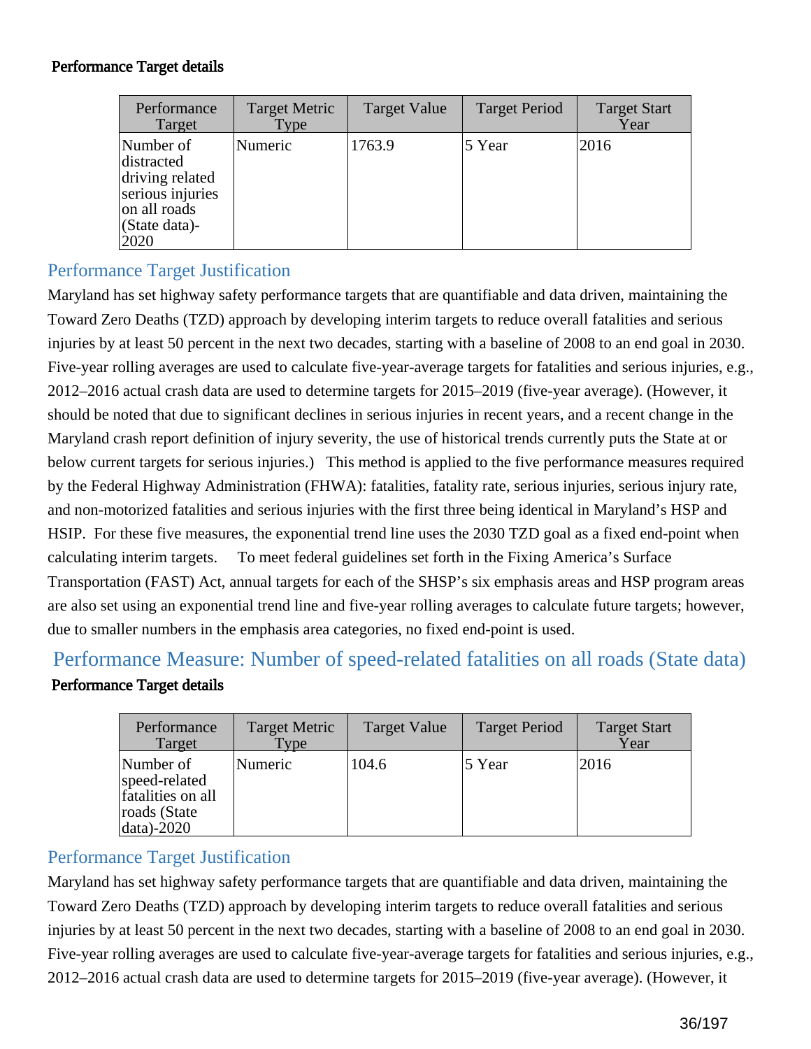**Performance Target details**

| Performance Target | Target Metric Type | Target Value | Target Period | Target Start Year |
|---|---|---|---|---|
| Number of distracted driving related serious injuries on all roads (State data)-2020 | Numeric | 1763.9 | 5 Year | 2016 |

## Performance Target Justification

Maryland has set highway safety performance targets that are quantifiable and data driven, maintaining the Toward Zero Deaths (TZD) approach by developing interim targets to reduce overall fatalities and serious injuries by at least 50 percent in the next two decades, starting with a baseline of 2008 to an end goal in 2030. Five-year rolling averages are used to calculate five-year-average targets for fatalities and serious injuries, e.g., 2012–2016 actual crash data are used to determine targets for 2015–2019 (five-year average). (However, it should be noted that due to significant declines in serious injuries in recent years, and a recent change in the Maryland crash report definition of injury severity, the use of historical trends currently puts the State at or below current targets for serious injuries.) This method is applied to the five performance measures required by the Federal Highway Administration (FHWA): fatalities, fatality rate, serious injuries, serious injury rate, and non-motorized fatalities and serious injuries with the first three being identical in Maryland's HSP and HSIP. For these five measures, the exponential trend line uses the 2030 TZD goal as a fixed end-point when calculating interim targets. To meet federal guidelines set forth in the Fixing America's Surface Transportation (FAST) Act, annual targets for each of the SHSP's six emphasis areas and HSP program areas are also set using an exponential trend line and five-year rolling averages to calculate future targets; however, due to smaller numbers in the emphasis area categories, no fixed end-point is used.

# Performance Measure: Number of speed-related fatalities on all roads (State data)

**Performance Target details**

| Performance Target | Target Metric Type | Target Value | Target Period | Target Start Year |
|---|---|---|---|---|
| Number of speed-related fatalities on all roads (State data)-2020 | Numeric | 104.6 | 5 Year | 2016 |

## Performance Target Justification

Maryland has set highway safety performance targets that are quantifiable and data driven, maintaining the Toward Zero Deaths (TZD) approach by developing interim targets to reduce overall fatalities and serious injuries by at least 50 percent in the next two decades, starting with a baseline of 2008 to an end goal in 2030. Five-year rolling averages are used to calculate five-year-average targets for fatalities and serious injuries, e.g., 2012–2016 actual crash data are used to determine targets for 2015–2019 (five-year average). (However, it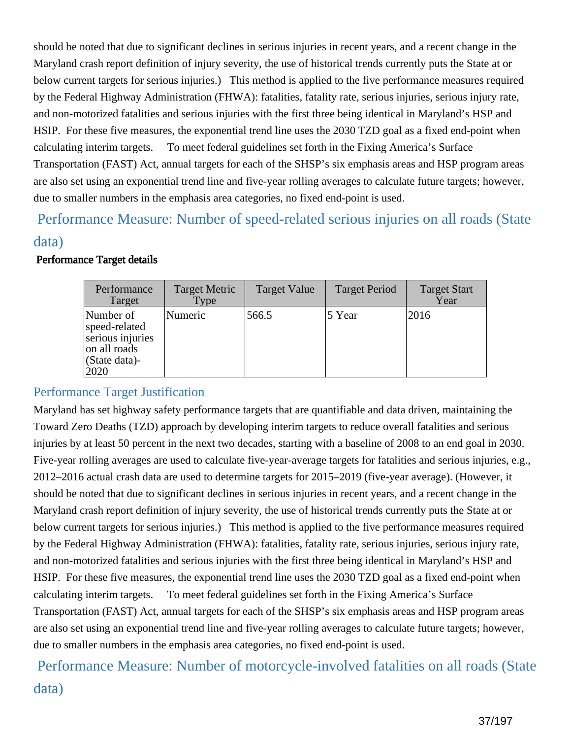should be noted that due to significant declines in serious injuries in recent years, and a recent change in the Maryland crash report definition of injury severity, the use of historical trends currently puts the State at or below current targets for serious injuries.) This method is applied to the five performance measures required by the Federal Highway Administration (FHWA): fatalities, fatality rate, serious injuries, serious injury rate, and non-motorized fatalities and serious injuries with the first three being identical in Maryland's HSP and HSIP. For these five measures, the exponential trend line uses the 2030 TZD goal as a fixed end-point when calculating interim targets. To meet federal guidelines set forth in the Fixing America's Surface Transportation (FAST) Act, annual targets for each of the SHSP's six emphasis areas and HSP program areas are also set using an exponential trend line and five-year rolling averages to calculate future targets; however, due to smaller numbers in the emphasis area categories, no fixed end-point is used.

## Performance Measure: Number of speed-related serious injuries on all roads (State data)

**Performance Target details**

| Performance Target | Target Metric Type | Target Value | Target Period | Target Start Year |
|---|---|---|---|---|
| Number of speed-related serious injuries on all roads (State data)-2020 | Numeric | 566.5 | 5 Year | 2016 |

### Performance Target Justification

Maryland has set highway safety performance targets that are quantifiable and data driven, maintaining the Toward Zero Deaths (TZD) approach by developing interim targets to reduce overall fatalities and serious injuries by at least 50 percent in the next two decades, starting with a baseline of 2008 to an end goal in 2030. Five-year rolling averages are used to calculate five-year-average targets for fatalities and serious injuries, e.g., 2012–2016 actual crash data are used to determine targets for 2015–2019 (five-year average). (However, it should be noted that due to significant declines in serious injuries in recent years, and a recent change in the Maryland crash report definition of injury severity, the use of historical trends currently puts the State at or below current targets for serious injuries.) This method is applied to the five performance measures required by the Federal Highway Administration (FHWA): fatalities, fatality rate, serious injuries, serious injury rate, and non-motorized fatalities and serious injuries with the first three being identical in Maryland's HSP and HSIP. For these five measures, the exponential trend line uses the 2030 TZD goal as a fixed end-point when calculating interim targets. To meet federal guidelines set forth in the Fixing America's Surface Transportation (FAST) Act, annual targets for each of the SHSP's six emphasis areas and HSP program areas are also set using an exponential trend line and five-year rolling averages to calculate future targets; however, due to smaller numbers in the emphasis area categories, no fixed end-point is used.

## Performance Measure: Number of motorcycle-involved fatalities on all roads (State data)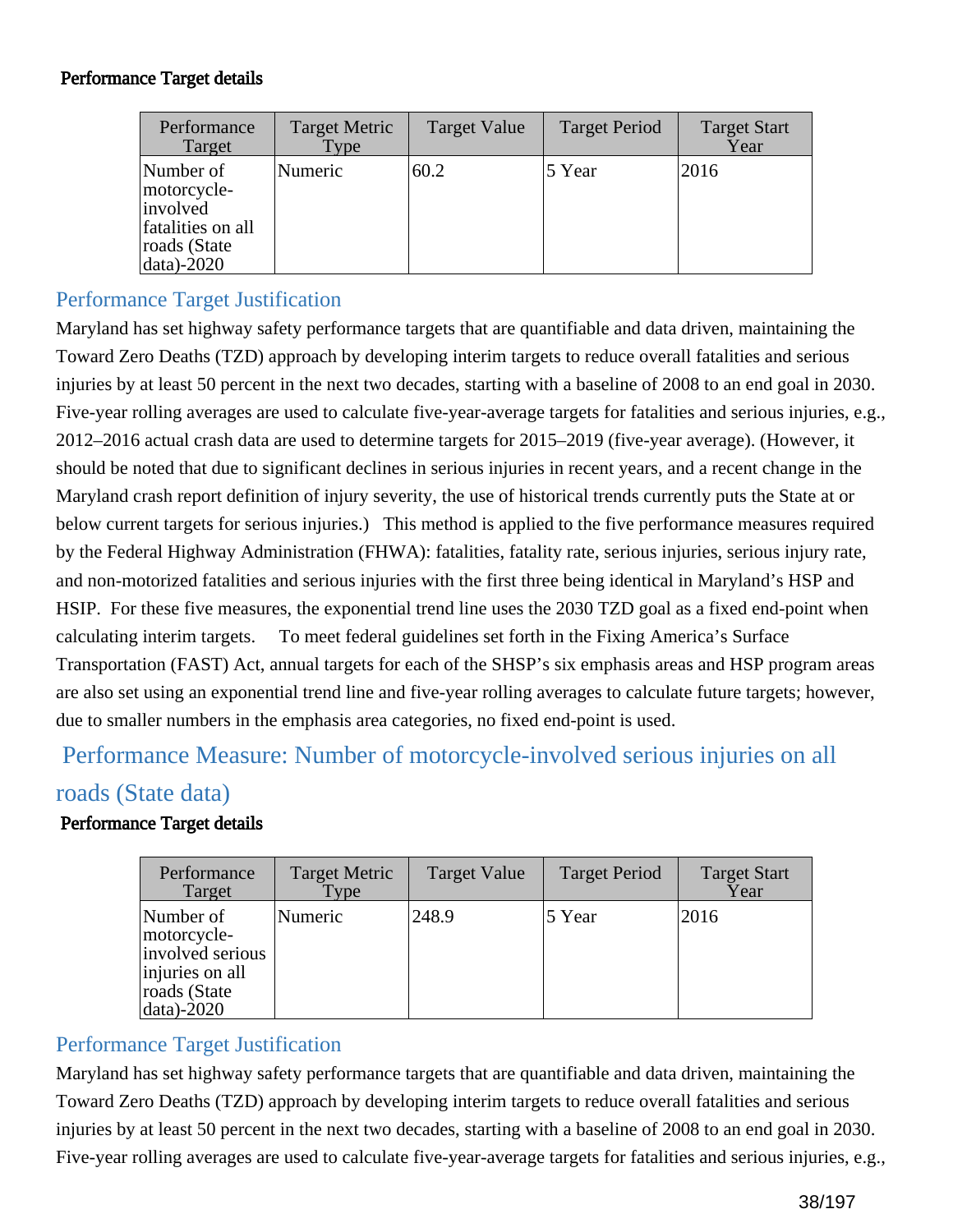**Performance Target details**

| Performance Target | Target Metric Type | Target Value | Target Period | Target Start Year |
|---|---|---|---|---|
| Number of motorcycle-involved fatalities on all roads (State data)-2020 | Numeric | 60.2 | 5 Year | 2016 |

## Performance Target Justification

Maryland has set highway safety performance targets that are quantifiable and data driven, maintaining the Toward Zero Deaths (TZD) approach by developing interim targets to reduce overall fatalities and serious injuries by at least 50 percent in the next two decades, starting with a baseline of 2008 to an end goal in 2030. Five-year rolling averages are used to calculate five-year-average targets for fatalities and serious injuries, e.g., 2012–2016 actual crash data are used to determine targets for 2015–2019 (five-year average). (However, it should be noted that due to significant declines in serious injuries in recent years, and a recent change in the Maryland crash report definition of injury severity, the use of historical trends currently puts the State at or below current targets for serious injuries.) This method is applied to the five performance measures required by the Federal Highway Administration (FHWA): fatalities, fatality rate, serious injuries, serious injury rate, and non-motorized fatalities and serious injuries with the first three being identical in Maryland's HSP and HSIP. For these five measures, the exponential trend line uses the 2030 TZD goal as a fixed end-point when calculating interim targets. To meet federal guidelines set forth in the Fixing America's Surface Transportation (FAST) Act, annual targets for each of the SHSP's six emphasis areas and HSP program areas are also set using an exponential trend line and five-year rolling averages to calculate future targets; however, due to smaller numbers in the emphasis area categories, no fixed end-point is used.

## Performance Measure: Number of motorcycle-involved serious injuries on all roads (State data)

**Performance Target details**

| Performance Target | Target Metric Type | Target Value | Target Period | Target Start Year |
|---|---|---|---|---|
| Number of motorcycle-involved serious injuries on all roads (State data)-2020 | Numeric | 248.9 | 5 Year | 2016 |

## Performance Target Justification

Maryland has set highway safety performance targets that are quantifiable and data driven, maintaining the Toward Zero Deaths (TZD) approach by developing interim targets to reduce overall fatalities and serious injuries by at least 50 percent in the next two decades, starting with a baseline of 2008 to an end goal in 2030. Five-year rolling averages are used to calculate five-year-average targets for fatalities and serious injuries, e.g.,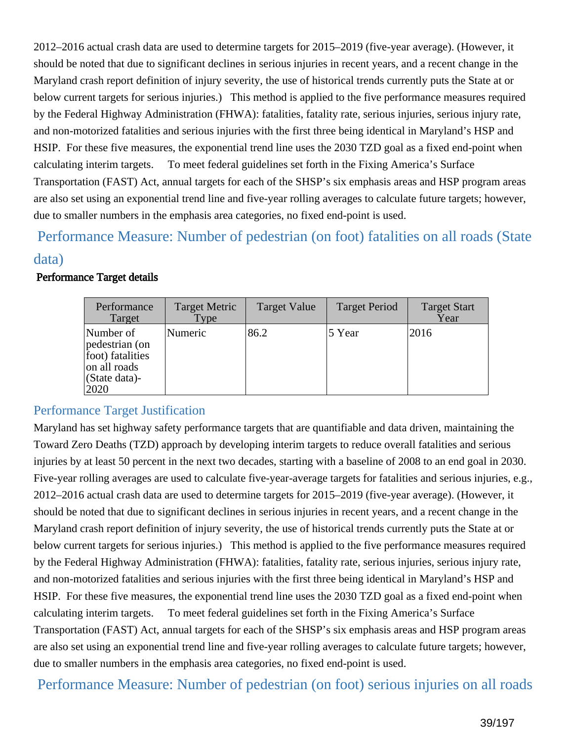2012–2016 actual crash data are used to determine targets for 2015–2019 (five-year average). (However, it should be noted that due to significant declines in serious injuries in recent years, and a recent change in the Maryland crash report definition of injury severity, the use of historical trends currently puts the State at or below current targets for serious injuries.) This method is applied to the five performance measures required by the Federal Highway Administration (FHWA): fatalities, fatality rate, serious injuries, serious injury rate, and non-motorized fatalities and serious injuries with the first three being identical in Maryland's HSP and HSIP. For these five measures, the exponential trend line uses the 2030 TZD goal as a fixed end-point when calculating interim targets. To meet federal guidelines set forth in the Fixing America's Surface Transportation (FAST) Act, annual targets for each of the SHSP's six emphasis areas and HSP program areas are also set using an exponential trend line and five-year rolling averages to calculate future targets; however, due to smaller numbers in the emphasis area categories, no fixed end-point is used.

## Performance Measure: Number of pedestrian (on foot) fatalities on all roads (State data)

**Performance Target details**

| Performance Target | Target Metric Type | Target Value | Target Period | Target Start Year |
|---|---|---|---|---|
| Number of pedestrian (on foot) fatalities on all roads (State data)-2020 | Numeric | 86.2 | 5 Year | 2016 |

### Performance Target Justification

Maryland has set highway safety performance targets that are quantifiable and data driven, maintaining the Toward Zero Deaths (TZD) approach by developing interim targets to reduce overall fatalities and serious injuries by at least 50 percent in the next two decades, starting with a baseline of 2008 to an end goal in 2030. Five-year rolling averages are used to calculate five-year-average targets for fatalities and serious injuries, e.g., 2012–2016 actual crash data are used to determine targets for 2015–2019 (five-year average). (However, it should be noted that due to significant declines in serious injuries in recent years, and a recent change in the Maryland crash report definition of injury severity, the use of historical trends currently puts the State at or below current targets for serious injuries.) This method is applied to the five performance measures required by the Federal Highway Administration (FHWA): fatalities, fatality rate, serious injuries, serious injury rate, and non-motorized fatalities and serious injuries with the first three being identical in Maryland's HSP and HSIP. For these five measures, the exponential trend line uses the 2030 TZD goal as a fixed end-point when calculating interim targets. To meet federal guidelines set forth in the Fixing America's Surface Transportation (FAST) Act, annual targets for each of the SHSP's six emphasis areas and HSP program areas are also set using an exponential trend line and five-year rolling averages to calculate future targets; however, due to smaller numbers in the emphasis area categories, no fixed end-point is used.

## Performance Measure: Number of pedestrian (on foot) serious injuries on all roads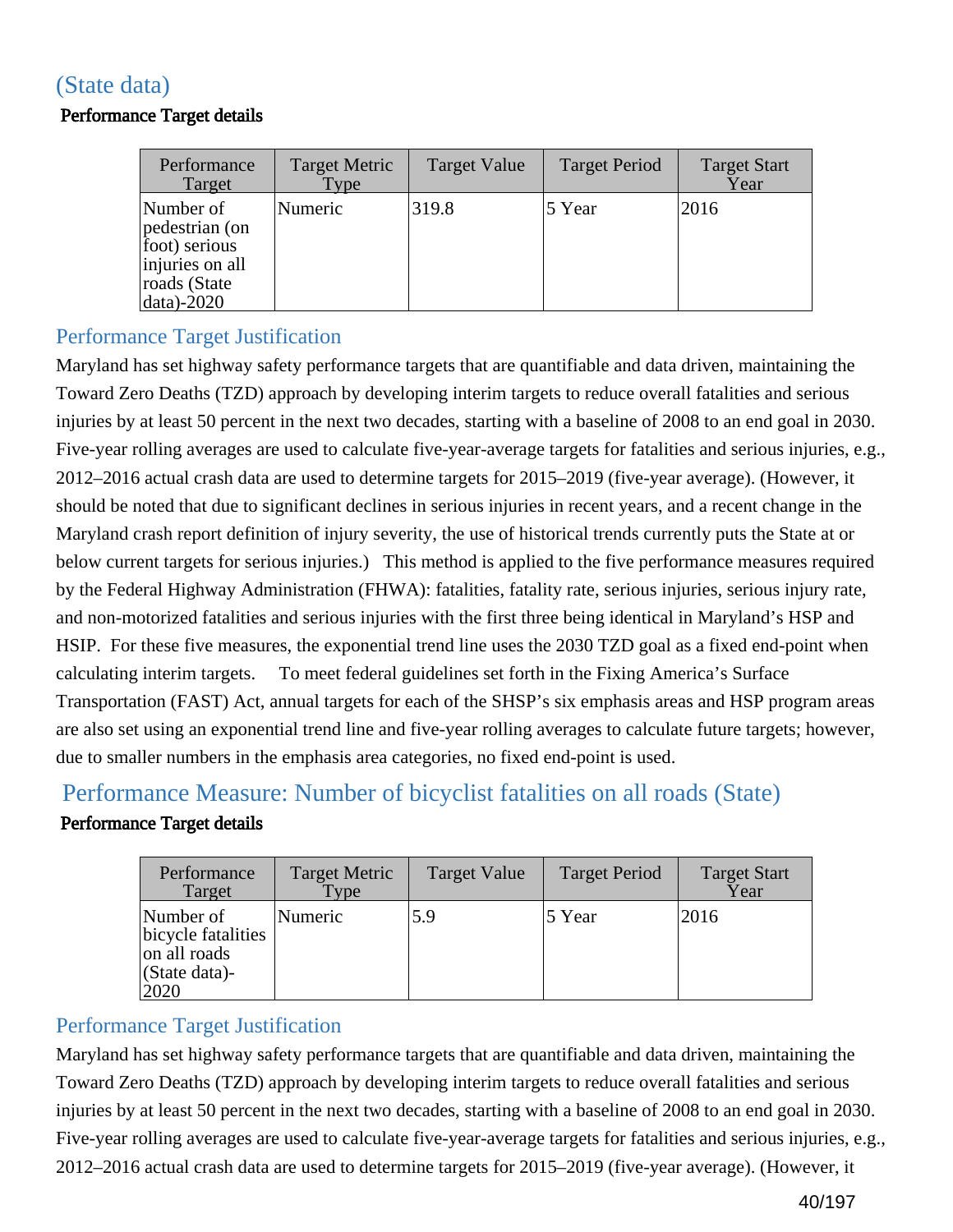## (State data)

**Performance Target details**

| Performance Target | Target Metric Type | Target Value | Target Period | Target Start Year |
|---|---|---|---|---|
| Number of pedestrian (on foot) serious injuries on all roads (State data)-2020 | Numeric | 319.8 | 5 Year | 2016 |

### Performance Target Justification

Maryland has set highway safety performance targets that are quantifiable and data driven, maintaining the Toward Zero Deaths (TZD) approach by developing interim targets to reduce overall fatalities and serious injuries by at least 50 percent in the next two decades, starting with a baseline of 2008 to an end goal in 2030. Five-year rolling averages are used to calculate five-year-average targets for fatalities and serious injuries, e.g., 2012–2016 actual crash data are used to determine targets for 2015–2019 (five-year average). (However, it should be noted that due to significant declines in serious injuries in recent years, and a recent change in the Maryland crash report definition of injury severity, the use of historical trends currently puts the State at or below current targets for serious injuries.) This method is applied to the five performance measures required by the Federal Highway Administration (FHWA): fatalities, fatality rate, serious injuries, serious injury rate, and non-motorized fatalities and serious injuries with the first three being identical in Maryland's HSP and HSIP. For these five measures, the exponential trend line uses the 2030 TZD goal as a fixed end-point when calculating interim targets. To meet federal guidelines set forth in the Fixing America's Surface Transportation (FAST) Act, annual targets for each of the SHSP's six emphasis areas and HSP program areas are also set using an exponential trend line and five-year rolling averages to calculate future targets; however, due to smaller numbers in the emphasis area categories, no fixed end-point is used.

## Performance Measure: Number of bicyclist fatalities on all roads (State)

**Performance Target details**

| Performance Target | Target Metric Type | Target Value | Target Period | Target Start Year |
|---|---|---|---|---|
| Number of bicycle fatalities on all roads (State data)-2020 | Numeric | 5.9 | 5 Year | 2016 |

### Performance Target Justification

Maryland has set highway safety performance targets that are quantifiable and data driven, maintaining the Toward Zero Deaths (TZD) approach by developing interim targets to reduce overall fatalities and serious injuries by at least 50 percent in the next two decades, starting with a baseline of 2008 to an end goal in 2030. Five-year rolling averages are used to calculate five-year-average targets for fatalities and serious injuries, e.g., 2012–2016 actual crash data are used to determine targets for 2015–2019 (five-year average). (However, it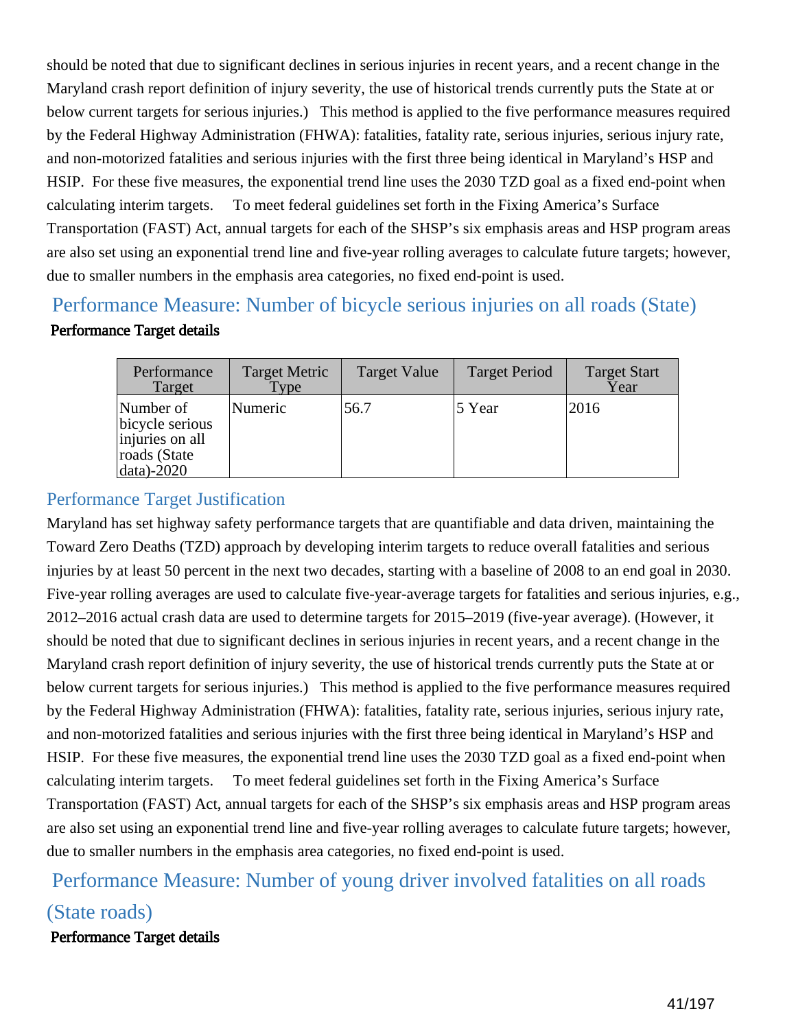should be noted that due to significant declines in serious injuries in recent years, and a recent change in the Maryland crash report definition of injury severity, the use of historical trends currently puts the State at or below current targets for serious injuries.) This method is applied to the five performance measures required by the Federal Highway Administration (FHWA): fatalities, fatality rate, serious injuries, serious injury rate, and non-motorized fatalities and serious injuries with the first three being identical in Maryland's HSP and HSIP. For these five measures, the exponential trend line uses the 2030 TZD goal as a fixed end-point when calculating interim targets. To meet federal guidelines set forth in the Fixing America's Surface Transportation (FAST) Act, annual targets for each of the SHSP's six emphasis areas and HSP program areas are also set using an exponential trend line and five-year rolling averages to calculate future targets; however, due to smaller numbers in the emphasis area categories, no fixed end-point is used.

## Performance Measure: Number of bicycle serious injuries on all roads (State)

**Performance Target details**

| Performance Target | Target Metric Type | Target Value | Target Period | Target Start Year |
|---|---|---|---|---|
| Number of bicycle serious injuries on all roads (State data)-2020 | Numeric | 56.7 | 5 Year | 2016 |

### Performance Target Justification

Maryland has set highway safety performance targets that are quantifiable and data driven, maintaining the Toward Zero Deaths (TZD) approach by developing interim targets to reduce overall fatalities and serious injuries by at least 50 percent in the next two decades, starting with a baseline of 2008 to an end goal in 2030. Five-year rolling averages are used to calculate five-year-average targets for fatalities and serious injuries, e.g., 2012–2016 actual crash data are used to determine targets for 2015–2019 (five-year average). (However, it should be noted that due to significant declines in serious injuries in recent years, and a recent change in the Maryland crash report definition of injury severity, the use of historical trends currently puts the State at or below current targets for serious injuries.) This method is applied to the five performance measures required by the Federal Highway Administration (FHWA): fatalities, fatality rate, serious injuries, serious injury rate, and non-motorized fatalities and serious injuries with the first three being identical in Maryland's HSP and HSIP. For these five measures, the exponential trend line uses the 2030 TZD goal as a fixed end-point when calculating interim targets. To meet federal guidelines set forth in the Fixing America's Surface Transportation (FAST) Act, annual targets for each of the SHSP's six emphasis areas and HSP program areas are also set using an exponential trend line and five-year rolling averages to calculate future targets; however, due to smaller numbers in the emphasis area categories, no fixed end-point is used.

## Performance Measure: Number of young driver involved fatalities on all roads (State roads)

**Performance Target details**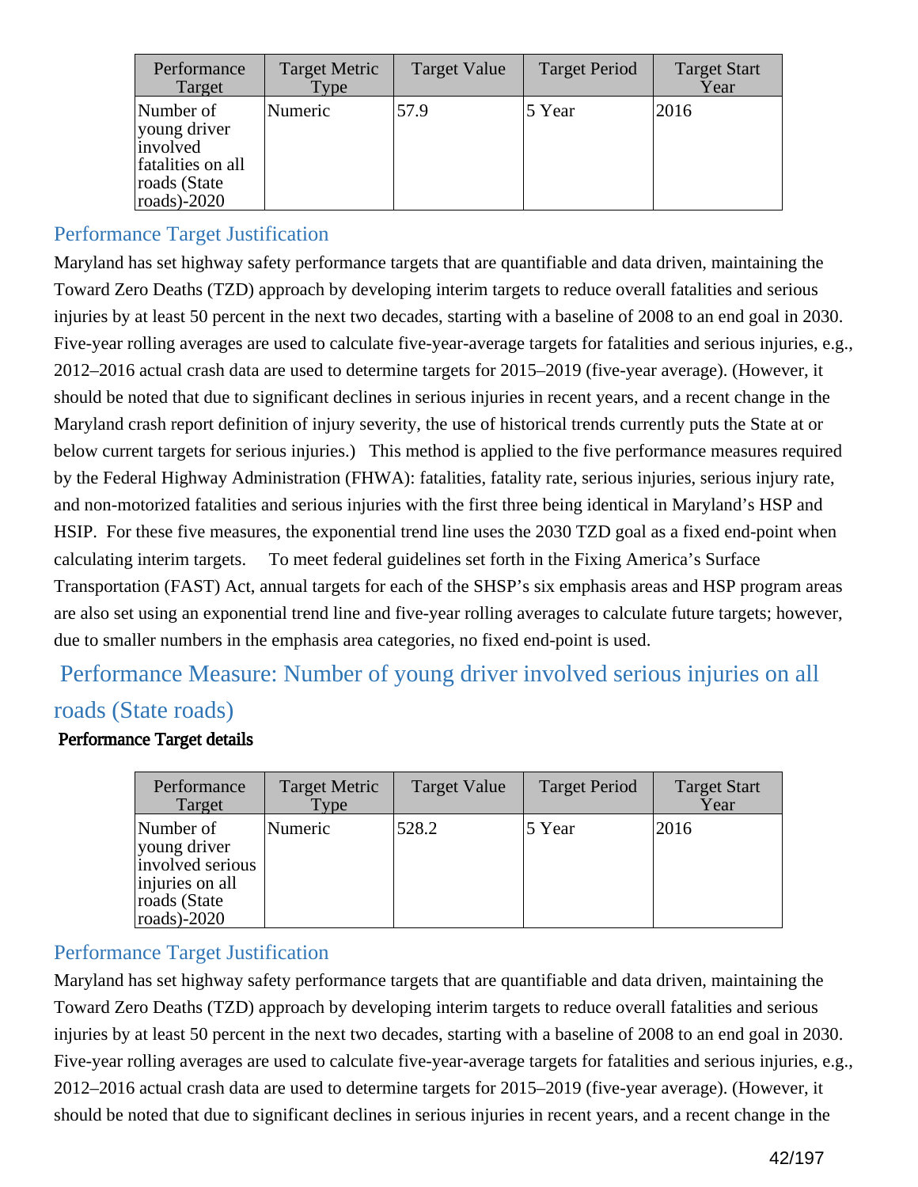| Performance Target | Target Metric Type | Target Value | Target Period | Target Start Year |
|---|---|---|---|---|
| Number of young driver involved fatalities on all roads (State roads)-2020 | Numeric | 57.9 | 5 Year | 2016 |

### Performance Target Justification

Maryland has set highway safety performance targets that are quantifiable and data driven, maintaining the Toward Zero Deaths (TZD) approach by developing interim targets to reduce overall fatalities and serious injuries by at least 50 percent in the next two decades, starting with a baseline of 2008 to an end goal in 2030. Five-year rolling averages are used to calculate five-year-average targets for fatalities and serious injuries, e.g., 2012–2016 actual crash data are used to determine targets for 2015–2019 (five-year average). (However, it should be noted that due to significant declines in serious injuries in recent years, and a recent change in the Maryland crash report definition of injury severity, the use of historical trends currently puts the State at or below current targets for serious injuries.) This method is applied to the five performance measures required by the Federal Highway Administration (FHWA): fatalities, fatality rate, serious injuries, serious injury rate, and non-motorized fatalities and serious injuries with the first three being identical in Maryland's HSP and HSIP. For these five measures, the exponential trend line uses the 2030 TZD goal as a fixed end-point when calculating interim targets. To meet federal guidelines set forth in the Fixing America's Surface Transportation (FAST) Act, annual targets for each of the SHSP's six emphasis areas and HSP program areas are also set using an exponential trend line and five-year rolling averages to calculate future targets; however, due to smaller numbers in the emphasis area categories, no fixed end-point is used.

## Performance Measure: Number of young driver involved serious injuries on all roads (State roads)

**Performance Target details**

| Performance Target | Target Metric Type | Target Value | Target Period | Target Start Year |
|---|---|---|---|---|
| Number of young driver involved serious injuries on all roads (State roads)-2020 | Numeric | 528.2 | 5 Year | 2016 |

### Performance Target Justification

Maryland has set highway safety performance targets that are quantifiable and data driven, maintaining the Toward Zero Deaths (TZD) approach by developing interim targets to reduce overall fatalities and serious injuries by at least 50 percent in the next two decades, starting with a baseline of 2008 to an end goal in 2030. Five-year rolling averages are used to calculate five-year-average targets for fatalities and serious injuries, e.g., 2012–2016 actual crash data are used to determine targets for 2015–2019 (five-year average). (However, it should be noted that due to significant declines in serious injuries in recent years, and a recent change in the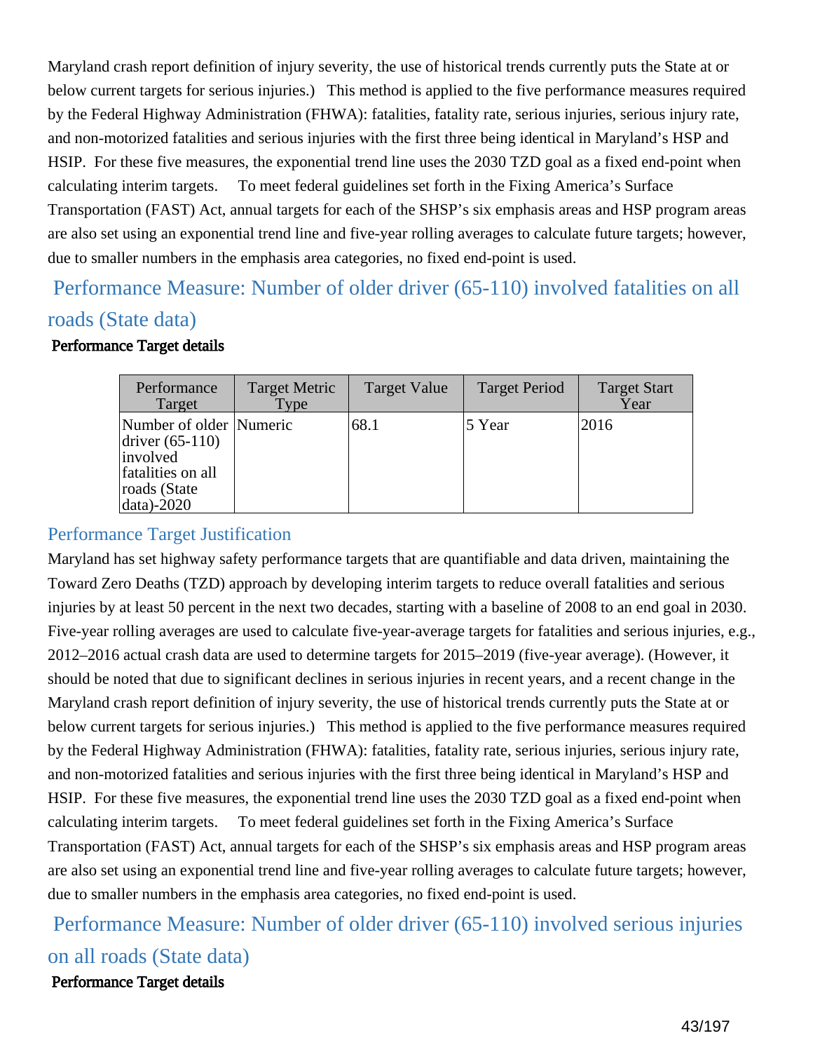Maryland crash report definition of injury severity, the use of historical trends currently puts the State at or below current targets for serious injuries.) This method is applied to the five performance measures required by the Federal Highway Administration (FHWA): fatalities, fatality rate, serious injuries, serious injury rate, and non-motorized fatalities and serious injuries with the first three being identical in Maryland's HSP and HSIP. For these five measures, the exponential trend line uses the 2030 TZD goal as a fixed end-point when calculating interim targets. To meet federal guidelines set forth in the Fixing America's Surface Transportation (FAST) Act, annual targets for each of the SHSP's six emphasis areas and HSP program areas are also set using an exponential trend line and five-year rolling averages to calculate future targets; however, due to smaller numbers in the emphasis area categories, no fixed end-point is used.

## Performance Measure: Number of older driver (65-110) involved fatalities on all roads (State data)

**Performance Target details**

| Performance Target | Target Metric Type | Target Value | Target Period | Target Start Year |
|---|---|---|---|---|
| Number of older driver (65-110) involved fatalities on all roads (State data)-2020 | Numeric | 68.1 | 5 Year | 2016 |

### Performance Target Justification

Maryland has set highway safety performance targets that are quantifiable and data driven, maintaining the Toward Zero Deaths (TZD) approach by developing interim targets to reduce overall fatalities and serious injuries by at least 50 percent in the next two decades, starting with a baseline of 2008 to an end goal in 2030. Five-year rolling averages are used to calculate five-year-average targets for fatalities and serious injuries, e.g., 2012–2016 actual crash data are used to determine targets for 2015–2019 (five-year average). (However, it should be noted that due to significant declines in serious injuries in recent years, and a recent change in the Maryland crash report definition of injury severity, the use of historical trends currently puts the State at or below current targets for serious injuries.) This method is applied to the five performance measures required by the Federal Highway Administration (FHWA): fatalities, fatality rate, serious injuries, serious injury rate, and non-motorized fatalities and serious injuries with the first three being identical in Maryland's HSP and HSIP. For these five measures, the exponential trend line uses the 2030 TZD goal as a fixed end-point when calculating interim targets. To meet federal guidelines set forth in the Fixing America's Surface Transportation (FAST) Act, annual targets for each of the SHSP's six emphasis areas and HSP program areas are also set using an exponential trend line and five-year rolling averages to calculate future targets; however, due to smaller numbers in the emphasis area categories, no fixed end-point is used.

## Performance Measure: Number of older driver (65-110) involved serious injuries on all roads (State data)

**Performance Target details**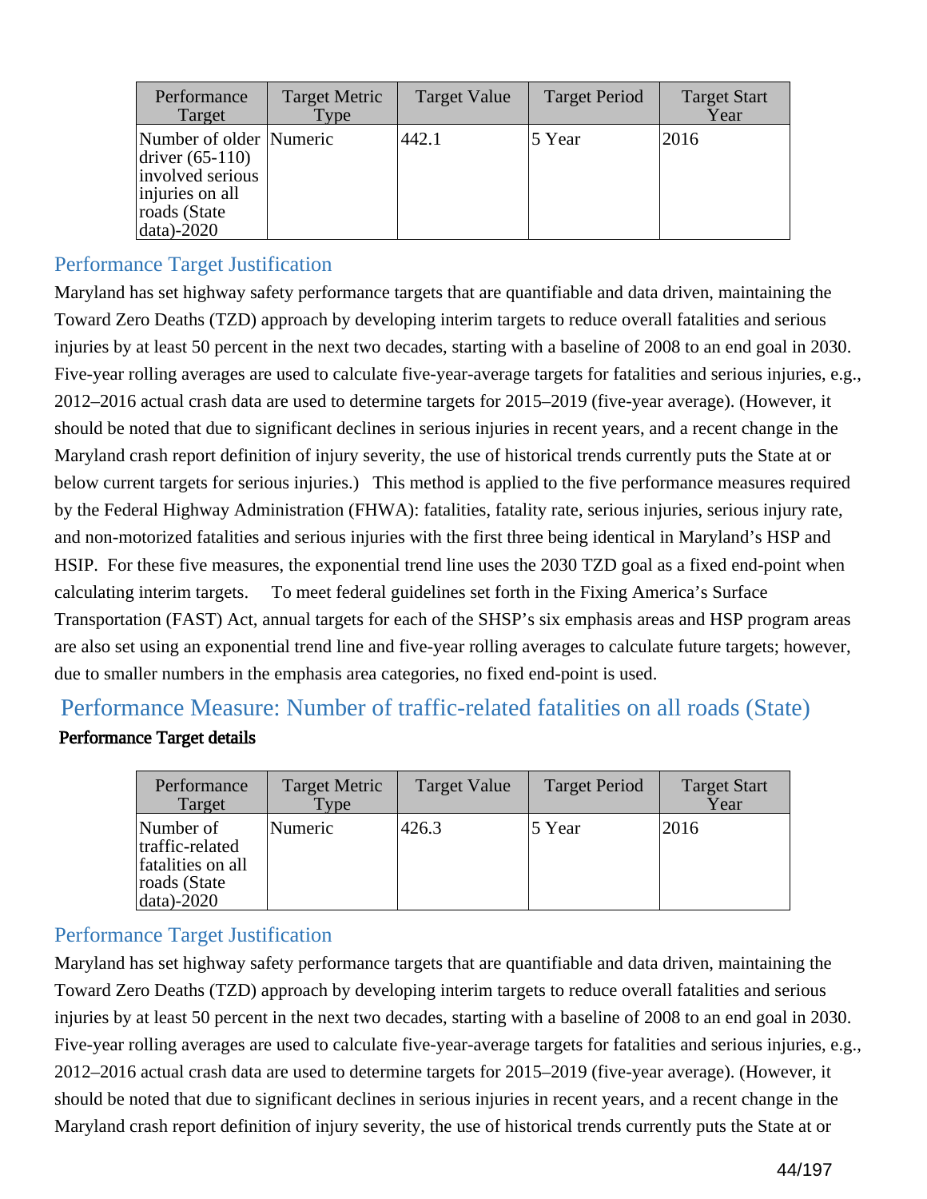| Performance Target | Target Metric Type | Target Value | Target Period | Target Start Year |
|---|---|---|---|---|
| Number of older driver (65-110) involved serious injuries on all roads (State data)-2020 | Numeric | 442.1 | 5 Year | 2016 |

### Performance Target Justification

Maryland has set highway safety performance targets that are quantifiable and data driven, maintaining the Toward Zero Deaths (TZD) approach by developing interim targets to reduce overall fatalities and serious injuries by at least 50 percent in the next two decades, starting with a baseline of 2008 to an end goal in 2030. Five-year rolling averages are used to calculate five-year-average targets for fatalities and serious injuries, e.g., 2012–2016 actual crash data are used to determine targets for 2015–2019 (five-year average). (However, it should be noted that due to significant declines in serious injuries in recent years, and a recent change in the Maryland crash report definition of injury severity, the use of historical trends currently puts the State at or below current targets for serious injuries.) This method is applied to the five performance measures required by the Federal Highway Administration (FHWA): fatalities, fatality rate, serious injuries, serious injury rate, and non-motorized fatalities and serious injuries with the first three being identical in Maryland's HSP and HSIP. For these five measures, the exponential trend line uses the 2030 TZD goal as a fixed end-point when calculating interim targets. To meet federal guidelines set forth in the Fixing America's Surface Transportation (FAST) Act, annual targets for each of the SHSP's six emphasis areas and HSP program areas are also set using an exponential trend line and five-year rolling averages to calculate future targets; however, due to smaller numbers in the emphasis area categories, no fixed end-point is used.

## Performance Measure: Number of traffic-related fatalities on all roads (State)

**Performance Target details**

| Performance Target | Target Metric Type | Target Value | Target Period | Target Start Year |
|---|---|---|---|---|
| Number of traffic-related fatalities on all roads (State data)-2020 | Numeric | 426.3 | 5 Year | 2016 |

### Performance Target Justification

Maryland has set highway safety performance targets that are quantifiable and data driven, maintaining the Toward Zero Deaths (TZD) approach by developing interim targets to reduce overall fatalities and serious injuries by at least 50 percent in the next two decades, starting with a baseline of 2008 to an end goal in 2030. Five-year rolling averages are used to calculate five-year-average targets for fatalities and serious injuries, e.g., 2012–2016 actual crash data are used to determine targets for 2015–2019 (five-year average). (However, it should be noted that due to significant declines in serious injuries in recent years, and a recent change in the Maryland crash report definition of injury severity, the use of historical trends currently puts the State at or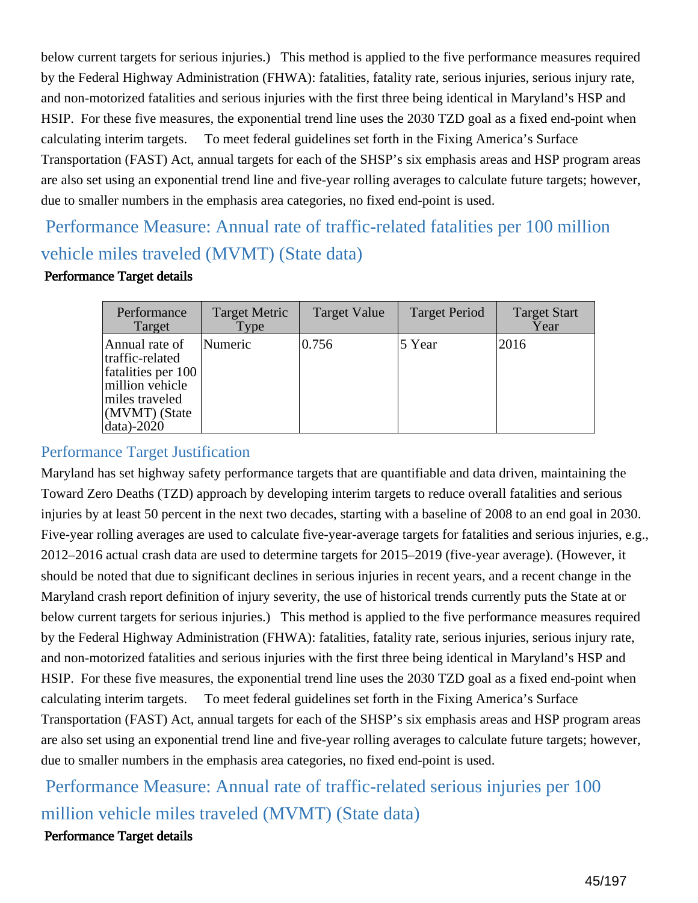below current targets for serious injuries.) This method is applied to the five performance measures required by the Federal Highway Administration (FHWA): fatalities, fatality rate, serious injuries, serious injury rate, and non-motorized fatalities and serious injuries with the first three being identical in Maryland's HSP and HSIP. For these five measures, the exponential trend line uses the 2030 TZD goal as a fixed end-point when calculating interim targets. To meet federal guidelines set forth in the Fixing America's Surface Transportation (FAST) Act, annual targets for each of the SHSP's six emphasis areas and HSP program areas are also set using an exponential trend line and five-year rolling averages to calculate future targets; however, due to smaller numbers in the emphasis area categories, no fixed end-point is used.

## Performance Measure: Annual rate of traffic-related fatalities per 100 million vehicle miles traveled (MVMT) (State data)

**Performance Target details**

| Performance Target | Target Metric Type | Target Value | Target Period | Target Start Year |
|---|---|---|---|---|
| Annual rate of traffic-related fatalities per 100 million vehicle miles traveled (MVMT) (State data)-2020 | Numeric | 0.756 | 5 Year | 2016 |

### Performance Target Justification

Maryland has set highway safety performance targets that are quantifiable and data driven, maintaining the Toward Zero Deaths (TZD) approach by developing interim targets to reduce overall fatalities and serious injuries by at least 50 percent in the next two decades, starting with a baseline of 2008 to an end goal in 2030. Five-year rolling averages are used to calculate five-year-average targets for fatalities and serious injuries, e.g., 2012–2016 actual crash data are used to determine targets for 2015–2019 (five-year average). (However, it should be noted that due to significant declines in serious injuries in recent years, and a recent change in the Maryland crash report definition of injury severity, the use of historical trends currently puts the State at or below current targets for serious injuries.) This method is applied to the five performance measures required by the Federal Highway Administration (FHWA): fatalities, fatality rate, serious injuries, serious injury rate, and non-motorized fatalities and serious injuries with the first three being identical in Maryland's HSP and HSIP. For these five measures, the exponential trend line uses the 2030 TZD goal as a fixed end-point when calculating interim targets. To meet federal guidelines set forth in the Fixing America's Surface Transportation (FAST) Act, annual targets for each of the SHSP's six emphasis areas and HSP program areas are also set using an exponential trend line and five-year rolling averages to calculate future targets; however, due to smaller numbers in the emphasis area categories, no fixed end-point is used.

## Performance Measure: Annual rate of traffic-related serious injuries per 100 million vehicle miles traveled (MVMT) (State data)

**Performance Target details**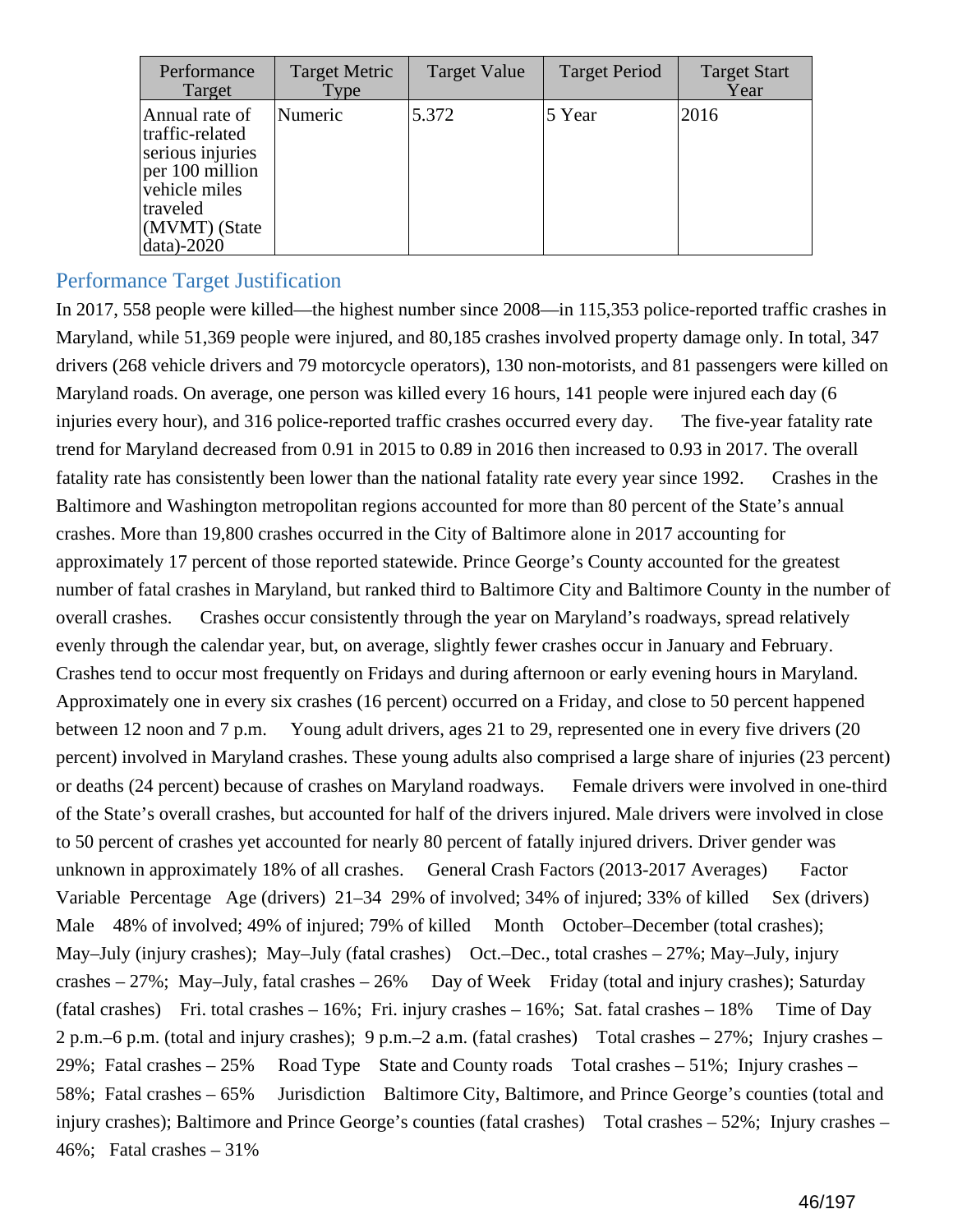| Performance Target | Target Metric Type | Target Value | Target Period | Target Start Year |
|---|---|---|---|---|
| Annual rate of traffic-related serious injuries per 100 million vehicle miles traveled (MVMT) (State data)-2020 | Numeric | 5.372 | 5 Year | 2016 |

## Performance Target Justification

In 2017, 558 people were killed—the highest number since 2008—in 115,353 police-reported traffic crashes in Maryland, while 51,369 people were injured, and 80,185 crashes involved property damage only. In total, 347 drivers (268 vehicle drivers and 79 motorcycle operators), 130 non-motorists, and 81 passengers were killed on Maryland roads. On average, one person was killed every 16 hours, 141 people were injured each day (6 injuries every hour), and 316 police-reported traffic crashes occurred every day.    The five-year fatality rate trend for Maryland decreased from 0.91 in 2015 to 0.89 in 2016 then increased to 0.93 in 2017. The overall fatality rate has consistently been lower than the national fatality rate every year since 1992.    Crashes in the Baltimore and Washington metropolitan regions accounted for more than 80 percent of the State's annual crashes. More than 19,800 crashes occurred in the City of Baltimore alone in 2017 accounting for approximately 17 percent of those reported statewide. Prince George's County accounted for the greatest number of fatal crashes in Maryland, but ranked third to Baltimore City and Baltimore County in the number of overall crashes.    Crashes occur consistently through the year on Maryland's roadways, spread relatively evenly through the calendar year, but, on average, slightly fewer crashes occur in January and February. Crashes tend to occur most frequently on Fridays and during afternoon or early evening hours in Maryland. Approximately one in every six crashes (16 percent) occurred on a Friday, and close to 50 percent happened between 12 noon and 7 p.m.    Young adult drivers, ages 21 to 29, represented one in every five drivers (20 percent) involved in Maryland crashes. These young adults also comprised a large share of injuries (23 percent) or deaths (24 percent) because of crashes on Maryland roadways.    Female drivers were involved in one-third of the State's overall crashes, but accounted for half of the drivers injured. Male drivers were involved in close to 50 percent of crashes yet accounted for nearly 80 percent of fatally injured drivers. Driver gender was unknown in approximately 18% of all crashes.    General Crash Factors (2013-2017 Averages)    Factor Variable  Percentage   Age (drivers)  21–34  29% of involved; 34% of injured; 33% of killed    Sex (drivers) Male   48% of involved; 49% of injured; 79% of killed    Month   October–December (total crashes); May–July (injury crashes);  May–July (fatal crashes)   Oct.–Dec., total crashes – 27%; May–July, injury crashes – 27%;  May–July, fatal crashes – 26%    Day of Week   Friday (total and injury crashes); Saturday (fatal crashes)   Fri. total crashes – 16%;  Fri. injury crashes – 16%;  Sat. fatal crashes – 18%    Time of Day 2 p.m.–6 p.m. (total and injury crashes);  9 p.m.–2 a.m. (fatal crashes)   Total crashes – 27%;  Injury crashes – 29%;  Fatal crashes – 25%    Road Type   State and County roads   Total crashes – 51%;  Injury crashes – 58%;  Fatal crashes – 65%    Jurisdiction   Baltimore City, Baltimore, and Prince George's counties (total and injury crashes); Baltimore and Prince George's counties (fatal crashes)   Total crashes – 52%;  Injury crashes – 46%;   Fatal crashes – 31%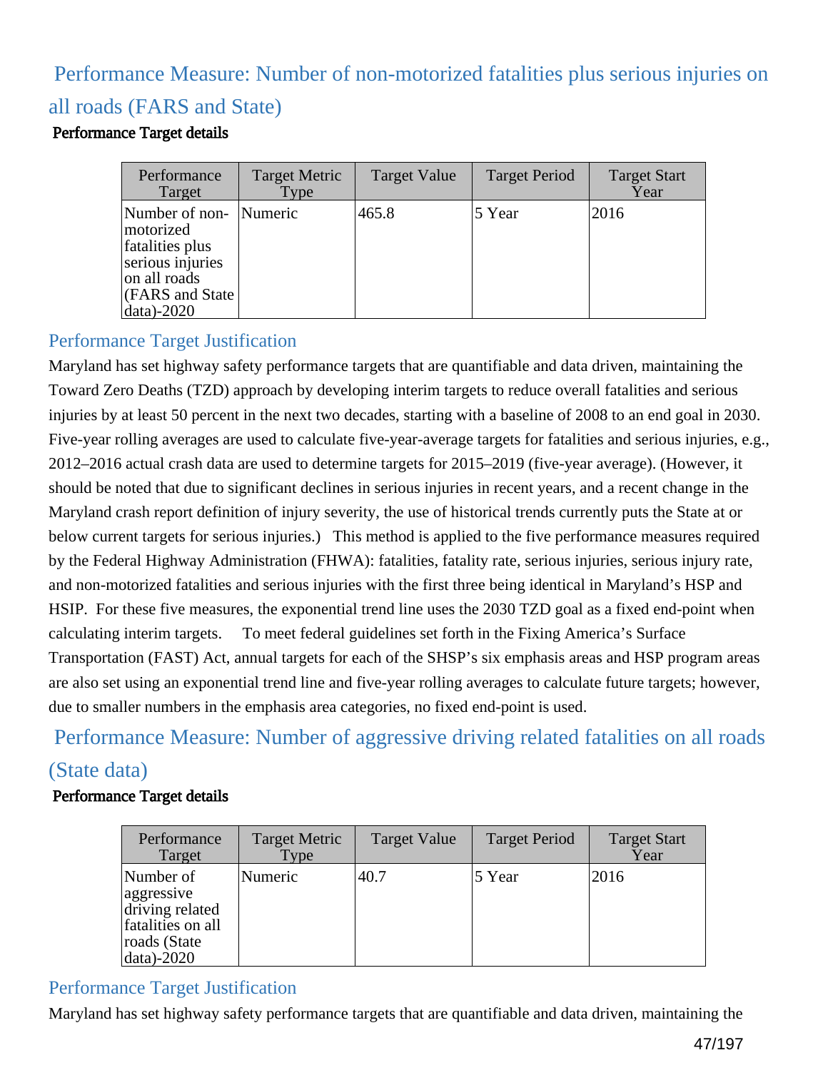## Performance Measure: Number of non-motorized fatalities plus serious injuries on all roads (FARS and State)

**Performance Target details**

| Performance Target | Target Metric Type | Target Value | Target Period | Target Start Year |
|---|---|---|---|---|
| Number of non-motorized fatalities plus serious injuries on all roads (FARS and State data)-2020 | Numeric | 465.8 | 5 Year | 2016 |

### Performance Target Justification

Maryland has set highway safety performance targets that are quantifiable and data driven, maintaining the Toward Zero Deaths (TZD) approach by developing interim targets to reduce overall fatalities and serious injuries by at least 50 percent in the next two decades, starting with a baseline of 2008 to an end goal in 2030. Five-year rolling averages are used to calculate five-year-average targets for fatalities and serious injuries, e.g., 2012–2016 actual crash data are used to determine targets for 2015–2019 (five-year average). (However, it should be noted that due to significant declines in serious injuries in recent years, and a recent change in the Maryland crash report definition of injury severity, the use of historical trends currently puts the State at or below current targets for serious injuries.) This method is applied to the five performance measures required by the Federal Highway Administration (FHWA): fatalities, fatality rate, serious injuries, serious injury rate, and non-motorized fatalities and serious injuries with the first three being identical in Maryland's HSP and HSIP. For these five measures, the exponential trend line uses the 2030 TZD goal as a fixed end-point when calculating interim targets. To meet federal guidelines set forth in the Fixing America's Surface Transportation (FAST) Act, annual targets for each of the SHSP's six emphasis areas and HSP program areas are also set using an exponential trend line and five-year rolling averages to calculate future targets; however, due to smaller numbers in the emphasis area categories, no fixed end-point is used.

## Performance Measure: Number of aggressive driving related fatalities on all roads (State data)

**Performance Target details**

| Performance Target | Target Metric Type | Target Value | Target Period | Target Start Year |
|---|---|---|---|---|
| Number of aggressive driving related fatalities on all roads (State data)-2020 | Numeric | 40.7 | 5 Year | 2016 |

### Performance Target Justification

Maryland has set highway safety performance targets that are quantifiable and data driven, maintaining the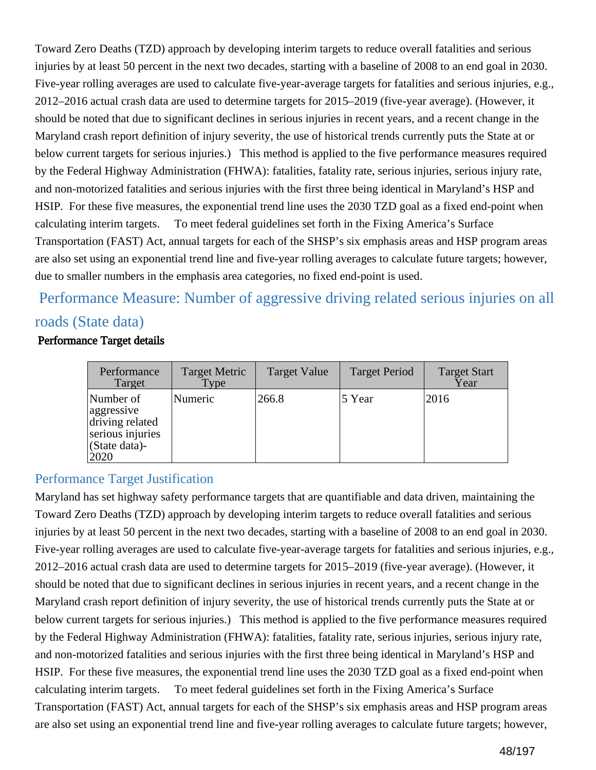Toward Zero Deaths (TZD) approach by developing interim targets to reduce overall fatalities and serious injuries by at least 50 percent in the next two decades, starting with a baseline of 2008 to an end goal in 2030. Five-year rolling averages are used to calculate five-year-average targets for fatalities and serious injuries, e.g., 2012–2016 actual crash data are used to determine targets for 2015–2019 (five-year average). (However, it should be noted that due to significant declines in serious injuries in recent years, and a recent change in the Maryland crash report definition of injury severity, the use of historical trends currently puts the State at or below current targets for serious injuries.) This method is applied to the five performance measures required by the Federal Highway Administration (FHWA): fatalities, fatality rate, serious injuries, serious injury rate, and non-motorized fatalities and serious injuries with the first three being identical in Maryland's HSP and HSIP. For these five measures, the exponential trend line uses the 2030 TZD goal as a fixed end-point when calculating interim targets. To meet federal guidelines set forth in the Fixing America's Surface Transportation (FAST) Act, annual targets for each of the SHSP's six emphasis areas and HSP program areas are also set using an exponential trend line and five-year rolling averages to calculate future targets; however, due to smaller numbers in the emphasis area categories, no fixed end-point is used.

## Performance Measure: Number of aggressive driving related serious injuries on all roads (State data)

**Performance Target details**

| Performance Target | Target Metric Type | Target Value | Target Period | Target Start Year |
|---|---|---|---|---|
| Number of aggressive driving related serious injuries (State data)-2020 | Numeric | 266.8 | 5 Year | 2016 |

### Performance Target Justification

Maryland has set highway safety performance targets that are quantifiable and data driven, maintaining the Toward Zero Deaths (TZD) approach by developing interim targets to reduce overall fatalities and serious injuries by at least 50 percent in the next two decades, starting with a baseline of 2008 to an end goal in 2030. Five-year rolling averages are used to calculate five-year-average targets for fatalities and serious injuries, e.g., 2012–2016 actual crash data are used to determine targets for 2015–2019 (five-year average). (However, it should be noted that due to significant declines in serious injuries in recent years, and a recent change in the Maryland crash report definition of injury severity, the use of historical trends currently puts the State at or below current targets for serious injuries.) This method is applied to the five performance measures required by the Federal Highway Administration (FHWA): fatalities, fatality rate, serious injuries, serious injury rate, and non-motorized fatalities and serious injuries with the first three being identical in Maryland's HSP and HSIP. For these five measures, the exponential trend line uses the 2030 TZD goal as a fixed end-point when calculating interim targets. To meet federal guidelines set forth in the Fixing America's Surface Transportation (FAST) Act, annual targets for each of the SHSP's six emphasis areas and HSP program areas are also set using an exponential trend line and five-year rolling averages to calculate future targets; however,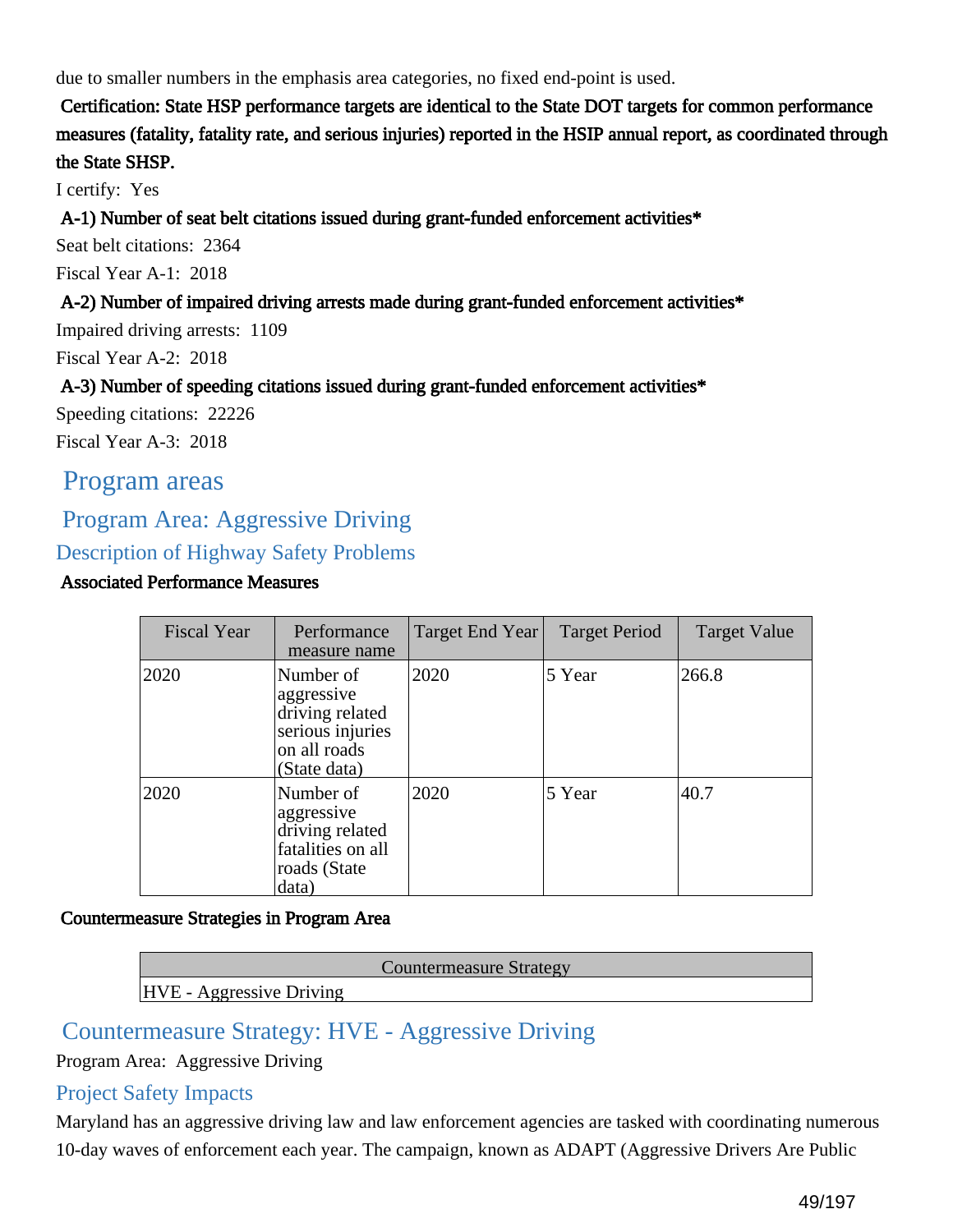due to smaller numbers in the emphasis area categories, no fixed end-point is used.

**Certification: State HSP performance targets are identical to the State DOT targets for common performance measures (fatality, fatality rate, and serious injuries) reported in the HSIP annual report, as coordinated through the State SHSP.**

I certify: Yes

**A-1) Number of seat belt citations issued during grant-funded enforcement activities***

Seat belt citations: 2364

Fiscal Year A-1: 2018

**A-2) Number of impaired driving arrests made during grant-funded enforcement activities***

Impaired driving arrests: 1109

Fiscal Year A-2: 2018

**A-3) Number of speeding citations issued during grant-funded enforcement activities***

Speeding citations: 22226

Fiscal Year A-3: 2018

# Program areas

## Program Area: Aggressive Driving

### Description of Highway Safety Problems

**Associated Performance Measures**

| Fiscal Year | Performance measure name | Target End Year | Target Period | Target Value |
|---|---|---|---|---|
| 2020 | Number of aggressive driving related serious injuries on all roads (State data) | 2020 | 5 Year | 266.8 |
| 2020 | Number of aggressive driving related fatalities on all roads (State data) | 2020 | 5 Year | 40.7 |

**Countermeasure Strategies in Program Area**

| Countermeasure Strategy |
|---|
| HVE - Aggressive Driving |

## Countermeasure Strategy: HVE - Aggressive Driving

Program Area: Aggressive Driving

### Project Safety Impacts

Maryland has an aggressive driving law and law enforcement agencies are tasked with coordinating numerous 10-day waves of enforcement each year. The campaign, known as ADAPT (Aggressive Drivers Are Public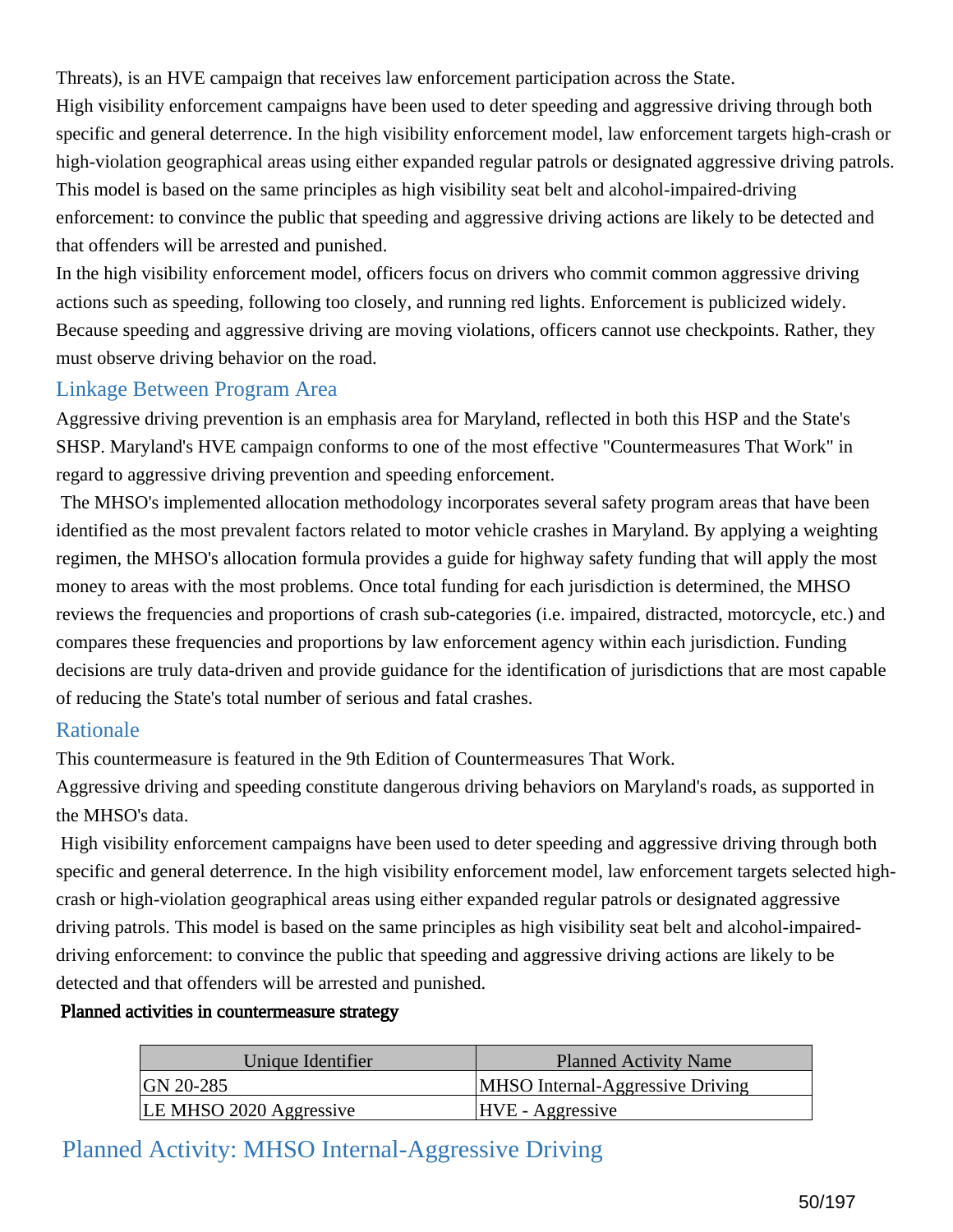Threats), is an HVE campaign that receives law enforcement participation across the State.

High visibility enforcement campaigns have been used to deter speeding and aggressive driving through both specific and general deterrence. In the high visibility enforcement model, law enforcement targets high-crash or high-violation geographical areas using either expanded regular patrols or designated aggressive driving patrols. This model is based on the same principles as high visibility seat belt and alcohol-impaired-driving enforcement: to convince the public that speeding and aggressive driving actions are likely to be detected and that offenders will be arrested and punished.

In the high visibility enforcement model, officers focus on drivers who commit common aggressive driving actions such as speeding, following too closely, and running red lights. Enforcement is publicized widely. Because speeding and aggressive driving are moving violations, officers cannot use checkpoints. Rather, they must observe driving behavior on the road.

### Linkage Between Program Area

Aggressive driving prevention is an emphasis area for Maryland, reflected in both this HSP and the State's SHSP. Maryland's HVE campaign conforms to one of the most effective "Countermeasures That Work" in regard to aggressive driving prevention and speeding enforcement.

The MHSO's implemented allocation methodology incorporates several safety program areas that have been identified as the most prevalent factors related to motor vehicle crashes in Maryland. By applying a weighting regimen, the MHSO's allocation formula provides a guide for highway safety funding that will apply the most money to areas with the most problems. Once total funding for each jurisdiction is determined, the MHSO reviews the frequencies and proportions of crash sub-categories (i.e. impaired, distracted, motorcycle, etc.) and compares these frequencies and proportions by law enforcement agency within each jurisdiction. Funding decisions are truly data-driven and provide guidance for the identification of jurisdictions that are most capable of reducing the State's total number of serious and fatal crashes.

### Rationale

This countermeasure is featured in the 9th Edition of Countermeasures That Work.

Aggressive driving and speeding constitute dangerous driving behaviors on Maryland's roads, as supported in the MHSO's data.

High visibility enforcement campaigns have been used to deter speeding and aggressive driving through both specific and general deterrence. In the high visibility enforcement model, law enforcement targets selected high-crash or high-violation geographical areas using either expanded regular patrols or designated aggressive driving patrols. This model is based on the same principles as high visibility seat belt and alcohol-impaired-driving enforcement: to convince the public that speeding and aggressive driving actions are likely to be detected and that offenders will be arrested and punished.

**Planned activities in countermeasure strategy**

| Unique Identifier | Planned Activity Name |
|---|---|
| GN 20-285 | MHSO Internal-Aggressive Driving |
| LE MHSO 2020 Aggressive | HVE - Aggressive |

## Planned Activity: MHSO Internal-Aggressive Driving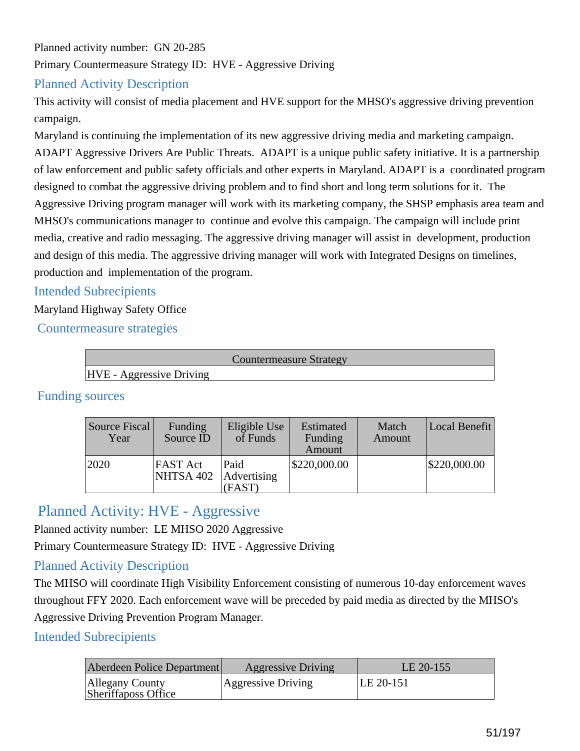Planned activity number: GN 20-285

Primary Countermeasure Strategy ID: HVE - Aggressive Driving

### Planned Activity Description

This activity will consist of media placement and HVE support for the MHSO's aggressive driving prevention campaign.

Maryland is continuing the implementation of its new aggressive driving media and marketing campaign. ADAPT Aggressive Drivers Are Public Threats. ADAPT is a unique public safety initiative. It is a partnership of law enforcement and public safety officials and other experts in Maryland. ADAPT is a coordinated program designed to combat the aggressive driving problem and to find short and long term solutions for it. The Aggressive Driving program manager will work with its marketing company, the SHSP emphasis area team and MHSO's communications manager to continue and evolve this campaign. The campaign will include print media, creative and radio messaging. The aggressive driving manager will assist in development, production and design of this media. The aggressive driving manager will work with Integrated Designs on timelines, production and implementation of the program.

### Intended Subrecipients

Maryland Highway Safety Office

### Countermeasure strategies

| Countermeasure Strategy |
|---|
| HVE - Aggressive Driving |

### Funding sources

| Source Fiscal Year | Funding Source ID | Eligible Use of Funds | Estimated Funding Amount | Match Amount | Local Benefit |
|---|---|---|---|---|---|
| 2020 | FAST Act NHTSA 402 | Paid Advertising (FAST) | $220,000.00 | | $220,000.00 |

## Planned Activity: HVE - Aggressive

Planned activity number: LE MHSO 2020 Aggressive

Primary Countermeasure Strategy ID: HVE - Aggressive Driving

### Planned Activity Description

The MHSO will coordinate High Visibility Enforcement consisting of numerous 10-day enforcement waves throughout FFY 2020. Each enforcement wave will be preceded by paid media as directed by the MHSO's Aggressive Driving Prevention Program Manager.

### Intended Subrecipients

| Aberdeen Police Department | Aggressive Driving | LE 20-155 |
|---|---|---|
| Allegany County Sheriffapos Office | Aggressive Driving | LE 20-151 |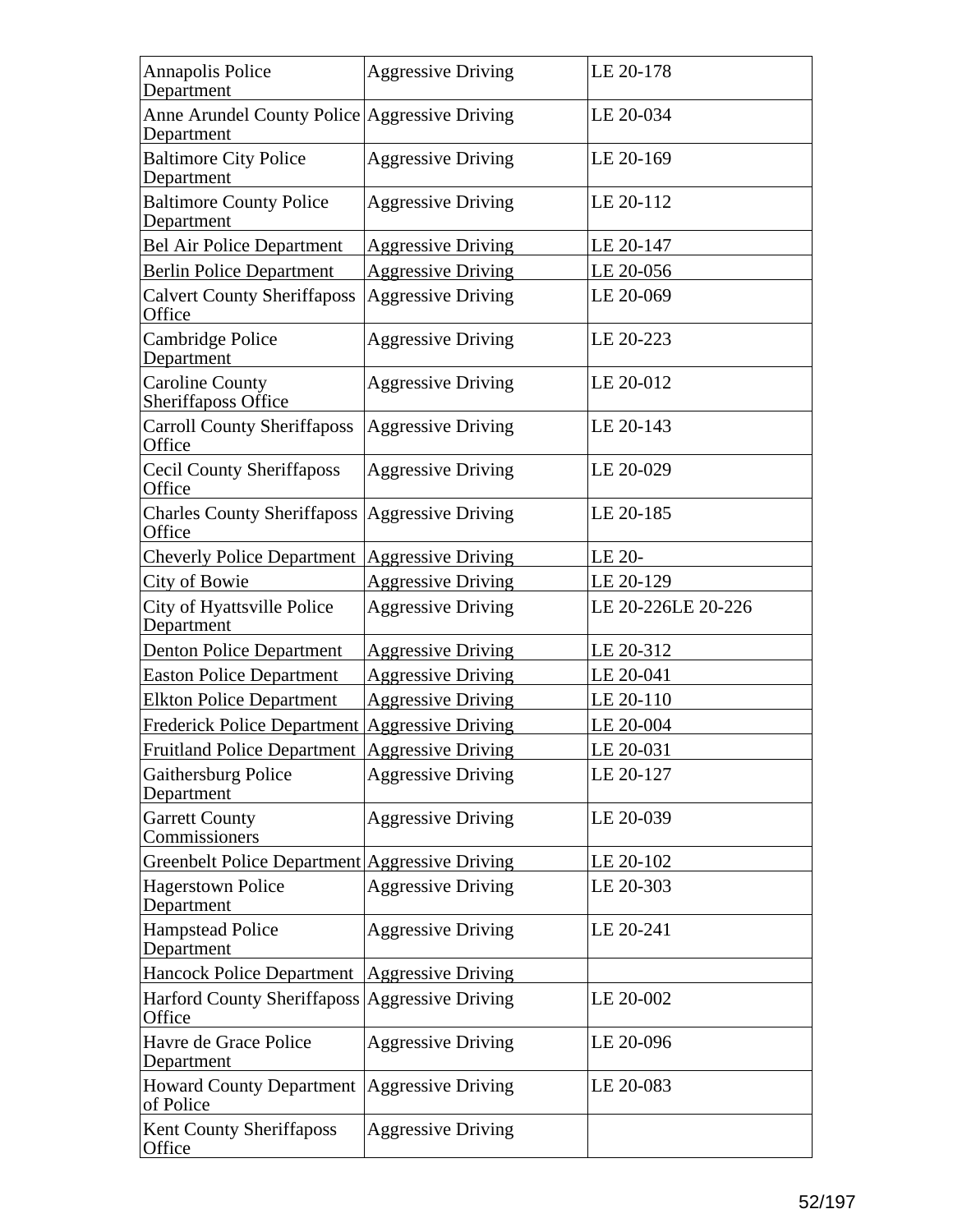| Annapolis Police Department | Aggressive Driving | LE 20-178 |
|---|---|---|
| Anne Arundel County Police Department | Aggressive Driving | LE 20-034 |
| Baltimore City Police Department | Aggressive Driving | LE 20-169 |
| Baltimore County Police Department | Aggressive Driving | LE 20-112 |
| Bel Air Police Department | Aggressive Driving | LE 20-147 |
| Berlin Police Department | Aggressive Driving | LE 20-056 |
| Calvert County Sheriffaposs Office | Aggressive Driving | LE 20-069 |
| Cambridge Police Department | Aggressive Driving | LE 20-223 |
| Caroline County Sheriffaposs Office | Aggressive Driving | LE 20-012 |
| Carroll County Sheriffaposs Office | Aggressive Driving | LE 20-143 |
| Cecil County Sheriffaposs Office | Aggressive Driving | LE 20-029 |
| Charles County Sheriffaposs Office | Aggressive Driving | LE 20-185 |
| Cheverly Police Department | Aggressive Driving | LE 20- |
| City of Bowie | Aggressive Driving | LE 20-129 |
| City of Hyattsville Police Department | Aggressive Driving | LE 20-226LE 20-226 |
| Denton Police Department | Aggressive Driving | LE 20-312 |
| Easton Police Department | Aggressive Driving | LE 20-041 |
| Elkton Police Department | Aggressive Driving | LE 20-110 |
| Frederick Police Department | Aggressive Driving | LE 20-004 |
| Fruitland Police Department | Aggressive Driving | LE 20-031 |
| Gaithersburg Police Department | Aggressive Driving | LE 20-127 |
| Garrett County Commissioners | Aggressive Driving | LE 20-039 |
| Greenbelt Police Department | Aggressive Driving | LE 20-102 |
| Hagerstown Police Department | Aggressive Driving | LE 20-303 |
| Hampstead Police Department | Aggressive Driving | LE 20-241 |
| Hancock Police Department | Aggressive Driving | |
| Harford County Sheriffaposs Office | Aggressive Driving | LE 20-002 |
| Havre de Grace Police Department | Aggressive Driving | LE 20-096 |
| Howard County Department of Police | Aggressive Driving | LE 20-083 |
| Kent County Sheriffaposs Office | Aggressive Driving | |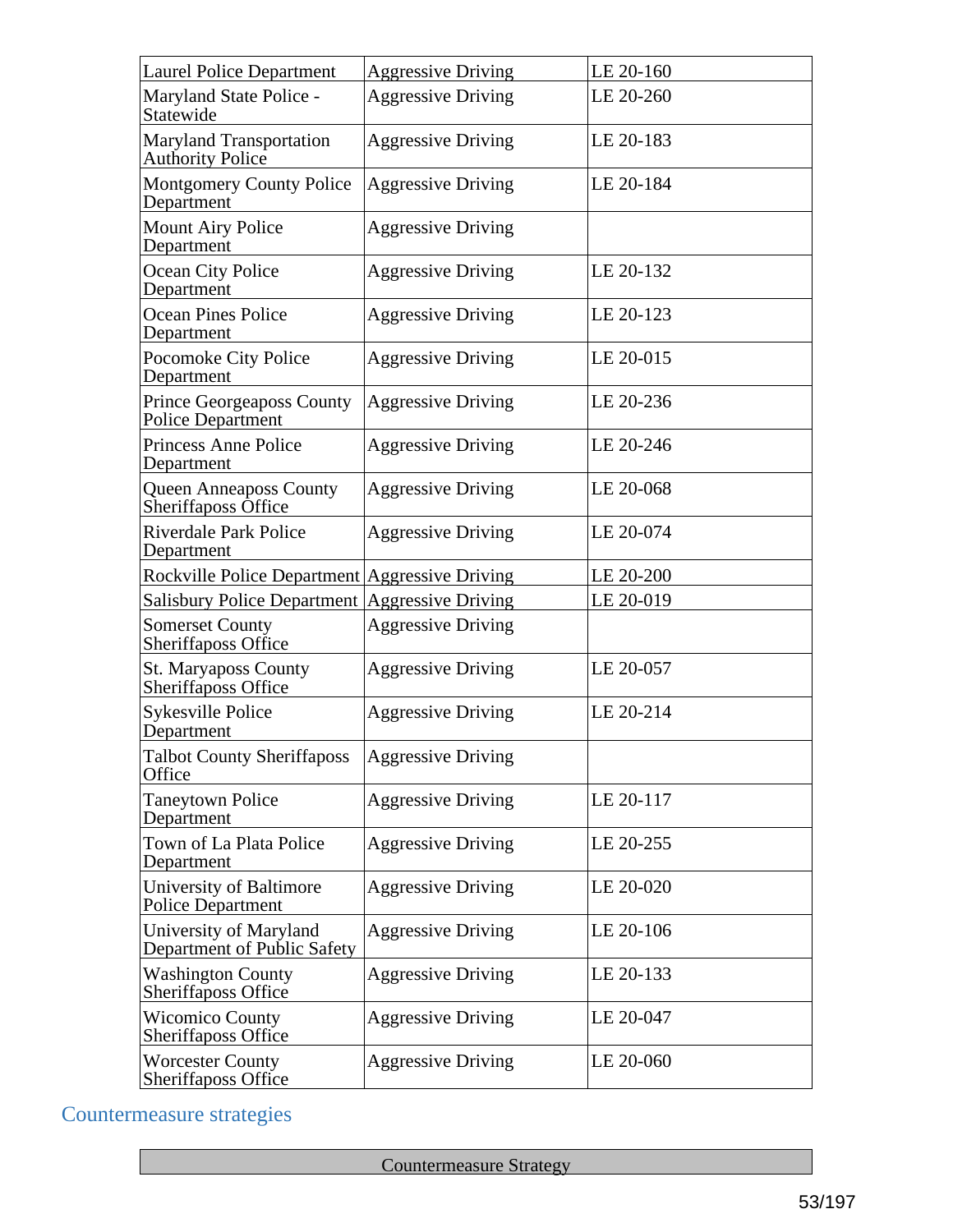| Laurel Police Department | Aggressive Driving | LE 20-160 |
|---|---|---|
| Maryland State Police - Statewide | Aggressive Driving | LE 20-260 |
| Maryland Transportation Authority Police | Aggressive Driving | LE 20-183 |
| Montgomery County Police Department | Aggressive Driving | LE 20-184 |
| Mount Airy Police Department | Aggressive Driving | |
| Ocean City Police Department | Aggressive Driving | LE 20-132 |
| Ocean Pines Police Department | Aggressive Driving | LE 20-123 |
| Pocomoke City Police Department | Aggressive Driving | LE 20-015 |
| Prince Georgeaposs County Police Department | Aggressive Driving | LE 20-236 |
| Princess Anne Police Department | Aggressive Driving | LE 20-246 |
| Queen Anneaposs County Sheriffaposs Office | Aggressive Driving | LE 20-068 |
| Riverdale Park Police Department | Aggressive Driving | LE 20-074 |
| Rockville Police Department | Aggressive Driving | LE 20-200 |
| Salisbury Police Department | Aggressive Driving | LE 20-019 |
| Somerset County Sheriffaposs Office | Aggressive Driving | |
| St. Maryaposs County Sheriffaposs Office | Aggressive Driving | LE 20-057 |
| Sykesville Police Department | Aggressive Driving | LE 20-214 |
| Talbot County Sheriffaposs Office | Aggressive Driving | |
| Taneytown Police Department | Aggressive Driving | LE 20-117 |
| Town of La Plata Police Department | Aggressive Driving | LE 20-255 |
| University of Baltimore Police Department | Aggressive Driving | LE 20-020 |
| University of Maryland Department of Public Safety | Aggressive Driving | LE 20-106 |
| Washington County Sheriffaposs Office | Aggressive Driving | LE 20-133 |
| Wicomico County Sheriffaposs Office | Aggressive Driving | LE 20-047 |
| Worcester County Sheriffaposs Office | Aggressive Driving | LE 20-060 |

## Countermeasure strategies

| Countermeasure Strategy |
|---|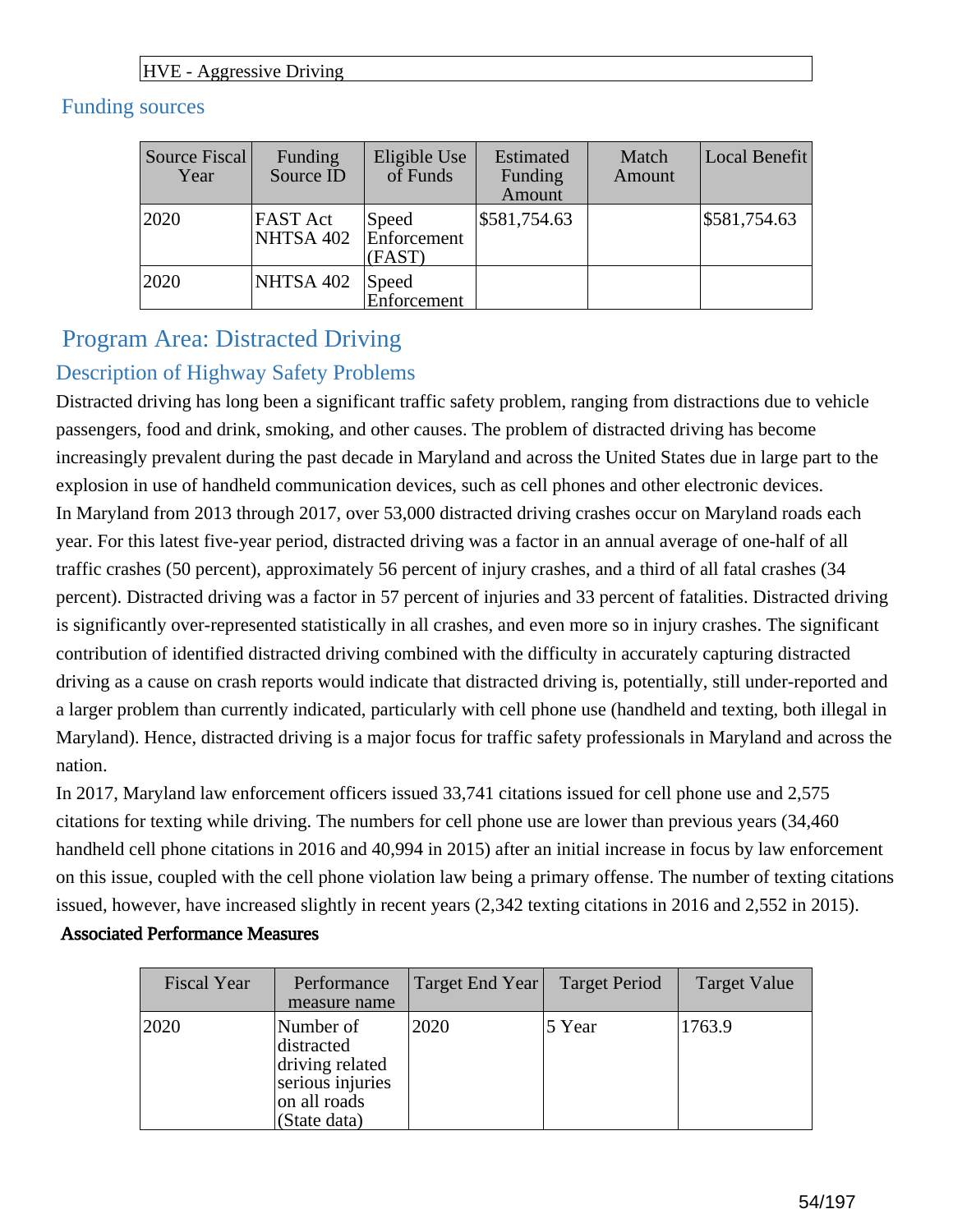| HVE - Aggressive Driving |
| --- |

### Funding sources

| Source Fiscal Year | Funding Source ID | Eligible Use of Funds | Estimated Funding Amount | Match Amount | Local Benefit |
| --- | --- | --- | --- | --- | --- |
| 2020 | FAST Act NHTSA 402 | Speed Enforcement (FAST) | $581,754.63 | | $581,754.63 |
| 2020 | NHTSA 402 | Speed Enforcement | | | |

## Program Area: Distracted Driving

### Description of Highway Safety Problems

Distracted driving has long been a significant traffic safety problem, ranging from distractions due to vehicle passengers, food and drink, smoking, and other causes. The problem of distracted driving has become increasingly prevalent during the past decade in Maryland and across the United States due in large part to the explosion in use of handheld communication devices, such as cell phones and other electronic devices.

In Maryland from 2013 through 2017, over 53,000 distracted driving crashes occur on Maryland roads each year. For this latest five-year period, distracted driving was a factor in an annual average of one-half of all traffic crashes (50 percent), approximately 56 percent of injury crashes, and a third of all fatal crashes (34 percent). Distracted driving was a factor in 57 percent of injuries and 33 percent of fatalities. Distracted driving is significantly over-represented statistically in all crashes, and even more so in injury crashes. The significant contribution of identified distracted driving combined with the difficulty in accurately capturing distracted driving as a cause on crash reports would indicate that distracted driving is, potentially, still under-reported and a larger problem than currently indicated, particularly with cell phone use (handheld and texting, both illegal in Maryland). Hence, distracted driving is a major focus for traffic safety professionals in Maryland and across the nation.

In 2017, Maryland law enforcement officers issued 33,741 citations issued for cell phone use and 2,575 citations for texting while driving. The numbers for cell phone use are lower than previous years (34,460 handheld cell phone citations in 2016 and 40,994 in 2015) after an initial increase in focus by law enforcement on this issue, coupled with the cell phone violation law being a primary offense. The number of texting citations issued, however, have increased slightly in recent years (2,342 texting citations in 2016 and 2,552 in 2015).

**Associated Performance Measures**

| Fiscal Year | Performance measure name | Target End Year | Target Period | Target Value |
| --- | --- | --- | --- | --- |
| 2020 | Number of distracted driving related serious injuries on all roads (State data) | 2020 | 5 Year | 1763.9 |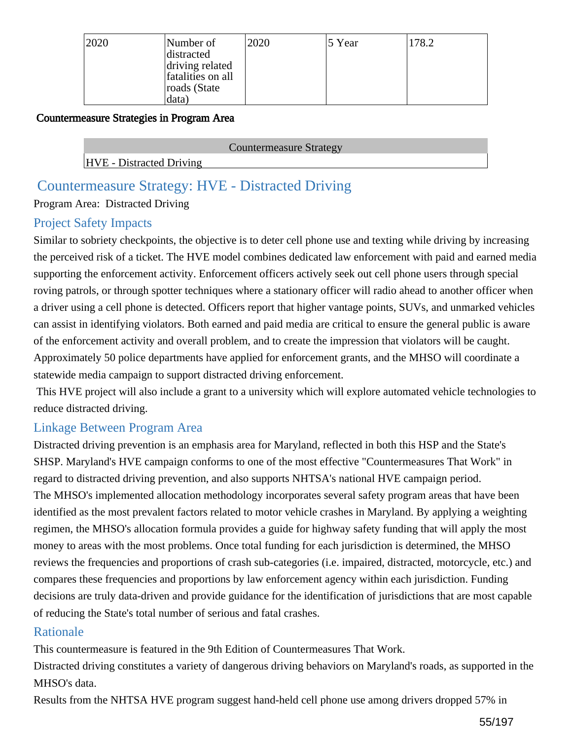| 2020 | Number of distracted driving related fatalities on all roads (State data) | 2020 | 5 Year | 178.2 |
|---|---|---|---|---|

**Countermeasure Strategies in Program Area**

| Countermeasure Strategy |
|---|
| HVE - Distracted Driving |

## Countermeasure Strategy: HVE - Distracted Driving

Program Area: Distracted Driving

### Project Safety Impacts

Similar to sobriety checkpoints, the objective is to deter cell phone use and texting while driving by increasing the perceived risk of a ticket. The HVE model combines dedicated law enforcement with paid and earned media supporting the enforcement activity. Enforcement officers actively seek out cell phone users through special roving patrols, or through spotter techniques where a stationary officer will radio ahead to another officer when a driver using a cell phone is detected. Officers report that higher vantage points, SUVs, and unmarked vehicles can assist in identifying violators. Both earned and paid media are critical to ensure the general public is aware of the enforcement activity and overall problem, and to create the impression that violators will be caught. Approximately 50 police departments have applied for enforcement grants, and the MHSO will coordinate a statewide media campaign to support distracted driving enforcement.

This HVE project will also include a grant to a university which will explore automated vehicle technologies to reduce distracted driving.

### Linkage Between Program Area

Distracted driving prevention is an emphasis area for Maryland, reflected in both this HSP and the State's SHSP. Maryland's HVE campaign conforms to one of the most effective "Countermeasures That Work" in regard to distracted driving prevention, and also supports NHTSA's national HVE campaign period.

The MHSO's implemented allocation methodology incorporates several safety program areas that have been identified as the most prevalent factors related to motor vehicle crashes in Maryland. By applying a weighting regimen, the MHSO's allocation formula provides a guide for highway safety funding that will apply the most money to areas with the most problems. Once total funding for each jurisdiction is determined, the MHSO reviews the frequencies and proportions of crash sub-categories (i.e. impaired, distracted, motorcycle, etc.) and compares these frequencies and proportions by law enforcement agency within each jurisdiction. Funding decisions are truly data-driven and provide guidance for the identification of jurisdictions that are most capable of reducing the State's total number of serious and fatal crashes.

### Rationale

This countermeasure is featured in the 9th Edition of Countermeasures That Work.

Distracted driving constitutes a variety of dangerous driving behaviors on Maryland's roads, as supported in the MHSO's data.

Results from the NHTSA HVE program suggest hand-held cell phone use among drivers dropped 57% in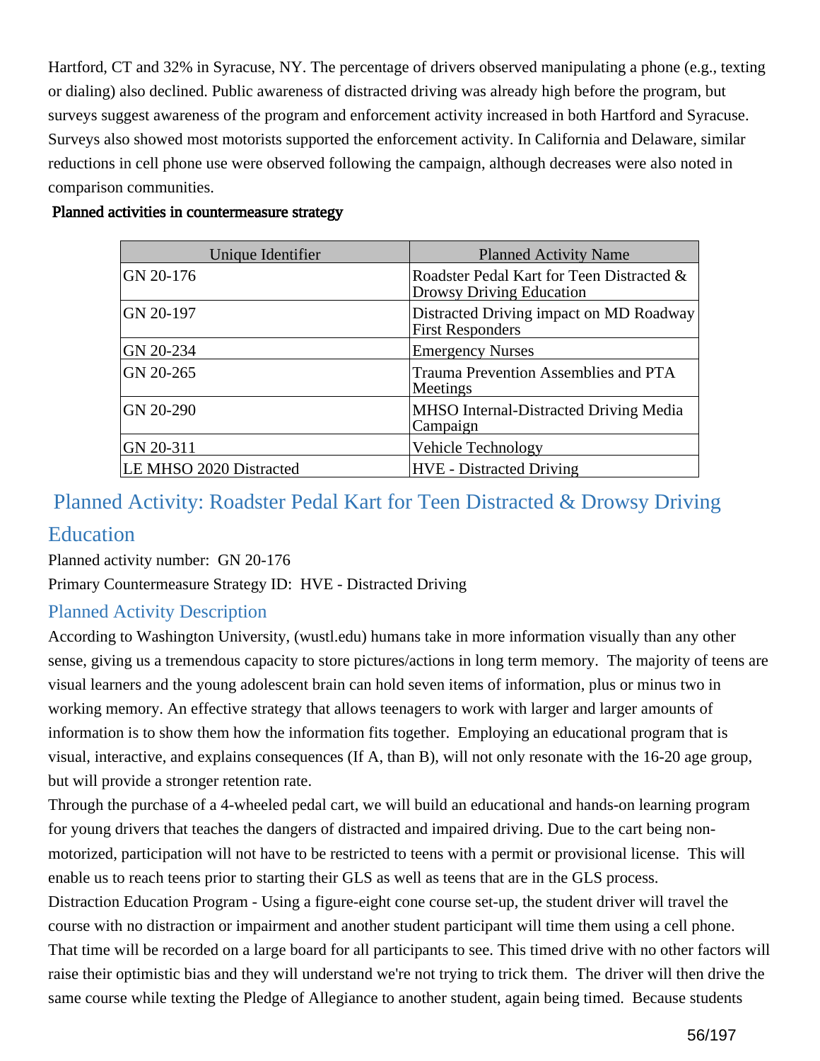Hartford, CT and 32% in Syracuse, NY. The percentage of drivers observed manipulating a phone (e.g., texting or dialing) also declined. Public awareness of distracted driving was already high before the program, but surveys suggest awareness of the program and enforcement activity increased in both Hartford and Syracuse. Surveys also showed most motorists supported the enforcement activity. In California and Delaware, similar reductions in cell phone use were observed following the campaign, although decreases were also noted in comparison communities.

**Planned activities in countermeasure strategy**

| Unique Identifier | Planned Activity Name |
|---|---|
| GN 20-176 | Roadster Pedal Kart for Teen Distracted & Drowsy Driving Education |
| GN 20-197 | Distracted Driving impact on MD Roadway First Responders |
| GN 20-234 | Emergency Nurses |
| GN 20-265 | Trauma Prevention Assemblies and PTA Meetings |
| GN 20-290 | MHSO Internal-Distracted Driving Media Campaign |
| GN 20-311 | Vehicle Technology |
| LE MHSO 2020 Distracted | HVE - Distracted Driving |

## Planned Activity: Roadster Pedal Kart for Teen Distracted & Drowsy Driving Education

Planned activity number: GN 20-176

Primary Countermeasure Strategy ID: HVE - Distracted Driving

### Planned Activity Description

According to Washington University, (wustl.edu) humans take in more information visually than any other sense, giving us a tremendous capacity to store pictures/actions in long term memory. The majority of teens are visual learners and the young adolescent brain can hold seven items of information, plus or minus two in working memory. An effective strategy that allows teenagers to work with larger and larger amounts of information is to show them how the information fits together. Employing an educational program that is visual, interactive, and explains consequences (If A, than B), will not only resonate with the 16-20 age group, but will provide a stronger retention rate.

Through the purchase of a 4-wheeled pedal cart, we will build an educational and hands-on learning program for young drivers that teaches the dangers of distracted and impaired driving. Due to the cart being non-motorized, participation will not have to be restricted to teens with a permit or provisional license. This will enable us to reach teens prior to starting their GLS as well as teens that are in the GLS process.

Distraction Education Program - Using a figure-eight cone course set-up, the student driver will travel the course with no distraction or impairment and another student participant will time them using a cell phone. That time will be recorded on a large board for all participants to see. This timed drive with no other factors will raise their optimistic bias and they will understand we're not trying to trick them. The driver will then drive the same course while texting the Pledge of Allegiance to another student, again being timed. Because students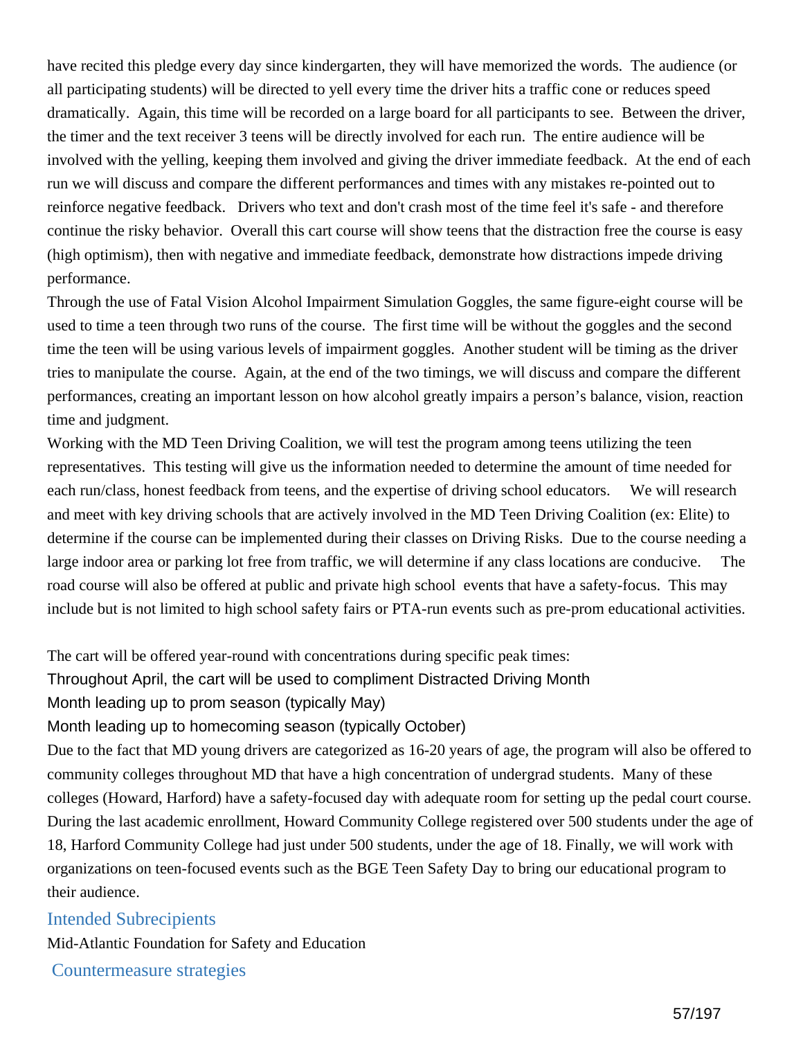have recited this pledge every day since kindergarten, they will have memorized the words. The audience (or all participating students) will be directed to yell every time the driver hits a traffic cone or reduces speed dramatically. Again, this time will be recorded on a large board for all participants to see. Between the driver, the timer and the text receiver 3 teens will be directly involved for each run. The entire audience will be involved with the yelling, keeping them involved and giving the driver immediate feedback. At the end of each run we will discuss and compare the different performances and times with any mistakes re-pointed out to reinforce negative feedback. Drivers who text and don't crash most of the time feel it's safe - and therefore continue the risky behavior. Overall this cart course will show teens that the distraction free the course is easy (high optimism), then with negative and immediate feedback, demonstrate how distractions impede driving performance.

Through the use of Fatal Vision Alcohol Impairment Simulation Goggles, the same figure-eight course will be used to time a teen through two runs of the course. The first time will be without the goggles and the second time the teen will be using various levels of impairment goggles. Another student will be timing as the driver tries to manipulate the course. Again, at the end of the two timings, we will discuss and compare the different performances, creating an important lesson on how alcohol greatly impairs a person's balance, vision, reaction time and judgment.

Working with the MD Teen Driving Coalition, we will test the program among teens utilizing the teen representatives. This testing will give us the information needed to determine the amount of time needed for each run/class, honest feedback from teens, and the expertise of driving school educators. We will research and meet with key driving schools that are actively involved in the MD Teen Driving Coalition (ex: Elite) to determine if the course can be implemented during their classes on Driving Risks. Due to the course needing a large indoor area or parking lot free from traffic, we will determine if any class locations are conducive. The road course will also be offered at public and private high school events that have a safety-focus. This may include but is not limited to high school safety fairs or PTA-run events such as pre-prom educational activities.

The cart will be offered year-round with concentrations during specific peak times:

Throughout April, the cart will be used to compliment Distracted Driving Month

Month leading up to prom season (typically May)

Month leading up to homecoming season (typically October)

Due to the fact that MD young drivers are categorized as 16-20 years of age, the program will also be offered to community colleges throughout MD that have a high concentration of undergrad students. Many of these colleges (Howard, Harford) have a safety-focused day with adequate room for setting up the pedal court course. During the last academic enrollment, Howard Community College registered over 500 students under the age of 18, Harford Community College had just under 500 students, under the age of 18. Finally, we will work with organizations on teen-focused events such as the BGE Teen Safety Day to bring our educational program to their audience.

## Intended Subrecipients

Mid-Atlantic Foundation for Safety and Education

## Countermeasure strategies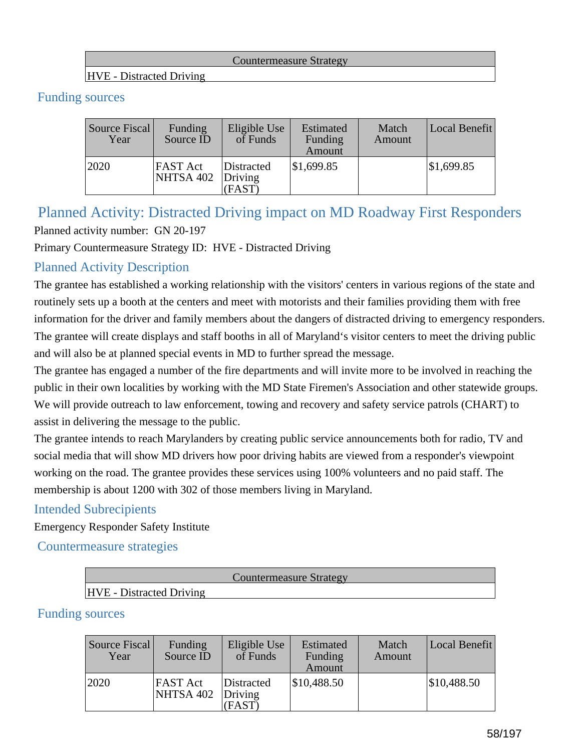| Countermeasure Strategy |
|---|
| HVE - Distracted Driving |

### Funding sources

| Source Fiscal Year | Funding Source ID | Eligible Use of Funds | Estimated Funding Amount | Match Amount | Local Benefit |
|---|---|---|---|---|---|
| 2020 | FAST Act NHTSA 402 | Distracted Driving (FAST) | $1,699.85 | | $1,699.85 |

## Planned Activity: Distracted Driving impact on MD Roadway First Responders

Planned activity number: GN 20-197

Primary Countermeasure Strategy ID: HVE - Distracted Driving

### Planned Activity Description

The grantee has established a working relationship with the visitors' centers in various regions of the state and routinely sets up a booth at the centers and meet with motorists and their families providing them with free information for the driver and family members about the dangers of distracted driving to emergency responders. The grantee will create displays and staff booths in all of Maryland's visitor centers to meet the driving public and will also be at planned special events in MD to further spread the message.

The grantee has engaged a number of the fire departments and will invite more to be involved in reaching the public in their own localities by working with the MD State Firemen's Association and other statewide groups. We will provide outreach to law enforcement, towing and recovery and safety service patrols (CHART) to assist in delivering the message to the public.

The grantee intends to reach Marylanders by creating public service announcements both for radio, TV and social media that will show MD drivers how poor driving habits are viewed from a responder's viewpoint working on the road. The grantee provides these services using 100% volunteers and no paid staff. The membership is about 1200 with 302 of those members living in Maryland.

### Intended Subrecipients

Emergency Responder Safety Institute

### Countermeasure strategies

| Countermeasure Strategy |
|---|
| HVE - Distracted Driving |

### Funding sources

| Source Fiscal Year | Funding Source ID | Eligible Use of Funds | Estimated Funding Amount | Match Amount | Local Benefit |
|---|---|---|---|---|---|
| 2020 | FAST Act NHTSA 402 | Distracted Driving (FAST) | $10,488.50 | | $10,488.50 |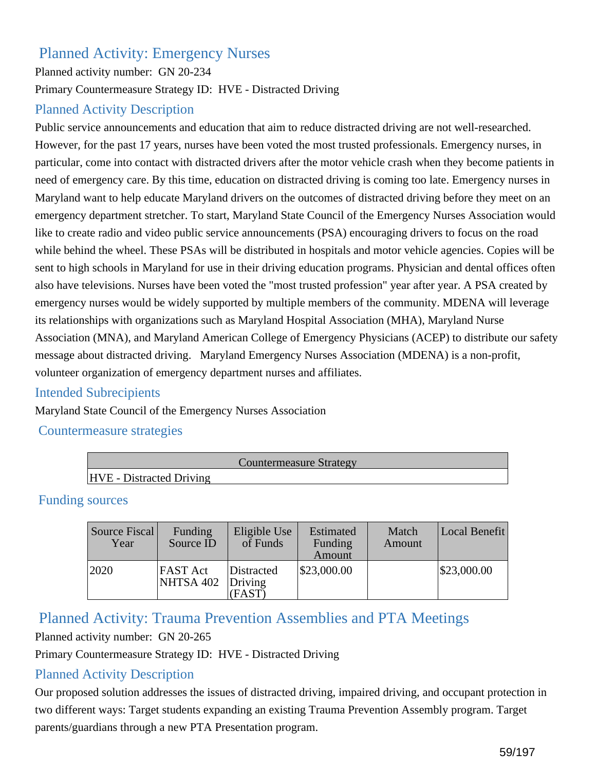## Planned Activity: Emergency Nurses

Planned activity number: GN 20-234

Primary Countermeasure Strategy ID: HVE - Distracted Driving

### Planned Activity Description

Public service announcements and education that aim to reduce distracted driving are not well-researched. However, for the past 17 years, nurses have been voted the most trusted professionals. Emergency nurses, in particular, come into contact with distracted drivers after the motor vehicle crash when they become patients in need of emergency care. By this time, education on distracted driving is coming too late. Emergency nurses in Maryland want to help educate Maryland drivers on the outcomes of distracted driving before they meet on an emergency department stretcher. To start, Maryland State Council of the Emergency Nurses Association would like to create radio and video public service announcements (PSA) encouraging drivers to focus on the road while behind the wheel. These PSAs will be distributed in hospitals and motor vehicle agencies. Copies will be sent to high schools in Maryland for use in their driving education programs. Physician and dental offices often also have televisions. Nurses have been voted the "most trusted profession" year after year. A PSA created by emergency nurses would be widely supported by multiple members of the community. MDENA will leverage its relationships with organizations such as Maryland Hospital Association (MHA), Maryland Nurse Association (MNA), and Maryland American College of Emergency Physicians (ACEP) to distribute our safety message about distracted driving. Maryland Emergency Nurses Association (MDENA) is a non-profit, volunteer organization of emergency department nurses and affiliates.

### Intended Subrecipients

Maryland State Council of the Emergency Nurses Association

### Countermeasure strategies

| Countermeasure Strategy |
|---|
| HVE - Distracted Driving |

### Funding sources

| Source Fiscal Year | Funding Source ID | Eligible Use of Funds | Estimated Funding Amount | Match Amount | Local Benefit |
|---|---|---|---|---|---|
| 2020 | FAST Act NHTSA 402 | Distracted Driving (FAST) | $23,000.00 | | $23,000.00 |

## Planned Activity: Trauma Prevention Assemblies and PTA Meetings

Planned activity number: GN 20-265

Primary Countermeasure Strategy ID: HVE - Distracted Driving

### Planned Activity Description

Our proposed solution addresses the issues of distracted driving, impaired driving, and occupant protection in two different ways: Target students expanding an existing Trauma Prevention Assembly program. Target parents/guardians through a new PTA Presentation program.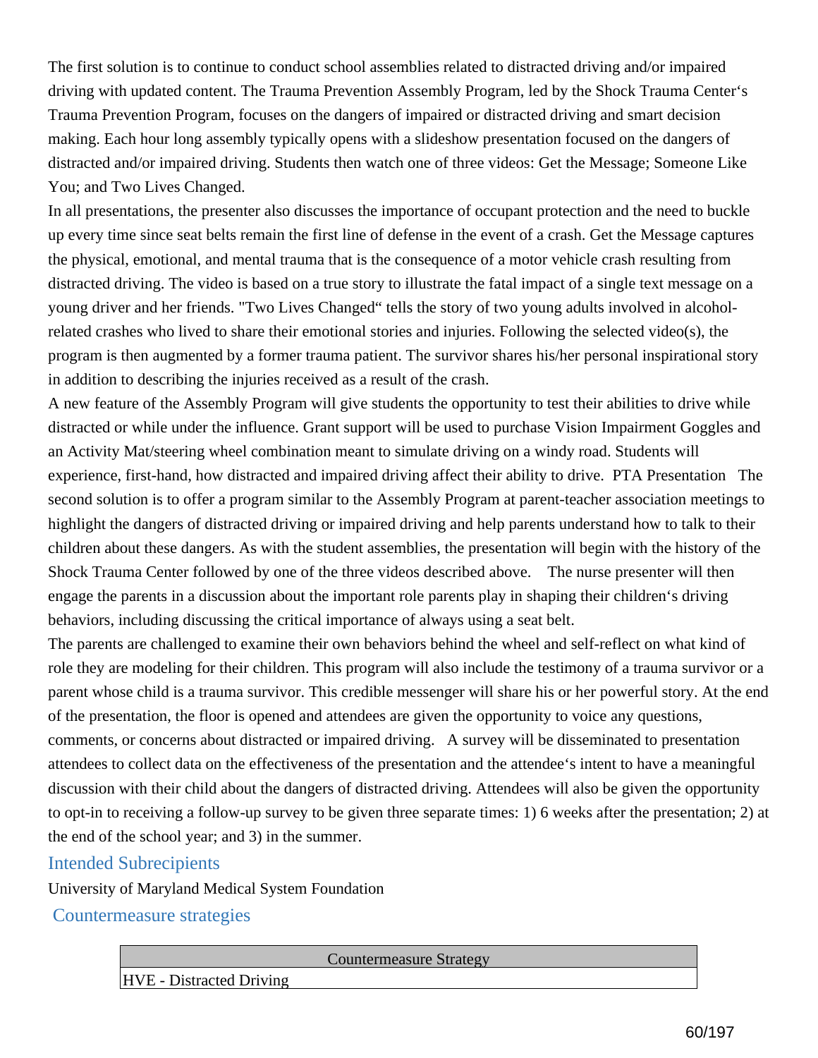The first solution is to continue to conduct school assemblies related to distracted driving and/or impaired driving with updated content. The Trauma Prevention Assembly Program, led by the Shock Trauma Center's Trauma Prevention Program, focuses on the dangers of impaired or distracted driving and smart decision making. Each hour long assembly typically opens with a slideshow presentation focused on the dangers of distracted and/or impaired driving. Students then watch one of three videos: Get the Message; Someone Like You; and Two Lives Changed.

In all presentations, the presenter also discusses the importance of occupant protection and the need to buckle up every time since seat belts remain the first line of defense in the event of a crash. Get the Message captures the physical, emotional, and mental trauma that is the consequence of a motor vehicle crash resulting from distracted driving. The video is based on a true story to illustrate the fatal impact of a single text message on a young driver and her friends. "Two Lives Changed" tells the story of two young adults involved in alcohol-related crashes who lived to share their emotional stories and injuries. Following the selected video(s), the program is then augmented by a former trauma patient. The survivor shares his/her personal inspirational story in addition to describing the injuries received as a result of the crash.

A new feature of the Assembly Program will give students the opportunity to test their abilities to drive while distracted or while under the influence. Grant support will be used to purchase Vision Impairment Goggles and an Activity Mat/steering wheel combination meant to simulate driving on a windy road. Students will experience, first-hand, how distracted and impaired driving affect their ability to drive. PTA Presentation The second solution is to offer a program similar to the Assembly Program at parent-teacher association meetings to highlight the dangers of distracted driving or impaired driving and help parents understand how to talk to their children about these dangers. As with the student assemblies, the presentation will begin with the history of the Shock Trauma Center followed by one of the three videos described above. The nurse presenter will then engage the parents in a discussion about the important role parents play in shaping their children's driving behaviors, including discussing the critical importance of always using a seat belt.

The parents are challenged to examine their own behaviors behind the wheel and self-reflect on what kind of role they are modeling for their children. This program will also include the testimony of a trauma survivor or a parent whose child is a trauma survivor. This credible messenger will share his or her powerful story. At the end of the presentation, the floor is opened and attendees are given the opportunity to voice any questions, comments, or concerns about distracted or impaired driving. A survey will be disseminated to presentation attendees to collect data on the effectiveness of the presentation and the attendee's intent to have a meaningful discussion with their child about the dangers of distracted driving. Attendees will also be given the opportunity to opt-in to receiving a follow-up survey to be given three separate times: 1) 6 weeks after the presentation; 2) at the end of the school year; and 3) in the summer.

## Intended Subrecipients

University of Maryland Medical System Foundation

## Countermeasure strategies

| Countermeasure Strategy |
|---|
| HVE - Distracted Driving |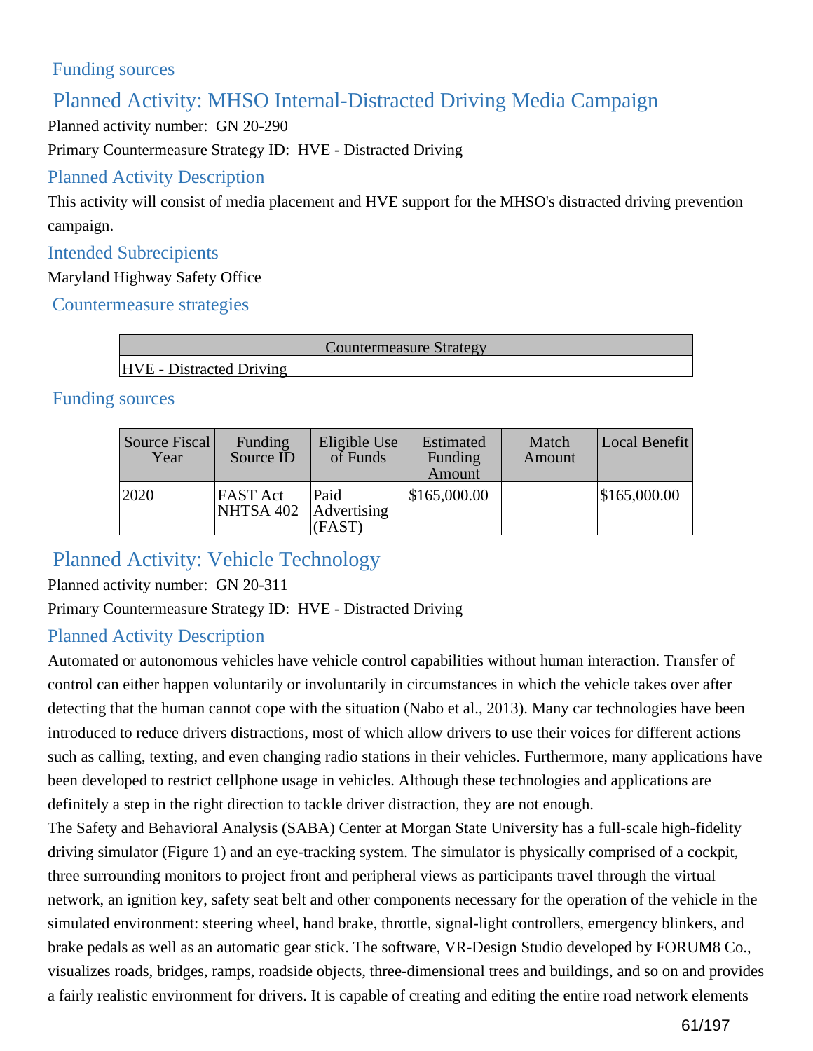## Funding sources

## Planned Activity: MHSO Internal-Distracted Driving Media Campaign

Planned activity number: GN 20-290

Primary Countermeasure Strategy ID: HVE - Distracted Driving

### Planned Activity Description

This activity will consist of media placement and HVE support for the MHSO's distracted driving prevention campaign.

### Intended Subrecipients

Maryland Highway Safety Office

### Countermeasure strategies

| Countermeasure Strategy |
|---|
| HVE - Distracted Driving |

### Funding sources

| Source Fiscal Year | Funding Source ID | Eligible Use of Funds | Estimated Funding Amount | Match Amount | Local Benefit |
|---|---|---|---|---|---|
| 2020 | FAST Act NHTSA 402 | Paid Advertising (FAST) | $165,000.00 | | $165,000.00 |

## Planned Activity: Vehicle Technology

Planned activity number: GN 20-311

Primary Countermeasure Strategy ID: HVE - Distracted Driving

### Planned Activity Description

Automated or autonomous vehicles have vehicle control capabilities without human interaction. Transfer of control can either happen voluntarily or involuntarily in circumstances in which the vehicle takes over after detecting that the human cannot cope with the situation (Nabo et al., 2013). Many car technologies have been introduced to reduce drivers distractions, most of which allow drivers to use their voices for different actions such as calling, texting, and even changing radio stations in their vehicles. Furthermore, many applications have been developed to restrict cellphone usage in vehicles. Although these technologies and applications are definitely a step in the right direction to tackle driver distraction, they are not enough.

The Safety and Behavioral Analysis (SABA) Center at Morgan State University has a full-scale high-fidelity driving simulator (Figure 1) and an eye-tracking system. The simulator is physically comprised of a cockpit, three surrounding monitors to project front and peripheral views as participants travel through the virtual network, an ignition key, safety seat belt and other components necessary for the operation of the vehicle in the simulated environment: steering wheel, hand brake, throttle, signal-light controllers, emergency blinkers, and brake pedals as well as an automatic gear stick. The software, VR-Design Studio developed by FORUM8 Co., visualizes roads, bridges, ramps, roadside objects, three-dimensional trees and buildings, and so on and provides a fairly realistic environment for drivers. It is capable of creating and editing the entire road network elements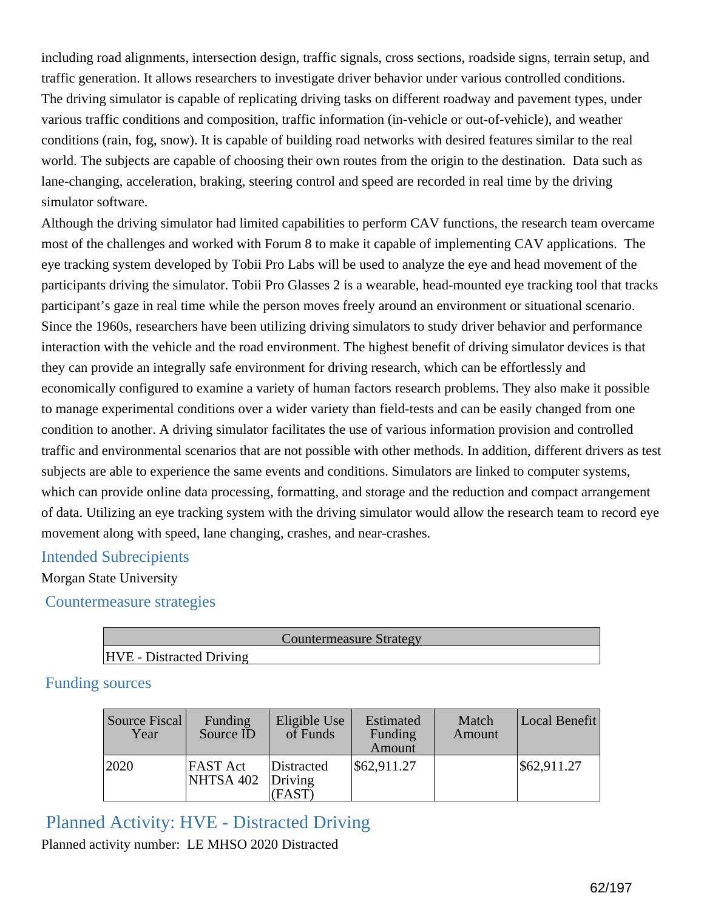including road alignments, intersection design, traffic signals, cross sections, roadside signs, terrain setup, and traffic generation. It allows researchers to investigate driver behavior under various controlled conditions. The driving simulator is capable of replicating driving tasks on different roadway and pavement types, under various traffic conditions and composition, traffic information (in-vehicle or out-of-vehicle), and weather conditions (rain, fog, snow). It is capable of building road networks with desired features similar to the real world. The subjects are capable of choosing their own routes from the origin to the destination. Data such as lane-changing, acceleration, braking, steering control and speed are recorded in real time by the driving simulator software.

Although the driving simulator had limited capabilities to perform CAV functions, the research team overcame most of the challenges and worked with Forum 8 to make it capable of implementing CAV applications. The eye tracking system developed by Tobii Pro Labs will be used to analyze the eye and head movement of the participants driving the simulator. Tobii Pro Glasses 2 is a wearable, head-mounted eye tracking tool that tracks participant's gaze in real time while the person moves freely around an environment or situational scenario. Since the 1960s, researchers have been utilizing driving simulators to study driver behavior and performance interaction with the vehicle and the road environment. The highest benefit of driving simulator devices is that they can provide an integrally safe environment for driving research, which can be effortlessly and economically configured to examine a variety of human factors research problems. They also make it possible to manage experimental conditions over a wider variety than field-tests and can be easily changed from one condition to another. A driving simulator facilitates the use of various information provision and controlled traffic and environmental scenarios that are not possible with other methods. In addition, different drivers as test subjects are able to experience the same events and conditions. Simulators are linked to computer systems, which can provide online data processing, formatting, and storage and the reduction and compact arrangement of data. Utilizing an eye tracking system with the driving simulator would allow the research team to record eye movement along with speed, lane changing, crashes, and near-crashes.

### Intended Subrecipients

Morgan State University

### Countermeasure strategies

| Countermeasure Strategy |
|---|
| HVE - Distracted Driving |

### Funding sources

| Source Fiscal Year | Funding Source ID | Eligible Use of Funds | Estimated Funding Amount | Match Amount | Local Benefit |
|---|---|---|---|---|---|
| 2020 | FAST Act NHTSA 402 | Distracted Driving (FAST) | $62,911.27 | | $62,911.27 |

## Planned Activity: HVE - Distracted Driving

Planned activity number: LE MHSO 2020 Distracted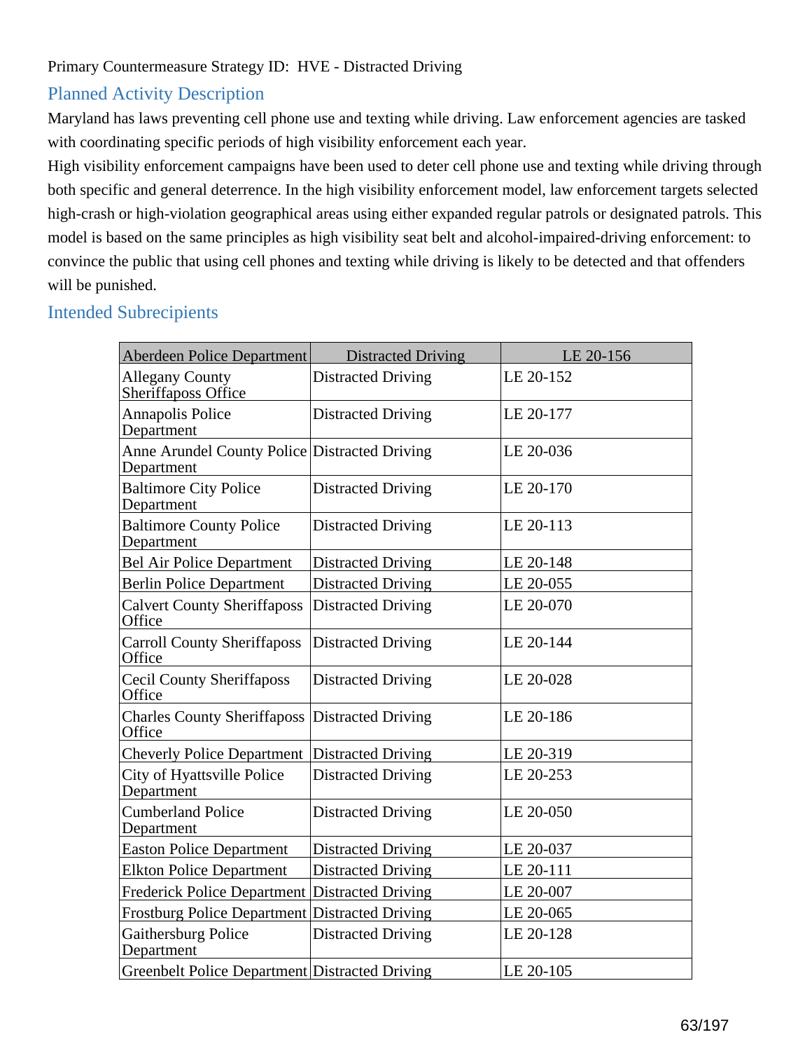Primary Countermeasure Strategy ID: HVE - Distracted Driving

## Planned Activity Description

Maryland has laws preventing cell phone use and texting while driving. Law enforcement agencies are tasked with coordinating specific periods of high visibility enforcement each year.

High visibility enforcement campaigns have been used to deter cell phone use and texting while driving through both specific and general deterrence. In the high visibility enforcement model, law enforcement targets selected high-crash or high-violation geographical areas using either expanded regular patrols or designated patrols. This model is based on the same principles as high visibility seat belt and alcohol-impaired-driving enforcement: to convince the public that using cell phones and texting while driving is likely to be detected and that offenders will be punished.

## Intended Subrecipients

| Aberdeen Police Department | Distracted Driving | LE 20-156 |
|---|---|---|
| Allegany County Sheriffaposs Office | Distracted Driving | LE 20-152 |
| Annapolis Police Department | Distracted Driving | LE 20-177 |
| Anne Arundel County Police Department | Distracted Driving | LE 20-036 |
| Baltimore City Police Department | Distracted Driving | LE 20-170 |
| Baltimore County Police Department | Distracted Driving | LE 20-113 |
| Bel Air Police Department | Distracted Driving | LE 20-148 |
| Berlin Police Department | Distracted Driving | LE 20-055 |
| Calvert County Sheriffaposs Office | Distracted Driving | LE 20-070 |
| Carroll County Sheriffaposs Office | Distracted Driving | LE 20-144 |
| Cecil County Sheriffaposs Office | Distracted Driving | LE 20-028 |
| Charles County Sheriffaposs Office | Distracted Driving | LE 20-186 |
| Cheverly Police Department | Distracted Driving | LE 20-319 |
| City of Hyattsville Police Department | Distracted Driving | LE 20-253 |
| Cumberland Police Department | Distracted Driving | LE 20-050 |
| Easton Police Department | Distracted Driving | LE 20-037 |
| Elkton Police Department | Distracted Driving | LE 20-111 |
| Frederick Police Department | Distracted Driving | LE 20-007 |
| Frostburg Police Department | Distracted Driving | LE 20-065 |
| Gaithersburg Police Department | Distracted Driving | LE 20-128 |
| Greenbelt Police Department | Distracted Driving | LE 20-105 |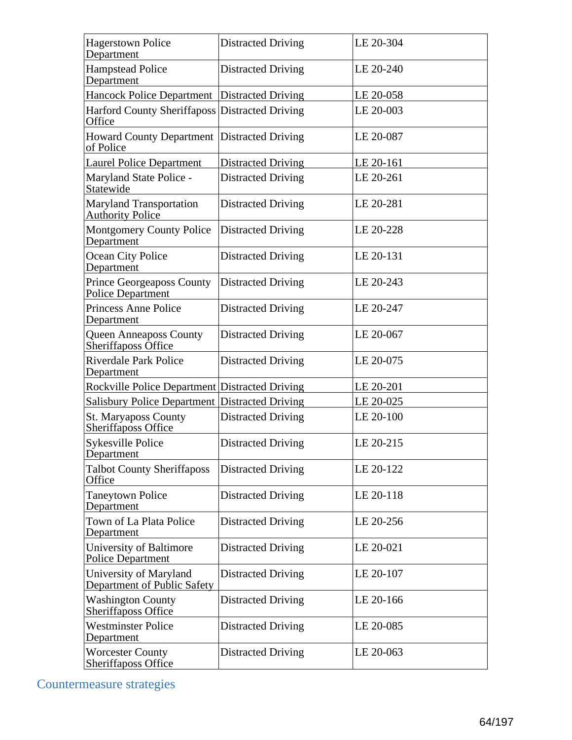| Hagerstown Police Department | Distracted Driving | LE 20-304 |
|---|---|---|
| Hampstead Police Department | Distracted Driving | LE 20-240 |
| Hancock Police Department | Distracted Driving | LE 20-058 |
| Harford County Sheriffaposs Office | Distracted Driving | LE 20-003 |
| Howard County Department of Police | Distracted Driving | LE 20-087 |
| Laurel Police Department | Distracted Driving | LE 20-161 |
| Maryland State Police - Statewide | Distracted Driving | LE 20-261 |
| Maryland Transportation Authority Police | Distracted Driving | LE 20-281 |
| Montgomery County Police Department | Distracted Driving | LE 20-228 |
| Ocean City Police Department | Distracted Driving | LE 20-131 |
| Prince Georgeaposs County Police Department | Distracted Driving | LE 20-243 |
| Princess Anne Police Department | Distracted Driving | LE 20-247 |
| Queen Anneaposs County Sheriffaposs Office | Distracted Driving | LE 20-067 |
| Riverdale Park Police Department | Distracted Driving | LE 20-075 |
| Rockville Police Department | Distracted Driving | LE 20-201 |
| Salisbury Police Department | Distracted Driving | LE 20-025 |
| St. Maryaposs County Sheriffaposs Office | Distracted Driving | LE 20-100 |
| Sykesville Police Department | Distracted Driving | LE 20-215 |
| Talbot County Sheriffaposs Office | Distracted Driving | LE 20-122 |
| Taneytown Police Department | Distracted Driving | LE 20-118 |
| Town of La Plata Police Department | Distracted Driving | LE 20-256 |
| University of Baltimore Police Department | Distracted Driving | LE 20-021 |
| University of Maryland Department of Public Safety | Distracted Driving | LE 20-107 |
| Washington County Sheriffaposs Office | Distracted Driving | LE 20-166 |
| Westminster Police Department | Distracted Driving | LE 20-085 |
| Worcester County Sheriffaposs Office | Distracted Driving | LE 20-063 |

## Countermeasure strategies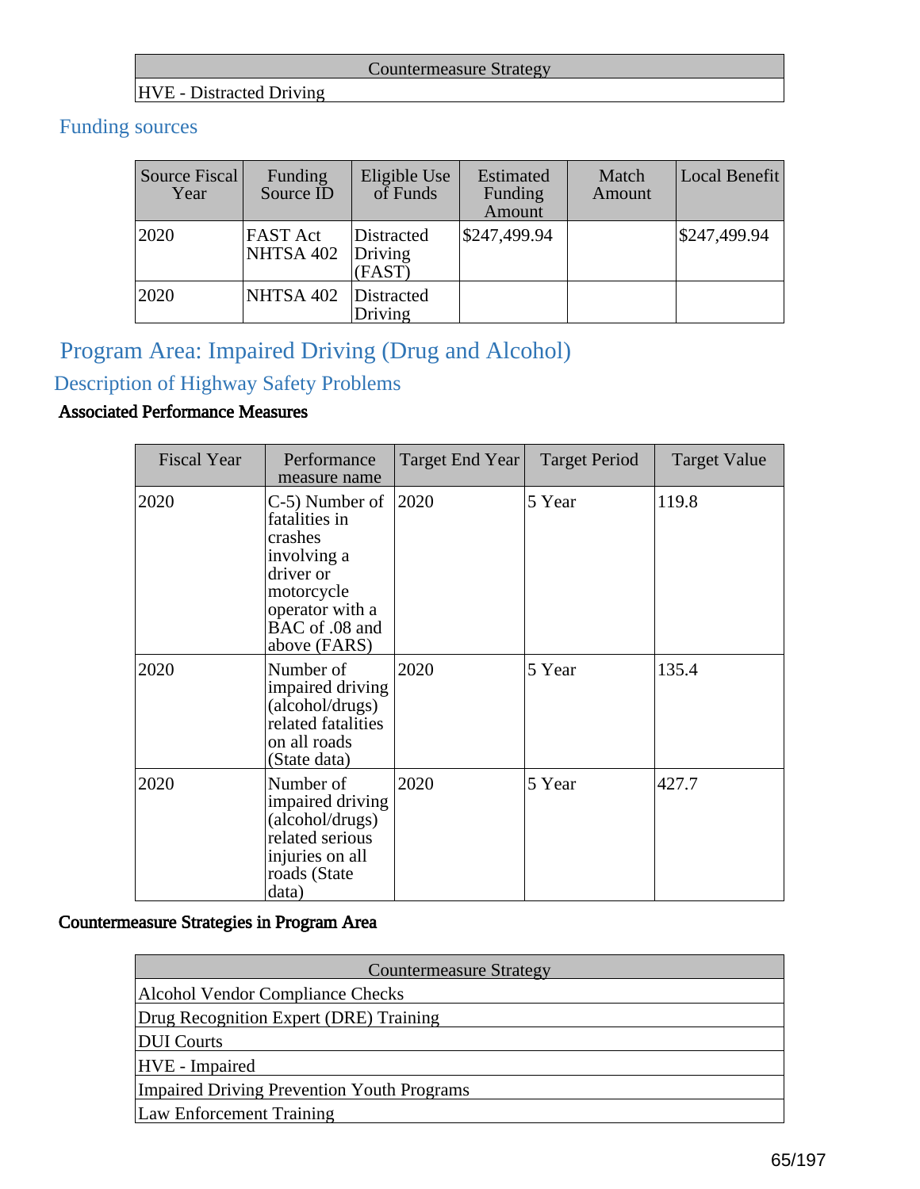| Countermeasure Strategy |
|---|
| HVE - Distracted Driving |

## Funding sources

| Source Fiscal Year | Funding Source ID | Eligible Use of Funds | Estimated Funding Amount | Match Amount | Local Benefit |
|---|---|---|---|---|---|
| 2020 | FAST Act NHTSA 402 | Distracted Driving (FAST) | $247,499.94 | | $247,499.94 |
| 2020 | NHTSA 402 | Distracted Driving | | | |

# Program Area: Impaired Driving (Drug and Alcohol)

## Description of Highway Safety Problems

**Associated Performance Measures**

| Fiscal Year | Performance measure name | Target End Year | Target Period | Target Value |
|---|---|---|---|---|
| 2020 | C-5) Number of fatalities in crashes involving a driver or motorcycle operator with a BAC of .08 and above (FARS) | 2020 | 5 Year | 119.8 |
| 2020 | Number of impaired driving (alcohol/drugs) related fatalities on all roads (State data) | 2020 | 5 Year | 135.4 |
| 2020 | Number of impaired driving (alcohol/drugs) related serious injuries on all roads (State data) | 2020 | 5 Year | 427.7 |

**Countermeasure Strategies in Program Area**

| Countermeasure Strategy |
|---|
| Alcohol Vendor Compliance Checks |
| Drug Recognition Expert (DRE) Training |
| DUI Courts |
| HVE - Impaired |
| Impaired Driving Prevention Youth Programs |
| Law Enforcement Training |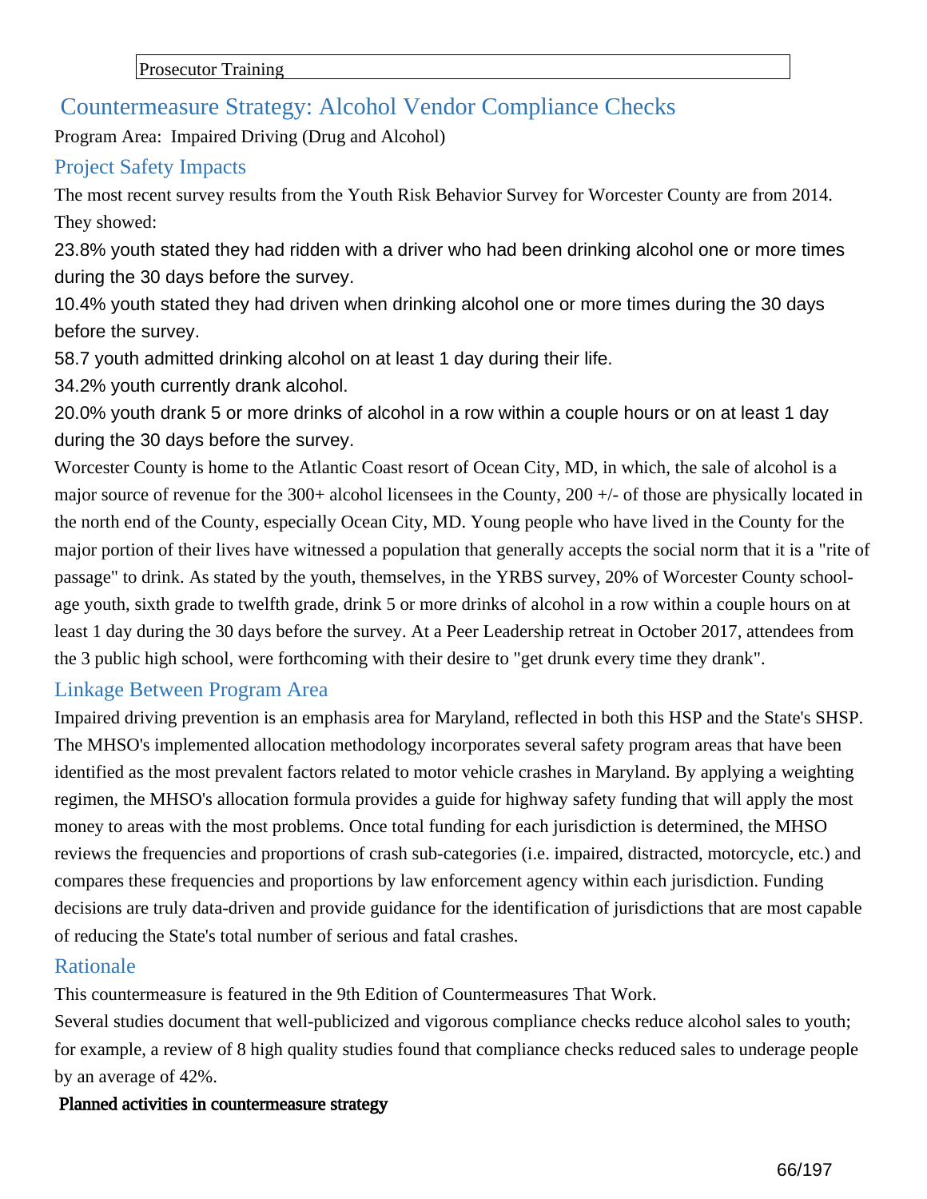| Prosecutor Training |
|---|

## Countermeasure Strategy: Alcohol Vendor Compliance Checks

Program Area: Impaired Driving (Drug and Alcohol)

### Project Safety Impacts

The most recent survey results from the Youth Risk Behavior Survey for Worcester County are from 2014. They showed:

23.8% youth stated they had ridden with a driver who had been drinking alcohol one or more times during the 30 days before the survey.

10.4% youth stated they had driven when drinking alcohol one or more times during the 30 days before the survey.

58.7 youth admitted drinking alcohol on at least 1 day during their life.

34.2% youth currently drank alcohol.

20.0% youth drank 5 or more drinks of alcohol in a row within a couple hours or on at least 1 day during the 30 days before the survey.

Worcester County is home to the Atlantic Coast resort of Ocean City, MD, in which, the sale of alcohol is a major source of revenue for the 300+ alcohol licensees in the County, 200 +/- of those are physically located in the north end of the County, especially Ocean City, MD. Young people who have lived in the County for the major portion of their lives have witnessed a population that generally accepts the social norm that it is a "rite of passage" to drink. As stated by the youth, themselves, in the YRBS survey, 20% of Worcester County school-age youth, sixth grade to twelfth grade, drink 5 or more drinks of alcohol in a row within a couple hours on at least 1 day during the 30 days before the survey. At a Peer Leadership retreat in October 2017, attendees from the 3 public high school, were forthcoming with their desire to "get drunk every time they drank".

### Linkage Between Program Area

Impaired driving prevention is an emphasis area for Maryland, reflected in both this HSP and the State's SHSP. The MHSO's implemented allocation methodology incorporates several safety program areas that have been identified as the most prevalent factors related to motor vehicle crashes in Maryland. By applying a weighting regimen, the MHSO's allocation formula provides a guide for highway safety funding that will apply the most money to areas with the most problems. Once total funding for each jurisdiction is determined, the MHSO reviews the frequencies and proportions of crash sub-categories (i.e. impaired, distracted, motorcycle, etc.) and compares these frequencies and proportions by law enforcement agency within each jurisdiction. Funding decisions are truly data-driven and provide guidance for the identification of jurisdictions that are most capable of reducing the State's total number of serious and fatal crashes.

### Rationale

This countermeasure is featured in the 9th Edition of Countermeasures That Work.

Several studies document that well-publicized and vigorous compliance checks reduce alcohol sales to youth; for example, a review of 8 high quality studies found that compliance checks reduced sales to underage people by an average of 42%.

**Planned activities in countermeasure strategy**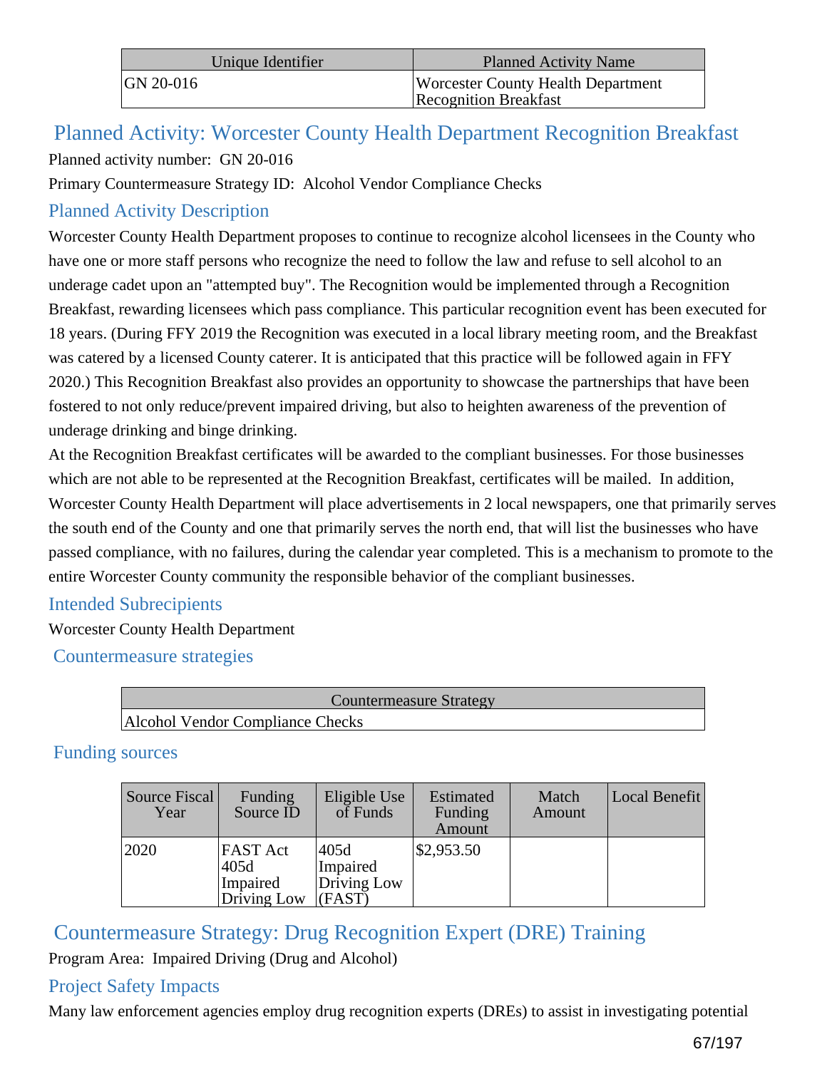| Unique Identifier | Planned Activity Name |
| --- | --- |
| GN 20-016 | Worcester County Health Department Recognition Breakfast |

## Planned Activity: Worcester County Health Department Recognition Breakfast

Planned activity number: GN 20-016

Primary Countermeasure Strategy ID: Alcohol Vendor Compliance Checks

### Planned Activity Description

Worcester County Health Department proposes to continue to recognize alcohol licensees in the County who have one or more staff persons who recognize the need to follow the law and refuse to sell alcohol to an underage cadet upon an "attempted buy". The Recognition would be implemented through a Recognition Breakfast, rewarding licensees which pass compliance. This particular recognition event has been executed for 18 years. (During FFY 2019 the Recognition was executed in a local library meeting room, and the Breakfast was catered by a licensed County caterer. It is anticipated that this practice will be followed again in FFY 2020.) This Recognition Breakfast also provides an opportunity to showcase the partnerships that have been fostered to not only reduce/prevent impaired driving, but also to heighten awareness of the prevention of underage drinking and binge drinking.

At the Recognition Breakfast certificates will be awarded to the compliant businesses. For those businesses which are not able to be represented at the Recognition Breakfast, certificates will be mailed. In addition, Worcester County Health Department will place advertisements in 2 local newspapers, one that primarily serves the south end of the County and one that primarily serves the north end, that will list the businesses who have passed compliance, with no failures, during the calendar year completed. This is a mechanism to promote to the entire Worcester County community the responsible behavior of the compliant businesses.

### Intended Subrecipients

Worcester County Health Department

### Countermeasure strategies

| Countermeasure Strategy |
| --- |
| Alcohol Vendor Compliance Checks |

### Funding sources

| Source Fiscal Year | Funding Source ID | Eligible Use of Funds | Estimated Funding Amount | Match Amount | Local Benefit |
| --- | --- | --- | --- | --- | --- |
| 2020 | FAST Act 405d Impaired Driving Low | 405d Impaired Driving Low (FAST) | $2,953.50 | | |

## Countermeasure Strategy: Drug Recognition Expert (DRE) Training

Program Area: Impaired Driving (Drug and Alcohol)

### Project Safety Impacts

Many law enforcement agencies employ drug recognition experts (DREs) to assist in investigating potential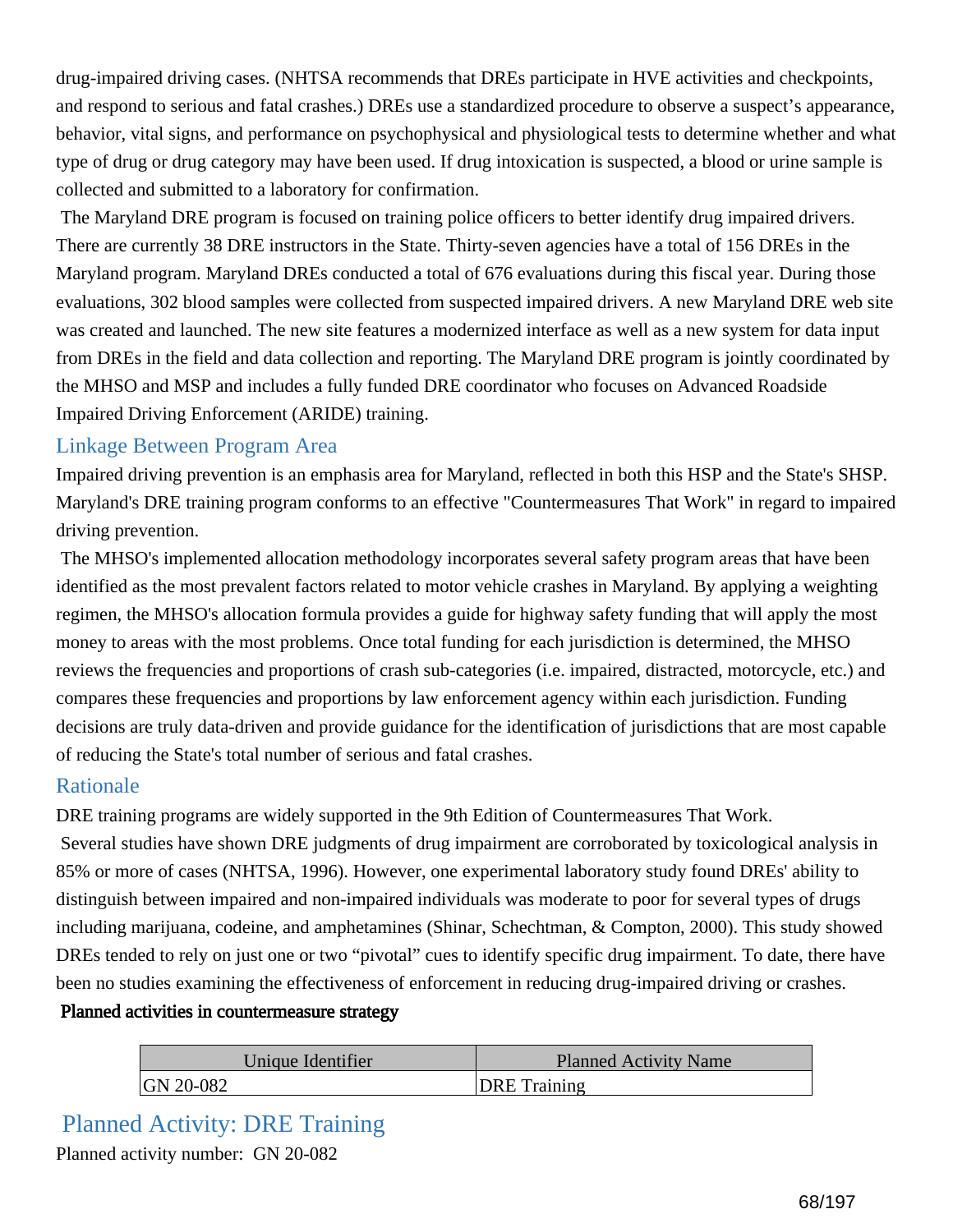drug-impaired driving cases. (NHTSA recommends that DREs participate in HVE activities and checkpoints, and respond to serious and fatal crashes.) DREs use a standardized procedure to observe a suspect's appearance, behavior, vital signs, and performance on psychophysical and physiological tests to determine whether and what type of drug or drug category may have been used. If drug intoxication is suspected, a blood or urine sample is collected and submitted to a laboratory for confirmation.

The Maryland DRE program is focused on training police officers to better identify drug impaired drivers. There are currently 38 DRE instructors in the State. Thirty-seven agencies have a total of 156 DREs in the Maryland program. Maryland DREs conducted a total of 676 evaluations during this fiscal year. During those evaluations, 302 blood samples were collected from suspected impaired drivers. A new Maryland DRE web site was created and launched. The new site features a modernized interface as well as a new system for data input from DREs in the field and data collection and reporting. The Maryland DRE program is jointly coordinated by the MHSO and MSP and includes a fully funded DRE coordinator who focuses on Advanced Roadside Impaired Driving Enforcement (ARIDE) training.

### Linkage Between Program Area

Impaired driving prevention is an emphasis area for Maryland, reflected in both this HSP and the State's SHSP. Maryland's DRE training program conforms to an effective "Countermeasures That Work" in regard to impaired driving prevention.

The MHSO's implemented allocation methodology incorporates several safety program areas that have been identified as the most prevalent factors related to motor vehicle crashes in Maryland. By applying a weighting regimen, the MHSO's allocation formula provides a guide for highway safety funding that will apply the most money to areas with the most problems. Once total funding for each jurisdiction is determined, the MHSO reviews the frequencies and proportions of crash sub-categories (i.e. impaired, distracted, motorcycle, etc.) and compares these frequencies and proportions by law enforcement agency within each jurisdiction. Funding decisions are truly data-driven and provide guidance for the identification of jurisdictions that are most capable of reducing the State's total number of serious and fatal crashes.

### Rationale

DRE training programs are widely supported in the 9th Edition of Countermeasures That Work.

Several studies have shown DRE judgments of drug impairment are corroborated by toxicological analysis in 85% or more of cases (NHTSA, 1996). However, one experimental laboratory study found DREs' ability to distinguish between impaired and non-impaired individuals was moderate to poor for several types of drugs including marijuana, codeine, and amphetamines (Shinar, Schechtman, & Compton, 2000). This study showed DREs tended to rely on just one or two "pivotal" cues to identify specific drug impairment. To date, there have been no studies examining the effectiveness of enforcement in reducing drug-impaired driving or crashes.

**Planned activities in countermeasure strategy**

| Unique Identifier | Planned Activity Name |
|---|---|
| GN 20-082 | DRE Training |

## Planned Activity: DRE Training

Planned activity number: GN 20-082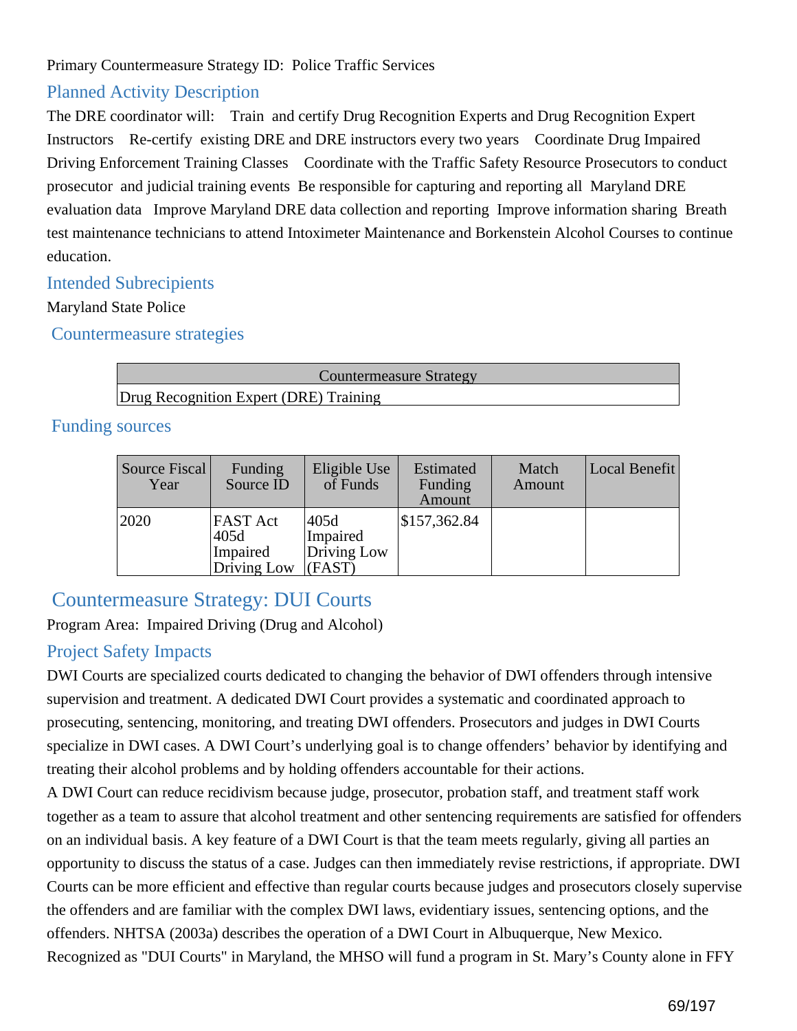Primary Countermeasure Strategy ID: Police Traffic Services

## Planned Activity Description

The DRE coordinator will: Train and certify Drug Recognition Experts and Drug Recognition Expert Instructors Re-certify existing DRE and DRE instructors every two years Coordinate Drug Impaired Driving Enforcement Training Classes Coordinate with the Traffic Safety Resource Prosecutors to conduct prosecutor and judicial training events Be responsible for capturing and reporting all Maryland DRE evaluation data Improve Maryland DRE data collection and reporting Improve information sharing Breath test maintenance technicians to attend Intoximeter Maintenance and Borkenstein Alcohol Courses to continue education.

## Intended Subrecipients

Maryland State Police

## Countermeasure strategies

| Countermeasure Strategy |
|---|
| Drug Recognition Expert (DRE) Training |

## Funding sources

| Source Fiscal Year | Funding Source ID | Eligible Use of Funds | Estimated Funding Amount | Match Amount | Local Benefit |
|---|---|---|---|---|---|
| 2020 | FAST Act 405d Impaired Driving Low | 405d Impaired Driving Low (FAST) | $157,362.84 | | |

## Countermeasure Strategy: DUI Courts

Program Area: Impaired Driving (Drug and Alcohol)

## Project Safety Impacts

DWI Courts are specialized courts dedicated to changing the behavior of DWI offenders through intensive supervision and treatment. A dedicated DWI Court provides a systematic and coordinated approach to prosecuting, sentencing, monitoring, and treating DWI offenders. Prosecutors and judges in DWI Courts specialize in DWI cases. A DWI Court's underlying goal is to change offenders' behavior by identifying and treating their alcohol problems and by holding offenders accountable for their actions.

A DWI Court can reduce recidivism because judge, prosecutor, probation staff, and treatment staff work together as a team to assure that alcohol treatment and other sentencing requirements are satisfied for offenders on an individual basis. A key feature of a DWI Court is that the team meets regularly, giving all parties an opportunity to discuss the status of a case. Judges can then immediately revise restrictions, if appropriate. DWI Courts can be more efficient and effective than regular courts because judges and prosecutors closely supervise the offenders and are familiar with the complex DWI laws, evidentiary issues, sentencing options, and the offenders. NHTSA (2003a) describes the operation of a DWI Court in Albuquerque, New Mexico. Recognized as "DUI Courts" in Maryland, the MHSO will fund a program in St. Mary's County alone in FFY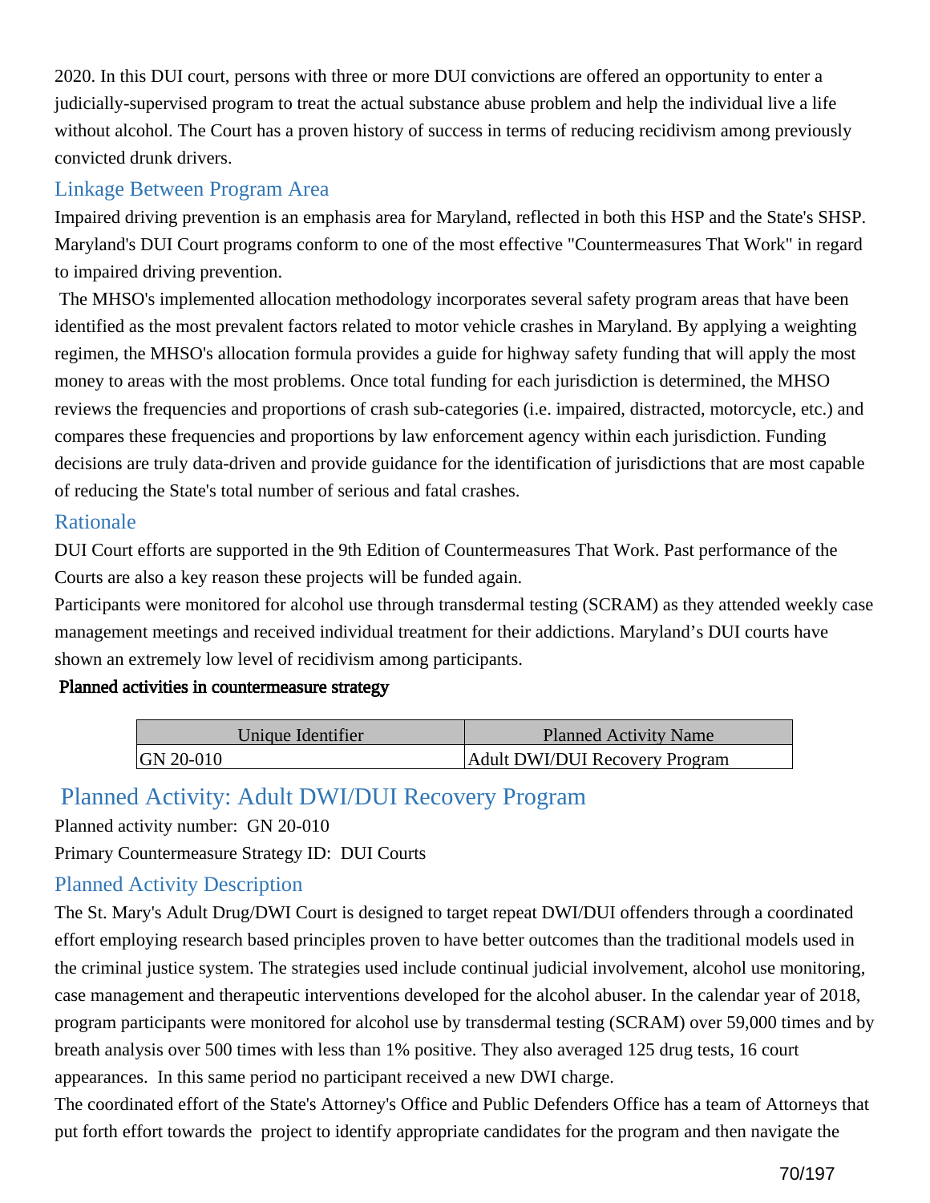2020. In this DUI court, persons with three or more DUI convictions are offered an opportunity to enter a judicially-supervised program to treat the actual substance abuse problem and help the individual live a life without alcohol. The Court has a proven history of success in terms of reducing recidivism among previously convicted drunk drivers.

## Linkage Between Program Area

Impaired driving prevention is an emphasis area for Maryland, reflected in both this HSP and the State's SHSP. Maryland's DUI Court programs conform to one of the most effective "Countermeasures That Work" in regard to impaired driving prevention.

The MHSO's implemented allocation methodology incorporates several safety program areas that have been identified as the most prevalent factors related to motor vehicle crashes in Maryland. By applying a weighting regimen, the MHSO's allocation formula provides a guide for highway safety funding that will apply the most money to areas with the most problems. Once total funding for each jurisdiction is determined, the MHSO reviews the frequencies and proportions of crash sub-categories (i.e. impaired, distracted, motorcycle, etc.) and compares these frequencies and proportions by law enforcement agency within each jurisdiction. Funding decisions are truly data-driven and provide guidance for the identification of jurisdictions that are most capable of reducing the State's total number of serious and fatal crashes.

## Rationale

DUI Court efforts are supported in the 9th Edition of Countermeasures That Work. Past performance of the Courts are also a key reason these projects will be funded again.

Participants were monitored for alcohol use through transdermal testing (SCRAM) as they attended weekly case management meetings and received individual treatment for their addictions. Maryland's DUI courts have shown an extremely low level of recidivism among participants.

**Planned activities in countermeasure strategy**

| Unique Identifier | Planned Activity Name |
|---|---|
| GN 20-010 | Adult DWI/DUI Recovery Program |

## Planned Activity: Adult DWI/DUI Recovery Program

Planned activity number: GN 20-010

Primary Countermeasure Strategy ID: DUI Courts

## Planned Activity Description

The St. Mary's Adult Drug/DWI Court is designed to target repeat DWI/DUI offenders through a coordinated effort employing research based principles proven to have better outcomes than the traditional models used in the criminal justice system. The strategies used include continual judicial involvement, alcohol use monitoring, case management and therapeutic interventions developed for the alcohol abuser. In the calendar year of 2018, program participants were monitored for alcohol use by transdermal testing (SCRAM) over 59,000 times and by breath analysis over 500 times with less than 1% positive. They also averaged 125 drug tests, 16 court appearances. In this same period no participant received a new DWI charge.

The coordinated effort of the State's Attorney's Office and Public Defenders Office has a team of Attorneys that put forth effort towards the project to identify appropriate candidates for the program and then navigate the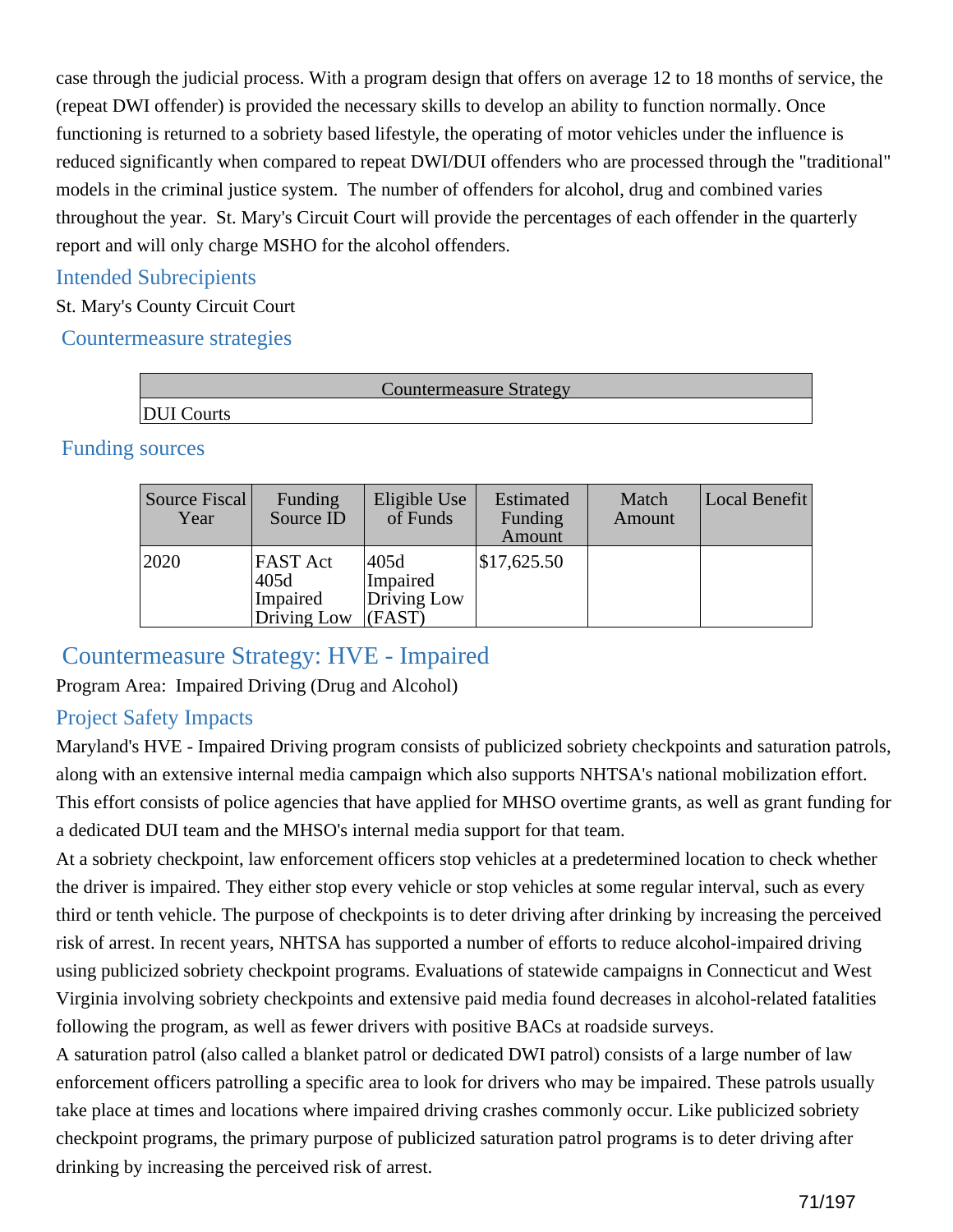case through the judicial process. With a program design that offers on average 12 to 18 months of service, the (repeat DWI offender) is provided the necessary skills to develop an ability to function normally. Once functioning is returned to a sobriety based lifestyle, the operating of motor vehicles under the influence is reduced significantly when compared to repeat DWI/DUI offenders who are processed through the "traditional" models in the criminal justice system. The number of offenders for alcohol, drug and combined varies throughout the year. St. Mary's Circuit Court will provide the percentages of each offender in the quarterly report and will only charge MSHO for the alcohol offenders.

### Intended Subrecipients

St. Mary's County Circuit Court

### Countermeasure strategies

| Countermeasure Strategy |
|---|
| DUI Courts |

### Funding sources

| Source Fiscal Year | Funding Source ID | Eligible Use of Funds | Estimated Funding Amount | Match Amount | Local Benefit |
|---|---|---|---|---|---|
| 2020 | FAST Act 405d Impaired Driving Low | 405d Impaired Driving Low (FAST) | $17,625.50 | | |

## Countermeasure Strategy: HVE - Impaired

Program Area: Impaired Driving (Drug and Alcohol)

### Project Safety Impacts

Maryland's HVE - Impaired Driving program consists of publicized sobriety checkpoints and saturation patrols, along with an extensive internal media campaign which also supports NHTSA's national mobilization effort. This effort consists of police agencies that have applied for MHSO overtime grants, as well as grant funding for a dedicated DUI team and the MHSO's internal media support for that team.

At a sobriety checkpoint, law enforcement officers stop vehicles at a predetermined location to check whether the driver is impaired. They either stop every vehicle or stop vehicles at some regular interval, such as every third or tenth vehicle. The purpose of checkpoints is to deter driving after drinking by increasing the perceived risk of arrest. In recent years, NHTSA has supported a number of efforts to reduce alcohol-impaired driving using publicized sobriety checkpoint programs. Evaluations of statewide campaigns in Connecticut and West Virginia involving sobriety checkpoints and extensive paid media found decreases in alcohol-related fatalities following the program, as well as fewer drivers with positive BACs at roadside surveys.

A saturation patrol (also called a blanket patrol or dedicated DWI patrol) consists of a large number of law enforcement officers patrolling a specific area to look for drivers who may be impaired. These patrols usually take place at times and locations where impaired driving crashes commonly occur. Like publicized sobriety checkpoint programs, the primary purpose of publicized saturation patrol programs is to deter driving after drinking by increasing the perceived risk of arrest.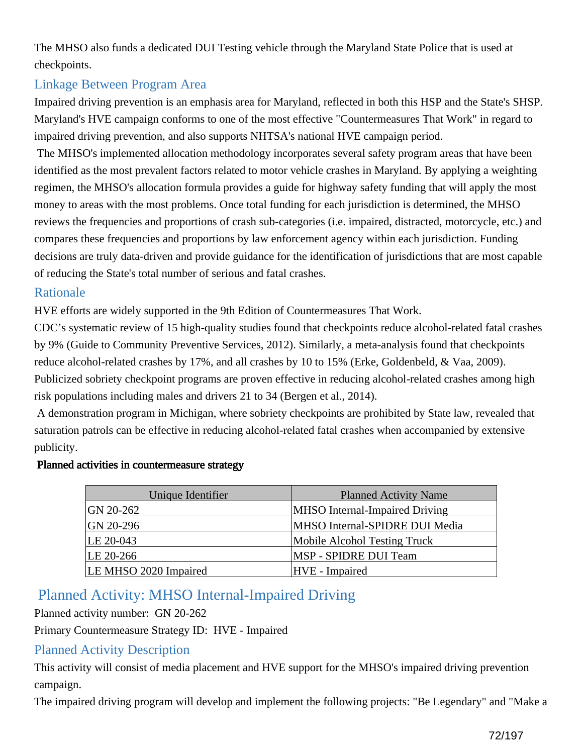The MHSO also funds a dedicated DUI Testing vehicle through the Maryland State Police that is used at checkpoints.

## Linkage Between Program Area

Impaired driving prevention is an emphasis area for Maryland, reflected in both this HSP and the State's SHSP. Maryland's HVE campaign conforms to one of the most effective "Countermeasures That Work" in regard to impaired driving prevention, and also supports NHTSA's national HVE campaign period.

The MHSO's implemented allocation methodology incorporates several safety program areas that have been identified as the most prevalent factors related to motor vehicle crashes in Maryland. By applying a weighting regimen, the MHSO's allocation formula provides a guide for highway safety funding that will apply the most money to areas with the most problems. Once total funding for each jurisdiction is determined, the MHSO reviews the frequencies and proportions of crash sub-categories (i.e. impaired, distracted, motorcycle, etc.) and compares these frequencies and proportions by law enforcement agency within each jurisdiction. Funding decisions are truly data-driven and provide guidance for the identification of jurisdictions that are most capable of reducing the State's total number of serious and fatal crashes.

## Rationale

HVE efforts are widely supported in the 9th Edition of Countermeasures That Work.

CDC's systematic review of 15 high-quality studies found that checkpoints reduce alcohol-related fatal crashes by 9% (Guide to Community Preventive Services, 2012). Similarly, a meta-analysis found that checkpoints reduce alcohol-related crashes by 17%, and all crashes by 10 to 15% (Erke, Goldenbeld, & Vaa, 2009). Publicized sobriety checkpoint programs are proven effective in reducing alcohol-related crashes among high risk populations including males and drivers 21 to 34 (Bergen et al., 2014).

A demonstration program in Michigan, where sobriety checkpoints are prohibited by State law, revealed that saturation patrols can be effective in reducing alcohol-related fatal crashes when accompanied by extensive publicity.

**Planned activities in countermeasure strategy**

| Unique Identifier | Planned Activity Name |
|---|---|
| GN 20-262 | MHSO Internal-Impaired Driving |
| GN 20-296 | MHSO Internal-SPIDRE DUI Media |
| LE 20-043 | Mobile Alcohol Testing Truck |
| LE 20-266 | MSP - SPIDRE DUI Team |
| LE MHSO 2020 Impaired | HVE - Impaired |

## Planned Activity: MHSO Internal-Impaired Driving

Planned activity number: GN 20-262

Primary Countermeasure Strategy ID: HVE - Impaired

## Planned Activity Description

This activity will consist of media placement and HVE support for the MHSO's impaired driving prevention campaign.

The impaired driving program will develop and implement the following projects: "Be Legendary" and "Make a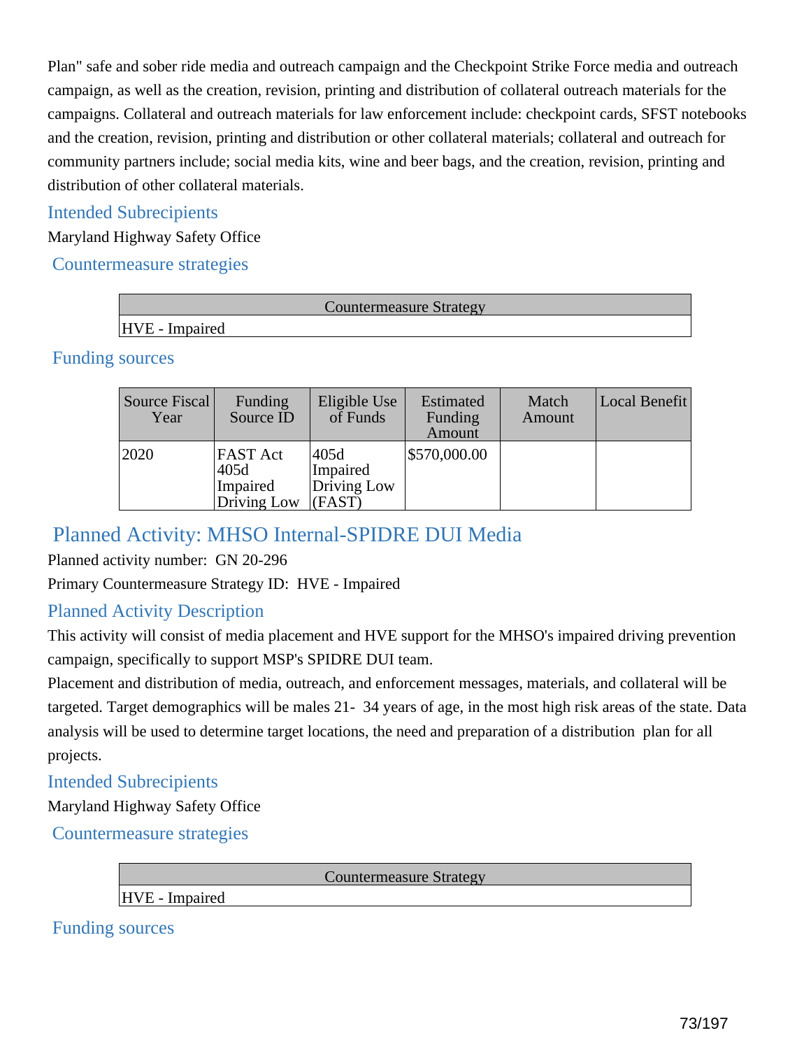Plan" safe and sober ride media and outreach campaign and the Checkpoint Strike Force media and outreach campaign, as well as the creation, revision, printing and distribution of collateral outreach materials for the campaigns. Collateral and outreach materials for law enforcement include: checkpoint cards, SFST notebooks and the creation, revision, printing and distribution or other collateral materials; collateral and outreach for community partners include; social media kits, wine and beer bags, and the creation, revision, printing and distribution of other collateral materials.

### Intended Subrecipients

Maryland Highway Safety Office

### Countermeasure strategies

| Countermeasure Strategy |
| --- |
| HVE - Impaired |

### Funding sources

| Source Fiscal Year | Funding Source ID | Eligible Use of Funds | Estimated Funding Amount | Match Amount | Local Benefit |
| --- | --- | --- | --- | --- | --- |
| 2020 | FAST Act 405d Impaired Driving Low | 405d Impaired Driving Low (FAST) | $570,000.00 | | |

## Planned Activity: MHSO Internal-SPIDRE DUI Media

Planned activity number: GN 20-296

Primary Countermeasure Strategy ID: HVE - Impaired

### Planned Activity Description

This activity will consist of media placement and HVE support for the MHSO's impaired driving prevention campaign, specifically to support MSP's SPIDRE DUI team.

Placement and distribution of media, outreach, and enforcement messages, materials, and collateral will be targeted. Target demographics will be males 21- 34 years of age, in the most high risk areas of the state. Data analysis will be used to determine target locations, the need and preparation of a distribution plan for all projects.

### Intended Subrecipients

Maryland Highway Safety Office

### Countermeasure strategies

| Countermeasure Strategy |
| --- |
| HVE - Impaired |

### Funding sources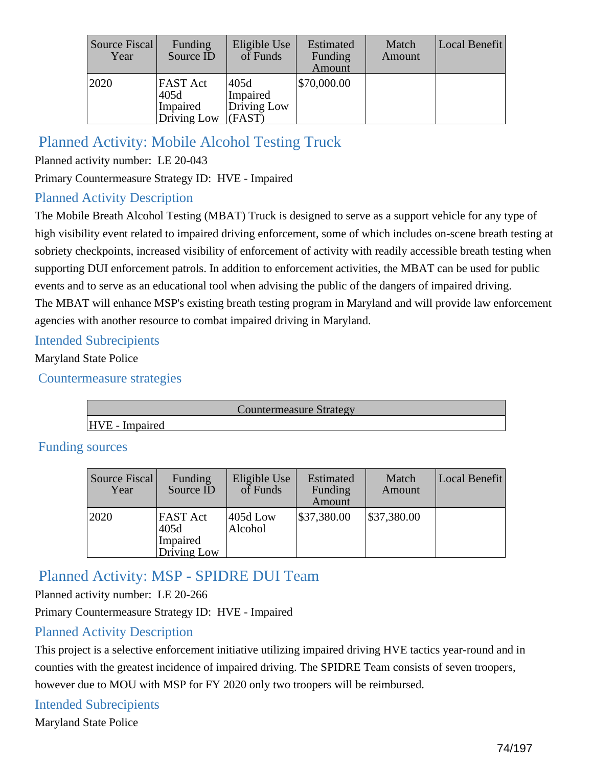| Source Fiscal Year | Funding Source ID | Eligible Use of Funds | Estimated Funding Amount | Match Amount | Local Benefit |
|---|---|---|---|---|---|
| 2020 | FAST Act 405d Impaired Driving Low | 405d Impaired Driving Low (FAST) | $70,000.00 | | |

## Planned Activity: Mobile Alcohol Testing Truck

Planned activity number: LE 20-043

Primary Countermeasure Strategy ID: HVE - Impaired

### Planned Activity Description

The Mobile Breath Alcohol Testing (MBAT) Truck is designed to serve as a support vehicle for any type of high visibility event related to impaired driving enforcement, some of which includes on-scene breath testing at sobriety checkpoints, increased visibility of enforcement of activity with readily accessible breath testing when supporting DUI enforcement patrols. In addition to enforcement activities, the MBAT can be used for public events and to serve as an educational tool when advising the public of the dangers of impaired driving.
The MBAT will enhance MSP's existing breath testing program in Maryland and will provide law enforcement agencies with another resource to combat impaired driving in Maryland.

### Intended Subrecipients

Maryland State Police

### Countermeasure strategies

| Countermeasure Strategy |
|---|
| HVE - Impaired |

### Funding sources

| Source Fiscal Year | Funding Source ID | Eligible Use of Funds | Estimated Funding Amount | Match Amount | Local Benefit |
|---|---|---|---|---|---|
| 2020 | FAST Act 405d Impaired Driving Low | 405d Low Alcohol | $37,380.00 | $37,380.00 | |

## Planned Activity: MSP - SPIDRE DUI Team

Planned activity number: LE 20-266

Primary Countermeasure Strategy ID: HVE - Impaired

### Planned Activity Description

This project is a selective enforcement initiative utilizing impaired driving HVE tactics year-round and in counties with the greatest incidence of impaired driving. The SPIDRE Team consists of seven troopers, however due to MOU with MSP for FY 2020 only two troopers will be reimbursed.

### Intended Subrecipients

Maryland State Police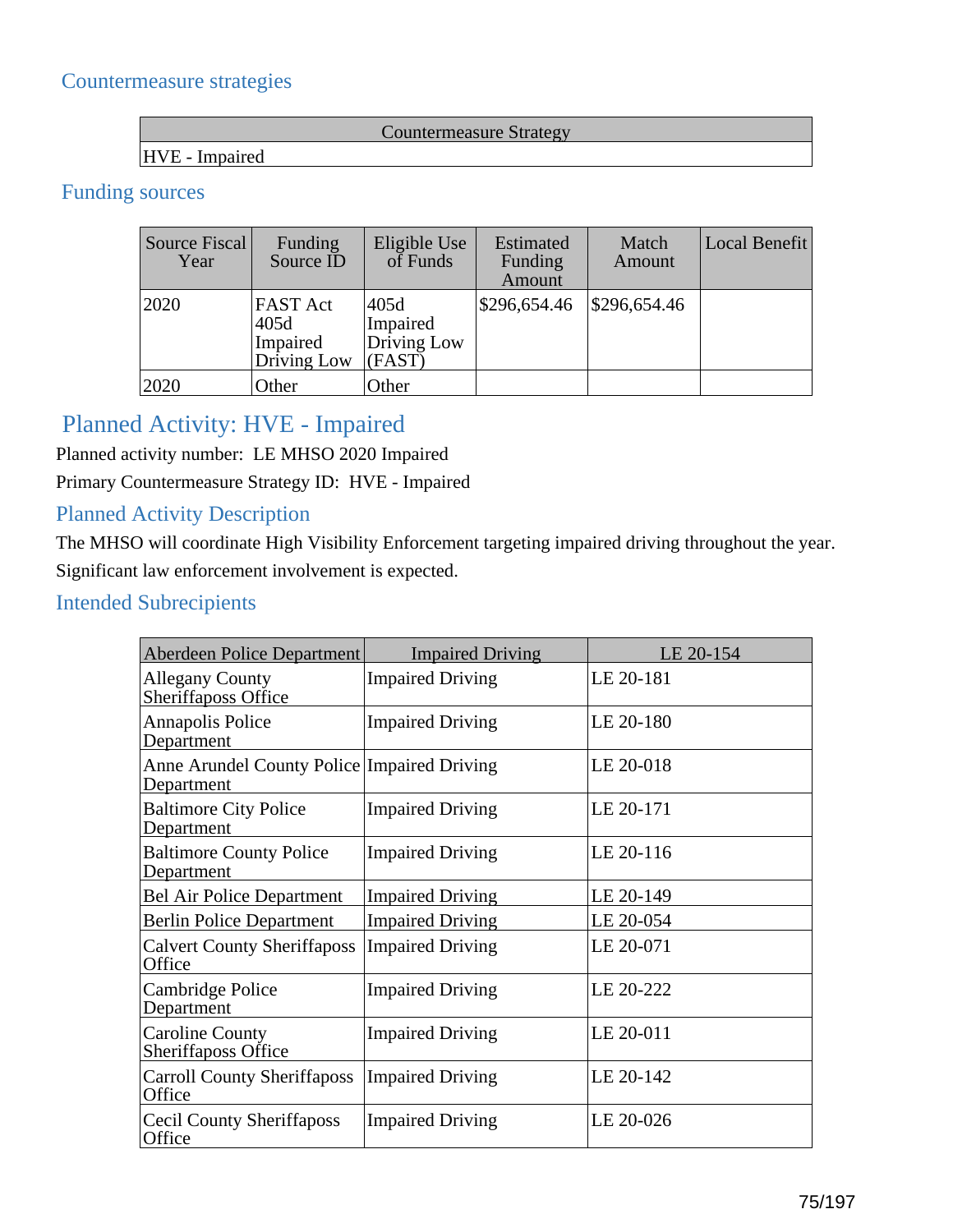## Countermeasure strategies

| Countermeasure Strategy |
| --- |
| HVE - Impaired |

## Funding sources

| Source Fiscal Year | Funding Source ID | Eligible Use of Funds | Estimated Funding Amount | Match Amount | Local Benefit |
| --- | --- | --- | --- | --- | --- |
| 2020 | FAST Act 405d Impaired Driving Low | 405d Impaired Driving Low (FAST) | $296,654.46 | $296,654.46 | |
| 2020 | Other | Other | | | |

# Planned Activity: HVE - Impaired

Planned activity number: LE MHSO 2020 Impaired

Primary Countermeasure Strategy ID: HVE - Impaired

## Planned Activity Description

The MHSO will coordinate High Visibility Enforcement targeting impaired driving throughout the year. Significant law enforcement involvement is expected.

## Intended Subrecipients

| Aberdeen Police Department | Impaired Driving | LE 20-154 |
| --- | --- | --- |
| Allegany County Sheriffaposs Office | Impaired Driving | LE 20-181 |
| Annapolis Police Department | Impaired Driving | LE 20-180 |
| Anne Arundel County Police Department | Impaired Driving | LE 20-018 |
| Baltimore City Police Department | Impaired Driving | LE 20-171 |
| Baltimore County Police Department | Impaired Driving | LE 20-116 |
| Bel Air Police Department | Impaired Driving | LE 20-149 |
| Berlin Police Department | Impaired Driving | LE 20-054 |
| Calvert County Sheriffaposs Office | Impaired Driving | LE 20-071 |
| Cambridge Police Department | Impaired Driving | LE 20-222 |
| Caroline County Sheriffaposs Office | Impaired Driving | LE 20-011 |
| Carroll County Sheriffaposs Office | Impaired Driving | LE 20-142 |
| Cecil County Sheriffaposs Office | Impaired Driving | LE 20-026 |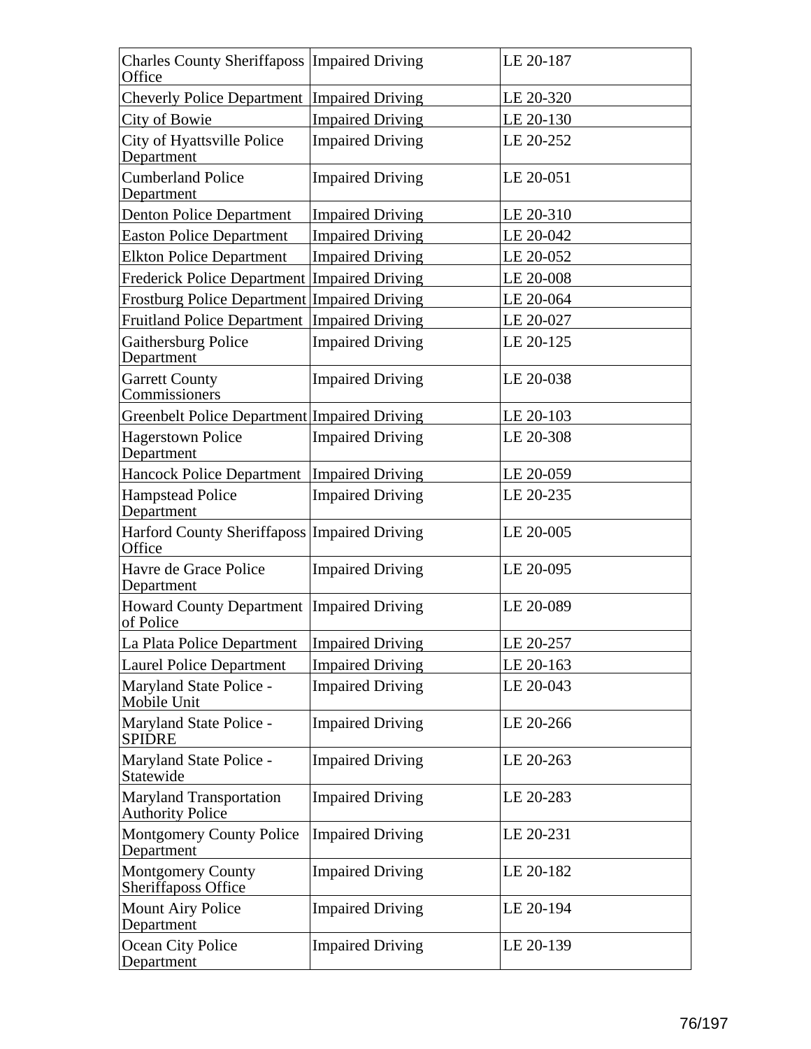| Charles County Sheriffaposs Office | Impaired Driving | LE 20-187 |
|---|---|---|
| Cheverly Police Department | Impaired Driving | LE 20-320 |
| City of Bowie | Impaired Driving | LE 20-130 |
| City of Hyattsville Police Department | Impaired Driving | LE 20-252 |
| Cumberland Police Department | Impaired Driving | LE 20-051 |
| Denton Police Department | Impaired Driving | LE 20-310 |
| Easton Police Department | Impaired Driving | LE 20-042 |
| Elkton Police Department | Impaired Driving | LE 20-052 |
| Frederick Police Department | Impaired Driving | LE 20-008 |
| Frostburg Police Department | Impaired Driving | LE 20-064 |
| Fruitland Police Department | Impaired Driving | LE 20-027 |
| Gaithersburg Police Department | Impaired Driving | LE 20-125 |
| Garrett County Commissioners | Impaired Driving | LE 20-038 |
| Greenbelt Police Department | Impaired Driving | LE 20-103 |
| Hagerstown Police Department | Impaired Driving | LE 20-308 |
| Hancock Police Department | Impaired Driving | LE 20-059 |
| Hampstead Police Department | Impaired Driving | LE 20-235 |
| Harford County Sheriffaposs Office | Impaired Driving | LE 20-005 |
| Havre de Grace Police Department | Impaired Driving | LE 20-095 |
| Howard County Department of Police | Impaired Driving | LE 20-089 |
| La Plata Police Department | Impaired Driving | LE 20-257 |
| Laurel Police Department | Impaired Driving | LE 20-163 |
| Maryland State Police - Mobile Unit | Impaired Driving | LE 20-043 |
| Maryland State Police - SPIDRE | Impaired Driving | LE 20-266 |
| Maryland State Police - Statewide | Impaired Driving | LE 20-263 |
| Maryland Transportation Authority Police | Impaired Driving | LE 20-283 |
| Montgomery County Police Department | Impaired Driving | LE 20-231 |
| Montgomery County Sheriffaposs Office | Impaired Driving | LE 20-182 |
| Mount Airy Police Department | Impaired Driving | LE 20-194 |
| Ocean City Police Department | Impaired Driving | LE 20-139 |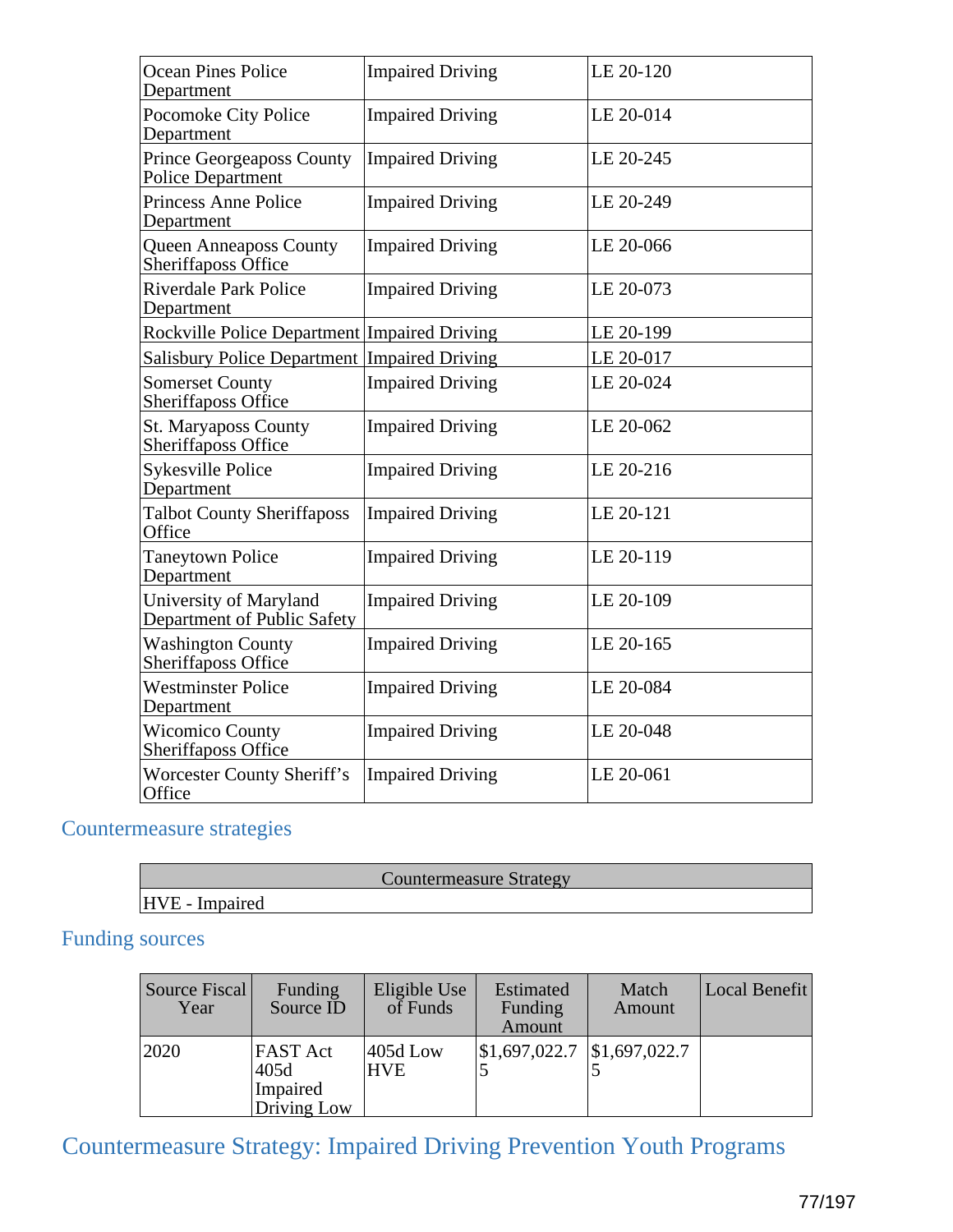| | | |
|---|---|---|
| Ocean Pines Police Department | Impaired Driving | LE 20-120 |
| Pocomoke City Police Department | Impaired Driving | LE 20-014 |
| Prince Georgeapos County Police Department | Impaired Driving | LE 20-245 |
| Princess Anne Police Department | Impaired Driving | LE 20-249 |
| Queen Anneapos County Sheriffapos Office | Impaired Driving | LE 20-066 |
| Riverdale Park Police Department | Impaired Driving | LE 20-073 |
| Rockville Police Department | Impaired Driving | LE 20-199 |
| Salisbury Police Department | Impaired Driving | LE 20-017 |
| Somerset County Sheriffapos Office | Impaired Driving | LE 20-024 |
| St. Maryapos County Sheriffapos Office | Impaired Driving | LE 20-062 |
| Sykesville Police Department | Impaired Driving | LE 20-216 |
| Talbot County Sheriffapos Office | Impaired Driving | LE 20-121 |
| Taneytown Police Department | Impaired Driving | LE 20-119 |
| University of Maryland Department of Public Safety | Impaired Driving | LE 20-109 |
| Washington County Sheriffapos Office | Impaired Driving | LE 20-165 |
| Westminster Police Department | Impaired Driving | LE 20-084 |
| Wicomico County Sheriffapos Office | Impaired Driving | LE 20-048 |
| Worcester County Sheriff's Office | Impaired Driving | LE 20-061 |

## Countermeasure strategies

| Countermeasure Strategy |
|---|
| HVE - Impaired |

## Funding sources

| Source Fiscal Year | Funding Source ID | Eligible Use of Funds | Estimated Funding Amount | Match Amount | Local Benefit |
|---|---|---|---|---|---|
| 2020 | FAST Act 405d Impaired Driving Low | 405d Low HVE | $1,697,022.75 | $1,697,022.75 | |

# Countermeasure Strategy: Impaired Driving Prevention Youth Programs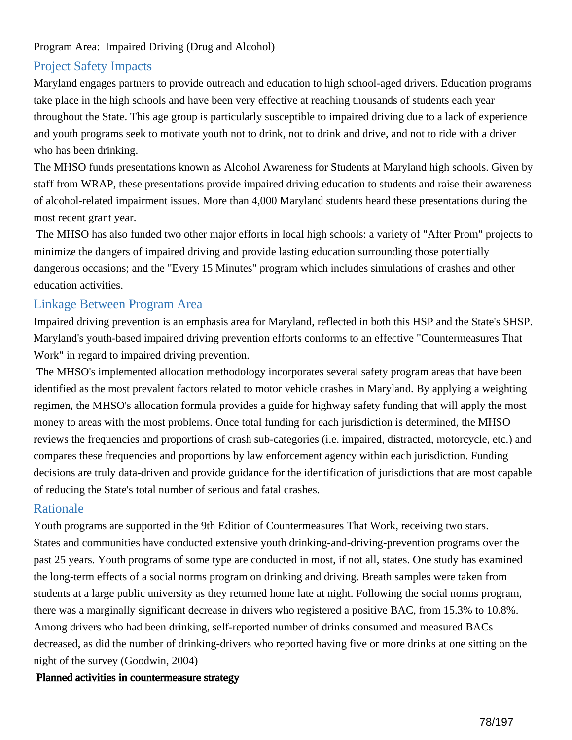Program Area: Impaired Driving (Drug and Alcohol)

## Project Safety Impacts

Maryland engages partners to provide outreach and education to high school-aged drivers. Education programs take place in the high schools and have been very effective at reaching thousands of students each year throughout the State. This age group is particularly susceptible to impaired driving due to a lack of experience and youth programs seek to motivate youth not to drink, not to drink and drive, and not to ride with a driver who has been drinking.

The MHSO funds presentations known as Alcohol Awareness for Students at Maryland high schools. Given by staff from WRAP, these presentations provide impaired driving education to students and raise their awareness of alcohol-related impairment issues. More than 4,000 Maryland students heard these presentations during the most recent grant year.

The MHSO has also funded two other major efforts in local high schools: a variety of "After Prom" projects to minimize the dangers of impaired driving and provide lasting education surrounding those potentially dangerous occasions; and the "Every 15 Minutes" program which includes simulations of crashes and other education activities.

## Linkage Between Program Area

Impaired driving prevention is an emphasis area for Maryland, reflected in both this HSP and the State's SHSP. Maryland's youth-based impaired driving prevention efforts conforms to an effective "Countermeasures That Work" in regard to impaired driving prevention.

The MHSO's implemented allocation methodology incorporates several safety program areas that have been identified as the most prevalent factors related to motor vehicle crashes in Maryland. By applying a weighting regimen, the MHSO's allocation formula provides a guide for highway safety funding that will apply the most money to areas with the most problems. Once total funding for each jurisdiction is determined, the MHSO reviews the frequencies and proportions of crash sub-categories (i.e. impaired, distracted, motorcycle, etc.) and compares these frequencies and proportions by law enforcement agency within each jurisdiction. Funding decisions are truly data-driven and provide guidance for the identification of jurisdictions that are most capable of reducing the State's total number of serious and fatal crashes.

## Rationale

Youth programs are supported in the 9th Edition of Countermeasures That Work, receiving two stars.
States and communities have conducted extensive youth drinking-and-driving-prevention programs over the past 25 years. Youth programs of some type are conducted in most, if not all, states. One study has examined the long-term effects of a social norms program on drinking and driving. Breath samples were taken from students at a large public university as they returned home late at night. Following the social norms program, there was a marginally significant decrease in drivers who registered a positive BAC, from 15.3% to 10.8%. Among drivers who had been drinking, self-reported number of drinks consumed and measured BACs decreased, as did the number of drinking-drivers who reported having five or more drinks at one sitting on the night of the survey (Goodwin, 2004)

**Planned activities in countermeasure strategy**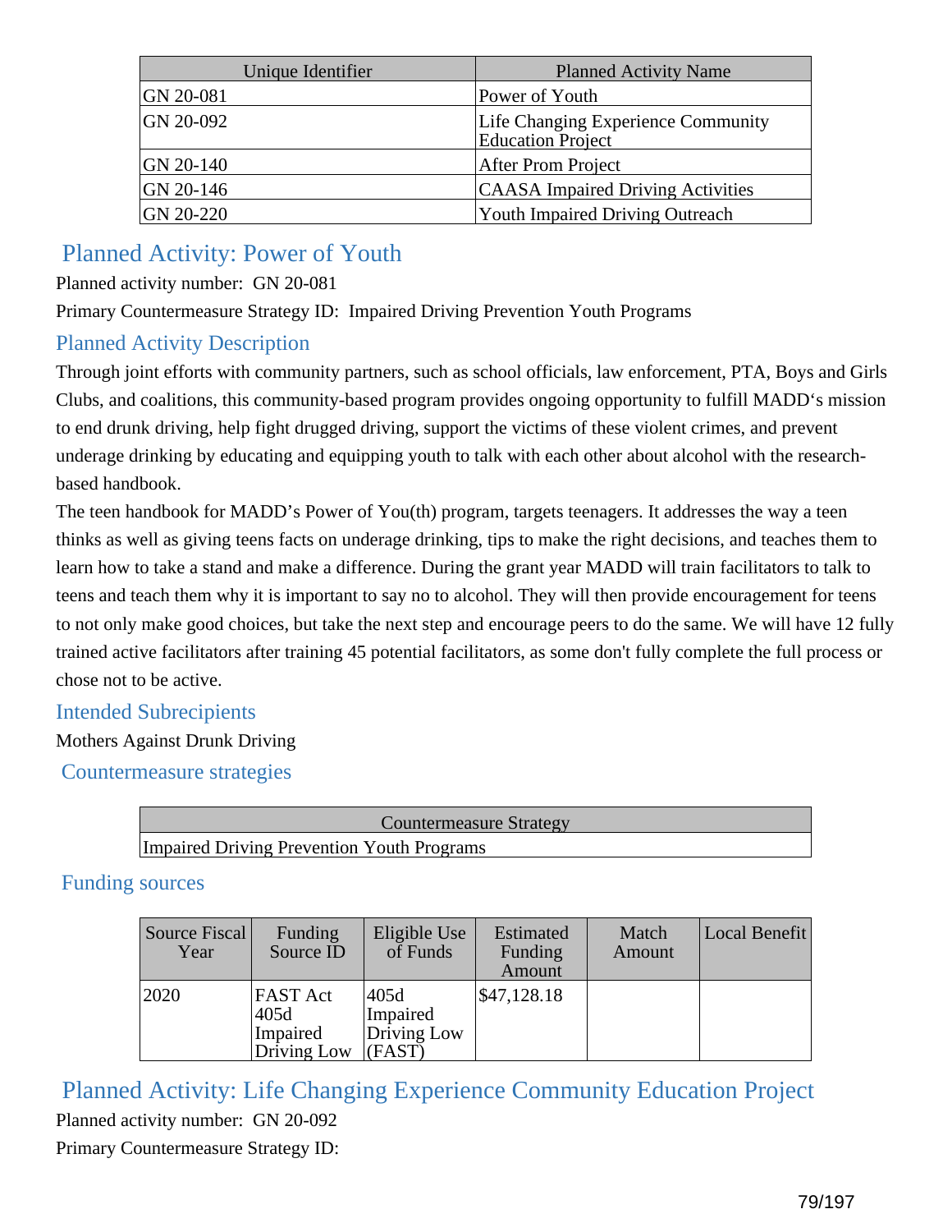| Unique Identifier | Planned Activity Name |
| --- | --- |
| GN 20-081 | Power of Youth |
| GN 20-092 | Life Changing Experience Community Education Project |
| GN 20-140 | After Prom Project |
| GN 20-146 | CAASA Impaired Driving Activities |
| GN 20-220 | Youth Impaired Driving Outreach |

## Planned Activity: Power of Youth

Planned activity number: GN 20-081

Primary Countermeasure Strategy ID: Impaired Driving Prevention Youth Programs

### Planned Activity Description

Through joint efforts with community partners, such as school officials, law enforcement, PTA, Boys and Girls Clubs, and coalitions, this community-based program provides ongoing opportunity to fulfill MADD‘s mission to end drunk driving, help fight drugged driving, support the victims of these violent crimes, and prevent underage drinking by educating and equipping youth to talk with each other about alcohol with the research-based handbook.

The teen handbook for MADD’s Power of You(th) program, targets teenagers. It addresses the way a teen thinks as well as giving teens facts on underage drinking, tips to make the right decisions, and teaches them to learn how to take a stand and make a difference. During the grant year MADD will train facilitators to talk to teens and teach them why it is important to say no to alcohol. They will then provide encouragement for teens to not only make good choices, but take the next step and encourage peers to do the same. We will have 12 fully trained active facilitators after training 45 potential facilitators, as some don't fully complete the full process or chose not to be active.

### Intended Subrecipients

Mothers Against Drunk Driving

### Countermeasure strategies

| Countermeasure Strategy |
| --- |
| Impaired Driving Prevention Youth Programs |

### Funding sources

| Source Fiscal Year | Funding Source ID | Eligible Use of Funds | Estimated Funding Amount | Match Amount | Local Benefit |
| --- | --- | --- | --- | --- | --- |
| 2020 | FAST Act 405d Impaired Driving Low | 405d Impaired Driving Low (FAST) | $47,128.18 | | |

## Planned Activity: Life Changing Experience Community Education Project

Planned activity number: GN 20-092

Primary Countermeasure Strategy ID: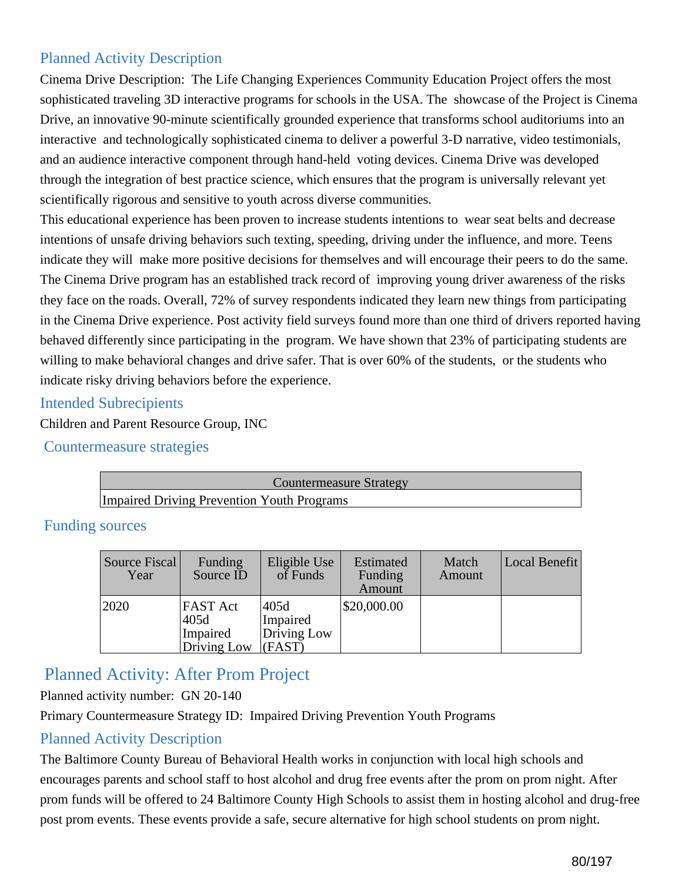## Planned Activity Description

Cinema Drive Description: The Life Changing Experiences Community Education Project offers the most sophisticated traveling 3D interactive programs for schools in the USA. The showcase of the Project is Cinema Drive, an innovative 90-minute scientifically grounded experience that transforms school auditoriums into an interactive and technologically sophisticated cinema to deliver a powerful 3-D narrative, video testimonials, and an audience interactive component through hand-held voting devices. Cinema Drive was developed through the integration of best practice science, which ensures that the program is universally relevant yet scientifically rigorous and sensitive to youth across diverse communities.

This educational experience has been proven to increase students intentions to wear seat belts and decrease intentions of unsafe driving behaviors such texting, speeding, driving under the influence, and more. Teens indicate they will make more positive decisions for themselves and will encourage their peers to do the same. The Cinema Drive program has an established track record of improving young driver awareness of the risks they face on the roads. Overall, 72% of survey respondents indicated they learn new things from participating in the Cinema Drive experience. Post activity field surveys found more than one third of drivers reported having behaved differently since participating in the program. We have shown that 23% of participating students are willing to make behavioral changes and drive safer. That is over 60% of the students, or the students who indicate risky driving behaviors before the experience.

## Intended Subrecipients

Children and Parent Resource Group, INC

## Countermeasure strategies

| Countermeasure Strategy |
|---|
| Impaired Driving Prevention Youth Programs |

## Funding sources

| Source Fiscal Year | Funding Source ID | Eligible Use of Funds | Estimated Funding Amount | Match Amount | Local Benefit |
|---|---|---|---|---|---|
| 2020 | FAST Act 405d Impaired Driving Low | 405d Impaired Driving Low (FAST) | $20,000.00 | | |

## Planned Activity: After Prom Project

Planned activity number: GN 20-140

Primary Countermeasure Strategy ID: Impaired Driving Prevention Youth Programs

## Planned Activity Description

The Baltimore County Bureau of Behavioral Health works in conjunction with local high schools and encourages parents and school staff to host alcohol and drug free events after the prom on prom night. After prom funds will be offered to 24 Baltimore County High Schools to assist them in hosting alcohol and drug-free post prom events. These events provide a safe, secure alternative for high school students on prom night.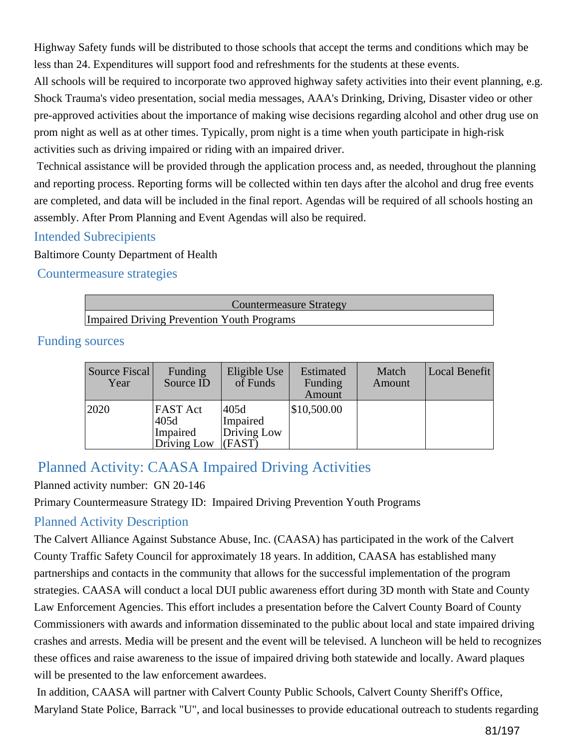Highway Safety funds will be distributed to those schools that accept the terms and conditions which may be less than 24. Expenditures will support food and refreshments for the students at these events.

All schools will be required to incorporate two approved highway safety activities into their event planning, e.g. Shock Trauma's video presentation, social media messages, AAA's Drinking, Driving, Disaster video or other pre-approved activities about the importance of making wise decisions regarding alcohol and other drug use on prom night as well as at other times. Typically, prom night is a time when youth participate in high-risk activities such as driving impaired or riding with an impaired driver.

Technical assistance will be provided through the application process and, as needed, throughout the planning and reporting process. Reporting forms will be collected within ten days after the alcohol and drug free events are completed, and data will be included in the final report. Agendas will be required of all schools hosting an assembly. After Prom Planning and Event Agendas will also be required.

### Intended Subrecipients

Baltimore County Department of Health

### Countermeasure strategies

| Countermeasure Strategy |
| --- |
| Impaired Driving Prevention Youth Programs |

### Funding sources

| Source Fiscal Year | Funding Source ID | Eligible Use of Funds | Estimated Funding Amount | Match Amount | Local Benefit |
| --- | --- | --- | --- | --- | --- |
| 2020 | FAST Act 405d Impaired Driving Low | 405d Impaired Driving Low (FAST) | $10,500.00 | | |

## Planned Activity: CAASA Impaired Driving Activities

Planned activity number: GN 20-146

Primary Countermeasure Strategy ID: Impaired Driving Prevention Youth Programs

### Planned Activity Description

The Calvert Alliance Against Substance Abuse, Inc. (CAASA) has participated in the work of the Calvert County Traffic Safety Council for approximately 18 years. In addition, CAASA has established many partnerships and contacts in the community that allows for the successful implementation of the program strategies. CAASA will conduct a local DUI public awareness effort during 3D month with State and County Law Enforcement Agencies. This effort includes a presentation before the Calvert County Board of County Commissioners with awards and information disseminated to the public about local and state impaired driving crashes and arrests. Media will be present and the event will be televised. A luncheon will be held to recognizes these offices and raise awareness to the issue of impaired driving both statewide and locally. Award plaques will be presented to the law enforcement awardees.

In addition, CAASA will partner with Calvert County Public Schools, Calvert County Sheriff's Office, Maryland State Police, Barrack "U", and local businesses to provide educational outreach to students regarding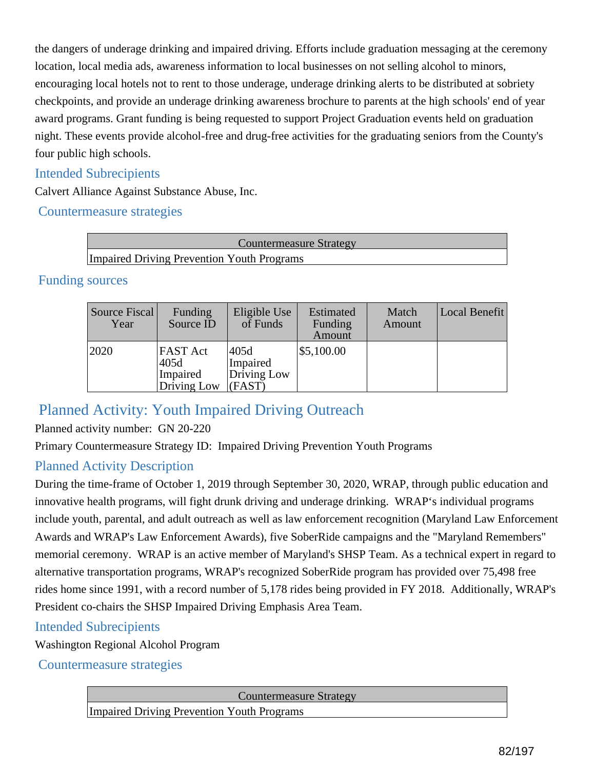the dangers of underage drinking and impaired driving. Efforts include graduation messaging at the ceremony location, local media ads, awareness information to local businesses on not selling alcohol to minors, encouraging local hotels not to rent to those underage, underage drinking alerts to be distributed at sobriety checkpoints, and provide an underage drinking awareness brochure to parents at the high schools' end of year award programs. Grant funding is being requested to support Project Graduation events held on graduation night. These events provide alcohol-free and drug-free activities for the graduating seniors from the County's four public high schools.

### Intended Subrecipients

Calvert Alliance Against Substance Abuse, Inc.

### Countermeasure strategies

| Countermeasure Strategy |
|---|
| Impaired Driving Prevention Youth Programs |

### Funding sources

| Source Fiscal Year | Funding Source ID | Eligible Use of Funds | Estimated Funding Amount | Match Amount | Local Benefit |
|---|---|---|---|---|---|
| 2020 | FAST Act 405d Impaired Driving Low | 405d Impaired Driving Low (FAST) | $5,100.00 | | |

## Planned Activity: Youth Impaired Driving Outreach

Planned activity number: GN 20-220

Primary Countermeasure Strategy ID: Impaired Driving Prevention Youth Programs

### Planned Activity Description

During the time-frame of October 1, 2019 through September 30, 2020, WRAP, through public education and innovative health programs, will fight drunk driving and underage drinking. WRAP's individual programs include youth, parental, and adult outreach as well as law enforcement recognition (Maryland Law Enforcement Awards and WRAP's Law Enforcement Awards), five SoberRide campaigns and the "Maryland Remembers" memorial ceremony. WRAP is an active member of Maryland's SHSP Team. As a technical expert in regard to alternative transportation programs, WRAP's recognized SoberRide program has provided over 75,498 free rides home since 1991, with a record number of 5,178 rides being provided in FY 2018. Additionally, WRAP's President co-chairs the SHSP Impaired Driving Emphasis Area Team.

### Intended Subrecipients

Washington Regional Alcohol Program

### Countermeasure strategies

| Countermeasure Strategy |
|---|
| Impaired Driving Prevention Youth Programs |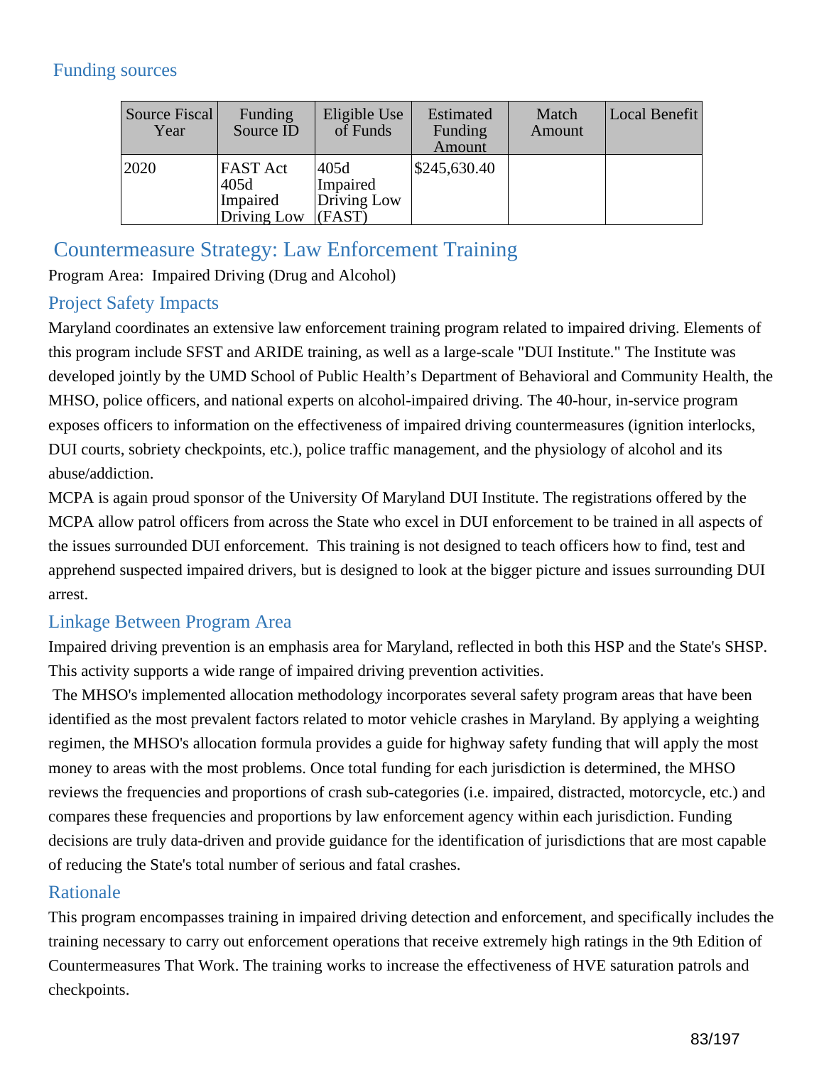### Funding sources

| Source Fiscal Year | Funding Source ID | Eligible Use of Funds | Estimated Funding Amount | Match Amount | Local Benefit |
|---|---|---|---|---|---|
| 2020 | FAST Act 405d Impaired Driving Low | 405d Impaired Driving Low (FAST) | $245,630.40 | | |

## Countermeasure Strategy: Law Enforcement Training

Program Area: Impaired Driving (Drug and Alcohol)

### Project Safety Impacts

Maryland coordinates an extensive law enforcement training program related to impaired driving. Elements of this program include SFST and ARIDE training, as well as a large-scale "DUI Institute." The Institute was developed jointly by the UMD School of Public Health's Department of Behavioral and Community Health, the MHSO, police officers, and national experts on alcohol-impaired driving. The 40-hour, in-service program exposes officers to information on the effectiveness of impaired driving countermeasures (ignition interlocks, DUI courts, sobriety checkpoints, etc.), police traffic management, and the physiology of alcohol and its abuse/addiction.

MCPA is again proud sponsor of the University Of Maryland DUI Institute. The registrations offered by the MCPA allow patrol officers from across the State who excel in DUI enforcement to be trained in all aspects of the issues surrounded DUI enforcement. This training is not designed to teach officers how to find, test and apprehend suspected impaired drivers, but is designed to look at the bigger picture and issues surrounding DUI arrest.

### Linkage Between Program Area

Impaired driving prevention is an emphasis area for Maryland, reflected in both this HSP and the State's SHSP. This activity supports a wide range of impaired driving prevention activities.

The MHSO's implemented allocation methodology incorporates several safety program areas that have been identified as the most prevalent factors related to motor vehicle crashes in Maryland. By applying a weighting regimen, the MHSO's allocation formula provides a guide for highway safety funding that will apply the most money to areas with the most problems. Once total funding for each jurisdiction is determined, the MHSO reviews the frequencies and proportions of crash sub-categories (i.e. impaired, distracted, motorcycle, etc.) and compares these frequencies and proportions by law enforcement agency within each jurisdiction. Funding decisions are truly data-driven and provide guidance for the identification of jurisdictions that are most capable of reducing the State's total number of serious and fatal crashes.

### Rationale

This program encompasses training in impaired driving detection and enforcement, and specifically includes the training necessary to carry out enforcement operations that receive extremely high ratings in the 9th Edition of Countermeasures That Work. The training works to increase the effectiveness of HVE saturation patrols and checkpoints.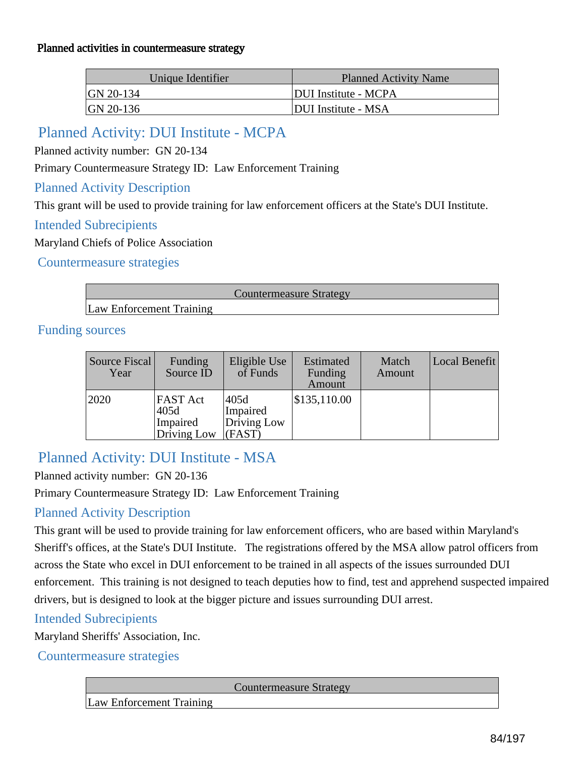**Planned activities in countermeasure strategy**

| Unique Identifier | Planned Activity Name |
| --- | --- |
| GN 20-134 | DUI Institute - MCPA |
| GN 20-136 | DUI Institute - MSA |

## Planned Activity: DUI Institute - MCPA

Planned activity number: GN 20-134

Primary Countermeasure Strategy ID: Law Enforcement Training

### Planned Activity Description

This grant will be used to provide training for law enforcement officers at the State's DUI Institute.

### Intended Subrecipients

Maryland Chiefs of Police Association

### Countermeasure strategies

| Countermeasure Strategy |
| --- |
| Law Enforcement Training |

### Funding sources

| Source Fiscal Year | Funding Source ID | Eligible Use of Funds | Estimated Funding Amount | Match Amount | Local Benefit |
| --- | --- | --- | --- | --- | --- |
| 2020 | FAST Act 405d Impaired Driving Low | 405d Impaired Driving Low (FAST) | $135,110.00 | | |

## Planned Activity: DUI Institute - MSA

Planned activity number: GN 20-136

Primary Countermeasure Strategy ID: Law Enforcement Training

### Planned Activity Description

This grant will be used to provide training for law enforcement officers, who are based within Maryland's Sheriff's offices, at the State's DUI Institute. The registrations offered by the MSA allow patrol officers from across the State who excel in DUI enforcement to be trained in all aspects of the issues surrounded DUI enforcement. This training is not designed to teach deputies how to find, test and apprehend suspected impaired drivers, but is designed to look at the bigger picture and issues surrounding DUI arrest.

### Intended Subrecipients

Maryland Sheriffs' Association, Inc.

### Countermeasure strategies

| Countermeasure Strategy |
| --- |
| Law Enforcement Training |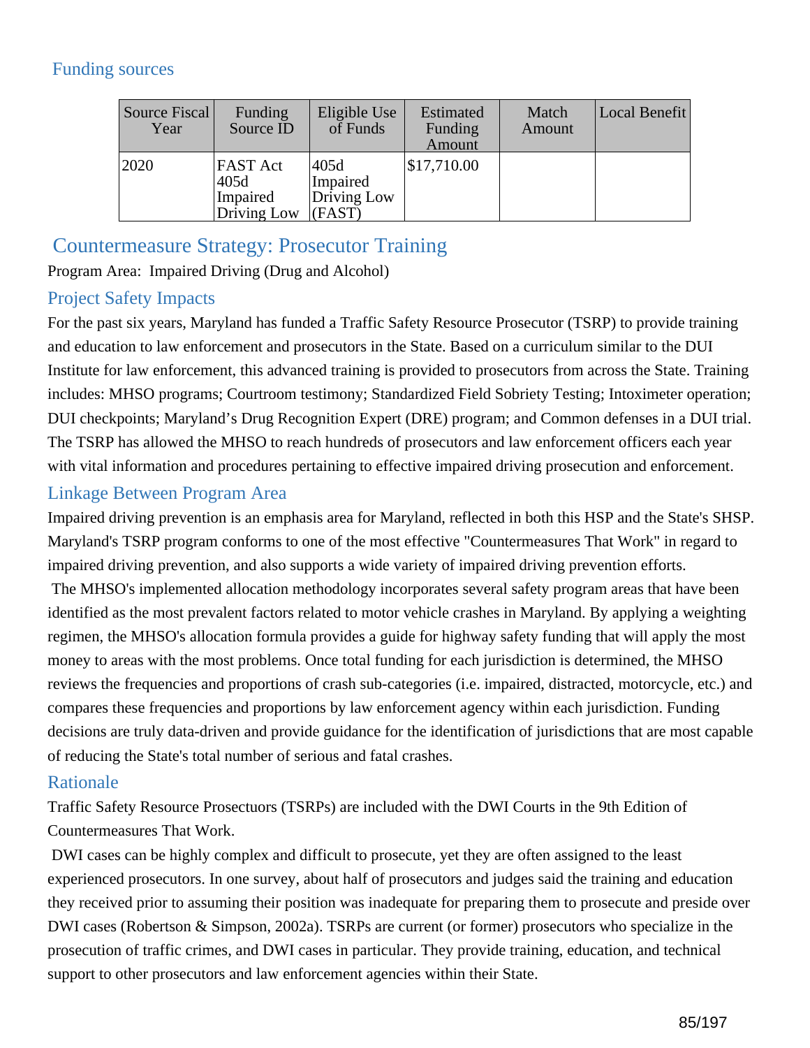### Funding sources

| Source Fiscal Year | Funding Source ID | Eligible Use of Funds | Estimated Funding Amount | Match Amount | Local Benefit |
|---|---|---|---|---|---|
| 2020 | FAST Act 405d Impaired Driving Low | 405d Impaired Driving Low (FAST) | $17,710.00 | | |

## Countermeasure Strategy: Prosecutor Training

Program Area: Impaired Driving (Drug and Alcohol)

### Project Safety Impacts

For the past six years, Maryland has funded a Traffic Safety Resource Prosecutor (TSRP) to provide training and education to law enforcement and prosecutors in the State. Based on a curriculum similar to the DUI Institute for law enforcement, this advanced training is provided to prosecutors from across the State. Training includes: MHSO programs; Courtroom testimony; Standardized Field Sobriety Testing; Intoximeter operation; DUI checkpoints; Maryland's Drug Recognition Expert (DRE) program; and Common defenses in a DUI trial. The TSRP has allowed the MHSO to reach hundreds of prosecutors and law enforcement officers each year with vital information and procedures pertaining to effective impaired driving prosecution and enforcement.

### Linkage Between Program Area

Impaired driving prevention is an emphasis area for Maryland, reflected in both this HSP and the State's SHSP. Maryland's TSRP program conforms to one of the most effective "Countermeasures That Work" in regard to impaired driving prevention, and also supports a wide variety of impaired driving prevention efforts.

The MHSO's implemented allocation methodology incorporates several safety program areas that have been identified as the most prevalent factors related to motor vehicle crashes in Maryland. By applying a weighting regimen, the MHSO's allocation formula provides a guide for highway safety funding that will apply the most money to areas with the most problems. Once total funding for each jurisdiction is determined, the MHSO reviews the frequencies and proportions of crash sub-categories (i.e. impaired, distracted, motorcycle, etc.) and compares these frequencies and proportions by law enforcement agency within each jurisdiction. Funding decisions are truly data-driven and provide guidance for the identification of jurisdictions that are most capable of reducing the State's total number of serious and fatal crashes.

### Rationale

Traffic Safety Resource Prosectuors (TSRPs) are included with the DWI Courts in the 9th Edition of Countermeasures That Work.

DWI cases can be highly complex and difficult to prosecute, yet they are often assigned to the least experienced prosecutors. In one survey, about half of prosecutors and judges said the training and education they received prior to assuming their position was inadequate for preparing them to prosecute and preside over DWI cases (Robertson & Simpson, 2002a). TSRPs are current (or former) prosecutors who specialize in the prosecution of traffic crimes, and DWI cases in particular. They provide training, education, and technical support to other prosecutors and law enforcement agencies within their State.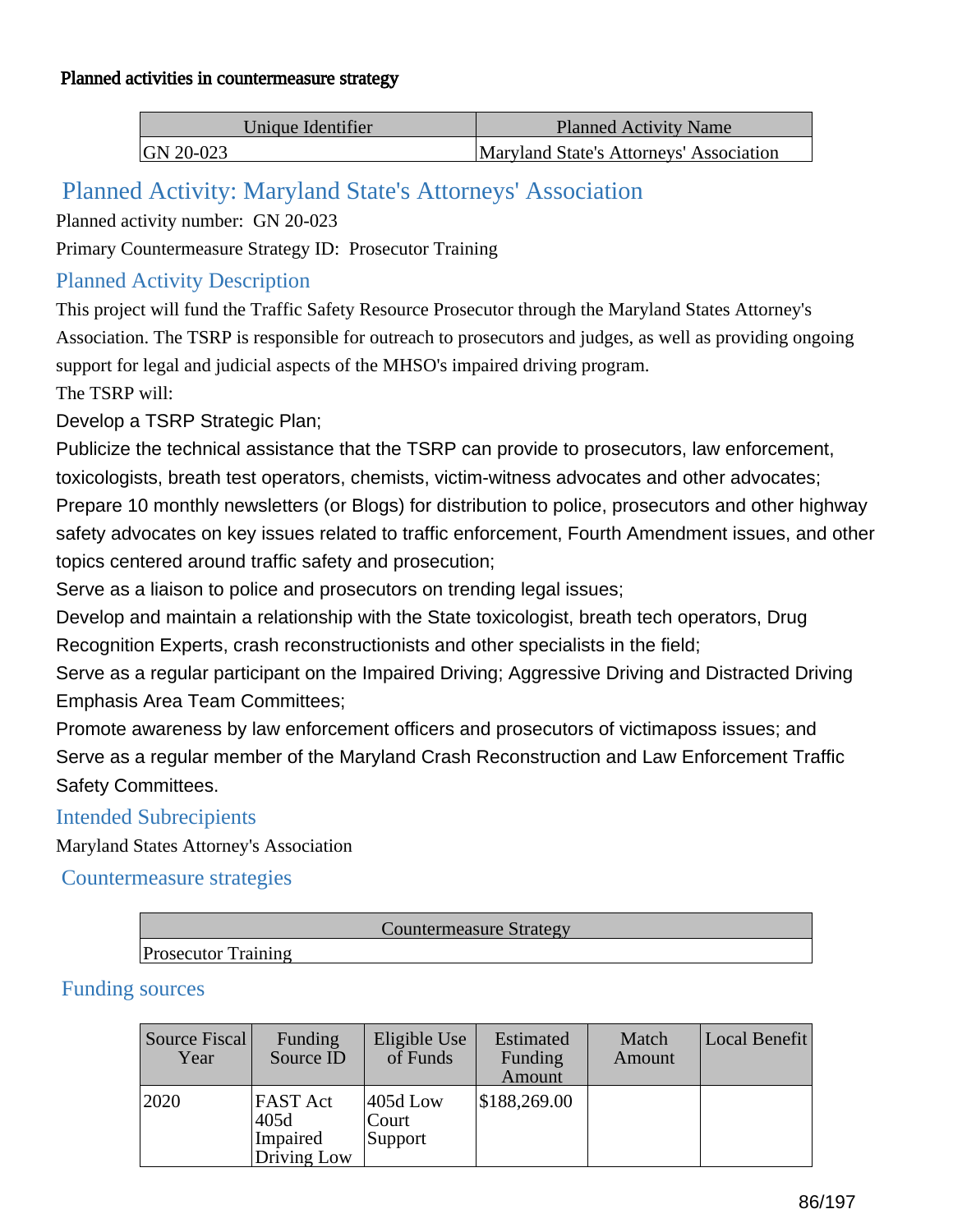### Planned activities in countermeasure strategy

| Unique Identifier | Planned Activity Name |
|---|---|
| GN 20-023 | Maryland State's Attorneys' Association |

## Planned Activity: Maryland State's Attorneys' Association

Planned activity number: GN 20-023

Primary Countermeasure Strategy ID: Prosecutor Training

### Planned Activity Description

This project will fund the Traffic Safety Resource Prosecutor through the Maryland States Attorney's Association. The TSRP is responsible for outreach to prosecutors and judges, as well as providing ongoing support for legal and judicial aspects of the MHSO's impaired driving program.

The TSRP will:

Develop a TSRP Strategic Plan;

Publicize the technical assistance that the TSRP can provide to prosecutors, law enforcement, toxicologists, breath test operators, chemists, victim-witness advocates and other advocates;

Prepare 10 monthly newsletters (or Blogs) for distribution to police, prosecutors and other highway safety advocates on key issues related to traffic enforcement, Fourth Amendment issues, and other topics centered around traffic safety and prosecution;

Serve as a liaison to police and prosecutors on trending legal issues;

Develop and maintain a relationship with the State toxicologist, breath tech operators, Drug Recognition Experts, crash reconstructionists and other specialists in the field;

Serve as a regular participant on the Impaired Driving; Aggressive Driving and Distracted Driving Emphasis Area Team Committees;

Promote awareness by law enforcement officers and prosecutors of victimaposs issues; and

Serve as a regular member of the Maryland Crash Reconstruction and Law Enforcement Traffic Safety Committees.

### Intended Subrecipients

Maryland States Attorney's Association

### Countermeasure strategies

| Countermeasure Strategy |
|---|
| Prosecutor Training |

### Funding sources

| Source Fiscal Year | Funding Source ID | Eligible Use of Funds | Estimated Funding Amount | Match Amount | Local Benefit |
|---|---|---|---|---|---|
| 2020 | FAST Act 405d Impaired Driving Low | 405d Low Court Support | $188,269.00 | | |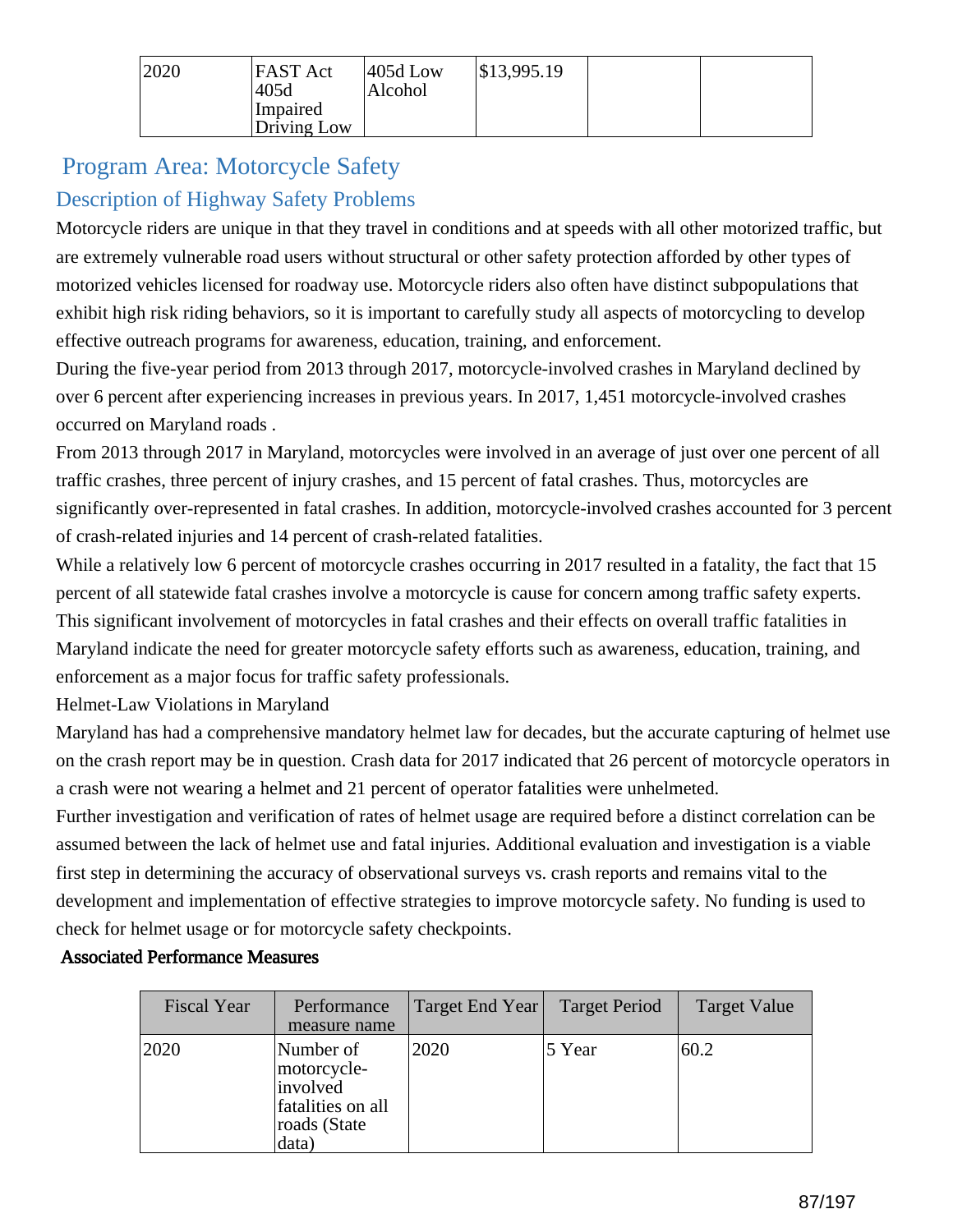| 2020 | FAST Act 405d Impaired Driving Low | 405d Low Alcohol | $13,995.19 | | |
|---|---|---|---|---|---|

## Program Area: Motorcycle Safety

### Description of Highway Safety Problems

Motorcycle riders are unique in that they travel in conditions and at speeds with all other motorized traffic, but are extremely vulnerable road users without structural or other safety protection afforded by other types of motorized vehicles licensed for roadway use. Motorcycle riders also often have distinct subpopulations that exhibit high risk riding behaviors, so it is important to carefully study all aspects of motorcycling to develop effective outreach programs for awareness, education, training, and enforcement.

During the five-year period from 2013 through 2017, motorcycle-involved crashes in Maryland declined by over 6 percent after experiencing increases in previous years. In 2017, 1,451 motorcycle-involved crashes occurred on Maryland roads .

From 2013 through 2017 in Maryland, motorcycles were involved in an average of just over one percent of all traffic crashes, three percent of injury crashes, and 15 percent of fatal crashes. Thus, motorcycles are significantly over-represented in fatal crashes. In addition, motorcycle-involved crashes accounted for 3 percent of crash-related injuries and 14 percent of crash-related fatalities.

While a relatively low 6 percent of motorcycle crashes occurring in 2017 resulted in a fatality, the fact that 15 percent of all statewide fatal crashes involve a motorcycle is cause for concern among traffic safety experts. This significant involvement of motorcycles in fatal crashes and their effects on overall traffic fatalities in Maryland indicate the need for greater motorcycle safety efforts such as awareness, education, training, and enforcement as a major focus for traffic safety professionals.

Helmet-Law Violations in Maryland

Maryland has had a comprehensive mandatory helmet law for decades, but the accurate capturing of helmet use on the crash report may be in question. Crash data for 2017 indicated that 26 percent of motorcycle operators in a crash were not wearing a helmet and 21 percent of operator fatalities were unhelmeted.

Further investigation and verification of rates of helmet usage are required before a distinct correlation can be assumed between the lack of helmet use and fatal injuries. Additional evaluation and investigation is a viable first step in determining the accuracy of observational surveys vs. crash reports and remains vital to the development and implementation of effective strategies to improve motorcycle safety. No funding is used to check for helmet usage or for motorcycle safety checkpoints.

**Associated Performance Measures**

| Fiscal Year | Performance measure name | Target End Year | Target Period | Target Value |
|---|---|---|---|---|
| 2020 | Number of motorcycle-involved fatalities on all roads (State data) | 2020 | 5 Year | 60.2 |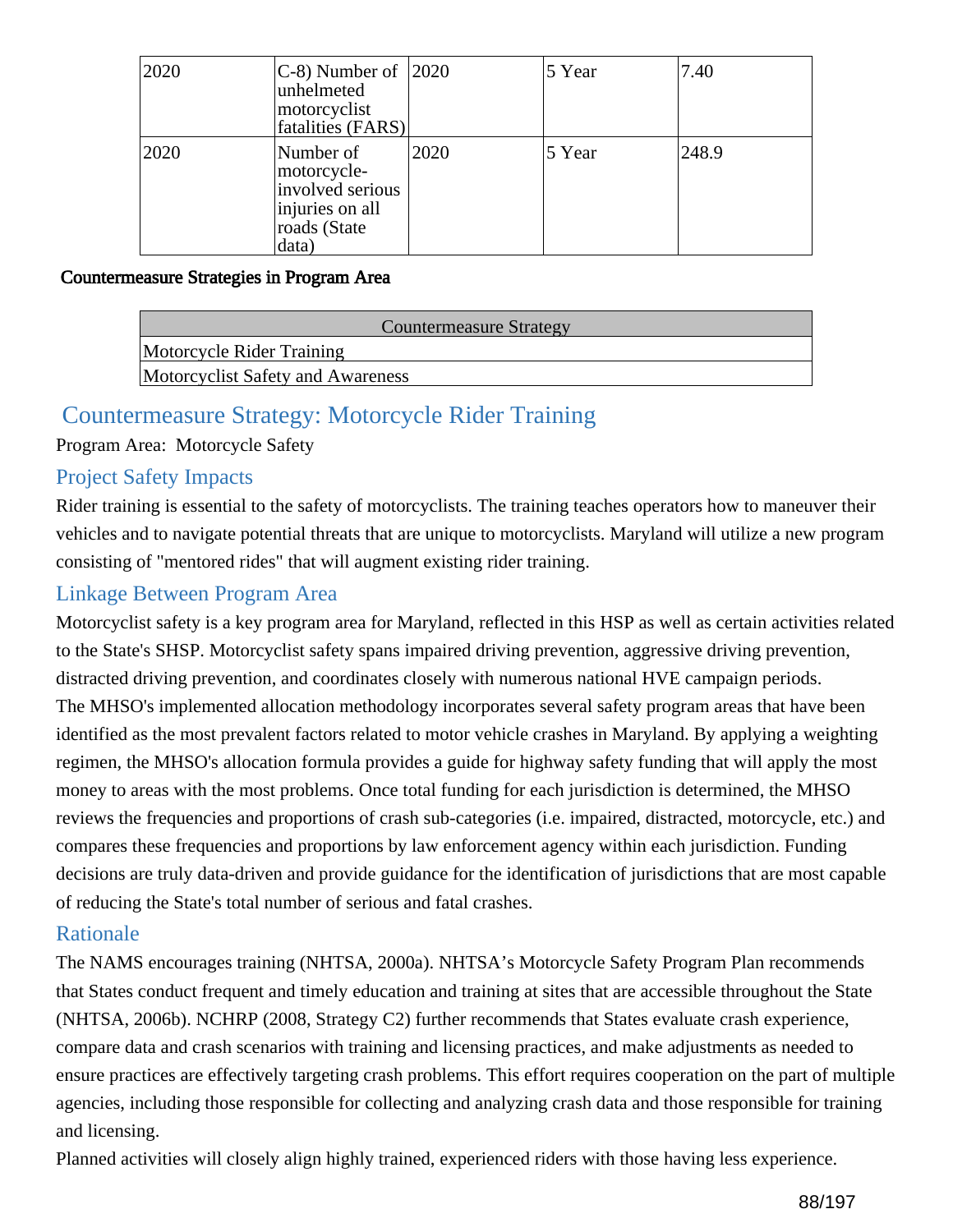| | | | | |
|---|---|---|---|---|
| 2020 | C-8) Number of unhelmeted motorcyclist fatalities (FARS) | 2020 | 5 Year | 7.40 |
| 2020 | Number of motorcycle-involved serious injuries on all roads (State data) | 2020 | 5 Year | 248.9 |

**Countermeasure Strategies in Program Area**

| Countermeasure Strategy |
|---|
| Motorcycle Rider Training |
| Motorcyclist Safety and Awareness |

## Countermeasure Strategy: Motorcycle Rider Training

Program Area: Motorcycle Safety

### Project Safety Impacts

Rider training is essential to the safety of motorcyclists. The training teaches operators how to maneuver their vehicles and to navigate potential threats that are unique to motorcyclists. Maryland will utilize a new program consisting of "mentored rides" that will augment existing rider training.

### Linkage Between Program Area

Motorcyclist safety is a key program area for Maryland, reflected in this HSP as well as certain activities related to the State's SHSP. Motorcyclist safety spans impaired driving prevention, aggressive driving prevention, distracted driving prevention, and coordinates closely with numerous national HVE campaign periods.

The MHSO's implemented allocation methodology incorporates several safety program areas that have been identified as the most prevalent factors related to motor vehicle crashes in Maryland. By applying a weighting regimen, the MHSO's allocation formula provides a guide for highway safety funding that will apply the most money to areas with the most problems. Once total funding for each jurisdiction is determined, the MHSO reviews the frequencies and proportions of crash sub-categories (i.e. impaired, distracted, motorcycle, etc.) and compares these frequencies and proportions by law enforcement agency within each jurisdiction. Funding decisions are truly data-driven and provide guidance for the identification of jurisdictions that are most capable of reducing the State's total number of serious and fatal crashes.

### Rationale

The NAMS encourages training (NHTSA, 2000a). NHTSA's Motorcycle Safety Program Plan recommends that States conduct frequent and timely education and training at sites that are accessible throughout the State (NHTSA, 2006b). NCHRP (2008, Strategy C2) further recommends that States evaluate crash experience, compare data and crash scenarios with training and licensing practices, and make adjustments as needed to ensure practices are effectively targeting crash problems. This effort requires cooperation on the part of multiple agencies, including those responsible for collecting and analyzing crash data and those responsible for training and licensing.

Planned activities will closely align highly trained, experienced riders with those having less experience.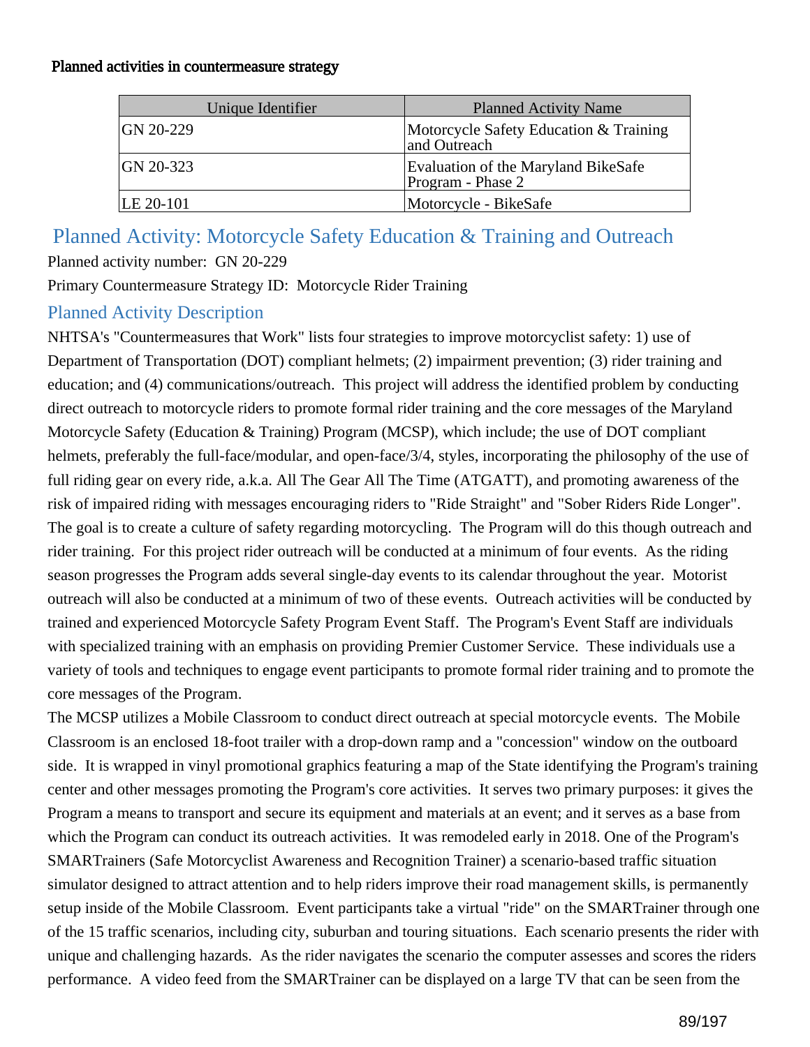Planned activities in countermeasure strategy

| Unique Identifier | Planned Activity Name |
|---|---|
| GN 20-229 | Motorcycle Safety Education & Training and Outreach |
| GN 20-323 | Evaluation of the Maryland BikeSafe Program - Phase 2 |
| LE 20-101 | Motorcycle - BikeSafe |

## Planned Activity: Motorcycle Safety Education & Training and Outreach

Planned activity number: GN 20-229

Primary Countermeasure Strategy ID: Motorcycle Rider Training

### Planned Activity Description

NHTSA's "Countermeasures that Work" lists four strategies to improve motorcyclist safety: 1) use of Department of Transportation (DOT) compliant helmets; (2) impairment prevention; (3) rider training and education; and (4) communications/outreach. This project will address the identified problem by conducting direct outreach to motorcycle riders to promote formal rider training and the core messages of the Maryland Motorcycle Safety (Education & Training) Program (MCSP), which include; the use of DOT compliant helmets, preferably the full-face/modular, and open-face/3/4, styles, incorporating the philosophy of the use of full riding gear on every ride, a.k.a. All The Gear All The Time (ATGATT), and promoting awareness of the risk of impaired riding with messages encouraging riders to "Ride Straight" and "Sober Riders Ride Longer". The goal is to create a culture of safety regarding motorcycling. The Program will do this though outreach and rider training. For this project rider outreach will be conducted at a minimum of four events. As the riding season progresses the Program adds several single-day events to its calendar throughout the year. Motorist outreach will also be conducted at a minimum of two of these events. Outreach activities will be conducted by trained and experienced Motorcycle Safety Program Event Staff. The Program's Event Staff are individuals with specialized training with an emphasis on providing Premier Customer Service. These individuals use a variety of tools and techniques to engage event participants to promote formal rider training and to promote the core messages of the Program.

The MCSP utilizes a Mobile Classroom to conduct direct outreach at special motorcycle events. The Mobile Classroom is an enclosed 18-foot trailer with a drop-down ramp and a "concession" window on the outboard side. It is wrapped in vinyl promotional graphics featuring a map of the State identifying the Program's training center and other messages promoting the Program's core activities. It serves two primary purposes: it gives the Program a means to transport and secure its equipment and materials at an event; and it serves as a base from which the Program can conduct its outreach activities. It was remodeled early in 2018. One of the Program's SMARTrainers (Safe Motorcyclist Awareness and Recognition Trainer) a scenario-based traffic situation simulator designed to attract attention and to help riders improve their road management skills, is permanently setup inside of the Mobile Classroom. Event participants take a virtual "ride" on the SMARTrainer through one of the 15 traffic scenarios, including city, suburban and touring situations. Each scenario presents the rider with unique and challenging hazards. As the rider navigates the scenario the computer assesses and scores the riders performance. A video feed from the SMARTrainer can be displayed on a large TV that can be seen from the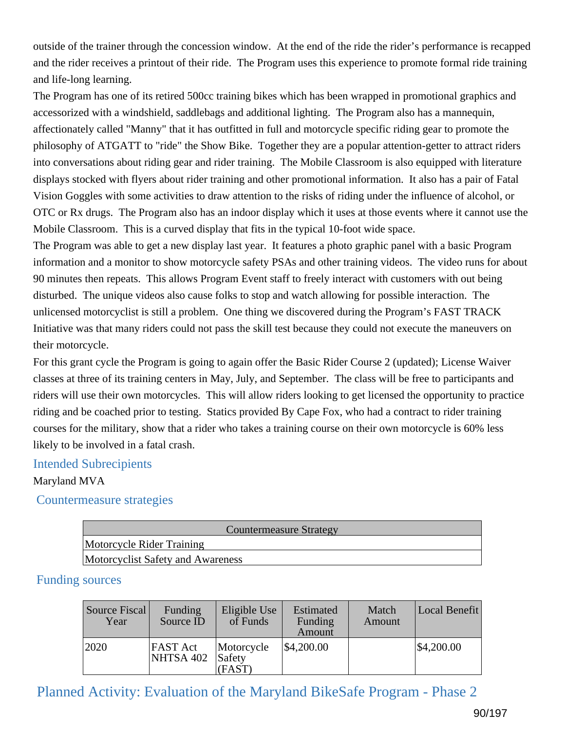outside of the trainer through the concession window. At the end of the ride the rider's performance is recapped and the rider receives a printout of their ride. The Program uses this experience to promote formal ride training and life-long learning.

The Program has one of its retired 500cc training bikes which has been wrapped in promotional graphics and accessorized with a windshield, saddlebags and additional lighting. The Program also has a mannequin, affectionately called "Manny" that it has outfitted in full and motorcycle specific riding gear to promote the philosophy of ATGATT to "ride" the Show Bike. Together they are a popular attention-getter to attract riders into conversations about riding gear and rider training. The Mobile Classroom is also equipped with literature displays stocked with flyers about rider training and other promotional information. It also has a pair of Fatal Vision Goggles with some activities to draw attention to the risks of riding under the influence of alcohol, or OTC or Rx drugs. The Program also has an indoor display which it uses at those events where it cannot use the Mobile Classroom. This is a curved display that fits in the typical 10-foot wide space.

The Program was able to get a new display last year. It features a photo graphic panel with a basic Program information and a monitor to show motorcycle safety PSAs and other training videos. The video runs for about 90 minutes then repeats. This allows Program Event staff to freely interact with customers with out being disturbed. The unique videos also cause folks to stop and watch allowing for possible interaction. The unlicensed motorcyclist is still a problem. One thing we discovered during the Program's FAST TRACK Initiative was that many riders could not pass the skill test because they could not execute the maneuvers on their motorcycle.

For this grant cycle the Program is going to again offer the Basic Rider Course 2 (updated); License Waiver classes at three of its training centers in May, July, and September. The class will be free to participants and riders will use their own motorcycles. This will allow riders looking to get licensed the opportunity to practice riding and be coached prior to testing. Statics provided By Cape Fox, who had a contract to rider training courses for the military, show that a rider who takes a training course on their own motorcycle is 60% less likely to be involved in a fatal crash.

### Intended Subrecipients

Maryland MVA

### Countermeasure strategies

| Countermeasure Strategy |
|---|
| Motorcycle Rider Training |
| Motorcyclist Safety and Awareness |

### Funding sources

| Source Fiscal Year | Funding Source ID | Eligible Use of Funds | Estimated Funding Amount | Match Amount | Local Benefit |
|---|---|---|---|---|---|
| 2020 | FAST Act NHTSA 402 | Motorcycle Safety (FAST) | $4,200.00 | | $4,200.00 |

## Planned Activity: Evaluation of the Maryland BikeSafe Program - Phase 2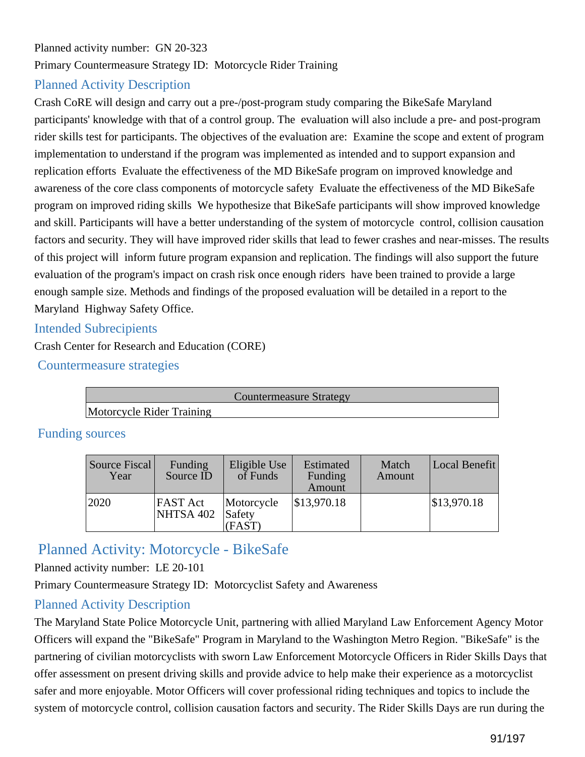Planned activity number: GN 20-323

Primary Countermeasure Strategy ID: Motorcycle Rider Training

### Planned Activity Description

Crash CoRE will design and carry out a pre-/post-program study comparing the BikeSafe Maryland participants' knowledge with that of a control group. The evaluation will also include a pre- and post-program rider skills test for participants. The objectives of the evaluation are: Examine the scope and extent of program implementation to understand if the program was implemented as intended and to support expansion and replication efforts Evaluate the effectiveness of the MD BikeSafe program on improved knowledge and awareness of the core class components of motorcycle safety Evaluate the effectiveness of the MD BikeSafe program on improved riding skills We hypothesize that BikeSafe participants will show improved knowledge and skill. Participants will have a better understanding of the system of motorcycle control, collision causation factors and security. They will have improved rider skills that lead to fewer crashes and near-misses. The results of this project will inform future program expansion and replication. The findings will also support the future evaluation of the program's impact on crash risk once enough riders have been trained to provide a large enough sample size. Methods and findings of the proposed evaluation will be detailed in a report to the Maryland Highway Safety Office.

### Intended Subrecipients

Crash Center for Research and Education (CORE)

### Countermeasure strategies

| Countermeasure Strategy |
|---|
| Motorcycle Rider Training |

### Funding sources

| Source Fiscal Year | Funding Source ID | Eligible Use of Funds | Estimated Funding Amount | Match Amount | Local Benefit |
|---|---|---|---|---|---|
| 2020 | FAST Act NHTSA 402 | Motorcycle Safety (FAST) | $13,970.18 | | $13,970.18 |

## Planned Activity: Motorcycle - BikeSafe

Planned activity number: LE 20-101

Primary Countermeasure Strategy ID: Motorcyclist Safety and Awareness

### Planned Activity Description

The Maryland State Police Motorcycle Unit, partnering with allied Maryland Law Enforcement Agency Motor Officers will expand the "BikeSafe" Program in Maryland to the Washington Metro Region. "BikeSafe" is the partnering of civilian motorcyclists with sworn Law Enforcement Motorcycle Officers in Rider Skills Days that offer assessment on present driving skills and provide advice to help make their experience as a motorcyclist safer and more enjoyable. Motor Officers will cover professional riding techniques and topics to include the system of motorcycle control, collision causation factors and security. The Rider Skills Days are run during the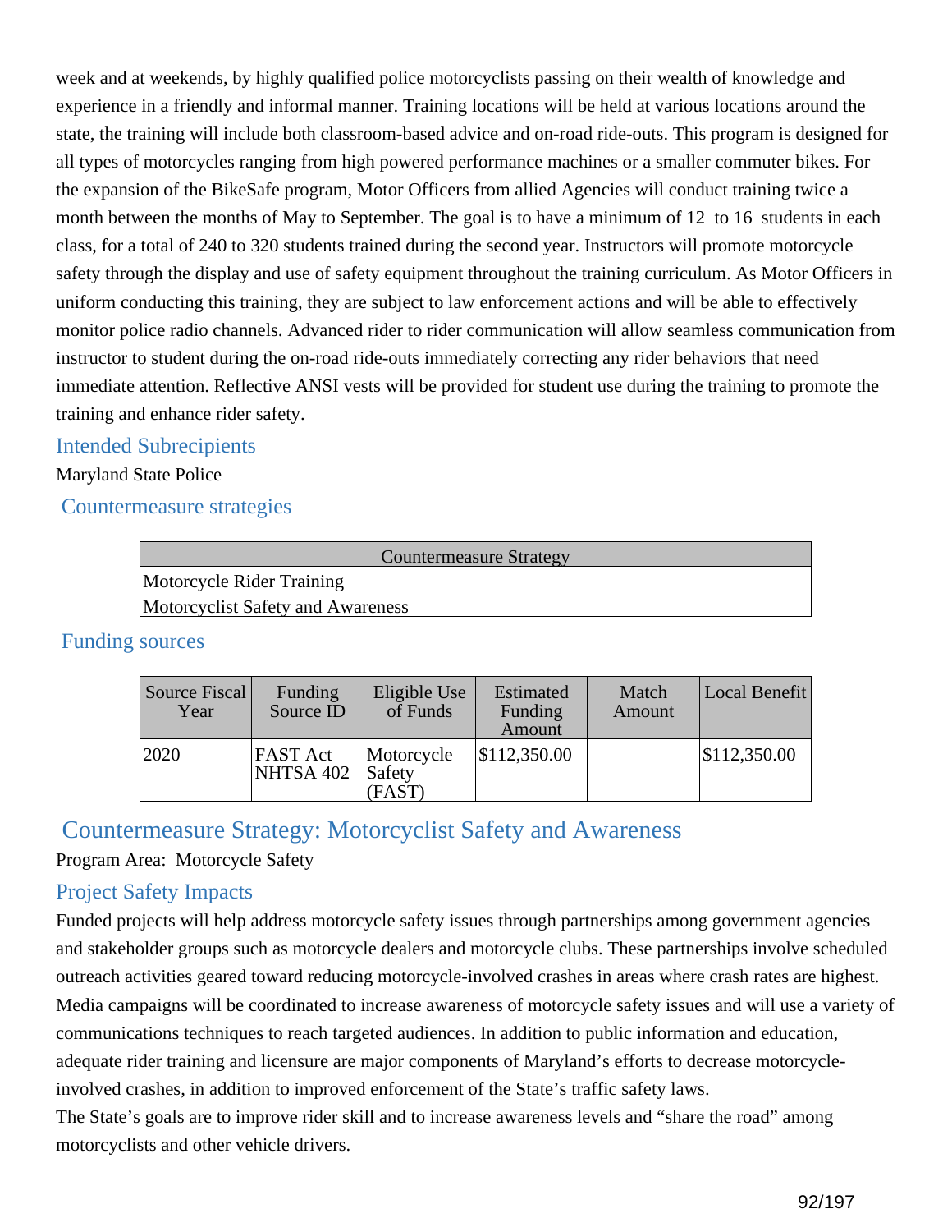week and at weekends, by highly qualified police motorcyclists passing on their wealth of knowledge and experience in a friendly and informal manner. Training locations will be held at various locations around the state, the training will include both classroom-based advice and on-road ride-outs. This program is designed for all types of motorcycles ranging from high powered performance machines or a smaller commuter bikes. For the expansion of the BikeSafe program, Motor Officers from allied Agencies will conduct training twice a month between the months of May to September. The goal is to have a minimum of 12 to 16 students in each class, for a total of 240 to 320 students trained during the second year. Instructors will promote motorcycle safety through the display and use of safety equipment throughout the training curriculum. As Motor Officers in uniform conducting this training, they are subject to law enforcement actions and will be able to effectively monitor police radio channels. Advanced rider to rider communication will allow seamless communication from instructor to student during the on-road ride-outs immediately correcting any rider behaviors that need immediate attention. Reflective ANSI vests will be provided for student use during the training to promote the training and enhance rider safety.

### Intended Subrecipients

Maryland State Police

### Countermeasure strategies

| Countermeasure Strategy |
|---|
| Motorcycle Rider Training |
| Motorcyclist Safety and Awareness |

### Funding sources

| Source Fiscal Year | Funding Source ID | Eligible Use of Funds | Estimated Funding Amount | Match Amount | Local Benefit |
|---|---|---|---|---|---|
| 2020 | FAST Act NHTSA 402 | Motorcycle Safety (FAST) | $112,350.00 | | $112,350.00 |

## Countermeasure Strategy: Motorcyclist Safety and Awareness

Program Area: Motorcycle Safety

### Project Safety Impacts

Funded projects will help address motorcycle safety issues through partnerships among government agencies and stakeholder groups such as motorcycle dealers and motorcycle clubs. These partnerships involve scheduled outreach activities geared toward reducing motorcycle-involved crashes in areas where crash rates are highest. Media campaigns will be coordinated to increase awareness of motorcycle safety issues and will use a variety of communications techniques to reach targeted audiences. In addition to public information and education, adequate rider training and licensure are major components of Maryland's efforts to decrease motorcycle-involved crashes, in addition to improved enforcement of the State's traffic safety laws.

The State's goals are to improve rider skill and to increase awareness levels and "share the road" among motorcyclists and other vehicle drivers.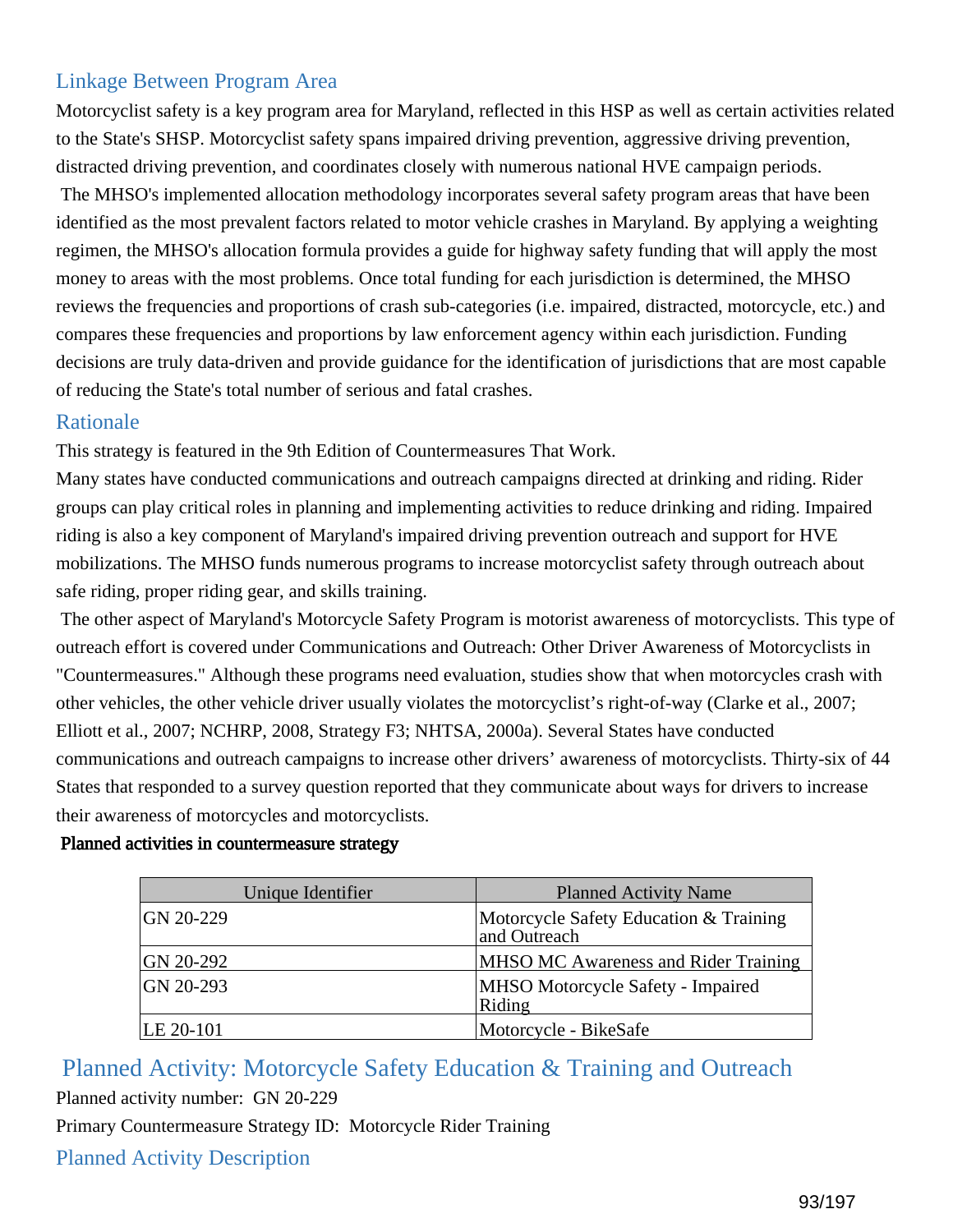## Linkage Between Program Area

Motorcyclist safety is a key program area for Maryland, reflected in this HSP as well as certain activities related to the State's SHSP. Motorcyclist safety spans impaired driving prevention, aggressive driving prevention, distracted driving prevention, and coordinates closely with numerous national HVE campaign periods.

The MHSO's implemented allocation methodology incorporates several safety program areas that have been identified as the most prevalent factors related to motor vehicle crashes in Maryland. By applying a weighting regimen, the MHSO's allocation formula provides a guide for highway safety funding that will apply the most money to areas with the most problems. Once total funding for each jurisdiction is determined, the MHSO reviews the frequencies and proportions of crash sub-categories (i.e. impaired, distracted, motorcycle, etc.) and compares these frequencies and proportions by law enforcement agency within each jurisdiction. Funding decisions are truly data-driven and provide guidance for the identification of jurisdictions that are most capable of reducing the State's total number of serious and fatal crashes.

## Rationale

This strategy is featured in the 9th Edition of Countermeasures That Work.

Many states have conducted communications and outreach campaigns directed at drinking and riding. Rider groups can play critical roles in planning and implementing activities to reduce drinking and riding. Impaired riding is also a key component of Maryland's impaired driving prevention outreach and support for HVE mobilizations. The MHSO funds numerous programs to increase motorcyclist safety through outreach about safe riding, proper riding gear, and skills training.

The other aspect of Maryland's Motorcycle Safety Program is motorist awareness of motorcyclists. This type of outreach effort is covered under Communications and Outreach: Other Driver Awareness of Motorcyclists in "Countermeasures." Although these programs need evaluation, studies show that when motorcycles crash with other vehicles, the other vehicle driver usually violates the motorcyclist's right-of-way (Clarke et al., 2007; Elliott et al., 2007; NCHRP, 2008, Strategy F3; NHTSA, 2000a). Several States have conducted communications and outreach campaigns to increase other drivers' awareness of motorcyclists. Thirty-six of 44 States that responded to a survey question reported that they communicate about ways for drivers to increase their awareness of motorcycles and motorcyclists.

**Planned activities in countermeasure strategy**

| Unique Identifier | Planned Activity Name |
|---|---|
| GN 20-229 | Motorcycle Safety Education & Training and Outreach |
| GN 20-292 | MHSO MC Awareness and Rider Training |
| GN 20-293 | MHSO Motorcycle Safety - Impaired Riding |
| LE 20-101 | Motorcycle - BikeSafe |

## Planned Activity: Motorcycle Safety Education & Training and Outreach

Planned activity number: GN 20-229

Primary Countermeasure Strategy ID: Motorcycle Rider Training

## Planned Activity Description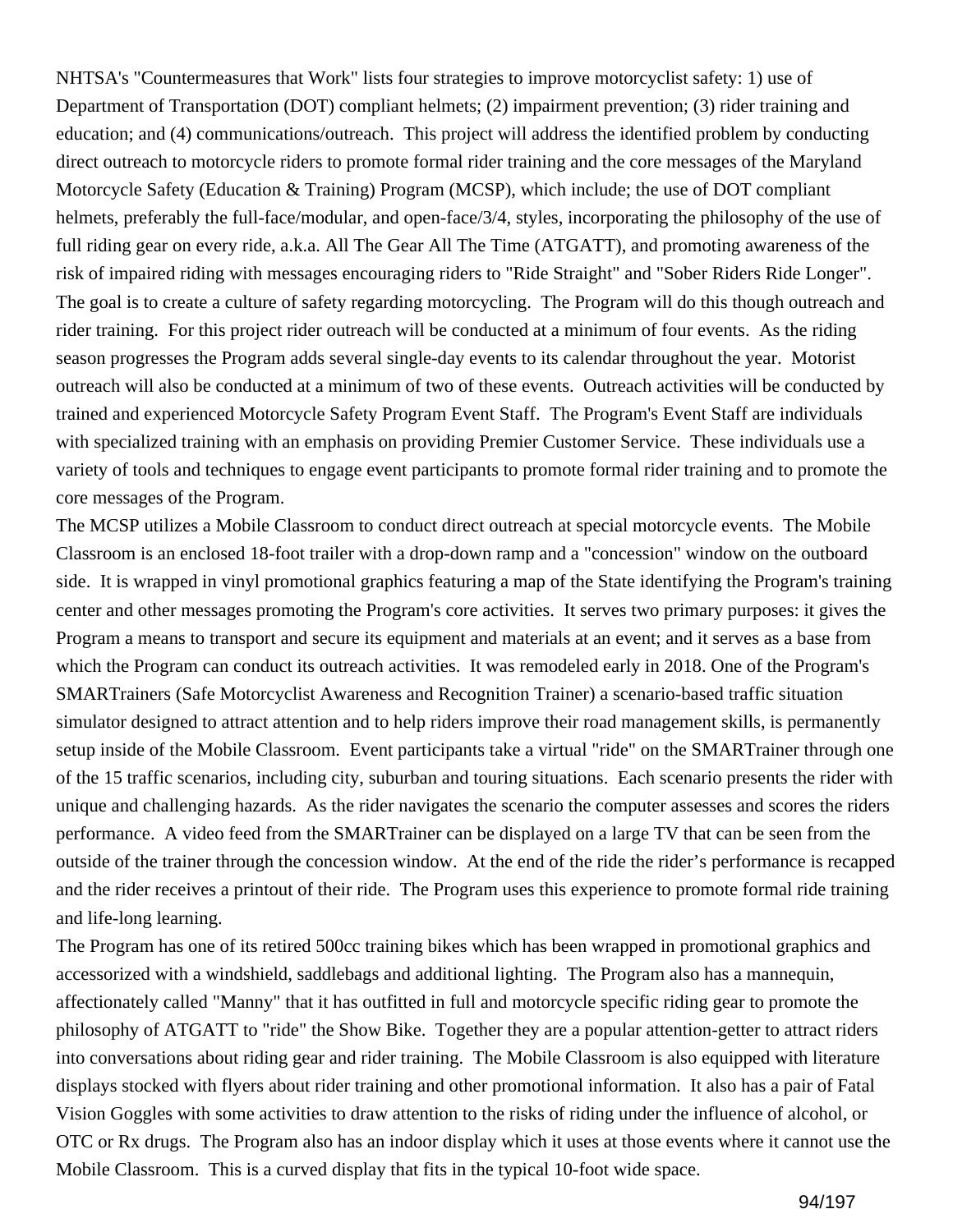NHTSA's "Countermeasures that Work" lists four strategies to improve motorcyclist safety: 1) use of Department of Transportation (DOT) compliant helmets; (2) impairment prevention; (3) rider training and education; and (4) communications/outreach. This project will address the identified problem by conducting direct outreach to motorcycle riders to promote formal rider training and the core messages of the Maryland Motorcycle Safety (Education & Training) Program (MCSP), which include; the use of DOT compliant helmets, preferably the full-face/modular, and open-face/3/4, styles, incorporating the philosophy of the use of full riding gear on every ride, a.k.a. All The Gear All The Time (ATGATT), and promoting awareness of the risk of impaired riding with messages encouraging riders to "Ride Straight" and "Sober Riders Ride Longer". The goal is to create a culture of safety regarding motorcycling. The Program will do this though outreach and rider training. For this project rider outreach will be conducted at a minimum of four events. As the riding season progresses the Program adds several single-day events to its calendar throughout the year. Motorist outreach will also be conducted at a minimum of two of these events. Outreach activities will be conducted by trained and experienced Motorcycle Safety Program Event Staff. The Program's Event Staff are individuals with specialized training with an emphasis on providing Premier Customer Service. These individuals use a variety of tools and techniques to engage event participants to promote formal rider training and to promote the core messages of the Program.

The MCSP utilizes a Mobile Classroom to conduct direct outreach at special motorcycle events. The Mobile Classroom is an enclosed 18-foot trailer with a drop-down ramp and a "concession" window on the outboard side. It is wrapped in vinyl promotional graphics featuring a map of the State identifying the Program's training center and other messages promoting the Program's core activities. It serves two primary purposes: it gives the Program a means to transport and secure its equipment and materials at an event; and it serves as a base from which the Program can conduct its outreach activities. It was remodeled early in 2018. One of the Program's SMARTrainers (Safe Motorcyclist Awareness and Recognition Trainer) a scenario-based traffic situation simulator designed to attract attention and to help riders improve their road management skills, is permanently setup inside of the Mobile Classroom. Event participants take a virtual "ride" on the SMARTrainer through one of the 15 traffic scenarios, including city, suburban and touring situations. Each scenario presents the rider with unique and challenging hazards. As the rider navigates the scenario the computer assesses and scores the riders performance. A video feed from the SMARTrainer can be displayed on a large TV that can be seen from the outside of the trainer through the concession window. At the end of the ride the rider's performance is recapped and the rider receives a printout of their ride. The Program uses this experience to promote formal ride training and life-long learning.

The Program has one of its retired 500cc training bikes which has been wrapped in promotional graphics and accessorized with a windshield, saddlebags and additional lighting. The Program also has a mannequin, affectionately called "Manny" that it has outfitted in full and motorcycle specific riding gear to promote the philosophy of ATGATT to "ride" the Show Bike. Together they are a popular attention-getter to attract riders into conversations about riding gear and rider training. The Mobile Classroom is also equipped with literature displays stocked with flyers about rider training and other promotional information. It also has a pair of Fatal Vision Goggles with some activities to draw attention to the risks of riding under the influence of alcohol, or OTC or Rx drugs. The Program also has an indoor display which it uses at those events where it cannot use the Mobile Classroom. This is a curved display that fits in the typical 10-foot wide space.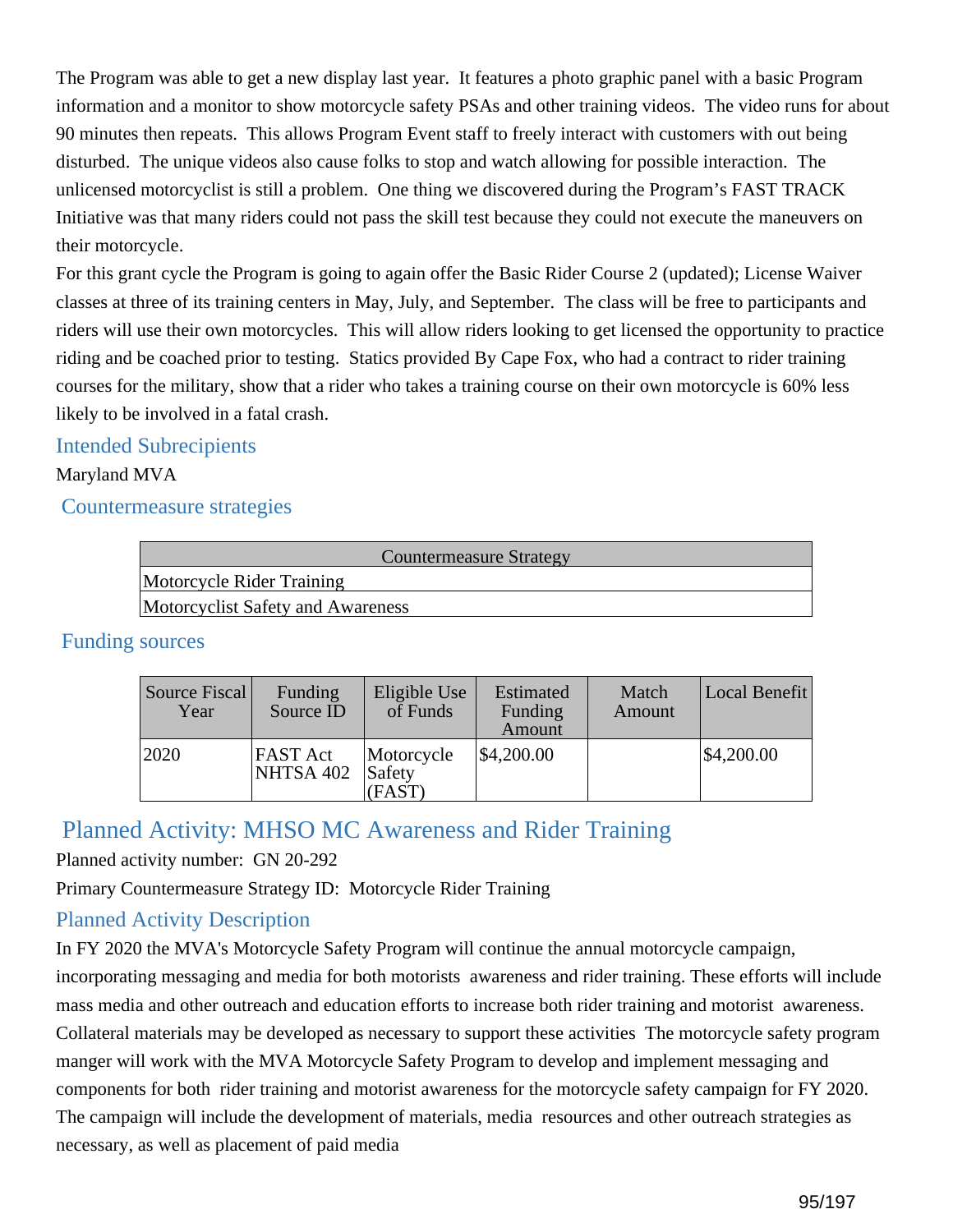The Program was able to get a new display last year. It features a photo graphic panel with a basic Program information and a monitor to show motorcycle safety PSAs and other training videos. The video runs for about 90 minutes then repeats. This allows Program Event staff to freely interact with customers with out being disturbed. The unique videos also cause folks to stop and watch allowing for possible interaction. The unlicensed motorcyclist is still a problem. One thing we discovered during the Program's FAST TRACK Initiative was that many riders could not pass the skill test because they could not execute the maneuvers on their motorcycle.

For this grant cycle the Program is going to again offer the Basic Rider Course 2 (updated); License Waiver classes at three of its training centers in May, July, and September. The class will be free to participants and riders will use their own motorcycles. This will allow riders looking to get licensed the opportunity to practice riding and be coached prior to testing. Statics provided By Cape Fox, who had a contract to rider training courses for the military, show that a rider who takes a training course on their own motorcycle is 60% less likely to be involved in a fatal crash.

### Intended Subrecipients

Maryland MVA

### Countermeasure strategies

| Countermeasure Strategy |
|---|
| Motorcycle Rider Training |
| Motorcyclist Safety and Awareness |

### Funding sources

| Source Fiscal Year | Funding Source ID | Eligible Use of Funds | Estimated Funding Amount | Match Amount | Local Benefit |
|---|---|---|---|---|---|
| 2020 | FAST Act NHTSA 402 | Motorcycle Safety (FAST) | $4,200.00 | | $4,200.00 |

## Planned Activity: MHSO MC Awareness and Rider Training

Planned activity number: GN 20-292

Primary Countermeasure Strategy ID: Motorcycle Rider Training

### Planned Activity Description

In FY 2020 the MVA's Motorcycle Safety Program will continue the annual motorcycle campaign, incorporating messaging and media for both motorists awareness and rider training. These efforts will include mass media and other outreach and education efforts to increase both rider training and motorist awareness. Collateral materials may be developed as necessary to support these activities The motorcycle safety program manger will work with the MVA Motorcycle Safety Program to develop and implement messaging and components for both rider training and motorist awareness for the motorcycle safety campaign for FY 2020. The campaign will include the development of materials, media resources and other outreach strategies as necessary, as well as placement of paid media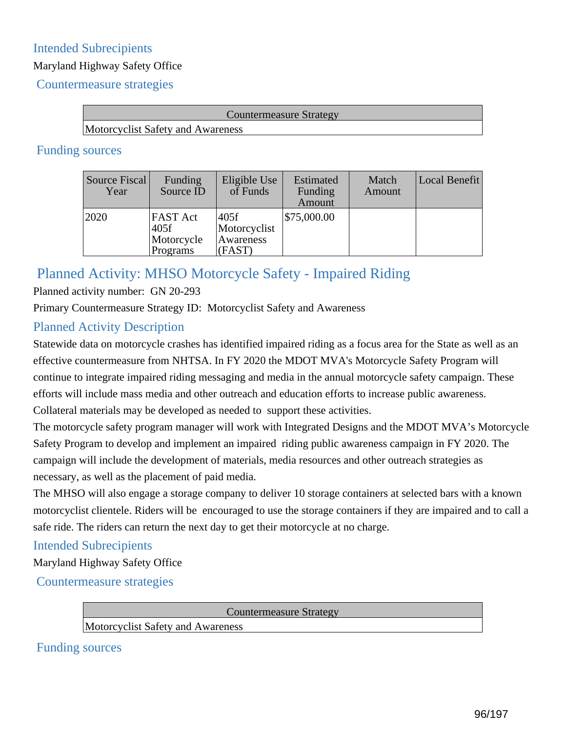### Intended Subrecipients

Maryland Highway Safety Office

### Countermeasure strategies

| Countermeasure Strategy |
|---|
| Motorcyclist Safety and Awareness |

### Funding sources

| Source Fiscal Year | Funding Source ID | Eligible Use of Funds | Estimated Funding Amount | Match Amount | Local Benefit |
|---|---|---|---|---|---|
| 2020 | FAST Act 405f Motorcycle Programs | 405f Motorcyclist Awareness (FAST) | $75,000.00 | | |

## Planned Activity: MHSO Motorcycle Safety - Impaired Riding

Planned activity number: GN 20-293

Primary Countermeasure Strategy ID: Motorcyclist Safety and Awareness

### Planned Activity Description

Statewide data on motorcycle crashes has identified impaired riding as a focus area for the State as well as an effective countermeasure from NHTSA. In FY 2020 the MDOT MVA's Motorcycle Safety Program will continue to integrate impaired riding messaging and media in the annual motorcycle safety campaign. These efforts will include mass media and other outreach and education efforts to increase public awareness. Collateral materials may be developed as needed to support these activities.

The motorcycle safety program manager will work with Integrated Designs and the MDOT MVA's Motorcycle Safety Program to develop and implement an impaired riding public awareness campaign in FY 2020. The campaign will include the development of materials, media resources and other outreach strategies as necessary, as well as the placement of paid media.

The MHSO will also engage a storage company to deliver 10 storage containers at selected bars with a known motorcyclist clientele. Riders will be encouraged to use the storage containers if they are impaired and to call a safe ride. The riders can return the next day to get their motorcycle at no charge.

### Intended Subrecipients

Maryland Highway Safety Office

### Countermeasure strategies

| Countermeasure Strategy |
|---|
| Motorcyclist Safety and Awareness |

### Funding sources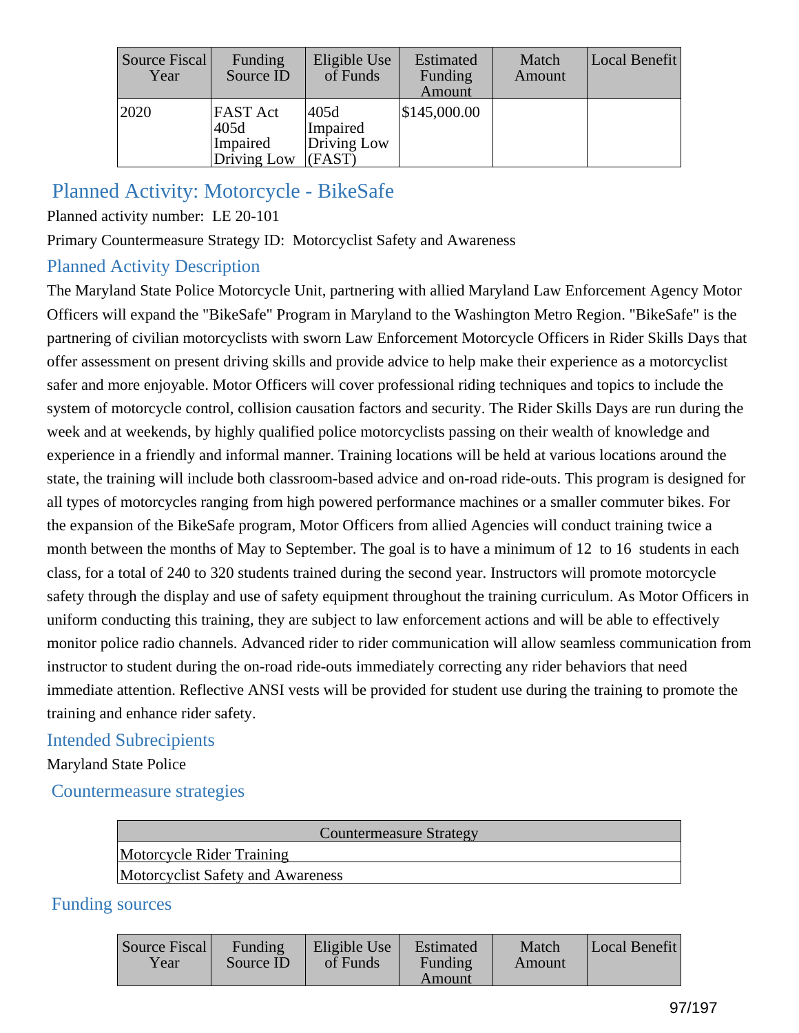| Source Fiscal Year | Funding Source ID | Eligible Use of Funds | Estimated Funding Amount | Match Amount | Local Benefit |
|---|---|---|---|---|---|
| 2020 | FAST Act 405d Impaired Driving Low | 405d Impaired Driving Low (FAST) | $145,000.00 | | |

## Planned Activity: Motorcycle - BikeSafe

Planned activity number: LE 20-101

Primary Countermeasure Strategy ID: Motorcyclist Safety and Awareness

### Planned Activity Description

The Maryland State Police Motorcycle Unit, partnering with allied Maryland Law Enforcement Agency Motor Officers will expand the "BikeSafe" Program in Maryland to the Washington Metro Region. "BikeSafe" is the partnering of civilian motorcyclists with sworn Law Enforcement Motorcycle Officers in Rider Skills Days that offer assessment on present driving skills and provide advice to help make their experience as a motorcyclist safer and more enjoyable. Motor Officers will cover professional riding techniques and topics to include the system of motorcycle control, collision causation factors and security. The Rider Skills Days are run during the week and at weekends, by highly qualified police motorcyclists passing on their wealth of knowledge and experience in a friendly and informal manner. Training locations will be held at various locations around the state, the training will include both classroom-based advice and on-road ride-outs. This program is designed for all types of motorcycles ranging from high powered performance machines or a smaller commuter bikes. For the expansion of the BikeSafe program, Motor Officers from allied Agencies will conduct training twice a month between the months of May to September. The goal is to have a minimum of 12 to 16 students in each class, for a total of 240 to 320 students trained during the second year. Instructors will promote motorcycle safety through the display and use of safety equipment throughout the training curriculum. As Motor Officers in uniform conducting this training, they are subject to law enforcement actions and will be able to effectively monitor police radio channels. Advanced rider to rider communication will allow seamless communication from instructor to student during the on-road ride-outs immediately correcting any rider behaviors that need immediate attention. Reflective ANSI vests will be provided for student use during the training to promote the training and enhance rider safety.

### Intended Subrecipients

Maryland State Police

### Countermeasure strategies

| Countermeasure Strategy |
|---|
| Motorcycle Rider Training |
| Motorcyclist Safety and Awareness |

### Funding sources

| Source Fiscal Year | Funding Source ID | Eligible Use of Funds | Estimated Funding Amount | Match Amount | Local Benefit |
|---|---|---|---|---|---|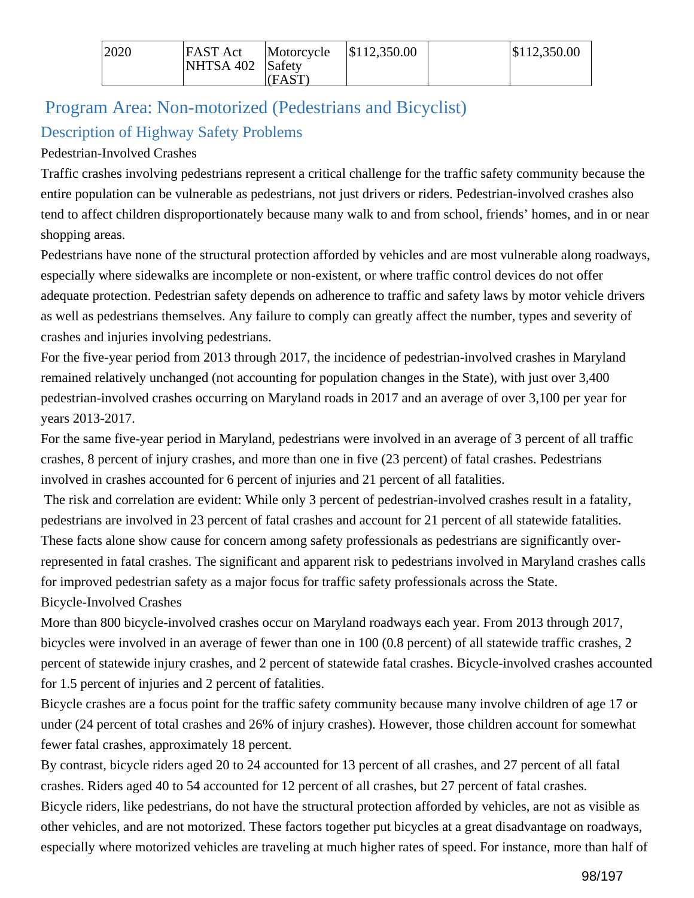| 2020 | FAST Act NHTSA 402 | Motorcycle Safety (FAST) | $112,350.00 | | $112,350.00 |
|---|---|---|---|---|---|

## Program Area: Non-motorized (Pedestrians and Bicyclist)

### Description of Highway Safety Problems

Pedestrian-Involved Crashes

Traffic crashes involving pedestrians represent a critical challenge for the traffic safety community because the entire population can be vulnerable as pedestrians, not just drivers or riders. Pedestrian-involved crashes also tend to affect children disproportionately because many walk to and from school, friends' homes, and in or near shopping areas.

Pedestrians have none of the structural protection afforded by vehicles and are most vulnerable along roadways, especially where sidewalks are incomplete or non-existent, or where traffic control devices do not offer adequate protection. Pedestrian safety depends on adherence to traffic and safety laws by motor vehicle drivers as well as pedestrians themselves. Any failure to comply can greatly affect the number, types and severity of crashes and injuries involving pedestrians.

For the five-year period from 2013 through 2017, the incidence of pedestrian-involved crashes in Maryland remained relatively unchanged (not accounting for population changes in the State), with just over 3,400 pedestrian-involved crashes occurring on Maryland roads in 2017 and an average of over 3,100 per year for years 2013-2017.

For the same five-year period in Maryland, pedestrians were involved in an average of 3 percent of all traffic crashes, 8 percent of injury crashes, and more than one in five (23 percent) of fatal crashes. Pedestrians involved in crashes accounted for 6 percent of injuries and 21 percent of all fatalities.

The risk and correlation are evident: While only 3 percent of pedestrian-involved crashes result in a fatality, pedestrians are involved in 23 percent of fatal crashes and account for 21 percent of all statewide fatalities. These facts alone show cause for concern among safety professionals as pedestrians are significantly over-represented in fatal crashes. The significant and apparent risk to pedestrians involved in Maryland crashes calls for improved pedestrian safety as a major focus for traffic safety professionals across the State.

Bicycle-Involved Crashes

More than 800 bicycle-involved crashes occur on Maryland roadways each year. From 2013 through 2017, bicycles were involved in an average of fewer than one in 100 (0.8 percent) of all statewide traffic crashes, 2 percent of statewide injury crashes, and 2 percent of statewide fatal crashes. Bicycle-involved crashes accounted for 1.5 percent of injuries and 2 percent of fatalities.

Bicycle crashes are a focus point for the traffic safety community because many involve children of age 17 or under (24 percent of total crashes and 26% of injury crashes). However, those children account for somewhat fewer fatal crashes, approximately 18 percent.

By contrast, bicycle riders aged 20 to 24 accounted for 13 percent of all crashes, and 27 percent of all fatal crashes. Riders aged 40 to 54 accounted for 12 percent of all crashes, but 27 percent of fatal crashes.

Bicycle riders, like pedestrians, do not have the structural protection afforded by vehicles, are not as visible as other vehicles, and are not motorized. These factors together put bicycles at a great disadvantage on roadways, especially where motorized vehicles are traveling at much higher rates of speed. For instance, more than half of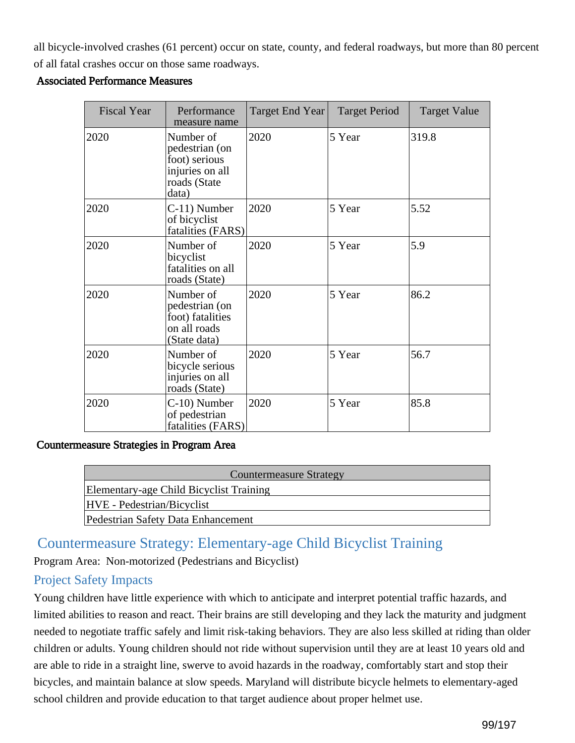all bicycle-involved crashes (61 percent) occur on state, county, and federal roadways, but more than 80 percent of all fatal crashes occur on those same roadways.

**Associated Performance Measures**

| Fiscal Year | Performance measure name | Target End Year | Target Period | Target Value |
|---|---|---|---|---|
| 2020 | Number of pedestrian (on foot) serious injuries on all roads (State data) | 2020 | 5 Year | 319.8 |
| 2020 | C-11) Number of bicyclist fatalities (FARS) | 2020 | 5 Year | 5.52 |
| 2020 | Number of bicyclist fatalities on all roads (State) | 2020 | 5 Year | 5.9 |
| 2020 | Number of pedestrian (on foot) fatalities on all roads (State data) | 2020 | 5 Year | 86.2 |
| 2020 | Number of bicycle serious injuries on all roads (State) | 2020 | 5 Year | 56.7 |
| 2020 | C-10) Number of pedestrian fatalities (FARS) | 2020 | 5 Year | 85.8 |

**Countermeasure Strategies in Program Area**

| Countermeasure Strategy |
|---|
| Elementary-age Child Bicyclist Training |
| HVE - Pedestrian/Bicyclist |
| Pedestrian Safety Data Enhancement |

## Countermeasure Strategy: Elementary-age Child Bicyclist Training

Program Area: Non-motorized (Pedestrians and Bicyclist)

### Project Safety Impacts

Young children have little experience with which to anticipate and interpret potential traffic hazards, and limited abilities to reason and react. Their brains are still developing and they lack the maturity and judgment needed to negotiate traffic safely and limit risk-taking behaviors. They are also less skilled at riding than older children or adults. Young children should not ride without supervision until they are at least 10 years old and are able to ride in a straight line, swerve to avoid hazards in the roadway, comfortably start and stop their bicycles, and maintain balance at slow speeds. Maryland will distribute bicycle helmets to elementary-aged school children and provide education to that target audience about proper helmet use.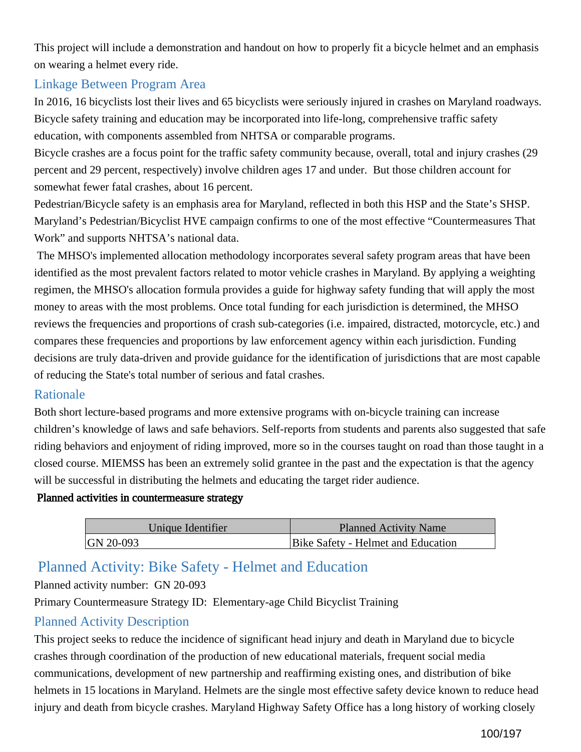This project will include a demonstration and handout on how to properly fit a bicycle helmet and an emphasis on wearing a helmet every ride.

## Linkage Between Program Area

In 2016, 16 bicyclists lost their lives and 65 bicyclists were seriously injured in crashes on Maryland roadways. Bicycle safety training and education may be incorporated into life-long, comprehensive traffic safety education, with components assembled from NHTSA or comparable programs.

Bicycle crashes are a focus point for the traffic safety community because, overall, total and injury crashes (29 percent and 29 percent, respectively) involve children ages 17 and under. But those children account for somewhat fewer fatal crashes, about 16 percent.

Pedestrian/Bicycle safety is an emphasis area for Maryland, reflected in both this HSP and the State's SHSP. Maryland's Pedestrian/Bicyclist HVE campaign confirms to one of the most effective "Countermeasures That Work" and supports NHTSA's national data.

The MHSO's implemented allocation methodology incorporates several safety program areas that have been identified as the most prevalent factors related to motor vehicle crashes in Maryland. By applying a weighting regimen, the MHSO's allocation formula provides a guide for highway safety funding that will apply the most money to areas with the most problems. Once total funding for each jurisdiction is determined, the MHSO reviews the frequencies and proportions of crash sub-categories (i.e. impaired, distracted, motorcycle, etc.) and compares these frequencies and proportions by law enforcement agency within each jurisdiction. Funding decisions are truly data-driven and provide guidance for the identification of jurisdictions that are most capable of reducing the State's total number of serious and fatal crashes.

## Rationale

Both short lecture-based programs and more extensive programs with on-bicycle training can increase children's knowledge of laws and safe behaviors. Self-reports from students and parents also suggested that safe riding behaviors and enjoyment of riding improved, more so in the courses taught on road than those taught in a closed course. MIEMSS has been an extremely solid grantee in the past and the expectation is that the agency will be successful in distributing the helmets and educating the target rider audience.

**Planned activities in countermeasure strategy**

| Unique Identifier | Planned Activity Name |
|---|---|
| GN 20-093 | Bike Safety - Helmet and Education |

## Planned Activity: Bike Safety - Helmet and Education

Planned activity number: GN 20-093

Primary Countermeasure Strategy ID: Elementary-age Child Bicyclist Training

## Planned Activity Description

This project seeks to reduce the incidence of significant head injury and death in Maryland due to bicycle crashes through coordination of the production of new educational materials, frequent social media communications, development of new partnership and reaffirming existing ones, and distribution of bike helmets in 15 locations in Maryland. Helmets are the single most effective safety device known to reduce head injury and death from bicycle crashes. Maryland Highway Safety Office has a long history of working closely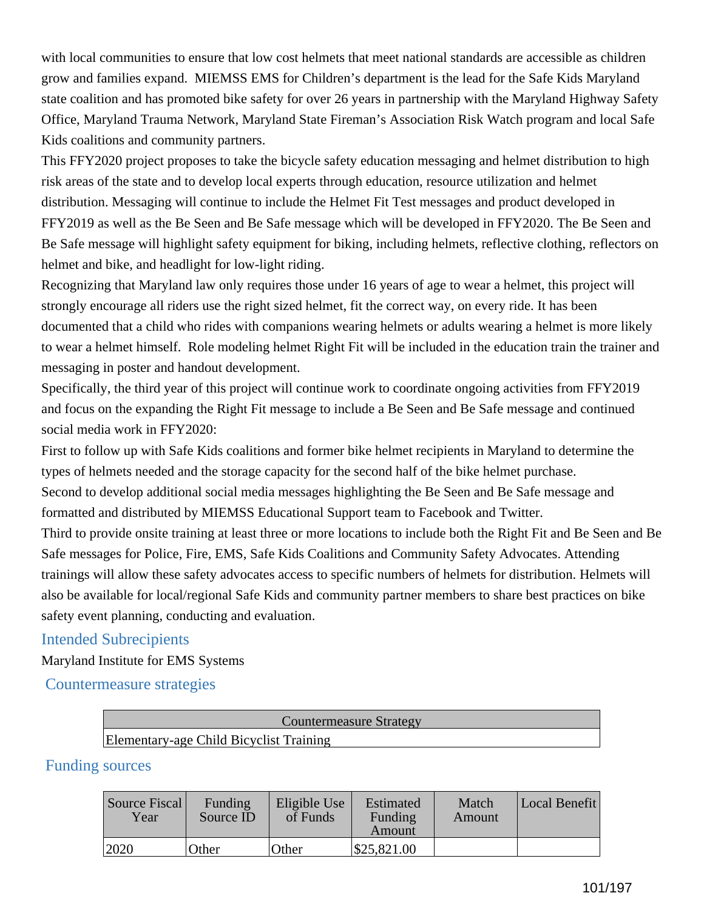with local communities to ensure that low cost helmets that meet national standards are accessible as children grow and families expand. MIEMSS EMS for Children's department is the lead for the Safe Kids Maryland state coalition and has promoted bike safety for over 26 years in partnership with the Maryland Highway Safety Office, Maryland Trauma Network, Maryland State Fireman's Association Risk Watch program and local Safe Kids coalitions and community partners.

This FFY2020 project proposes to take the bicycle safety education messaging and helmet distribution to high risk areas of the state and to develop local experts through education, resource utilization and helmet distribution. Messaging will continue to include the Helmet Fit Test messages and product developed in FFY2019 as well as the Be Seen and Be Safe message which will be developed in FFY2020. The Be Seen and Be Safe message will highlight safety equipment for biking, including helmets, reflective clothing, reflectors on helmet and bike, and headlight for low-light riding.

Recognizing that Maryland law only requires those under 16 years of age to wear a helmet, this project will strongly encourage all riders use the right sized helmet, fit the correct way, on every ride. It has been documented that a child who rides with companions wearing helmets or adults wearing a helmet is more likely to wear a helmet himself. Role modeling helmet Right Fit will be included in the education train the trainer and messaging in poster and handout development.

Specifically, the third year of this project will continue work to coordinate ongoing activities from FFY2019 and focus on the expanding the Right Fit message to include a Be Seen and Be Safe message and continued social media work in FFY2020:

First to follow up with Safe Kids coalitions and former bike helmet recipients in Maryland to determine the types of helmets needed and the storage capacity for the second half of the bike helmet purchase.

Second to develop additional social media messages highlighting the Be Seen and Be Safe message and formatted and distributed by MIEMSS Educational Support team to Facebook and Twitter.

Third to provide onsite training at least three or more locations to include both the Right Fit and Be Seen and Be Safe messages for Police, Fire, EMS, Safe Kids Coalitions and Community Safety Advocates. Attending trainings will allow these safety advocates access to specific numbers of helmets for distribution. Helmets will also be available for local/regional Safe Kids and community partner members to share best practices on bike safety event planning, conducting and evaluation.

## Intended Subrecipients

Maryland Institute for EMS Systems

## Countermeasure strategies

| Countermeasure Strategy |
|---|
| Elementary-age Child Bicyclist Training |

## Funding sources

| Source Fiscal Year | Funding Source ID | Eligible Use of Funds | Estimated Funding Amount | Match Amount | Local Benefit |
|---|---|---|---|---|---|
| 2020 | Other | Other | $25,821.00 | | |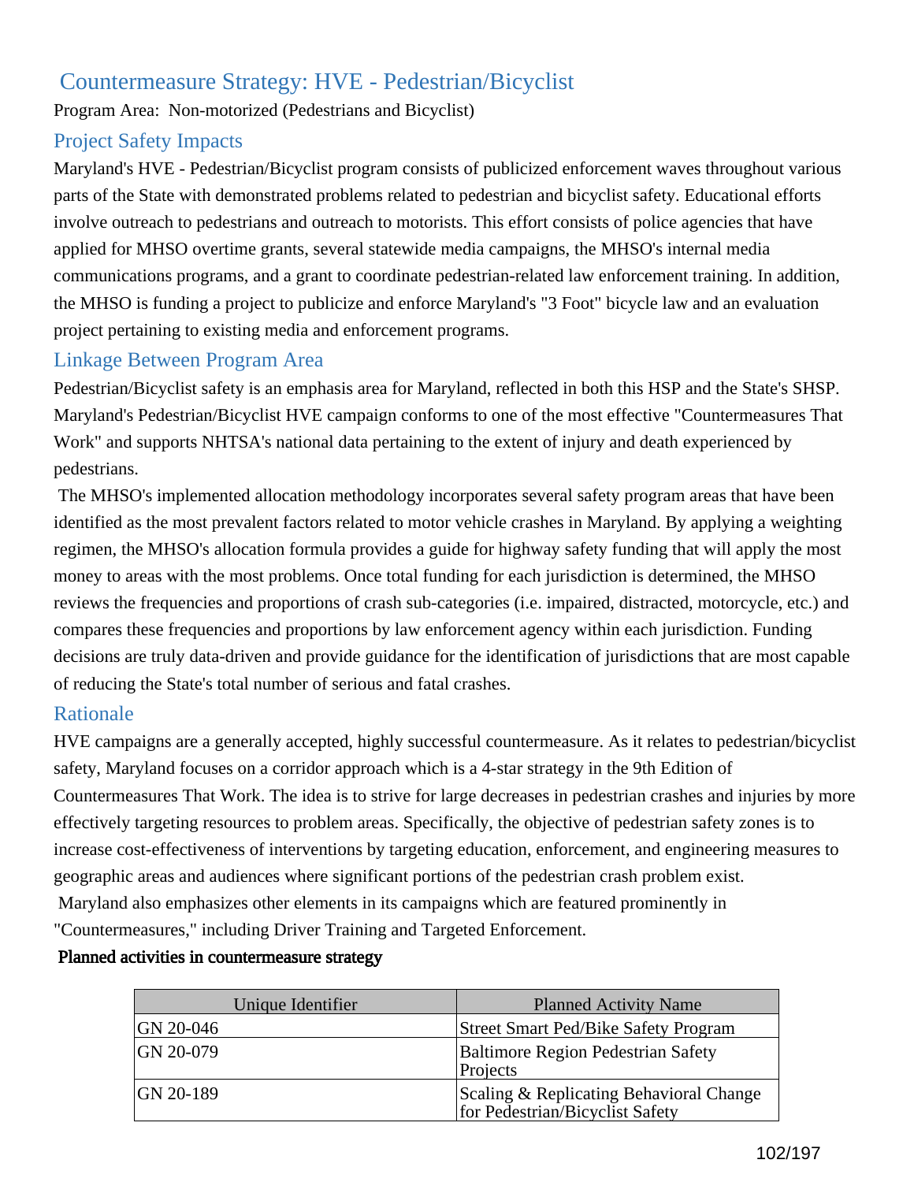## Countermeasure Strategy: HVE - Pedestrian/Bicyclist

Program Area: Non-motorized (Pedestrians and Bicyclist)

### Project Safety Impacts

Maryland's HVE - Pedestrian/Bicyclist program consists of publicized enforcement waves throughout various parts of the State with demonstrated problems related to pedestrian and bicyclist safety. Educational efforts involve outreach to pedestrians and outreach to motorists. This effort consists of police agencies that have applied for MHSO overtime grants, several statewide media campaigns, the MHSO's internal media communications programs, and a grant to coordinate pedestrian-related law enforcement training. In addition, the MHSO is funding a project to publicize and enforce Maryland's "3 Foot" bicycle law and an evaluation project pertaining to existing media and enforcement programs.

### Linkage Between Program Area

Pedestrian/Bicyclist safety is an emphasis area for Maryland, reflected in both this HSP and the State's SHSP. Maryland's Pedestrian/Bicyclist HVE campaign conforms to one of the most effective "Countermeasures That Work" and supports NHTSA's national data pertaining to the extent of injury and death experienced by pedestrians.

The MHSO's implemented allocation methodology incorporates several safety program areas that have been identified as the most prevalent factors related to motor vehicle crashes in Maryland. By applying a weighting regimen, the MHSO's allocation formula provides a guide for highway safety funding that will apply the most money to areas with the most problems. Once total funding for each jurisdiction is determined, the MHSO reviews the frequencies and proportions of crash sub-categories (i.e. impaired, distracted, motorcycle, etc.) and compares these frequencies and proportions by law enforcement agency within each jurisdiction. Funding decisions are truly data-driven and provide guidance for the identification of jurisdictions that are most capable of reducing the State's total number of serious and fatal crashes.

### Rationale

HVE campaigns are a generally accepted, highly successful countermeasure. As it relates to pedestrian/bicyclist safety, Maryland focuses on a corridor approach which is a 4-star strategy in the 9th Edition of Countermeasures That Work. The idea is to strive for large decreases in pedestrian crashes and injuries by more effectively targeting resources to problem areas. Specifically, the objective of pedestrian safety zones is to increase cost-effectiveness of interventions by targeting education, enforcement, and engineering measures to geographic areas and audiences where significant portions of the pedestrian crash problem exist.

Maryland also emphasizes other elements in its campaigns which are featured prominently in "Countermeasures," including Driver Training and Targeted Enforcement.

**Planned activities in countermeasure strategy**

| Unique Identifier | Planned Activity Name |
|---|---|
| GN 20-046 | Street Smart Ped/Bike Safety Program |
| GN 20-079 | Baltimore Region Pedestrian Safety Projects |
| GN 20-189 | Scaling & Replicating Behavioral Change for Pedestrian/Bicyclist Safety |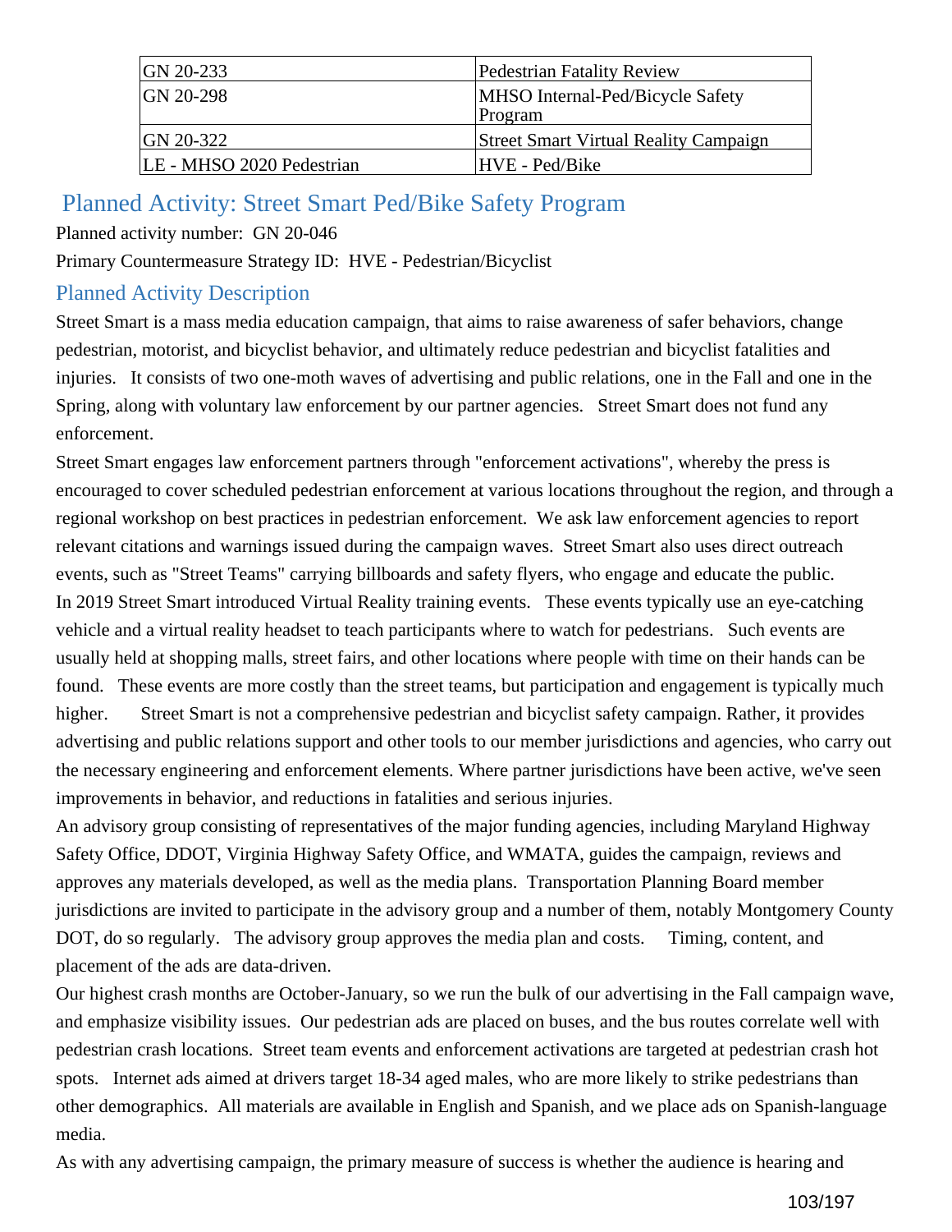| | |
|---|---|
| GN 20-233 | Pedestrian Fatality Review |
| GN 20-298 | MHSO Internal-Ped/Bicycle Safety Program |
| GN 20-322 | Street Smart Virtual Reality Campaign |
| LE - MHSO 2020 Pedestrian | HVE - Ped/Bike |

## Planned Activity: Street Smart Ped/Bike Safety Program

Planned activity number: GN 20-046

Primary Countermeasure Strategy ID: HVE - Pedestrian/Bicyclist

### Planned Activity Description

Street Smart is a mass media education campaign, that aims to raise awareness of safer behaviors, change pedestrian, motorist, and bicyclist behavior, and ultimately reduce pedestrian and bicyclist fatalities and injuries. It consists of two one-moth waves of advertising and public relations, one in the Fall and one in the Spring, along with voluntary law enforcement by our partner agencies. Street Smart does not fund any enforcement.

Street Smart engages law enforcement partners through "enforcement activations", whereby the press is encouraged to cover scheduled pedestrian enforcement at various locations throughout the region, and through a regional workshop on best practices in pedestrian enforcement. We ask law enforcement agencies to report relevant citations and warnings issued during the campaign waves. Street Smart also uses direct outreach events, such as "Street Teams" carrying billboards and safety flyers, who engage and educate the public.

In 2019 Street Smart introduced Virtual Reality training events. These events typically use an eye-catching vehicle and a virtual reality headset to teach participants where to watch for pedestrians. Such events are usually held at shopping malls, street fairs, and other locations where people with time on their hands can be found. These events are more costly than the street teams, but participation and engagement is typically much higher. Street Smart is not a comprehensive pedestrian and bicyclist safety campaign. Rather, it provides advertising and public relations support and other tools to our member jurisdictions and agencies, who carry out the necessary engineering and enforcement elements. Where partner jurisdictions have been active, we've seen improvements in behavior, and reductions in fatalities and serious injuries.

An advisory group consisting of representatives of the major funding agencies, including Maryland Highway Safety Office, DDOT, Virginia Highway Safety Office, and WMATA, guides the campaign, reviews and approves any materials developed, as well as the media plans. Transportation Planning Board member jurisdictions are invited to participate in the advisory group and a number of them, notably Montgomery County DOT, do so regularly. The advisory group approves the media plan and costs. Timing, content, and placement of the ads are data-driven.

Our highest crash months are October-January, so we run the bulk of our advertising in the Fall campaign wave, and emphasize visibility issues. Our pedestrian ads are placed on buses, and the bus routes correlate well with pedestrian crash locations. Street team events and enforcement activations are targeted at pedestrian crash hot spots. Internet ads aimed at drivers target 18-34 aged males, who are more likely to strike pedestrians than other demographics. All materials are available in English and Spanish, and we place ads on Spanish-language media.

As with any advertising campaign, the primary measure of success is whether the audience is hearing and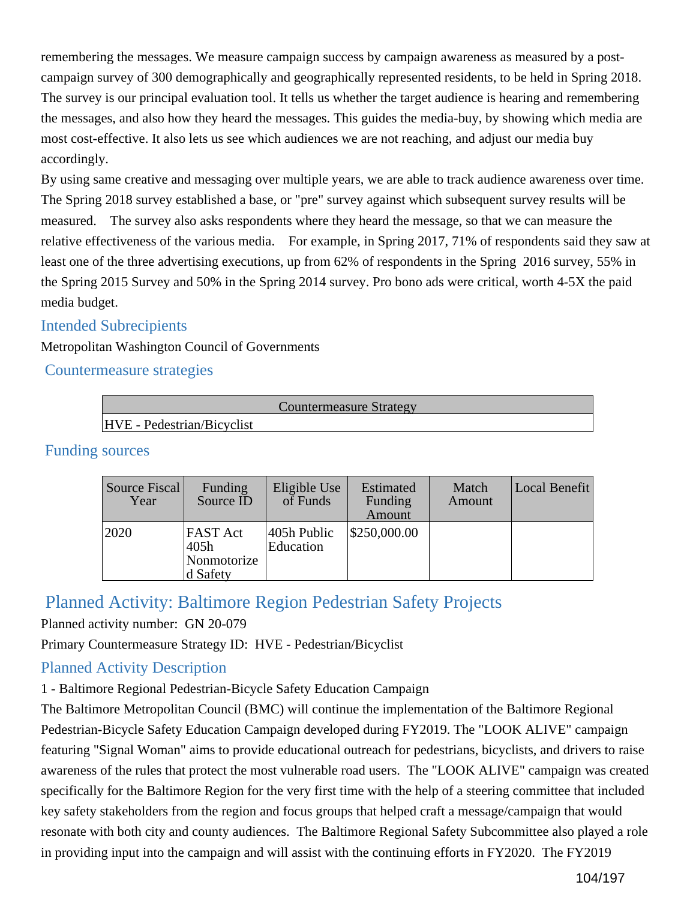remembering the messages. We measure campaign success by campaign awareness as measured by a post-campaign survey of 300 demographically and geographically represented residents, to be held in Spring 2018. The survey is our principal evaluation tool. It tells us whether the target audience is hearing and remembering the messages, and also how they heard the messages. This guides the media-buy, by showing which media are most cost-effective. It also lets us see which audiences we are not reaching, and adjust our media buy accordingly.

By using same creative and messaging over multiple years, we are able to track audience awareness over time. The Spring 2018 survey established a base, or "pre" survey against which subsequent survey results will be measured. The survey also asks respondents where they heard the message, so that we can measure the relative effectiveness of the various media. For example, in Spring 2017, 71% of respondents said they saw at least one of the three advertising executions, up from 62% of respondents in the Spring 2016 survey, 55% in the Spring 2015 Survey and 50% in the Spring 2014 survey. Pro bono ads were critical, worth 4-5X the paid media budget.

### Intended Subrecipients

Metropolitan Washington Council of Governments

### Countermeasure strategies

| Countermeasure Strategy |
|---|
| HVE - Pedestrian/Bicyclist |

### Funding sources

| Source Fiscal Year | Funding Source ID | Eligible Use of Funds | Estimated Funding Amount | Match Amount | Local Benefit |
|---|---|---|---|---|---|
| 2020 | FAST Act 405h Nonmotorized Safety | 405h Public Education | $250,000.00 | | |

## Planned Activity: Baltimore Region Pedestrian Safety Projects

Planned activity number: GN 20-079

Primary Countermeasure Strategy ID: HVE - Pedestrian/Bicyclist

### Planned Activity Description

1 - Baltimore Regional Pedestrian-Bicycle Safety Education Campaign

The Baltimore Metropolitan Council (BMC) will continue the implementation of the Baltimore Regional Pedestrian-Bicycle Safety Education Campaign developed during FY2019. The "LOOK ALIVE" campaign featuring "Signal Woman" aims to provide educational outreach for pedestrians, bicyclists, and drivers to raise awareness of the rules that protect the most vulnerable road users. The "LOOK ALIVE" campaign was created specifically for the Baltimore Region for the very first time with the help of a steering committee that included key safety stakeholders from the region and focus groups that helped craft a message/campaign that would resonate with both city and county audiences. The Baltimore Regional Safety Subcommittee also played a role in providing input into the campaign and will assist with the continuing efforts in FY2020. The FY2019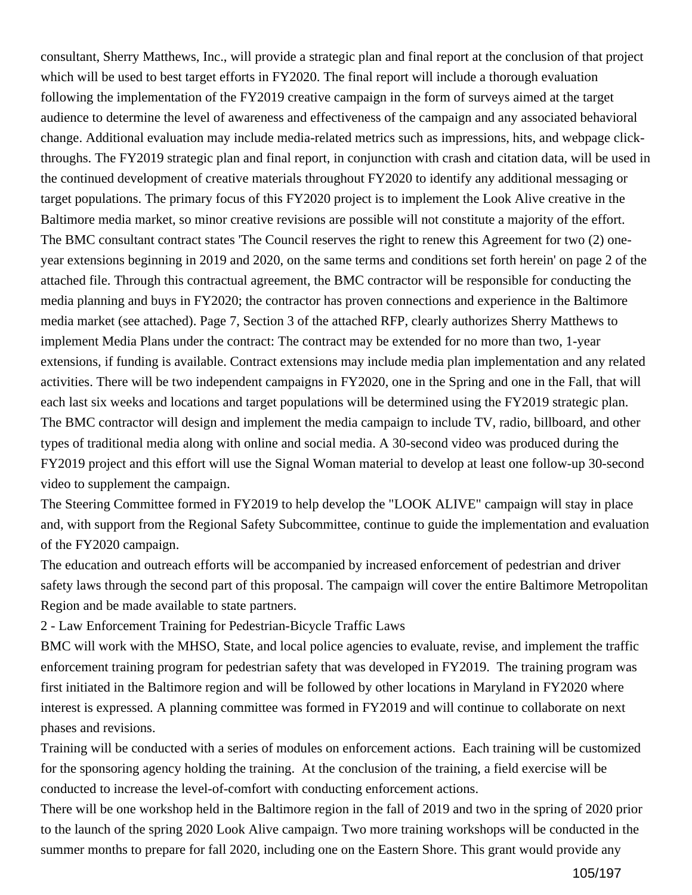consultant, Sherry Matthews, Inc., will provide a strategic plan and final report at the conclusion of that project which will be used to best target efforts in FY2020. The final report will include a thorough evaluation following the implementation of the FY2019 creative campaign in the form of surveys aimed at the target audience to determine the level of awareness and effectiveness of the campaign and any associated behavioral change. Additional evaluation may include media-related metrics such as impressions, hits, and webpage click-throughs. The FY2019 strategic plan and final report, in conjunction with crash and citation data, will be used in the continued development of creative materials throughout FY2020 to identify any additional messaging or target populations. The primary focus of this FY2020 project is to implement the Look Alive creative in the Baltimore media market, so minor creative revisions are possible will not constitute a majority of the effort.
The BMC consultant contract states 'The Council reserves the right to renew this Agreement for two (2) one-year extensions beginning in 2019 and 2020, on the same terms and conditions set forth herein' on page 2 of the attached file. Through this contractual agreement, the BMC contractor will be responsible for conducting the media planning and buys in FY2020; the contractor has proven connections and experience in the Baltimore media market (see attached). Page 7, Section 3 of the attached RFP, clearly authorizes Sherry Matthews to implement Media Plans under the contract: The contract may be extended for no more than two, 1-year extensions, if funding is available. Contract extensions may include media plan implementation and any related activities. There will be two independent campaigns in FY2020, one in the Spring and one in the Fall, that will each last six weeks and locations and target populations will be determined using the FY2019 strategic plan. The BMC contractor will design and implement the media campaign to include TV, radio, billboard, and other types of traditional media along with online and social media. A 30-second video was produced during the FY2019 project and this effort will use the Signal Woman material to develop at least one follow-up 30-second video to supplement the campaign.
The Steering Committee formed in FY2019 to help develop the "LOOK ALIVE" campaign will stay in place and, with support from the Regional Safety Subcommittee, continue to guide the implementation and evaluation of the FY2020 campaign.
The education and outreach efforts will be accompanied by increased enforcement of pedestrian and driver safety laws through the second part of this proposal. The campaign will cover the entire Baltimore Metropolitan Region and be made available to state partners.
2 - Law Enforcement Training for Pedestrian-Bicycle Traffic Laws
BMC will work with the MHSO, State, and local police agencies to evaluate, revise, and implement the traffic enforcement training program for pedestrian safety that was developed in FY2019. The training program was first initiated in the Baltimore region and will be followed by other locations in Maryland in FY2020 where interest is expressed. A planning committee was formed in FY2019 and will continue to collaborate on next phases and revisions.
Training will be conducted with a series of modules on enforcement actions. Each training will be customized for the sponsoring agency holding the training. At the conclusion of the training, a field exercise will be conducted to increase the level-of-comfort with conducting enforcement actions.
There will be one workshop held in the Baltimore region in the fall of 2019 and two in the spring of 2020 prior to the launch of the spring 2020 Look Alive campaign. Two more training workshops will be conducted in the summer months to prepare for fall 2020, including one on the Eastern Shore. This grant would provide any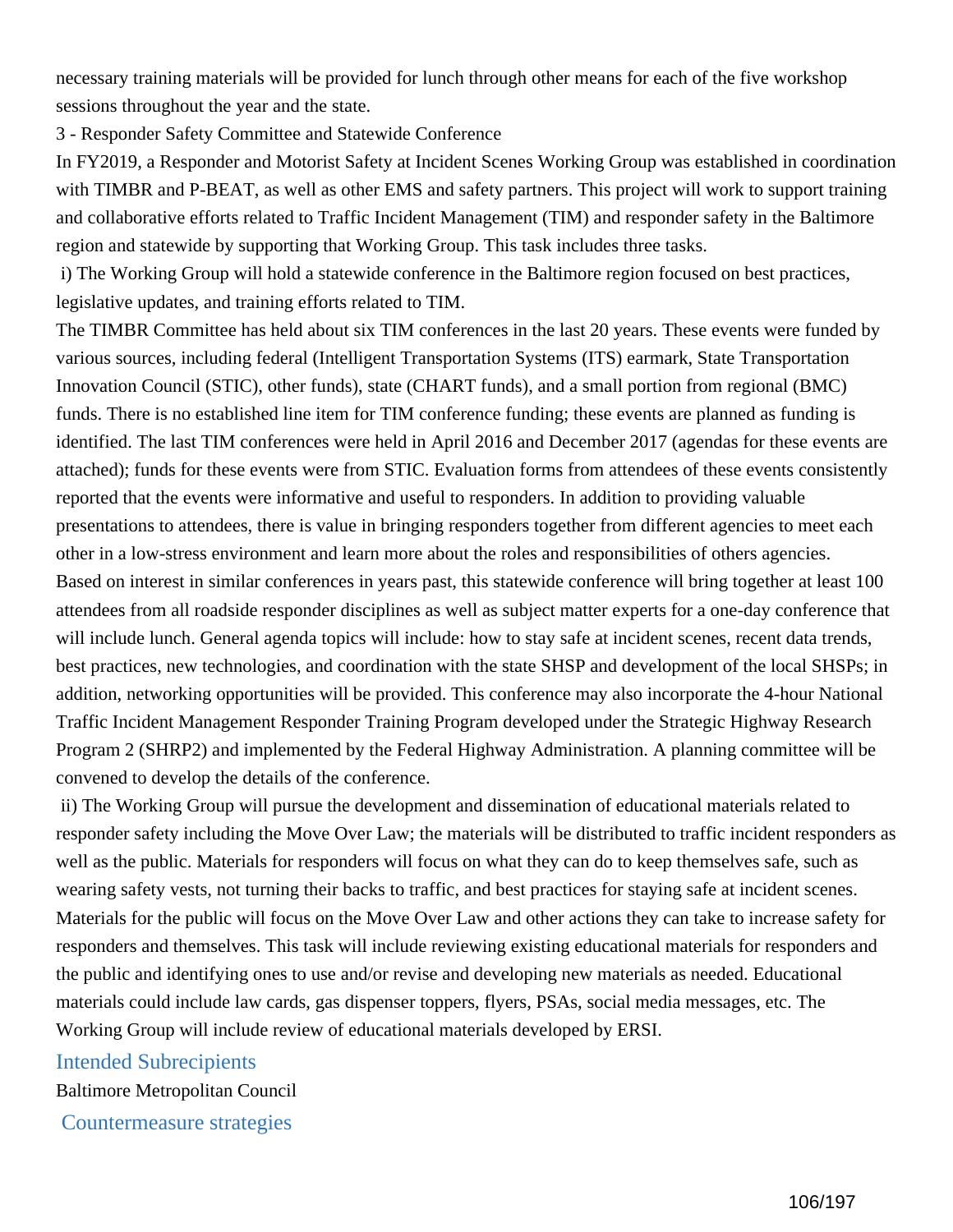necessary training materials will be provided for lunch through other means for each of the five workshop sessions throughout the year and the state.

3 - Responder Safety Committee and Statewide Conference

In FY2019, a Responder and Motorist Safety at Incident Scenes Working Group was established in coordination with TIMBR and P-BEAT, as well as other EMS and safety partners. This project will work to support training and collaborative efforts related to Traffic Incident Management (TIM) and responder safety in the Baltimore region and statewide by supporting that Working Group. This task includes three tasks.

i) The Working Group will hold a statewide conference in the Baltimore region focused on best practices, legislative updates, and training efforts related to TIM.

The TIMBR Committee has held about six TIM conferences in the last 20 years. These events were funded by various sources, including federal (Intelligent Transportation Systems (ITS) earmark, State Transportation Innovation Council (STIC), other funds), state (CHART funds), and a small portion from regional (BMC) funds. There is no established line item for TIM conference funding; these events are planned as funding is identified. The last TIM conferences were held in April 2016 and December 2017 (agendas for these events are attached); funds for these events were from STIC. Evaluation forms from attendees of these events consistently reported that the events were informative and useful to responders. In addition to providing valuable presentations to attendees, there is value in bringing responders together from different agencies to meet each other in a low-stress environment and learn more about the roles and responsibilities of others agencies. Based on interest in similar conferences in years past, this statewide conference will bring together at least 100 attendees from all roadside responder disciplines as well as subject matter experts for a one-day conference that will include lunch. General agenda topics will include: how to stay safe at incident scenes, recent data trends, best practices, new technologies, and coordination with the state SHSP and development of the local SHSPs; in addition, networking opportunities will be provided. This conference may also incorporate the 4-hour National Traffic Incident Management Responder Training Program developed under the Strategic Highway Research Program 2 (SHRP2) and implemented by the Federal Highway Administration. A planning committee will be convened to develop the details of the conference.

ii) The Working Group will pursue the development and dissemination of educational materials related to responder safety including the Move Over Law; the materials will be distributed to traffic incident responders as well as the public. Materials for responders will focus on what they can do to keep themselves safe, such as wearing safety vests, not turning their backs to traffic, and best practices for staying safe at incident scenes. Materials for the public will focus on the Move Over Law and other actions they can take to increase safety for responders and themselves. This task will include reviewing existing educational materials for responders and the public and identifying ones to use and/or revise and developing new materials as needed. Educational materials could include law cards, gas dispenser toppers, flyers, PSAs, social media messages, etc. The Working Group will include review of educational materials developed by ERSI.

## Intended Subrecipients

Baltimore Metropolitan Council

## Countermeasure strategies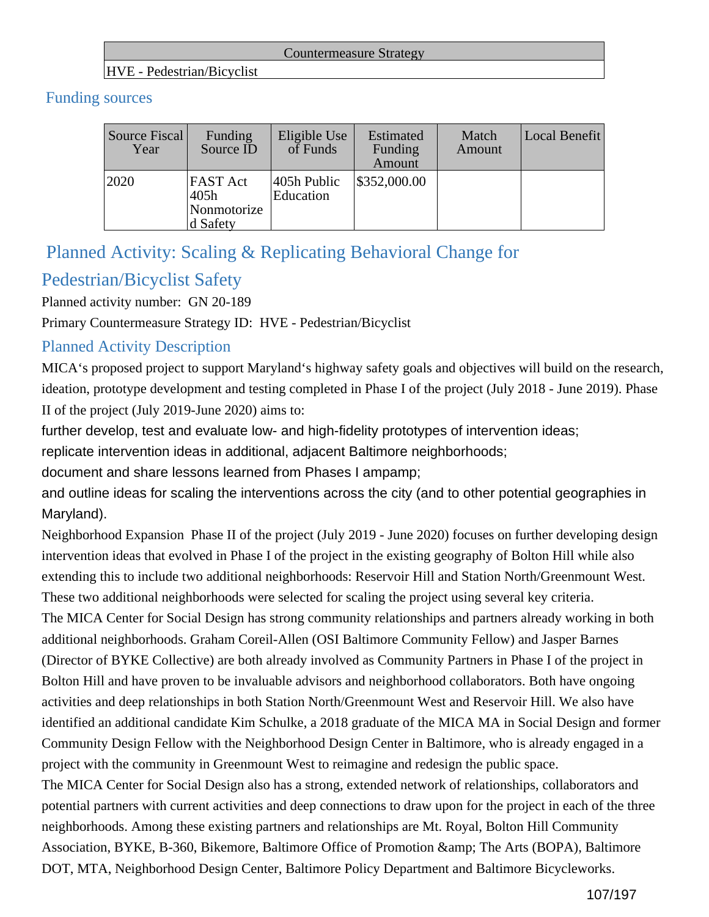| Countermeasure Strategy |
|---|
| HVE - Pedestrian/Bicyclist |

## Funding sources

| Source Fiscal Year | Funding Source ID | Eligible Use of Funds | Estimated Funding Amount | Match Amount | Local Benefit |
|---|---|---|---|---|---|
| 2020 | FAST Act 405h Nonmotorized Safety | 405h Public Education | $352,000.00 | | |

## Planned Activity: Scaling & Replicating Behavioral Change for Pedestrian/Bicyclist Safety

Planned activity number: GN 20-189

Primary Countermeasure Strategy ID: HVE - Pedestrian/Bicyclist

### Planned Activity Description

MICA‘s proposed project to support Maryland‘s highway safety goals and objectives will build on the research, ideation, prototype development and testing completed in Phase I of the project (July 2018 - June 2019). Phase II of the project (July 2019-June 2020) aims to:

further develop, test and evaluate low- and high-fidelity prototypes of intervention ideas;

replicate intervention ideas in additional, adjacent Baltimore neighborhoods;

document and share lessons learned from Phases I ampamp;

and outline ideas for scaling the interventions across the city (and to other potential geographies in Maryland).

Neighborhood Expansion Phase II of the project (July 2019 - June 2020) focuses on further developing design intervention ideas that evolved in Phase I of the project in the existing geography of Bolton Hill while also extending this to include two additional neighborhoods: Reservoir Hill and Station North/Greenmount West. These two additional neighborhoods were selected for scaling the project using several key criteria.

The MICA Center for Social Design has strong community relationships and partners already working in both additional neighborhoods. Graham Coreil-Allen (OSI Baltimore Community Fellow) and Jasper Barnes (Director of BYKE Collective) are both already involved as Community Partners in Phase I of the project in Bolton Hill and have proven to be invaluable advisors and neighborhood collaborators. Both have ongoing activities and deep relationships in both Station North/Greenmount West and Reservoir Hill. We also have identified an additional candidate Kim Schulke, a 2018 graduate of the MICA MA in Social Design and former Community Design Fellow with the Neighborhood Design Center in Baltimore, who is already engaged in a project with the community in Greenmount West to reimagine and redesign the public space.

The MICA Center for Social Design also has a strong, extended network of relationships, collaborators and potential partners with current activities and deep connections to draw upon for the project in each of the three neighborhoods. Among these existing partners and relationships are Mt. Royal, Bolton Hill Community Association, BYKE, B-360, Bikemore, Baltimore Office of Promotion &amp; The Arts (BOPA), Baltimore DOT, MTA, Neighborhood Design Center, Baltimore Policy Department and Baltimore Bicycleworks.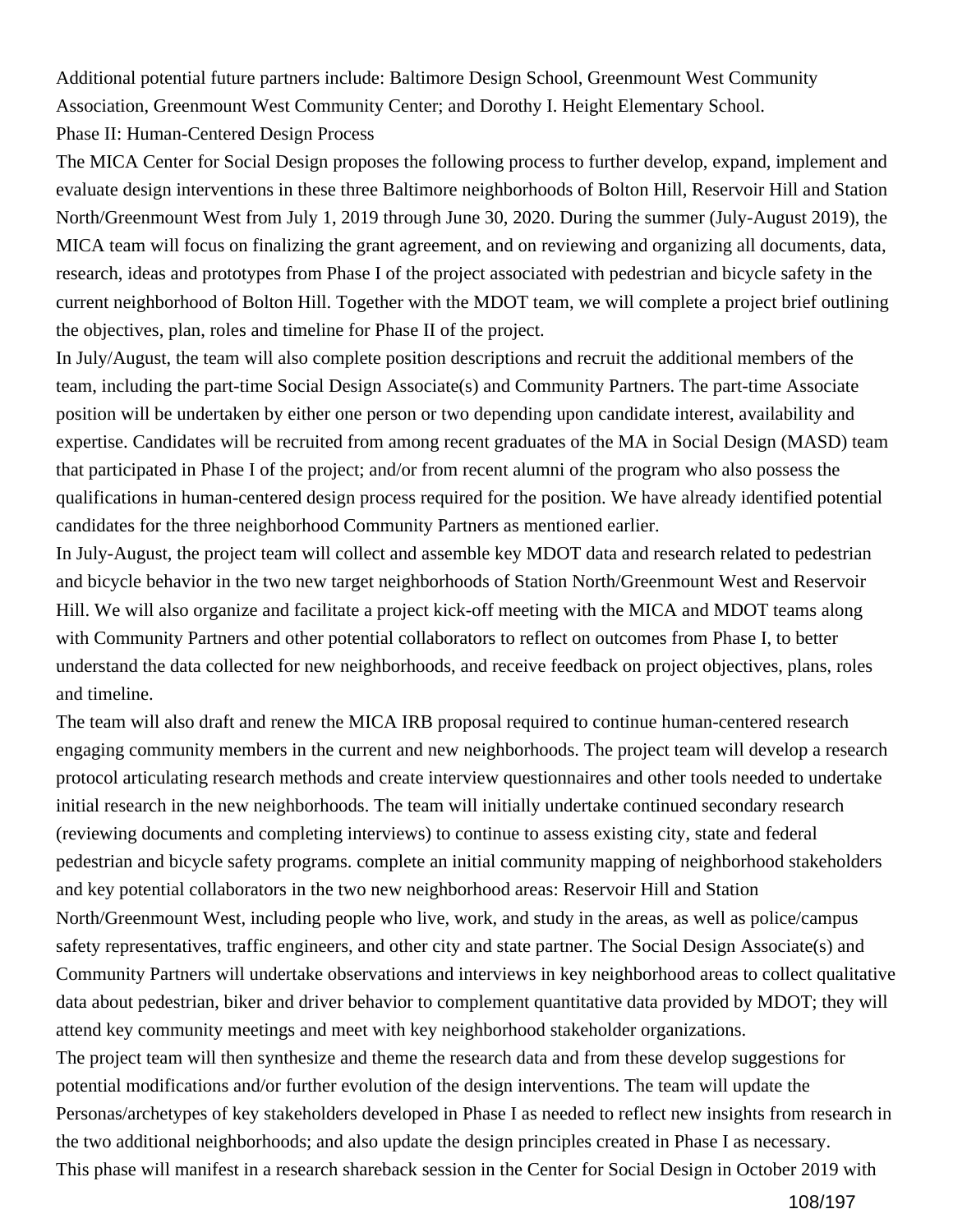Additional potential future partners include: Baltimore Design School, Greenmount West Community Association, Greenmount West Community Center; and Dorothy I. Height Elementary School.

Phase II: Human-Centered Design Process

The MICA Center for Social Design proposes the following process to further develop, expand, implement and evaluate design interventions in these three Baltimore neighborhoods of Bolton Hill, Reservoir Hill and Station North/Greenmount West from July 1, 2019 through June 30, 2020. During the summer (July-August 2019), the MICA team will focus on finalizing the grant agreement, and on reviewing and organizing all documents, data, research, ideas and prototypes from Phase I of the project associated with pedestrian and bicycle safety in the current neighborhood of Bolton Hill. Together with the MDOT team, we will complete a project brief outlining the objectives, plan, roles and timeline for Phase II of the project.

In July/August, the team will also complete position descriptions and recruit the additional members of the team, including the part-time Social Design Associate(s) and Community Partners. The part-time Associate position will be undertaken by either one person or two depending upon candidate interest, availability and expertise. Candidates will be recruited from among recent graduates of the MA in Social Design (MASD) team that participated in Phase I of the project; and/or from recent alumni of the program who also possess the qualifications in human-centered design process required for the position. We have already identified potential candidates for the three neighborhood Community Partners as mentioned earlier.

In July-August, the project team will collect and assemble key MDOT data and research related to pedestrian and bicycle behavior in the two new target neighborhoods of Station North/Greenmount West and Reservoir Hill. We will also organize and facilitate a project kick-off meeting with the MICA and MDOT teams along with Community Partners and other potential collaborators to reflect on outcomes from Phase I, to better understand the data collected for new neighborhoods, and receive feedback on project objectives, plans, roles and timeline.

The team will also draft and renew the MICA IRB proposal required to continue human-centered research engaging community members in the current and new neighborhoods. The project team will develop a research protocol articulating research methods and create interview questionnaires and other tools needed to undertake initial research in the new neighborhoods. The team will initially undertake continued secondary research (reviewing documents and completing interviews) to continue to assess existing city, state and federal pedestrian and bicycle safety programs. complete an initial community mapping of neighborhood stakeholders and key potential collaborators in the two new neighborhood areas: Reservoir Hill and Station North/Greenmount West, including people who live, work, and study in the areas, as well as police/campus safety representatives, traffic engineers, and other city and state partner. The Social Design Associate(s) and Community Partners will undertake observations and interviews in key neighborhood areas to collect qualitative data about pedestrian, biker and driver behavior to complement quantitative data provided by MDOT; they will attend key community meetings and meet with key neighborhood stakeholder organizations.

The project team will then synthesize and theme the research data and from these develop suggestions for potential modifications and/or further evolution of the design interventions. The team will update the Personas/archetypes of key stakeholders developed in Phase I as needed to reflect new insights from research in the two additional neighborhoods; and also update the design principles created in Phase I as necessary.

This phase will manifest in a research shareback session in the Center for Social Design in October 2019 with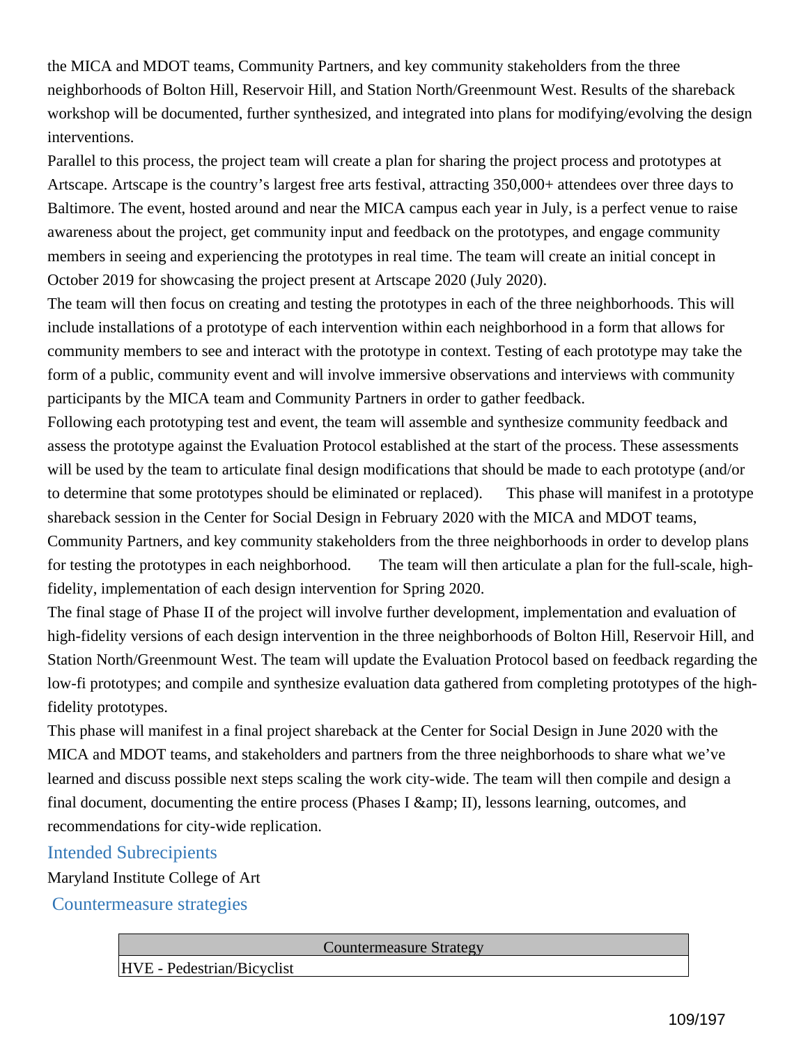the MICA and MDOT teams, Community Partners, and key community stakeholders from the three neighborhoods of Bolton Hill, Reservoir Hill, and Station North/Greenmount West. Results of the shareback workshop will be documented, further synthesized, and integrated into plans for modifying/evolving the design interventions.

Parallel to this process, the project team will create a plan for sharing the project process and prototypes at Artscape. Artscape is the country's largest free arts festival, attracting 350,000+ attendees over three days to Baltimore. The event, hosted around and near the MICA campus each year in July, is a perfect venue to raise awareness about the project, get community input and feedback on the prototypes, and engage community members in seeing and experiencing the prototypes in real time. The team will create an initial concept in October 2019 for showcasing the project present at Artscape 2020 (July 2020).

The team will then focus on creating and testing the prototypes in each of the three neighborhoods. This will include installations of a prototype of each intervention within each neighborhood in a form that allows for community members to see and interact with the prototype in context. Testing of each prototype may take the form of a public, community event and will involve immersive observations and interviews with community participants by the MICA team and Community Partners in order to gather feedback.

Following each prototyping test and event, the team will assemble and synthesize community feedback and assess the prototype against the Evaluation Protocol established at the start of the process. These assessments will be used by the team to articulate final design modifications that should be made to each prototype (and/or to determine that some prototypes should be eliminated or replaced). This phase will manifest in a prototype shareback session in the Center for Social Design in February 2020 with the MICA and MDOT teams, Community Partners, and key community stakeholders from the three neighborhoods in order to develop plans for testing the prototypes in each neighborhood. The team will then articulate a plan for the full-scale, high-fidelity, implementation of each design intervention for Spring 2020.

The final stage of Phase II of the project will involve further development, implementation and evaluation of high-fidelity versions of each design intervention in the three neighborhoods of Bolton Hill, Reservoir Hill, and Station North/Greenmount West. The team will update the Evaluation Protocol based on feedback regarding the low-fi prototypes; and compile and synthesize evaluation data gathered from completing prototypes of the high-fidelity prototypes.

This phase will manifest in a final project shareback at the Center for Social Design in June 2020 with the MICA and MDOT teams, and stakeholders and partners from the three neighborhoods to share what we've learned and discuss possible next steps scaling the work city-wide. The team will then compile and design a final document, documenting the entire process (Phases I &amp; II), lessons learning, outcomes, and recommendations for city-wide replication.

## Intended Subrecipients

Maryland Institute College of Art

## Countermeasure strategies

| Countermeasure Strategy |
|---|
| HVE - Pedestrian/Bicyclist |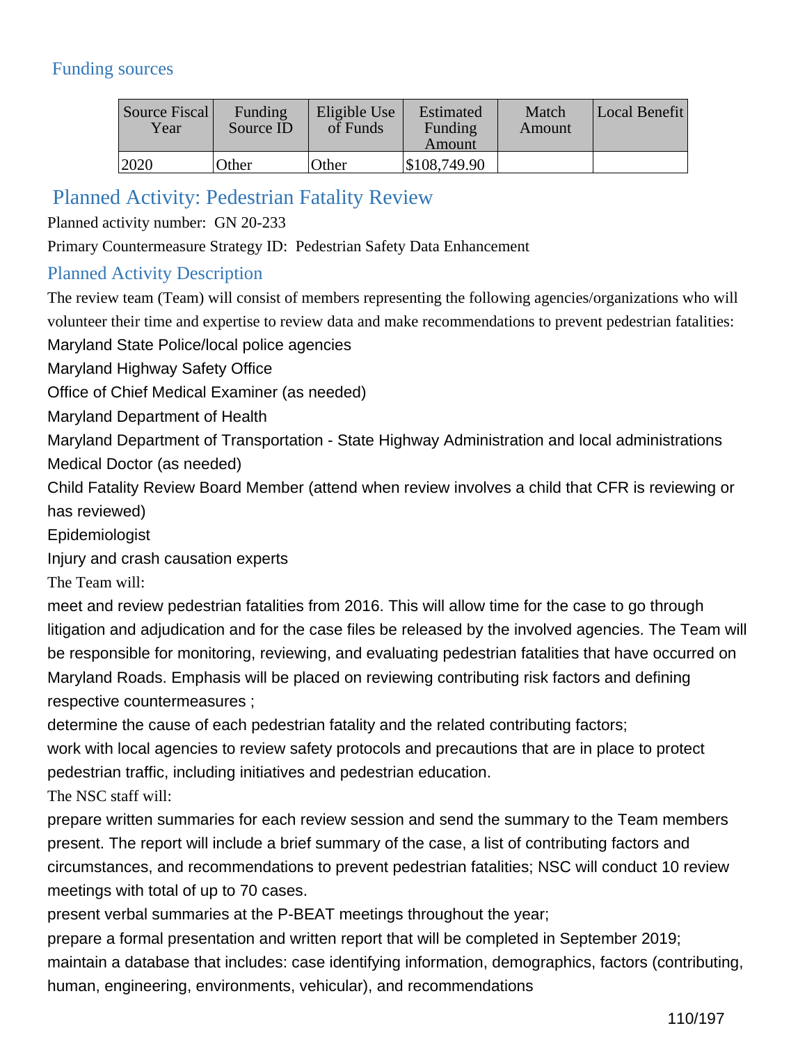### Funding sources

| Source Fiscal Year | Funding Source ID | Eligible Use of Funds | Estimated Funding Amount | Match Amount | Local Benefit |
|---|---|---|---|---|---|
| 2020 | Other | Other | $108,749.90 | | |

## Planned Activity: Pedestrian Fatality Review

Planned activity number: GN 20-233

Primary Countermeasure Strategy ID: Pedestrian Safety Data Enhancement

### Planned Activity Description

The review team (Team) will consist of members representing the following agencies/organizations who will volunteer their time and expertise to review data and make recommendations to prevent pedestrian fatalities:

Maryland State Police/local police agencies

Maryland Highway Safety Office

Office of Chief Medical Examiner (as needed)

Maryland Department of Health

Maryland Department of Transportation - State Highway Administration and local administrations

Medical Doctor (as needed)

Child Fatality Review Board Member (attend when review involves a child that CFR is reviewing or has reviewed)

Epidemiologist

Injury and crash causation experts

The Team will:

meet and review pedestrian fatalities from 2016. This will allow time for the case to go through litigation and adjudication and for the case files be released by the involved agencies. The Team will be responsible for monitoring, reviewing, and evaluating pedestrian fatalities that have occurred on Maryland Roads. Emphasis will be placed on reviewing contributing risk factors and defining respective countermeasures ;

determine the cause of each pedestrian fatality and the related contributing factors;

work with local agencies to review safety protocols and precautions that are in place to protect pedestrian traffic, including initiatives and pedestrian education.

The NSC staff will:

prepare written summaries for each review session and send the summary to the Team members present. The report will include a brief summary of the case, a list of contributing factors and circumstances, and recommendations to prevent pedestrian fatalities; NSC will conduct 10 review meetings with total of up to 70 cases.

present verbal summaries at the P-BEAT meetings throughout the year;

prepare a formal presentation and written report that will be completed in September 2019;

maintain a database that includes: case identifying information, demographics, factors (contributing, human, engineering, environments, vehicular), and recommendations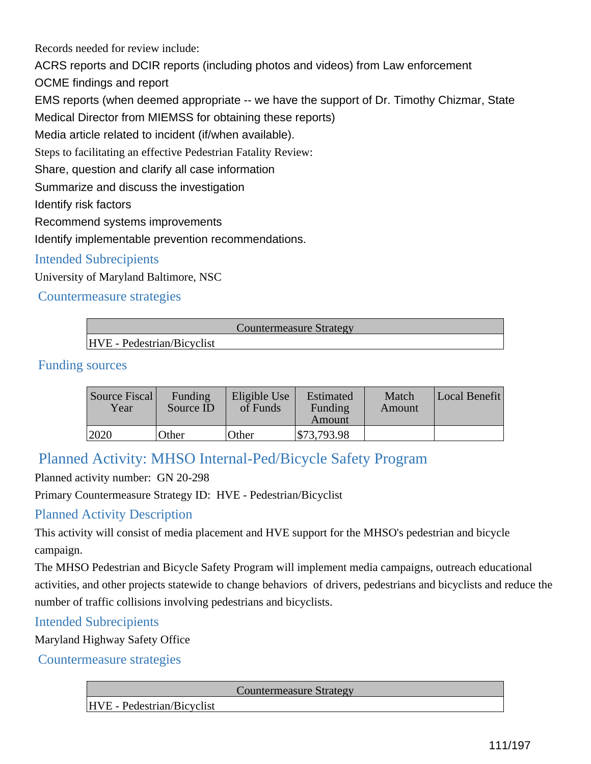Records needed for review include:

ACRS reports and DCIR reports (including photos and videos) from Law enforcement

OCME findings and report

EMS reports (when deemed appropriate -- we have the support of Dr. Timothy Chizmar, State Medical Director from MIEMSS for obtaining these reports)

Media article related to incident (if/when available).

Steps to facilitating an effective Pedestrian Fatality Review:

Share, question and clarify all case information

Summarize and discuss the investigation

Identify risk factors

Recommend systems improvements

Identify implementable prevention recommendations.

### Intended Subrecipients

University of Maryland Baltimore, NSC

### Countermeasure strategies

| Countermeasure Strategy |
|---|
| HVE - Pedestrian/Bicyclist |

### Funding sources

| Source Fiscal Year | Funding Source ID | Eligible Use of Funds | Estimated Funding Amount | Match Amount | Local Benefit |
|---|---|---|---|---|---|
| 2020 | Other | Other | $73,793.98 | | |

## Planned Activity: MHSO Internal-Ped/Bicycle Safety Program

Planned activity number: GN 20-298

Primary Countermeasure Strategy ID: HVE - Pedestrian/Bicyclist

### Planned Activity Description

This activity will consist of media placement and HVE support for the MHSO's pedestrian and bicycle campaign.

The MHSO Pedestrian and Bicycle Safety Program will implement media campaigns, outreach educational activities, and other projects statewide to change behaviors of drivers, pedestrians and bicyclists and reduce the number of traffic collisions involving pedestrians and bicyclists.

### Intended Subrecipients

Maryland Highway Safety Office

### Countermeasure strategies

| Countermeasure Strategy |
|---|
| HVE - Pedestrian/Bicyclist |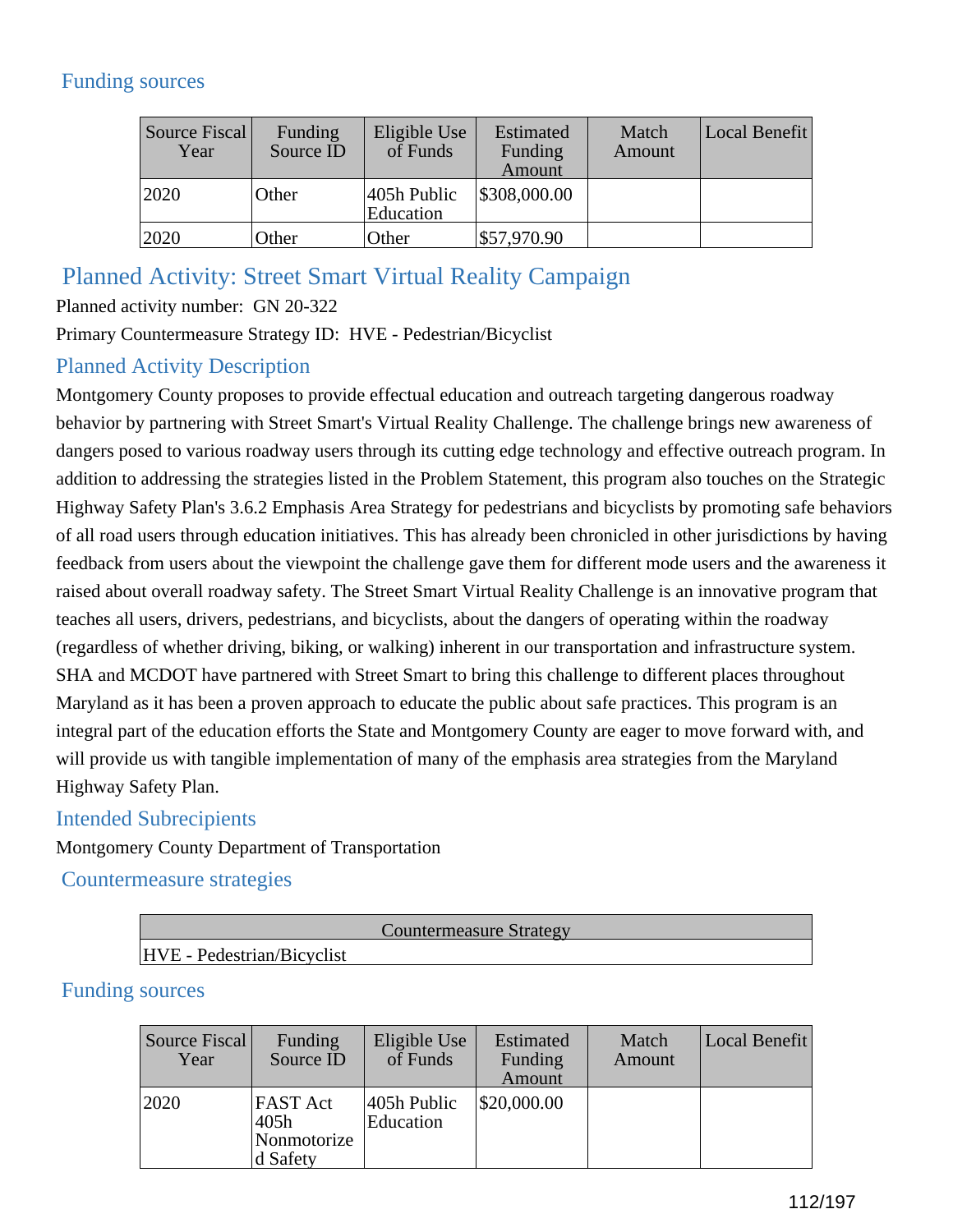## Funding sources

| Source Fiscal Year | Funding Source ID | Eligible Use of Funds | Estimated Funding Amount | Match Amount | Local Benefit |
|---|---|---|---|---|---|
| 2020 | Other | 405h Public Education | $308,000.00 | | |
| 2020 | Other | Other | $57,970.90 | | |

## Planned Activity: Street Smart Virtual Reality Campaign

Planned activity number: GN 20-322

Primary Countermeasure Strategy ID: HVE - Pedestrian/Bicyclist

### Planned Activity Description

Montgomery County proposes to provide effectual education and outreach targeting dangerous roadway behavior by partnering with Street Smart's Virtual Reality Challenge. The challenge brings new awareness of dangers posed to various roadway users through its cutting edge technology and effective outreach program. In addition to addressing the strategies listed in the Problem Statement, this program also touches on the Strategic Highway Safety Plan's 3.6.2 Emphasis Area Strategy for pedestrians and bicyclists by promoting safe behaviors of all road users through education initiatives. This has already been chronicled in other jurisdictions by having feedback from users about the viewpoint the challenge gave them for different mode users and the awareness it raised about overall roadway safety. The Street Smart Virtual Reality Challenge is an innovative program that teaches all users, drivers, pedestrians, and bicyclists, about the dangers of operating within the roadway (regardless of whether driving, biking, or walking) inherent in our transportation and infrastructure system. SHA and MCDOT have partnered with Street Smart to bring this challenge to different places throughout Maryland as it has been a proven approach to educate the public about safe practices. This program is an integral part of the education efforts the State and Montgomery County are eager to move forward with, and will provide us with tangible implementation of many of the emphasis area strategies from the Maryland Highway Safety Plan.

### Intended Subrecipients

Montgomery County Department of Transportation

### Countermeasure strategies

| Countermeasure Strategy |
|---|
| HVE - Pedestrian/Bicyclist |

### Funding sources

| Source Fiscal Year | Funding Source ID | Eligible Use of Funds | Estimated Funding Amount | Match Amount | Local Benefit |
|---|---|---|---|---|---|
| 2020 | FAST Act 405h Nonmotorized Safety | 405h Public Education | $20,000.00 | | |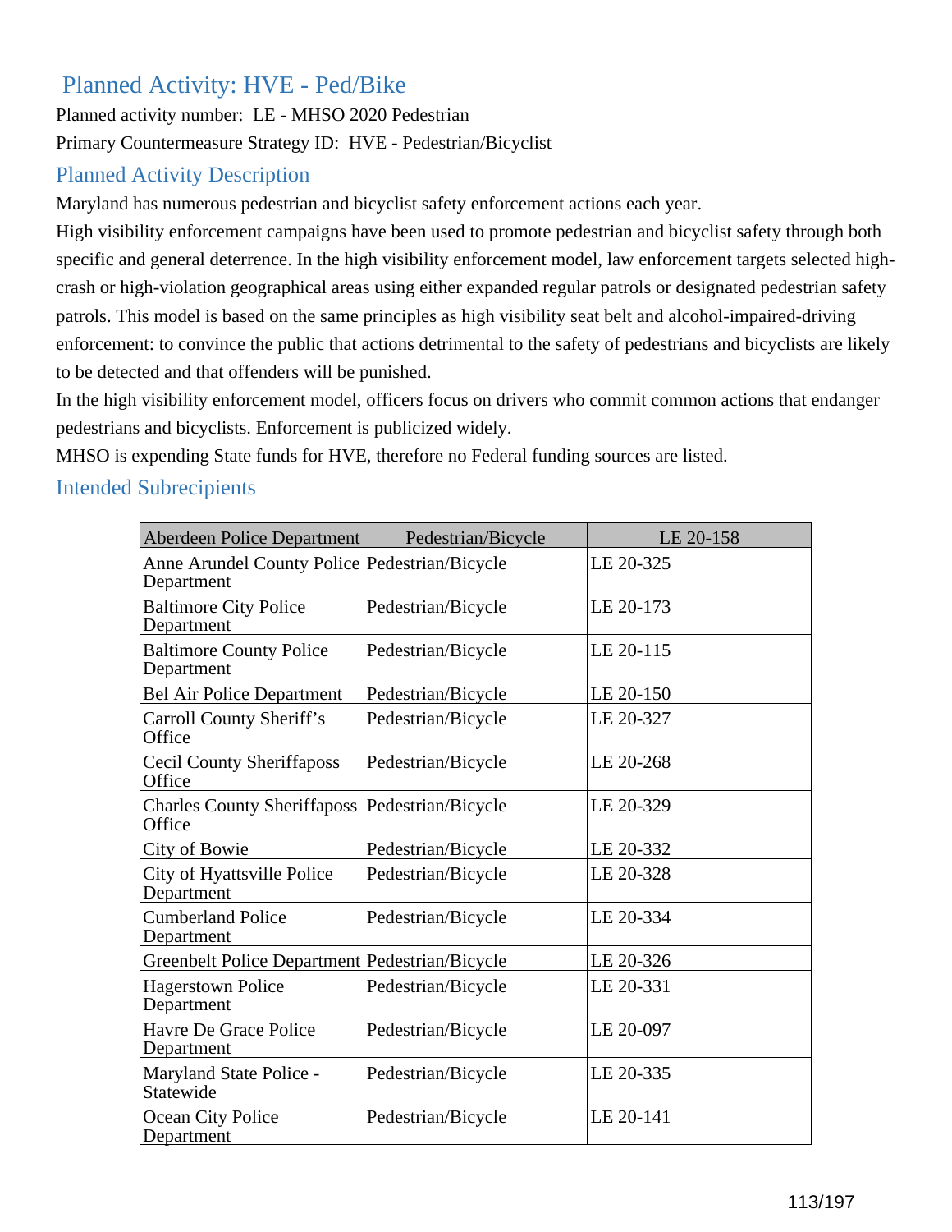## Planned Activity: HVE - Ped/Bike

Planned activity number: LE - MHSO 2020 Pedestrian

Primary Countermeasure Strategy ID: HVE - Pedestrian/Bicyclist

### Planned Activity Description

Maryland has numerous pedestrian and bicyclist safety enforcement actions each year.

High visibility enforcement campaigns have been used to promote pedestrian and bicyclist safety through both specific and general deterrence. In the high visibility enforcement model, law enforcement targets selected high-crash or high-violation geographical areas using either expanded regular patrols or designated pedestrian safety patrols. This model is based on the same principles as high visibility seat belt and alcohol-impaired-driving enforcement: to convince the public that actions detrimental to the safety of pedestrians and bicyclists are likely to be detected and that offenders will be punished.

In the high visibility enforcement model, officers focus on drivers who commit common actions that endanger pedestrians and bicyclists. Enforcement is publicized widely.

MHSO is expending State funds for HVE, therefore no Federal funding sources are listed.

### Intended Subrecipients

| Aberdeen Police Department | Pedestrian/Bicycle | LE 20-158 |
|---|---|---|
| Anne Arundel County Police Department | Pedestrian/Bicycle | LE 20-325 |
| Baltimore City Police Department | Pedestrian/Bicycle | LE 20-173 |
| Baltimore County Police Department | Pedestrian/Bicycle | LE 20-115 |
| Bel Air Police Department | Pedestrian/Bicycle | LE 20-150 |
| Carroll County Sheriff's Office | Pedestrian/Bicycle | LE 20-327 |
| Cecil County Sheriffaposs Office | Pedestrian/Bicycle | LE 20-268 |
| Charles County Sheriffaposs Office | Pedestrian/Bicycle | LE 20-329 |
| City of Bowie | Pedestrian/Bicycle | LE 20-332 |
| City of Hyattsville Police Department | Pedestrian/Bicycle | LE 20-328 |
| Cumberland Police Department | Pedestrian/Bicycle | LE 20-334 |
| Greenbelt Police Department | Pedestrian/Bicycle | LE 20-326 |
| Hagerstown Police Department | Pedestrian/Bicycle | LE 20-331 |
| Havre De Grace Police Department | Pedestrian/Bicycle | LE 20-097 |
| Maryland State Police - Statewide | Pedestrian/Bicycle | LE 20-335 |
| Ocean City Police Department | Pedestrian/Bicycle | LE 20-141 |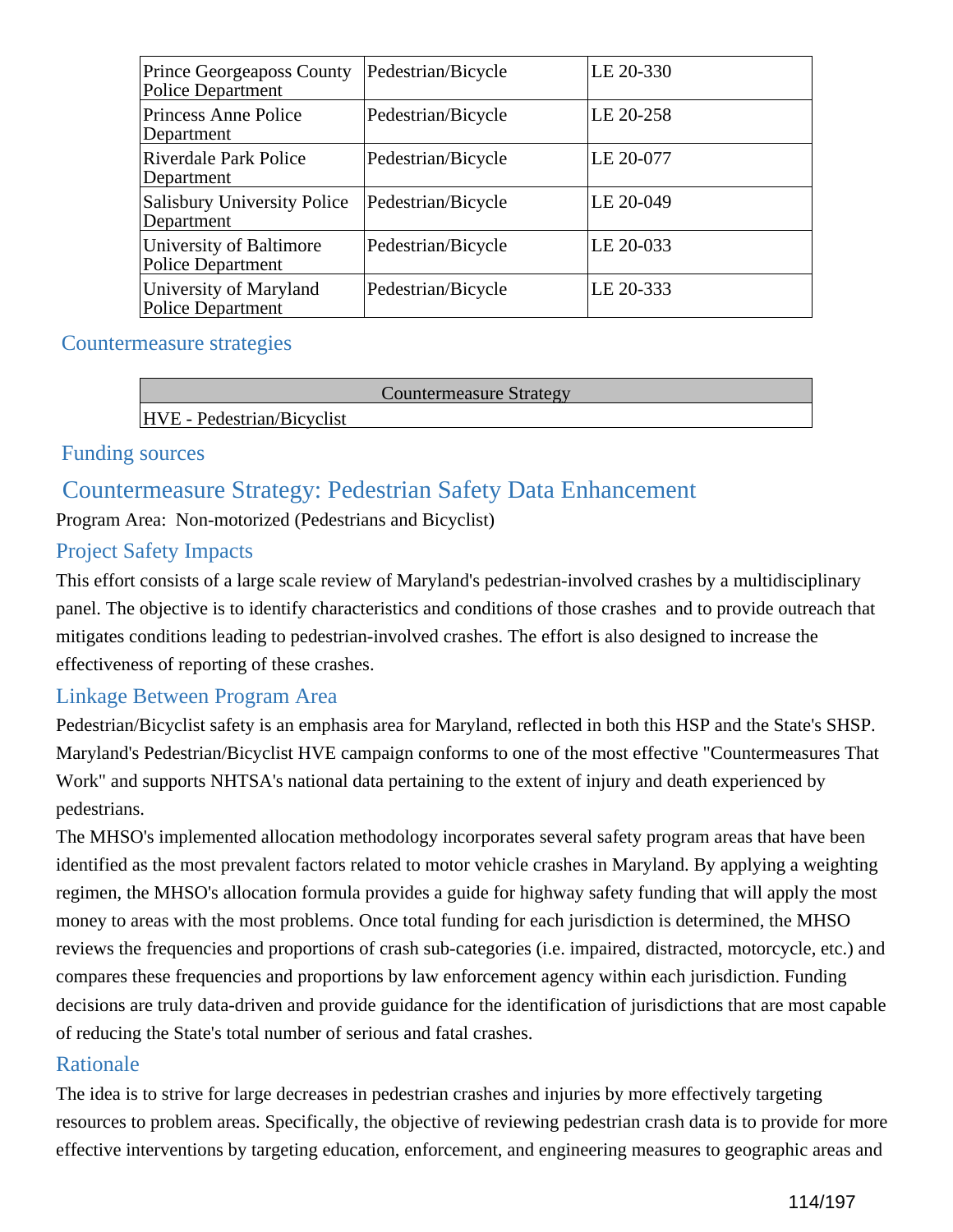| | | |
|---|---|---|
| Prince Georgeaposs County Police Department | Pedestrian/Bicycle | LE 20-330 |
| Princess Anne Police Department | Pedestrian/Bicycle | LE 20-258 |
| Riverdale Park Police Department | Pedestrian/Bicycle | LE 20-077 |
| Salisbury University Police Department | Pedestrian/Bicycle | LE 20-049 |
| University of Baltimore Police Department | Pedestrian/Bicycle | LE 20-033 |
| University of Maryland Police Department | Pedestrian/Bicycle | LE 20-333 |

### Countermeasure strategies

| Countermeasure Strategy |
|---|
| HVE - Pedestrian/Bicyclist |

### Funding sources

## Countermeasure Strategy: Pedestrian Safety Data Enhancement

Program Area: Non-motorized (Pedestrians and Bicyclist)

### Project Safety Impacts

This effort consists of a large scale review of Maryland's pedestrian-involved crashes by a multidisciplinary panel. The objective is to identify characteristics and conditions of those crashes and to provide outreach that mitigates conditions leading to pedestrian-involved crashes. The effort is also designed to increase the effectiveness of reporting of these crashes.

### Linkage Between Program Area

Pedestrian/Bicyclist safety is an emphasis area for Maryland, reflected in both this HSP and the State's SHSP. Maryland's Pedestrian/Bicyclist HVE campaign conforms to one of the most effective "Countermeasures That Work" and supports NHTSA's national data pertaining to the extent of injury and death experienced by pedestrians.

The MHSO's implemented allocation methodology incorporates several safety program areas that have been identified as the most prevalent factors related to motor vehicle crashes in Maryland. By applying a weighting regimen, the MHSO's allocation formula provides a guide for highway safety funding that will apply the most money to areas with the most problems. Once total funding for each jurisdiction is determined, the MHSO reviews the frequencies and proportions of crash sub-categories (i.e. impaired, distracted, motorcycle, etc.) and compares these frequencies and proportions by law enforcement agency within each jurisdiction. Funding decisions are truly data-driven and provide guidance for the identification of jurisdictions that are most capable of reducing the State's total number of serious and fatal crashes.

### Rationale

The idea is to strive for large decreases in pedestrian crashes and injuries by more effectively targeting resources to problem areas. Specifically, the objective of reviewing pedestrian crash data is to provide for more effective interventions by targeting education, enforcement, and engineering measures to geographic areas and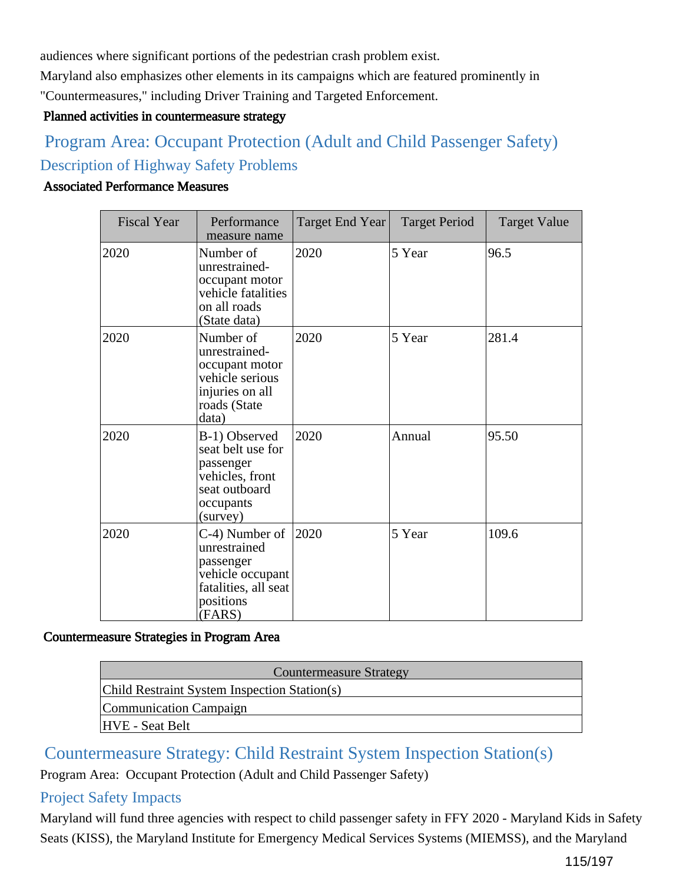audiences where significant portions of the pedestrian crash problem exist.

Maryland also emphasizes other elements in its campaigns which are featured prominently in "Countermeasures," including Driver Training and Targeted Enforcement.

**Planned activities in countermeasure strategy**

# Program Area: Occupant Protection (Adult and Child Passenger Safety)

## Description of Highway Safety Problems

**Associated Performance Measures**

| Fiscal Year | Performance measure name | Target End Year | Target Period | Target Value |
|---|---|---|---|---|
| 2020 | Number of unrestrained-occupant motor vehicle fatalities on all roads (State data) | 2020 | 5 Year | 96.5 |
| 2020 | Number of unrestrained-occupant motor vehicle serious injuries on all roads (State data) | 2020 | 5 Year | 281.4 |
| 2020 | B-1) Observed seat belt use for passenger vehicles, front seat outboard occupants (survey) | 2020 | Annual | 95.50 |
| 2020 | C-4) Number of unrestrained passenger vehicle occupant fatalities, all seat positions (FARS) | 2020 | 5 Year | 109.6 |

**Countermeasure Strategies in Program Area**

| Countermeasure Strategy |
|---|
| Child Restraint System Inspection Station(s) |
| Communication Campaign |
| HVE - Seat Belt |

# Countermeasure Strategy: Child Restraint System Inspection Station(s)

Program Area: Occupant Protection (Adult and Child Passenger Safety)

## Project Safety Impacts

Maryland will fund three agencies with respect to child passenger safety in FFY 2020 - Maryland Kids in Safety Seats (KISS), the Maryland Institute for Emergency Medical Services Systems (MIEMSS), and the Maryland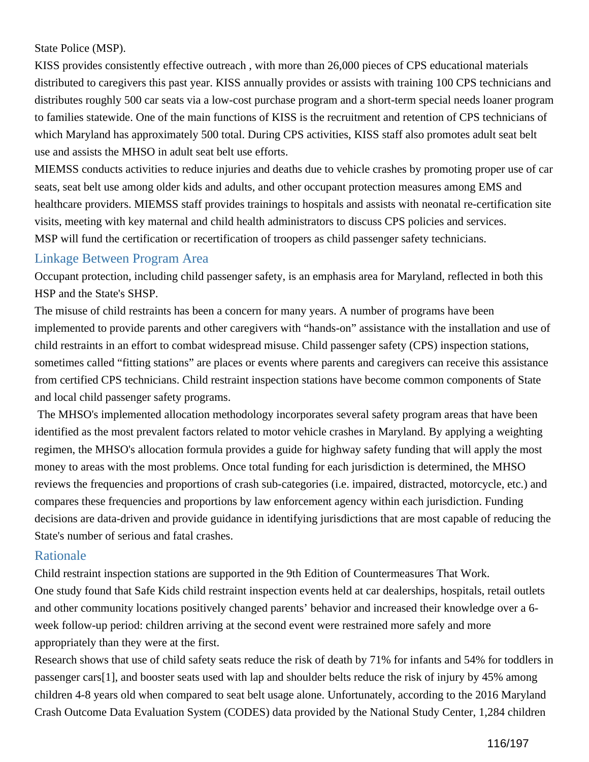State Police (MSP).

KISS provides consistently effective outreach , with more than 26,000 pieces of CPS educational materials distributed to caregivers this past year. KISS annually provides or assists with training 100 CPS technicians and distributes roughly 500 car seats via a low-cost purchase program and a short-term special needs loaner program to families statewide. One of the main functions of KISS is the recruitment and retention of CPS technicians of which Maryland has approximately 500 total. During CPS activities, KISS staff also promotes adult seat belt use and assists the MHSO in adult seat belt use efforts.

MIEMSS conducts activities to reduce injuries and deaths due to vehicle crashes by promoting proper use of car seats, seat belt use among older kids and adults, and other occupant protection measures among EMS and healthcare providers. MIEMSS staff provides trainings to hospitals and assists with neonatal re-certification site visits, meeting with key maternal and child health administrators to discuss CPS policies and services.

MSP will fund the certification or recertification of troopers as child passenger safety technicians.

## Linkage Between Program Area

Occupant protection, including child passenger safety, is an emphasis area for Maryland, reflected in both this HSP and the State's SHSP.

The misuse of child restraints has been a concern for many years. A number of programs have been implemented to provide parents and other caregivers with “hands-on” assistance with the installation and use of child restraints in an effort to combat widespread misuse. Child passenger safety (CPS) inspection stations, sometimes called “fitting stations” are places or events where parents and caregivers can receive this assistance from certified CPS technicians. Child restraint inspection stations have become common components of State and local child passenger safety programs.

The MHSO's implemented allocation methodology incorporates several safety program areas that have been identified as the most prevalent factors related to motor vehicle crashes in Maryland. By applying a weighting regimen, the MHSO's allocation formula provides a guide for highway safety funding that will apply the most money to areas with the most problems. Once total funding for each jurisdiction is determined, the MHSO reviews the frequencies and proportions of crash sub-categories (i.e. impaired, distracted, motorcycle, etc.) and compares these frequencies and proportions by law enforcement agency within each jurisdiction. Funding decisions are data-driven and provide guidance in identifying jurisdictions that are most capable of reducing the State's number of serious and fatal crashes.

## Rationale

Child restraint inspection stations are supported in the 9th Edition of Countermeasures That Work.

One study found that Safe Kids child restraint inspection events held at car dealerships, hospitals, retail outlets and other community locations positively changed parents’ behavior and increased their knowledge over a 6-week follow-up period: children arriving at the second event were restrained more safely and more appropriately than they were at the first.

Research shows that use of child safety seats reduce the risk of death by 71% for infants and 54% for toddlers in passenger cars[1], and booster seats used with lap and shoulder belts reduce the risk of injury by 45% among children 4-8 years old when compared to seat belt usage alone. Unfortunately, according to the 2016 Maryland Crash Outcome Data Evaluation System (CODES) data provided by the National Study Center, 1,284 children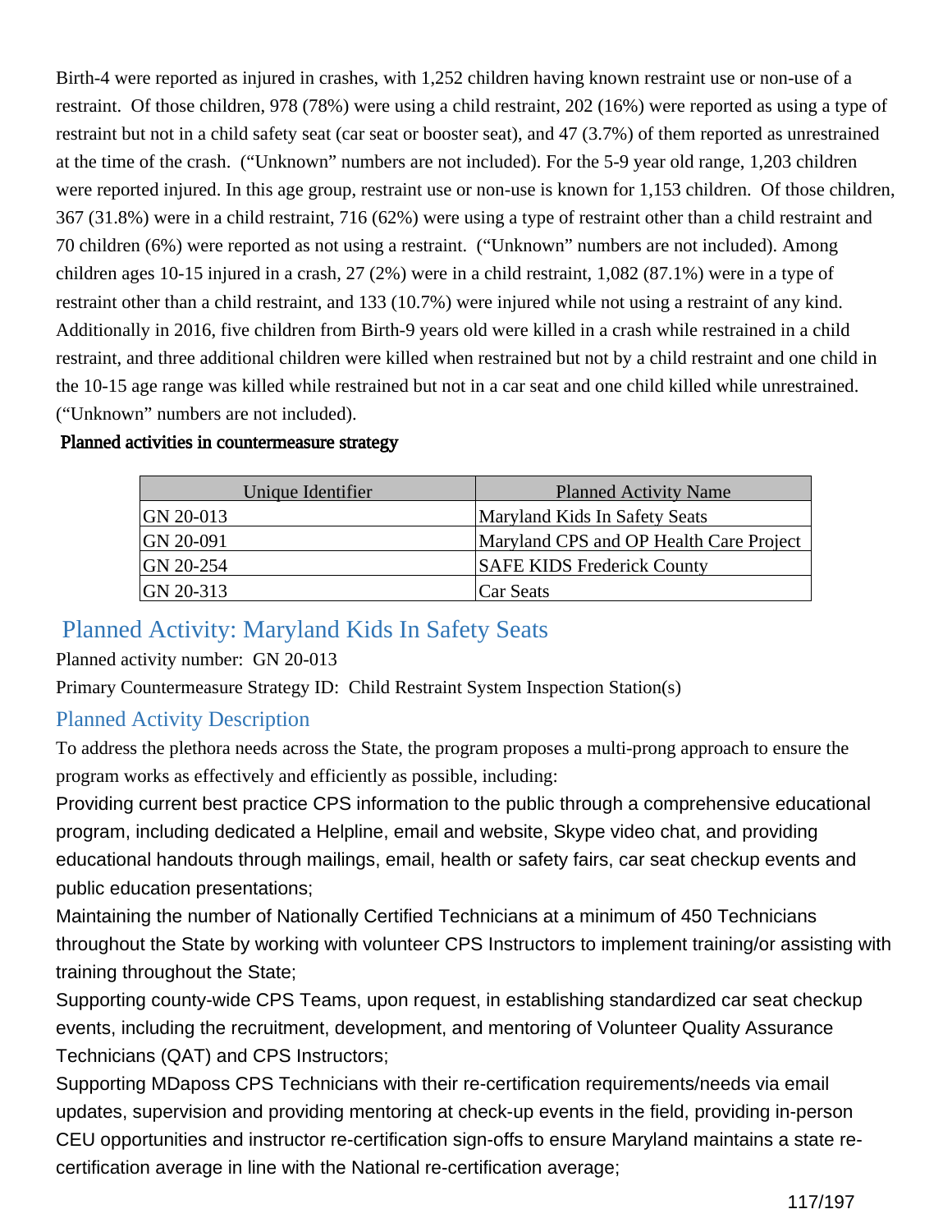Birth-4 were reported as injured in crashes, with 1,252 children having known restraint use or non-use of a restraint. Of those children, 978 (78%) were using a child restraint, 202 (16%) were reported as using a type of restraint but not in a child safety seat (car seat or booster seat), and 47 (3.7%) of them reported as unrestrained at the time of the crash. ("Unknown" numbers are not included). For the 5-9 year old range, 1,203 children were reported injured. In this age group, restraint use or non-use is known for 1,153 children. Of those children, 367 (31.8%) were in a child restraint, 716 (62%) were using a type of restraint other than a child restraint and 70 children (6%) were reported as not using a restraint. ("Unknown" numbers are not included). Among children ages 10-15 injured in a crash, 27 (2%) were in a child restraint, 1,082 (87.1%) were in a type of restraint other than a child restraint, and 133 (10.7%) were injured while not using a restraint of any kind. Additionally in 2016, five children from Birth-9 years old were killed in a crash while restrained in a child restraint, and three additional children were killed when restrained but not by a child restraint and one child in the 10-15 age range was killed while restrained but not in a car seat and one child killed while unrestrained. ("Unknown" numbers are not included).

**Planned activities in countermeasure strategy**

| Unique Identifier | Planned Activity Name |
|---|---|
| GN 20-013 | Maryland Kids In Safety Seats |
| GN 20-091 | Maryland CPS and OP Health Care Project |
| GN 20-254 | SAFE KIDS Frederick County |
| GN 20-313 | Car Seats |

## Planned Activity: Maryland Kids In Safety Seats

Planned activity number: GN 20-013

Primary Countermeasure Strategy ID: Child Restraint System Inspection Station(s)

### Planned Activity Description

To address the plethora needs across the State, the program proposes a multi-prong approach to ensure the program works as effectively and efficiently as possible, including:

Providing current best practice CPS information to the public through a comprehensive educational program, including dedicated a Helpline, email and website, Skype video chat, and providing educational handouts through mailings, email, health or safety fairs, car seat checkup events and public education presentations;

Maintaining the number of Nationally Certified Technicians at a minimum of 450 Technicians throughout the State by working with volunteer CPS Instructors to implement training/or assisting with training throughout the State;

Supporting county-wide CPS Teams, upon request, in establishing standardized car seat checkup events, including the recruitment, development, and mentoring of Volunteer Quality Assurance Technicians (QAT) and CPS Instructors;

Supporting MDaposs CPS Technicians with their re-certification requirements/needs via email updates, supervision and providing mentoring at check-up events in the field, providing in-person CEU opportunities and instructor re-certification sign-offs to ensure Maryland maintains a state re-certification average in line with the National re-certification average;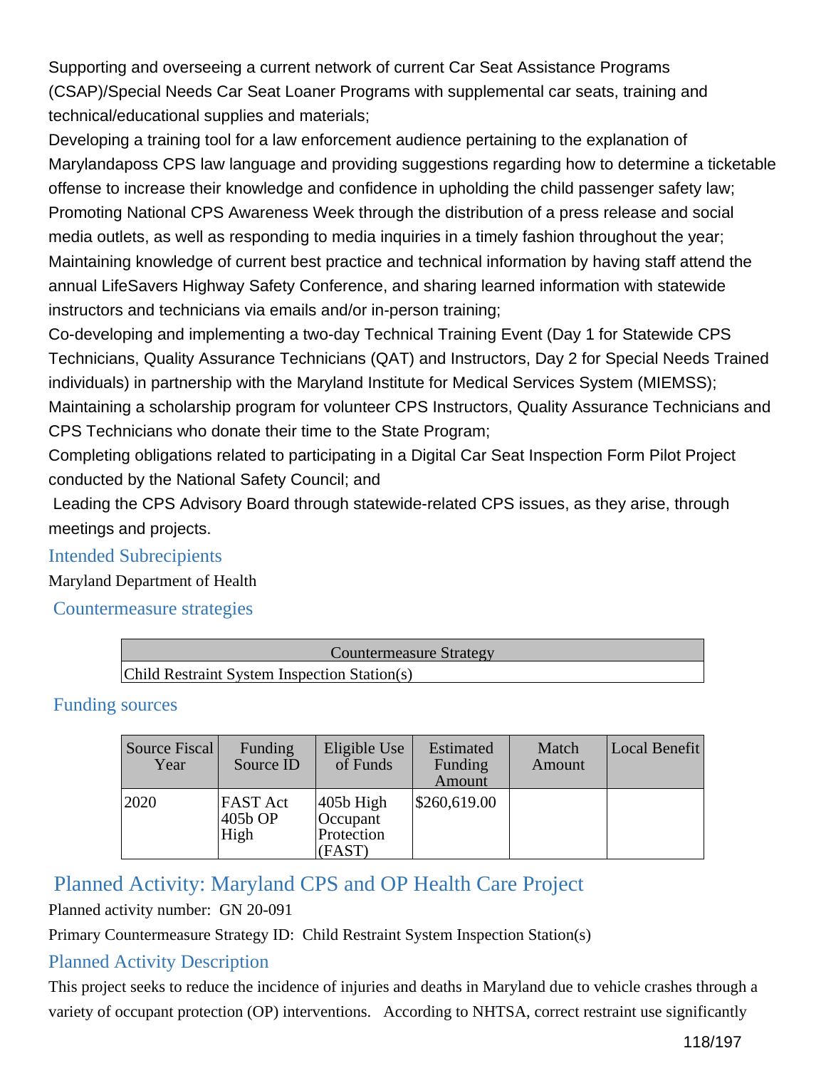Supporting and overseeing a current network of current Car Seat Assistance Programs (CSAP)/Special Needs Car Seat Loaner Programs with supplemental car seats, training and technical/educational supplies and materials;

Developing a training tool for a law enforcement audience pertaining to the explanation of Marylandaposs CPS law language and providing suggestions regarding how to determine a ticketable offense to increase their knowledge and confidence in upholding the child passenger safety law;

Promoting National CPS Awareness Week through the distribution of a press release and social media outlets, as well as responding to media inquiries in a timely fashion throughout the year;

Maintaining knowledge of current best practice and technical information by having staff attend the annual LifeSavers Highway Safety Conference, and sharing learned information with statewide instructors and technicians via emails and/or in-person training;

Co-developing and implementing a two-day Technical Training Event (Day 1 for Statewide CPS Technicians, Quality Assurance Technicians (QAT) and Instructors, Day 2 for Special Needs Trained individuals) in partnership with the Maryland Institute for Medical Services System (MIEMSS);

Maintaining a scholarship program for volunteer CPS Instructors, Quality Assurance Technicians and CPS Technicians who donate their time to the State Program;

Completing obligations related to participating in a Digital Car Seat Inspection Form Pilot Project conducted by the National Safety Council; and

Leading the CPS Advisory Board through statewide-related CPS issues, as they arise, through meetings and projects.

### Intended Subrecipients

Maryland Department of Health

### Countermeasure strategies

| Countermeasure Strategy |
| --- |
| Child Restraint System Inspection Station(s) |

### Funding sources

| Source Fiscal Year | Funding Source ID | Eligible Use of Funds | Estimated Funding Amount | Match Amount | Local Benefit |
| --- | --- | --- | --- | --- | --- |
| 2020 | FAST Act 405b OP High | 405b High Occupant Protection (FAST) | $260,619.00 | | |

## Planned Activity: Maryland CPS and OP Health Care Project

Planned activity number: GN 20-091

Primary Countermeasure Strategy ID: Child Restraint System Inspection Station(s)

### Planned Activity Description

This project seeks to reduce the incidence of injuries and deaths in Maryland due to vehicle crashes through a variety of occupant protection (OP) interventions. According to NHTSA, correct restraint use significantly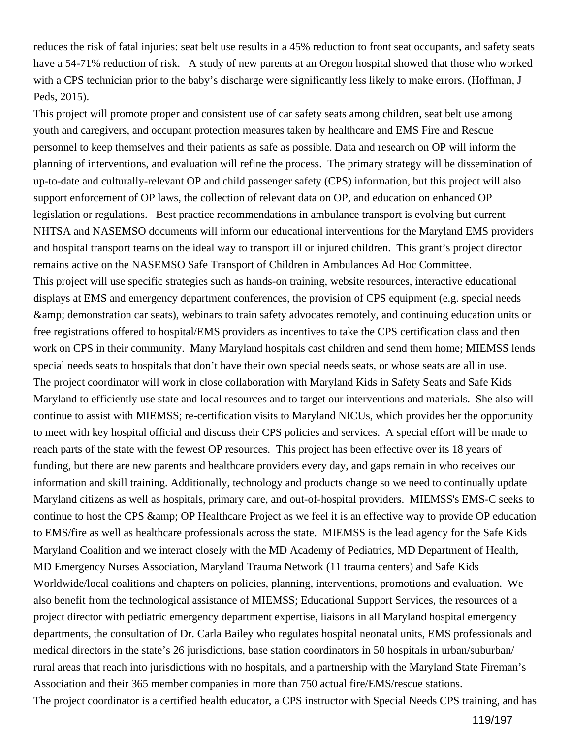reduces the risk of fatal injuries: seat belt use results in a 45% reduction to front seat occupants, and safety seats have a 54-71% reduction of risk. A study of new parents at an Oregon hospital showed that those who worked with a CPS technician prior to the baby's discharge were significantly less likely to make errors. (Hoffman, J Peds, 2015).

This project will promote proper and consistent use of car safety seats among children, seat belt use among youth and caregivers, and occupant protection measures taken by healthcare and EMS Fire and Rescue personnel to keep themselves and their patients as safe as possible. Data and research on OP will inform the planning of interventions, and evaluation will refine the process. The primary strategy will be dissemination of up-to-date and culturally-relevant OP and child passenger safety (CPS) information, but this project will also support enforcement of OP laws, the collection of relevant data on OP, and education on enhanced OP legislation or regulations. Best practice recommendations in ambulance transport is evolving but current NHTSA and NASEMSO documents will inform our educational interventions for the Maryland EMS providers and hospital transport teams on the ideal way to transport ill or injured children. This grant's project director remains active on the NASEMSO Safe Transport of Children in Ambulances Ad Hoc Committee.

This project will use specific strategies such as hands-on training, website resources, interactive educational displays at EMS and emergency department conferences, the provision of CPS equipment (e.g. special needs &amp; demonstration car seats), webinars to train safety advocates remotely, and continuing education units or free registrations offered to hospital/EMS providers as incentives to take the CPS certification class and then work on CPS in their community. Many Maryland hospitals cast children and send them home; MIEMSS lends special needs seats to hospitals that don't have their own special needs seats, or whose seats are all in use.

The project coordinator will work in close collaboration with Maryland Kids in Safety Seats and Safe Kids Maryland to efficiently use state and local resources and to target our interventions and materials. She also will continue to assist with MIEMSS; re-certification visits to Maryland NICUs, which provides her the opportunity to meet with key hospital official and discuss their CPS policies and services. A special effort will be made to reach parts of the state with the fewest OP resources. This project has been effective over its 18 years of funding, but there are new parents and healthcare providers every day, and gaps remain in who receives our information and skill training. Additionally, technology and products change so we need to continually update Maryland citizens as well as hospitals, primary care, and out-of-hospital providers. MIEMSS's EMS-C seeks to continue to host the CPS &amp; OP Healthcare Project as we feel it is an effective way to provide OP education to EMS/fire as well as healthcare professionals across the state. MIEMSS is the lead agency for the Safe Kids Maryland Coalition and we interact closely with the MD Academy of Pediatrics, MD Department of Health, MD Emergency Nurses Association, Maryland Trauma Network (11 trauma centers) and Safe Kids Worldwide/local coalitions and chapters on policies, planning, interventions, promotions and evaluation. We also benefit from the technological assistance of MIEMSS; Educational Support Services, the resources of a project director with pediatric emergency department expertise, liaisons in all Maryland hospital emergency departments, the consultation of Dr. Carla Bailey who regulates hospital neonatal units, EMS professionals and medical directors in the state's 26 jurisdictions, base station coordinators in 50 hospitals in urban/suburban/ rural areas that reach into jurisdictions with no hospitals, and a partnership with the Maryland State Fireman's Association and their 365 member companies in more than 750 actual fire/EMS/rescue stations.

The project coordinator is a certified health educator, a CPS instructor with Special Needs CPS training, and has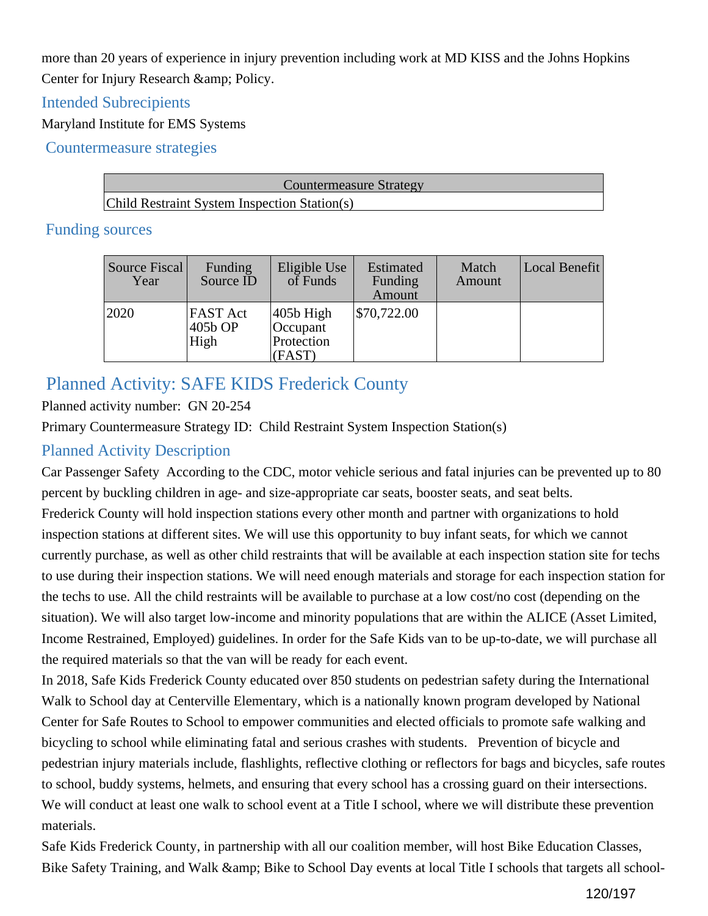more than 20 years of experience in injury prevention including work at MD KISS and the Johns Hopkins Center for Injury Research &amp; Policy.

### Intended Subrecipients

Maryland Institute for EMS Systems

### Countermeasure strategies

| Countermeasure Strategy |
|---|
| Child Restraint System Inspection Station(s) |

### Funding sources

| Source Fiscal Year | Funding Source ID | Eligible Use of Funds | Estimated Funding Amount | Match Amount | Local Benefit |
|---|---|---|---|---|---|
| 2020 | FAST Act 405b OP High | 405b High Occupant Protection (FAST) | $70,722.00 | | |

## Planned Activity: SAFE KIDS Frederick County

Planned activity number: GN 20-254

Primary Countermeasure Strategy ID: Child Restraint System Inspection Station(s)

### Planned Activity Description

Car Passenger Safety According to the CDC, motor vehicle serious and fatal injuries can be prevented up to 80 percent by buckling children in age- and size-appropriate car seats, booster seats, and seat belts.
Frederick County will hold inspection stations every other month and partner with organizations to hold inspection stations at different sites. We will use this opportunity to buy infant seats, for which we cannot currently purchase, as well as other child restraints that will be available at each inspection station site for techs to use during their inspection stations. We will need enough materials and storage for each inspection station for the techs to use. All the child restraints will be available to purchase at a low cost/no cost (depending on the situation). We will also target low-income and minority populations that are within the ALICE (Asset Limited, Income Restrained, Employed) guidelines. In order for the Safe Kids van to be up-to-date, we will purchase all the required materials so that the van will be ready for each event.
In 2018, Safe Kids Frederick County educated over 850 students on pedestrian safety during the International Walk to School day at Centerville Elementary, which is a nationally known program developed by National Center for Safe Routes to School to empower communities and elected officials to promote safe walking and bicycling to school while eliminating fatal and serious crashes with students. Prevention of bicycle and pedestrian injury materials include, flashlights, reflective clothing or reflectors for bags and bicycles, safe routes to school, buddy systems, helmets, and ensuring that every school has a crossing guard on their intersections. We will conduct at least one walk to school event at a Title I school, where we will distribute these prevention materials.
Safe Kids Frederick County, in partnership with all our coalition member, will host Bike Education Classes, Bike Safety Training, and Walk &amp; Bike to School Day events at local Title I schools that targets all school-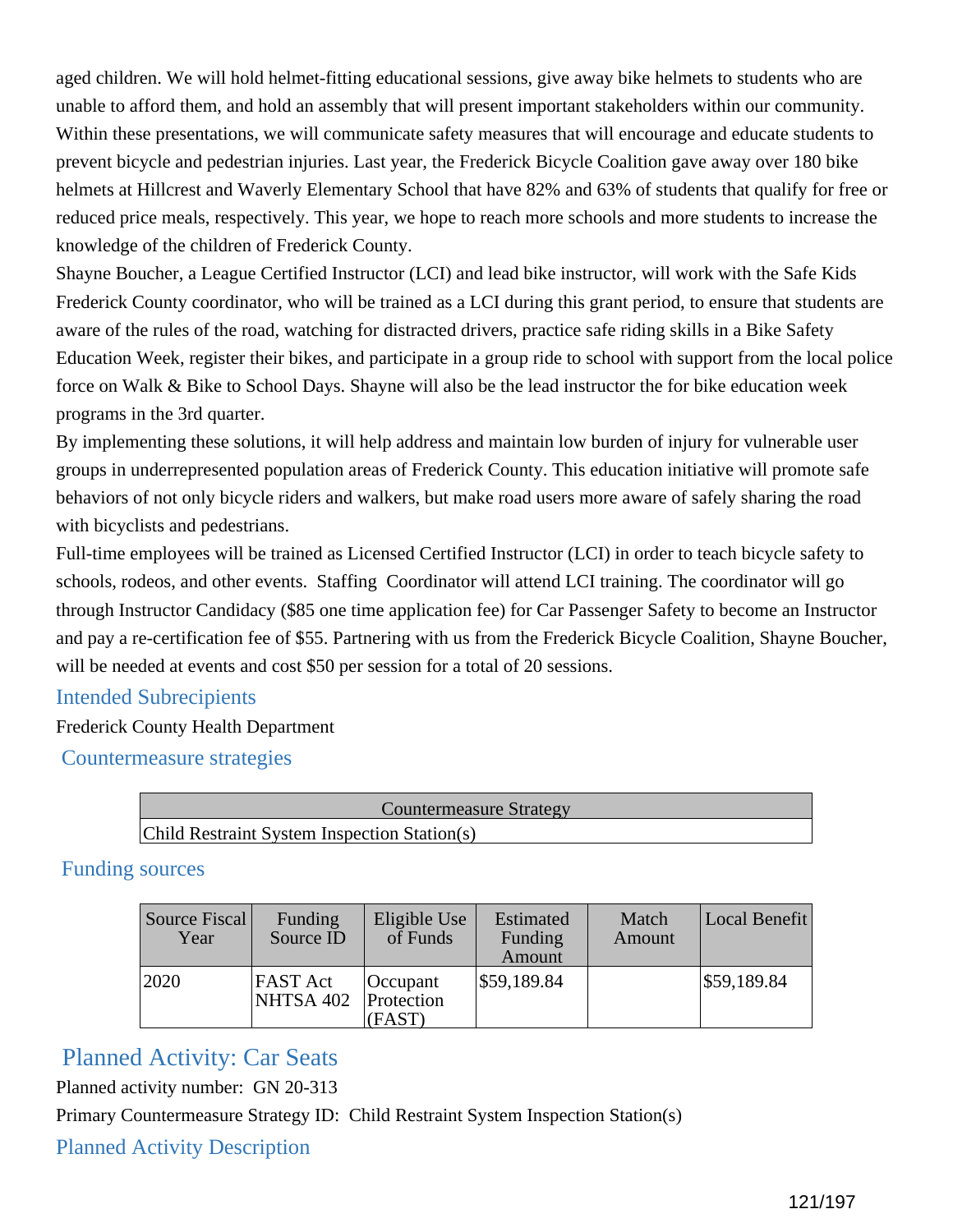aged children. We will hold helmet-fitting educational sessions, give away bike helmets to students who are unable to afford them, and hold an assembly that will present important stakeholders within our community. Within these presentations, we will communicate safety measures that will encourage and educate students to prevent bicycle and pedestrian injuries. Last year, the Frederick Bicycle Coalition gave away over 180 bike helmets at Hillcrest and Waverly Elementary School that have 82% and 63% of students that qualify for free or reduced price meals, respectively. This year, we hope to reach more schools and more students to increase the knowledge of the children of Frederick County.

Shayne Boucher, a League Certified Instructor (LCI) and lead bike instructor, will work with the Safe Kids Frederick County coordinator, who will be trained as a LCI during this grant period, to ensure that students are aware of the rules of the road, watching for distracted drivers, practice safe riding skills in a Bike Safety Education Week, register their bikes, and participate in a group ride to school with support from the local police force on Walk & Bike to School Days. Shayne will also be the lead instructor the for bike education week programs in the 3rd quarter.

By implementing these solutions, it will help address and maintain low burden of injury for vulnerable user groups in underrepresented population areas of Frederick County. This education initiative will promote safe behaviors of not only bicycle riders and walkers, but make road users more aware of safely sharing the road with bicyclists and pedestrians.

Full-time employees will be trained as Licensed Certified Instructor (LCI) in order to teach bicycle safety to schools, rodeos, and other events. Staffing Coordinator will attend LCI training. The coordinator will go through Instructor Candidacy ($85 one time application fee) for Car Passenger Safety to become an Instructor and pay a re-certification fee of $55. Partnering with us from the Frederick Bicycle Coalition, Shayne Boucher, will be needed at events and cost $50 per session for a total of 20 sessions.

## Intended Subrecipients

Frederick County Health Department

## Countermeasure strategies

| Countermeasure Strategy |
|---|
| Child Restraint System Inspection Station(s) |

## Funding sources

| Source Fiscal Year | Funding Source ID | Eligible Use of Funds | Estimated Funding Amount | Match Amount | Local Benefit |
|---|---|---|---|---|---|
| 2020 | FAST Act NHTSA 402 | Occupant Protection (FAST) | $59,189.84 | | $59,189.84 |

## Planned Activity: Car Seats

Planned activity number: GN 20-313

Primary Countermeasure Strategy ID: Child Restraint System Inspection Station(s)

## Planned Activity Description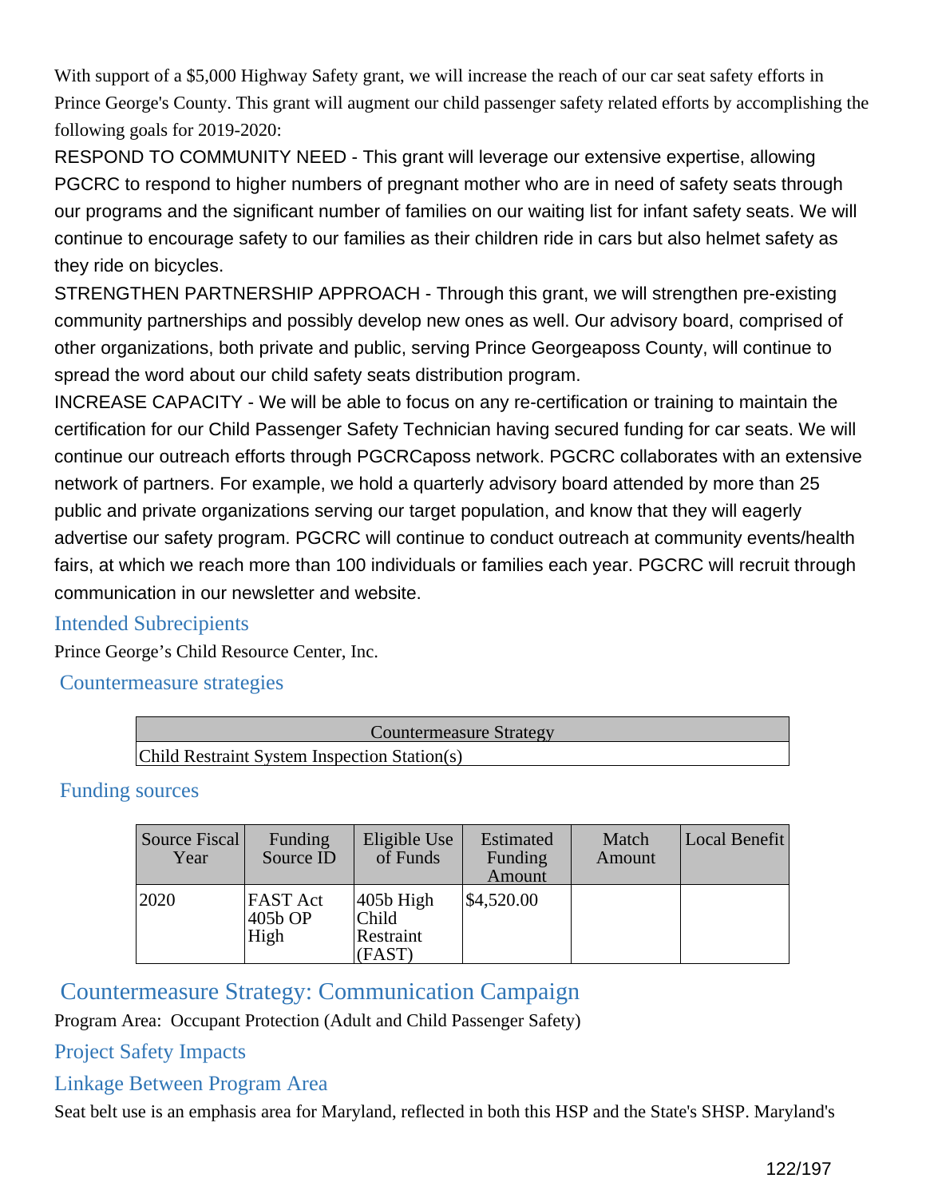With support of a $5,000 Highway Safety grant, we will increase the reach of our car seat safety efforts in Prince George's County. This grant will augment our child passenger safety related efforts by accomplishing the following goals for 2019-2020:

RESPOND TO COMMUNITY NEED - This grant will leverage our extensive expertise, allowing PGCRC to respond to higher numbers of pregnant mother who are in need of safety seats through our programs and the significant number of families on our waiting list for infant safety seats. We will continue to encourage safety to our families as their children ride in cars but also helmet safety as they ride on bicycles.

STRENGTHEN PARTNERSHIP APPROACH - Through this grant, we will strengthen pre-existing community partnerships and possibly develop new ones as well. Our advisory board, comprised of other organizations, both private and public, serving Prince Georgeaposs County, will continue to spread the word about our child safety seats distribution program.

INCREASE CAPACITY - We will be able to focus on any re-certification or training to maintain the certification for our Child Passenger Safety Technician having secured funding for car seats. We will continue our outreach efforts through PGCRCaposs network. PGCRC collaborates with an extensive network of partners. For example, we hold a quarterly advisory board attended by more than 25 public and private organizations serving our target population, and know that they will eagerly advertise our safety program. PGCRC will continue to conduct outreach at community events/health fairs, at which we reach more than 100 individuals or families each year. PGCRC will recruit through communication in our newsletter and website.

### Intended Subrecipients

Prince George's Child Resource Center, Inc.

### Countermeasure strategies

| Countermeasure Strategy |
| --- |
| Child Restraint System Inspection Station(s) |

### Funding sources

| Source Fiscal Year | Funding Source ID | Eligible Use of Funds | Estimated Funding Amount | Match Amount | Local Benefit |
| --- | --- | --- | --- | --- | --- |
| 2020 | FAST Act 405b OP High | 405b High Child Restraint (FAST) | $4,520.00 | | |

## Countermeasure Strategy: Communication Campaign

Program Area: Occupant Protection (Adult and Child Passenger Safety)

### Project Safety Impacts

### Linkage Between Program Area

Seat belt use is an emphasis area for Maryland, reflected in both this HSP and the State's SHSP. Maryland's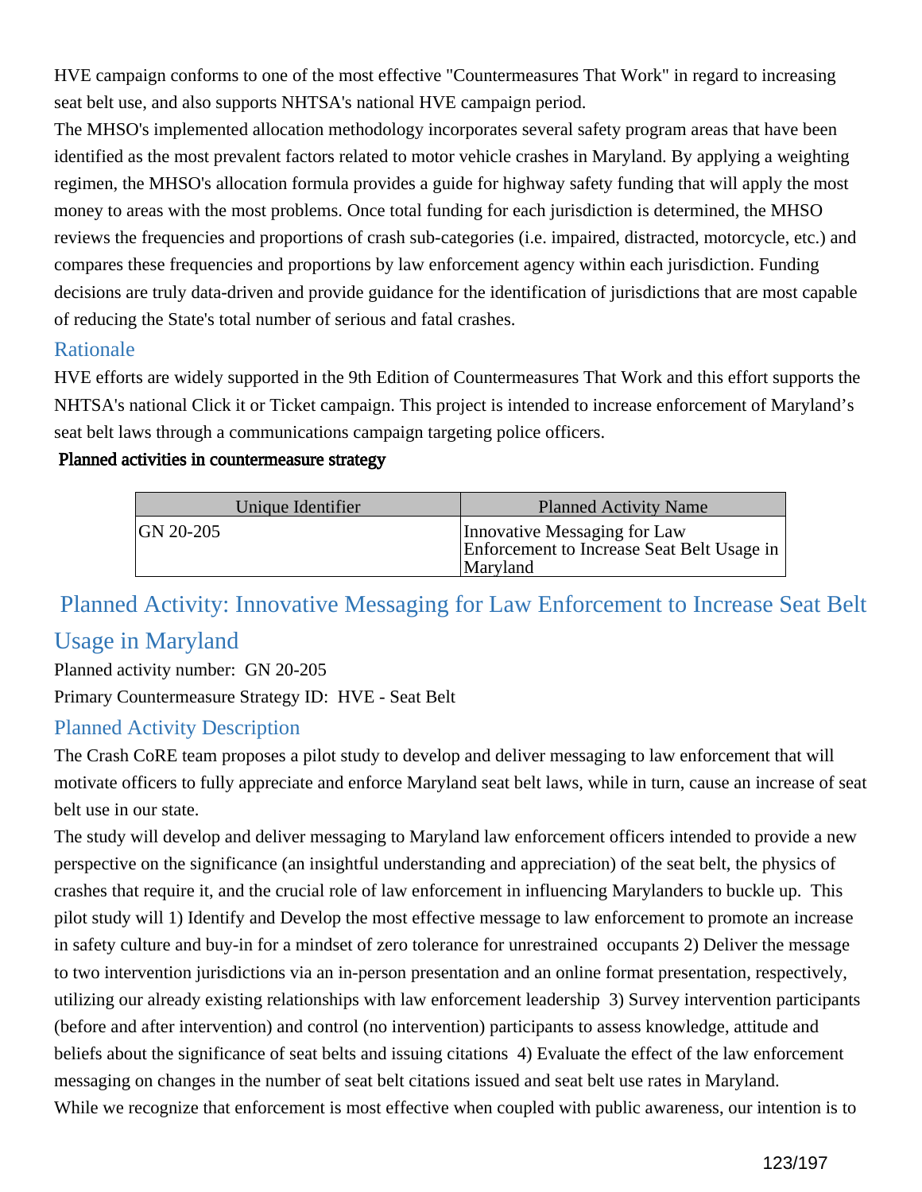HVE campaign conforms to one of the most effective "Countermeasures That Work" in regard to increasing seat belt use, and also supports NHTSA's national HVE campaign period.

The MHSO's implemented allocation methodology incorporates several safety program areas that have been identified as the most prevalent factors related to motor vehicle crashes in Maryland. By applying a weighting regimen, the MHSO's allocation formula provides a guide for highway safety funding that will apply the most money to areas with the most problems. Once total funding for each jurisdiction is determined, the MHSO reviews the frequencies and proportions of crash sub-categories (i.e. impaired, distracted, motorcycle, etc.) and compares these frequencies and proportions by law enforcement agency within each jurisdiction. Funding decisions are truly data-driven and provide guidance for the identification of jurisdictions that are most capable of reducing the State's total number of serious and fatal crashes.

## Rationale

HVE efforts are widely supported in the 9th Edition of Countermeasures That Work and this effort supports the NHTSA's national Click it or Ticket campaign. This project is intended to increase enforcement of Maryland's seat belt laws through a communications campaign targeting police officers.

**Planned activities in countermeasure strategy**

| Unique Identifier | Planned Activity Name |
|---|---|
| GN 20-205 | Innovative Messaging for Law Enforcement to Increase Seat Belt Usage in Maryland |

## Planned Activity: Innovative Messaging for Law Enforcement to Increase Seat Belt Usage in Maryland

Planned activity number: GN 20-205

Primary Countermeasure Strategy ID: HVE - Seat Belt

## Planned Activity Description

The Crash CoRE team proposes a pilot study to develop and deliver messaging to law enforcement that will motivate officers to fully appreciate and enforce Maryland seat belt laws, while in turn, cause an increase of seat belt use in our state.

The study will develop and deliver messaging to Maryland law enforcement officers intended to provide a new perspective on the significance (an insightful understanding and appreciation) of the seat belt, the physics of crashes that require it, and the crucial role of law enforcement in influencing Marylanders to buckle up. This pilot study will 1) Identify and Develop the most effective message to law enforcement to promote an increase in safety culture and buy-in for a mindset of zero tolerance for unrestrained occupants 2) Deliver the message to two intervention jurisdictions via an in-person presentation and an online format presentation, respectively, utilizing our already existing relationships with law enforcement leadership 3) Survey intervention participants (before and after intervention) and control (no intervention) participants to assess knowledge, attitude and beliefs about the significance of seat belts and issuing citations 4) Evaluate the effect of the law enforcement messaging on changes in the number of seat belt citations issued and seat belt use rates in Maryland.

While we recognize that enforcement is most effective when coupled with public awareness, our intention is to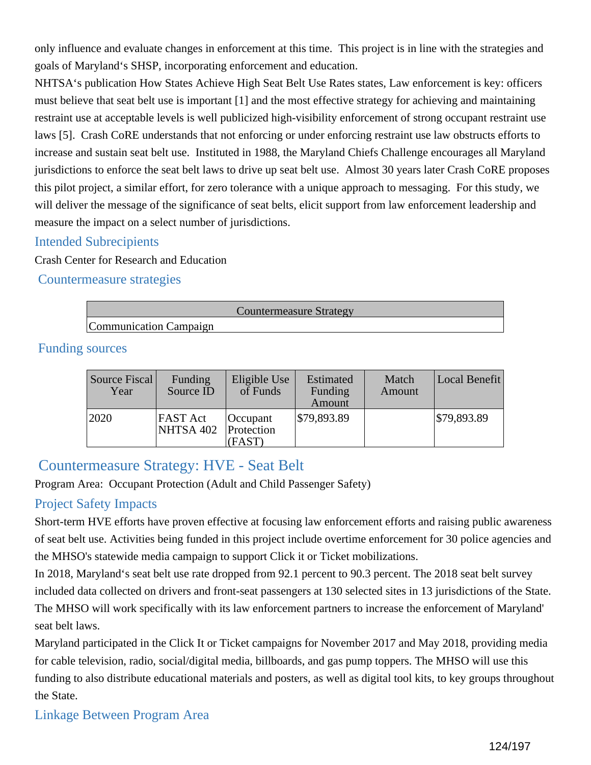only influence and evaluate changes in enforcement at this time.  This project is in line with the strategies and goals of Maryland's SHSP, incorporating enforcement and education.

NHTSA's publication How States Achieve High Seat Belt Use Rates states, Law enforcement is key: officers must believe that seat belt use is important [1] and the most effective strategy for achieving and maintaining restraint use at acceptable levels is well publicized high-visibility enforcement of strong occupant restraint use laws [5].  Crash CoRE understands that not enforcing or under enforcing restraint use law obstructs efforts to increase and sustain seat belt use.  Instituted in 1988, the Maryland Chiefs Challenge encourages all Maryland jurisdictions to enforce the seat belt laws to drive up seat belt use.  Almost 30 years later Crash CoRE proposes this pilot project, a similar effort, for zero tolerance with a unique approach to messaging.  For this study, we will deliver the message of the significance of seat belts, elicit support from law enforcement leadership and measure the impact on a select number of jurisdictions.

## Intended Subrecipients

Crash Center for Research and Education

## Countermeasure strategies

| Countermeasure Strategy |
|---|
| Communication Campaign |

## Funding sources

| Source Fiscal Year | Funding Source ID | Eligible Use of Funds | Estimated Funding Amount | Match Amount | Local Benefit |
|---|---|---|---|---|---|
| 2020 | FAST Act NHTSA 402 | Occupant Protection (FAST) | $79,893.89 | | $79,893.89 |

# Countermeasure Strategy: HVE - Seat Belt

Program Area:  Occupant Protection (Adult and Child Passenger Safety)

## Project Safety Impacts

Short-term HVE efforts have proven effective at focusing law enforcement efforts and raising public awareness of seat belt use. Activities being funded in this project include overtime enforcement for 30 police agencies and the MHSO's statewide media campaign to support Click it or Ticket mobilizations.

In 2018, Maryland's seat belt use rate dropped from 92.1 percent to 90.3 percent. The 2018 seat belt survey included data collected on drivers and front-seat passengers at 130 selected sites in 13 jurisdictions of the State. The MHSO will work specifically with its law enforcement partners to increase the enforcement of Maryland' seat belt laws.

Maryland participated in the Click It or Ticket campaigns for November 2017 and May 2018, providing media for cable television, radio, social/digital media, billboards, and gas pump toppers. The MHSO will use this funding to also distribute educational materials and posters, as well as digital tool kits, to key groups throughout the State.

## Linkage Between Program Area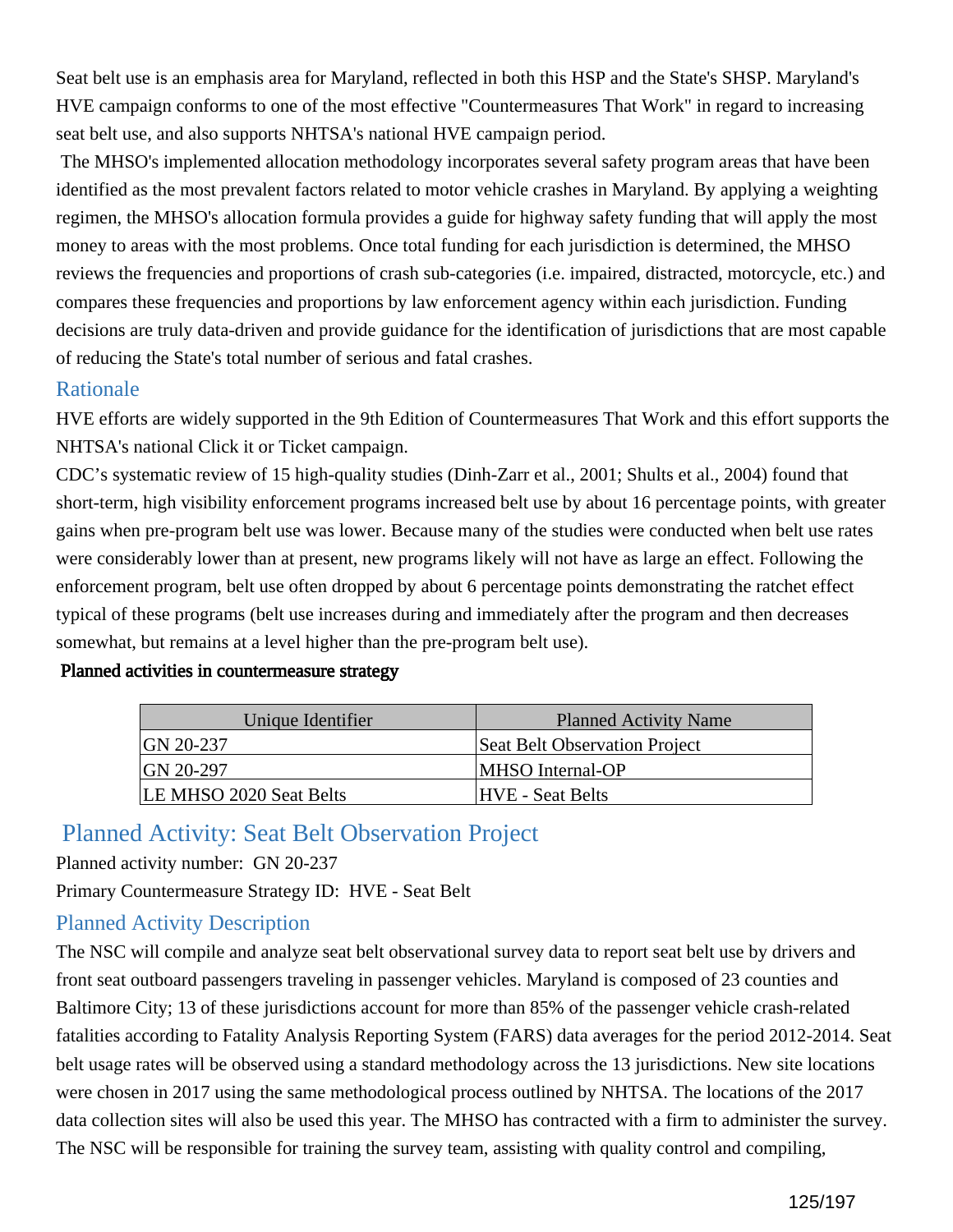Seat belt use is an emphasis area for Maryland, reflected in both this HSP and the State's SHSP. Maryland's HVE campaign conforms to one of the most effective "Countermeasures That Work" in regard to increasing seat belt use, and also supports NHTSA's national HVE campaign period.

The MHSO's implemented allocation methodology incorporates several safety program areas that have been identified as the most prevalent factors related to motor vehicle crashes in Maryland. By applying a weighting regimen, the MHSO's allocation formula provides a guide for highway safety funding that will apply the most money to areas with the most problems. Once total funding for each jurisdiction is determined, the MHSO reviews the frequencies and proportions of crash sub-categories (i.e. impaired, distracted, motorcycle, etc.) and compares these frequencies and proportions by law enforcement agency within each jurisdiction. Funding decisions are truly data-driven and provide guidance for the identification of jurisdictions that are most capable of reducing the State's total number of serious and fatal crashes.

## Rationale

HVE efforts are widely supported in the 9th Edition of Countermeasures That Work and this effort supports the NHTSA's national Click it or Ticket campaign.

CDC's systematic review of 15 high-quality studies (Dinh-Zarr et al., 2001; Shults et al., 2004) found that short-term, high visibility enforcement programs increased belt use by about 16 percentage points, with greater gains when pre-program belt use was lower. Because many of the studies were conducted when belt use rates were considerably lower than at present, new programs likely will not have as large an effect. Following the enforcement program, belt use often dropped by about 6 percentage points demonstrating the ratchet effect typical of these programs (belt use increases during and immediately after the program and then decreases somewhat, but remains at a level higher than the pre-program belt use).

**Planned activities in countermeasure strategy**

| Unique Identifier | Planned Activity Name |
|---|---|
| GN 20-237 | Seat Belt Observation Project |
| GN 20-297 | MHSO Internal-OP |
| LE MHSO 2020 Seat Belts | HVE - Seat Belts |

## Planned Activity: Seat Belt Observation Project

Planned activity number: GN 20-237

Primary Countermeasure Strategy ID: HVE - Seat Belt

## Planned Activity Description

The NSC will compile and analyze seat belt observational survey data to report seat belt use by drivers and front seat outboard passengers traveling in passenger vehicles. Maryland is composed of 23 counties and Baltimore City; 13 of these jurisdictions account for more than 85% of the passenger vehicle crash-related fatalities according to Fatality Analysis Reporting System (FARS) data averages for the period 2012-2014. Seat belt usage rates will be observed using a standard methodology across the 13 jurisdictions. New site locations were chosen in 2017 using the same methodological process outlined by NHTSA. The locations of the 2017 data collection sites will also be used this year. The MHSO has contracted with a firm to administer the survey. The NSC will be responsible for training the survey team, assisting with quality control and compiling,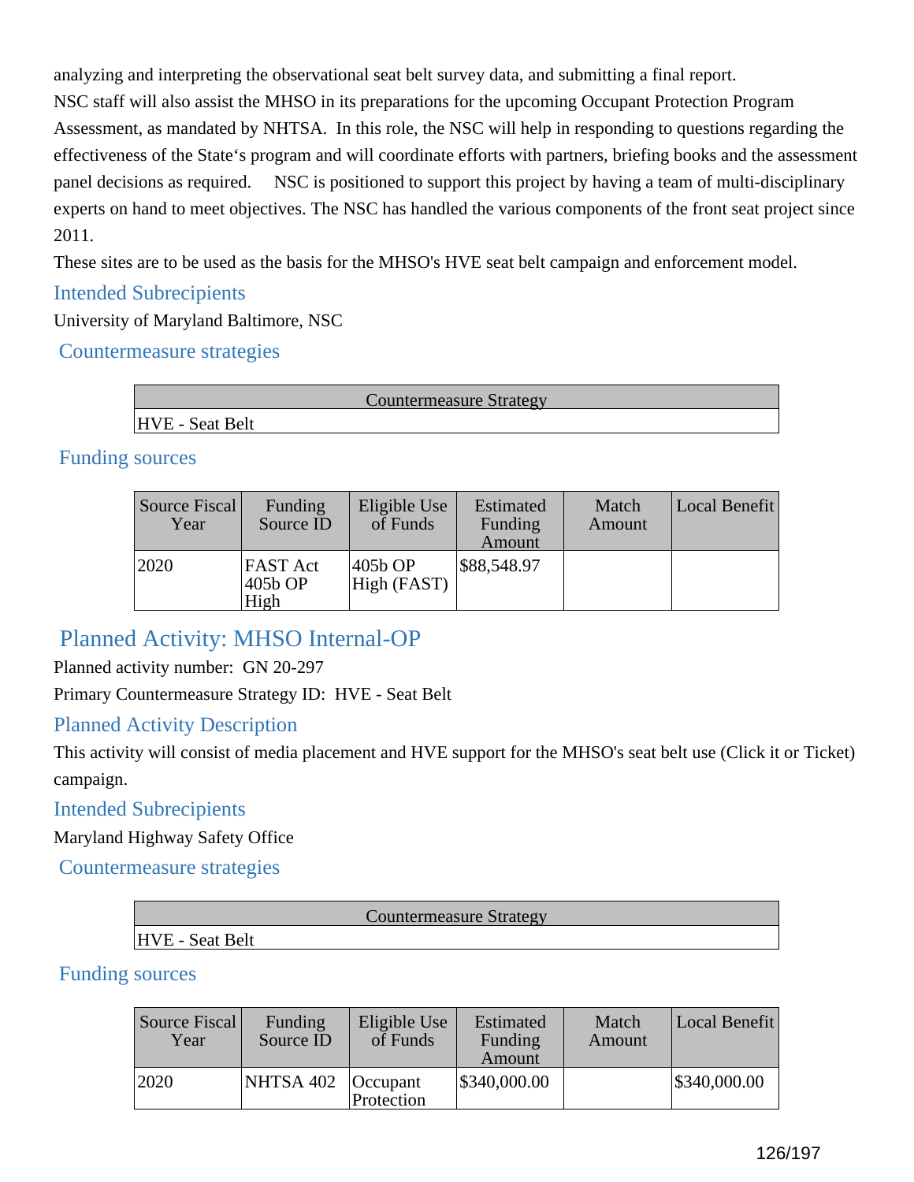analyzing and interpreting the observational seat belt survey data, and submitting a final report. NSC staff will also assist the MHSO in its preparations for the upcoming Occupant Protection Program Assessment, as mandated by NHTSA. In this role, the NSC will help in responding to questions regarding the effectiveness of the State's program and will coordinate efforts with partners, briefing books and the assessment panel decisions as required. NSC is positioned to support this project by having a team of multi-disciplinary experts on hand to meet objectives. The NSC has handled the various components of the front seat project since 2011.

These sites are to be used as the basis for the MHSO's HVE seat belt campaign and enforcement model.

### Intended Subrecipients

University of Maryland Baltimore, NSC

### Countermeasure strategies

| Countermeasure Strategy |
|---|
| HVE - Seat Belt |

### Funding sources

| Source Fiscal Year | Funding Source ID | Eligible Use of Funds | Estimated Funding Amount | Match Amount | Local Benefit |
|---|---|---|---|---|---|
| 2020 | FAST Act 405b OP High | 405b OP High (FAST) | $88,548.97 | | |

## Planned Activity: MHSO Internal-OP

Planned activity number: GN 20-297

Primary Countermeasure Strategy ID: HVE - Seat Belt

### Planned Activity Description

This activity will consist of media placement and HVE support for the MHSO's seat belt use (Click it or Ticket) campaign.

### Intended Subrecipients

Maryland Highway Safety Office

### Countermeasure strategies

| Countermeasure Strategy |
|---|
| HVE - Seat Belt |

### Funding sources

| Source Fiscal Year | Funding Source ID | Eligible Use of Funds | Estimated Funding Amount | Match Amount | Local Benefit |
|---|---|---|---|---|---|
| 2020 | NHTSA 402 | Occupant Protection | $340,000.00 | | $340,000.00 |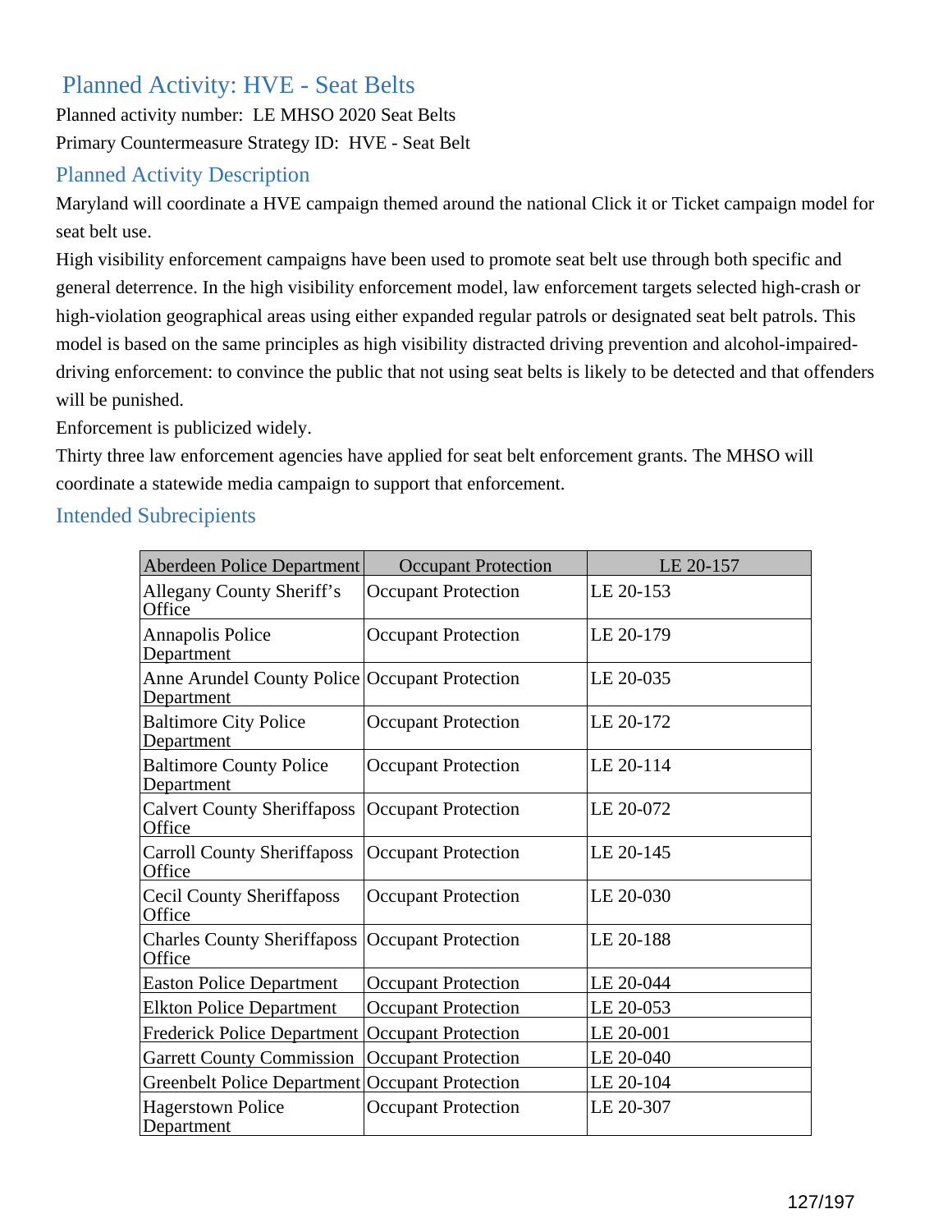## Planned Activity: HVE - Seat Belts

Planned activity number: LE MHSO 2020 Seat Belts

Primary Countermeasure Strategy ID: HVE - Seat Belt

### Planned Activity Description

Maryland will coordinate a HVE campaign themed around the national Click it or Ticket campaign model for seat belt use.

High visibility enforcement campaigns have been used to promote seat belt use through both specific and general deterrence. In the high visibility enforcement model, law enforcement targets selected high-crash or high-violation geographical areas using either expanded regular patrols or designated seat belt patrols. This model is based on the same principles as high visibility distracted driving prevention and alcohol-impaired-driving enforcement: to convince the public that not using seat belts is likely to be detected and that offenders will be punished.

Enforcement is publicized widely.

Thirty three law enforcement agencies have applied for seat belt enforcement grants. The MHSO will coordinate a statewide media campaign to support that enforcement.

### Intended Subrecipients

| Aberdeen Police Department | Occupant Protection | LE 20-157 |
|---|---|---|
| Allegany County Sheriff’s Office | Occupant Protection | LE 20-153 |
| Annapolis Police Department | Occupant Protection | LE 20-179 |
| Anne Arundel County Police Department | Occupant Protection | LE 20-035 |
| Baltimore City Police Department | Occupant Protection | LE 20-172 |
| Baltimore County Police Department | Occupant Protection | LE 20-114 |
| Calvert County Sheriffaposs Office | Occupant Protection | LE 20-072 |
| Carroll County Sheriffaposs Office | Occupant Protection | LE 20-145 |
| Cecil County Sheriffaposs Office | Occupant Protection | LE 20-030 |
| Charles County Sheriffaposs Office | Occupant Protection | LE 20-188 |
| Easton Police Department | Occupant Protection | LE 20-044 |
| Elkton Police Department | Occupant Protection | LE 20-053 |
| Frederick Police Department | Occupant Protection | LE 20-001 |
| Garrett County Commission | Occupant Protection | LE 20-040 |
| Greenbelt Police Department | Occupant Protection | LE 20-104 |
| Hagerstown Police Department | Occupant Protection | LE 20-307 |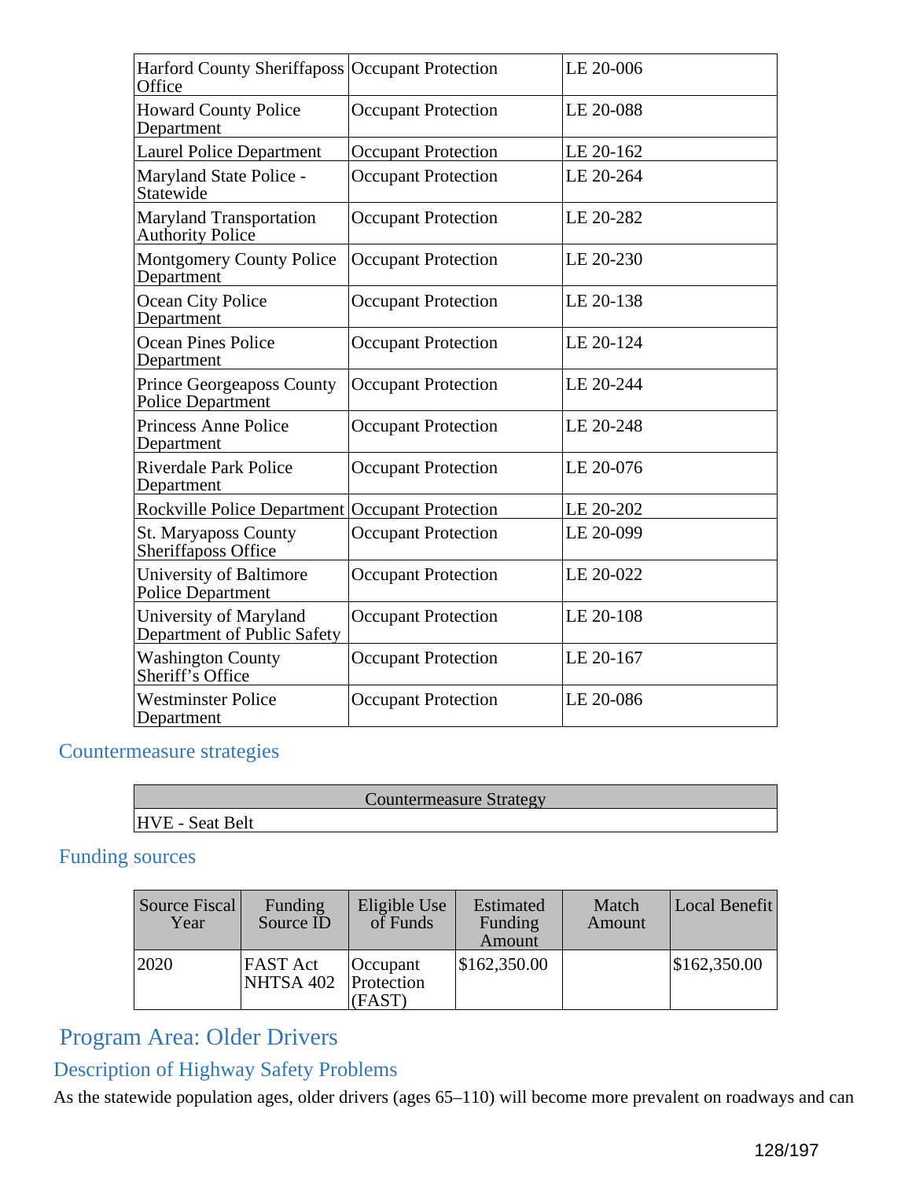| | | |
|---|---|---|
| Harford County Sheriffaposs Office | Occupant Protection | LE 20-006 |
| Howard County Police Department | Occupant Protection | LE 20-088 |
| Laurel Police Department | Occupant Protection | LE 20-162 |
| Maryland State Police - Statewide | Occupant Protection | LE 20-264 |
| Maryland Transportation Authority Police | Occupant Protection | LE 20-282 |
| Montgomery County Police Department | Occupant Protection | LE 20-230 |
| Ocean City Police Department | Occupant Protection | LE 20-138 |
| Ocean Pines Police Department | Occupant Protection | LE 20-124 |
| Prince Georgeaposs County Police Department | Occupant Protection | LE 20-244 |
| Princess Anne Police Department | Occupant Protection | LE 20-248 |
| Riverdale Park Police Department | Occupant Protection | LE 20-076 |
| Rockville Police Department | Occupant Protection | LE 20-202 |
| St. Maryaposs County Sheriffaposs Office | Occupant Protection | LE 20-099 |
| University of Baltimore Police Department | Occupant Protection | LE 20-022 |
| University of Maryland Department of Public Safety | Occupant Protection | LE 20-108 |
| Washington County Sheriff's Office | Occupant Protection | LE 20-167 |
| Westminster Police Department | Occupant Protection | LE 20-086 |

### Countermeasure strategies

| Countermeasure Strategy |
|---|
| HVE - Seat Belt |

### Funding sources

| Source Fiscal Year | Funding Source ID | Eligible Use of Funds | Estimated Funding Amount | Match Amount | Local Benefit |
|---|---|---|---|---|---|
| 2020 | FAST Act NHTSA 402 | Occupant Protection (FAST) | $162,350.00 | | $162,350.00 |

## Program Area: Older Drivers

### Description of Highway Safety Problems

As the statewide population ages, older drivers (ages 65–110) will become more prevalent on roadways and can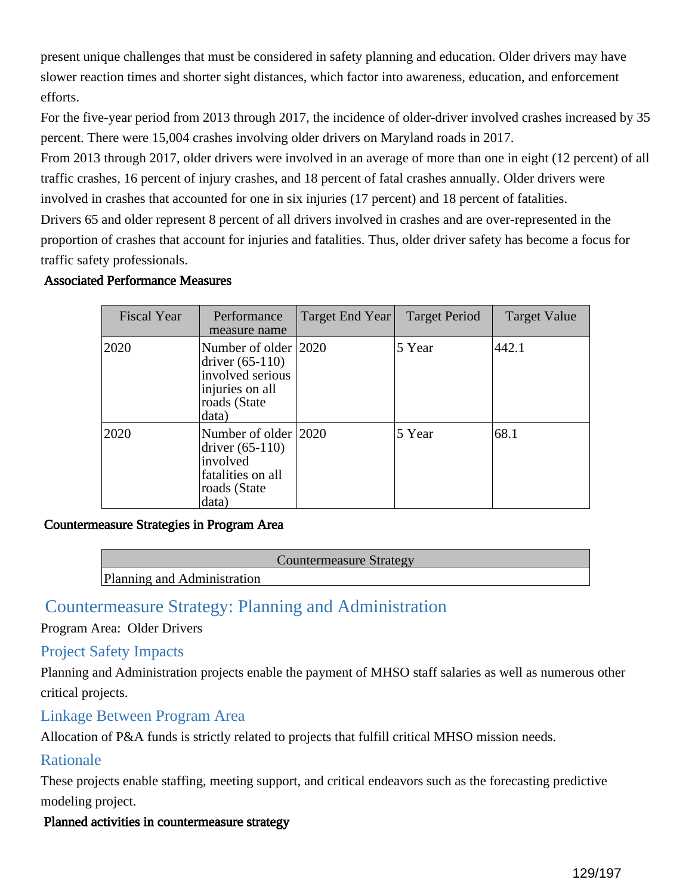present unique challenges that must be considered in safety planning and education. Older drivers may have slower reaction times and shorter sight distances, which factor into awareness, education, and enforcement efforts.

For the five-year period from 2013 through 2017, the incidence of older-driver involved crashes increased by 35 percent. There were 15,004 crashes involving older drivers on Maryland roads in 2017.

From 2013 through 2017, older drivers were involved in an average of more than one in eight (12 percent) of all traffic crashes, 16 percent of injury crashes, and 18 percent of fatal crashes annually. Older drivers were involved in crashes that accounted for one in six injuries (17 percent) and 18 percent of fatalities.

Drivers 65 and older represent 8 percent of all drivers involved in crashes and are over-represented in the proportion of crashes that account for injuries and fatalities. Thus, older driver safety has become a focus for traffic safety professionals.

**Associated Performance Measures**

| Fiscal Year | Performance measure name | Target End Year | Target Period | Target Value |
|---|---|---|---|---|
| 2020 | Number of older driver (65-110) involved serious injuries on all roads (State data) | 2020 | 5 Year | 442.1 |
| 2020 | Number of older driver (65-110) involved fatalities on all roads (State data) | 2020 | 5 Year | 68.1 |

**Countermeasure Strategies in Program Area**

| Countermeasure Strategy |
|---|
| Planning and Administration |

## Countermeasure Strategy: Planning and Administration

Program Area: Older Drivers

### Project Safety Impacts

Planning and Administration projects enable the payment of MHSO staff salaries as well as numerous other critical projects.

### Linkage Between Program Area

Allocation of P&A funds is strictly related to projects that fulfill critical MHSO mission needs.

### Rationale

These projects enable staffing, meeting support, and critical endeavors such as the forecasting predictive modeling project.

**Planned activities in countermeasure strategy**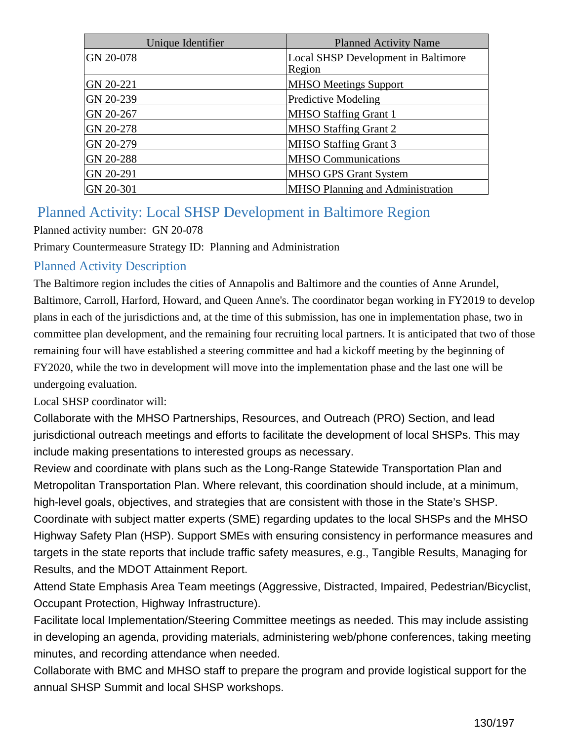| Unique Identifier | Planned Activity Name |
|---|---|
| GN 20-078 | Local SHSP Development in Baltimore Region |
| GN 20-221 | MHSO Meetings Support |
| GN 20-239 | Predictive Modeling |
| GN 20-267 | MHSO Staffing Grant 1 |
| GN 20-278 | MHSO Staffing Grant 2 |
| GN 20-279 | MHSO Staffing Grant 3 |
| GN 20-288 | MHSO Communications |
| GN 20-291 | MHSO GPS Grant System |
| GN 20-301 | MHSO Planning and Administration |

## Planned Activity: Local SHSP Development in Baltimore Region

Planned activity number: GN 20-078

Primary Countermeasure Strategy ID: Planning and Administration

### Planned Activity Description

The Baltimore region includes the cities of Annapolis and Baltimore and the counties of Anne Arundel, Baltimore, Carroll, Harford, Howard, and Queen Anne's. The coordinator began working in FY2019 to develop plans in each of the jurisdictions and, at the time of this submission, has one in implementation phase, two in committee plan development, and the remaining four recruiting local partners. It is anticipated that two of those remaining four will have established a steering committee and had a kickoff meeting by the beginning of FY2020, while the two in development will move into the implementation phase and the last one will be undergoing evaluation.

Local SHSP coordinator will:

Collaborate with the MHSO Partnerships, Resources, and Outreach (PRO) Section, and lead jurisdictional outreach meetings and efforts to facilitate the development of local SHSPs. This may include making presentations to interested groups as necessary.

Review and coordinate with plans such as the Long-Range Statewide Transportation Plan and Metropolitan Transportation Plan. Where relevant, this coordination should include, at a minimum, high-level goals, objectives, and strategies that are consistent with those in the State's SHSP.

Coordinate with subject matter experts (SME) regarding updates to the local SHSPs and the MHSO Highway Safety Plan (HSP). Support SMEs with ensuring consistency in performance measures and targets in the state reports that include traffic safety measures, e.g., Tangible Results, Managing for Results, and the MDOT Attainment Report.

Attend State Emphasis Area Team meetings (Aggressive, Distracted, Impaired, Pedestrian/Bicyclist, Occupant Protection, Highway Infrastructure).

Facilitate local Implementation/Steering Committee meetings as needed. This may include assisting in developing an agenda, providing materials, administering web/phone conferences, taking meeting minutes, and recording attendance when needed.

Collaborate with BMC and MHSO staff to prepare the program and provide logistical support for the annual SHSP Summit and local SHSP workshops.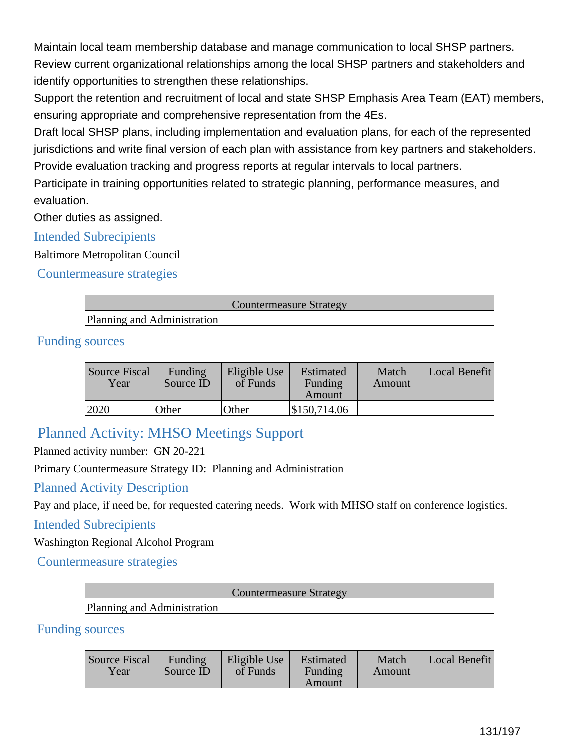Maintain local team membership database and manage communication to local SHSP partners.

Review current organizational relationships among the local SHSP partners and stakeholders and identify opportunities to strengthen these relationships.

Support the retention and recruitment of local and state SHSP Emphasis Area Team (EAT) members, ensuring appropriate and comprehensive representation from the 4Es.

Draft local SHSP plans, including implementation and evaluation plans, for each of the represented jurisdictions and write final version of each plan with assistance from key partners and stakeholders.

Provide evaluation tracking and progress reports at regular intervals to local partners.

Participate in training opportunities related to strategic planning, performance measures, and evaluation.

Other duties as assigned.

### Intended Subrecipients

Baltimore Metropolitan Council

### Countermeasure strategies

| Countermeasure Strategy |
|---|
| Planning and Administration |

### Funding sources

| Source Fiscal Year | Funding Source ID | Eligible Use of Funds | Estimated Funding Amount | Match Amount | Local Benefit |
|---|---|---|---|---|---|
| 2020 | Other | Other | $150,714.06 | | |

## Planned Activity: MHSO Meetings Support

Planned activity number: GN 20-221

Primary Countermeasure Strategy ID: Planning and Administration

### Planned Activity Description

Pay and place, if need be, for requested catering needs. Work with MHSO staff on conference logistics.

### Intended Subrecipients

Washington Regional Alcohol Program

### Countermeasure strategies

| Countermeasure Strategy |
|---|
| Planning and Administration |

### Funding sources

| Source Fiscal Year | Funding Source ID | Eligible Use of Funds | Estimated Funding Amount | Match Amount | Local Benefit |
|---|---|---|---|---|---|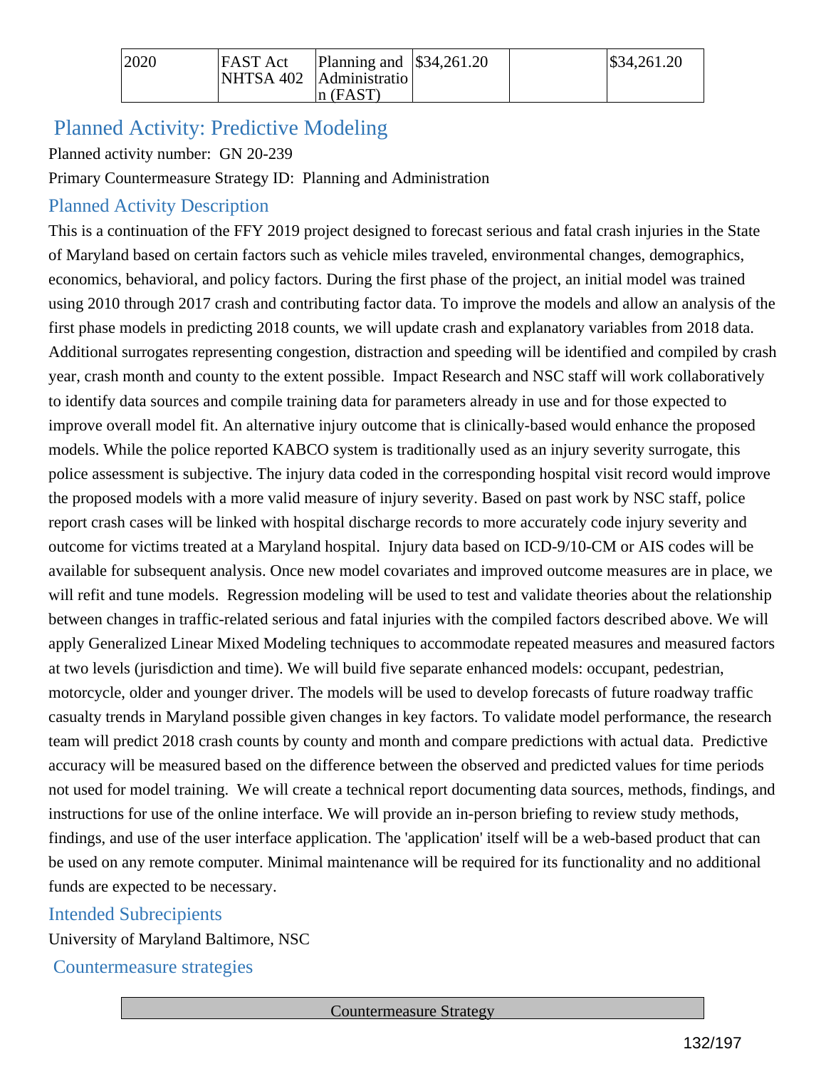| 2020 | FAST Act NHTSA 402 | Planning and Administration (FAST) | $34,261.20 | | $34,261.20 |
|---|---|---|---|---|---|

## Planned Activity: Predictive Modeling

Planned activity number: GN 20-239

Primary Countermeasure Strategy ID: Planning and Administration

### Planned Activity Description

This is a continuation of the FFY 2019 project designed to forecast serious and fatal crash injuries in the State of Maryland based on certain factors such as vehicle miles traveled, environmental changes, demographics, economics, behavioral, and policy factors. During the first phase of the project, an initial model was trained using 2010 through 2017 crash and contributing factor data. To improve the models and allow an analysis of the first phase models in predicting 2018 counts, we will update crash and explanatory variables from 2018 data. Additional surrogates representing congestion, distraction and speeding will be identified and compiled by crash year, crash month and county to the extent possible. Impact Research and NSC staff will work collaboratively to identify data sources and compile training data for parameters already in use and for those expected to improve overall model fit. An alternative injury outcome that is clinically-based would enhance the proposed models. While the police reported KABCO system is traditionally used as an injury severity surrogate, this police assessment is subjective. The injury data coded in the corresponding hospital visit record would improve the proposed models with a more valid measure of injury severity. Based on past work by NSC staff, police report crash cases will be linked with hospital discharge records to more accurately code injury severity and outcome for victims treated at a Maryland hospital. Injury data based on ICD-9/10-CM or AIS codes will be available for subsequent analysis. Once new model covariates and improved outcome measures are in place, we will refit and tune models. Regression modeling will be used to test and validate theories about the relationship between changes in traffic-related serious and fatal injuries with the compiled factors described above. We will apply Generalized Linear Mixed Modeling techniques to accommodate repeated measures and measured factors at two levels (jurisdiction and time). We will build five separate enhanced models: occupant, pedestrian, motorcycle, older and younger driver. The models will be used to develop forecasts of future roadway traffic casualty trends in Maryland possible given changes in key factors. To validate model performance, the research team will predict 2018 crash counts by county and month and compare predictions with actual data. Predictive accuracy will be measured based on the difference between the observed and predicted values for time periods not used for model training. We will create a technical report documenting data sources, methods, findings, and instructions for use of the online interface. We will provide an in-person briefing to review study methods, findings, and use of the user interface application. The 'application' itself will be a web-based product that can be used on any remote computer. Minimal maintenance will be required for its functionality and no additional funds are expected to be necessary.

### Intended Subrecipients

University of Maryland Baltimore, NSC

### Countermeasure strategies

| Countermeasure Strategy |
|---|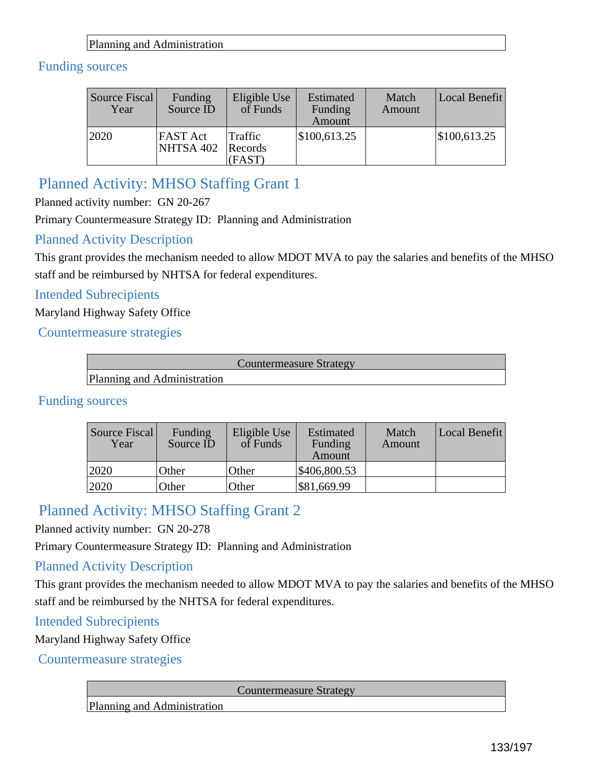| Planning and Administration |
|---|

### Funding sources

| Source Fiscal Year | Funding Source ID | Eligible Use of Funds | Estimated Funding Amount | Match Amount | Local Benefit |
|---|---|---|---|---|---|
| 2020 | FAST Act NHTSA 402 | Traffic Records (FAST) | $100,613.25 | | $100,613.25 |

## Planned Activity: MHSO Staffing Grant 1

Planned activity number: GN 20-267

Primary Countermeasure Strategy ID: Planning and Administration

### Planned Activity Description

This grant provides the mechanism needed to allow MDOT MVA to pay the salaries and benefits of the MHSO staff and be reimbursed by NHTSA for federal expenditures.

### Intended Subrecipients

Maryland Highway Safety Office

### Countermeasure strategies

| Countermeasure Strategy |
|---|
| Planning and Administration |

### Funding sources

| Source Fiscal Year | Funding Source ID | Eligible Use of Funds | Estimated Funding Amount | Match Amount | Local Benefit |
|---|---|---|---|---|---|
| 2020 | Other | Other | $406,800.53 | | |
| 2020 | Other | Other | $81,669.99 | | |

## Planned Activity: MHSO Staffing Grant 2

Planned activity number: GN 20-278

Primary Countermeasure Strategy ID: Planning and Administration

### Planned Activity Description

This grant provides the mechanism needed to allow MDOT MVA to pay the salaries and benefits of the MHSO staff and be reimbursed by the NHTSA for federal expenditures.

### Intended Subrecipients

Maryland Highway Safety Office

### Countermeasure strategies

| Countermeasure Strategy |
|---|
| Planning and Administration |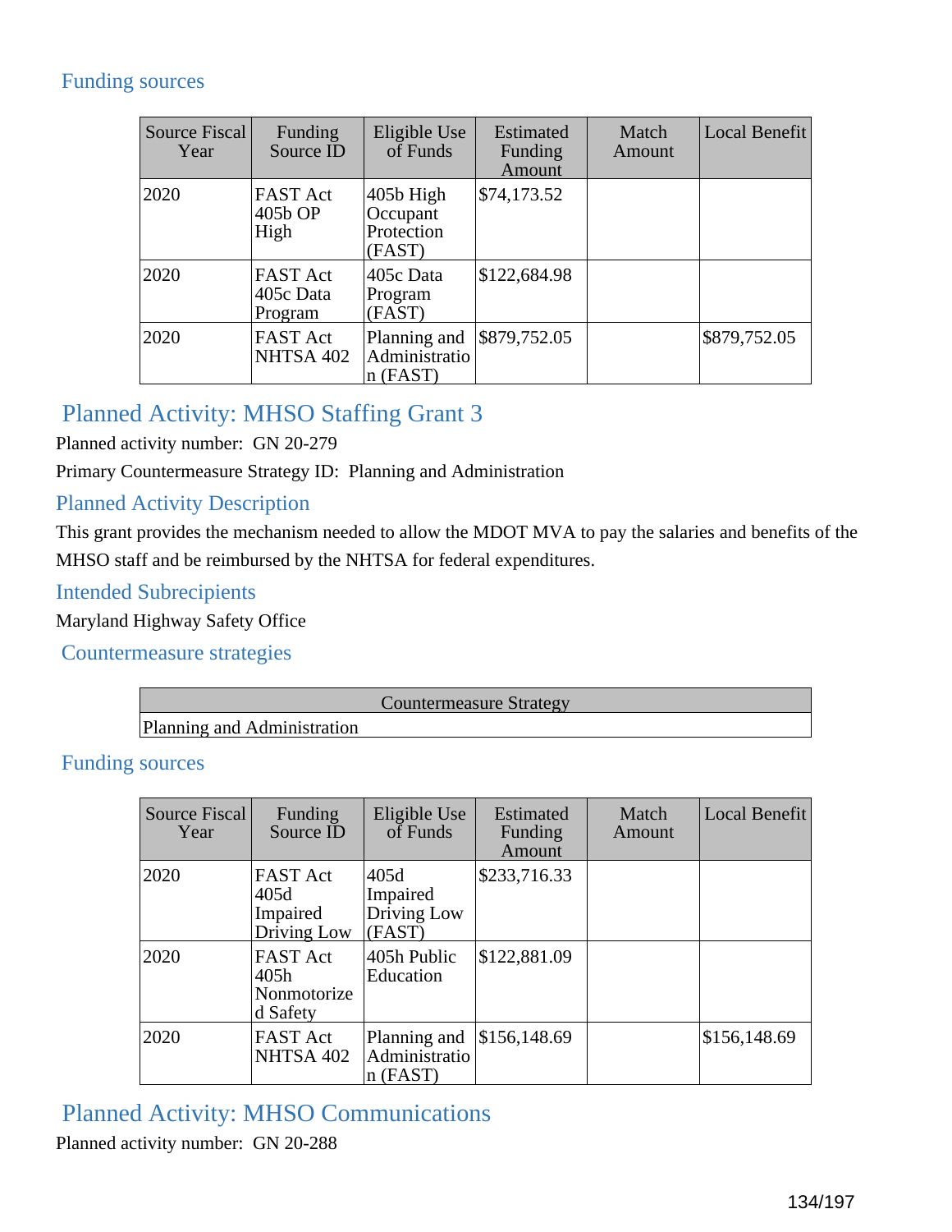## Funding sources

| Source Fiscal Year | Funding Source ID | Eligible Use of Funds | Estimated Funding Amount | Match Amount | Local Benefit |
|---|---|---|---|---|---|
| 2020 | FAST Act 405b OP High | 405b High Occupant Protection (FAST) | $74,173.52 | | |
| 2020 | FAST Act 405c Data Program | 405c Data Program (FAST) | $122,684.98 | | |
| 2020 | FAST Act NHTSA 402 | Planning and Administration (FAST) | $879,752.05 | | $879,752.05 |

# Planned Activity: MHSO Staffing Grant 3

Planned activity number: GN 20-279

Primary Countermeasure Strategy ID: Planning and Administration

## Planned Activity Description

This grant provides the mechanism needed to allow the MDOT MVA to pay the salaries and benefits of the MHSO staff and be reimbursed by the NHTSA for federal expenditures.

## Intended Subrecipients

Maryland Highway Safety Office

## Countermeasure strategies

| Countermeasure Strategy |
|---|
| Planning and Administration |

## Funding sources

| Source Fiscal Year | Funding Source ID | Eligible Use of Funds | Estimated Funding Amount | Match Amount | Local Benefit |
|---|---|---|---|---|---|
| 2020 | FAST Act 405d Impaired Driving Low | 405d Impaired Driving Low (FAST) | $233,716.33 | | |
| 2020 | FAST Act 405h Nonmotorized Safety | 405h Public Education | $122,881.09 | | |
| 2020 | FAST Act NHTSA 402 | Planning and Administration (FAST) | $156,148.69 | | $156,148.69 |

# Planned Activity: MHSO Communications

Planned activity number: GN 20-288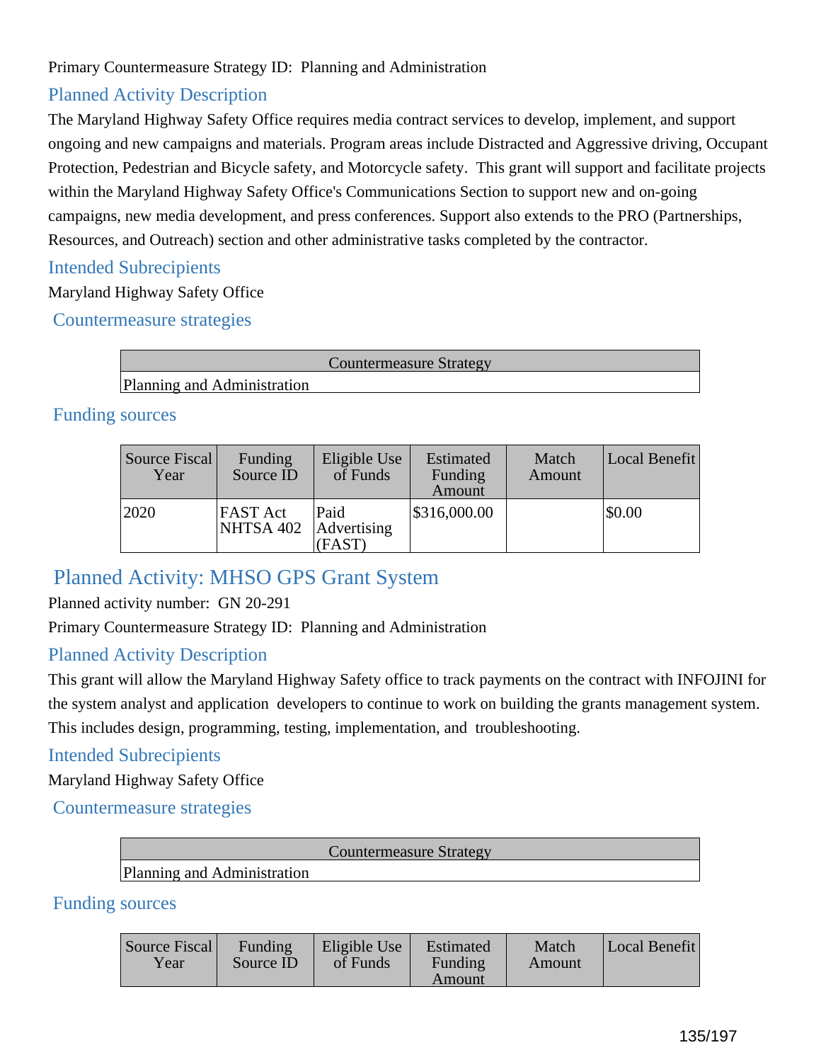Primary Countermeasure Strategy ID: Planning and Administration

### Planned Activity Description

The Maryland Highway Safety Office requires media contract services to develop, implement, and support ongoing and new campaigns and materials. Program areas include Distracted and Aggressive driving, Occupant Protection, Pedestrian and Bicycle safety, and Motorcycle safety. This grant will support and facilitate projects within the Maryland Highway Safety Office's Communications Section to support new and on-going campaigns, new media development, and press conferences. Support also extends to the PRO (Partnerships, Resources, and Outreach) section and other administrative tasks completed by the contractor.

### Intended Subrecipients

Maryland Highway Safety Office

### Countermeasure strategies

| Countermeasure Strategy |
| --- |
| Planning and Administration |

### Funding sources

| Source Fiscal Year | Funding Source ID | Eligible Use of Funds | Estimated Funding Amount | Match Amount | Local Benefit |
| --- | --- | --- | --- | --- | --- |
| 2020 | FAST Act NHTSA 402 | Paid Advertising (FAST) | $316,000.00 | | $0.00 |

## Planned Activity: MHSO GPS Grant System

Planned activity number: GN 20-291

Primary Countermeasure Strategy ID: Planning and Administration

### Planned Activity Description

This grant will allow the Maryland Highway Safety office to track payments on the contract with INFOJINI for the system analyst and application developers to continue to work on building the grants management system. This includes design, programming, testing, implementation, and troubleshooting.

### Intended Subrecipients

Maryland Highway Safety Office

### Countermeasure strategies

| Countermeasure Strategy |
| --- |
| Planning and Administration |

### Funding sources

| Source Fiscal Year | Funding Source ID | Eligible Use of Funds | Estimated Funding Amount | Match Amount | Local Benefit |
| --- | --- | --- | --- | --- | --- |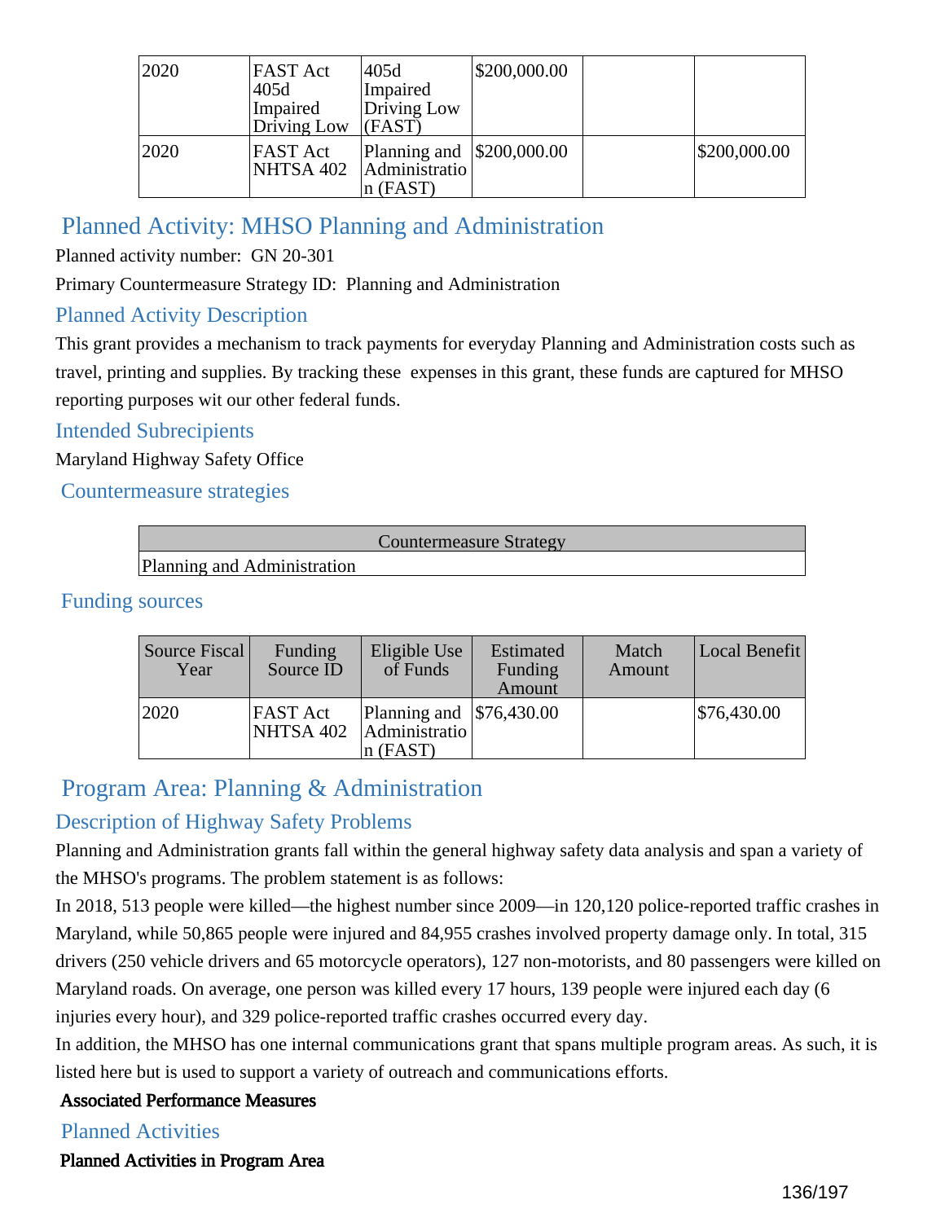| | | | | | |
|---|---|---|---|---|---|
| 2020 | FAST Act 405d Impaired Driving Low | 405d Impaired Driving Low (FAST) | $200,000.00 | | |
| 2020 | FAST Act NHTSA 402 | Planning and Administration (FAST) | $200,000.00 | | $200,000.00 |

## Planned Activity: MHSO Planning and Administration

Planned activity number: GN 20-301

Primary Countermeasure Strategy ID: Planning and Administration

### Planned Activity Description

This grant provides a mechanism to track payments for everyday Planning and Administration costs such as travel, printing and supplies. By tracking these expenses in this grant, these funds are captured for MHSO reporting purposes wit our other federal funds.

### Intended Subrecipients

Maryland Highway Safety Office

### Countermeasure strategies

| Countermeasure Strategy |
|---|
| Planning and Administration |

### Funding sources

| Source Fiscal Year | Funding Source ID | Eligible Use of Funds | Estimated Funding Amount | Match Amount | Local Benefit |
|---|---|---|---|---|---|
| 2020 | FAST Act NHTSA 402 | Planning and Administration (FAST) | $76,430.00 | | $76,430.00 |

## Program Area: Planning & Administration

### Description of Highway Safety Problems

Planning and Administration grants fall within the general highway safety data analysis and span a variety of the MHSO's programs. The problem statement is as follows:

In 2018, 513 people were killed—the highest number since 2009—in 120,120 police-reported traffic crashes in Maryland, while 50,865 people were injured and 84,955 crashes involved property damage only. In total, 315 drivers (250 vehicle drivers and 65 motorcycle operators), 127 non-motorists, and 80 passengers were killed on Maryland roads. On average, one person was killed every 17 hours, 139 people were injured each day (6 injuries every hour), and 329 police-reported traffic crashes occurred every day.

In addition, the MHSO has one internal communications grant that spans multiple program areas. As such, it is listed here but is used to support a variety of outreach and communications efforts.

**Associated Performance Measures**

### Planned Activities

**Planned Activities in Program Area**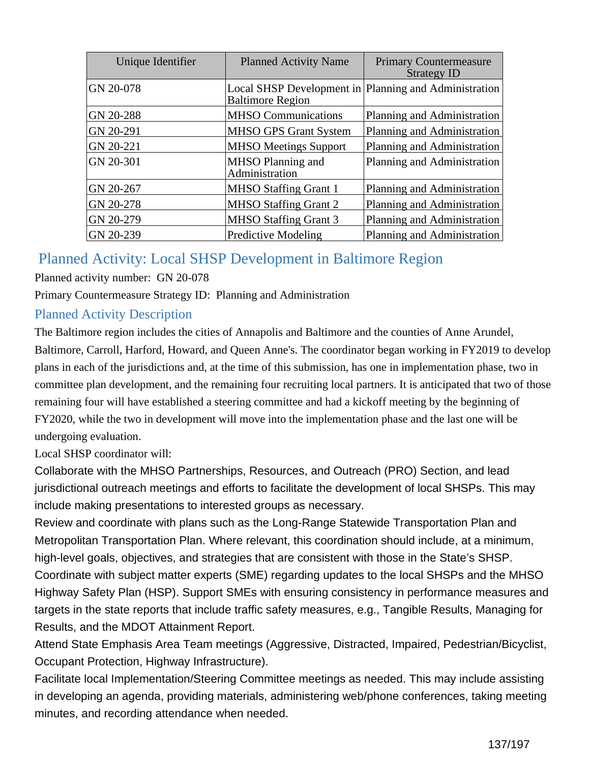| Unique Identifier | Planned Activity Name | Primary Countermeasure Strategy ID |
| --- | --- | --- |
| GN 20-078 | Local SHSP Development in Baltimore Region | Planning and Administration |
| GN 20-288 | MHSO Communications | Planning and Administration |
| GN 20-291 | MHSO GPS Grant System | Planning and Administration |
| GN 20-221 | MHSO Meetings Support | Planning and Administration |
| GN 20-301 | MHSO Planning and Administration | Planning and Administration |
| GN 20-267 | MHSO Staffing Grant 1 | Planning and Administration |
| GN 20-278 | MHSO Staffing Grant 2 | Planning and Administration |
| GN 20-279 | MHSO Staffing Grant 3 | Planning and Administration |
| GN 20-239 | Predictive Modeling | Planning and Administration |

## Planned Activity: Local SHSP Development in Baltimore Region

Planned activity number: GN 20-078

Primary Countermeasure Strategy ID: Planning and Administration

### Planned Activity Description

The Baltimore region includes the cities of Annapolis and Baltimore and the counties of Anne Arundel, Baltimore, Carroll, Harford, Howard, and Queen Anne's. The coordinator began working in FY2019 to develop plans in each of the jurisdictions and, at the time of this submission, has one in implementation phase, two in committee plan development, and the remaining four recruiting local partners. It is anticipated that two of those remaining four will have established a steering committee and had a kickoff meeting by the beginning of FY2020, while the two in development will move into the implementation phase and the last one will be undergoing evaluation.

Local SHSP coordinator will:

Collaborate with the MHSO Partnerships, Resources, and Outreach (PRO) Section, and lead jurisdictional outreach meetings and efforts to facilitate the development of local SHSPs. This may include making presentations to interested groups as necessary.

Review and coordinate with plans such as the Long-Range Statewide Transportation Plan and Metropolitan Transportation Plan. Where relevant, this coordination should include, at a minimum, high-level goals, objectives, and strategies that are consistent with those in the State's SHSP.

Coordinate with subject matter experts (SME) regarding updates to the local SHSPs and the MHSO Highway Safety Plan (HSP). Support SMEs with ensuring consistency in performance measures and targets in the state reports that include traffic safety measures, e.g., Tangible Results, Managing for Results, and the MDOT Attainment Report.

Attend State Emphasis Area Team meetings (Aggressive, Distracted, Impaired, Pedestrian/Bicyclist, Occupant Protection, Highway Infrastructure).

Facilitate local Implementation/Steering Committee meetings as needed. This may include assisting in developing an agenda, providing materials, administering web/phone conferences, taking meeting minutes, and recording attendance when needed.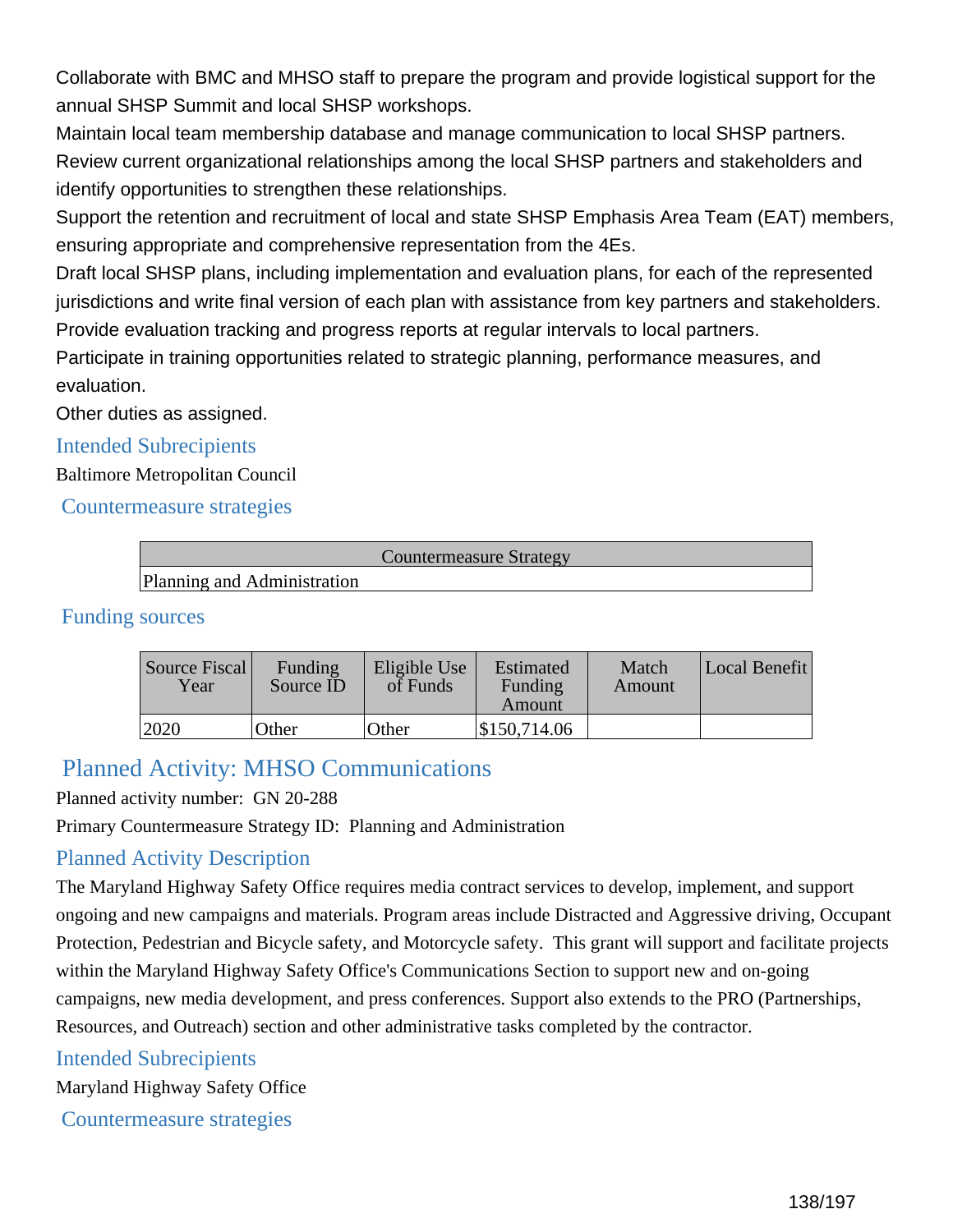Collaborate with BMC and MHSO staff to prepare the program and provide logistical support for the annual SHSP Summit and local SHSP workshops.

Maintain local team membership database and manage communication to local SHSP partners.

Review current organizational relationships among the local SHSP partners and stakeholders and identify opportunities to strengthen these relationships.

Support the retention and recruitment of local and state SHSP Emphasis Area Team (EAT) members, ensuring appropriate and comprehensive representation from the 4Es.

Draft local SHSP plans, including implementation and evaluation plans, for each of the represented jurisdictions and write final version of each plan with assistance from key partners and stakeholders.

Provide evaluation tracking and progress reports at regular intervals to local partners.

Participate in training opportunities related to strategic planning, performance measures, and evaluation.

Other duties as assigned.

### Intended Subrecipients

Baltimore Metropolitan Council

### Countermeasure strategies

| Countermeasure Strategy |
| --- |
| Planning and Administration |

### Funding sources

| Source Fiscal Year | Funding Source ID | Eligible Use of Funds | Estimated Funding Amount | Match Amount | Local Benefit |
| --- | --- | --- | --- | --- | --- |
| 2020 | Other | Other | $150,714.06 | | |

## Planned Activity: MHSO Communications

Planned activity number: GN 20-288

Primary Countermeasure Strategy ID: Planning and Administration

### Planned Activity Description

The Maryland Highway Safety Office requires media contract services to develop, implement, and support ongoing and new campaigns and materials. Program areas include Distracted and Aggressive driving, Occupant Protection, Pedestrian and Bicycle safety, and Motorcycle safety. This grant will support and facilitate projects within the Maryland Highway Safety Office's Communications Section to support new and on-going campaigns, new media development, and press conferences. Support also extends to the PRO (Partnerships, Resources, and Outreach) section and other administrative tasks completed by the contractor.

### Intended Subrecipients

Maryland Highway Safety Office

### Countermeasure strategies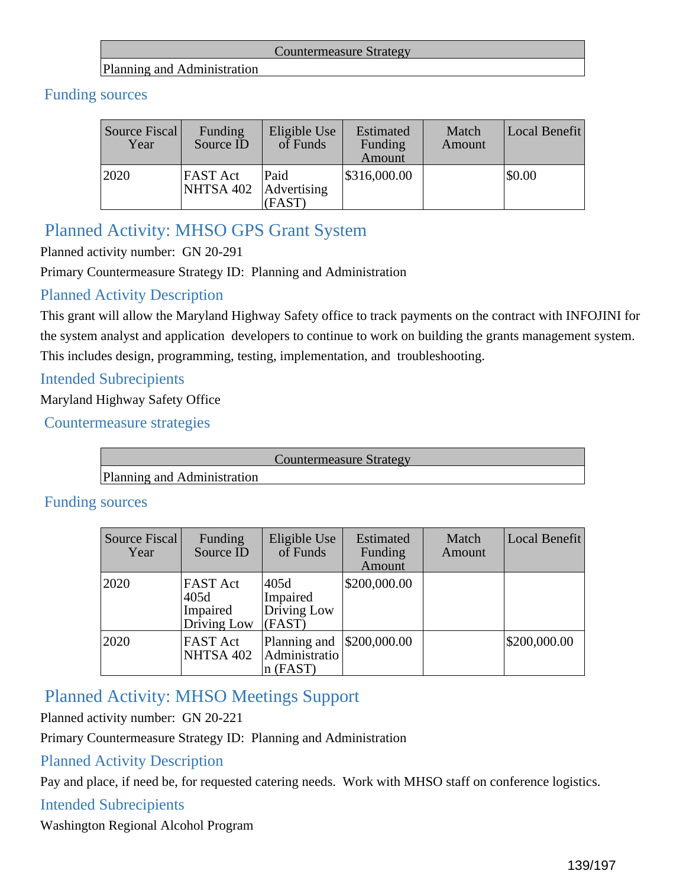| Countermeasure Strategy |
|---|
| Planning and Administration |

### Funding sources

| Source Fiscal Year | Funding Source ID | Eligible Use of Funds | Estimated Funding Amount | Match Amount | Local Benefit |
|---|---|---|---|---|---|
| 2020 | FAST Act NHTSA 402 | Paid Advertising (FAST) | $316,000.00 | | $0.00 |

## Planned Activity: MHSO GPS Grant System

Planned activity number: GN 20-291

Primary Countermeasure Strategy ID: Planning and Administration

### Planned Activity Description

This grant will allow the Maryland Highway Safety office to track payments on the contract with INFOJINI for the system analyst and application developers to continue to work on building the grants management system. This includes design, programming, testing, implementation, and troubleshooting.

### Intended Subrecipients

Maryland Highway Safety Office

### Countermeasure strategies

| Countermeasure Strategy |
|---|
| Planning and Administration |

### Funding sources

| Source Fiscal Year | Funding Source ID | Eligible Use of Funds | Estimated Funding Amount | Match Amount | Local Benefit |
|---|---|---|---|---|---|
| 2020 | FAST Act 405d Impaired Driving Low | 405d Impaired Driving Low (FAST) | $200,000.00 | | |
| 2020 | FAST Act NHTSA 402 | Planning and Administration (FAST) | $200,000.00 | | $200,000.00 |

## Planned Activity: MHSO Meetings Support

Planned activity number: GN 20-221

Primary Countermeasure Strategy ID: Planning and Administration

### Planned Activity Description

Pay and place, if need be, for requested catering needs. Work with MHSO staff on conference logistics.

### Intended Subrecipients

Washington Regional Alcohol Program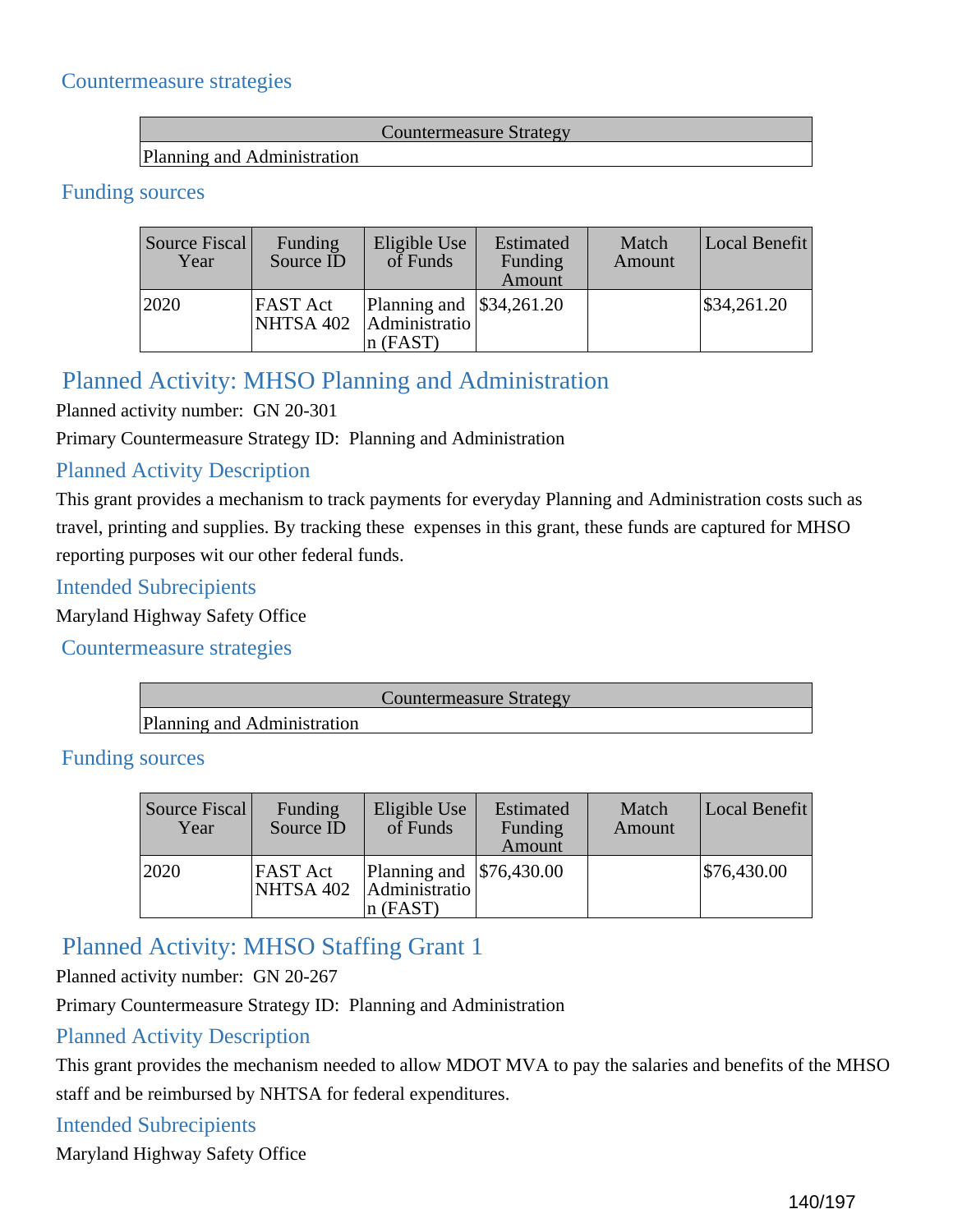## Countermeasure strategies

| Countermeasure Strategy |
| --- |
| Planning and Administration |

## Funding sources

| Source Fiscal Year | Funding Source ID | Eligible Use of Funds | Estimated Funding Amount | Match Amount | Local Benefit |
| --- | --- | --- | --- | --- | --- |
| 2020 | FAST Act NHTSA 402 | Planning and Administration (FAST) | $34,261.20 | | $34,261.20 |

# Planned Activity: MHSO Planning and Administration

Planned activity number: GN 20-301

Primary Countermeasure Strategy ID: Planning and Administration

## Planned Activity Description

This grant provides a mechanism to track payments for everyday Planning and Administration costs such as travel, printing and supplies. By tracking these expenses in this grant, these funds are captured for MHSO reporting purposes wit our other federal funds.

## Intended Subrecipients

Maryland Highway Safety Office

## Countermeasure strategies

| Countermeasure Strategy |
| --- |
| Planning and Administration |

## Funding sources

| Source Fiscal Year | Funding Source ID | Eligible Use of Funds | Estimated Funding Amount | Match Amount | Local Benefit |
| --- | --- | --- | --- | --- | --- |
| 2020 | FAST Act NHTSA 402 | Planning and Administration (FAST) | $76,430.00 | | $76,430.00 |

# Planned Activity: MHSO Staffing Grant 1

Planned activity number: GN 20-267

Primary Countermeasure Strategy ID: Planning and Administration

## Planned Activity Description

This grant provides the mechanism needed to allow MDOT MVA to pay the salaries and benefits of the MHSO staff and be reimbursed by NHTSA for federal expenditures.

## Intended Subrecipients

Maryland Highway Safety Office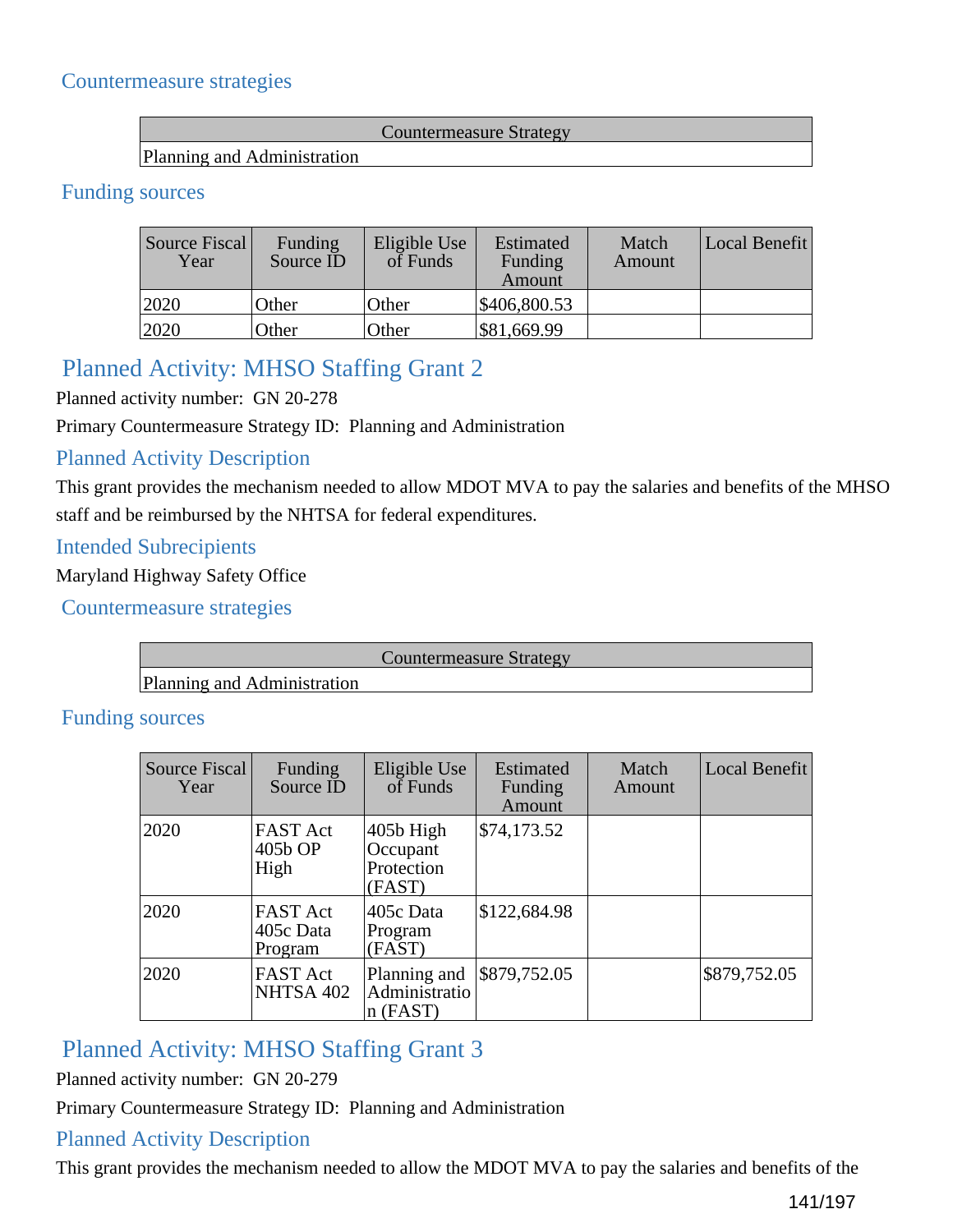### Countermeasure strategies

| Countermeasure Strategy |
|---|
| Planning and Administration |

### Funding sources

| Source Fiscal Year | Funding Source ID | Eligible Use of Funds | Estimated Funding Amount | Match Amount | Local Benefit |
|---|---|---|---|---|---|
| 2020 | Other | Other | $406,800.53 | | |
| 2020 | Other | Other | $81,669.99 | | |

## Planned Activity: MHSO Staffing Grant 2

Planned activity number: GN 20-278

Primary Countermeasure Strategy ID: Planning and Administration

### Planned Activity Description

This grant provides the mechanism needed to allow MDOT MVA to pay the salaries and benefits of the MHSO staff and be reimbursed by the NHTSA for federal expenditures.

### Intended Subrecipients

Maryland Highway Safety Office

### Countermeasure strategies

| Countermeasure Strategy |
|---|
| Planning and Administration |

### Funding sources

| Source Fiscal Year | Funding Source ID | Eligible Use of Funds | Estimated Funding Amount | Match Amount | Local Benefit |
|---|---|---|---|---|---|
| 2020 | FAST Act 405b OP High | 405b High Occupant Protection (FAST) | $74,173.52 | | |
| 2020 | FAST Act 405c Data Program | 405c Data Program (FAST) | $122,684.98 | | |
| 2020 | FAST Act NHTSA 402 | Planning and Administration (FAST) | $879,752.05 | | $879,752.05 |

## Planned Activity: MHSO Staffing Grant 3

Planned activity number: GN 20-279

Primary Countermeasure Strategy ID: Planning and Administration

### Planned Activity Description

This grant provides the mechanism needed to allow the MDOT MVA to pay the salaries and benefits of the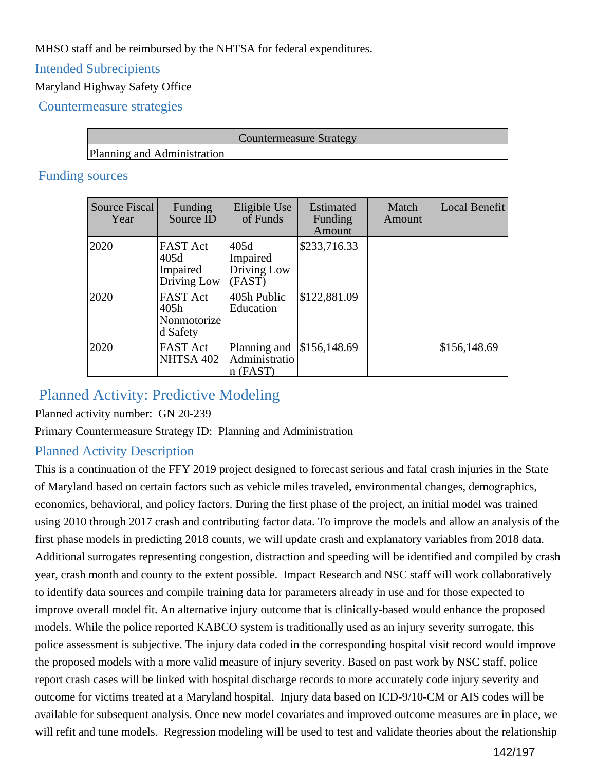MHSO staff and be reimbursed by the NHTSA for federal expenditures.

### Intended Subrecipients

Maryland Highway Safety Office

### Countermeasure strategies

| Countermeasure Strategy |
| --- |
| Planning and Administration |

### Funding sources

| Source Fiscal Year | Funding Source ID | Eligible Use of Funds | Estimated Funding Amount | Match Amount | Local Benefit |
| --- | --- | --- | --- | --- | --- |
| 2020 | FAST Act 405d Impaired Driving Low | 405d Impaired Driving Low (FAST) | $233,716.33 | | |
| 2020 | FAST Act 405h Nonmotorized Safety | 405h Public Education | $122,881.09 | | |
| 2020 | FAST Act NHTSA 402 | Planning and Administration (FAST) | $156,148.69 | | $156,148.69 |

## Planned Activity: Predictive Modeling

Planned activity number: GN 20-239

Primary Countermeasure Strategy ID: Planning and Administration

### Planned Activity Description

This is a continuation of the FFY 2019 project designed to forecast serious and fatal crash injuries in the State of Maryland based on certain factors such as vehicle miles traveled, environmental changes, demographics, economics, behavioral, and policy factors. During the first phase of the project, an initial model was trained using 2010 through 2017 crash and contributing factor data. To improve the models and allow an analysis of the first phase models in predicting 2018 counts, we will update crash and explanatory variables from 2018 data. Additional surrogates representing congestion, distraction and speeding will be identified and compiled by crash year, crash month and county to the extent possible. Impact Research and NSC staff will work collaboratively to identify data sources and compile training data for parameters already in use and for those expected to improve overall model fit. An alternative injury outcome that is clinically-based would enhance the proposed models. While the police reported KABCO system is traditionally used as an injury severity surrogate, this police assessment is subjective. The injury data coded in the corresponding hospital visit record would improve the proposed models with a more valid measure of injury severity. Based on past work by NSC staff, police report crash cases will be linked with hospital discharge records to more accurately code injury severity and outcome for victims treated at a Maryland hospital. Injury data based on ICD-9/10-CM or AIS codes will be available for subsequent analysis. Once new model covariates and improved outcome measures are in place, we will refit and tune models. Regression modeling will be used to test and validate theories about the relationship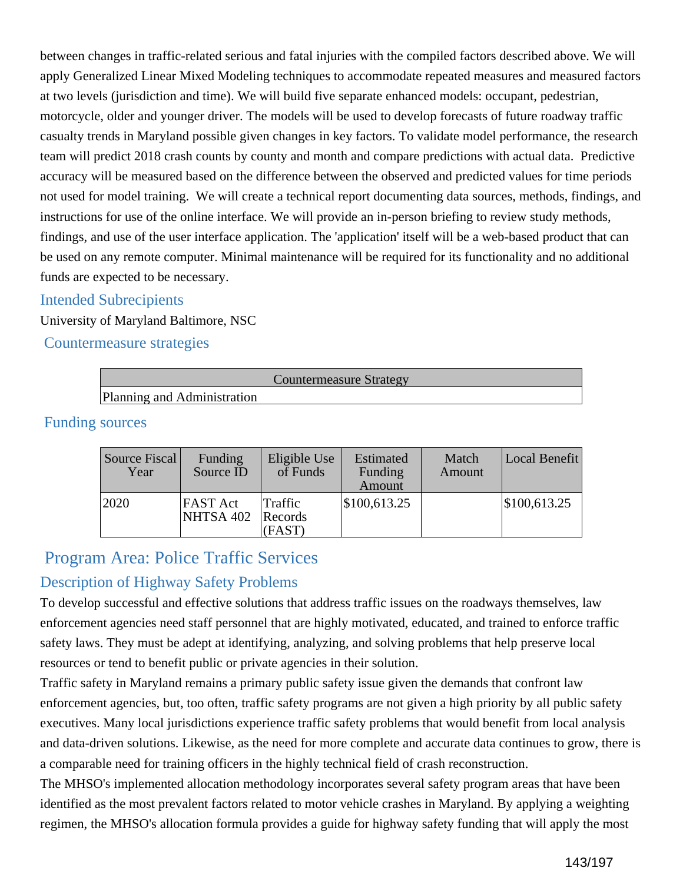between changes in traffic-related serious and fatal injuries with the compiled factors described above. We will apply Generalized Linear Mixed Modeling techniques to accommodate repeated measures and measured factors at two levels (jurisdiction and time). We will build five separate enhanced models: occupant, pedestrian, motorcycle, older and younger driver. The models will be used to develop forecasts of future roadway traffic casualty trends in Maryland possible given changes in key factors. To validate model performance, the research team will predict 2018 crash counts by county and month and compare predictions with actual data. Predictive accuracy will be measured based on the difference between the observed and predicted values for time periods not used for model training. We will create a technical report documenting data sources, methods, findings, and instructions for use of the online interface. We will provide an in-person briefing to review study methods, findings, and use of the user interface application. The 'application' itself will be a web-based product that can be used on any remote computer. Minimal maintenance will be required for its functionality and no additional funds are expected to be necessary.

### Intended Subrecipients

University of Maryland Baltimore, NSC

### Countermeasure strategies

| Countermeasure Strategy |
|---|
| Planning and Administration |

### Funding sources

| Source Fiscal Year | Funding Source ID | Eligible Use of Funds | Estimated Funding Amount | Match Amount | Local Benefit |
|---|---|---|---|---|---|
| 2020 | FAST Act NHTSA 402 | Traffic Records (FAST) | $100,613.25 | | $100,613.25 |

## Program Area: Police Traffic Services

### Description of Highway Safety Problems

To develop successful and effective solutions that address traffic issues on the roadways themselves, law enforcement agencies need staff personnel that are highly motivated, educated, and trained to enforce traffic safety laws. They must be adept at identifying, analyzing, and solving problems that help preserve local resources or tend to benefit public or private agencies in their solution.

Traffic safety in Maryland remains a primary public safety issue given the demands that confront law enforcement agencies, but, too often, traffic safety programs are not given a high priority by all public safety executives. Many local jurisdictions experience traffic safety problems that would benefit from local analysis and data-driven solutions. Likewise, as the need for more complete and accurate data continues to grow, there is a comparable need for training officers in the highly technical field of crash reconstruction.

The MHSO's implemented allocation methodology incorporates several safety program areas that have been identified as the most prevalent factors related to motor vehicle crashes in Maryland. By applying a weighting regimen, the MHSO's allocation formula provides a guide for highway safety funding that will apply the most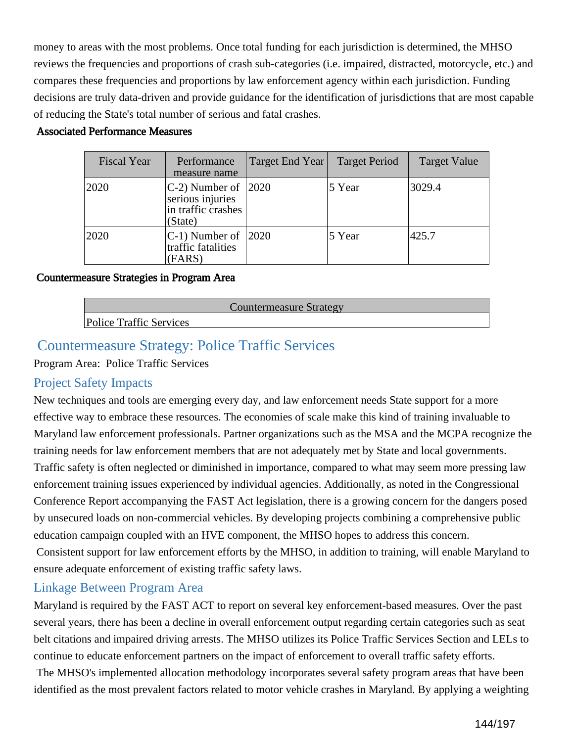money to areas with the most problems. Once total funding for each jurisdiction is determined, the MHSO reviews the frequencies and proportions of crash sub-categories (i.e. impaired, distracted, motorcycle, etc.) and compares these frequencies and proportions by law enforcement agency within each jurisdiction. Funding decisions are truly data-driven and provide guidance for the identification of jurisdictions that are most capable of reducing the State's total number of serious and fatal crashes.

**Associated Performance Measures**

| Fiscal Year | Performance measure name | Target End Year | Target Period | Target Value |
|---|---|---|---|---|
| 2020 | C-2) Number of serious injuries in traffic crashes (State) | 2020 | 5 Year | 3029.4 |
| 2020 | C-1) Number of traffic fatalities (FARS) | 2020 | 5 Year | 425.7 |

**Countermeasure Strategies in Program Area**

| Countermeasure Strategy |
|---|
| Police Traffic Services |

## Countermeasure Strategy: Police Traffic Services

Program Area: Police Traffic Services

### Project Safety Impacts

New techniques and tools are emerging every day, and law enforcement needs State support for a more effective way to embrace these resources. The economies of scale make this kind of training invaluable to Maryland law enforcement professionals. Partner organizations such as the MSA and the MCPA recognize the training needs for law enforcement members that are not adequately met by State and local governments. Traffic safety is often neglected or diminished in importance, compared to what may seem more pressing law enforcement training issues experienced by individual agencies. Additionally, as noted in the Congressional Conference Report accompanying the FAST Act legislation, there is a growing concern for the dangers posed by unsecured loads on non-commercial vehicles. By developing projects combining a comprehensive public education campaign coupled with an HVE component, the MHSO hopes to address this concern.

Consistent support for law enforcement efforts by the MHSO, in addition to training, will enable Maryland to ensure adequate enforcement of existing traffic safety laws.

### Linkage Between Program Area

Maryland is required by the FAST ACT to report on several key enforcement-based measures. Over the past several years, there has been a decline in overall enforcement output regarding certain categories such as seat belt citations and impaired driving arrests. The MHSO utilizes its Police Traffic Services Section and LELs to continue to educate enforcement partners on the impact of enforcement to overall traffic safety efforts.

The MHSO's implemented allocation methodology incorporates several safety program areas that have been identified as the most prevalent factors related to motor vehicle crashes in Maryland. By applying a weighting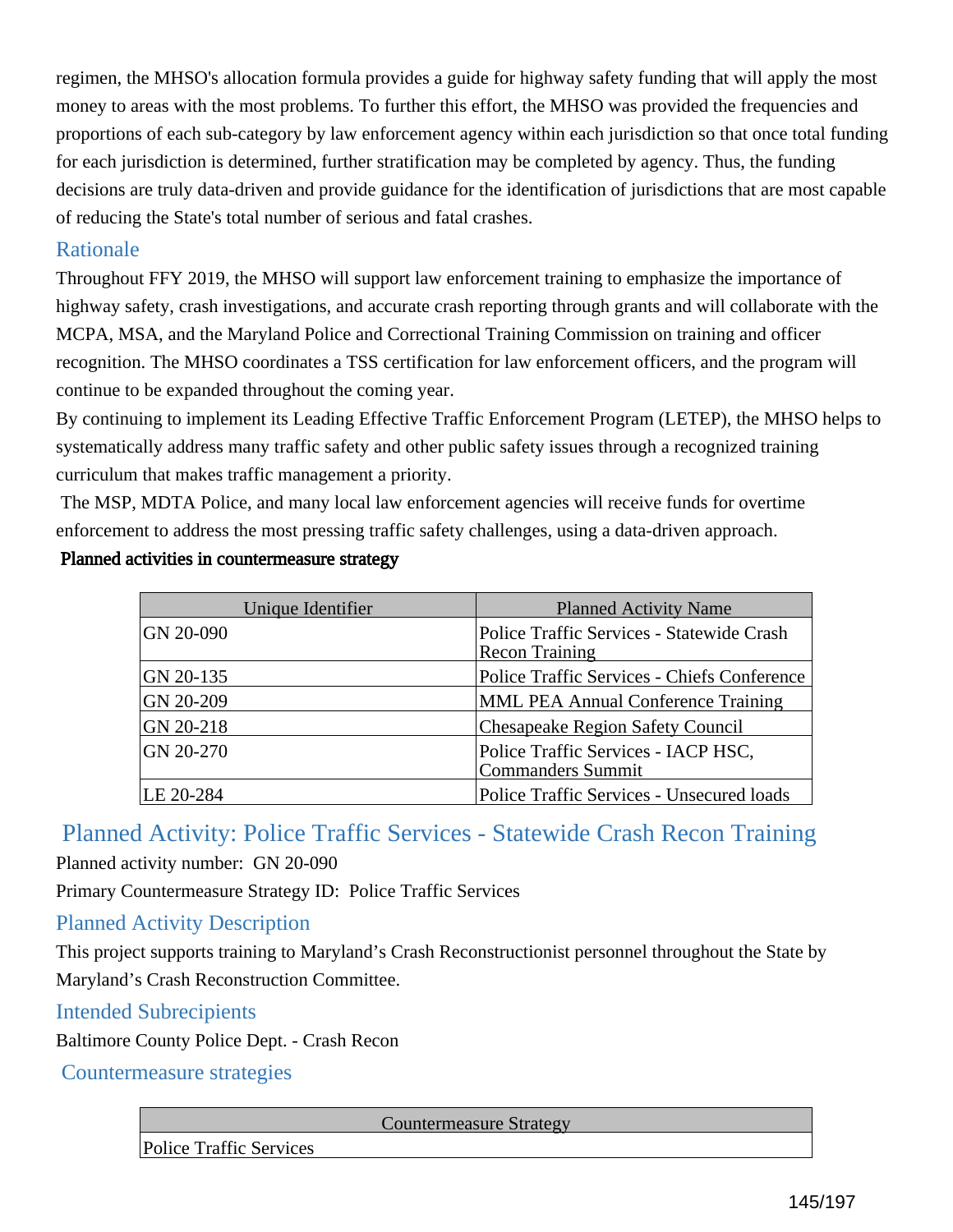regimen, the MHSO's allocation formula provides a guide for highway safety funding that will apply the most money to areas with the most problems. To further this effort, the MHSO was provided the frequencies and proportions of each sub-category by law enforcement agency within each jurisdiction so that once total funding for each jurisdiction is determined, further stratification may be completed by agency. Thus, the funding decisions are truly data-driven and provide guidance for the identification of jurisdictions that are most capable of reducing the State's total number of serious and fatal crashes.

### Rationale

Throughout FFY 2019, the MHSO will support law enforcement training to emphasize the importance of highway safety, crash investigations, and accurate crash reporting through grants and will collaborate with the MCPA, MSA, and the Maryland Police and Correctional Training Commission on training and officer recognition. The MHSO coordinates a TSS certification for law enforcement officers, and the program will continue to be expanded throughout the coming year.

By continuing to implement its Leading Effective Traffic Enforcement Program (LETEP), the MHSO helps to systematically address many traffic safety and other public safety issues through a recognized training curriculum that makes traffic management a priority.

The MSP, MDTA Police, and many local law enforcement agencies will receive funds for overtime enforcement to address the most pressing traffic safety challenges, using a data-driven approach.

**Planned activities in countermeasure strategy**

| Unique Identifier | Planned Activity Name |
|---|---|
| GN 20-090 | Police Traffic Services - Statewide Crash Recon Training |
| GN 20-135 | Police Traffic Services - Chiefs Conference |
| GN 20-209 | MML PEA Annual Conference Training |
| GN 20-218 | Chesapeake Region Safety Council |
| GN 20-270 | Police Traffic Services - IACP HSC, Commanders Summit |
| LE 20-284 | Police Traffic Services - Unsecured loads |

## Planned Activity: Police Traffic Services - Statewide Crash Recon Training

Planned activity number: GN 20-090

Primary Countermeasure Strategy ID: Police Traffic Services

### Planned Activity Description

This project supports training to Maryland’s Crash Reconstructionist personnel throughout the State by Maryland’s Crash Reconstruction Committee.

### Intended Subrecipients

Baltimore County Police Dept. - Crash Recon

### Countermeasure strategies

| Countermeasure Strategy |
|---|
| Police Traffic Services |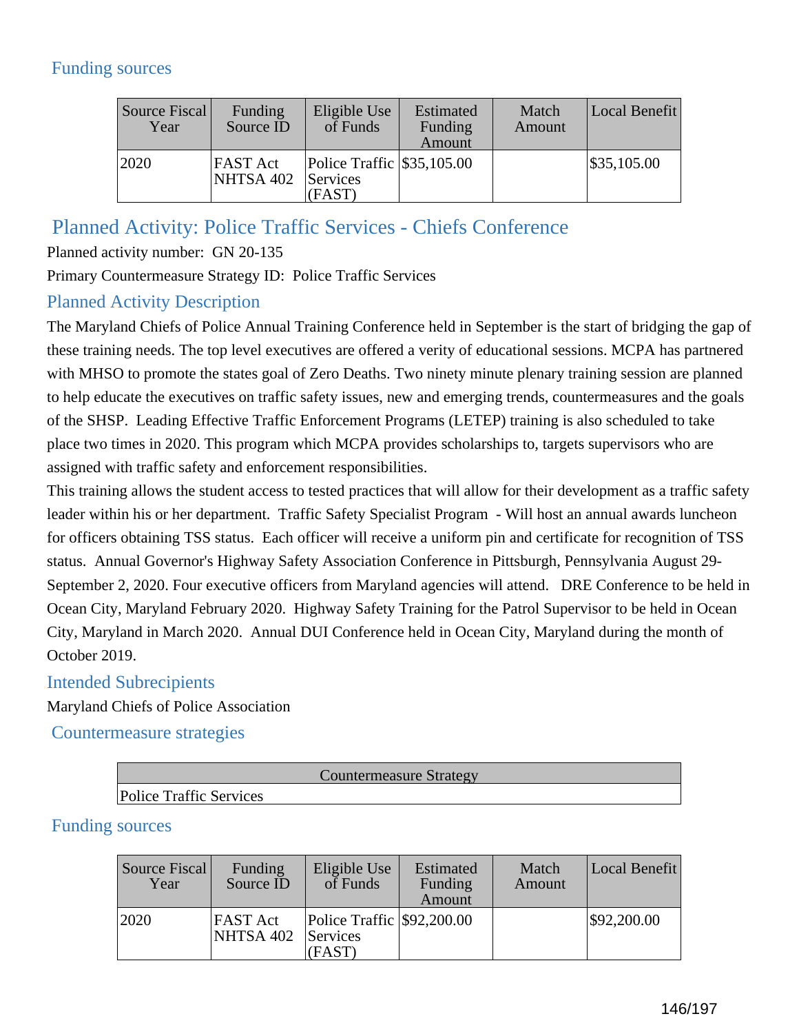## Funding sources

| Source Fiscal Year | Funding Source ID | Eligible Use of Funds | Estimated Funding Amount | Match Amount | Local Benefit |
|---|---|---|---|---|---|
| 2020 | FAST Act NHTSA 402 | Police Traffic Services (FAST) | $35,105.00 | | $35,105.00 |

## Planned Activity: Police Traffic Services - Chiefs Conference

Planned activity number: GN 20-135

Primary Countermeasure Strategy ID: Police Traffic Services

### Planned Activity Description

The Maryland Chiefs of Police Annual Training Conference held in September is the start of bridging the gap of these training needs. The top level executives are offered a verity of educational sessions. MCPA has partnered with MHSO to promote the states goal of Zero Deaths. Two ninety minute plenary training session are planned to help educate the executives on traffic safety issues, new and emerging trends, countermeasures and the goals of the SHSP. Leading Effective Traffic Enforcement Programs (LETEP) training is also scheduled to take place two times in 2020. This program which MCPA provides scholarships to, targets supervisors who are assigned with traffic safety and enforcement responsibilities.

This training allows the student access to tested practices that will allow for their development as a traffic safety leader within his or her department. Traffic Safety Specialist Program - Will host an annual awards luncheon for officers obtaining TSS status. Each officer will receive a uniform pin and certificate for recognition of TSS status. Annual Governor's Highway Safety Association Conference in Pittsburgh, Pennsylvania August 29-September 2, 2020. Four executive officers from Maryland agencies will attend. DRE Conference to be held in Ocean City, Maryland February 2020. Highway Safety Training for the Patrol Supervisor to be held in Ocean City, Maryland in March 2020. Annual DUI Conference held in Ocean City, Maryland during the month of October 2019.

### Intended Subrecipients

Maryland Chiefs of Police Association

### Countermeasure strategies

| Countermeasure Strategy |
|---|
| Police Traffic Services |

### Funding sources

| Source Fiscal Year | Funding Source ID | Eligible Use of Funds | Estimated Funding Amount | Match Amount | Local Benefit |
|---|---|---|---|---|---|
| 2020 | FAST Act NHTSA 402 | Police Traffic Services (FAST) | $92,200.00 | | $92,200.00 |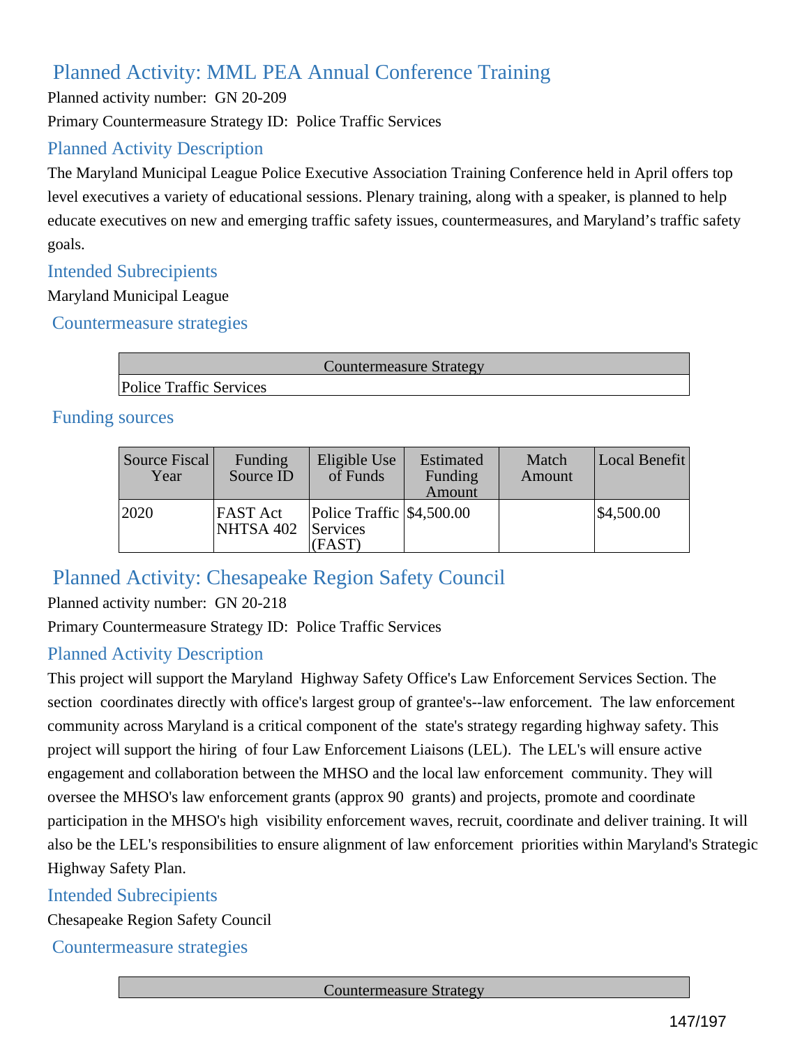## Planned Activity: MML PEA Annual Conference Training

Planned activity number: GN 20-209

Primary Countermeasure Strategy ID: Police Traffic Services

### Planned Activity Description

The Maryland Municipal League Police Executive Association Training Conference held in April offers top level executives a variety of educational sessions. Plenary training, along with a speaker, is planned to help educate executives on new and emerging traffic safety issues, countermeasures, and Maryland's traffic safety goals.

### Intended Subrecipients

Maryland Municipal League

### Countermeasure strategies

| Countermeasure Strategy |
|---|
| Police Traffic Services |

### Funding sources

| Source Fiscal Year | Funding Source ID | Eligible Use of Funds | Estimated Funding Amount | Match Amount | Local Benefit |
|---|---|---|---|---|---|
| 2020 | FAST Act NHTSA 402 | Police Traffic Services (FAST) | $4,500.00 | | $4,500.00 |

## Planned Activity: Chesapeake Region Safety Council

Planned activity number: GN 20-218

Primary Countermeasure Strategy ID: Police Traffic Services

### Planned Activity Description

This project will support the Maryland Highway Safety Office's Law Enforcement Services Section. The section coordinates directly with office's largest group of grantee's--law enforcement. The law enforcement community across Maryland is a critical component of the state's strategy regarding highway safety. This project will support the hiring of four Law Enforcement Liaisons (LEL). The LEL's will ensure active engagement and collaboration between the MHSO and the local law enforcement community. They will oversee the MHSO's law enforcement grants (approx 90 grants) and projects, promote and coordinate participation in the MHSO's high visibility enforcement waves, recruit, coordinate and deliver training. It will also be the LEL's responsibilities to ensure alignment of law enforcement priorities within Maryland's Strategic Highway Safety Plan.

### Intended Subrecipients

Chesapeake Region Safety Council

### Countermeasure strategies

| Countermeasure Strategy |
|---|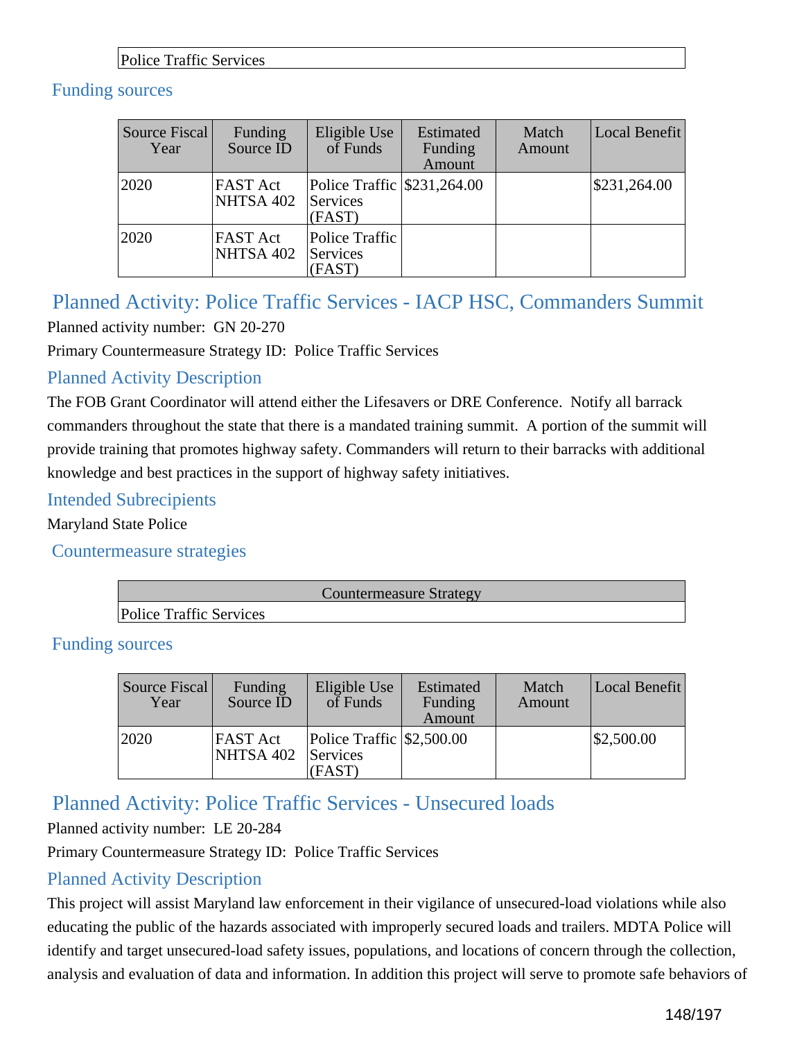| Police Traffic Services |
|---|

### Funding sources

| Source Fiscal Year | Funding Source ID | Eligible Use of Funds | Estimated Funding Amount | Match Amount | Local Benefit |
|---|---|---|---|---|---|
| 2020 | FAST Act NHTSA 402 | Police Traffic Services (FAST) | $231,264.00 | | $231,264.00 |
| 2020 | FAST Act NHTSA 402 | Police Traffic Services (FAST) | | | |

## Planned Activity: Police Traffic Services - IACP HSC, Commanders Summit

Planned activity number: GN 20-270

Primary Countermeasure Strategy ID: Police Traffic Services

### Planned Activity Description

The FOB Grant Coordinator will attend either the Lifesavers or DRE Conference. Notify all barrack commanders throughout the state that there is a mandated training summit. A portion of the summit will provide training that promotes highway safety. Commanders will return to their barracks with additional knowledge and best practices in the support of highway safety initiatives.

### Intended Subrecipients

Maryland State Police

### Countermeasure strategies

| Countermeasure Strategy |
|---|
| Police Traffic Services |

### Funding sources

| Source Fiscal Year | Funding Source ID | Eligible Use of Funds | Estimated Funding Amount | Match Amount | Local Benefit |
|---|---|---|---|---|---|
| 2020 | FAST Act NHTSA 402 | Police Traffic Services (FAST) | $2,500.00 | | $2,500.00 |

## Planned Activity: Police Traffic Services - Unsecured loads

Planned activity number: LE 20-284

Primary Countermeasure Strategy ID: Police Traffic Services

### Planned Activity Description

This project will assist Maryland law enforcement in their vigilance of unsecured-load violations while also educating the public of the hazards associated with improperly secured loads and trailers. MDTA Police will identify and target unsecured-load safety issues, populations, and locations of concern through the collection, analysis and evaluation of data and information. In addition this project will serve to promote safe behaviors of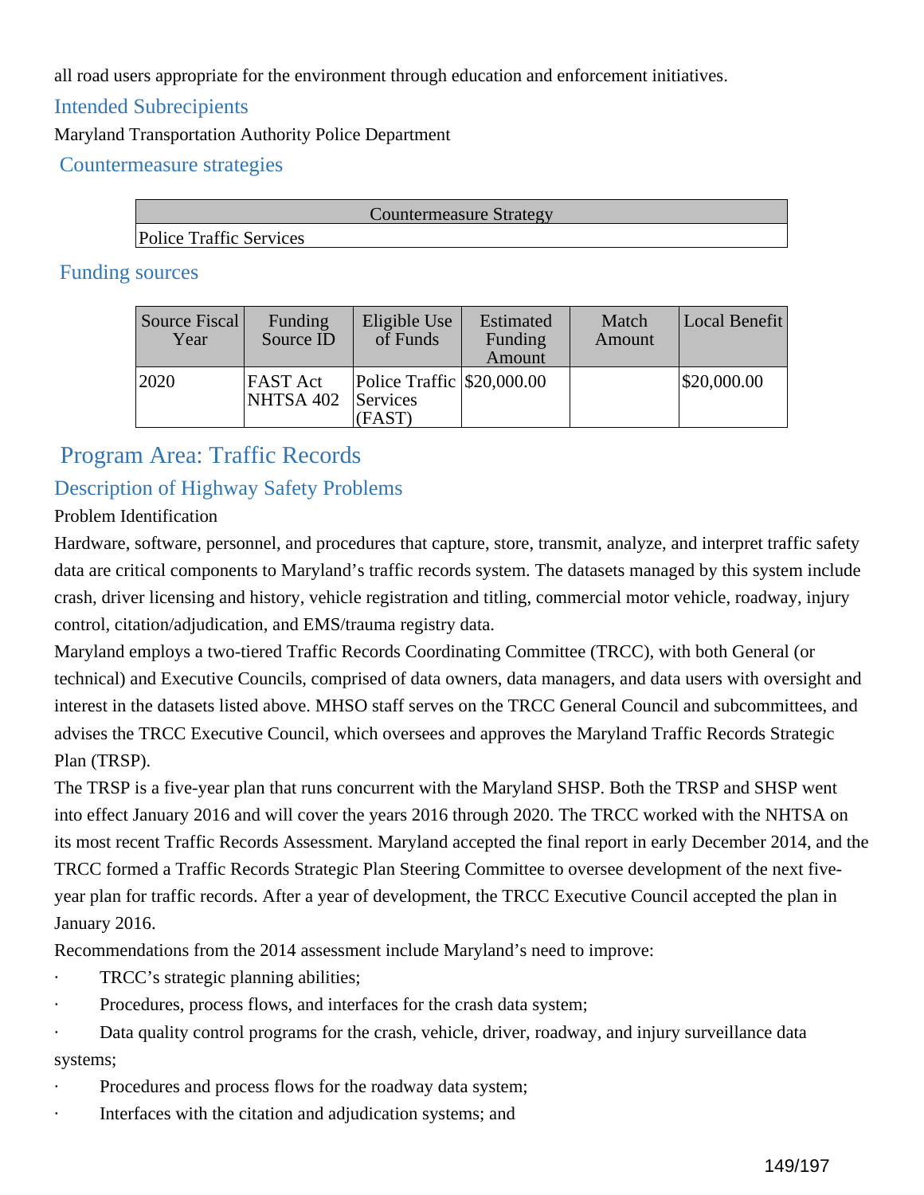all road users appropriate for the environment through education and enforcement initiatives.

### Intended Subrecipients

Maryland Transportation Authority Police Department

### Countermeasure strategies

| Countermeasure Strategy |
| --- |
| Police Traffic Services |

### Funding sources

| Source Fiscal Year | Funding Source ID | Eligible Use of Funds | Estimated Funding Amount | Match Amount | Local Benefit |
| --- | --- | --- | --- | --- | --- |
| 2020 | FAST Act NHTSA 402 | Police Traffic Services (FAST) | $20,000.00 | | $20,000.00 |

## Program Area: Traffic Records

### Description of Highway Safety Problems

Problem Identification

Hardware, software, personnel, and procedures that capture, store, transmit, analyze, and interpret traffic safety data are critical components to Maryland's traffic records system. The datasets managed by this system include crash, driver licensing and history, vehicle registration and titling, commercial motor vehicle, roadway, injury control, citation/adjudication, and EMS/trauma registry data.

Maryland employs a two-tiered Traffic Records Coordinating Committee (TRCC), with both General (or technical) and Executive Councils, comprised of data owners, data managers, and data users with oversight and interest in the datasets listed above. MHSO staff serves on the TRCC General Council and subcommittees, and advises the TRCC Executive Council, which oversees and approves the Maryland Traffic Records Strategic Plan (TRSP).

The TRSP is a five-year plan that runs concurrent with the Maryland SHSP. Both the TRSP and SHSP went into effect January 2016 and will cover the years 2016 through 2020. The TRCC worked with the NHTSA on its most recent Traffic Records Assessment. Maryland accepted the final report in early December 2014, and the TRCC formed a Traffic Records Strategic Plan Steering Committee to oversee development of the next five-year plan for traffic records. After a year of development, the TRCC Executive Council accepted the plan in January 2016.

Recommendations from the 2014 assessment include Maryland's need to improve:

- TRCC's strategic planning abilities;
- Procedures, process flows, and interfaces for the crash data system;
- Data quality control programs for the crash, vehicle, driver, roadway, and injury surveillance data systems;
- Procedures and process flows for the roadway data system;
- Interfaces with the citation and adjudication systems; and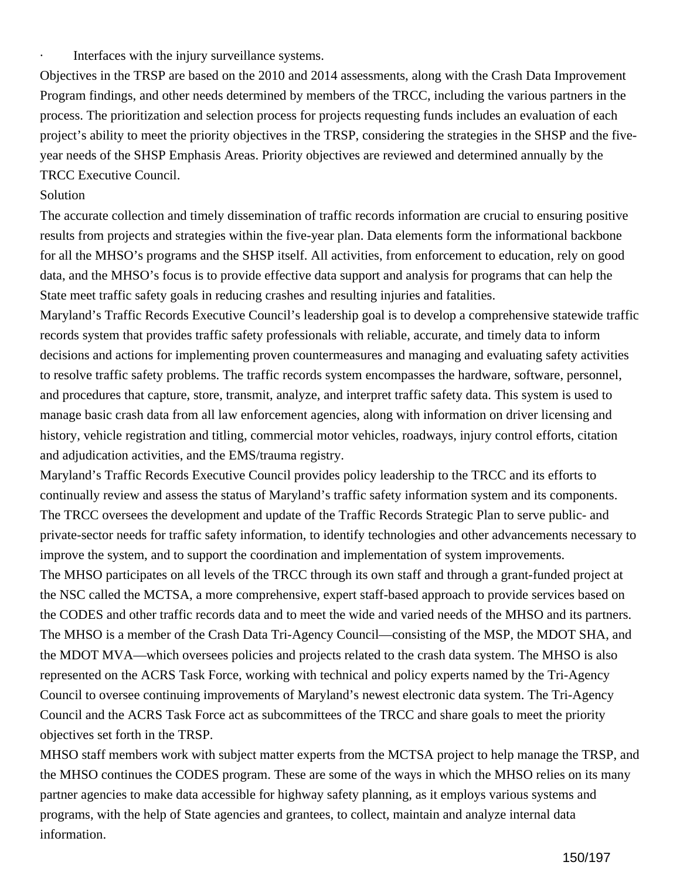- Interfaces with the injury surveillance systems.

Objectives in the TRSP are based on the 2010 and 2014 assessments, along with the Crash Data Improvement Program findings, and other needs determined by members of the TRCC, including the various partners in the process. The prioritization and selection process for projects requesting funds includes an evaluation of each project's ability to meet the priority objectives in the TRSP, considering the strategies in the SHSP and the five-year needs of the SHSP Emphasis Areas. Priority objectives are reviewed and determined annually by the TRCC Executive Council.

Solution

The accurate collection and timely dissemination of traffic records information are crucial to ensuring positive results from projects and strategies within the five-year plan. Data elements form the informational backbone for all the MHSO's programs and the SHSP itself. All activities, from enforcement to education, rely on good data, and the MHSO's focus is to provide effective data support and analysis for programs that can help the State meet traffic safety goals in reducing crashes and resulting injuries and fatalities.

Maryland's Traffic Records Executive Council's leadership goal is to develop a comprehensive statewide traffic records system that provides traffic safety professionals with reliable, accurate, and timely data to inform decisions and actions for implementing proven countermeasures and managing and evaluating safety activities to resolve traffic safety problems. The traffic records system encompasses the hardware, software, personnel, and procedures that capture, store, transmit, analyze, and interpret traffic safety data. This system is used to manage basic crash data from all law enforcement agencies, along with information on driver licensing and history, vehicle registration and titling, commercial motor vehicles, roadways, injury control efforts, citation and adjudication activities, and the EMS/trauma registry.

Maryland's Traffic Records Executive Council provides policy leadership to the TRCC and its efforts to continually review and assess the status of Maryland's traffic safety information system and its components. The TRCC oversees the development and update of the Traffic Records Strategic Plan to serve public- and private-sector needs for traffic safety information, to identify technologies and other advancements necessary to improve the system, and to support the coordination and implementation of system improvements.

The MHSO participates on all levels of the TRCC through its own staff and through a grant-funded project at the NSC called the MCTSA, a more comprehensive, expert staff-based approach to provide services based on the CODES and other traffic records data and to meet the wide and varied needs of the MHSO and its partners. The MHSO is a member of the Crash Data Tri-Agency Council—consisting of the MSP, the MDOT SHA, and the MDOT MVA—which oversees policies and projects related to the crash data system. The MHSO is also represented on the ACRS Task Force, working with technical and policy experts named by the Tri-Agency Council to oversee continuing improvements of Maryland's newest electronic data system. The Tri-Agency Council and the ACRS Task Force act as subcommittees of the TRCC and share goals to meet the priority objectives set forth in the TRSP.

MHSO staff members work with subject matter experts from the MCTSA project to help manage the TRSP, and the MHSO continues the CODES program. These are some of the ways in which the MHSO relies on its many partner agencies to make data accessible for highway safety planning, as it employs various systems and programs, with the help of State agencies and grantees, to collect, maintain and analyze internal data information.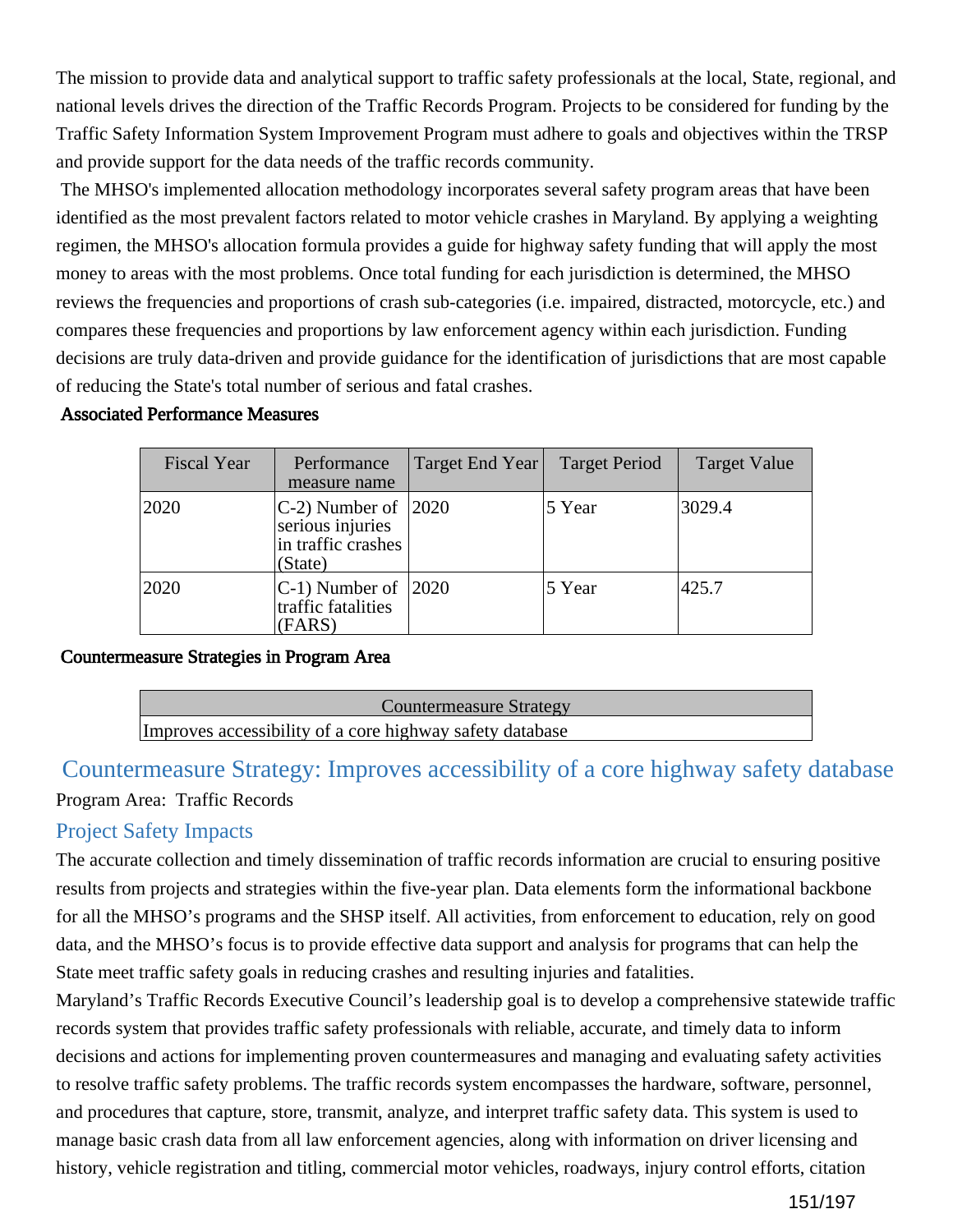The mission to provide data and analytical support to traffic safety professionals at the local, State, regional, and national levels drives the direction of the Traffic Records Program. Projects to be considered for funding by the Traffic Safety Information System Improvement Program must adhere to goals and objectives within the TRSP and provide support for the data needs of the traffic records community.

The MHSO's implemented allocation methodology incorporates several safety program areas that have been identified as the most prevalent factors related to motor vehicle crashes in Maryland. By applying a weighting regimen, the MHSO's allocation formula provides a guide for highway safety funding that will apply the most money to areas with the most problems. Once total funding for each jurisdiction is determined, the MHSO reviews the frequencies and proportions of crash sub-categories (i.e. impaired, distracted, motorcycle, etc.) and compares these frequencies and proportions by law enforcement agency within each jurisdiction. Funding decisions are truly data-driven and provide guidance for the identification of jurisdictions that are most capable of reducing the State's total number of serious and fatal crashes.

**Associated Performance Measures**

| Fiscal Year | Performance measure name | Target End Year | Target Period | Target Value |
|---|---|---|---|---|
| 2020 | C-2) Number of serious injuries in traffic crashes (State) | 2020 | 5 Year | 3029.4 |
| 2020 | C-1) Number of traffic fatalities (FARS) | 2020 | 5 Year | 425.7 |

**Countermeasure Strategies in Program Area**

| Countermeasure Strategy |
|---|
| Improves accessibility of a core highway safety database |

## Countermeasure Strategy: Improves accessibility of a core highway safety database

Program Area: Traffic Records

### Project Safety Impacts

The accurate collection and timely dissemination of traffic records information are crucial to ensuring positive results from projects and strategies within the five-year plan. Data elements form the informational backbone for all the MHSO's programs and the SHSP itself. All activities, from enforcement to education, rely on good data, and the MHSO's focus is to provide effective data support and analysis for programs that can help the State meet traffic safety goals in reducing crashes and resulting injuries and fatalities.

Maryland's Traffic Records Executive Council's leadership goal is to develop a comprehensive statewide traffic records system that provides traffic safety professionals with reliable, accurate, and timely data to inform decisions and actions for implementing proven countermeasures and managing and evaluating safety activities to resolve traffic safety problems. The traffic records system encompasses the hardware, software, personnel, and procedures that capture, store, transmit, analyze, and interpret traffic safety data. This system is used to manage basic crash data from all law enforcement agencies, along with information on driver licensing and history, vehicle registration and titling, commercial motor vehicles, roadways, injury control efforts, citation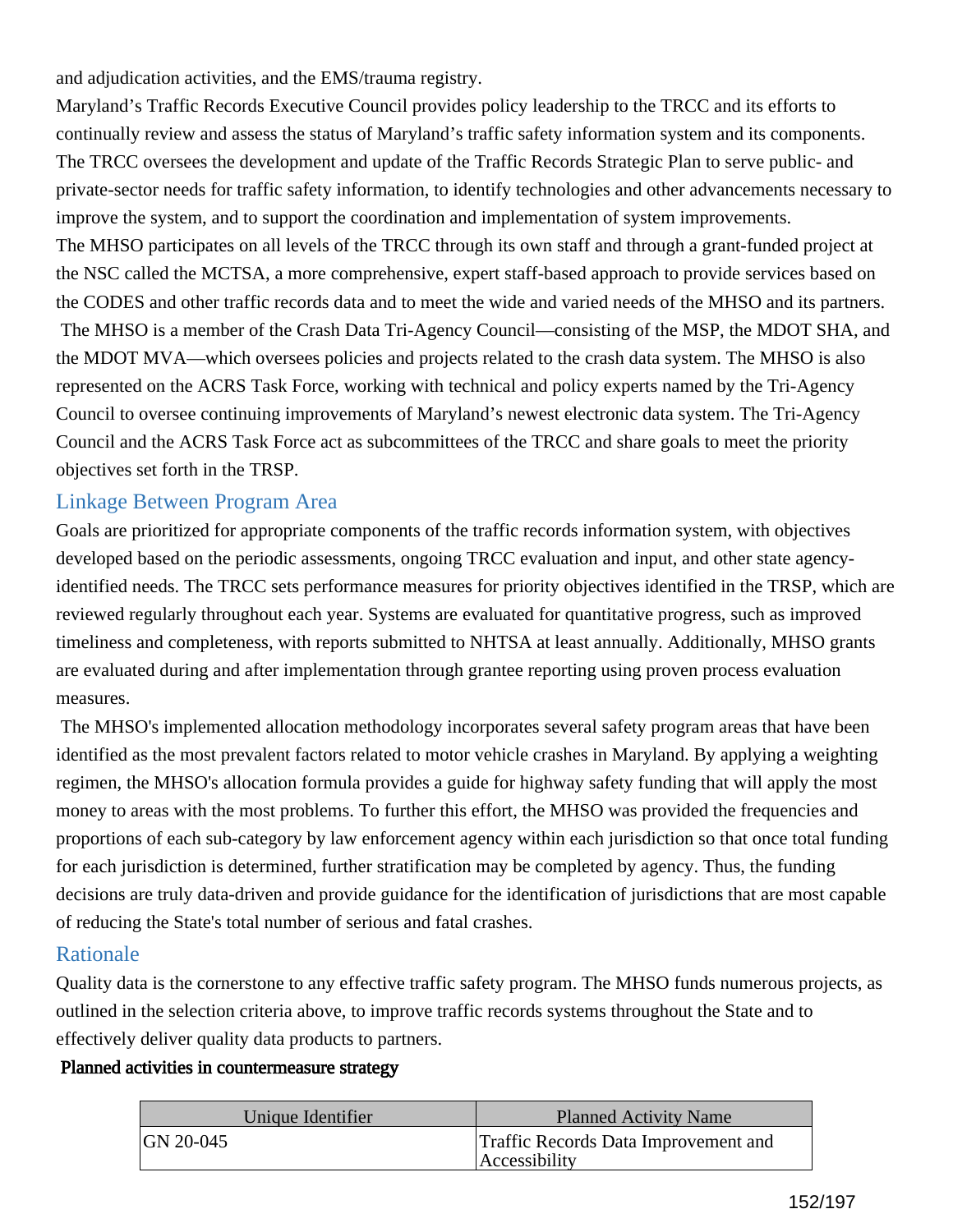and adjudication activities, and the EMS/trauma registry.

Maryland's Traffic Records Executive Council provides policy leadership to the TRCC and its efforts to continually review and assess the status of Maryland's traffic safety information system and its components. The TRCC oversees the development and update of the Traffic Records Strategic Plan to serve public- and private-sector needs for traffic safety information, to identify technologies and other advancements necessary to improve the system, and to support the coordination and implementation of system improvements.

The MHSO participates on all levels of the TRCC through its own staff and through a grant-funded project at the NSC called the MCTSA, a more comprehensive, expert staff-based approach to provide services based on the CODES and other traffic records data and to meet the wide and varied needs of the MHSO and its partners.

The MHSO is a member of the Crash Data Tri-Agency Council—consisting of the MSP, the MDOT SHA, and the MDOT MVA—which oversees policies and projects related to the crash data system. The MHSO is also represented on the ACRS Task Force, working with technical and policy experts named by the Tri-Agency Council to oversee continuing improvements of Maryland's newest electronic data system. The Tri-Agency Council and the ACRS Task Force act as subcommittees of the TRCC and share goals to meet the priority objectives set forth in the TRSP.

## Linkage Between Program Area

Goals are prioritized for appropriate components of the traffic records information system, with objectives developed based on the periodic assessments, ongoing TRCC evaluation and input, and other state agency-identified needs. The TRCC sets performance measures for priority objectives identified in the TRSP, which are reviewed regularly throughout each year. Systems are evaluated for quantitative progress, such as improved timeliness and completeness, with reports submitted to NHTSA at least annually. Additionally, MHSO grants are evaluated during and after implementation through grantee reporting using proven process evaluation measures.

The MHSO's implemented allocation methodology incorporates several safety program areas that have been identified as the most prevalent factors related to motor vehicle crashes in Maryland. By applying a weighting regimen, the MHSO's allocation formula provides a guide for highway safety funding that will apply the most money to areas with the most problems. To further this effort, the MHSO was provided the frequencies and proportions of each sub-category by law enforcement agency within each jurisdiction so that once total funding for each jurisdiction is determined, further stratification may be completed by agency. Thus, the funding decisions are truly data-driven and provide guidance for the identification of jurisdictions that are most capable of reducing the State's total number of serious and fatal crashes.

## Rationale

Quality data is the cornerstone to any effective traffic safety program. The MHSO funds numerous projects, as outlined in the selection criteria above, to improve traffic records systems throughout the State and to effectively deliver quality data products to partners.

**Planned activities in countermeasure strategy**

| Unique Identifier | Planned Activity Name |
|---|---|
| GN 20-045 | Traffic Records Data Improvement and Accessibility |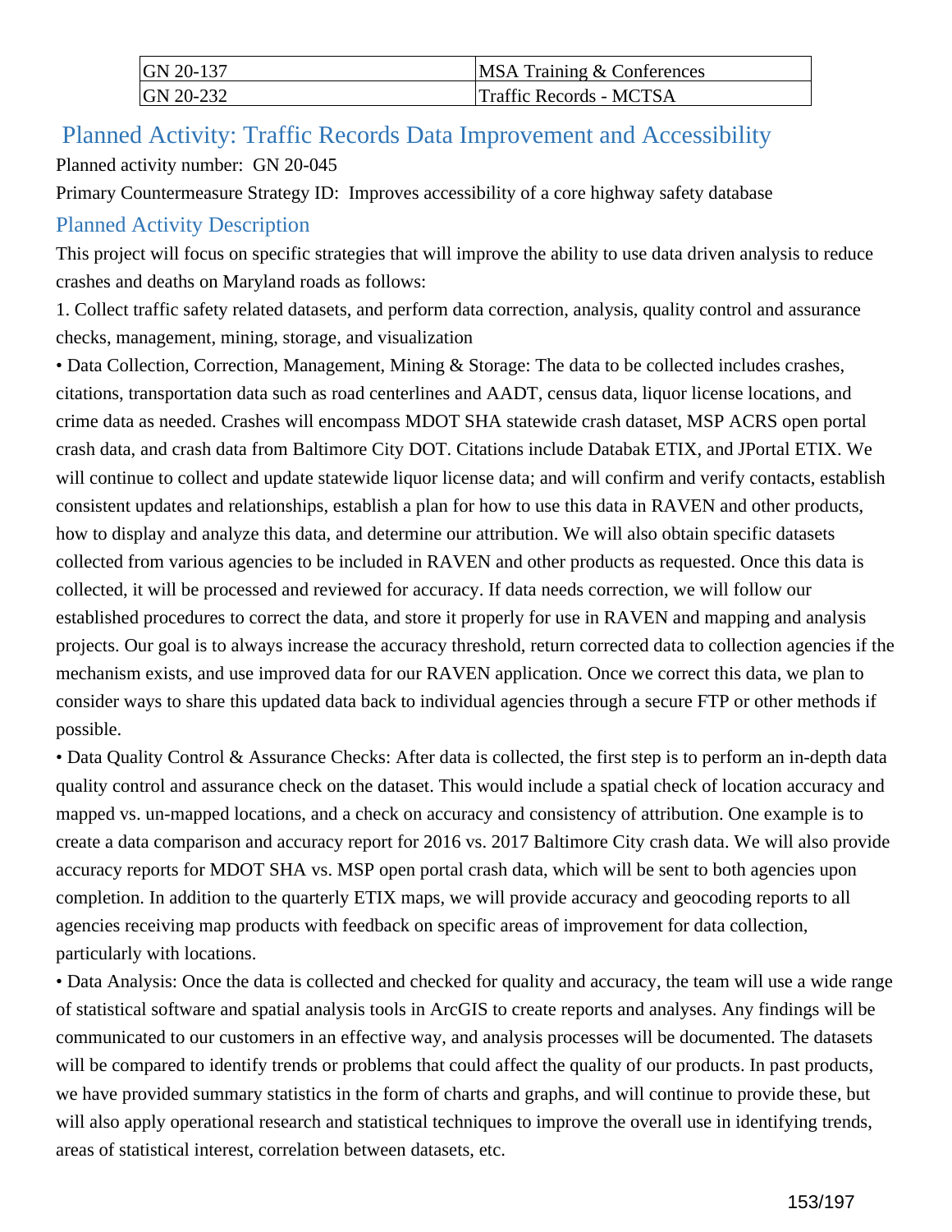| GN 20-137 | MSA Training & Conferences |
| --- | --- |
| GN 20-232 | Traffic Records - MCTSA |

## Planned Activity: Traffic Records Data Improvement and Accessibility

Planned activity number: GN 20-045

Primary Countermeasure Strategy ID: Improves accessibility of a core highway safety database

### Planned Activity Description

This project will focus on specific strategies that will improve the ability to use data driven analysis to reduce crashes and deaths on Maryland roads as follows:

1. Collect traffic safety related datasets, and perform data correction, analysis, quality control and assurance checks, management, mining, storage, and visualization

• Data Collection, Correction, Management, Mining & Storage: The data to be collected includes crashes, citations, transportation data such as road centerlines and AADT, census data, liquor license locations, and crime data as needed. Crashes will encompass MDOT SHA statewide crash dataset, MSP ACRS open portal crash data, and crash data from Baltimore City DOT. Citations include Databak ETIX, and JPortal ETIX. We will continue to collect and update statewide liquor license data; and will confirm and verify contacts, establish consistent updates and relationships, establish a plan for how to use this data in RAVEN and other products, how to display and analyze this data, and determine our attribution. We will also obtain specific datasets collected from various agencies to be included in RAVEN and other products as requested. Once this data is collected, it will be processed and reviewed for accuracy. If data needs correction, we will follow our established procedures to correct the data, and store it properly for use in RAVEN and mapping and analysis projects. Our goal is to always increase the accuracy threshold, return corrected data to collection agencies if the mechanism exists, and use improved data for our RAVEN application. Once we correct this data, we plan to consider ways to share this updated data back to individual agencies through a secure FTP or other methods if possible.

• Data Quality Control & Assurance Checks: After data is collected, the first step is to perform an in-depth data quality control and assurance check on the dataset. This would include a spatial check of location accuracy and mapped vs. un-mapped locations, and a check on accuracy and consistency of attribution. One example is to create a data comparison and accuracy report for 2016 vs. 2017 Baltimore City crash data. We will also provide accuracy reports for MDOT SHA vs. MSP open portal crash data, which will be sent to both agencies upon completion. In addition to the quarterly ETIX maps, we will provide accuracy and geocoding reports to all agencies receiving map products with feedback on specific areas of improvement for data collection, particularly with locations.

• Data Analysis: Once the data is collected and checked for quality and accuracy, the team will use a wide range of statistical software and spatial analysis tools in ArcGIS to create reports and analyses. Any findings will be communicated to our customers in an effective way, and analysis processes will be documented. The datasets will be compared to identify trends or problems that could affect the quality of our products. In past products, we have provided summary statistics in the form of charts and graphs, and will continue to provide these, but will also apply operational research and statistical techniques to improve the overall use in identifying trends, areas of statistical interest, correlation between datasets, etc.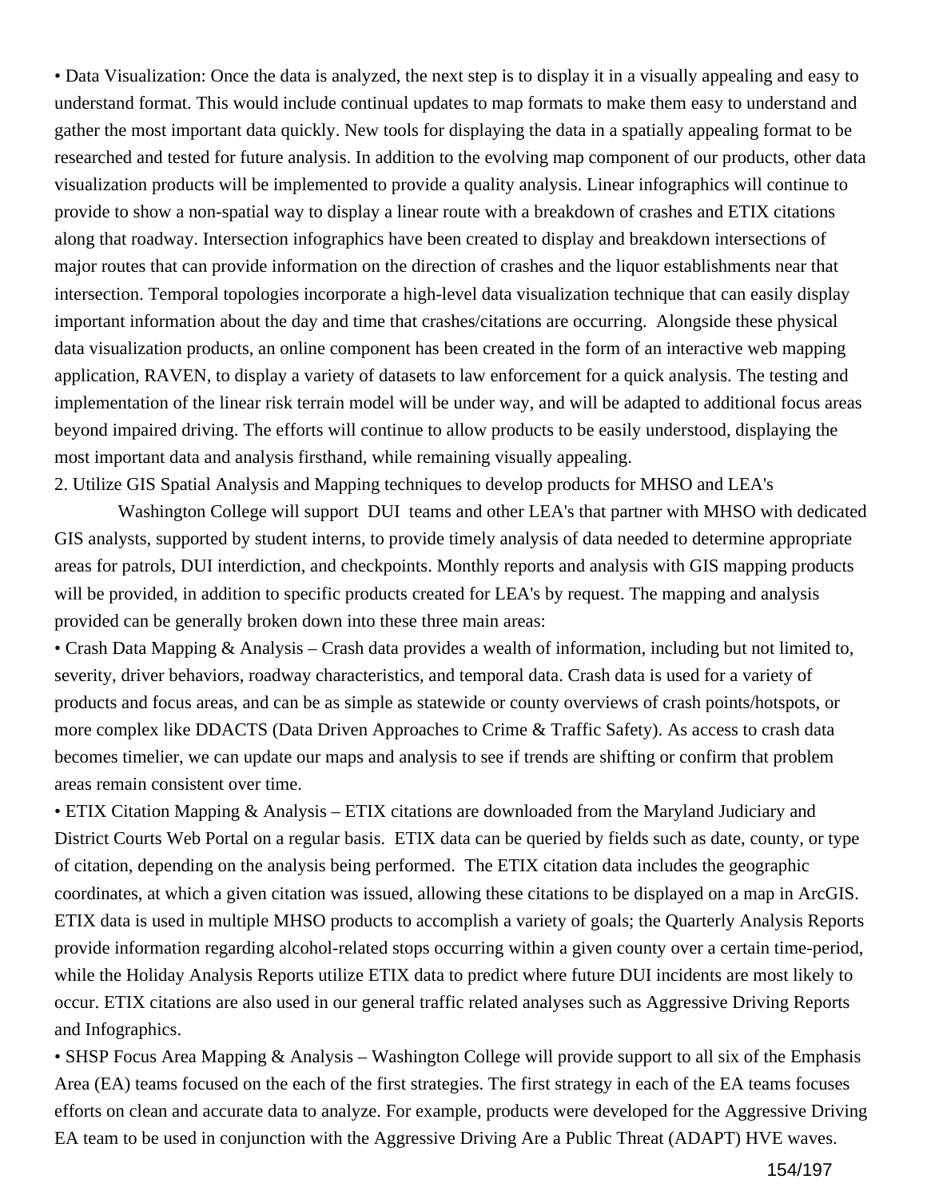- Data Visualization: Once the data is analyzed, the next step is to display it in a visually appealing and easy to understand format. This would include continual updates to map formats to make them easy to understand and gather the most important data quickly. New tools for displaying the data in a spatially appealing format to be researched and tested for future analysis. In addition to the evolving map component of our products, other data visualization products will be implemented to provide a quality analysis. Linear infographics will continue to provide to show a non-spatial way to display a linear route with a breakdown of crashes and ETIX citations along that roadway. Intersection infographics have been created to display and breakdown intersections of major routes that can provide information on the direction of crashes and the liquor establishments near that intersection. Temporal topologies incorporate a high-level data visualization technique that can easily display important information about the day and time that crashes/citations are occurring. Alongside these physical data visualization products, an online component has been created in the form of an interactive web mapping application, RAVEN, to display a variety of datasets to law enforcement for a quick analysis. The testing and implementation of the linear risk terrain model will be under way, and will be adapted to additional focus areas beyond impaired driving. The efforts will continue to allow products to be easily understood, displaying the most important data and analysis firsthand, while remaining visually appealing.

2. Utilize GIS Spatial Analysis and Mapping techniques to develop products for MHSO and LEA's

Washington College will support DUI teams and other LEA's that partner with MHSO with dedicated GIS analysts, supported by student interns, to provide timely analysis of data needed to determine appropriate areas for patrols, DUI interdiction, and checkpoints. Monthly reports and analysis with GIS mapping products will be provided, in addition to specific products created for LEA's by request. The mapping and analysis provided can be generally broken down into these three main areas:

- Crash Data Mapping & Analysis – Crash data provides a wealth of information, including but not limited to, severity, driver behaviors, roadway characteristics, and temporal data. Crash data is used for a variety of products and focus areas, and can be as simple as statewide or county overviews of crash points/hotspots, or more complex like DDACTS (Data Driven Approaches to Crime & Traffic Safety). As access to crash data becomes timelier, we can update our maps and analysis to see if trends are shifting or confirm that problem areas remain consistent over time.
- ETIX Citation Mapping & Analysis – ETIX citations are downloaded from the Maryland Judiciary and District Courts Web Portal on a regular basis. ETIX data can be queried by fields such as date, county, or type of citation, depending on the analysis being performed. The ETIX citation data includes the geographic coordinates, at which a given citation was issued, allowing these citations to be displayed on a map in ArcGIS. ETIX data is used in multiple MHSO products to accomplish a variety of goals; the Quarterly Analysis Reports provide information regarding alcohol-related stops occurring within a given county over a certain time-period, while the Holiday Analysis Reports utilize ETIX data to predict where future DUI incidents are most likely to occur. ETIX citations are also used in our general traffic related analyses such as Aggressive Driving Reports and Infographics.
- SHSP Focus Area Mapping & Analysis – Washington College will provide support to all six of the Emphasis Area (EA) teams focused on the each of the first strategies. The first strategy in each of the EA teams focuses efforts on clean and accurate data to analyze. For example, products were developed for the Aggressive Driving EA team to be used in conjunction with the Aggressive Driving Are a Public Threat (ADAPT) HVE waves.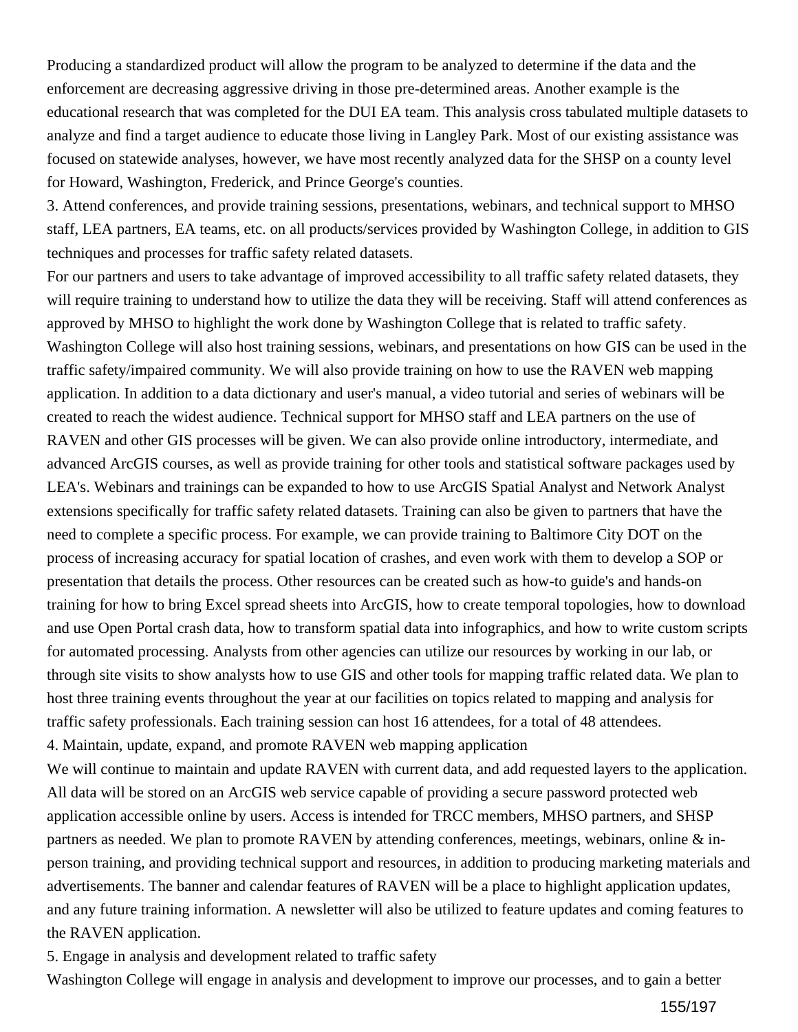Producing a standardized product will allow the program to be analyzed to determine if the data and the enforcement are decreasing aggressive driving in those pre-determined areas. Another example is the educational research that was completed for the DUI EA team. This analysis cross tabulated multiple datasets to analyze and find a target audience to educate those living in Langley Park. Most of our existing assistance was focused on statewide analyses, however, we have most recently analyzed data for the SHSP on a county level for Howard, Washington, Frederick, and Prince George's counties.

3. Attend conferences, and provide training sessions, presentations, webinars, and technical support to MHSO staff, LEA partners, EA teams, etc. on all products/services provided by Washington College, in addition to GIS techniques and processes for traffic safety related datasets.

For our partners and users to take advantage of improved accessibility to all traffic safety related datasets, they will require training to understand how to utilize the data they will be receiving. Staff will attend conferences as approved by MHSO to highlight the work done by Washington College that is related to traffic safety. Washington College will also host training sessions, webinars, and presentations on how GIS can be used in the traffic safety/impaired community. We will also provide training on how to use the RAVEN web mapping application. In addition to a data dictionary and user's manual, a video tutorial and series of webinars will be created to reach the widest audience. Technical support for MHSO staff and LEA partners on the use of RAVEN and other GIS processes will be given. We can also provide online introductory, intermediate, and advanced ArcGIS courses, as well as provide training for other tools and statistical software packages used by LEA's. Webinars and trainings can be expanded to how to use ArcGIS Spatial Analyst and Network Analyst extensions specifically for traffic safety related datasets. Training can also be given to partners that have the need to complete a specific process. For example, we can provide training to Baltimore City DOT on the process of increasing accuracy for spatial location of crashes, and even work with them to develop a SOP or presentation that details the process. Other resources can be created such as how-to guide's and hands-on training for how to bring Excel spread sheets into ArcGIS, how to create temporal topologies, how to download and use Open Portal crash data, how to transform spatial data into infographics, and how to write custom scripts for automated processing. Analysts from other agencies can utilize our resources by working in our lab, or through site visits to show analysts how to use GIS and other tools for mapping traffic related data. We plan to host three training events throughout the year at our facilities on topics related to mapping and analysis for traffic safety professionals. Each training session can host 16 attendees, for a total of 48 attendees.

4. Maintain, update, expand, and promote RAVEN web mapping application

We will continue to maintain and update RAVEN with current data, and add requested layers to the application. All data will be stored on an ArcGIS web service capable of providing a secure password protected web application accessible online by users. Access is intended for TRCC members, MHSO partners, and SHSP partners as needed. We plan to promote RAVEN by attending conferences, meetings, webinars, online & in-person training, and providing technical support and resources, in addition to producing marketing materials and advertisements. The banner and calendar features of RAVEN will be a place to highlight application updates, and any future training information. A newsletter will also be utilized to feature updates and coming features to the RAVEN application.

5. Engage in analysis and development related to traffic safety

Washington College will engage in analysis and development to improve our processes, and to gain a better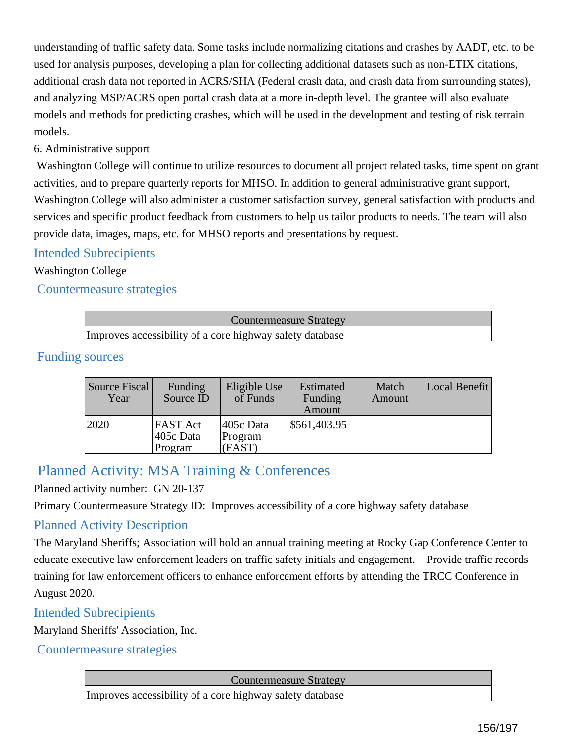understanding of traffic safety data. Some tasks include normalizing citations and crashes by AADT, etc. to be used for analysis purposes, developing a plan for collecting additional datasets such as non-ETIX citations, additional crash data not reported in ACRS/SHA (Federal crash data, and crash data from surrounding states), and analyzing MSP/ACRS open portal crash data at a more in-depth level. The grantee will also evaluate models and methods for predicting crashes, which will be used in the development and testing of risk terrain models.

6. Administrative support

Washington College will continue to utilize resources to document all project related tasks, time spent on grant activities, and to prepare quarterly reports for MHSO. In addition to general administrative grant support, Washington College will also administer a customer satisfaction survey, general satisfaction with products and services and specific product feedback from customers to help us tailor products to needs. The team will also provide data, images, maps, etc. for MHSO reports and presentations by request.

### Intended Subrecipients

Washington College

### Countermeasure strategies

| Countermeasure Strategy |
|---|
| Improves accessibility of a core highway safety database |

### Funding sources

| Source Fiscal Year | Funding Source ID | Eligible Use of Funds | Estimated Funding Amount | Match Amount | Local Benefit |
|---|---|---|---|---|---|
| 2020 | FAST Act 405c Data Program | 405c Data Program (FAST) | $561,403.95 | | |

## Planned Activity: MSA Training & Conferences

Planned activity number: GN 20-137

Primary Countermeasure Strategy ID: Improves accessibility of a core highway safety database

### Planned Activity Description

The Maryland Sheriffs; Association will hold an annual training meeting at Rocky Gap Conference Center to educate executive law enforcement leaders on traffic safety initials and engagement. Provide traffic records training for law enforcement officers to enhance enforcement efforts by attending the TRCC Conference in August 2020.

### Intended Subrecipients

Maryland Sheriffs' Association, Inc.

### Countermeasure strategies

| Countermeasure Strategy |
|---|
| Improves accessibility of a core highway safety database |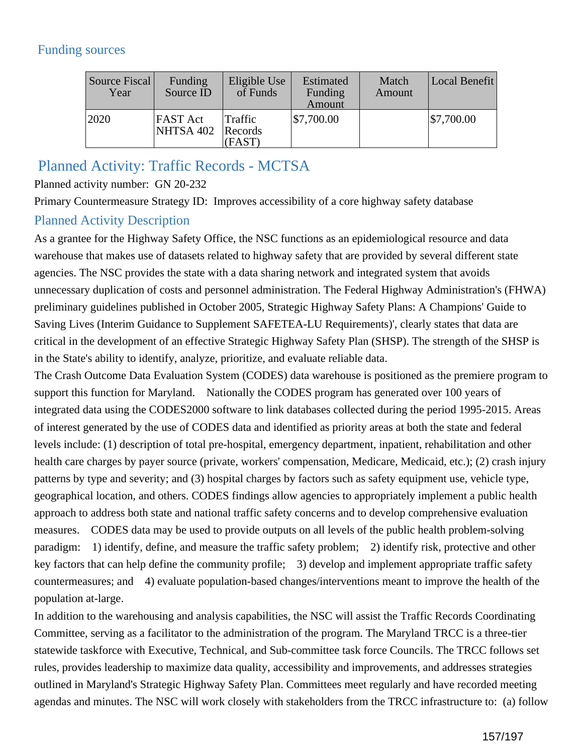## Funding sources

| Source Fiscal Year | Funding Source ID | Eligible Use of Funds | Estimated Funding Amount | Match Amount | Local Benefit |
|---|---|---|---|---|---|
| 2020 | FAST Act NHTSA 402 | Traffic Records (FAST) | $7,700.00 | | $7,700.00 |

## Planned Activity: Traffic Records - MCTSA

Planned activity number: GN 20-232

Primary Countermeasure Strategy ID: Improves accessibility of a core highway safety database

### Planned Activity Description

As a grantee for the Highway Safety Office, the NSC functions as an epidemiological resource and data warehouse that makes use of datasets related to highway safety that are provided by several different state agencies. The NSC provides the state with a data sharing network and integrated system that avoids unnecessary duplication of costs and personnel administration. The Federal Highway Administration's (FHWA) preliminary guidelines published in October 2005, Strategic Highway Safety Plans: A Champions' Guide to Saving Lives (Interim Guidance to Supplement SAFETEA-LU Requirements)', clearly states that data are critical in the development of an effective Strategic Highway Safety Plan (SHSP). The strength of the SHSP is in the State's ability to identify, analyze, prioritize, and evaluate reliable data.

The Crash Outcome Data Evaluation System (CODES) data warehouse is positioned as the premiere program to support this function for Maryland. Nationally the CODES program has generated over 100 years of integrated data using the CODES2000 software to link databases collected during the period 1995-2015. Areas of interest generated by the use of CODES data and identified as priority areas at both the state and federal levels include: (1) description of total pre-hospital, emergency department, inpatient, rehabilitation and other health care charges by payer source (private, workers' compensation, Medicare, Medicaid, etc.); (2) crash injury patterns by type and severity; and (3) hospital charges by factors such as safety equipment use, vehicle type, geographical location, and others. CODES findings allow agencies to appropriately implement a public health approach to address both state and national traffic safety concerns and to develop comprehensive evaluation measures. CODES data may be used to provide outputs on all levels of the public health problem-solving paradigm: 1) identify, define, and measure the traffic safety problem; 2) identify risk, protective and other key factors that can help define the community profile; 3) develop and implement appropriate traffic safety countermeasures; and 4) evaluate population-based changes/interventions meant to improve the health of the population at-large.

In addition to the warehousing and analysis capabilities, the NSC will assist the Traffic Records Coordinating Committee, serving as a facilitator to the administration of the program. The Maryland TRCC is a three-tier statewide taskforce with Executive, Technical, and Sub-committee task force Councils. The TRCC follows set rules, provides leadership to maximize data quality, accessibility and improvements, and addresses strategies outlined in Maryland's Strategic Highway Safety Plan. Committees meet regularly and have recorded meeting agendas and minutes. The NSC will work closely with stakeholders from the TRCC infrastructure to: (a) follow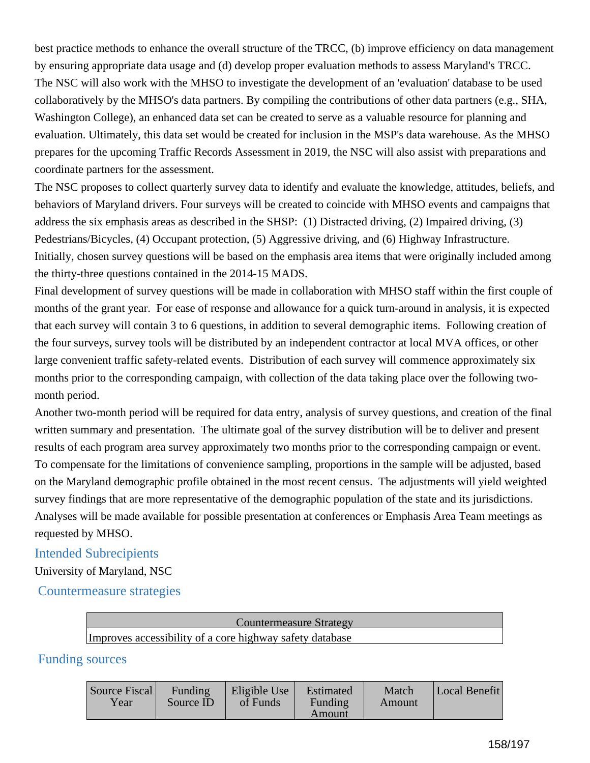best practice methods to enhance the overall structure of the TRCC, (b) improve efficiency on data management by ensuring appropriate data usage and (d) develop proper evaluation methods to assess Maryland's TRCC. The NSC will also work with the MHSO to investigate the development of an 'evaluation' database to be used collaboratively by the MHSO's data partners. By compiling the contributions of other data partners (e.g., SHA, Washington College), an enhanced data set can be created to serve as a valuable resource for planning and evaluation. Ultimately, this data set would be created for inclusion in the MSP's data warehouse. As the MHSO prepares for the upcoming Traffic Records Assessment in 2019, the NSC will also assist with preparations and coordinate partners for the assessment.

The NSC proposes to collect quarterly survey data to identify and evaluate the knowledge, attitudes, beliefs, and behaviors of Maryland drivers. Four surveys will be created to coincide with MHSO events and campaigns that address the six emphasis areas as described in the SHSP: (1) Distracted driving, (2) Impaired driving, (3) Pedestrians/Bicycles, (4) Occupant protection, (5) Aggressive driving, and (6) Highway Infrastructure. Initially, chosen survey questions will be based on the emphasis area items that were originally included among the thirty-three questions contained in the 2014-15 MADS.

Final development of survey questions will be made in collaboration with MHSO staff within the first couple of months of the grant year. For ease of response and allowance for a quick turn-around in analysis, it is expected that each survey will contain 3 to 6 questions, in addition to several demographic items. Following creation of the four surveys, survey tools will be distributed by an independent contractor at local MVA offices, or other large convenient traffic safety-related events. Distribution of each survey will commence approximately six months prior to the corresponding campaign, with collection of the data taking place over the following two-month period.

Another two-month period will be required for data entry, analysis of survey questions, and creation of the final written summary and presentation. The ultimate goal of the survey distribution will be to deliver and present results of each program area survey approximately two months prior to the corresponding campaign or event. To compensate for the limitations of convenience sampling, proportions in the sample will be adjusted, based on the Maryland demographic profile obtained in the most recent census. The adjustments will yield weighted survey findings that are more representative of the demographic population of the state and its jurisdictions. Analyses will be made available for possible presentation at conferences or Emphasis Area Team meetings as requested by MHSO.

## Intended Subrecipients

University of Maryland, NSC

## Countermeasure strategies

| Countermeasure Strategy |
|---|
| Improves accessibility of a core highway safety database |

## Funding sources

| Source Fiscal Year | Funding Source ID | Eligible Use of Funds | Estimated Funding Amount | Match Amount | Local Benefit |
|---|---|---|---|---|---|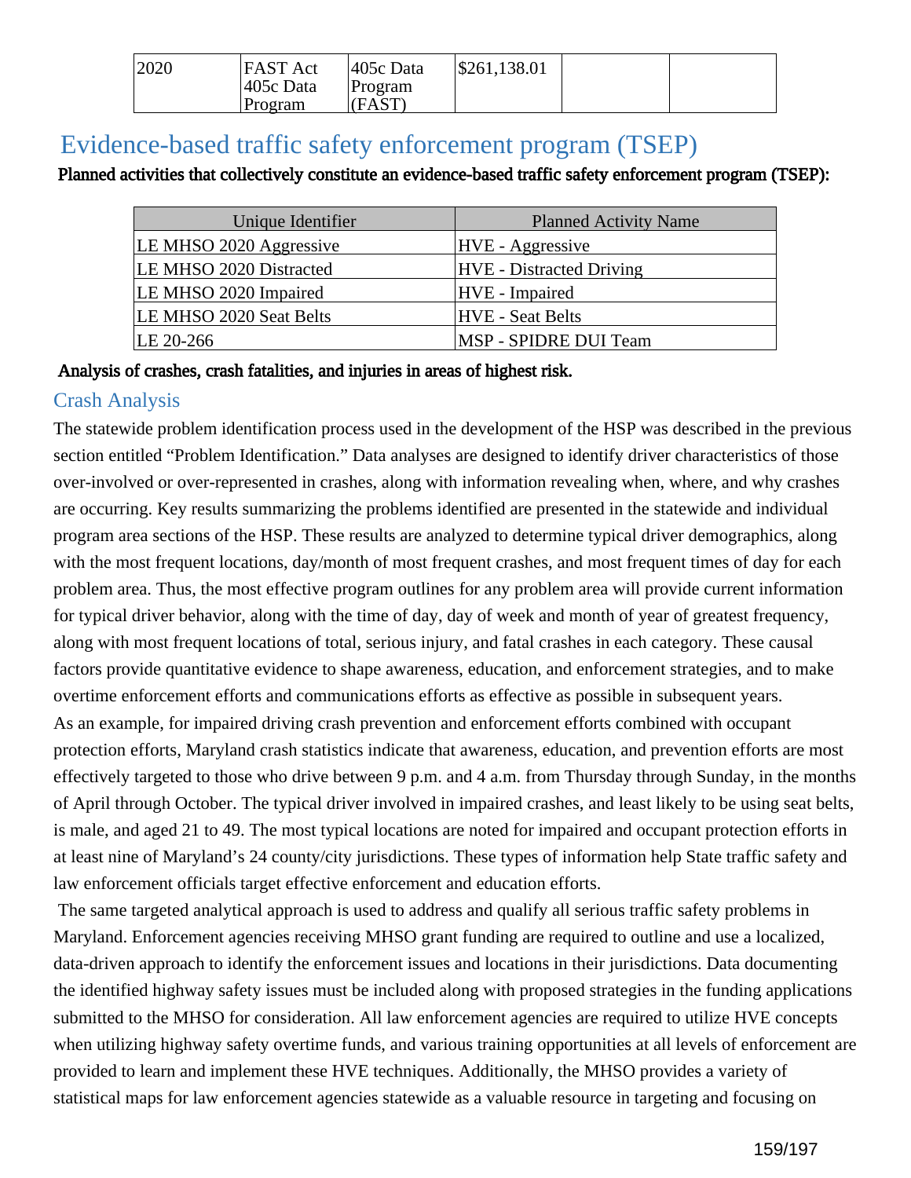| 2020 | FAST Act 405c Data Program | 405c Data Program (FAST) | $261,138.01 | | |
|---|---|---|---|---|---|

## Evidence-based traffic safety enforcement program (TSEP)

**Planned activities that collectively constitute an evidence-based traffic safety enforcement program (TSEP):**

| Unique Identifier | Planned Activity Name |
|---|---|
| LE MHSO 2020 Aggressive | HVE - Aggressive |
| LE MHSO 2020 Distracted | HVE - Distracted Driving |
| LE MHSO 2020 Impaired | HVE - Impaired |
| LE MHSO 2020 Seat Belts | HVE - Seat Belts |
| LE 20-266 | MSP - SPIDRE DUI Team |

**Analysis of crashes, crash fatalities, and injuries in areas of highest risk.**

### Crash Analysis

The statewide problem identification process used in the development of the HSP was described in the previous section entitled "Problem Identification." Data analyses are designed to identify driver characteristics of those over-involved or over-represented in crashes, along with information revealing when, where, and why crashes are occurring. Key results summarizing the problems identified are presented in the statewide and individual program area sections of the HSP. These results are analyzed to determine typical driver demographics, along with the most frequent locations, day/month of most frequent crashes, and most frequent times of day for each problem area. Thus, the most effective program outlines for any problem area will provide current information for typical driver behavior, along with the time of day, day of week and month of year of greatest frequency, along with most frequent locations of total, serious injury, and fatal crashes in each category. These causal factors provide quantitative evidence to shape awareness, education, and enforcement strategies, and to make overtime enforcement efforts and communications efforts as effective as possible in subsequent years.

As an example, for impaired driving crash prevention and enforcement efforts combined with occupant protection efforts, Maryland crash statistics indicate that awareness, education, and prevention efforts are most effectively targeted to those who drive between 9 p.m. and 4 a.m. from Thursday through Sunday, in the months of April through October. The typical driver involved in impaired crashes, and least likely to be using seat belts, is male, and aged 21 to 49. The most typical locations are noted for impaired and occupant protection efforts in at least nine of Maryland's 24 county/city jurisdictions. These types of information help State traffic safety and law enforcement officials target effective enforcement and education efforts.

The same targeted analytical approach is used to address and qualify all serious traffic safety problems in Maryland. Enforcement agencies receiving MHSO grant funding are required to outline and use a localized, data-driven approach to identify the enforcement issues and locations in their jurisdictions. Data documenting the identified highway safety issues must be included along with proposed strategies in the funding applications submitted to the MHSO for consideration. All law enforcement agencies are required to utilize HVE concepts when utilizing highway safety overtime funds, and various training opportunities at all levels of enforcement are provided to learn and implement these HVE techniques. Additionally, the MHSO provides a variety of statistical maps for law enforcement agencies statewide as a valuable resource in targeting and focusing on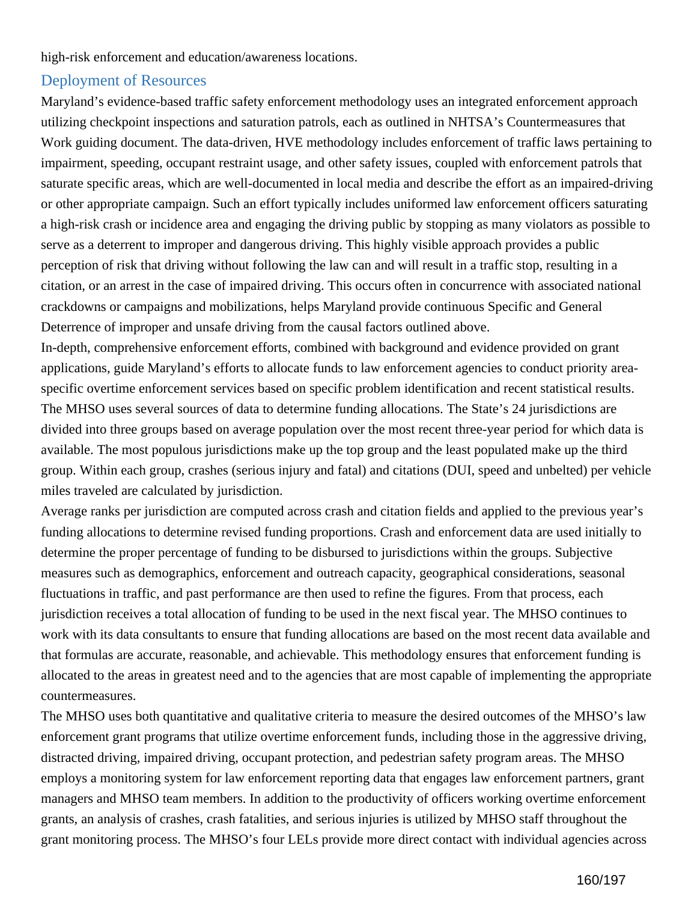high-risk enforcement and education/awareness locations.

## Deployment of Resources

Maryland's evidence-based traffic safety enforcement methodology uses an integrated enforcement approach utilizing checkpoint inspections and saturation patrols, each as outlined in NHTSA's Countermeasures that Work guiding document. The data-driven, HVE methodology includes enforcement of traffic laws pertaining to impairment, speeding, occupant restraint usage, and other safety issues, coupled with enforcement patrols that saturate specific areas, which are well-documented in local media and describe the effort as an impaired-driving or other appropriate campaign. Such an effort typically includes uniformed law enforcement officers saturating a high-risk crash or incidence area and engaging the driving public by stopping as many violators as possible to serve as a deterrent to improper and dangerous driving. This highly visible approach provides a public perception of risk that driving without following the law can and will result in a traffic stop, resulting in a citation, or an arrest in the case of impaired driving. This occurs often in concurrence with associated national crackdowns or campaigns and mobilizations, helps Maryland provide continuous Specific and General Deterrence of improper and unsafe driving from the causal factors outlined above.

In-depth, comprehensive enforcement efforts, combined with background and evidence provided on grant applications, guide Maryland's efforts to allocate funds to law enforcement agencies to conduct priority area-specific overtime enforcement services based on specific problem identification and recent statistical results. The MHSO uses several sources of data to determine funding allocations. The State's 24 jurisdictions are divided into three groups based on average population over the most recent three-year period for which data is available. The most populous jurisdictions make up the top group and the least populated make up the third group. Within each group, crashes (serious injury and fatal) and citations (DUI, speed and unbelted) per vehicle miles traveled are calculated by jurisdiction.

Average ranks per jurisdiction are computed across crash and citation fields and applied to the previous year's funding allocations to determine revised funding proportions. Crash and enforcement data are used initially to determine the proper percentage of funding to be disbursed to jurisdictions within the groups. Subjective measures such as demographics, enforcement and outreach capacity, geographical considerations, seasonal fluctuations in traffic, and past performance are then used to refine the figures. From that process, each jurisdiction receives a total allocation of funding to be used in the next fiscal year. The MHSO continues to work with its data consultants to ensure that funding allocations are based on the most recent data available and that formulas are accurate, reasonable, and achievable. This methodology ensures that enforcement funding is allocated to the areas in greatest need and to the agencies that are most capable of implementing the appropriate countermeasures.

The MHSO uses both quantitative and qualitative criteria to measure the desired outcomes of the MHSO's law enforcement grant programs that utilize overtime enforcement funds, including those in the aggressive driving, distracted driving, impaired driving, occupant protection, and pedestrian safety program areas. The MHSO employs a monitoring system for law enforcement reporting data that engages law enforcement partners, grant managers and MHSO team members. In addition to the productivity of officers working overtime enforcement grants, an analysis of crashes, crash fatalities, and serious injuries is utilized by MHSO staff throughout the grant monitoring process. The MHSO's four LELs provide more direct contact with individual agencies across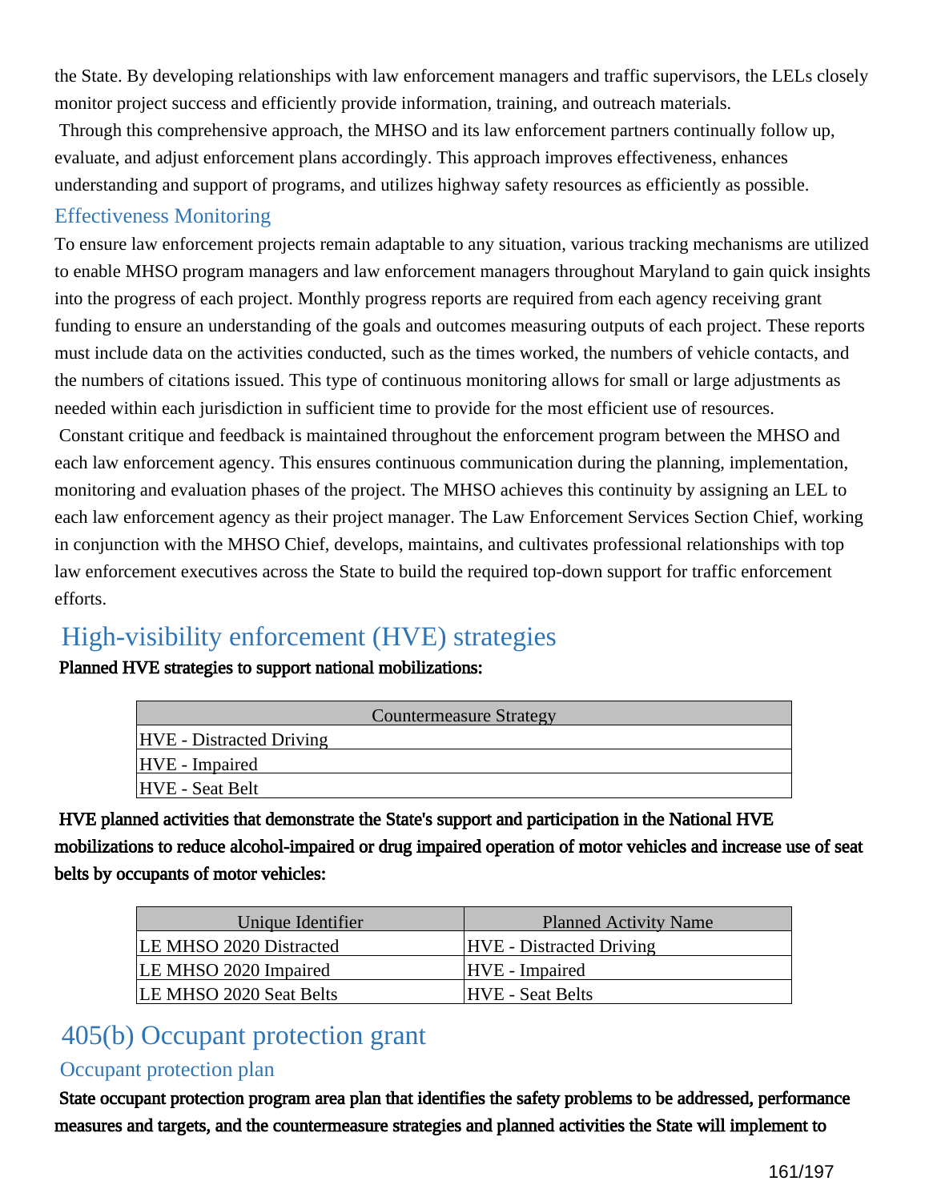the State. By developing relationships with law enforcement managers and traffic supervisors, the LELs closely monitor project success and efficiently provide information, training, and outreach materials.

Through this comprehensive approach, the MHSO and its law enforcement partners continually follow up, evaluate, and adjust enforcement plans accordingly. This approach improves effectiveness, enhances understanding and support of programs, and utilizes highway safety resources as efficiently as possible.

### Effectiveness Monitoring

To ensure law enforcement projects remain adaptable to any situation, various tracking mechanisms are utilized to enable MHSO program managers and law enforcement managers throughout Maryland to gain quick insights into the progress of each project. Monthly progress reports are required from each agency receiving grant funding to ensure an understanding of the goals and outcomes measuring outputs of each project. These reports must include data on the activities conducted, such as the times worked, the numbers of vehicle contacts, and the numbers of citations issued. This type of continuous monitoring allows for small or large adjustments as needed within each jurisdiction in sufficient time to provide for the most efficient use of resources.

Constant critique and feedback is maintained throughout the enforcement program between the MHSO and each law enforcement agency. This ensures continuous communication during the planning, implementation, monitoring and evaluation phases of the project. The MHSO achieves this continuity by assigning an LEL to each law enforcement agency as their project manager. The Law Enforcement Services Section Chief, working in conjunction with the MHSO Chief, develops, maintains, and cultivates professional relationships with top law enforcement executives across the State to build the required top-down support for traffic enforcement efforts.

## High-visibility enforcement (HVE) strategies

**Planned HVE strategies to support national mobilizations:**

| Countermeasure Strategy |
|---|
| HVE - Distracted Driving |
| HVE - Impaired |
| HVE - Seat Belt |

**HVE planned activities that demonstrate the State's support and participation in the National HVE mobilizations to reduce alcohol-impaired or drug impaired operation of motor vehicles and increase use of seat belts by occupants of motor vehicles:**

| Unique Identifier | Planned Activity Name |
|---|---|
| LE MHSO 2020 Distracted | HVE - Distracted Driving |
| LE MHSO 2020 Impaired | HVE - Impaired |
| LE MHSO 2020 Seat Belts | HVE - Seat Belts |

## 405(b) Occupant protection grant

### Occupant protection plan

**State occupant protection program area plan that identifies the safety problems to be addressed, performance measures and targets, and the countermeasure strategies and planned activities the State will implement to**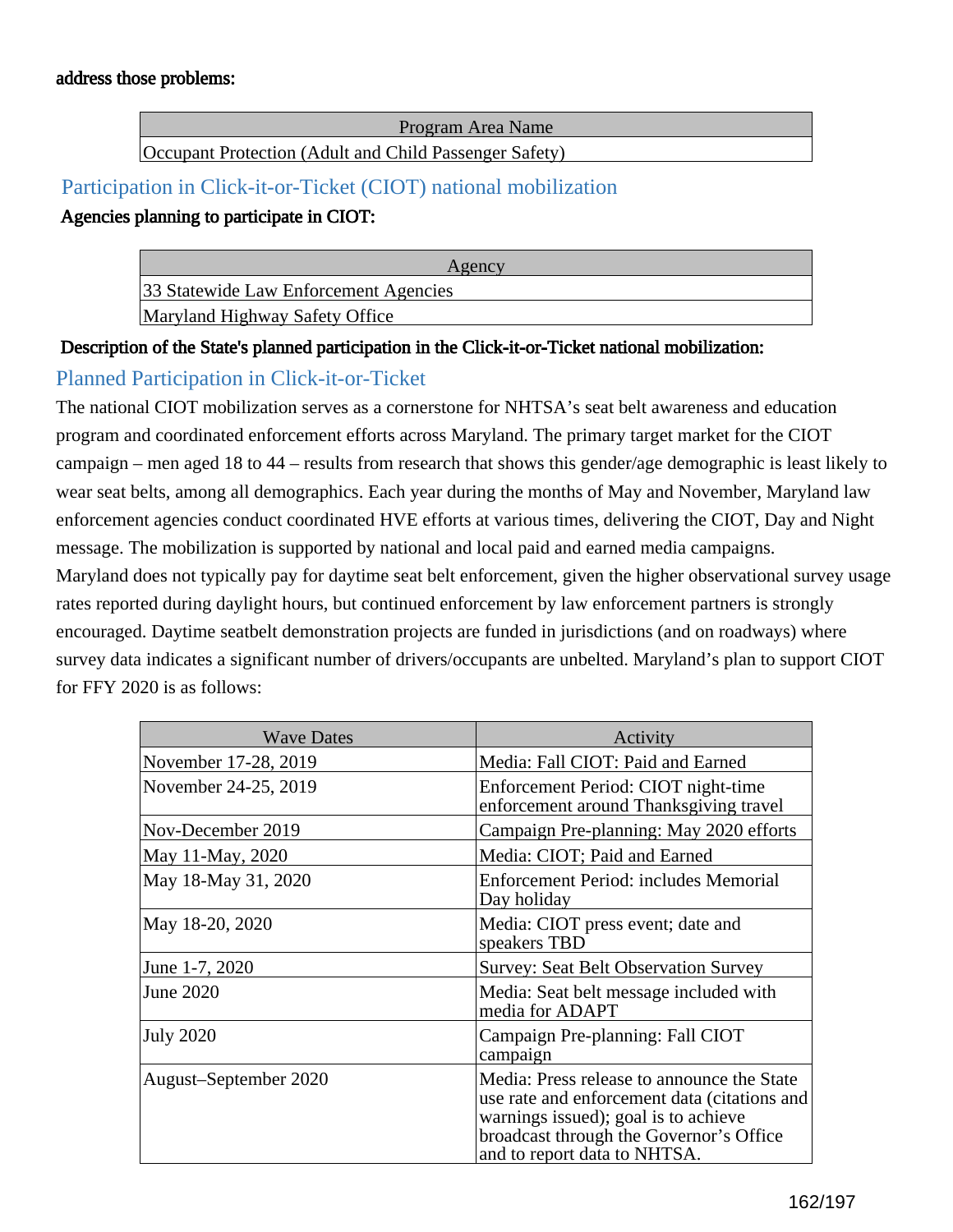address those problems:

| Program Area Name |
| --- |
| Occupant Protection (Adult and Child Passenger Safety) |

## Participation in Click-it-or-Ticket (CIOT) national mobilization

**Agencies planning to participate in CIOT:**

| Agency |
| --- |
| 33 Statewide Law Enforcement Agencies |
| Maryland Highway Safety Office |

**Description of the State's planned participation in the Click-it-or-Ticket national mobilization:**

## Planned Participation in Click-it-or-Ticket

The national CIOT mobilization serves as a cornerstone for NHTSA's seat belt awareness and education program and coordinated enforcement efforts across Maryland. The primary target market for the CIOT campaign – men aged 18 to 44 – results from research that shows this gender/age demographic is least likely to wear seat belts, among all demographics. Each year during the months of May and November, Maryland law enforcement agencies conduct coordinated HVE efforts at various times, delivering the CIOT, Day and Night message. The mobilization is supported by national and local paid and earned media campaigns.
Maryland does not typically pay for daytime seat belt enforcement, given the higher observational survey usage rates reported during daylight hours, but continued enforcement by law enforcement partners is strongly encouraged. Daytime seatbelt demonstration projects are funded in jurisdictions (and on roadways) where survey data indicates a significant number of drivers/occupants are unbelted. Maryland's plan to support CIOT for FFY 2020 is as follows:

| Wave Dates | Activity |
| --- | --- |
| November 17-28, 2019 | Media: Fall CIOT: Paid and Earned |
| November 24-25, 2019 | Enforcement Period: CIOT night-time enforcement around Thanksgiving travel |
| Nov-December 2019 | Campaign Pre-planning: May 2020 efforts |
| May 11-May, 2020 | Media: CIOT; Paid and Earned |
| May 18-May 31, 2020 | Enforcement Period: includes Memorial Day holiday |
| May 18-20, 2020 | Media: CIOT press event; date and speakers TBD |
| June 1-7, 2020 | Survey: Seat Belt Observation Survey |
| June 2020 | Media: Seat belt message included with media for ADAPT |
| July 2020 | Campaign Pre-planning: Fall CIOT campaign |
| August–September 2020 | Media: Press release to announce the State use rate and enforcement data (citations and warnings issued); goal is to achieve broadcast through the Governor's Office and to report data to NHTSA. |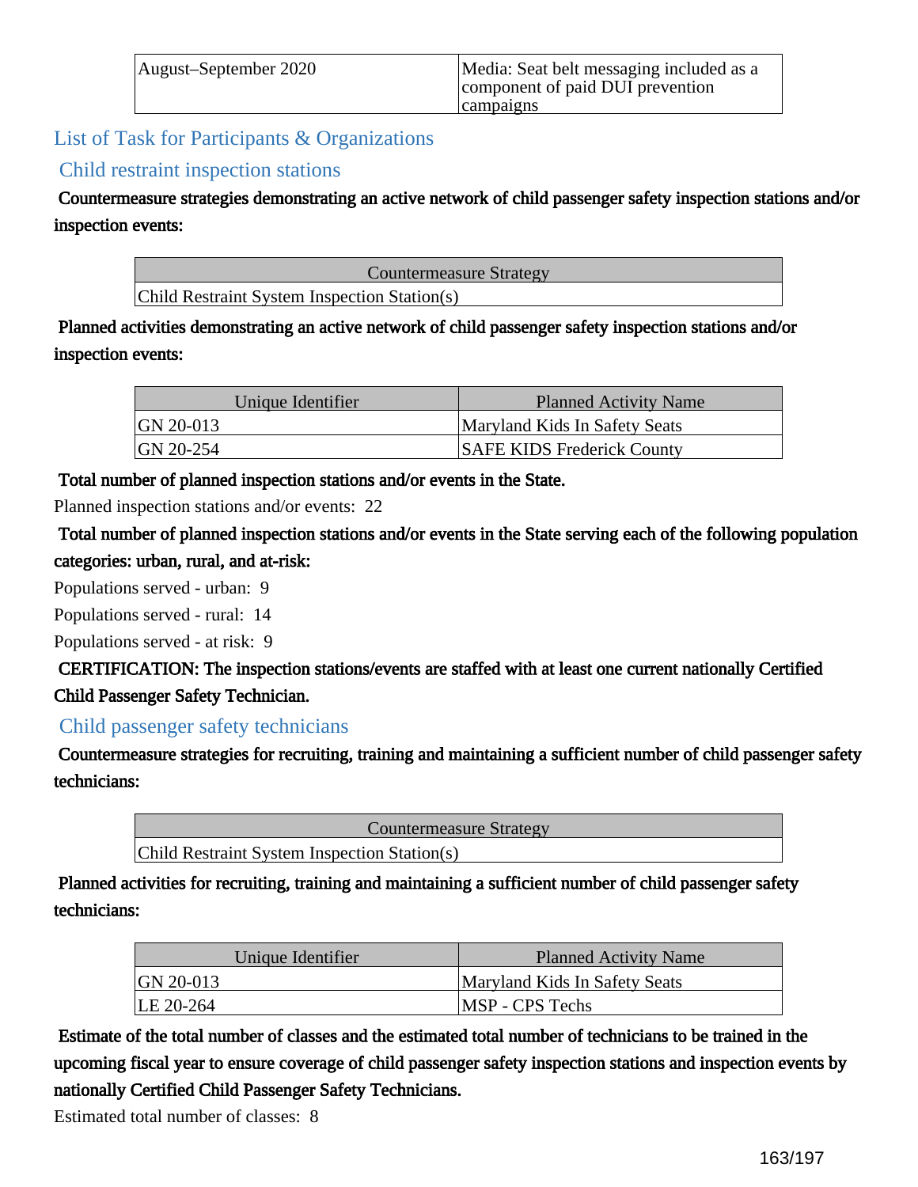| August–September 2020 | Media: Seat belt messaging included as a component of paid DUI prevention campaigns |
|---|---|

## List of Task for Participants & Organizations

### Child restraint inspection stations

**Countermeasure strategies demonstrating an active network of child passenger safety inspection stations and/or inspection events:**

| Countermeasure Strategy |
|---|
| Child Restraint System Inspection Station(s) |

**Planned activities demonstrating an active network of child passenger safety inspection stations and/or inspection events:**

| Unique Identifier | Planned Activity Name |
|---|---|
| GN 20-013 | Maryland Kids In Safety Seats |
| GN 20-254 | SAFE KIDS Frederick County |

**Total number of planned inspection stations and/or events in the State.**

Planned inspection stations and/or events: 22

**Total number of planned inspection stations and/or events in the State serving each of the following population categories: urban, rural, and at-risk:**

Populations served - urban: 9

Populations served - rural: 14

Populations served - at risk: 9

**CERTIFICATION: The inspection stations/events are staffed with at least one current nationally Certified Child Passenger Safety Technician.**

### Child passenger safety technicians

**Countermeasure strategies for recruiting, training and maintaining a sufficient number of child passenger safety technicians:**

| Countermeasure Strategy |
|---|
| Child Restraint System Inspection Station(s) |

**Planned activities for recruiting, training and maintaining a sufficient number of child passenger safety technicians:**

| Unique Identifier | Planned Activity Name |
|---|---|
| GN 20-013 | Maryland Kids In Safety Seats |
| LE 20-264 | MSP - CPS Techs |

**Estimate of the total number of classes and the estimated total number of technicians to be trained in the upcoming fiscal year to ensure coverage of child passenger safety inspection stations and inspection events by nationally Certified Child Passenger Safety Technicians.**

Estimated total number of classes: 8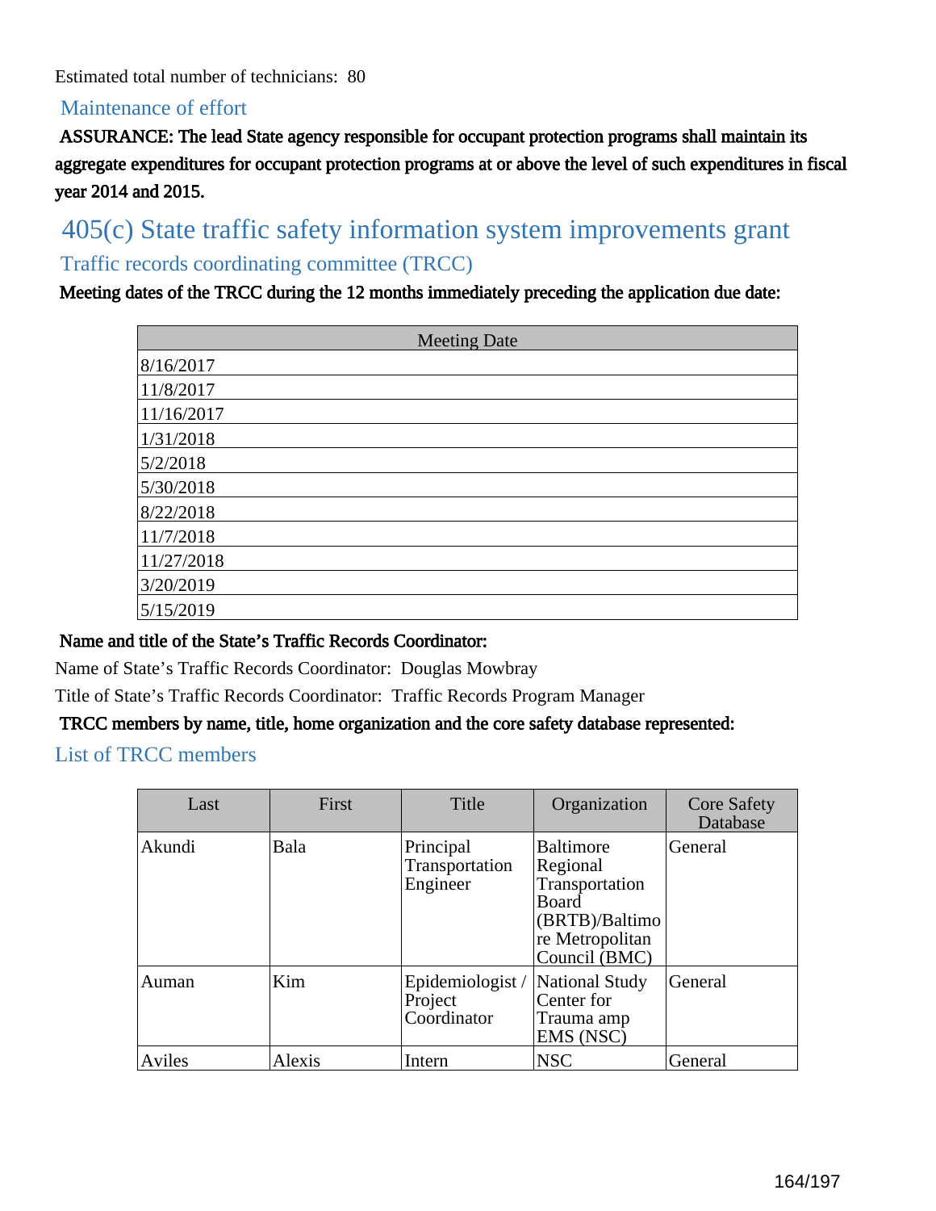Estimated total number of technicians: 80

### Maintenance of effort

**ASSURANCE: The lead State agency responsible for occupant protection programs shall maintain its aggregate expenditures for occupant protection programs at or above the level of such expenditures in fiscal year 2014 and 2015.**

## 405(c) State traffic safety information system improvements grant

### Traffic records coordinating committee (TRCC)

**Meeting dates of the TRCC during the 12 months immediately preceding the application due date:**

| Meeting Date |
|---|
| 8/16/2017 |
| 11/8/2017 |
| 11/16/2017 |
| 1/31/2018 |
| 5/2/2018 |
| 5/30/2018 |
| 8/22/2018 |
| 11/7/2018 |
| 11/27/2018 |
| 3/20/2019 |
| 5/15/2019 |

**Name and title of the State's Traffic Records Coordinator:**

Name of State's Traffic Records Coordinator: Douglas Mowbray

Title of State's Traffic Records Coordinator: Traffic Records Program Manager

**TRCC members by name, title, home organization and the core safety database represented:**

### List of TRCC members

| Last | First | Title | Organization | Core Safety Database |
|---|---|---|---|---|
| Akundi | Bala | Principal Transportation Engineer | Baltimore Regional Transportation Board (BRTB)/Baltimore Metropolitan Council (BMC) | General |
| Auman | Kim | Epidemiologist / Project Coordinator | National Study Center for Trauma amp EMS (NSC) | General |
| Aviles | Alexis | Intern | NSC | General |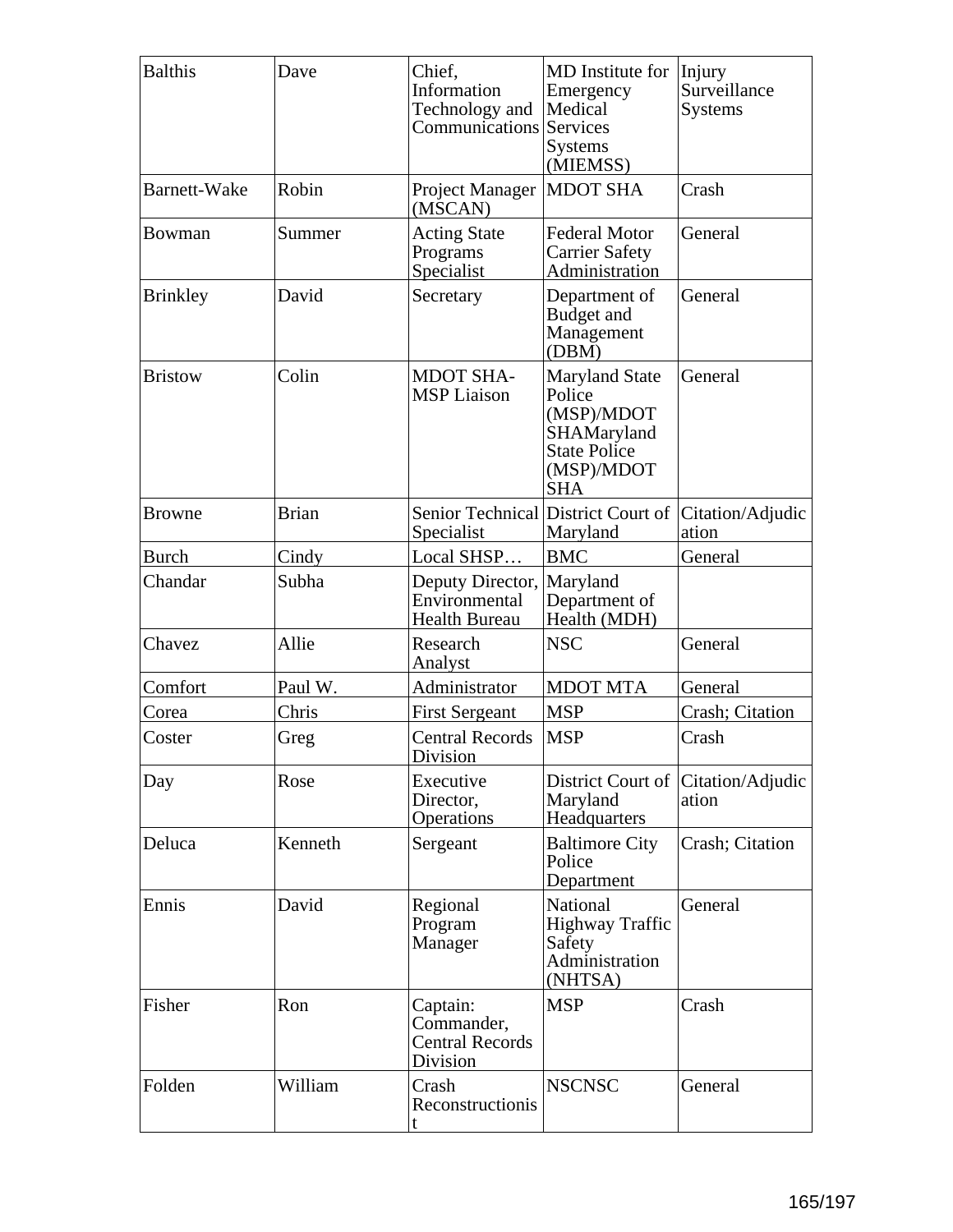| Balthis | Dave | Chief, Information Technology and Communications | MD Institute for Emergency Medical Services Systems (MIEMSS) | Injury Surveillance Systems |
|---|---|---|---|---|
| Barnett-Wake | Robin | Project Manager (MSCAN) | MDOT SHA | Crash |
| Bowman | Summer | Acting State Programs Specialist | Federal Motor Carrier Safety Administration | General |
| Brinkley | David | Secretary | Department of Budget and Management (DBM) | General |
| Bristow | Colin | MDOT SHA-MSP Liaison | Maryland State Police (MSP)/MDOT SHAMaryland State Police (MSP)/MDOT SHA | General |
| Browne | Brian | Senior Technical Specialist | District Court of Maryland | Citation/Adjudication |
| Burch | Cindy | Local SHSP… | BMC | General |
| Chandar | Subha | Deputy Director, Environmental Health Bureau | Maryland Department of Health (MDH) | |
| Chavez | Allie | Research Analyst | NSC | General |
| Comfort | Paul W. | Administrator | MDOT MTA | General |
| Corea | Chris | First Sergeant | MSP | Crash; Citation |
| Coster | Greg | Central Records Division | MSP | Crash |
| Day | Rose | Executive Director, Operations | District Court of Maryland Headquarters | Citation/Adjudication |
| Deluca | Kenneth | Sergeant | Baltimore City Police Department | Crash; Citation |
| Ennis | David | Regional Program Manager | National Highway Traffic Safety Administration (NHTSA) | General |
| Fisher | Ron | Captain: Commander, Central Records Division | MSP | Crash |
| Folden | William | Crash Reconstructionist | NSCNSC | General |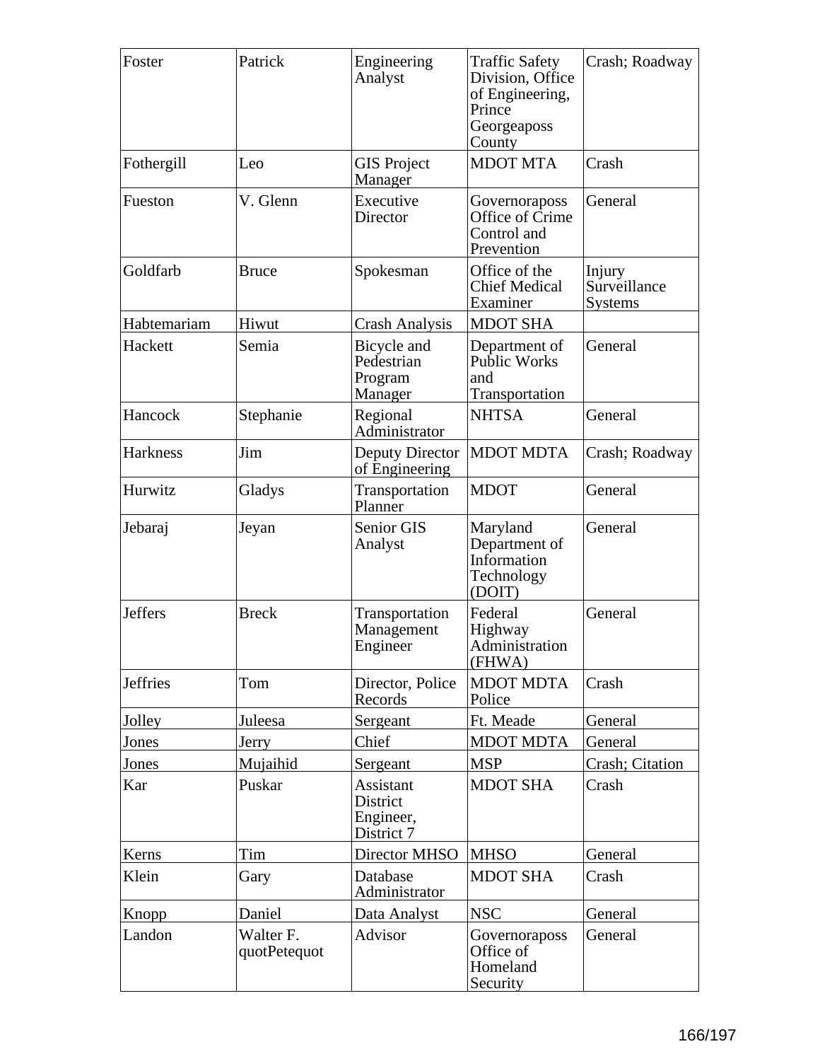| Foster | Patrick | Engineering Analyst | Traffic Safety Division, Office of Engineering, Prince Georgeaposs County | Crash; Roadway |
|---|---|---|---|---|
| Fothergill | Leo | GIS Project Manager | MDOT MTA | Crash |
| Fueston | V. Glenn | Executive Director | Governoraposs Office of Crime Control and Prevention | General |
| Goldfarb | Bruce | Spokesman | Office of the Chief Medical Examiner | Injury Surveillance Systems |
| Habtemariam | Hiwut | Crash Analysis | MDOT SHA | |
| Hackett | Semia | Bicycle and Pedestrian Program Manager | Department of Public Works and Transportation | General |
| Hancock | Stephanie | Regional Administrator | NHTSA | General |
| Harkness | Jim | Deputy Director of Engineering | MDOT MDTA | Crash; Roadway |
| Hurwitz | Gladys | Transportation Planner | MDOT | General |
| Jebaraj | Jeyan | Senior GIS Analyst | Maryland Department of Information Technology (DOIT) | General |
| Jeffers | Breck | Transportation Management Engineer | Federal Highway Administration (FHWA) | General |
| Jeffries | Tom | Director, Police Records | MDOT MDTA Police | Crash |
| Jolley | Juleesa | Sergeant | Ft. Meade | General |
| Jones | Jerry | Chief | MDOT MDTA | General |
| Jones | Mujaihid | Sergeant | MSP | Crash; Citation |
| Kar | Puskar | Assistant District Engineer, District 7 | MDOT SHA | Crash |
| Kerns | Tim | Director MHSO | MHSO | General |
| Klein | Gary | Database Administrator | MDOT SHA | Crash |
| Knopp | Daniel | Data Analyst | NSC | General |
| Landon | Walter F. quotPetequot | Advisor | Governoraposs Office of Homeland Security | General |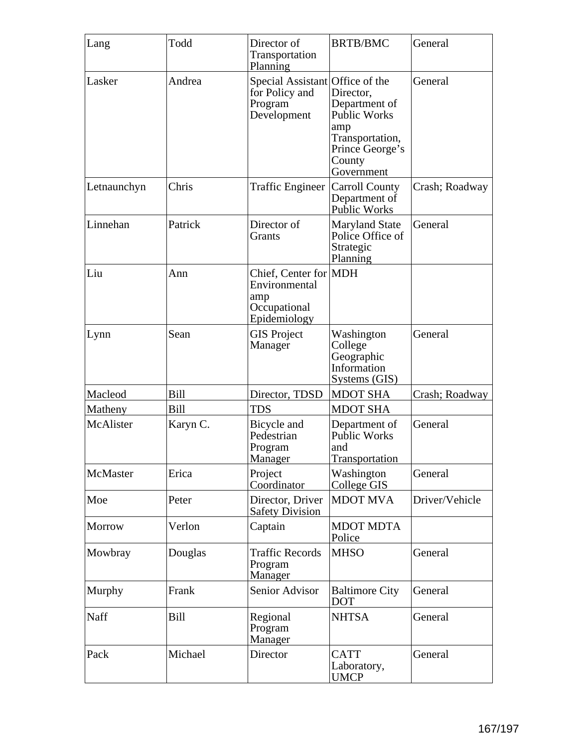| Lang | Todd | Director of Transportation Planning | BRTB/BMC | General |
|---|---|---|---|---|
| Lasker | Andrea | Special Assistant for Policy and Program Development | Office of the Director, Department of Public Works amp Transportation, Prince George’s County Government | General |
| Letnaunchyn | Chris | Traffic Engineer | Carroll County Department of Public Works | Crash; Roadway |
| Linnehan | Patrick | Director of Grants | Maryland State Police Office of Strategic Planning | General |
| Liu | Ann | Chief, Center for Environmental amp Occupational Epidemiology | MDH | |
| Lynn | Sean | GIS Project Manager | Washington College Geographic Information Systems (GIS) | General |
| Macleod | Bill | Director, TDSD | MDOT SHA | Crash; Roadway |
| Matheny | Bill | TDS | MDOT SHA | |
| McAlister | Karyn C. | Bicycle and Pedestrian Program Manager | Department of Public Works and Transportation | General |
| McMaster | Erica | Project Coordinator | Washington College GIS | General |
| Moe | Peter | Director, Driver Safety Division | MDOT MVA | Driver/Vehicle |
| Morrow | Verlon | Captain | MDOT MDTA Police | |
| Mowbray | Douglas | Traffic Records Program Manager | MHSO | General |
| Murphy | Frank | Senior Advisor | Baltimore City DOT | General |
| Naff | Bill | Regional Program Manager | NHTSA | General |
| Pack | Michael | Director | CATT Laboratory, UMCP | General |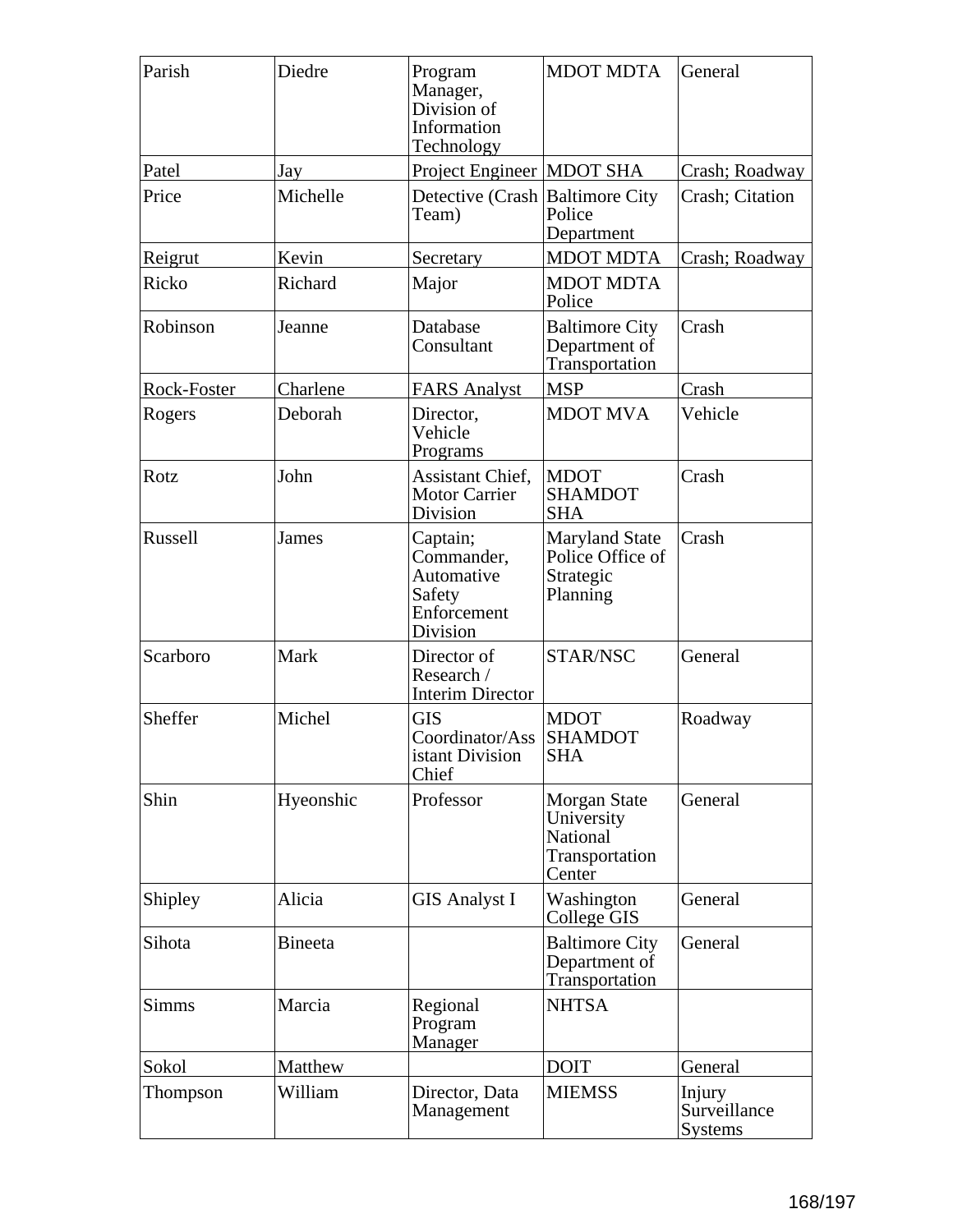| Parish | Diedre | Program Manager, Division of Information Technology | MDOT MDTA | General |
|---|---|---|---|---|
| Patel | Jay | Project Engineer | MDOT SHA | Crash; Roadway |
| Price | Michelle | Detective (Crash Team) | Baltimore City Police Department | Crash; Citation |
| Reigrut | Kevin | Secretary | MDOT MDTA | Crash; Roadway |
| Ricko | Richard | Major | MDOT MDTA Police | |
| Robinson | Jeanne | Database Consultant | Baltimore City Department of Transportation | Crash |
| Rock-Foster | Charlene | FARS Analyst | MSP | Crash |
| Rogers | Deborah | Director, Vehicle Programs | MDOT MVA | Vehicle |
| Rotz | John | Assistant Chief, Motor Carrier Division | MDOT SHAMDOT SHA | Crash |
| Russell | James | Captain; Commander, Automative Safety Enforcement Division | Maryland State Police Office of Strategic Planning | Crash |
| Scarboro | Mark | Director of Research / Interim Director | STAR/NSC | General |
| Sheffer | Michel | GIS Coordinator/Assistant Division Chief | MDOT SHAMDOT SHA | Roadway |
| Shin | Hyeonshic | Professor | Morgan State University National Transportation Center | General |
| Shipley | Alicia | GIS Analyst I | Washington College GIS | General |
| Sihota | Bineeta | | Baltimore City Department of Transportation | General |
| Simms | Marcia | Regional Program Manager | NHTSA | |
| Sokol | Matthew | | DOIT | General |
| Thompson | William | Director, Data Management | MIEMSS | Injury Surveillance Systems |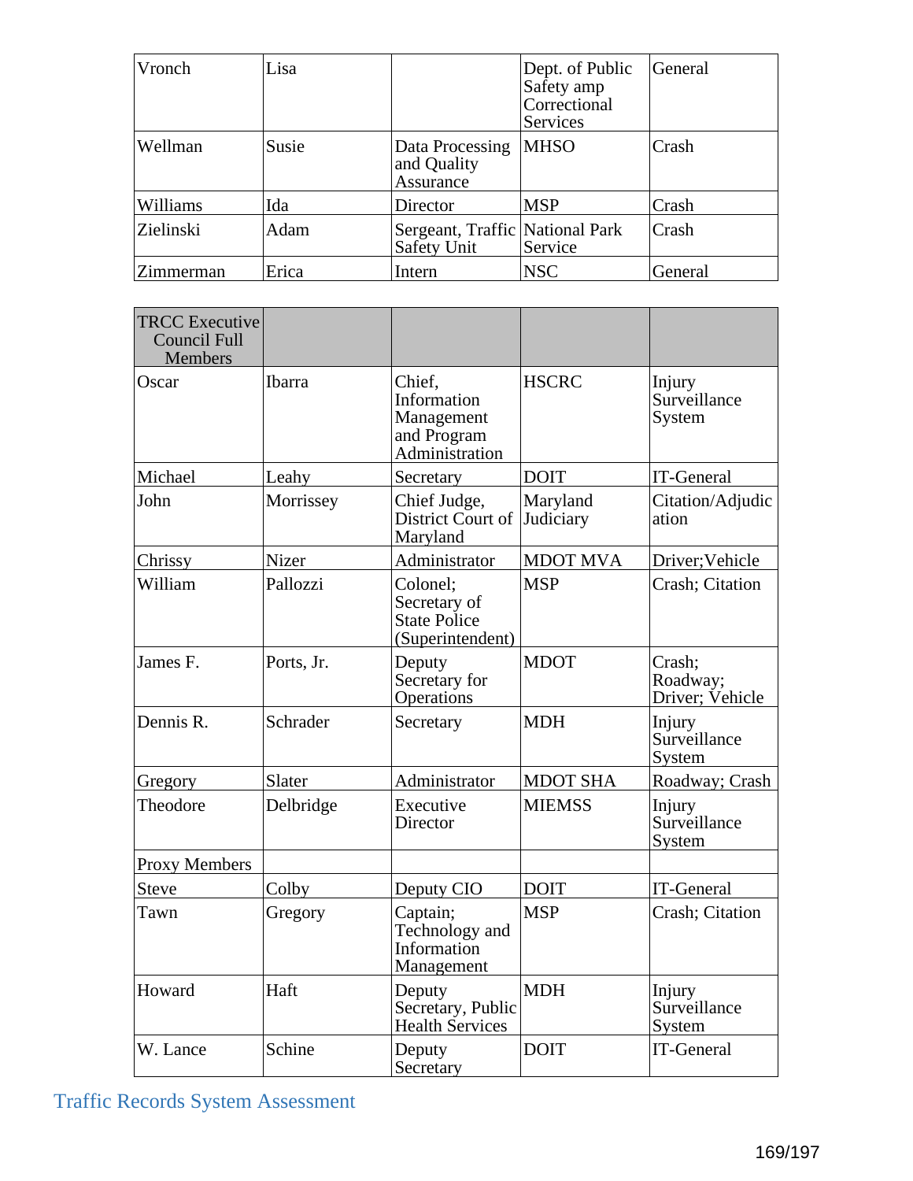| Vronch | Lisa | | Dept. of Public Safety amp Correctional Services | General |
|---|---|---|---|---|
| Wellman | Susie | Data Processing and Quality Assurance | MHSO | Crash |
| Williams | Ida | Director | MSP | Crash |
| Zielinski | Adam | Sergeant, Traffic Safety Unit | National Park Service | Crash |
| Zimmerman | Erica | Intern | NSC | General |

| TRCC Executive Council Full Members | | | | |
|---|---|---|---|---|
| Oscar | Ibarra | Chief, Information Management and Program Administration | HSCRC | Injury Surveillance System |
| Michael | Leahy | Secretary | DOIT | IT-General |
| John | Morrissey | Chief Judge, District Court of Maryland | Maryland Judiciary | Citation/Adjudication |
| Chrissy | Nizer | Administrator | MDOT MVA | Driver;Vehicle |
| William | Pallozzi | Colonel; Secretary of State Police (Superintendent) | MSP | Crash; Citation |
| James F. | Ports, Jr. | Deputy Secretary for Operations | MDOT | Crash; Roadway; Driver; Vehicle |
| Dennis R. | Schrader | Secretary | MDH | Injury Surveillance System |
| Gregory | Slater | Administrator | MDOT SHA | Roadway; Crash |
| Theodore | Delbridge | Executive Director | MIEMSS | Injury Surveillance System |
| Proxy Members | | | | |
| Steve | Colby | Deputy CIO | DOIT | IT-General |
| Tawn | Gregory | Captain; Technology and Information Management | MSP | Crash; Citation |
| Howard | Haft | Deputy Secretary, Public Health Services | MDH | Injury Surveillance System |
| W. Lance | Schine | Deputy Secretary | DOIT | IT-General |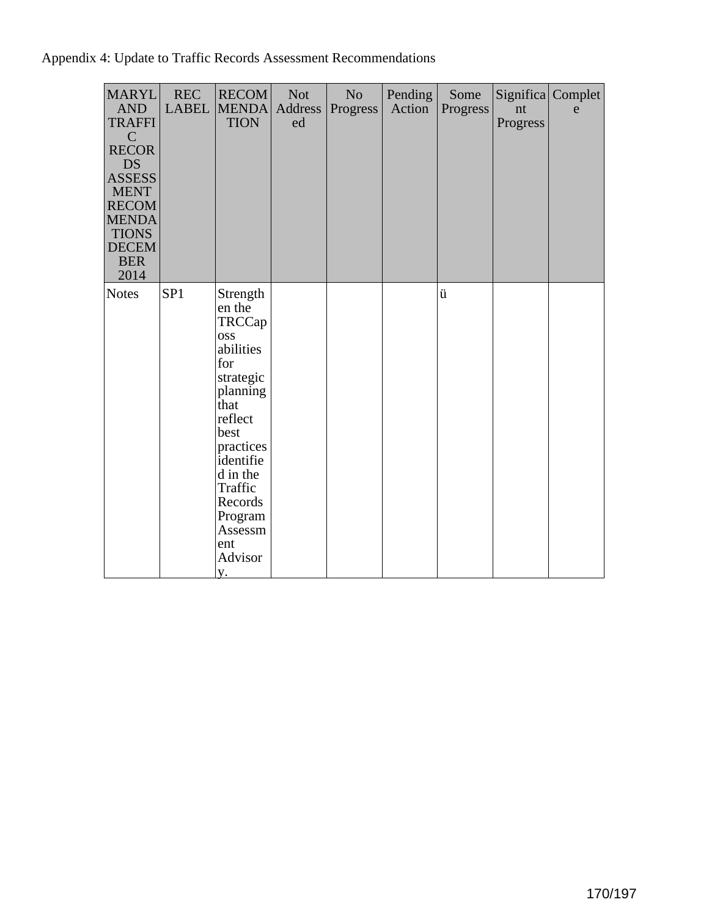Appendix 4: Update to Traffic Records Assessment Recommendations

| MARYLAND TRAFFIC RECORDS ASSESSMENT RECOMMENDATIONS DECEMBER 2014 | REC LABEL | RECOMMENDATION | Not Addressed | No Progress | Pending Action | Some Progress | Significant Progress | Complete |
|---|---|---|---|---|---|---|---|---|
| Notes | SP1 | Strengthen the TRCCaposs abilities for strategic planning that reflect best practices identified in the Traffic Records Program Assessment Advisory. | | | | ü | | |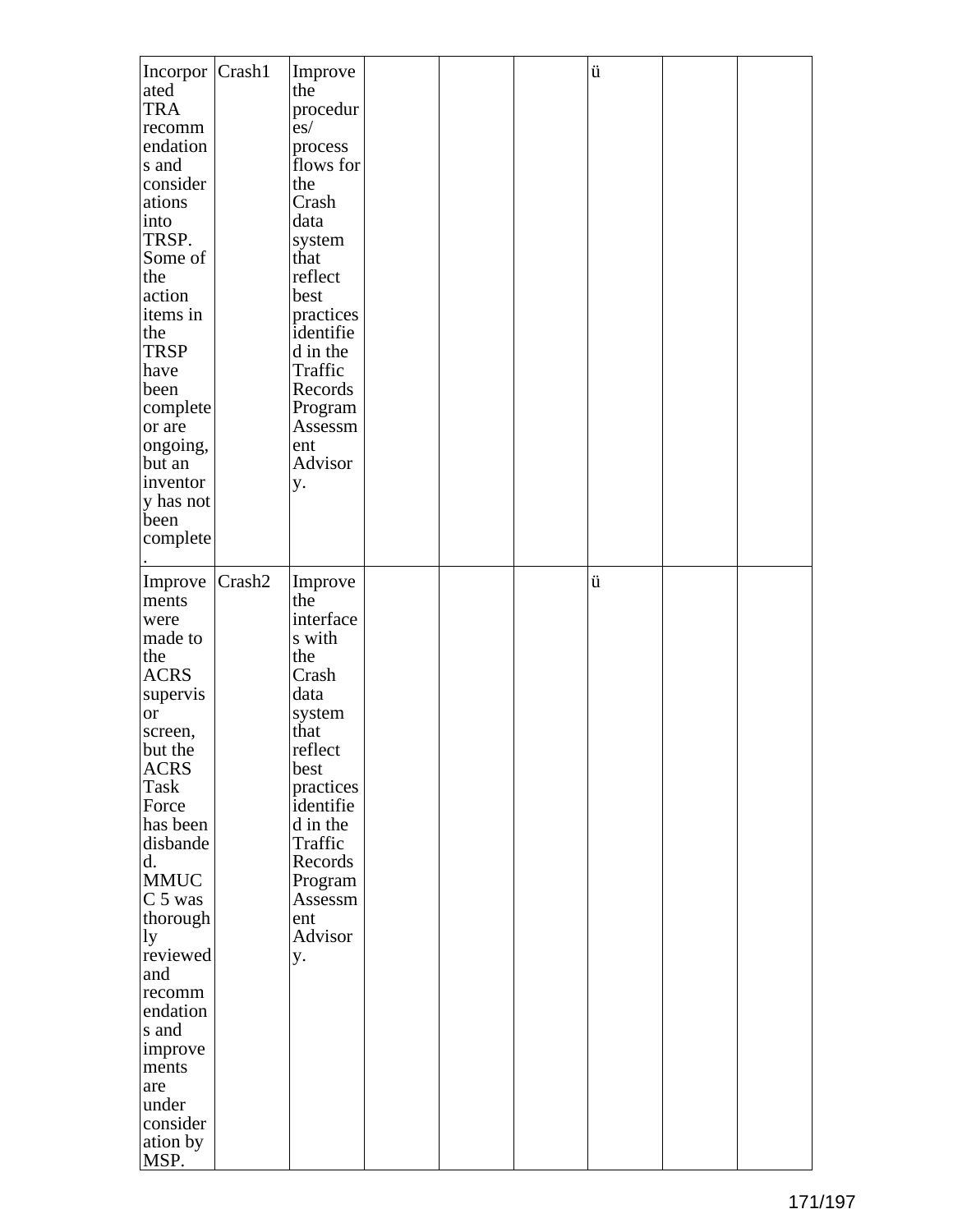| | | | | | | | | |
|---|---|---|---|---|---|---|---|---|
| Incorporated TRA recommendations and considerations into TRSP. Some of the action items in the TRSP have been complete or are ongoing, but an inventory has not been complete. | Crash1 | Improve the procedures/ process flows for the Crash data system that reflect best practices identified in the Traffic Records Program Assessment Advisory. | | | | ü | | |
| Improvements were made to the ACRS supervisor screen, but the ACRS Task Force has been disbanded. MMUCC 5 was thoroughly reviewed and recommendations and improvements are under consideration by MSP. | Crash2 | Improve the interfaces with the Crash data system that reflect best practices identified in the Traffic Records Program Assessment Advisory. | | | | ü | | |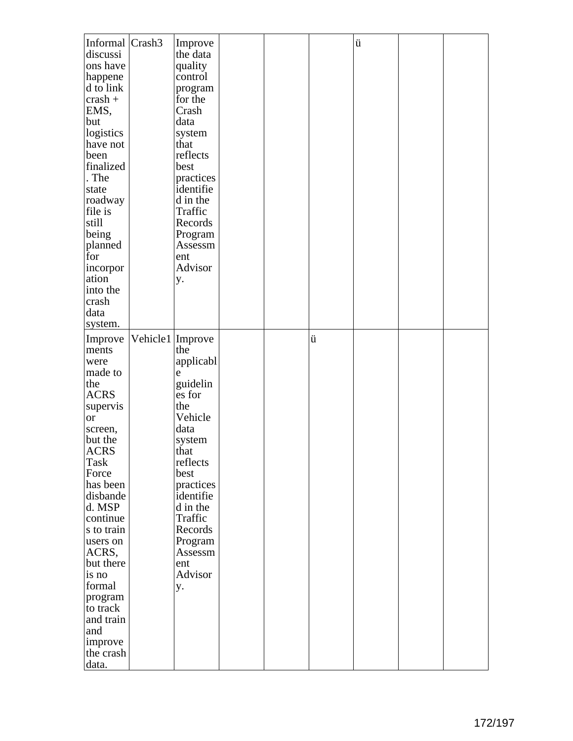| | | | | | | | | |
|---|---|---|---|---|---|---|---|---|
| Informal discussions have happened to link crash + EMS, but logistics have not been finalized. The state roadway file is still being planned for incorporation into the crash data system. | Crash3 | Improve the data quality control program for the Crash data system that reflects best practices identified in the Traffic Records Program Assessment Advisory. | | | | ü | | |
| Improvements were made to the ACRS supervisor screen, but the ACRS Task Force has been disbanded. MSP continues to train users on ACRS, but there is no formal program to track and train and improve the crash data. | Vehicle1 | Improve the applicable guidelines for the Vehicle data system that reflects best practices identified in the Traffic Records Program Assessment Advisory. | | | ü | | | |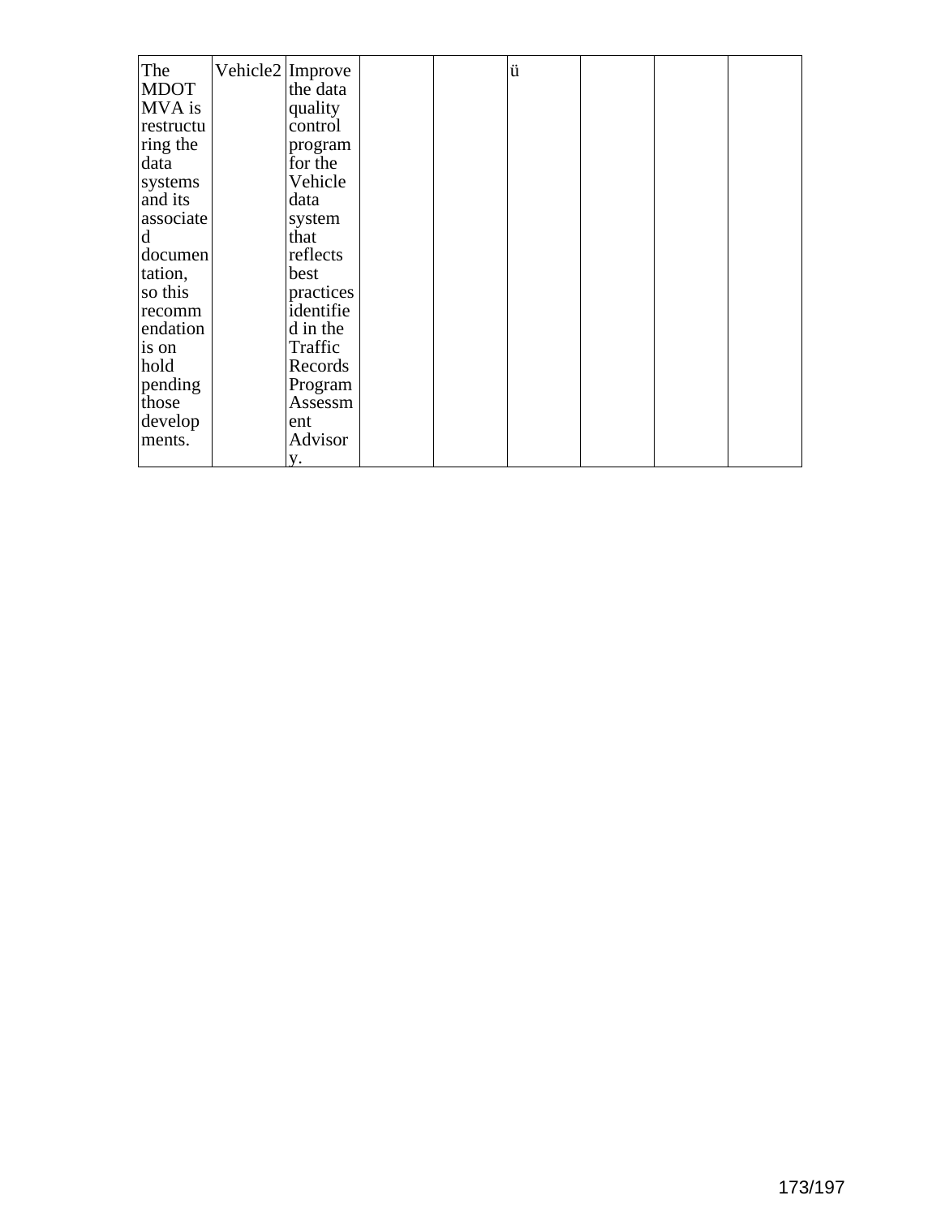| | | | | | | | | |
|---|---|---|---|---|---|---|---|---|
| The MDOT MVA is restructuring the data systems and its associated documentation, so this recommendation is on hold pending those developments. | Vehicle2 | Improve the data quality control program for the Vehicle data system that reflects best practices identified in the Traffic Records Program Assessment Advisory. | | | ü | | | |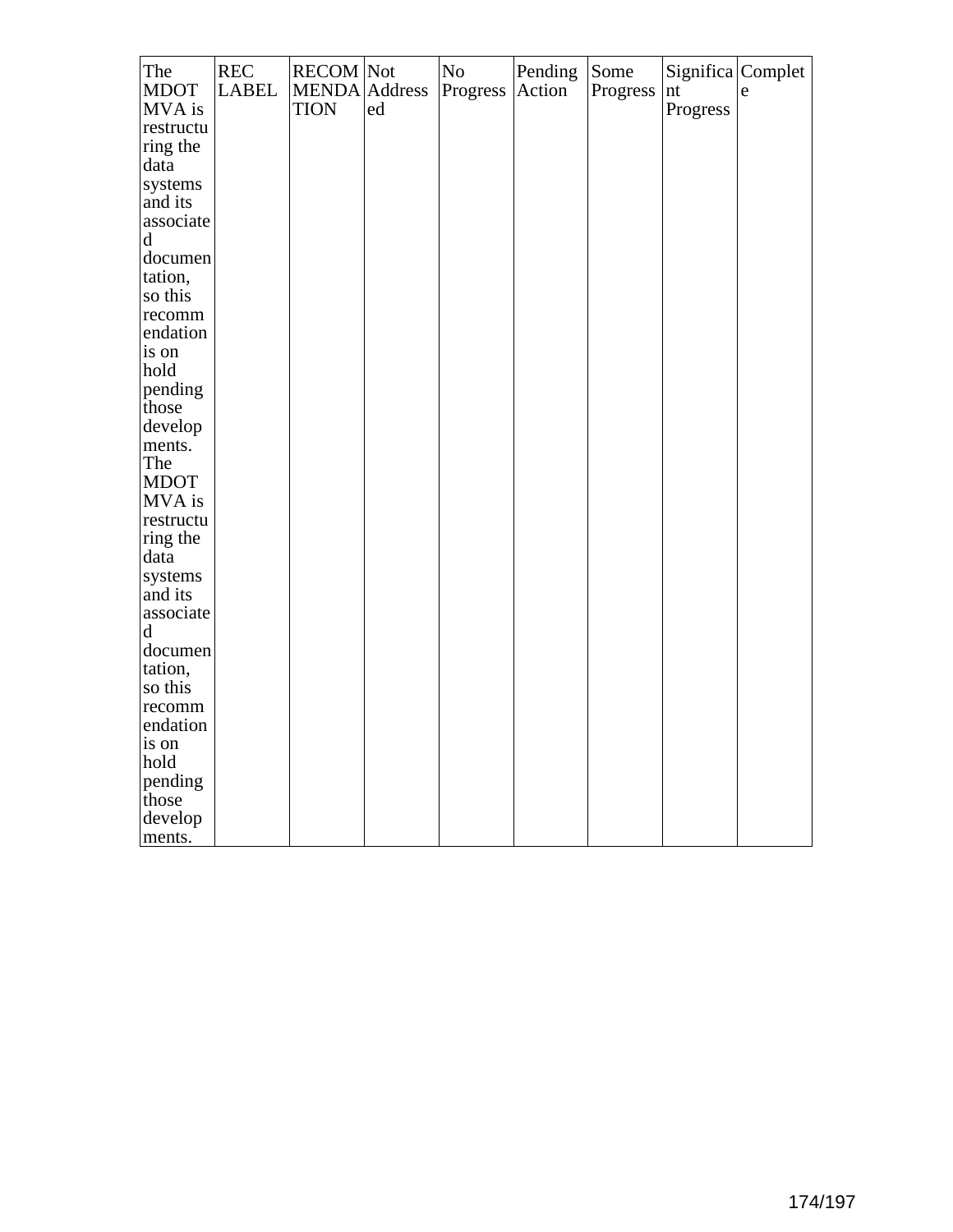| The MDOT MVA is restructuring the data systems and its associated documentation, so this recommendation is on hold pending those developments. The MDOT MVA is restructuring the data systems and its associated documentation, so this recommendation is on hold pending those developments. | REC LABEL | RECOMMENDATION | Not Addressed | No Progress | Pending Action | Some Progress | Significant Progress | Complete |
|---|---|---|---|---|---|---|---|---|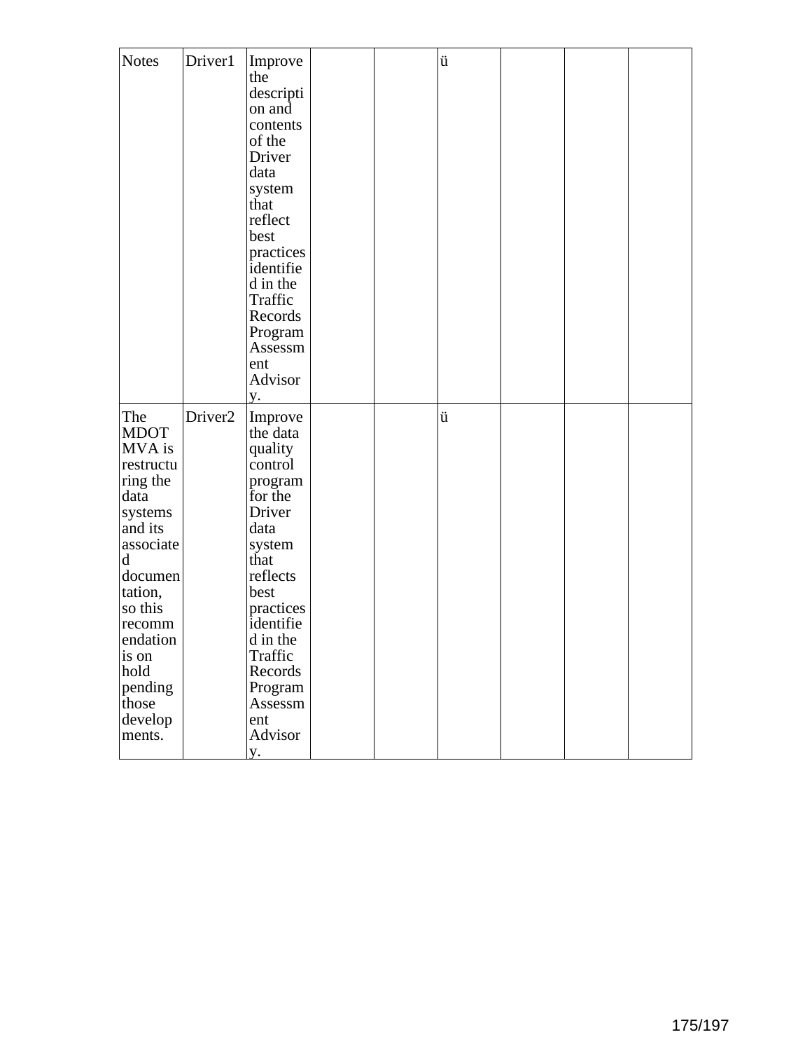| Notes | Driver1 | Improve the description and contents of the Driver data system that reflect best practices identified in the Traffic Records Program Assessment Advisory. | | | ü | | | |
|---|---|---|---|---|---|---|---|---|
| The MDOT MVA is restructuring the data systems and its associated documentation, so this recommendation is on hold pending those developments. | Driver2 | Improve the data quality control program for the Driver data system that reflects best practices identified in the Traffic Records Program Assessment Advisory. | | | ü | | | |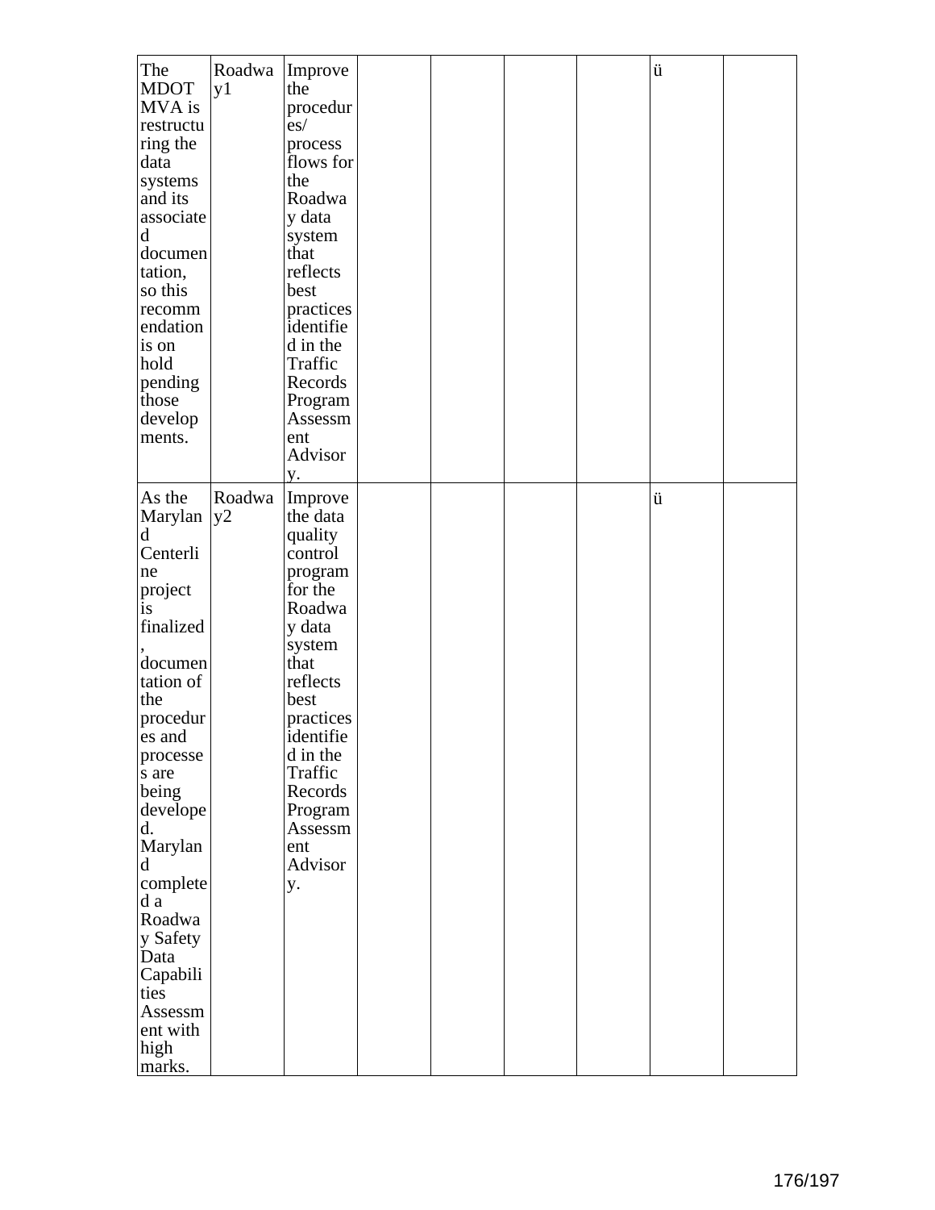| | | | | | | | | |
|---|---|---|---|---|---|---|---|---|
| The MDOT MVA is restructuring the data systems and its associated documentation, so this recommendation is on hold pending those developments. | Roadway1 | Improve the procedures/ process flows for the Roadway data system that reflects best practices identified in the Traffic Records Program Assessment Advisory. | | | | | ü | |
| As the Maryland Centerline project is finalized, documentation of the procedures and processes are being developed. Maryland completed a Roadway Safety Data Capabilities Assessment with high marks. | Roadway2 | Improve the data quality control program for the Roadway data system that reflects best practices identified in the Traffic Records Program Assessment Advisory. | | | | | ü | |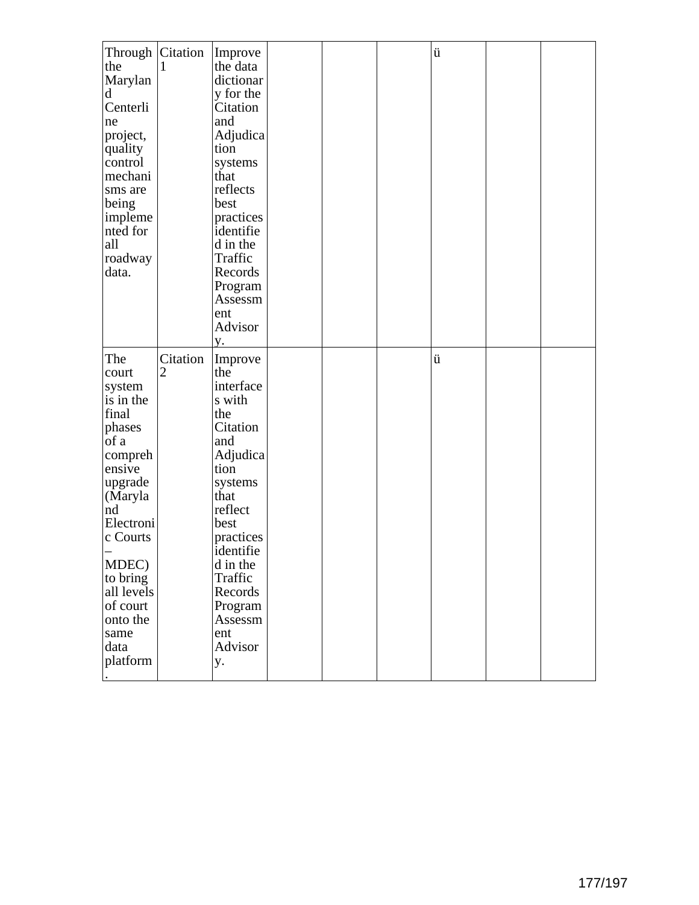| | | | | | | | | |
|---|---|---|---|---|---|---|---|---|
| Through the Maryland Centerline project, quality control mechanisms are being implemented for all roadway data. | Citation 1 | Improve the data dictionary for the Citation and Adjudication systems that reflects best practices identified in the Traffic Records Program Assessment Advisory. | | | | ü | | |
| The court system is in the final phases of a comprehensive upgrade (Maryland Electronic Courts – MDEC) to bring all levels of court onto the same data platform. | Citation 2 | Improve the interfaces with the Citation and Adjudication systems that reflect best practices identified in the Traffic Records Program Assessment Advisory. | | | | ü | | |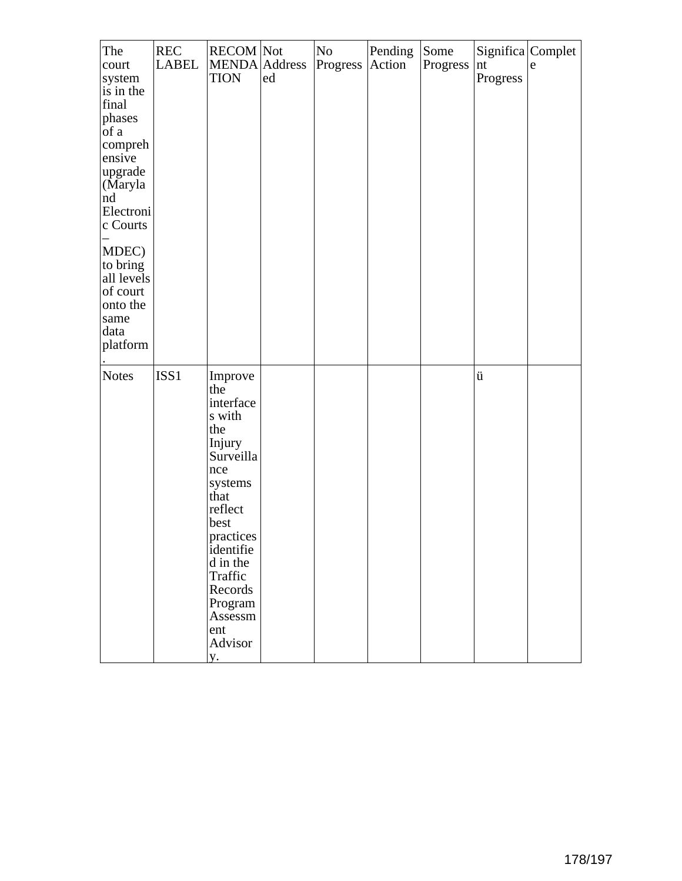| The court system is in the final phases of a comprehensive upgrade (Maryland Electronic Courts – MDEC) to bring all levels of court onto the same data platform. | REC LABEL | RECOMMENDATION | Not Addressed | No Progress | Pending Action | Some Progress | Significant Progress | Complete |
|---|---|---|---|---|---|---|---|---|
| Notes | ISS1 | Improve the interfaces with the Injury Surveillance systems that reflect best practices identified in the Traffic Records Program Assessment Advisory. | | | | | ü | |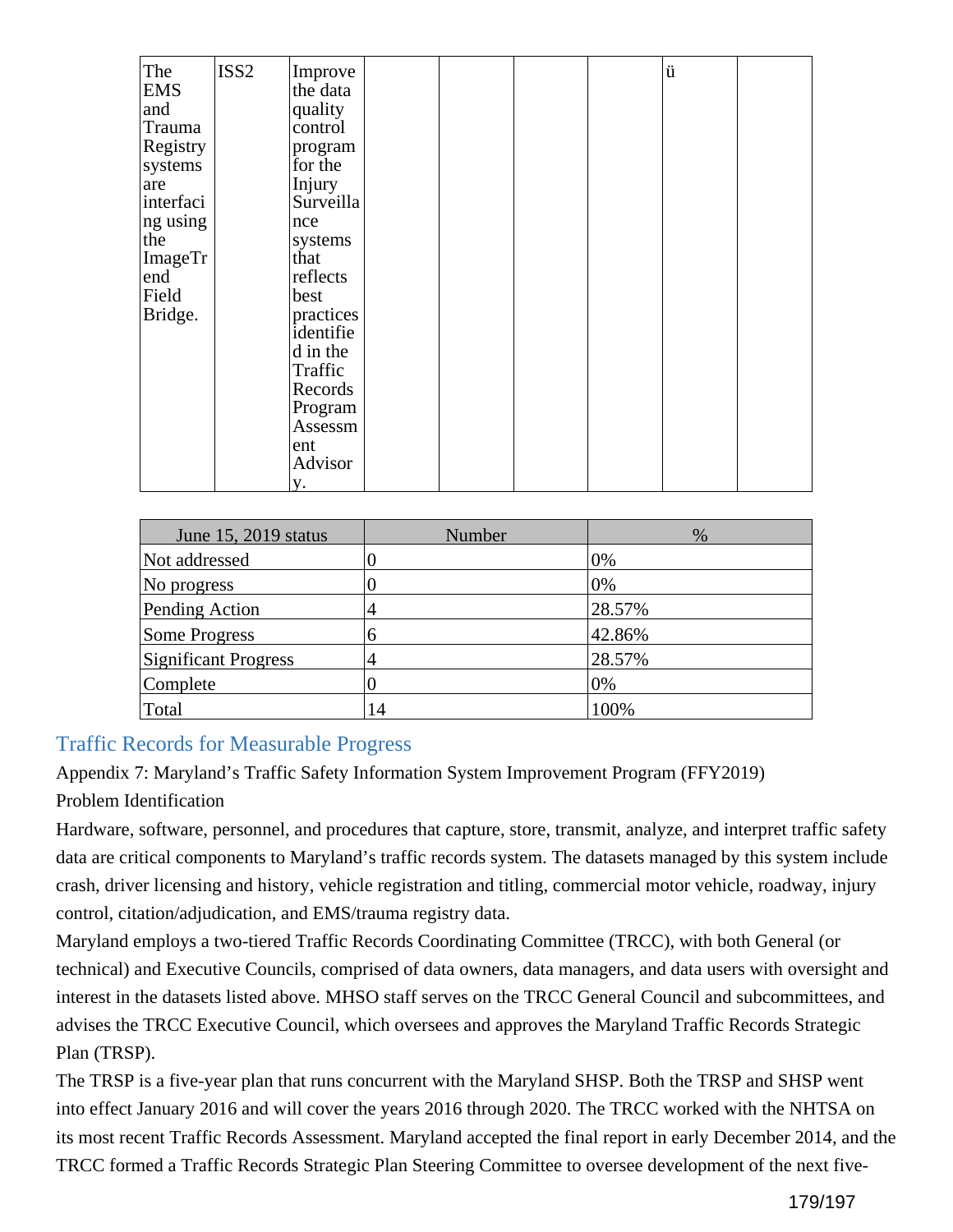| The EMS and Trauma Registry systems are interfacing using the ImageTrend Field Bridge. | ISS2 | Improve the data quality control program for the Injury Surveillance systems that reflects best practices identified in the Traffic Records Program Assessment Advisory. | | | | | ü | |
|---|---|---|---|---|---|---|---|---|

| June 15, 2019 status | Number | % |
|---|---|---|
| Not addressed | 0 | 0% |
| No progress | 0 | 0% |
| Pending Action | 4 | 28.57% |
| Some Progress | 6 | 42.86% |
| Significant Progress | 4 | 28.57% |
| Complete | 0 | 0% |
| Total | 14 | 100% |

## Traffic Records for Measurable Progress

Appendix 7: Maryland's Traffic Safety Information System Improvement Program (FFY2019)

Problem Identification

Hardware, software, personnel, and procedures that capture, store, transmit, analyze, and interpret traffic safety data are critical components to Maryland's traffic records system. The datasets managed by this system include crash, driver licensing and history, vehicle registration and titling, commercial motor vehicle, roadway, injury control, citation/adjudication, and EMS/trauma registry data.

Maryland employs a two-tiered Traffic Records Coordinating Committee (TRCC), with both General (or technical) and Executive Councils, comprised of data owners, data managers, and data users with oversight and interest in the datasets listed above. MHSO staff serves on the TRCC General Council and subcommittees, and advises the TRCC Executive Council, which oversees and approves the Maryland Traffic Records Strategic Plan (TRSP).

The TRSP is a five-year plan that runs concurrent with the Maryland SHSP. Both the TRSP and SHSP went into effect January 2016 and will cover the years 2016 through 2020. The TRCC worked with the NHTSA on its most recent Traffic Records Assessment. Maryland accepted the final report in early December 2014, and the TRCC formed a Traffic Records Strategic Plan Steering Committee to oversee development of the next five-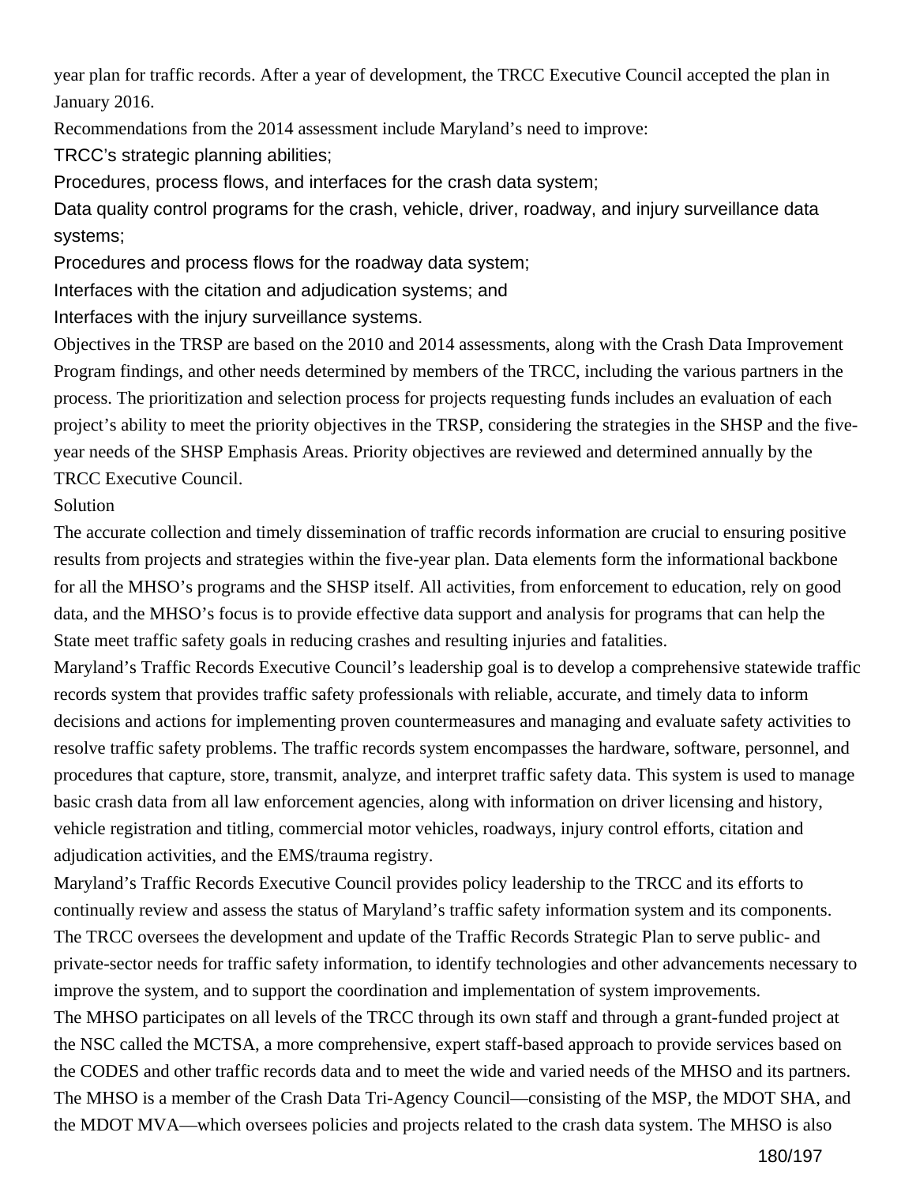year plan for traffic records. After a year of development, the TRCC Executive Council accepted the plan in January 2016.

Recommendations from the 2014 assessment include Maryland's need to improve:

- TRCC's strategic planning abilities;
- Procedures, process flows, and interfaces for the crash data system;
- Data quality control programs for the crash, vehicle, driver, roadway, and injury surveillance data systems;
- Procedures and process flows for the roadway data system;
- Interfaces with the citation and adjudication systems; and
- Interfaces with the injury surveillance systems.

Objectives in the TRSP are based on the 2010 and 2014 assessments, along with the Crash Data Improvement Program findings, and other needs determined by members of the TRCC, including the various partners in the process. The prioritization and selection process for projects requesting funds includes an evaluation of each project's ability to meet the priority objectives in the TRSP, considering the strategies in the SHSP and the five-year needs of the SHSP Emphasis Areas. Priority objectives are reviewed and determined annually by the TRCC Executive Council.

Solution

The accurate collection and timely dissemination of traffic records information are crucial to ensuring positive results from projects and strategies within the five-year plan. Data elements form the informational backbone for all the MHSO's programs and the SHSP itself. All activities, from enforcement to education, rely on good data, and the MHSO's focus is to provide effective data support and analysis for programs that can help the State meet traffic safety goals in reducing crashes and resulting injuries and fatalities.

Maryland's Traffic Records Executive Council's leadership goal is to develop a comprehensive statewide traffic records system that provides traffic safety professionals with reliable, accurate, and timely data to inform decisions and actions for implementing proven countermeasures and managing and evaluate safety activities to resolve traffic safety problems. The traffic records system encompasses the hardware, software, personnel, and procedures that capture, store, transmit, analyze, and interpret traffic safety data. This system is used to manage basic crash data from all law enforcement agencies, along with information on driver licensing and history, vehicle registration and titling, commercial motor vehicles, roadways, injury control efforts, citation and adjudication activities, and the EMS/trauma registry.

Maryland's Traffic Records Executive Council provides policy leadership to the TRCC and its efforts to continually review and assess the status of Maryland's traffic safety information system and its components. The TRCC oversees the development and update of the Traffic Records Strategic Plan to serve public- and private-sector needs for traffic safety information, to identify technologies and other advancements necessary to improve the system, and to support the coordination and implementation of system improvements.

The MHSO participates on all levels of the TRCC through its own staff and through a grant-funded project at the NSC called the MCTSA, a more comprehensive, expert staff-based approach to provide services based on the CODES and other traffic records data and to meet the wide and varied needs of the MHSO and its partners. The MHSO is a member of the Crash Data Tri-Agency Council—consisting of the MSP, the MDOT SHA, and the MDOT MVA—which oversees policies and projects related to the crash data system. The MHSO is also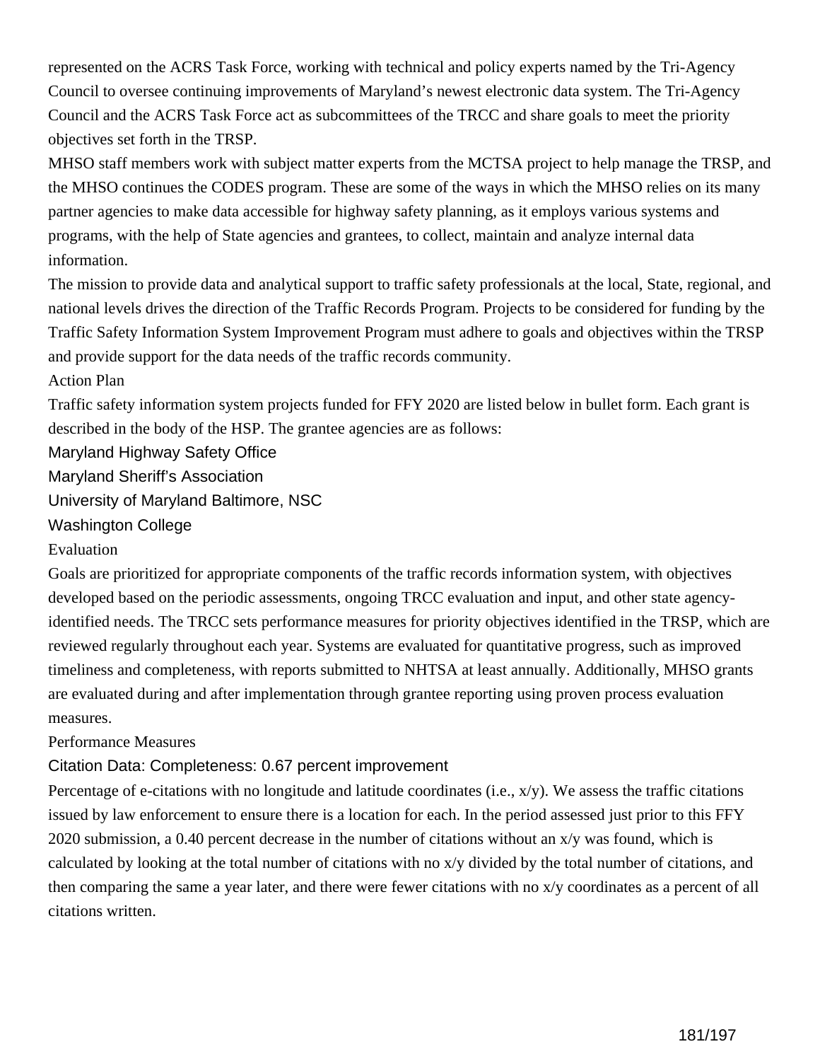represented on the ACRS Task Force, working with technical and policy experts named by the Tri-Agency Council to oversee continuing improvements of Maryland's newest electronic data system. The Tri-Agency Council and the ACRS Task Force act as subcommittees of the TRCC and share goals to meet the priority objectives set forth in the TRSP.

MHSO staff members work with subject matter experts from the MCTSA project to help manage the TRSP, and the MHSO continues the CODES program. These are some of the ways in which the MHSO relies on its many partner agencies to make data accessible for highway safety planning, as it employs various systems and programs, with the help of State agencies and grantees, to collect, maintain and analyze internal data information.

The mission to provide data and analytical support to traffic safety professionals at the local, State, regional, and national levels drives the direction of the Traffic Records Program. Projects to be considered for funding by the Traffic Safety Information System Improvement Program must adhere to goals and objectives within the TRSP and provide support for the data needs of the traffic records community.

## Action Plan

Traffic safety information system projects funded for FFY 2020 are listed below in bullet form. Each grant is described in the body of the HSP. The grantee agencies are as follows:

- Maryland Highway Safety Office
- Maryland Sheriff's Association
- University of Maryland Baltimore, NSC
- Washington College

## Evaluation

Goals are prioritized for appropriate components of the traffic records information system, with objectives developed based on the periodic assessments, ongoing TRCC evaluation and input, and other state agency-identified needs. The TRCC sets performance measures for priority objectives identified in the TRSP, which are reviewed regularly throughout each year. Systems are evaluated for quantitative progress, such as improved timeliness and completeness, with reports submitted to NHTSA at least annually. Additionally, MHSO grants are evaluated during and after implementation through grantee reporting using proven process evaluation measures.

## Performance Measures

### Citation Data: Completeness: 0.67 percent improvement

Percentage of e-citations with no longitude and latitude coordinates (i.e., x/y). We assess the traffic citations issued by law enforcement to ensure there is a location for each. In the period assessed just prior to this FFY 2020 submission, a 0.40 percent decrease in the number of citations without an x/y was found, which is calculated by looking at the total number of citations with no x/y divided by the total number of citations, and then comparing the same a year later, and there were fewer citations with no x/y coordinates as a percent of all citations written.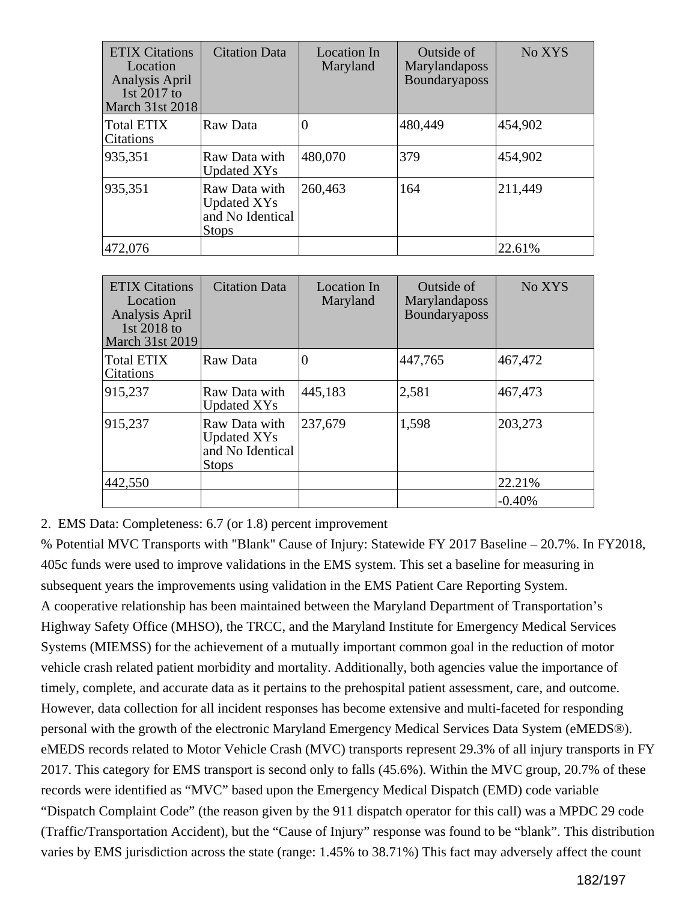| ETIX Citations Location Analysis April 1st 2017 to March 31st 2018 | Citation Data | Location In Maryland | Outside of Marylandaposs Boundaryaposs | No XYS |
|---|---|---|---|---|
| Total ETIX Citations | Raw Data | 0 | 480,449 | 454,902 |
| 935,351 | Raw Data with Updated XYs | 480,070 | 379 | 454,902 |
| 935,351 | Raw Data with Updated XYs and No Identical Stops | 260,463 | 164 | 211,449 |
| 472,076 | | | | 22.61% |

| ETIX Citations Location Analysis April 1st 2018 to March 31st 2019 | Citation Data | Location In Maryland | Outside of Marylandaposs Boundaryaposs | No XYS |
|---|---|---|---|---|
| Total ETIX Citations | Raw Data | 0 | 447,765 | 467,472 |
| 915,237 | Raw Data with Updated XYs | 445,183 | 2,581 | 467,473 |
| 915,237 | Raw Data with Updated XYs and No Identical Stops | 237,679 | 1,598 | 203,273 |
| 442,550 | | | | 22.21% |
| | | | | -0.40% |

2. EMS Data: Completeness: 6.7 (or 1.8) percent improvement

% Potential MVC Transports with "Blank" Cause of Injury: Statewide FY 2017 Baseline – 20.7%. In FY2018, 405c funds were used to improve validations in the EMS system. This set a baseline for measuring in subsequent years the improvements using validation in the EMS Patient Care Reporting System.

A cooperative relationship has been maintained between the Maryland Department of Transportation's Highway Safety Office (MHSO), the TRCC, and the Maryland Institute for Emergency Medical Services Systems (MIEMSS) for the achievement of a mutually important common goal in the reduction of motor vehicle crash related patient morbidity and mortality. Additionally, both agencies value the importance of timely, complete, and accurate data as it pertains to the prehospital patient assessment, care, and outcome. However, data collection for all incident responses has become extensive and multi-faceted for responding personal with the growth of the electronic Maryland Emergency Medical Services Data System (eMEDS®). eMEDS records related to Motor Vehicle Crash (MVC) transports represent 29.3% of all injury transports in FY 2017. This category for EMS transport is second only to falls (45.6%). Within the MVC group, 20.7% of these records were identified as "MVC" based upon the Emergency Medical Dispatch (EMD) code variable "Dispatch Complaint Code" (the reason given by the 911 dispatch operator for this call) was a MPDC 29 code (Traffic/Transportation Accident), but the "Cause of Injury" response was found to be "blank". This distribution varies by EMS jurisdiction across the state (range: 1.45% to 38.71%) This fact may adversely affect the count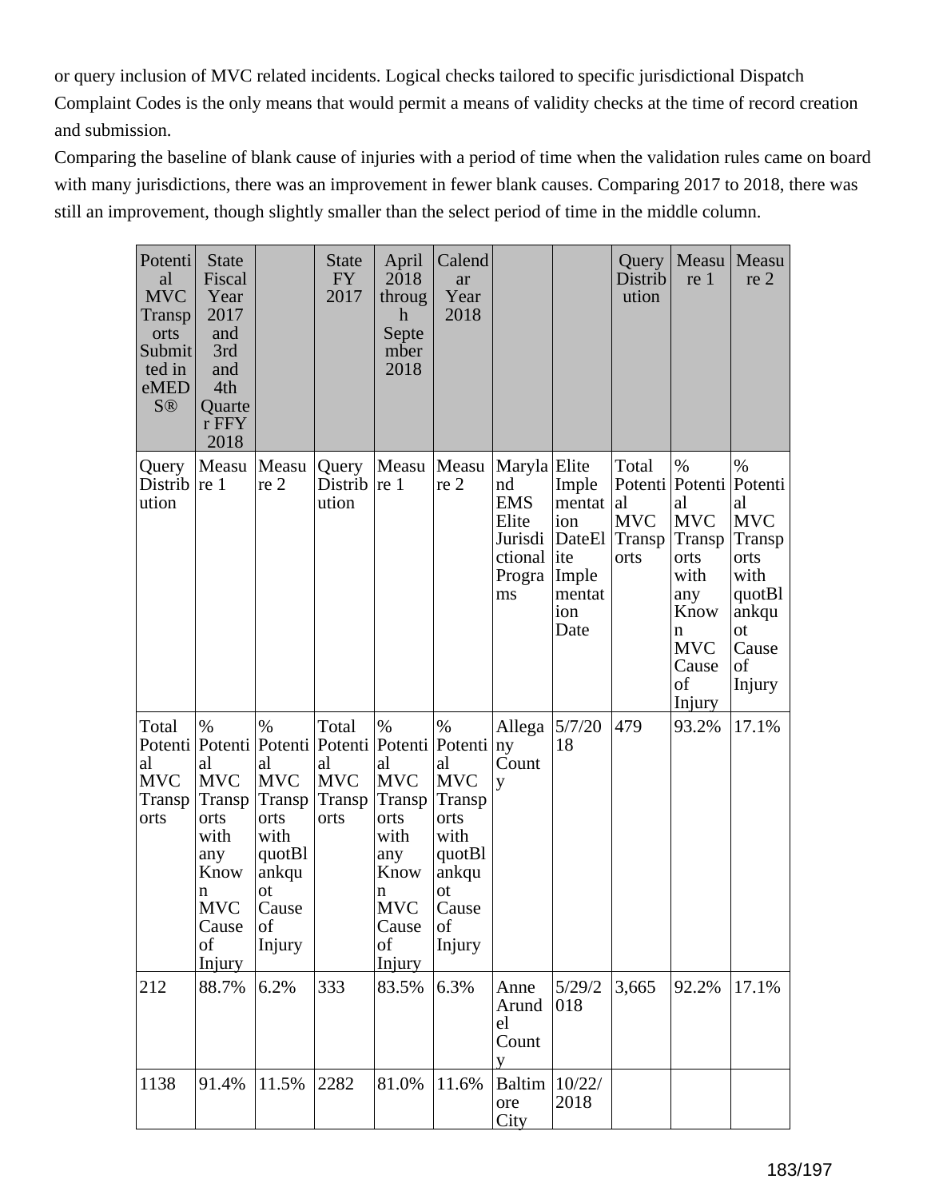or query inclusion of MVC related incidents. Logical checks tailored to specific jurisdictional Dispatch Complaint Codes is the only means that would permit a means of validity checks at the time of record creation and submission.

Comparing the baseline of blank cause of injuries with a period of time when the validation rules came on board with many jurisdictions, there was an improvement in fewer blank causes. Comparing 2017 to 2018, there was still an improvement, though slightly smaller than the select period of time in the middle column.

| Potential MVC Transports Submitted in eMEDS® | State Fiscal Year 2017 and 3rd and 4th Quarter FFY 2018 | | State FY 2017 | April 2018 through September 2018 | Calendar Year 2018 | | | Query Distribution | Measure 1 | Measure 2 |
|---|---|---|---|---|---|---|---|---|---|---|
| Query Distribution | Measure 1 | Measure 2 | Query Distribution | Measure 1 | Measure 2 | Maryland EMS Elite Jurisdictional Programs | Elite Implementation DateElite Implementation Date | Total Potential MVC Transports | % Potential MVC Transports with any Known MVC Cause of Injury | % Potential MVC Transports with quotBlankquot Cause of Injury |
| Total Potential MVC Transports | % Potential MVC Transports with any Known MVC Cause of Injury | % Potential MVC Transports with quotBlankquot Cause of Injury | Total Potential MVC Transports | % Potential MVC Transports with any Known MVC Cause of Injury | % Potential MVC Transports with quotBlankquot Cause of Injury | Allegany County | 5/7/2018 | 479 | 93.2% | 17.1% |
| 212 | 88.7% | 6.2% | 333 | 83.5% | 6.3% | Anne Arundel County | 5/29/2018 | 3,665 | 92.2% | 17.1% |
| 1138 | 91.4% | 11.5% | 2282 | 81.0% | 11.6% | Baltimore City | 10/22/2018 | | | |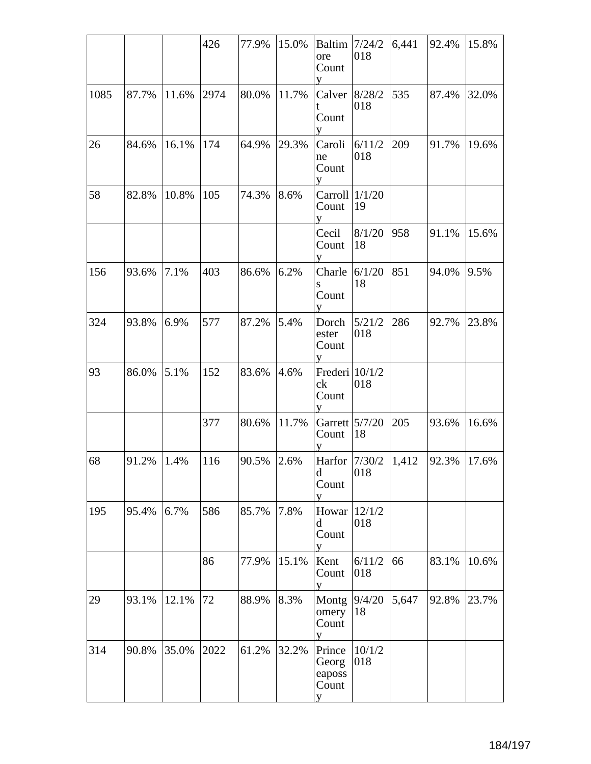|  |  |  |  |  |  |  |  |  |  |  |
|---|---|---|---|---|---|---|---|---|---|---|
|  |  |  | 426 | 77.9% | 15.0% | Baltimore County | 7/24/2018 | 6,441 | 92.4% | 15.8% |
| 1085 | 87.7% | 11.6% | 2974 | 80.0% | 11.7% | Calvert County | 8/28/2018 | 535 | 87.4% | 32.0% |
| 26 | 84.6% | 16.1% | 174 | 64.9% | 29.3% | Caroline County | 6/11/2018 | 209 | 91.7% | 19.6% |
| 58 | 82.8% | 10.8% | 105 | 74.3% | 8.6% | Carroll County | 1/1/2019 |  |  |  |
|  |  |  |  |  |  | Cecil County | 8/1/2018 | 958 | 91.1% | 15.6% |
| 156 | 93.6% | 7.1% | 403 | 86.6% | 6.2% | Charles County | 6/1/2018 | 851 | 94.0% | 9.5% |
| 324 | 93.8% | 6.9% | 577 | 87.2% | 5.4% | Dorchester County | 5/21/2018 | 286 | 92.7% | 23.8% |
| 93 | 86.0% | 5.1% | 152 | 83.6% | 4.6% | Frederick County | 10/1/2018 |  |  |  |
|  |  |  | 377 | 80.6% | 11.7% | Garrett County | 5/7/2018 | 205 | 93.6% | 16.6% |
| 68 | 91.2% | 1.4% | 116 | 90.5% | 2.6% | Harford County | 7/30/2018 | 1,412 | 92.3% | 17.6% |
| 195 | 95.4% | 6.7% | 586 | 85.7% | 7.8% | Howard County | 12/1/2018 |  |  |  |
|  |  |  | 86 | 77.9% | 15.1% | Kent County | 6/11/2018 | 66 | 83.1% | 10.6% |
| 29 | 93.1% | 12.1% | 72 | 88.9% | 8.3% | Montgomery County | 9/4/2018 | 5,647 | 92.8% | 23.7% |
| 314 | 90.8% | 35.0% | 2022 | 61.2% | 32.2% | Prince Georgeaposs County | 10/1/2018 |  |  |  |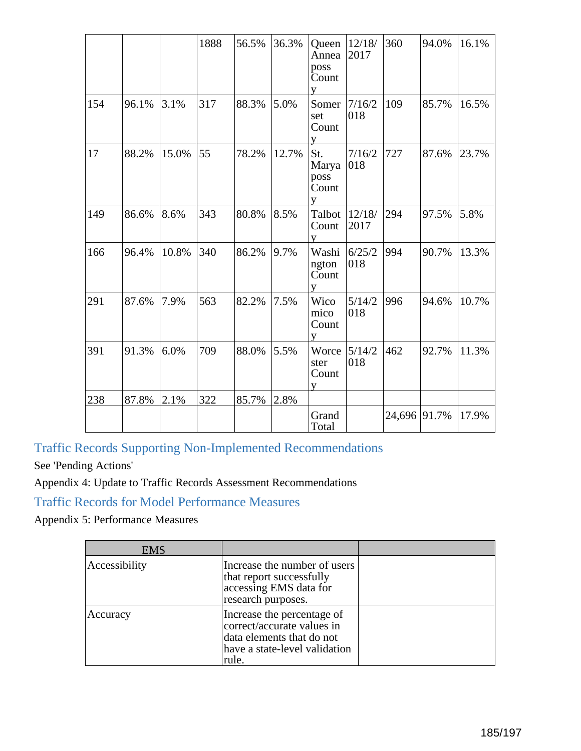| | | | | | | | | | | |
|---|---|---|---|---|---|---|---|---|---|---|
| | | | 1888 | 56.5% | 36.3% | Queen Anneaposs County | 12/18/2017 | 360 | 94.0% | 16.1% |
| 154 | 96.1% | 3.1% | 317 | 88.3% | 5.0% | Somerset County | 7/16/2018 | 109 | 85.7% | 16.5% |
| 17 | 88.2% | 15.0% | 55 | 78.2% | 12.7% | St. Maryaposs County | 7/16/2018 | 727 | 87.6% | 23.7% |
| 149 | 86.6% | 8.6% | 343 | 80.8% | 8.5% | Talbot County | 12/18/2017 | 294 | 97.5% | 5.8% |
| 166 | 96.4% | 10.8% | 340 | 86.2% | 9.7% | Washington County | 6/25/2018 | 994 | 90.7% | 13.3% |
| 291 | 87.6% | 7.9% | 563 | 82.2% | 7.5% | Wicomico County | 5/14/2018 | 996 | 94.6% | 10.7% |
| 391 | 91.3% | 6.0% | 709 | 88.0% | 5.5% | Worcester County | 5/14/2018 | 462 | 92.7% | 11.3% |
| 238 | 87.8% | 2.1% | 322 | 85.7% | 2.8% | | | | | |
| | | | | | | Grand Total | | 24,696 | 91.7% | 17.9% |

## Traffic Records Supporting Non-Implemented Recommendations

See 'Pending Actions'

Appendix 4: Update to Traffic Records Assessment Recommendations

## Traffic Records for Model Performance Measures

Appendix 5: Performance Measures

| EMS | | |
|---|---|---|
| Accessibility | Increase the number of users that report successfully accessing EMS data for research purposes. | |
| Accuracy | Increase the percentage of correct/accurate values in data elements that do not have a state-level validation rule. | |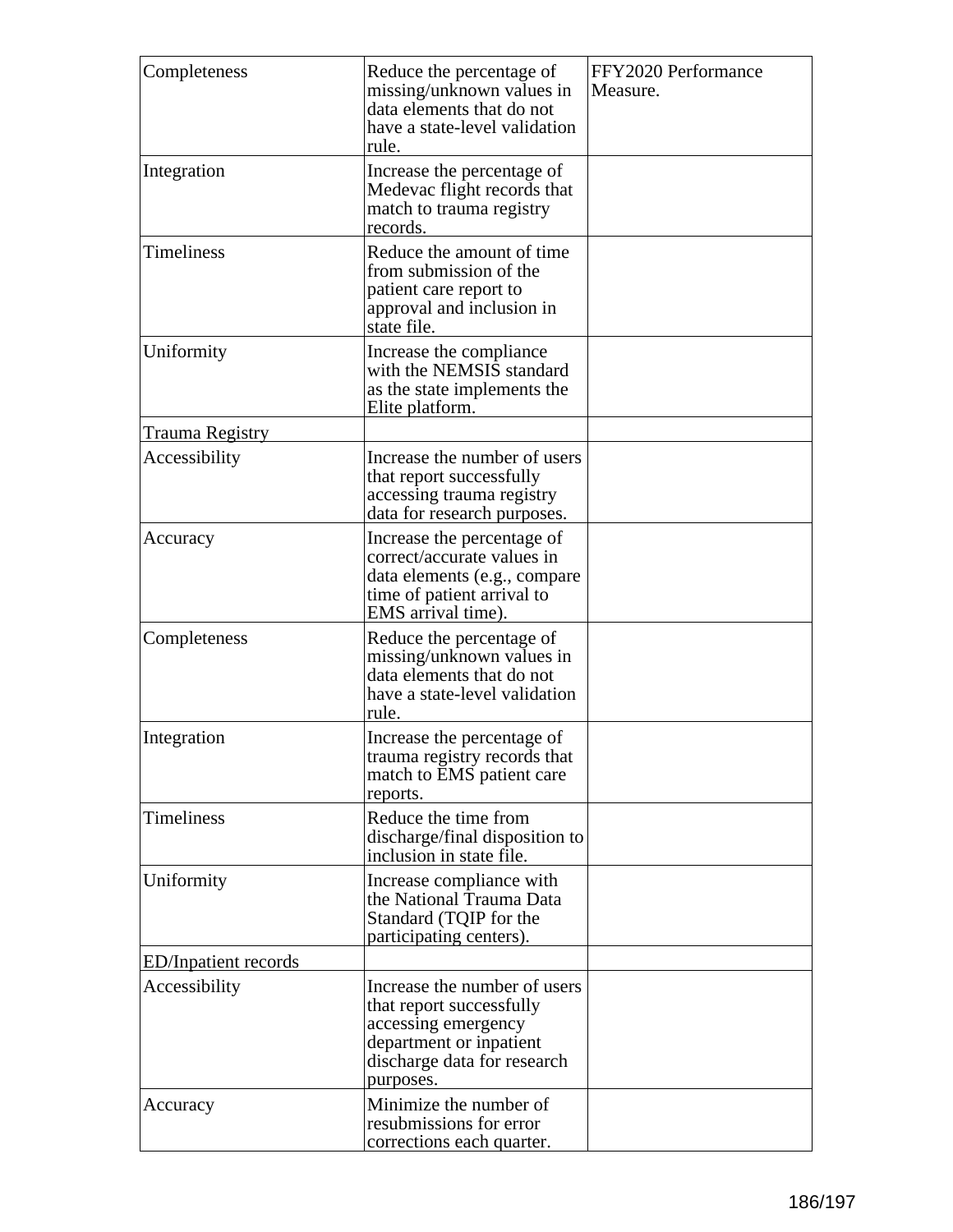| | | |
|---|---|---|
| Completeness | Reduce the percentage of missing/unknown values in data elements that do not have a state-level validation rule. | FFY2020 Performance Measure. |
| Integration | Increase the percentage of Medevac flight records that match to trauma registry records. | |
| Timeliness | Reduce the amount of time from submission of the patient care report to approval and inclusion in state file. | |
| Uniformity | Increase the compliance with the NEMSIS standard as the state implements the Elite platform. | |
| Trauma Registry | | |
| Accessibility | Increase the number of users that report successfully accessing trauma registry data for research purposes. | |
| Accuracy | Increase the percentage of correct/accurate values in data elements (e.g., compare time of patient arrival to EMS arrival time). | |
| Completeness | Reduce the percentage of missing/unknown values in data elements that do not have a state-level validation rule. | |
| Integration | Increase the percentage of trauma registry records that match to EMS patient care reports. | |
| Timeliness | Reduce the time from discharge/final disposition to inclusion in state file. | |
| Uniformity | Increase compliance with the National Trauma Data Standard (TQIP for the participating centers). | |
| ED/Inpatient records | | |
| Accessibility | Increase the number of users that report successfully accessing emergency department or inpatient discharge data for research purposes. | |
| Accuracy | Minimize the number of resubmissions for error corrections each quarter. | |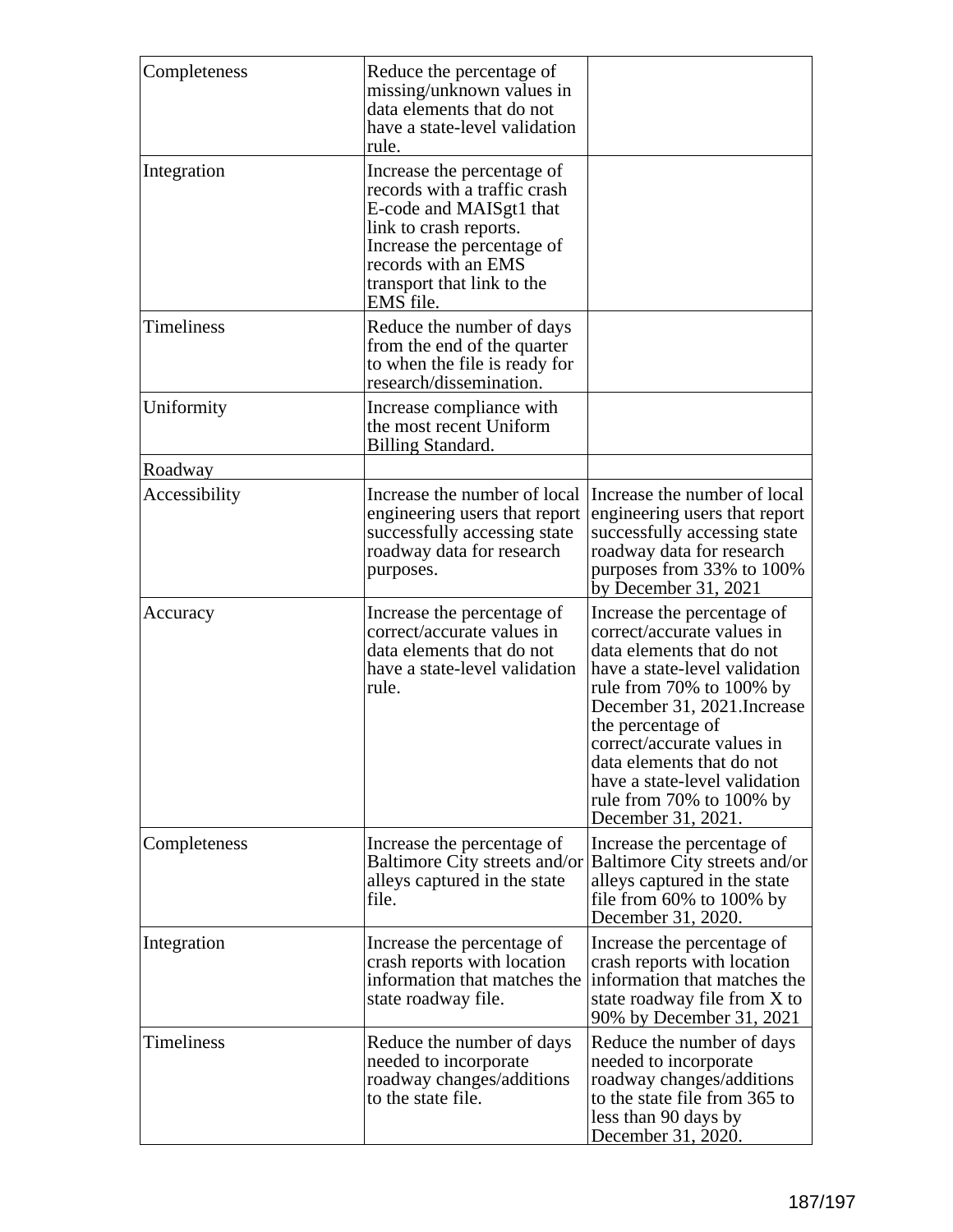| | | |
|---|---|---|
| Completeness | Reduce the percentage of missing/unknown values in data elements that do not have a state-level validation rule. | |
| Integration | Increase the percentage of records with a traffic crash E-code and MAISgt1 that link to crash reports. Increase the percentage of records with an EMS transport that link to the EMS file. | |
| Timeliness | Reduce the number of days from the end of the quarter to when the file is ready for research/dissemination. | |
| Uniformity | Increase compliance with the most recent Uniform Billing Standard. | |
| Roadway | | |
| Accessibility | Increase the number of local engineering users that report successfully accessing state roadway data for research purposes. | Increase the number of local engineering users that report successfully accessing state roadway data for research purposes from 33% to 100% by December 31, 2021 |
| Accuracy | Increase the percentage of correct/accurate values in data elements that do not have a state-level validation rule. | Increase the percentage of correct/accurate values in data elements that do not have a state-level validation rule from 70% to 100% by December 31, 2021.Increase the percentage of correct/accurate values in data elements that do not have a state-level validation rule from 70% to 100% by December 31, 2021. |
| Completeness | Increase the percentage of Baltimore City streets and/or alleys captured in the state file. | Increase the percentage of Baltimore City streets and/or alleys captured in the state file from 60% to 100% by December 31, 2020. |
| Integration | Increase the percentage of crash reports with location information that matches the state roadway file. | Increase the percentage of crash reports with location information that matches the state roadway file from X to 90% by December 31, 2021 |
| Timeliness | Reduce the number of days needed to incorporate roadway changes/additions to the state file. | Reduce the number of days needed to incorporate roadway changes/additions to the state file from 365 to less than 90 days by December 31, 2020. |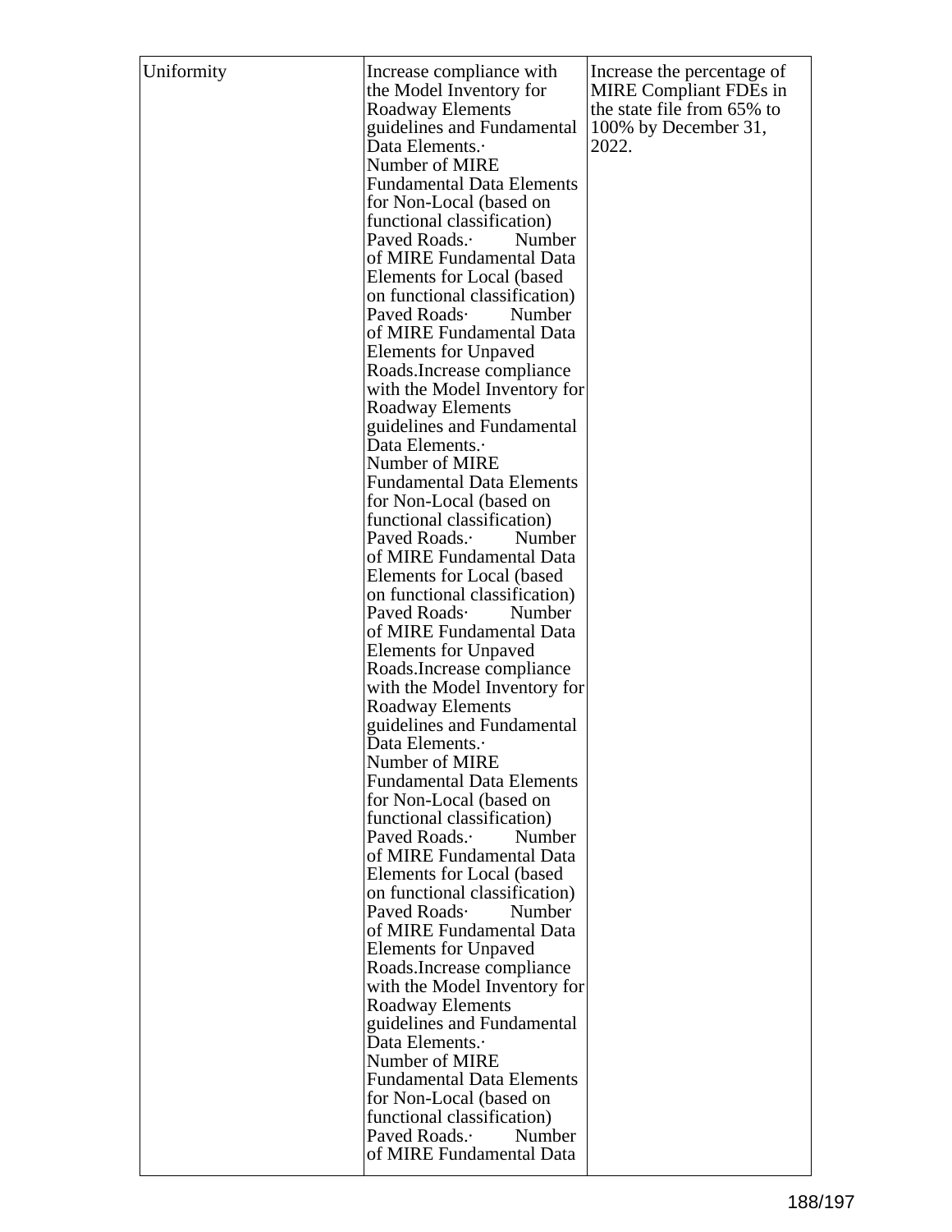| | | |
|---|---|---|
| Uniformity | Increase compliance with the Model Inventory for Roadway Elements guidelines and Fundamental Data Elements.· Number of MIRE Fundamental Data Elements for Non-Local (based on functional classification) Paved Roads.· Number of MIRE Fundamental Data Elements for Local (based on functional classification) Paved Roads· Number of MIRE Fundamental Data Elements for Unpaved Roads.Increase compliance with the Model Inventory for Roadway Elements guidelines and Fundamental Data Elements.· Number of MIRE Fundamental Data Elements for Non-Local (based on functional classification) Paved Roads.· Number of MIRE Fundamental Data Elements for Local (based on functional classification) Paved Roads· Number of MIRE Fundamental Data Elements for Unpaved Roads.Increase compliance with the Model Inventory for Roadway Elements guidelines and Fundamental Data Elements.· Number of MIRE Fundamental Data Elements for Non-Local (based on functional classification) Paved Roads.· Number of MIRE Fundamental Data Elements for Local (based on functional classification) Paved Roads· Number of MIRE Fundamental Data Elements for Unpaved Roads.Increase compliance with the Model Inventory for Roadway Elements guidelines and Fundamental Data Elements.· Number of MIRE Fundamental Data Elements for Non-Local (based on functional classification) Paved Roads.· Number of MIRE Fundamental Data | Increase the percentage of MIRE Compliant FDEs in the state file from 65% to 100% by December 31, 2022. |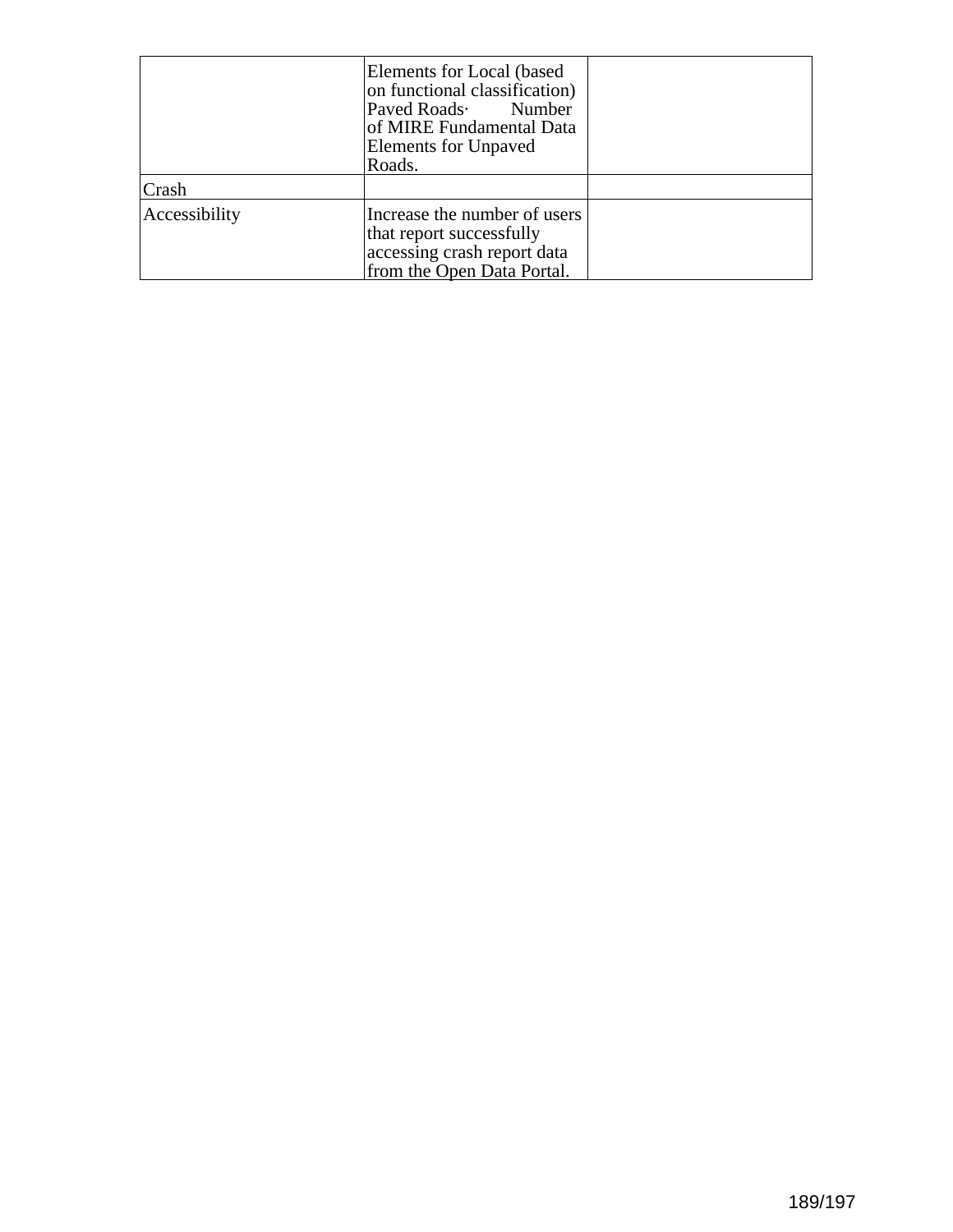| | | |
|---|---|---|
| | Elements for Local (based on functional classification) Paved Roads· Number of MIRE Fundamental Data Elements for Unpaved Roads. | |
| Crash | | |
| Accessibility | Increase the number of users that report successfully accessing crash report data from the Open Data Portal. | |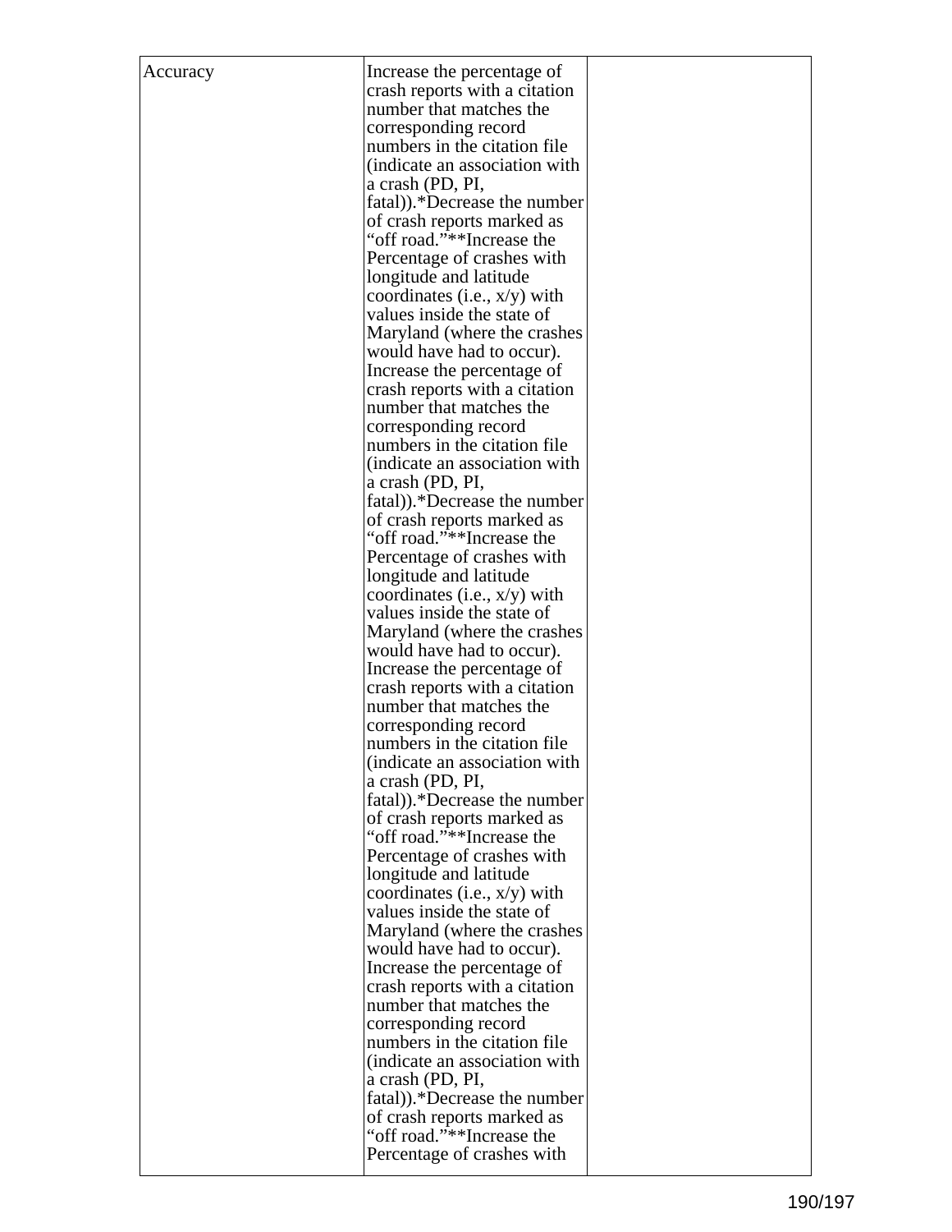| Accuracy | Increase the percentage of crash reports with a citation number that matches the corresponding record numbers in the citation file (indicate an association with a crash (PD, PI, fatal)).*Decrease the number of crash reports marked as "off road."**Increase the Percentage of crashes with longitude and latitude coordinates (i.e., x/y) with values inside the state of Maryland (where the crashes would have had to occur). Increase the percentage of crash reports with a citation number that matches the corresponding record numbers in the citation file (indicate an association with a crash (PD, PI, fatal)).*Decrease the number of crash reports marked as "off road."**Increase the Percentage of crashes with longitude and latitude coordinates (i.e., x/y) with values inside the state of Maryland (where the crashes would have had to occur). Increase the percentage of crash reports with a citation number that matches the corresponding record numbers in the citation file (indicate an association with a crash (PD, PI, fatal)).*Decrease the number of crash reports marked as "off road."**Increase the Percentage of crashes with longitude and latitude coordinates (i.e., x/y) with values inside the state of Maryland (where the crashes would have had to occur). Increase the percentage of crash reports with a citation number that matches the corresponding record numbers in the citation file (indicate an association with a crash (PD, PI, fatal)).*Decrease the number of crash reports marked as "off road."**Increase the Percentage of crashes with | |
|---|---|---|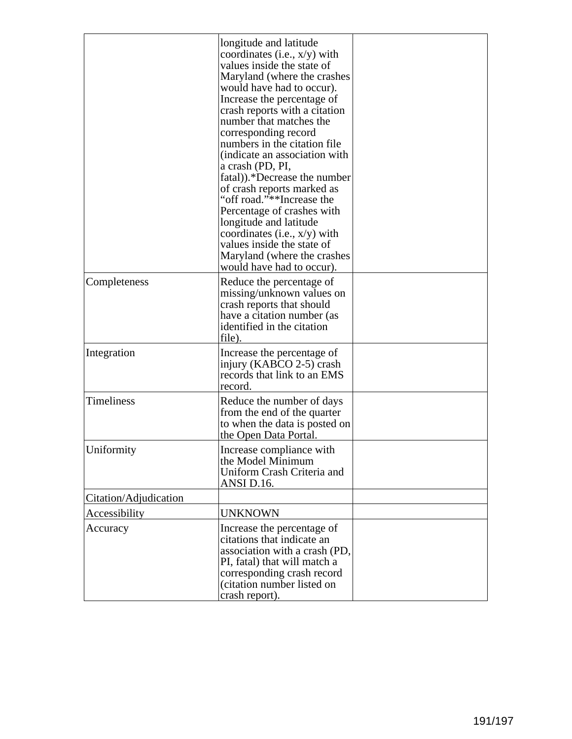| | | |
|---|---|---|
| | longitude and latitude coordinates (i.e., x/y) with values inside the state of Maryland (where the crashes would have had to occur). Increase the percentage of crash reports with a citation number that matches the corresponding record numbers in the citation file (indicate an association with a crash (PD, PI, fatal)).*Decrease the number of crash reports marked as “off road.”**Increase the Percentage of crashes with longitude and latitude coordinates (i.e., x/y) with values inside the state of Maryland (where the crashes would have had to occur). | |
| Completeness | Reduce the percentage of missing/unknown values on crash reports that should have a citation number (as identified in the citation file). | |
| Integration | Increase the percentage of injury (KABCO 2-5) crash records that link to an EMS record. | |
| Timeliness | Reduce the number of days from the end of the quarter to when the data is posted on the Open Data Portal. | |
| Uniformity | Increase compliance with the Model Minimum Uniform Crash Criteria and ANSI D.16. | |
| Citation/Adjudication | | |
| Accessibility | UNKNOWN | |
| Accuracy | Increase the percentage of citations that indicate an association with a crash (PD, PI, fatal) that will match a corresponding crash record (citation number listed on crash report). | |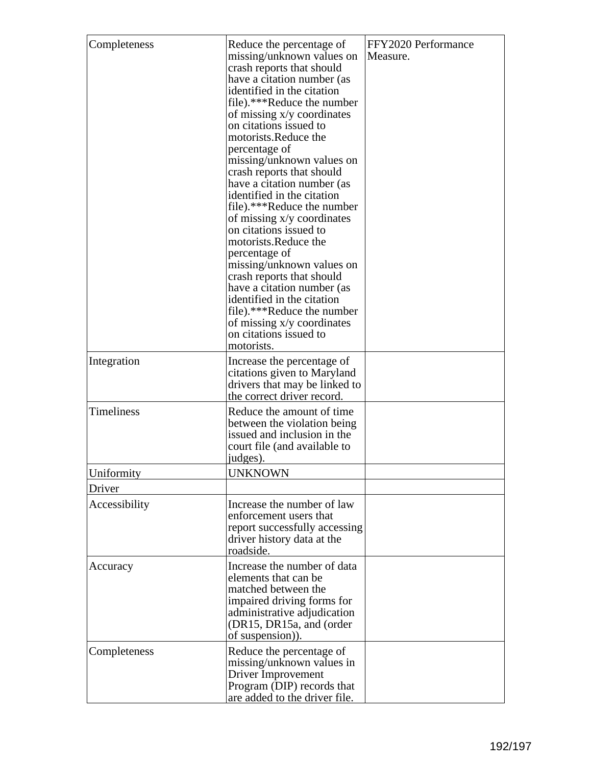| Completeness | Reduce the percentage of missing/unknown values on crash reports that should have a citation number (as identified in the citation file).***Reduce the number of missing x/y coordinates on citations issued to motorists.Reduce the percentage of missing/unknown values on crash reports that should have a citation number (as identified in the citation file).***Reduce the number of missing x/y coordinates on citations issued to motorists.Reduce the percentage of missing/unknown values on crash reports that should have a citation number (as identified in the citation file).***Reduce the number of missing x/y coordinates on citations issued to motorists. | FFY2020 Performance Measure. |
|---|---|---|
| Integration | Increase the percentage of citations given to Maryland drivers that may be linked to the correct driver record. | |
| Timeliness | Reduce the amount of time between the violation being issued and inclusion in the court file (and available to judges). | |
| Uniformity | UNKNOWN | |
| Driver | | |
| Accessibility | Increase the number of law enforcement users that report successfully accessing driver history data at the roadside. | |
| Accuracy | Increase the number of data elements that can be matched between the impaired driving forms for administrative adjudication (DR15, DR15a, and (order of suspension)). | |
| Completeness | Reduce the percentage of missing/unknown values in Driver Improvement Program (DIP) records that are added to the driver file. | |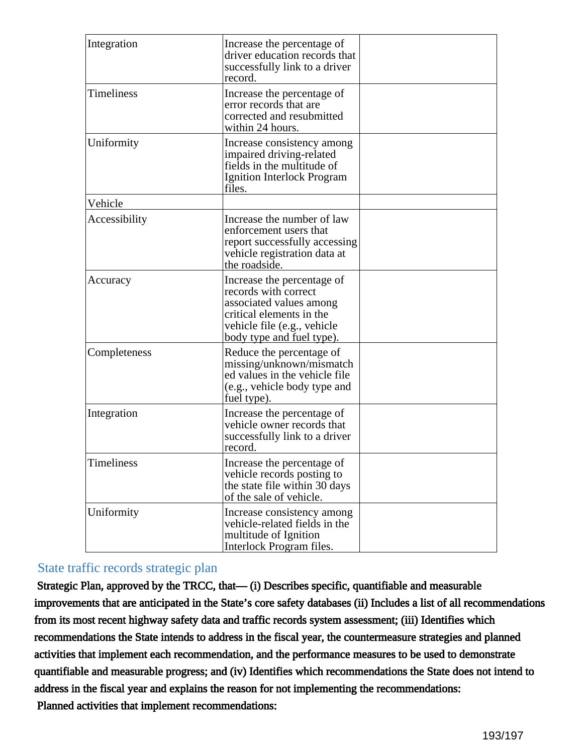| | | |
|---|---|---|
| Integration | Increase the percentage of driver education records that successfully link to a driver record. | |
| Timeliness | Increase the percentage of error records that are corrected and resubmitted within 24 hours. | |
| Uniformity | Increase consistency among impaired driving-related fields in the multitude of Ignition Interlock Program files. | |
| Vehicle | | |
| Accessibility | Increase the number of law enforcement users that report successfully accessing vehicle registration data at the roadside. | |
| Accuracy | Increase the percentage of records with correct associated values among critical elements in the vehicle file (e.g., vehicle body type and fuel type). | |
| Completeness | Reduce the percentage of missing/unknown/mismatched values in the vehicle file (e.g., vehicle body type and fuel type). | |
| Integration | Increase the percentage of vehicle owner records that successfully link to a driver record. | |
| Timeliness | Increase the percentage of vehicle records posting to the state file within 30 days of the sale of vehicle. | |
| Uniformity | Increase consistency among vehicle-related fields in the multitude of Ignition Interlock Program files. | |

## State traffic records strategic plan

**Strategic Plan, approved by the TRCC, that— (i) Describes specific, quantifiable and measurable improvements that are anticipated in the State's core safety databases (ii) Includes a list of all recommendations from its most recent highway safety data and traffic records system assessment; (iii) Identifies which recommendations the State intends to address in the fiscal year, the countermeasure strategies and planned activities that implement each recommendation, and the performance measures to be used to demonstrate quantifiable and measurable progress; and (iv) Identifies which recommendations the State does not intend to address in the fiscal year and explains the reason for not implementing the recommendations:**

**Planned activities that implement recommendations:**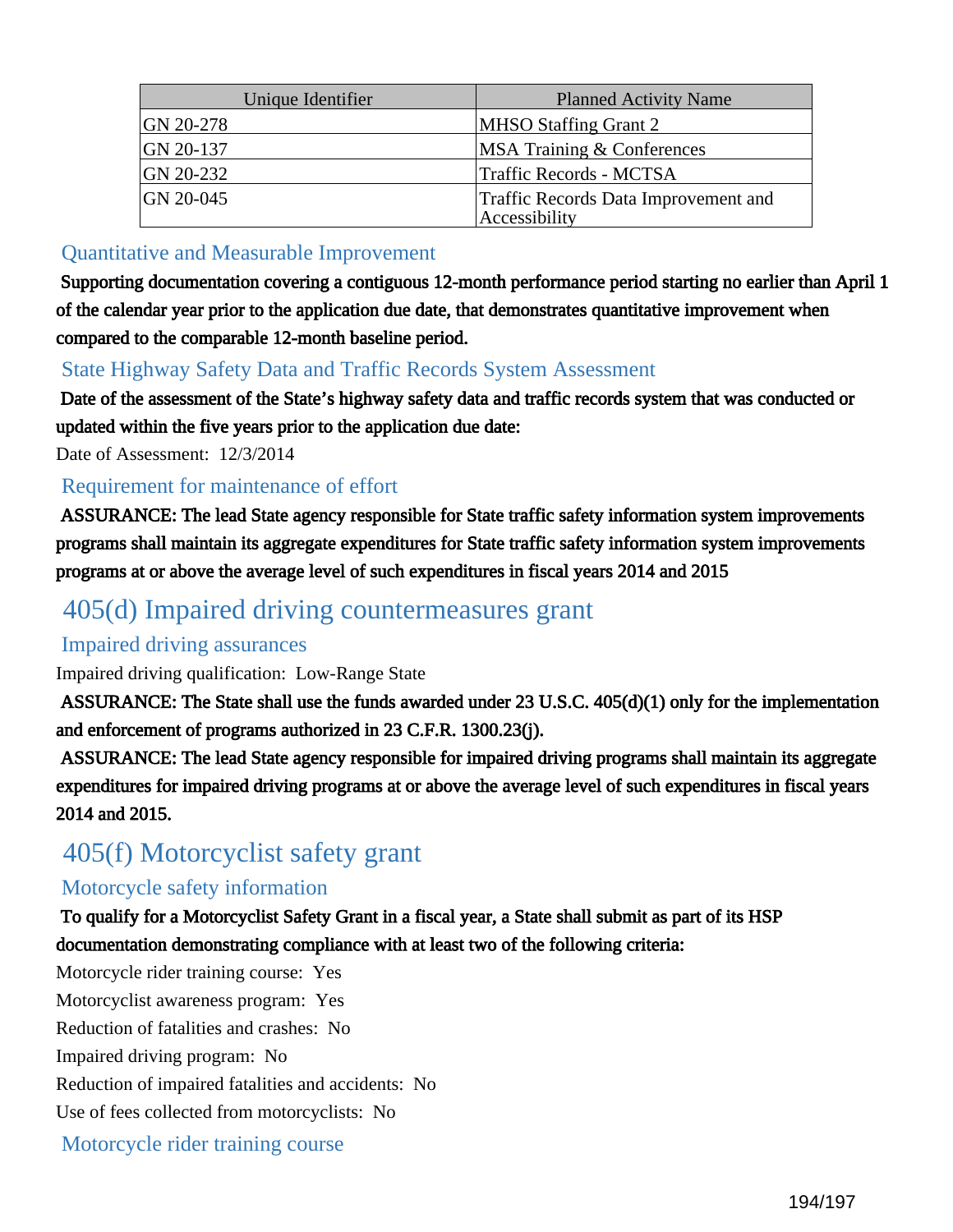| Unique Identifier | Planned Activity Name |
|---|---|
| GN 20-278 | MHSO Staffing Grant 2 |
| GN 20-137 | MSA Training & Conferences |
| GN 20-232 | Traffic Records - MCTSA |
| GN 20-045 | Traffic Records Data Improvement and Accessibility |

### Quantitative and Measurable Improvement

**Supporting documentation covering a contiguous 12-month performance period starting no earlier than April 1 of the calendar year prior to the application due date, that demonstrates quantitative improvement when compared to the comparable 12-month baseline period.**

### State Highway Safety Data and Traffic Records System Assessment

**Date of the assessment of the State's highway safety data and traffic records system that was conducted or updated within the five years prior to the application due date:**

Date of Assessment: 12/3/2014

### Requirement for maintenance of effort

**ASSURANCE: The lead State agency responsible for State traffic safety information system improvements programs shall maintain its aggregate expenditures for State traffic safety information system improvements programs at or above the average level of such expenditures in fiscal years 2014 and 2015**

## 405(d) Impaired driving countermeasures grant

### Impaired driving assurances

Impaired driving qualification: Low-Range State

**ASSURANCE: The State shall use the funds awarded under 23 U.S.C. 405(d)(1) only for the implementation and enforcement of programs authorized in 23 C.F.R. 1300.23(j).**

**ASSURANCE: The lead State agency responsible for impaired driving programs shall maintain its aggregate expenditures for impaired driving programs at or above the average level of such expenditures in fiscal years 2014 and 2015.**

## 405(f) Motorcyclist safety grant

### Motorcycle safety information

**To qualify for a Motorcyclist Safety Grant in a fiscal year, a State shall submit as part of its HSP documentation demonstrating compliance with at least two of the following criteria:**

Motorcycle rider training course: Yes

Motorcyclist awareness program: Yes

Reduction of fatalities and crashes: No

Impaired driving program: No

Reduction of impaired fatalities and accidents: No

Use of fees collected from motorcyclists: No

### Motorcycle rider training course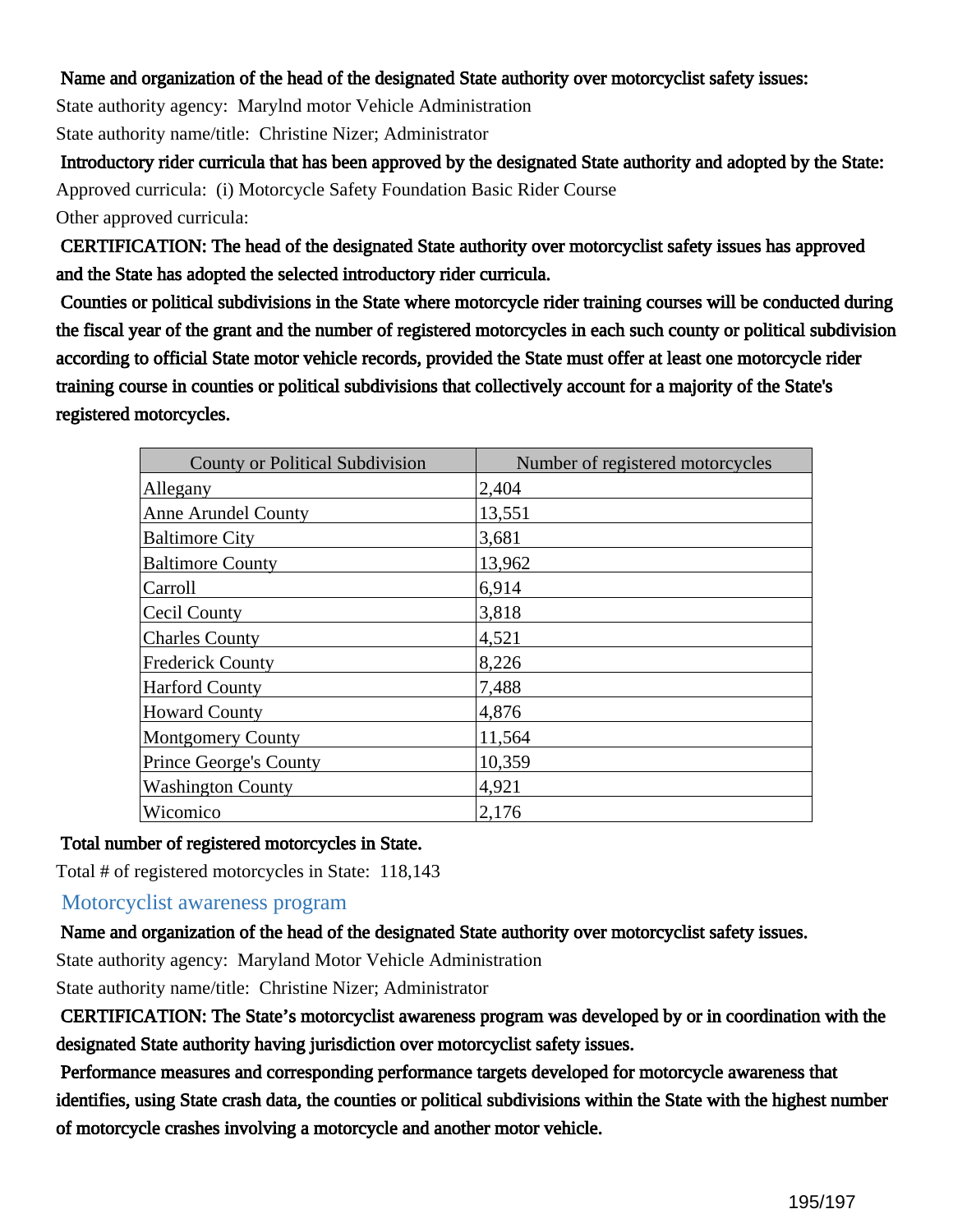**Name and organization of the head of the designated State authority over motorcyclist safety issues:**

State authority agency: Marylnd motor Vehicle Administration

State authority name/title: Christine Nizer; Administrator

**Introductory rider curricula that has been approved by the designated State authority and adopted by the State:**

Approved curricula: (i) Motorcycle Safety Foundation Basic Rider Course

Other approved curricula:

**CERTIFICATION: The head of the designated State authority over motorcyclist safety issues has approved and the State has adopted the selected introductory rider curricula.**

**Counties or political subdivisions in the State where motorcycle rider training courses will be conducted during the fiscal year of the grant and the number of registered motorcycles in each such county or political subdivision according to official State motor vehicle records, provided the State must offer at least one motorcycle rider training course in counties or political subdivisions that collectively account for a majority of the State's registered motorcycles.**

| County or Political Subdivision | Number of registered motorcycles |
|---|---|
| Allegany | 2,404 |
| Anne Arundel County | 13,551 |
| Baltimore City | 3,681 |
| Baltimore County | 13,962 |
| Carroll | 6,914 |
| Cecil County | 3,818 |
| Charles County | 4,521 |
| Frederick County | 8,226 |
| Harford County | 7,488 |
| Howard County | 4,876 |
| Montgomery County | 11,564 |
| Prince George's County | 10,359 |
| Washington County | 4,921 |
| Wicomico | 2,176 |

**Total number of registered motorcycles in State.**

Total # of registered motorcycles in State: 118,143

## Motorcyclist awareness program

**Name and organization of the head of the designated State authority over motorcyclist safety issues.**

State authority agency: Maryland Motor Vehicle Administration

State authority name/title: Christine Nizer; Administrator

**CERTIFICATION: The State's motorcyclist awareness program was developed by or in coordination with the designated State authority having jurisdiction over motorcyclist safety issues.**

**Performance measures and corresponding performance targets developed for motorcycle awareness that identifies, using State crash data, the counties or political subdivisions within the State with the highest number of motorcycle crashes involving a motorcycle and another motor vehicle.**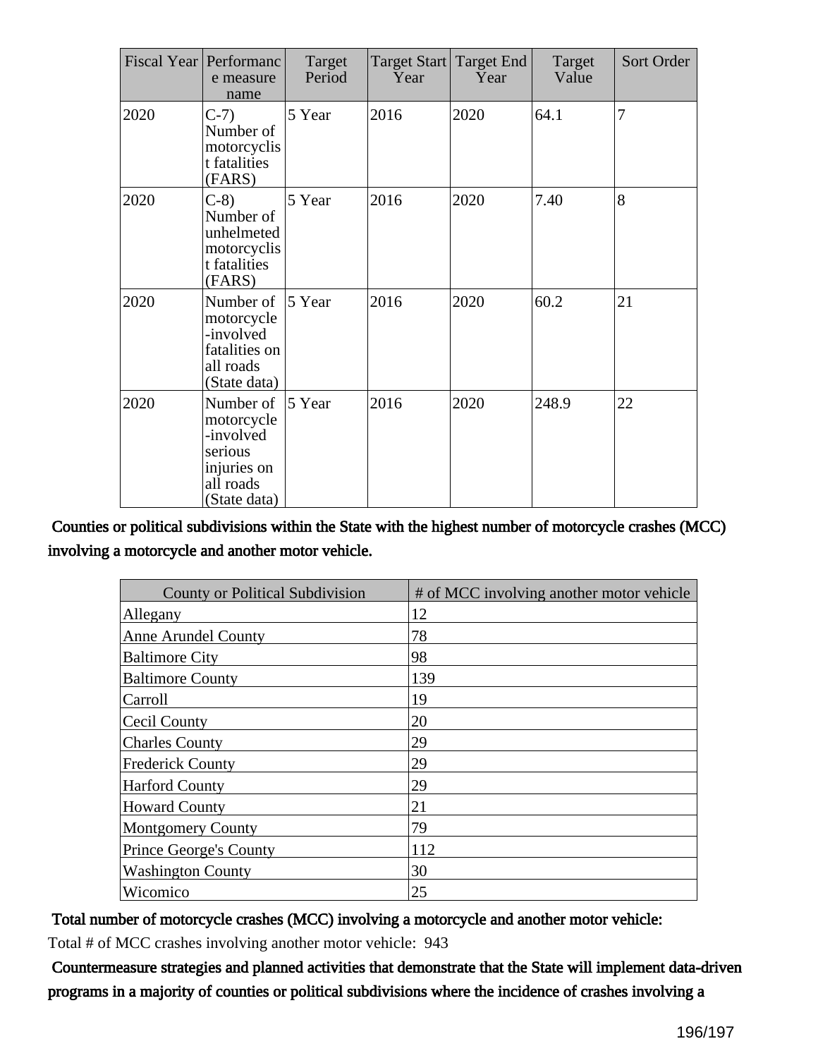| Fiscal Year | Performance measure name | Target Period | Target Start Year | Target End Year | Target Value | Sort Order |
|---|---|---|---|---|---|---|
| 2020 | C-7) Number of motorcyclist fatalities (FARS) | 5 Year | 2016 | 2020 | 64.1 | 7 |
| 2020 | C-8) Number of unhelmeted motorcyclist fatalities (FARS) | 5 Year | 2016 | 2020 | 7.40 | 8 |
| 2020 | Number of motorcycle-involved fatalities on all roads (State data) | 5 Year | 2016 | 2020 | 60.2 | 21 |
| 2020 | Number of motorcycle-involved serious injuries on all roads (State data) | 5 Year | 2016 | 2020 | 248.9 | 22 |

**Counties or political subdivisions within the State with the highest number of motorcycle crashes (MCC) involving a motorcycle and another motor vehicle.**

| County or Political Subdivision | # of MCC involving another motor vehicle |
|---|---|
| Allegany | 12 |
| Anne Arundel County | 78 |
| Baltimore City | 98 |
| Baltimore County | 139 |
| Carroll | 19 |
| Cecil County | 20 |
| Charles County | 29 |
| Frederick County | 29 |
| Harford County | 29 |
| Howard County | 21 |
| Montgomery County | 79 |
| Prince George's County | 112 |
| Washington County | 30 |
| Wicomico | 25 |

**Total number of motorcycle crashes (MCC) involving a motorcycle and another motor vehicle:**

Total # of MCC crashes involving another motor vehicle: 943

**Countermeasure strategies and planned activities that demonstrate that the State will implement data-driven programs in a majority of counties or political subdivisions where the incidence of crashes involving a**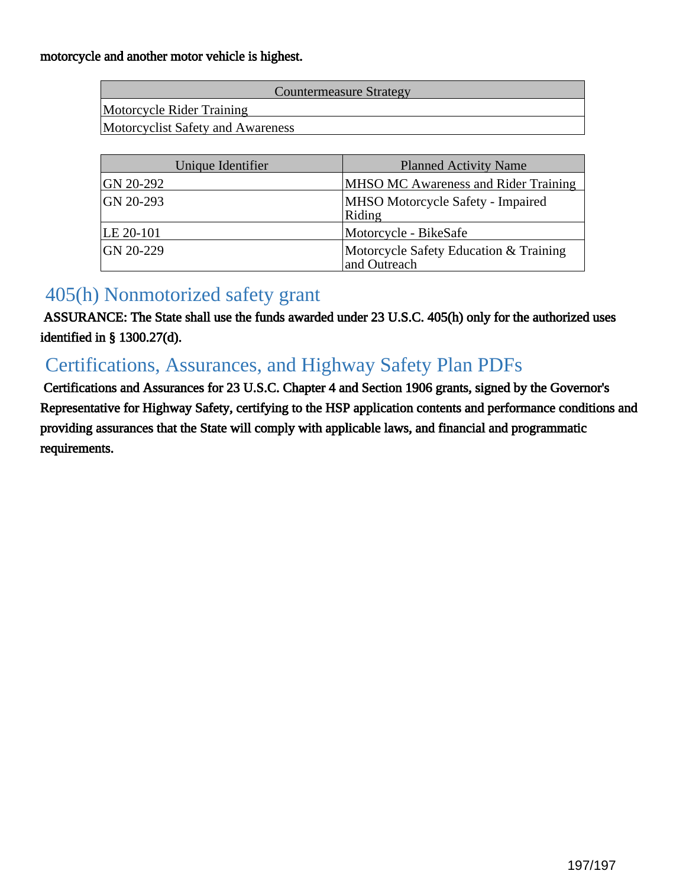motorcycle and another motor vehicle is highest.

| Countermeasure Strategy |
| --- |
| Motorcycle Rider Training |
| Motorcyclist Safety and Awareness |

| Unique Identifier | Planned Activity Name |
| --- | --- |
| GN 20-292 | MHSO MC Awareness and Rider Training |
| GN 20-293 | MHSO Motorcycle Safety - Impaired Riding |
| LE 20-101 | Motorcycle - BikeSafe |
| GN 20-229 | Motorcycle Safety Education & Training and Outreach |

## 405(h) Nonmotorized safety grant

**ASSURANCE: The State shall use the funds awarded under 23 U.S.C. 405(h) only for the authorized uses identified in § 1300.27(d).**

## Certifications, Assurances, and Highway Safety Plan PDFs

**Certifications and Assurances for 23 U.S.C. Chapter 4 and Section 1906 grants, signed by the Governor's Representative for Highway Safety, certifying to the HSP application contents and performance conditions and providing assurances that the State will comply with applicable laws, and financial and programmatic requirements.**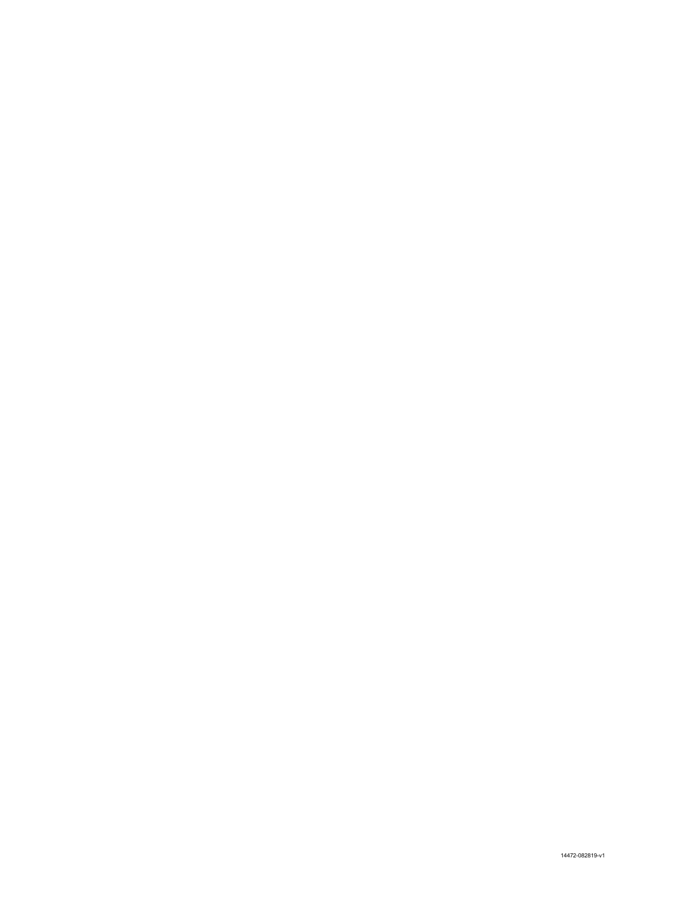14472-082819-v1